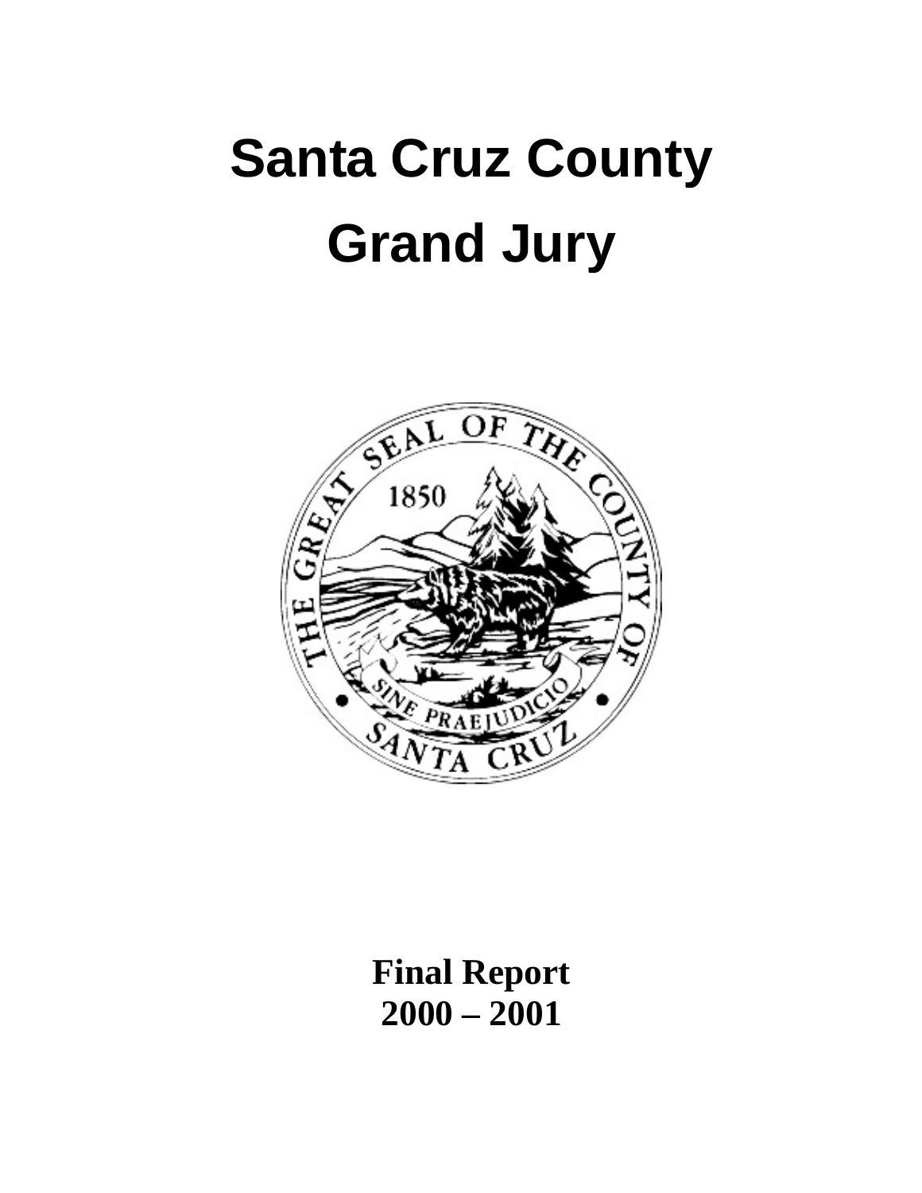# Santa Cruz County Grand Jury

**Final Report**
**2000 – 2001**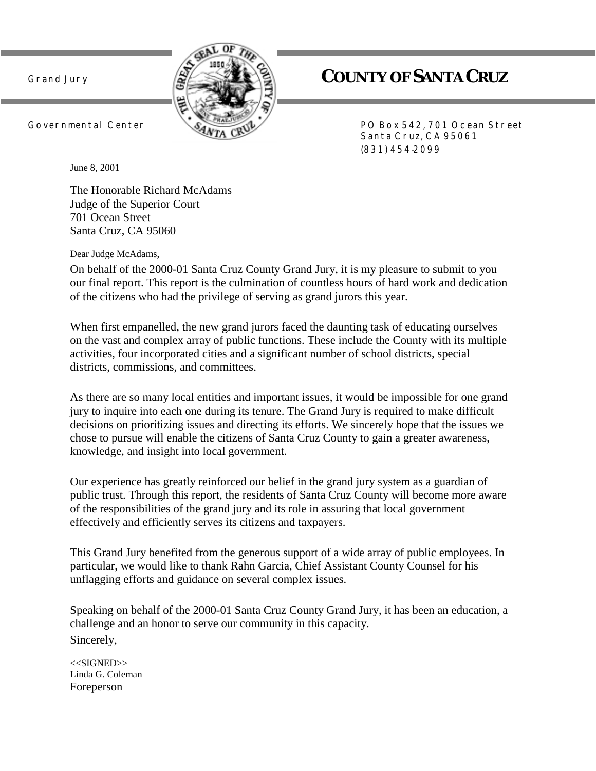Grand Jury

# COUNTY OF SANTA CRUZ

Governmental Center

PO Box 542, 701 Ocean Street
Santa Cruz, CA 95061
(831) 454-2099

June 8, 2001

The Honorable Richard McAdams
Judge of the Superior Court
701 Ocean Street
Santa Cruz, CA 95060

Dear Judge McAdams,

On behalf of the 2000-01 Santa Cruz County Grand Jury, it is my pleasure to submit to you our final report. This report is the culmination of countless hours of hard work and dedication of the citizens who had the privilege of serving as grand jurors this year.

When first empanelled, the new grand jurors faced the daunting task of educating ourselves on the vast and complex array of public functions. These include the County with its multiple activities, four incorporated cities and a significant number of school districts, special districts, commissions, and committees.

As there are so many local entities and important issues, it would be impossible for one grand jury to inquire into each one during its tenure. The Grand Jury is required to make difficult decisions on prioritizing issues and directing its efforts. We sincerely hope that the issues we chose to pursue will enable the citizens of Santa Cruz County to gain a greater awareness, knowledge, and insight into local government.

Our experience has greatly reinforced our belief in the grand jury system as a guardian of public trust. Through this report, the residents of Santa Cruz County will become more aware of the responsibilities of the grand jury and its role in assuring that local government effectively and efficiently serves its citizens and taxpayers.

This Grand Jury benefited from the generous support of a wide array of public employees. In particular, we would like to thank Rahn Garcia, Chief Assistant County Counsel for his unflagging efforts and guidance on several complex issues.

Speaking on behalf of the 2000-01 Santa Cruz County Grand Jury, it has been an education, a challenge and an honor to serve our community in this capacity.

Sincerely,

<<SIGNED>>
Linda G. Coleman
Foreperson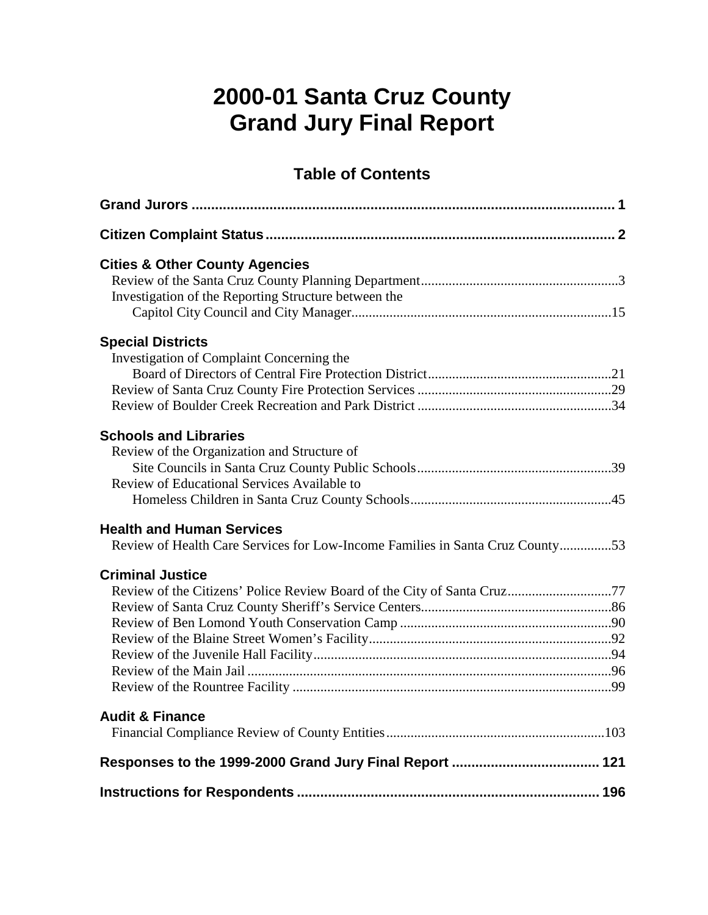# 2000-01 Santa Cruz County Grand Jury Final Report

## Table of Contents

**Grand Jurors** ............................................................ **1**

**Citizen Complaint Status** ............................................................ **2**

**Cities & Other County Agencies**

- Review of the Santa Cruz County Planning Department ............................................................ 3
- Investigation of the Reporting Structure between the Capitol City Council and City Manager ............................................................ 15

**Special Districts**

- Investigation of Complaint Concerning the Board of Directors of Central Fire Protection District ............................................................ 21
- Review of Santa Cruz County Fire Protection Services ............................................................ 29
- Review of Boulder Creek Recreation and Park District ............................................................ 34

**Schools and Libraries**

- Review of the Organization and Structure of Site Councils in Santa Cruz County Public Schools ............................................................ 39
- Review of Educational Services Available to Homeless Children in Santa Cruz County Schools ............................................................ 45

**Health and Human Services**

- Review of Health Care Services for Low-Income Families in Santa Cruz County ............................................................ 53

**Criminal Justice**

- Review of the Citizens' Police Review Board of the City of Santa Cruz ............................................................ 77
- Review of Santa Cruz County Sheriff's Service Centers ............................................................ 86
- Review of Ben Lomond Youth Conservation Camp ............................................................ 90
- Review of the Blaine Street Women's Facility ............................................................ 92
- Review of the Juvenile Hall Facility ............................................................ 94
- Review of the Main Jail ............................................................ 96
- Review of the Rountree Facility ............................................................ 99

**Audit & Finance**

- Financial Compliance Review of County Entities ............................................................ 103

**Responses to the 1999-2000 Grand Jury Final Report** ............................................................ **121**

**Instructions for Respondents** ............................................................ **196**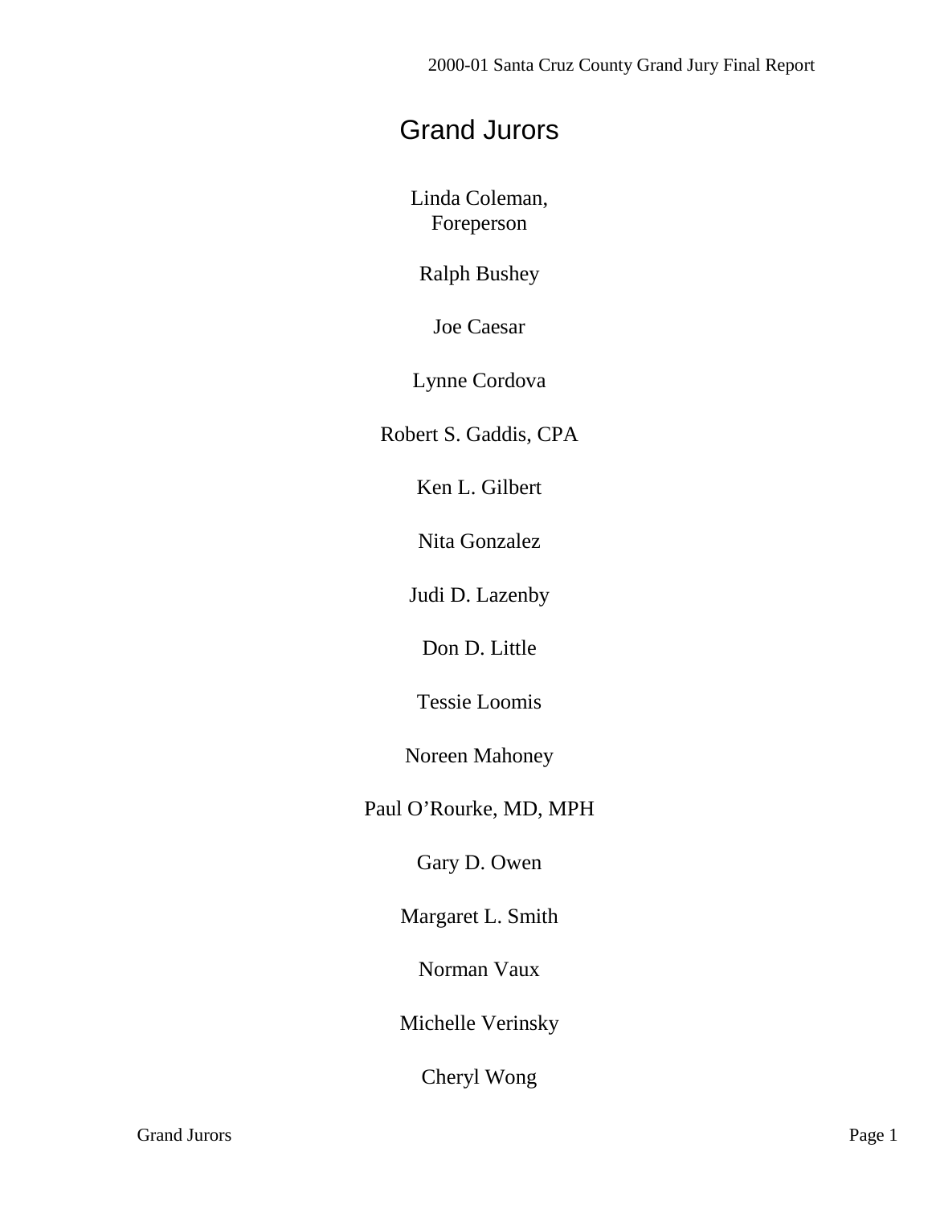# Grand Jurors

Linda Coleman,
Foreperson

Ralph Bushey

Joe Caesar

Lynne Cordova

Robert S. Gaddis, CPA

Ken L. Gilbert

Nita Gonzalez

Judi D. Lazenby

Don D. Little

Tessie Loomis

Noreen Mahoney

Paul O'Rourke, MD, MPH

Gary D. Owen

Margaret L. Smith

Norman Vaux

Michelle Verinsky

Cheryl Wong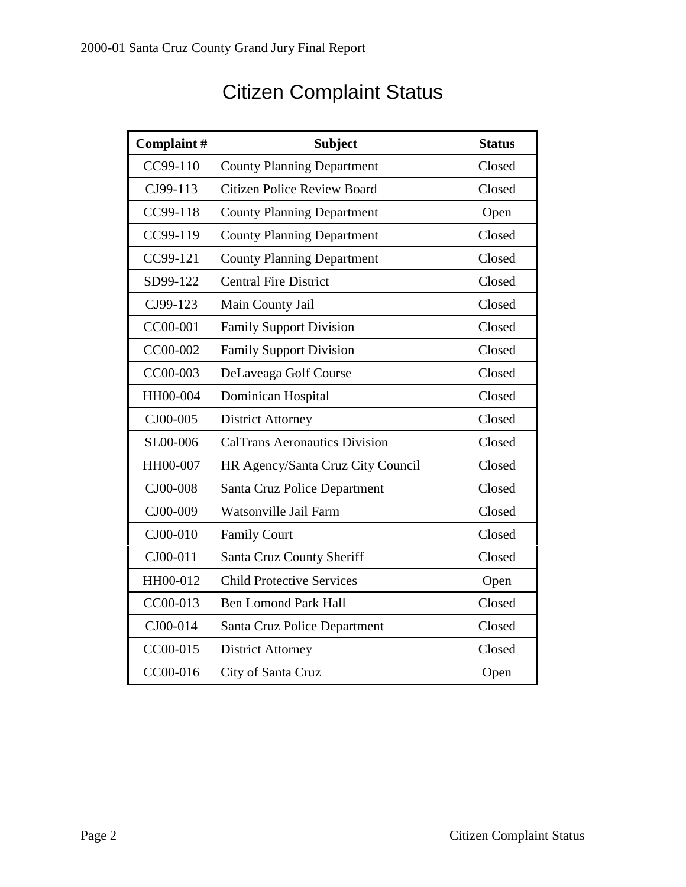# Citizen Complaint Status

| Complaint # | Subject | Status |
|---|---|---|
| CC99-110 | County Planning Department | Closed |
| CJ99-113 | Citizen Police Review Board | Closed |
| CC99-118 | County Planning Department | Open |
| CC99-119 | County Planning Department | Closed |
| CC99-121 | County Planning Department | Closed |
| SD99-122 | Central Fire District | Closed |
| CJ99-123 | Main County Jail | Closed |
| CC00-001 | Family Support Division | Closed |
| CC00-002 | Family Support Division | Closed |
| CC00-003 | DeLaveaga Golf Course | Closed |
| HH00-004 | Dominican Hospital | Closed |
| CJ00-005 | District Attorney | Closed |
| SL00-006 | CalTrans Aeronautics Division | Closed |
| HH00-007 | HR Agency/Santa Cruz City Council | Closed |
| CJ00-008 | Santa Cruz Police Department | Closed |
| CJ00-009 | Watsonville Jail Farm | Closed |
| CJ00-010 | Family Court | Closed |
| CJ00-011 | Santa Cruz County Sheriff | Closed |
| HH00-012 | Child Protective Services | Open |
| CC00-013 | Ben Lomond Park Hall | Closed |
| CJ00-014 | Santa Cruz Police Department | Closed |
| CC00-015 | District Attorney | Closed |
| CC00-016 | City of Santa Cruz | Open |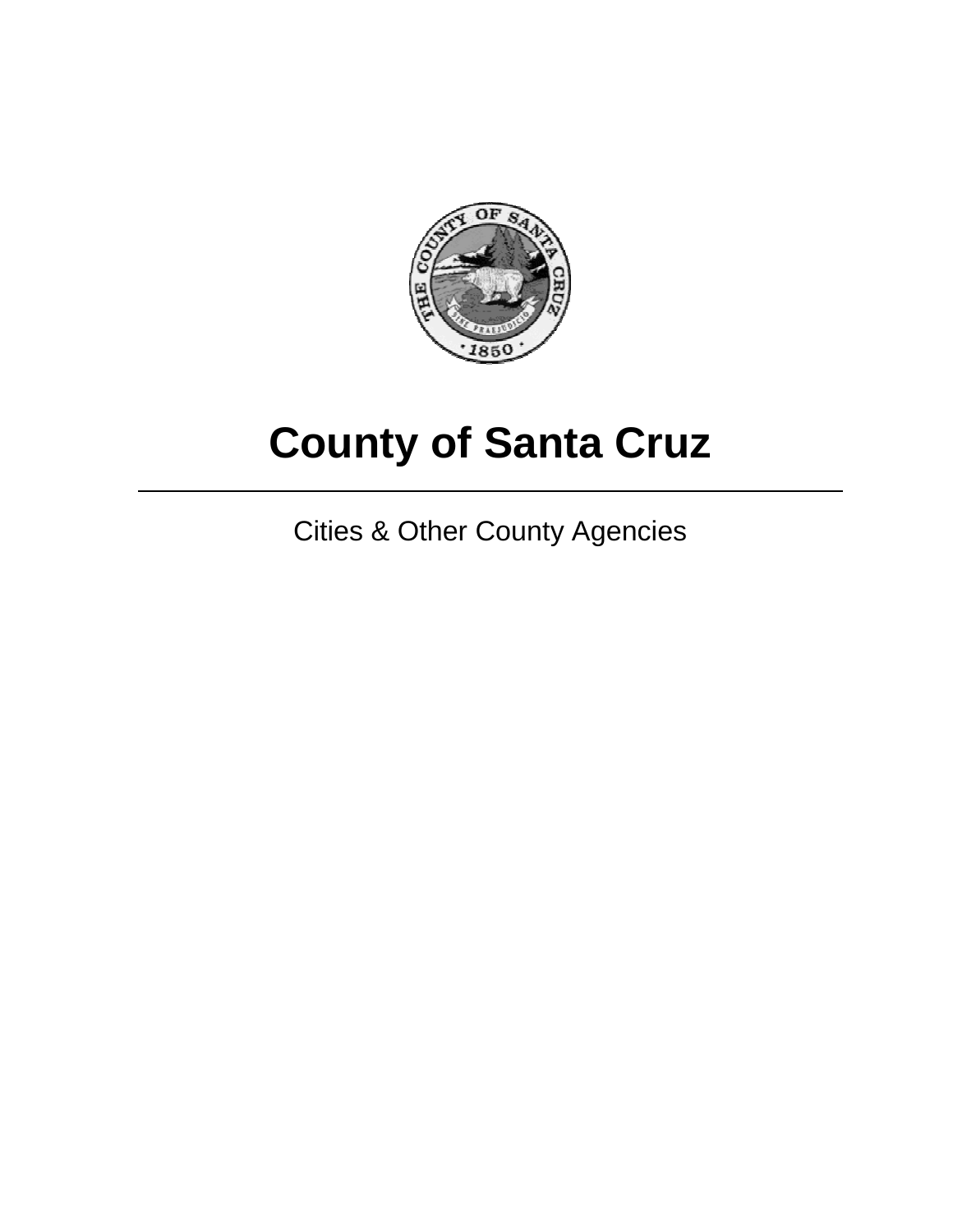# County of Santa Cruz

---

Cities & Other County Agencies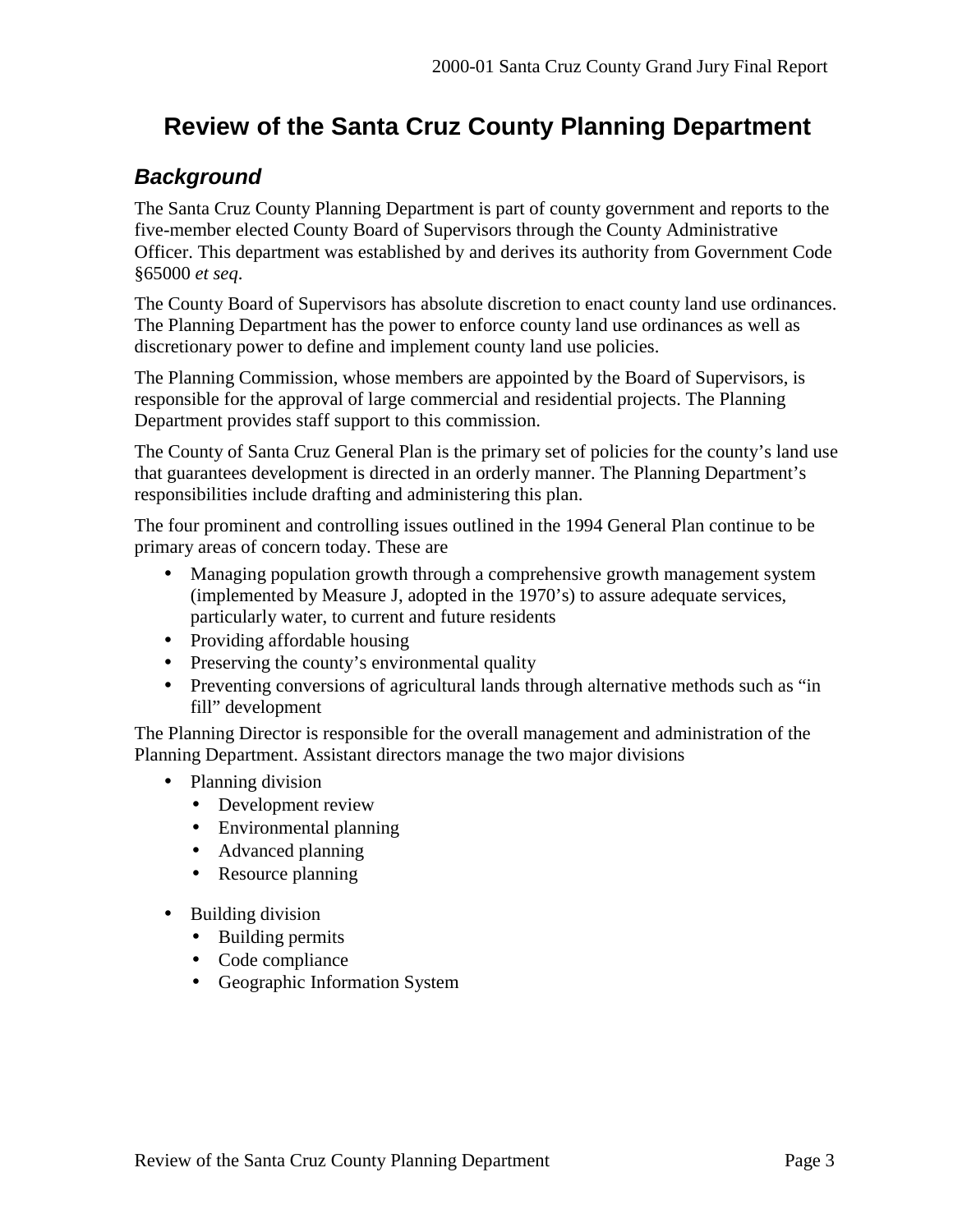# Review of the Santa Cruz County Planning Department

## *Background*

The Santa Cruz County Planning Department is part of county government and reports to the five-member elected County Board of Supervisors through the County Administrative Officer. This department was established by and derives its authority from Government Code §65000 *et seq*.

The County Board of Supervisors has absolute discretion to enact county land use ordinances. The Planning Department has the power to enforce county land use ordinances as well as discretionary power to define and implement county land use policies.

The Planning Commission, whose members are appointed by the Board of Supervisors, is responsible for the approval of large commercial and residential projects. The Planning Department provides staff support to this commission.

The County of Santa Cruz General Plan is the primary set of policies for the county's land use that guarantees development is directed in an orderly manner. The Planning Department's responsibilities include drafting and administering this plan.

The four prominent and controlling issues outlined in the 1994 General Plan continue to be primary areas of concern today. These are

- Managing population growth through a comprehensive growth management system (implemented by Measure J, adopted in the 1970's) to assure adequate services, particularly water, to current and future residents
- Providing affordable housing
- Preserving the county's environmental quality
- Preventing conversions of agricultural lands through alternative methods such as "in fill" development

The Planning Director is responsible for the overall management and administration of the Planning Department. Assistant directors manage the two major divisions

- Planning division
  - Development review
  - Environmental planning
  - Advanced planning
  - Resource planning
- Building division
  - Building permits
  - Code compliance
  - Geographic Information System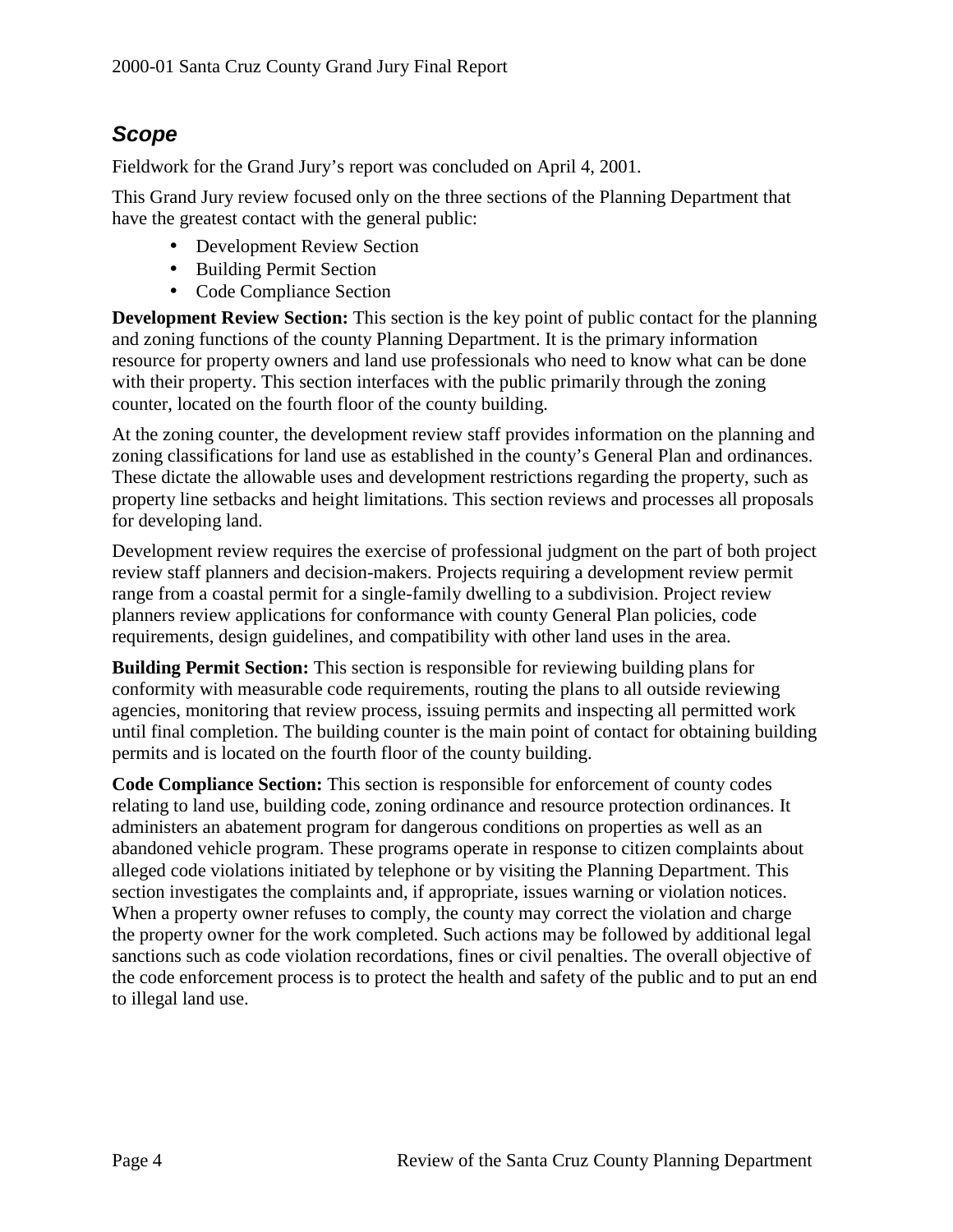## *Scope*

Fieldwork for the Grand Jury's report was concluded on April 4, 2001.

This Grand Jury review focused only on the three sections of the Planning Department that have the greatest contact with the general public:

- Development Review Section
- Building Permit Section
- Code Compliance Section

**Development Review Section:** This section is the key point of public contact for the planning and zoning functions of the county Planning Department. It is the primary information resource for property owners and land use professionals who need to know what can be done with their property. This section interfaces with the public primarily through the zoning counter, located on the fourth floor of the county building.

At the zoning counter, the development review staff provides information on the planning and zoning classifications for land use as established in the county's General Plan and ordinances. These dictate the allowable uses and development restrictions regarding the property, such as property line setbacks and height limitations. This section reviews and processes all proposals for developing land.

Development review requires the exercise of professional judgment on the part of both project review staff planners and decision-makers. Projects requiring a development review permit range from a coastal permit for a single-family dwelling to a subdivision. Project review planners review applications for conformance with county General Plan policies, code requirements, design guidelines, and compatibility with other land uses in the area.

**Building Permit Section:** This section is responsible for reviewing building plans for conformity with measurable code requirements, routing the plans to all outside reviewing agencies, monitoring that review process, issuing permits and inspecting all permitted work until final completion. The building counter is the main point of contact for obtaining building permits and is located on the fourth floor of the county building.

**Code Compliance Section:** This section is responsible for enforcement of county codes relating to land use, building code, zoning ordinance and resource protection ordinances. It administers an abatement program for dangerous conditions on properties as well as an abandoned vehicle program. These programs operate in response to citizen complaints about alleged code violations initiated by telephone or by visiting the Planning Department. This section investigates the complaints and, if appropriate, issues warning or violation notices. When a property owner refuses to comply, the county may correct the violation and charge the property owner for the work completed. Such actions may be followed by additional legal sanctions such as code violation recordations, fines or civil penalties. The overall objective of the code enforcement process is to protect the health and safety of the public and to put an end to illegal land use.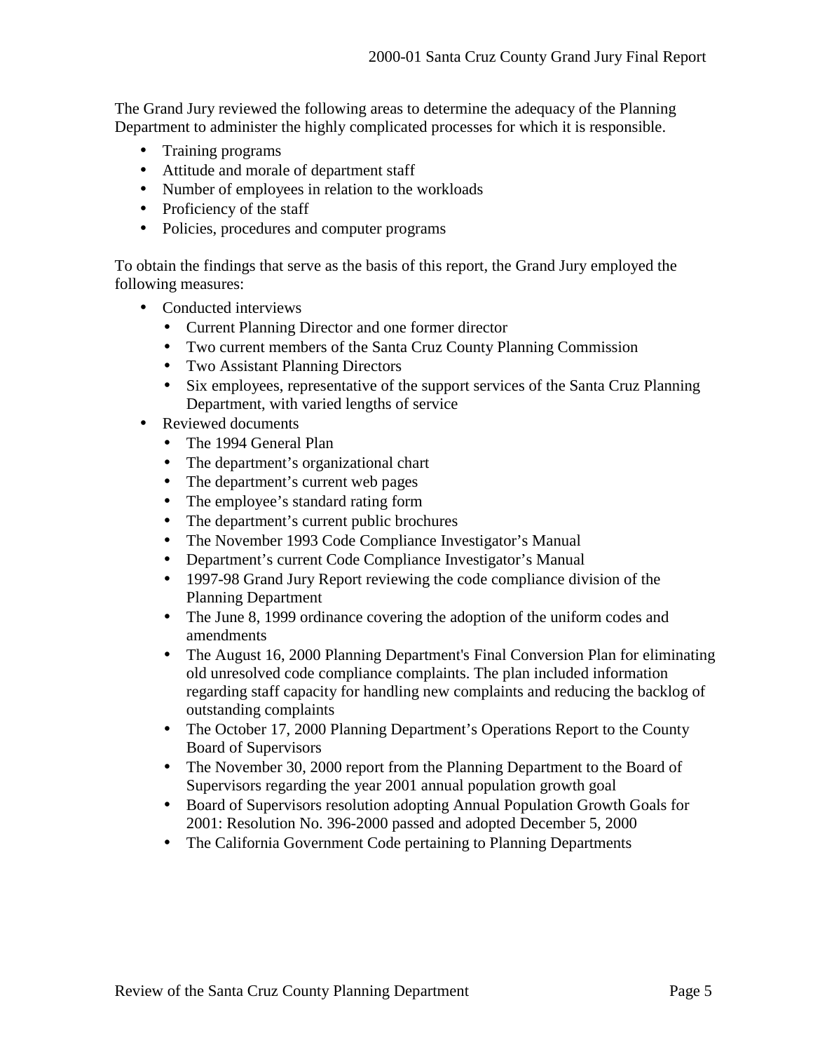The Grand Jury reviewed the following areas to determine the adequacy of the Planning Department to administer the highly complicated processes for which it is responsible.

- Training programs
- Attitude and morale of department staff
- Number of employees in relation to the workloads
- Proficiency of the staff
- Policies, procedures and computer programs

To obtain the findings that serve as the basis of this report, the Grand Jury employed the following measures:

- Conducted interviews
  - Current Planning Director and one former director
  - Two current members of the Santa Cruz County Planning Commission
  - Two Assistant Planning Directors
  - Six employees, representative of the support services of the Santa Cruz Planning Department, with varied lengths of service
- Reviewed documents
  - The 1994 General Plan
  - The department's organizational chart
  - The department's current web pages
  - The employee's standard rating form
  - The department's current public brochures
  - The November 1993 Code Compliance Investigator's Manual
  - Department's current Code Compliance Investigator's Manual
  - 1997-98 Grand Jury Report reviewing the code compliance division of the Planning Department
  - The June 8, 1999 ordinance covering the adoption of the uniform codes and amendments
  - The August 16, 2000 Planning Department's Final Conversion Plan for eliminating old unresolved code compliance complaints. The plan included information regarding staff capacity for handling new complaints and reducing the backlog of outstanding complaints
  - The October 17, 2000 Planning Department's Operations Report to the County Board of Supervisors
  - The November 30, 2000 report from the Planning Department to the Board of Supervisors regarding the year 2001 annual population growth goal
  - Board of Supervisors resolution adopting Annual Population Growth Goals for 2001: Resolution No. 396-2000 passed and adopted December 5, 2000
  - The California Government Code pertaining to Planning Departments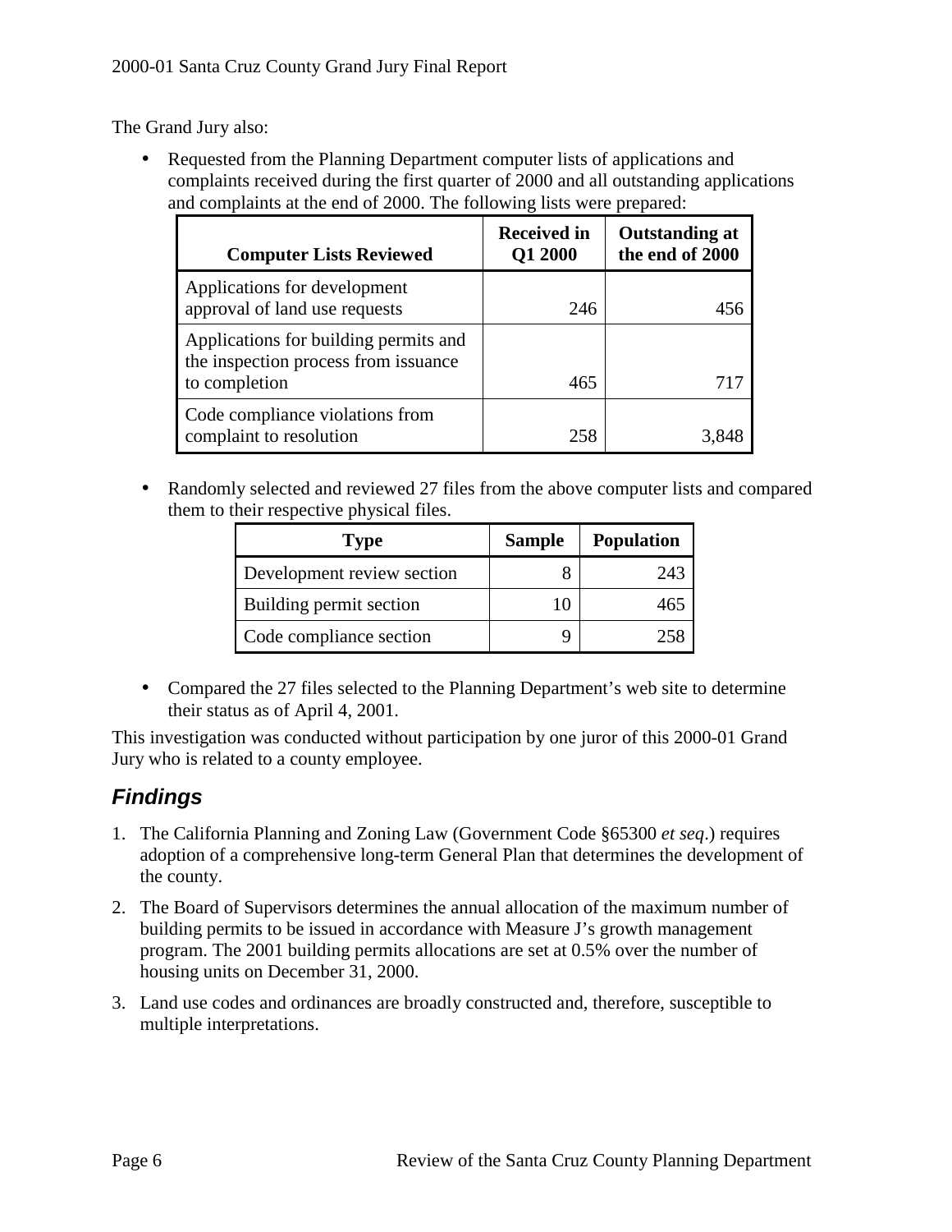The Grand Jury also:

- Requested from the Planning Department computer lists of applications and complaints received during the first quarter of 2000 and all outstanding applications and complaints at the end of 2000. The following lists were prepared:

| Computer Lists Reviewed | Received in Q1 2000 | Outstanding at the end of 2000 |
|---|---|---|
| Applications for development approval of land use requests | 246 | 456 |
| Applications for building permits and the inspection process from issuance to completion | 465 | 717 |
| Code compliance violations from complaint to resolution | 258 | 3,848 |

- Randomly selected and reviewed 27 files from the above computer lists and compared them to their respective physical files.

| Type | Sample | Population |
|---|---|---|
| Development review section | 8 | 243 |
| Building permit section | 10 | 465 |
| Code compliance section | 9 | 258 |

- Compared the 27 files selected to the Planning Department's web site to determine their status as of April 4, 2001.

This investigation was conducted without participation by one juror of this 2000-01 Grand Jury who is related to a county employee.

## Findings

1. The California Planning and Zoning Law (Government Code §65300 *et seq*.) requires adoption of a comprehensive long-term General Plan that determines the development of the county.
2. The Board of Supervisors determines the annual allocation of the maximum number of building permits to be issued in accordance with Measure J's growth management program. The 2001 building permits allocations are set at 0.5% over the number of housing units on December 31, 2000.
3. Land use codes and ordinances are broadly constructed and, therefore, susceptible to multiple interpretations.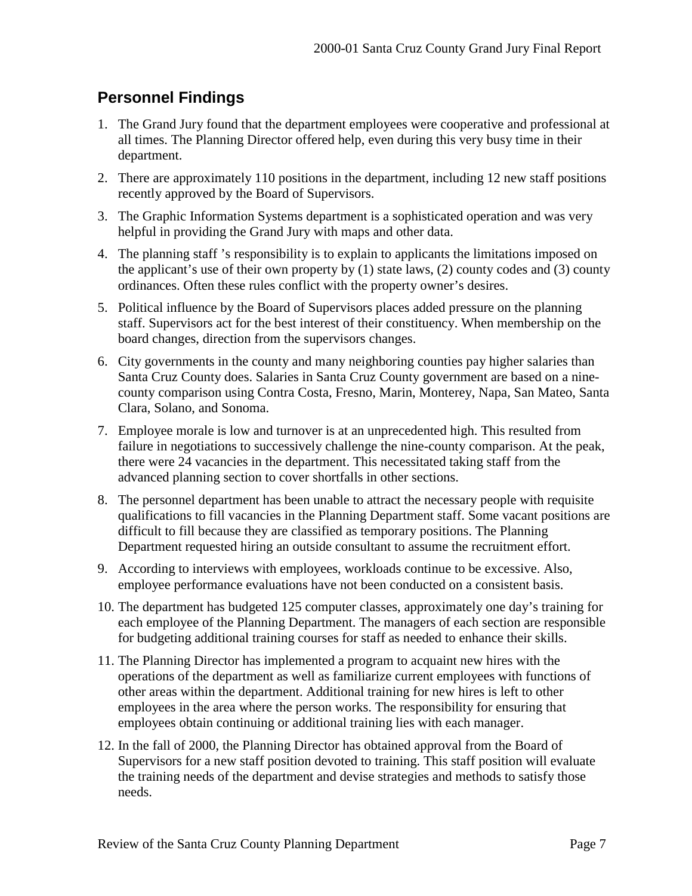## Personnel Findings

1. The Grand Jury found that the department employees were cooperative and professional at all times. The Planning Director offered help, even during this very busy time in their department.
2. There are approximately 110 positions in the department, including 12 new staff positions recently approved by the Board of Supervisors.
3. The Graphic Information Systems department is a sophisticated operation and was very helpful in providing the Grand Jury with maps and other data.
4. The planning staff 's responsibility is to explain to applicants the limitations imposed on the applicant's use of their own property by (1) state laws, (2) county codes and (3) county ordinances. Often these rules conflict with the property owner's desires.
5. Political influence by the Board of Supervisors places added pressure on the planning staff. Supervisors act for the best interest of their constituency. When membership on the board changes, direction from the supervisors changes.
6. City governments in the county and many neighboring counties pay higher salaries than Santa Cruz County does. Salaries in Santa Cruz County government are based on a nine-county comparison using Contra Costa, Fresno, Marin, Monterey, Napa, San Mateo, Santa Clara, Solano, and Sonoma.
7. Employee morale is low and turnover is at an unprecedented high. This resulted from failure in negotiations to successively challenge the nine-county comparison. At the peak, there were 24 vacancies in the department. This necessitated taking staff from the advanced planning section to cover shortfalls in other sections.
8. The personnel department has been unable to attract the necessary people with requisite qualifications to fill vacancies in the Planning Department staff. Some vacant positions are difficult to fill because they are classified as temporary positions. The Planning Department requested hiring an outside consultant to assume the recruitment effort.
9. According to interviews with employees, workloads continue to be excessive. Also, employee performance evaluations have not been conducted on a consistent basis.
10. The department has budgeted 125 computer classes, approximately one day's training for each employee of the Planning Department. The managers of each section are responsible for budgeting additional training courses for staff as needed to enhance their skills.
11. The Planning Director has implemented a program to acquaint new hires with the operations of the department as well as familiarize current employees with functions of other areas within the department. Additional training for new hires is left to other employees in the area where the person works. The responsibility for ensuring that employees obtain continuing or additional training lies with each manager.
12. In the fall of 2000, the Planning Director has obtained approval from the Board of Supervisors for a new staff position devoted to training. This staff position will evaluate the training needs of the department and devise strategies and methods to satisfy those needs.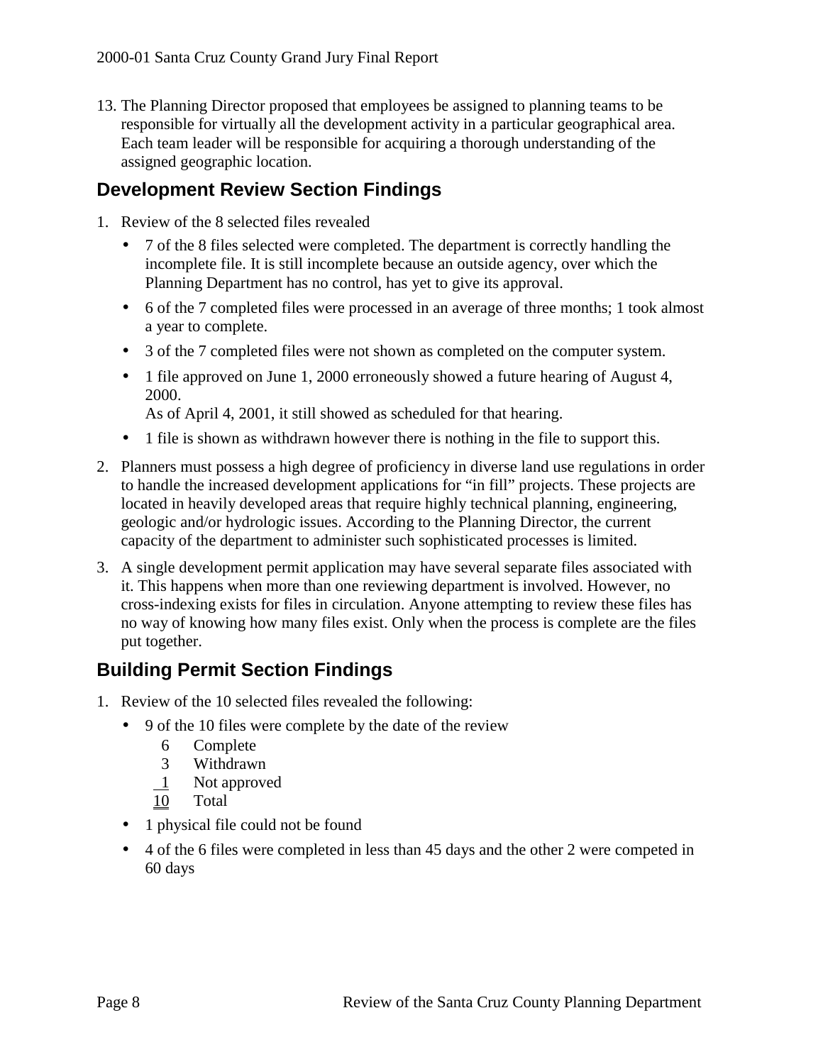13. The Planning Director proposed that employees be assigned to planning teams to be responsible for virtually all the development activity in a particular geographical area. Each team leader will be responsible for acquiring a thorough understanding of the assigned geographic location.

## Development Review Section Findings

1. Review of the 8 selected files revealed
   - 7 of the 8 files selected were completed. The department is correctly handling the incomplete file. It is still incomplete because an outside agency, over which the Planning Department has no control, has yet to give its approval.
   - 6 of the 7 completed files were processed in an average of three months; 1 took almost a year to complete.
   - 3 of the 7 completed files were not shown as completed on the computer system.
   - 1 file approved on June 1, 2000 erroneously showed a future hearing of August 4, 2000.
     As of April 4, 2001, it still showed as scheduled for that hearing.
   - 1 file is shown as withdrawn however there is nothing in the file to support this.
2. Planners must possess a high degree of proficiency in diverse land use regulations in order to handle the increased development applications for "in fill" projects. These projects are located in heavily developed areas that require highly technical planning, engineering, geologic and/or hydrologic issues. According to the Planning Director, the current capacity of the department to administer such sophisticated processes is limited.
3. A single development permit application may have several separate files associated with it. This happens when more than one reviewing department is involved. However, no cross-indexing exists for files in circulation. Anyone attempting to review these files has no way of knowing how many files exist. Only when the process is complete are the files put together.

## Building Permit Section Findings

1. Review of the 10 selected files revealed the following:
   - 9 of the 10 files were complete by the date of the review

     | | |
     |---|---|
     | 6 | Complete |
     | 3 | Withdrawn |
     | 1 | Not approved |
     | 10 | Total |

   - 1 physical file could not be found
   - 4 of the 6 files were completed in less than 45 days and the other 2 were competed in 60 days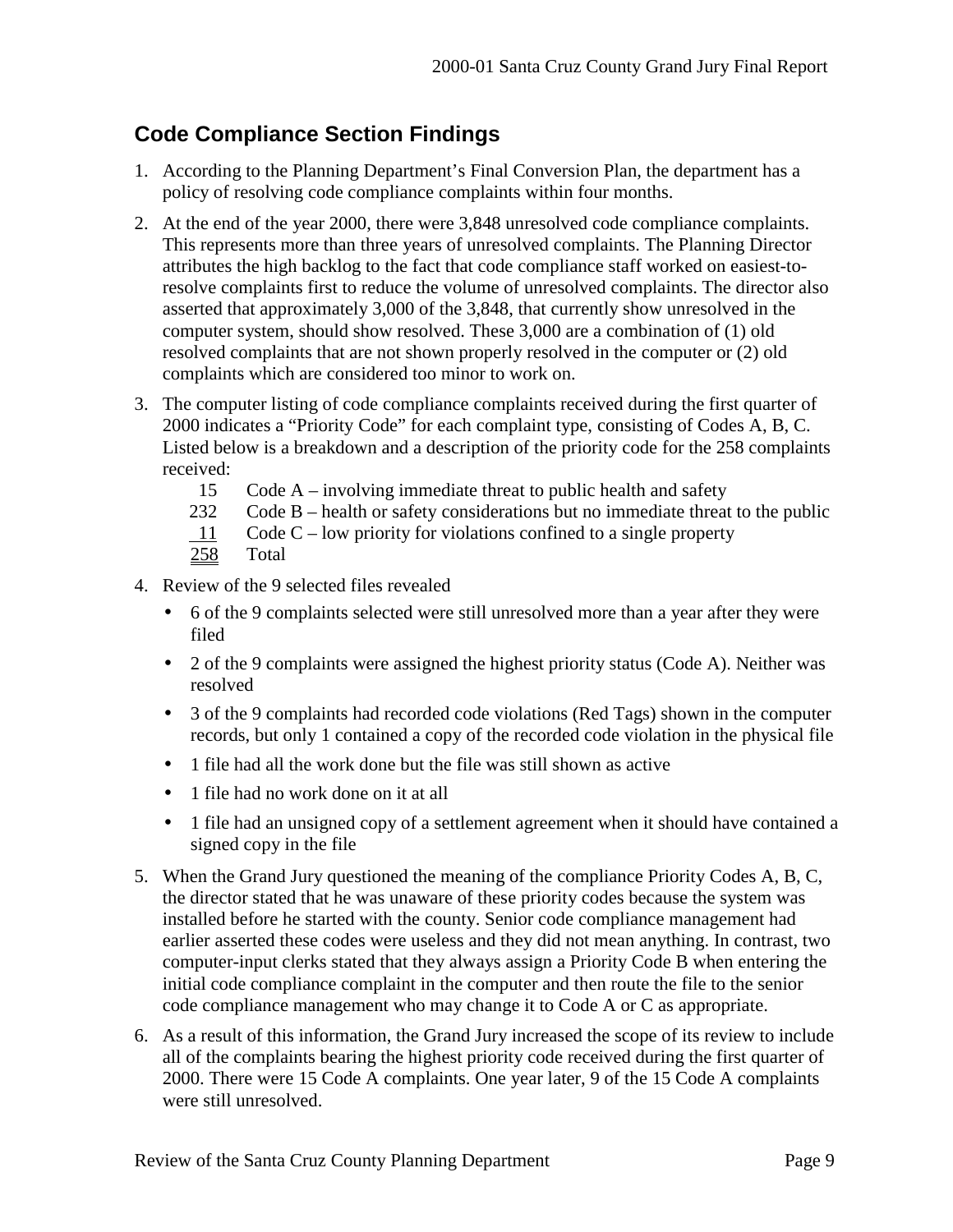## Code Compliance Section Findings

1. According to the Planning Department's Final Conversion Plan, the department has a policy of resolving code compliance complaints within four months.

2. At the end of the year 2000, there were 3,848 unresolved code compliance complaints. This represents more than three years of unresolved complaints. The Planning Director attributes the high backlog to the fact that code compliance staff worked on easiest-to-resolve complaints first to reduce the volume of unresolved complaints. The director also asserted that approximately 3,000 of the 3,848, that currently show unresolved in the computer system, should show resolved. These 3,000 are a combination of (1) old resolved complaints that are not shown properly resolved in the computer or (2) old complaints which are considered too minor to work on.

3. The computer listing of code compliance complaints received during the first quarter of 2000 indicates a "Priority Code" for each complaint type, consisting of Codes A, B, C. Listed below is a breakdown and a description of the priority code for the 258 complaints received:

| | |
|---|---|
| 15 | Code A – involving immediate threat to public health and safety |
| 232 | Code B – health or safety considerations but no immediate threat to the public |
| 11 | Code C – low priority for violations confined to a single property |
| 258 | Total |

4. Review of the 9 selected files revealed
   - 6 of the 9 complaints selected were still unresolved more than a year after they were filed
   - 2 of the 9 complaints were assigned the highest priority status (Code A). Neither was resolved
   - 3 of the 9 complaints had recorded code violations (Red Tags) shown in the computer records, but only 1 contained a copy of the recorded code violation in the physical file
   - 1 file had all the work done but the file was still shown as active
   - 1 file had no work done on it at all
   - 1 file had an unsigned copy of a settlement agreement when it should have contained a signed copy in the file

5. When the Grand Jury questioned the meaning of the compliance Priority Codes A, B, C, the director stated that he was unaware of these priority codes because the system was installed before he started with the county. Senior code compliance management had earlier asserted these codes were useless and they did not mean anything. In contrast, two computer-input clerks stated that they always assign a Priority Code B when entering the initial code compliance complaint in the computer and then route the file to the senior code compliance management who may change it to Code A or C as appropriate.

6. As a result of this information, the Grand Jury increased the scope of its review to include all of the complaints bearing the highest priority code received during the first quarter of 2000. There were 15 Code A complaints. One year later, 9 of the 15 Code A complaints were still unresolved.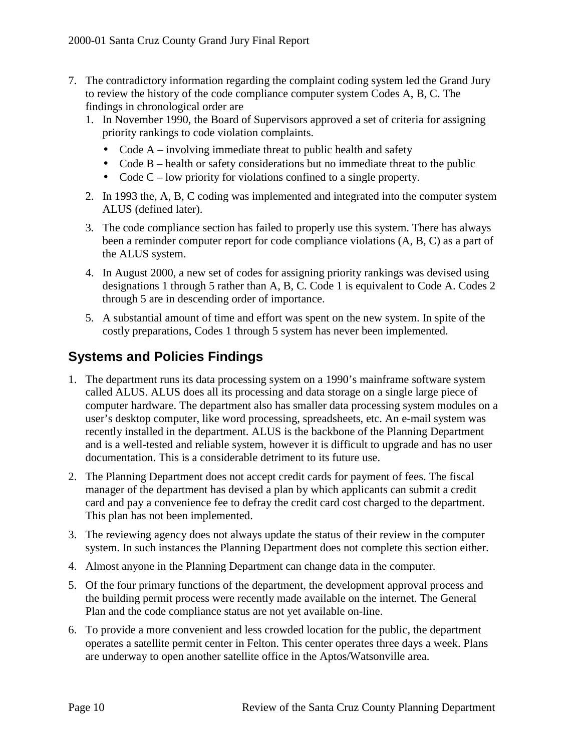7. The contradictory information regarding the complaint coding system led the Grand Jury to review the history of the code compliance computer system Codes A, B, C. The findings in chronological order are
   1. In November 1990, the Board of Supervisors approved a set of criteria for assigning priority rankings to code violation complaints.
      - Code A – involving immediate threat to public health and safety
      - Code B – health or safety considerations but no immediate threat to the public
      - Code C – low priority for violations confined to a single property.
   2. In 1993 the, A, B, C coding was implemented and integrated into the computer system ALUS (defined later).
   3. The code compliance section has failed to properly use this system. There has always been a reminder computer report for code compliance violations (A, B, C) as a part of the ALUS system.
   4. In August 2000, a new set of codes for assigning priority rankings was devised using designations 1 through 5 rather than A, B, C. Code 1 is equivalent to Code A. Codes 2 through 5 are in descending order of importance.
   5. A substantial amount of time and effort was spent on the new system. In spite of the costly preparations, Codes 1 through 5 system has never been implemented.

## Systems and Policies Findings

1. The department runs its data processing system on a 1990's mainframe software system called ALUS. ALUS does all its processing and data storage on a single large piece of computer hardware. The department also has smaller data processing system modules on a user's desktop computer, like word processing, spreadsheets, etc. An e-mail system was recently installed in the department. ALUS is the backbone of the Planning Department and is a well-tested and reliable system, however it is difficult to upgrade and has no user documentation. This is a considerable detriment to its future use.
2. The Planning Department does not accept credit cards for payment of fees. The fiscal manager of the department has devised a plan by which applicants can submit a credit card and pay a convenience fee to defray the credit card cost charged to the department. This plan has not been implemented.
3. The reviewing agency does not always update the status of their review in the computer system. In such instances the Planning Department does not complete this section either.
4. Almost anyone in the Planning Department can change data in the computer.
5. Of the four primary functions of the department, the development approval process and the building permit process were recently made available on the internet. The General Plan and the code compliance status are not yet available on-line.
6. To provide a more convenient and less crowded location for the public, the department operates a satellite permit center in Felton. This center operates three days a week. Plans are underway to open another satellite office in the Aptos/Watsonville area.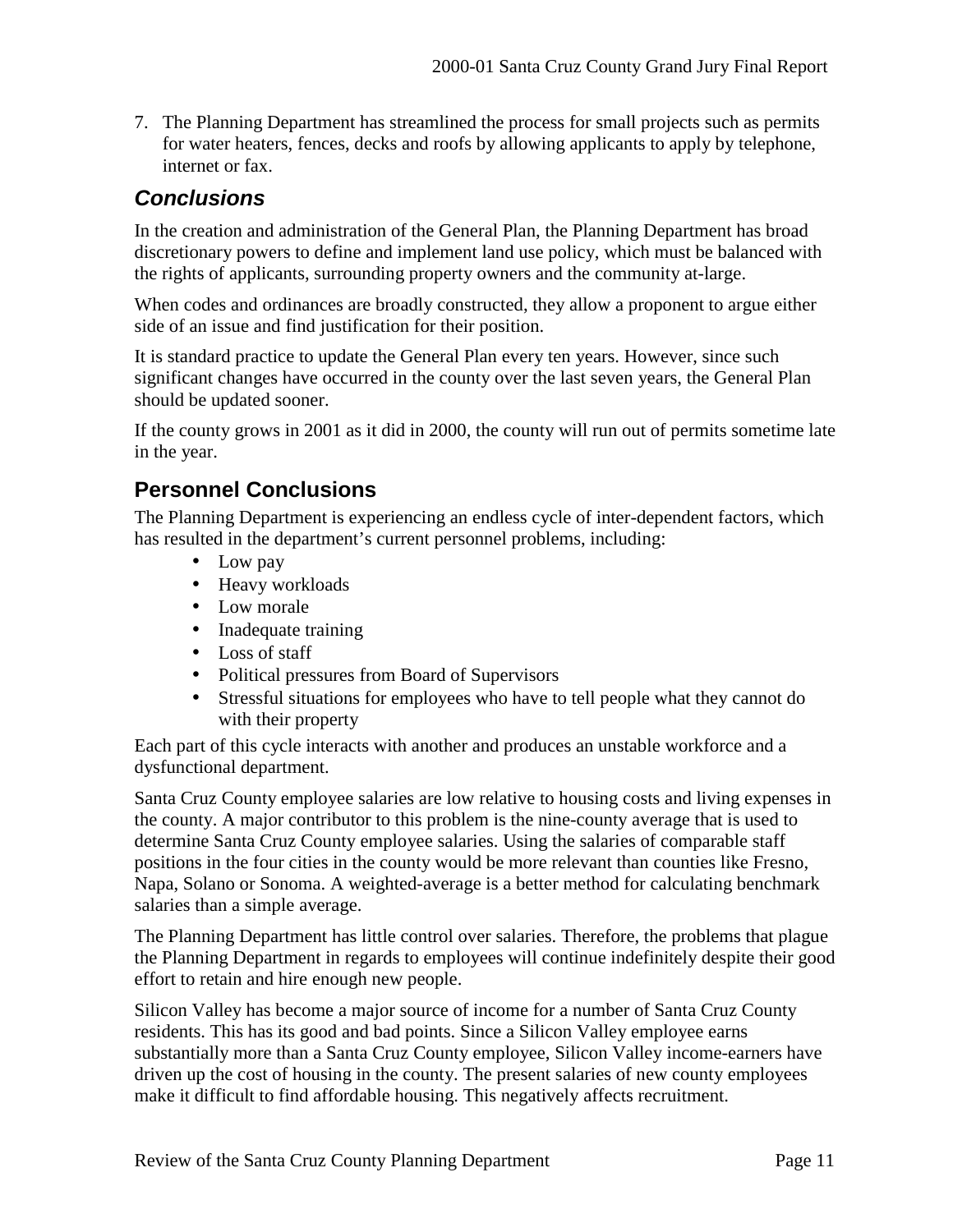7. The Planning Department has streamlined the process for small projects such as permits for water heaters, fences, decks and roofs by allowing applicants to apply by telephone, internet or fax.

### *Conclusions*

In the creation and administration of the General Plan, the Planning Department has broad discretionary powers to define and implement land use policy, which must be balanced with the rights of applicants, surrounding property owners and the community at-large.

When codes and ordinances are broadly constructed, they allow a proponent to argue either side of an issue and find justification for their position.

It is standard practice to update the General Plan every ten years. However, since such significant changes have occurred in the county over the last seven years, the General Plan should be updated sooner.

If the county grows in 2001 as it did in 2000, the county will run out of permits sometime late in the year.

## Personnel Conclusions

The Planning Department is experiencing an endless cycle of inter-dependent factors, which has resulted in the department's current personnel problems, including:

- Low pay
- Heavy workloads
- Low morale
- Inadequate training
- Loss of staff
- Political pressures from Board of Supervisors
- Stressful situations for employees who have to tell people what they cannot do with their property

Each part of this cycle interacts with another and produces an unstable workforce and a dysfunctional department.

Santa Cruz County employee salaries are low relative to housing costs and living expenses in the county. A major contributor to this problem is the nine-county average that is used to determine Santa Cruz County employee salaries. Using the salaries of comparable staff positions in the four cities in the county would be more relevant than counties like Fresno, Napa, Solano or Sonoma. A weighted-average is a better method for calculating benchmark salaries than a simple average.

The Planning Department has little control over salaries. Therefore, the problems that plague the Planning Department in regards to employees will continue indefinitely despite their good effort to retain and hire enough new people.

Silicon Valley has become a major source of income for a number of Santa Cruz County residents. This has its good and bad points. Since a Silicon Valley employee earns substantially more than a Santa Cruz County employee, Silicon Valley income-earners have driven up the cost of housing in the county. The present salaries of new county employees make it difficult to find affordable housing. This negatively affects recruitment.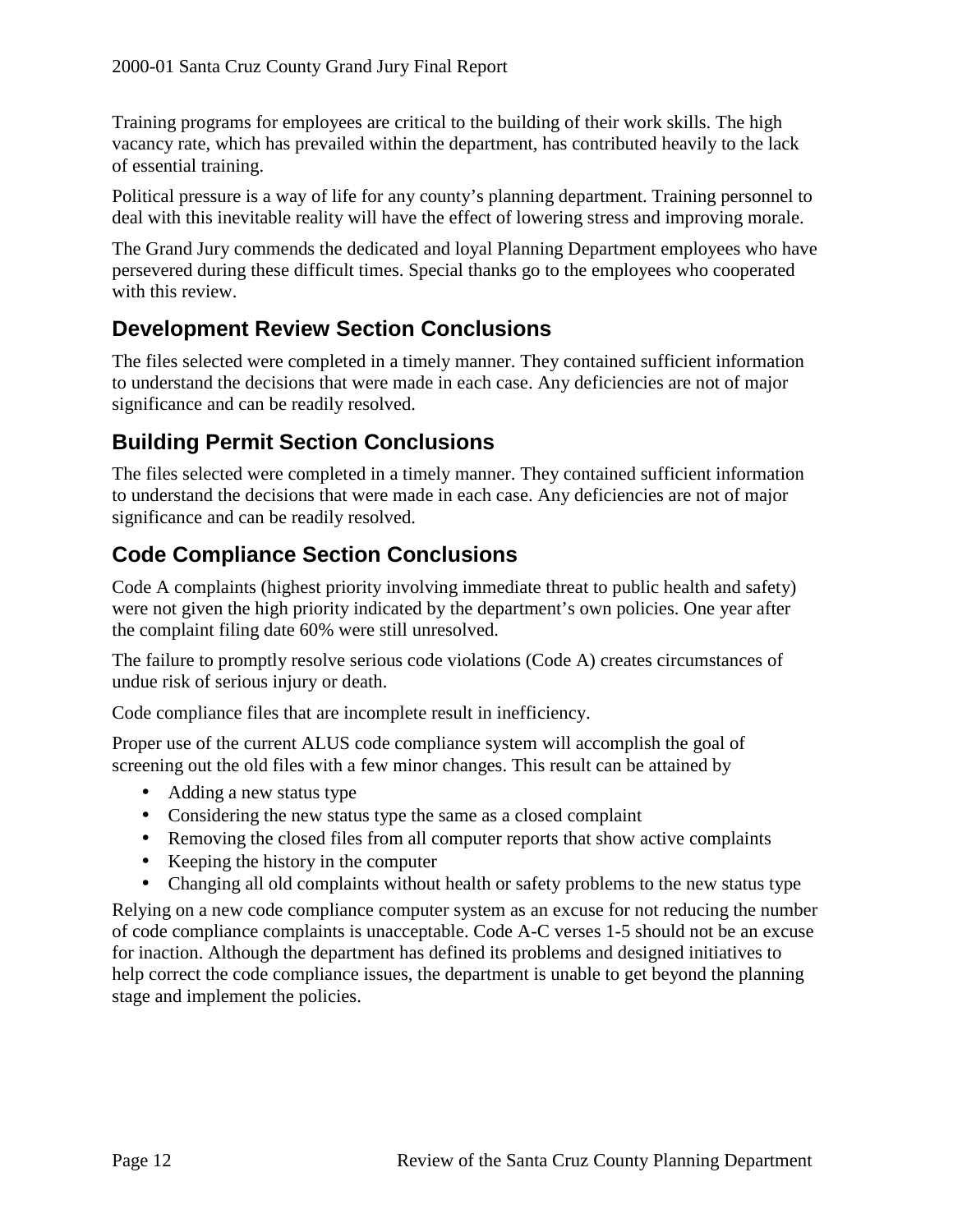Training programs for employees are critical to the building of their work skills. The high vacancy rate, which has prevailed within the department, has contributed heavily to the lack of essential training.

Political pressure is a way of life for any county's planning department. Training personnel to deal with this inevitable reality will have the effect of lowering stress and improving morale.

The Grand Jury commends the dedicated and loyal Planning Department employees who have persevered during these difficult times. Special thanks go to the employees who cooperated with this review.

## Development Review Section Conclusions

The files selected were completed in a timely manner. They contained sufficient information to understand the decisions that were made in each case. Any deficiencies are not of major significance and can be readily resolved.

## Building Permit Section Conclusions

The files selected were completed in a timely manner. They contained sufficient information to understand the decisions that were made in each case. Any deficiencies are not of major significance and can be readily resolved.

## Code Compliance Section Conclusions

Code A complaints (highest priority involving immediate threat to public health and safety) were not given the high priority indicated by the department's own policies. One year after the complaint filing date 60% were still unresolved.

The failure to promptly resolve serious code violations (Code A) creates circumstances of undue risk of serious injury or death.

Code compliance files that are incomplete result in inefficiency.

Proper use of the current ALUS code compliance system will accomplish the goal of screening out the old files with a few minor changes. This result can be attained by

- Adding a new status type
- Considering the new status type the same as a closed complaint
- Removing the closed files from all computer reports that show active complaints
- Keeping the history in the computer
- Changing all old complaints without health or safety problems to the new status type

Relying on a new code compliance computer system as an excuse for not reducing the number of code compliance complaints is unacceptable. Code A-C verses 1-5 should not be an excuse for inaction. Although the department has defined its problems and designed initiatives to help correct the code compliance issues, the department is unable to get beyond the planning stage and implement the policies.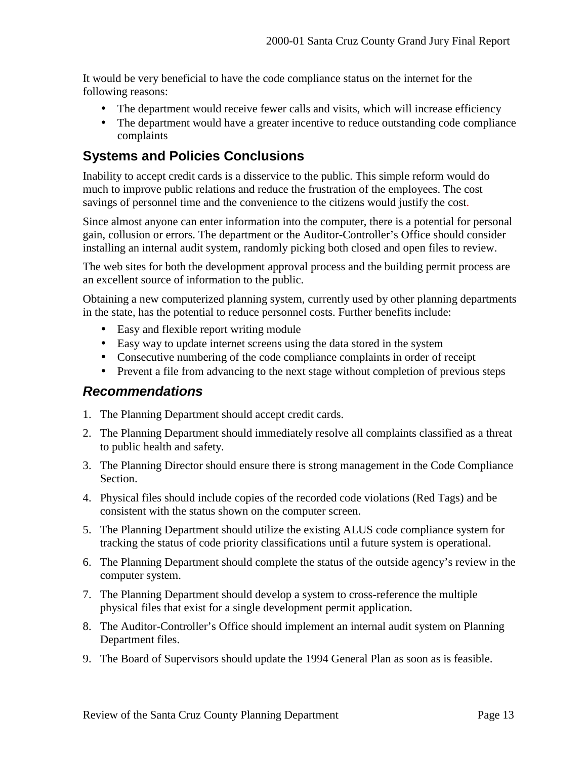It would be very beneficial to have the code compliance status on the internet for the following reasons:

- The department would receive fewer calls and visits, which will increase efficiency
- The department would have a greater incentive to reduce outstanding code compliance complaints

## Systems and Policies Conclusions

Inability to accept credit cards is a disservice to the public. This simple reform would do much to improve public relations and reduce the frustration of the employees. The cost savings of personnel time and the convenience to the citizens would justify the cost.

Since almost anyone can enter information into the computer, there is a potential for personal gain, collusion or errors. The department or the Auditor-Controller's Office should consider installing an internal audit system, randomly picking both closed and open files to review.

The web sites for both the development approval process and the building permit process are an excellent source of information to the public.

Obtaining a new computerized planning system, currently used by other planning departments in the state, has the potential to reduce personnel costs. Further benefits include:

- Easy and flexible report writing module
- Easy way to update internet screens using the data stored in the system
- Consecutive numbering of the code compliance complaints in order of receipt
- Prevent a file from advancing to the next stage without completion of previous steps

## *Recommendations*

1. The Planning Department should accept credit cards.
2. The Planning Department should immediately resolve all complaints classified as a threat to public health and safety.
3. The Planning Director should ensure there is strong management in the Code Compliance Section.
4. Physical files should include copies of the recorded code violations (Red Tags) and be consistent with the status shown on the computer screen.
5. The Planning Department should utilize the existing ALUS code compliance system for tracking the status of code priority classifications until a future system is operational.
6. The Planning Department should complete the status of the outside agency's review in the computer system.
7. The Planning Department should develop a system to cross-reference the multiple physical files that exist for a single development permit application.
8. The Auditor-Controller's Office should implement an internal audit system on Planning Department files.
9. The Board of Supervisors should update the 1994 General Plan as soon as is feasible.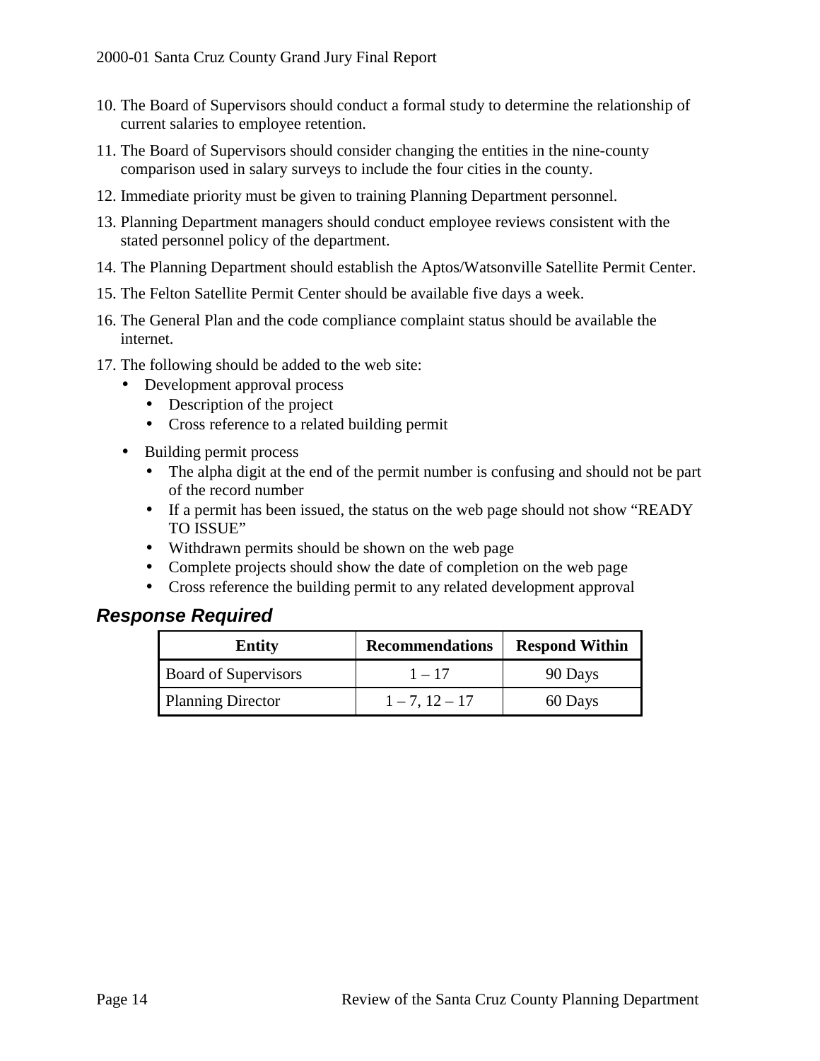10. The Board of Supervisors should conduct a formal study to determine the relationship of current salaries to employee retention.
11. The Board of Supervisors should consider changing the entities in the nine-county comparison used in salary surveys to include the four cities in the county.
12. Immediate priority must be given to training Planning Department personnel.
13. Planning Department managers should conduct employee reviews consistent with the stated personnel policy of the department.
14. The Planning Department should establish the Aptos/Watsonville Satellite Permit Center.
15. The Felton Satellite Permit Center should be available five days a week.
16. The General Plan and the code compliance complaint status should be available the internet.
17. The following should be added to the web site:
    - Development approval process
        - Description of the project
        - Cross reference to a related building permit
    - Building permit process
        - The alpha digit at the end of the permit number is confusing and should not be part of the record number
        - If a permit has been issued, the status on the web page should not show "READY TO ISSUE"
        - Withdrawn permits should be shown on the web page
        - Complete projects should show the date of completion on the web page
        - Cross reference the building permit to any related development approval

## *Response Required*

| Entity | Recommendations | Respond Within |
|---|---|---|
| Board of Supervisors | 1 – 17 | 90 Days |
| Planning Director | 1 – 7, 12 – 17 | 60 Days |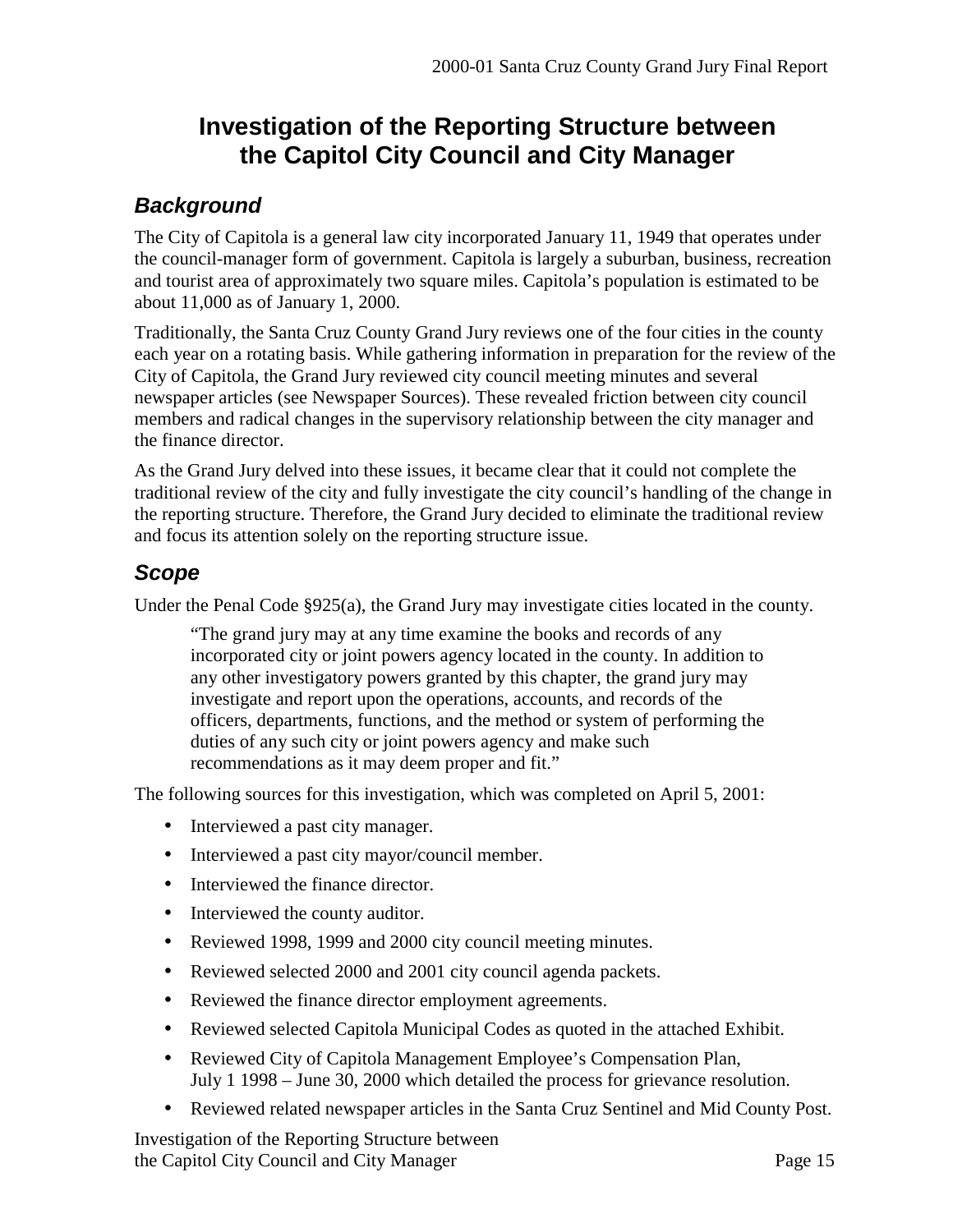# Investigation of the Reporting Structure between the Capitol City Council and City Manager

## Background

The City of Capitola is a general law city incorporated January 11, 1949 that operates under the council-manager form of government. Capitola is largely a suburban, business, recreation and tourist area of approximately two square miles. Capitola's population is estimated to be about 11,000 as of January 1, 2000.

Traditionally, the Santa Cruz County Grand Jury reviews one of the four cities in the county each year on a rotating basis. While gathering information in preparation for the review of the City of Capitola, the Grand Jury reviewed city council meeting minutes and several newspaper articles (see Newspaper Sources). These revealed friction between city council members and radical changes in the supervisory relationship between the city manager and the finance director.

As the Grand Jury delved into these issues, it became clear that it could not complete the traditional review of the city and fully investigate the city council's handling of the change in the reporting structure. Therefore, the Grand Jury decided to eliminate the traditional review and focus its attention solely on the reporting structure issue.

## Scope

Under the Penal Code §925(a), the Grand Jury may investigate cities located in the county.

> "The grand jury may at any time examine the books and records of any incorporated city or joint powers agency located in the county. In addition to any other investigatory powers granted by this chapter, the grand jury may investigate and report upon the operations, accounts, and records of the officers, departments, functions, and the method or system of performing the duties of any such city or joint powers agency and make such recommendations as it may deem proper and fit."

The following sources for this investigation, which was completed on April 5, 2001:

- Interviewed a past city manager.
- Interviewed a past city mayor/council member.
- Interviewed the finance director.
- Interviewed the county auditor.
- Reviewed 1998, 1999 and 2000 city council meeting minutes.
- Reviewed selected 2000 and 2001 city council agenda packets.
- Reviewed the finance director employment agreements.
- Reviewed selected Capitola Municipal Codes as quoted in the attached Exhibit.
- Reviewed City of Capitola Management Employee's Compensation Plan, July 1 1998 – June 30, 2000 which detailed the process for grievance resolution.
- Reviewed related newspaper articles in the Santa Cruz Sentinel and Mid County Post.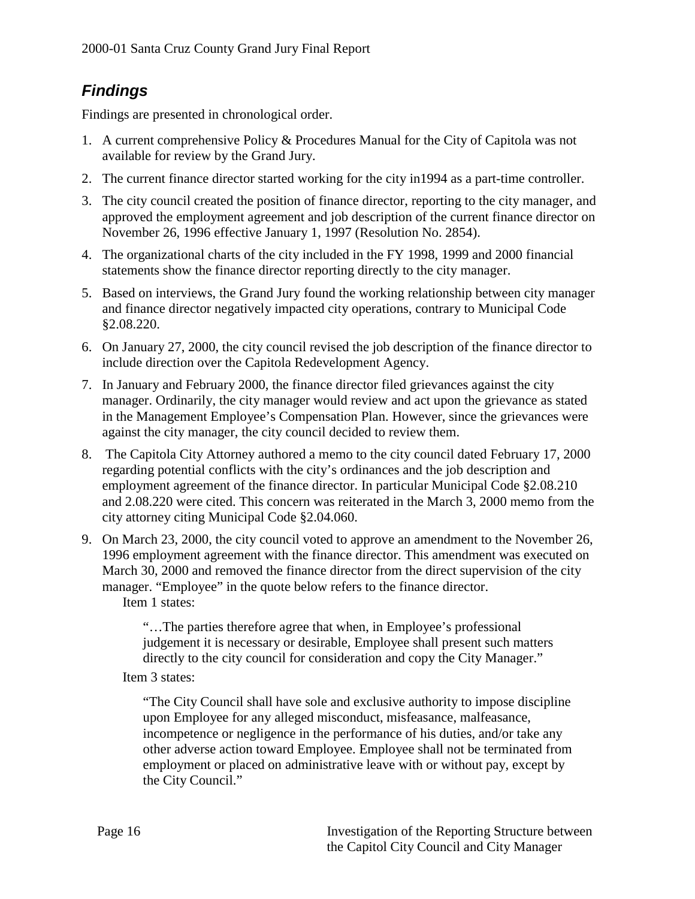## *Findings*

Findings are presented in chronological order.

1. A current comprehensive Policy & Procedures Manual for the City of Capitola was not available for review by the Grand Jury.
2. The current finance director started working for the city in1994 as a part-time controller.
3. The city council created the position of finance director, reporting to the city manager, and approved the employment agreement and job description of the current finance director on November 26, 1996 effective January 1, 1997 (Resolution No. 2854).
4. The organizational charts of the city included in the FY 1998, 1999 and 2000 financial statements show the finance director reporting directly to the city manager.
5. Based on interviews, the Grand Jury found the working relationship between city manager and finance director negatively impacted city operations, contrary to Municipal Code §2.08.220.
6. On January 27, 2000, the city council revised the job description of the finance director to include direction over the Capitola Redevelopment Agency.
7. In January and February 2000, the finance director filed grievances against the city manager. Ordinarily, the city manager would review and act upon the grievance as stated in the Management Employee's Compensation Plan. However, since the grievances were against the city manager, the city council decided to review them.
8. The Capitola City Attorney authored a memo to the city council dated February 17, 2000 regarding potential conflicts with the city's ordinances and the job description and employment agreement of the finance director. In particular Municipal Code §2.08.210 and 2.08.220 were cited. This concern was reiterated in the March 3, 2000 memo from the city attorney citing Municipal Code §2.04.060.
9. On March 23, 2000, the city council voted to approve an amendment to the November 26, 1996 employment agreement with the finance director. This amendment was executed on March 30, 2000 and removed the finance director from the direct supervision of the city manager. "Employee" in the quote below refers to the finance director.

   Item 1 states:

   > "…The parties therefore agree that when, in Employee's professional judgement it is necessary or desirable, Employee shall present such matters directly to the city council for consideration and copy the City Manager."

   Item 3 states:

   > "The City Council shall have sole and exclusive authority to impose discipline upon Employee for any alleged misconduct, misfeasance, malfeasance, incompetence or negligence in the performance of his duties, and/or take any other adverse action toward Employee. Employee shall not be terminated from employment or placed on administrative leave with or without pay, except by the City Council."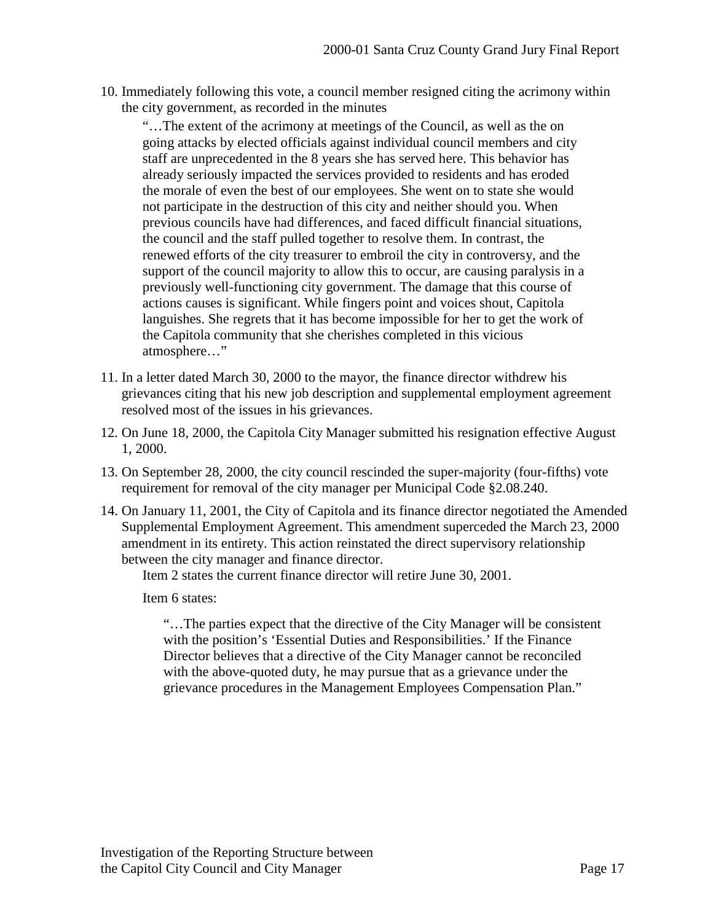10. Immediately following this vote, a council member resigned citing the acrimony within the city government, as recorded in the minutes

    "…The extent of the acrimony at meetings of the Council, as well as the on going attacks by elected officials against individual council members and city staff are unprecedented in the 8 years she has served here. This behavior has already seriously impacted the services provided to residents and has eroded the morale of even the best of our employees. She went on to state she would not participate in the destruction of this city and neither should you. When previous councils have had differences, and faced difficult financial situations, the council and the staff pulled together to resolve them. In contrast, the renewed efforts of the city treasurer to embroil the city in controversy, and the support of the council majority to allow this to occur, are causing paralysis in a previously well-functioning city government. The damage that this course of actions causes is significant. While fingers point and voices shout, Capitola languishes. She regrets that it has become impossible for her to get the work of the Capitola community that she cherishes completed in this vicious atmosphere…"

11. In a letter dated March 30, 2000 to the mayor, the finance director withdrew his grievances citing that his new job description and supplemental employment agreement resolved most of the issues in his grievances.

12. On June 18, 2000, the Capitola City Manager submitted his resignation effective August 1, 2000.

13. On September 28, 2000, the city council rescinded the super-majority (four-fifths) vote requirement for removal of the city manager per Municipal Code §2.08.240.

14. On January 11, 2001, the City of Capitola and its finance director negotiated the Amended Supplemental Employment Agreement. This amendment superceded the March 23, 2000 amendment in its entirety. This action reinstated the direct supervisory relationship between the city manager and finance director.

    Item 2 states the current finance director will retire June 30, 2001.

    Item 6 states:

    > "…The parties expect that the directive of the City Manager will be consistent with the position's 'Essential Duties and Responsibilities.' If the Finance Director believes that a directive of the City Manager cannot be reconciled with the above-quoted duty, he may pursue that as a grievance under the grievance procedures in the Management Employees Compensation Plan."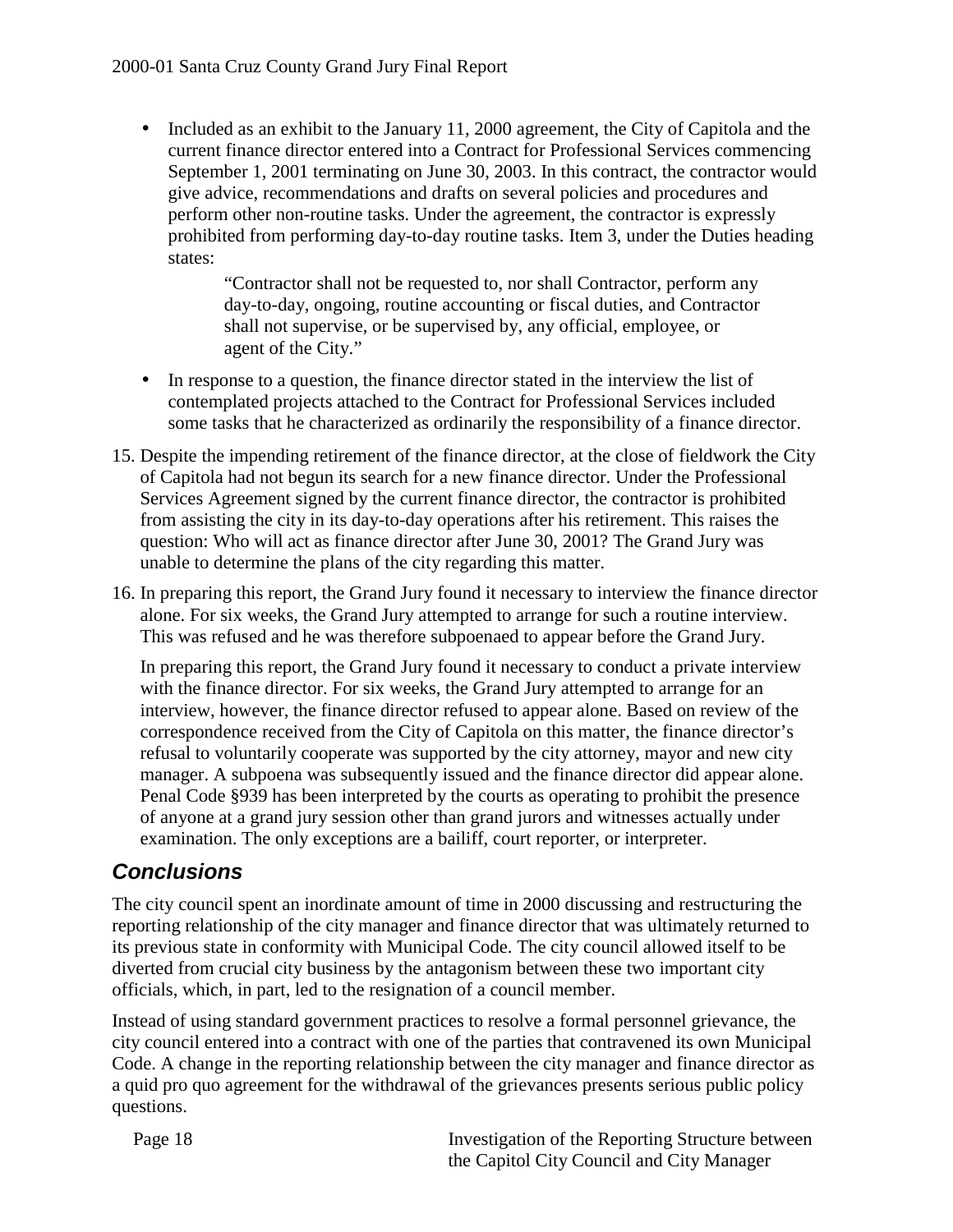- Included as an exhibit to the January 11, 2000 agreement, the City of Capitola and the current finance director entered into a Contract for Professional Services commencing September 1, 2001 terminating on June 30, 2003. In this contract, the contractor would give advice, recommendations and drafts on several policies and procedures and perform other non-routine tasks. Under the agreement, the contractor is expressly prohibited from performing day-to-day routine tasks. Item 3, under the Duties heading states:

  > "Contractor shall not be requested to, nor shall Contractor, perform any day-to-day, ongoing, routine accounting or fiscal duties, and Contractor shall not supervise, or be supervised by, any official, employee, or agent of the City."

- In response to a question, the finance director stated in the interview the list of contemplated projects attached to the Contract for Professional Services included some tasks that he characterized as ordinarily the responsibility of a finance director.

15. Despite the impending retirement of the finance director, at the close of fieldwork the City of Capitola had not begun its search for a new finance director. Under the Professional Services Agreement signed by the current finance director, the contractor is prohibited from assisting the city in its day-to-day operations after his retirement. This raises the question: Who will act as finance director after June 30, 2001? The Grand Jury was unable to determine the plans of the city regarding this matter.

16. In preparing this report, the Grand Jury found it necessary to interview the finance director alone. For six weeks, the Grand Jury attempted to arrange for such a routine interview. This was refused and he was therefore subpoenaed to appear before the Grand Jury.

    In preparing this report, the Grand Jury found it necessary to conduct a private interview with the finance director. For six weeks, the Grand Jury attempted to arrange for an interview, however, the finance director refused to appear alone. Based on review of the correspondence received from the City of Capitola on this matter, the finance director's refusal to voluntarily cooperate was supported by the city attorney, mayor and new city manager. A subpoena was subsequently issued and the finance director did appear alone. Penal Code §939 has been interpreted by the courts as operating to prohibit the presence of anyone at a grand jury session other than grand jurors and witnesses actually under examination. The only exceptions are a bailiff, court reporter, or interpreter.

## *Conclusions*

The city council spent an inordinate amount of time in 2000 discussing and restructuring the reporting relationship of the city manager and finance director that was ultimately returned to its previous state in conformity with Municipal Code. The city council allowed itself to be diverted from crucial city business by the antagonism between these two important city officials, which, in part, led to the resignation of a council member.

Instead of using standard government practices to resolve a formal personnel grievance, the city council entered into a contract with one of the parties that contravened its own Municipal Code. A change in the reporting relationship between the city manager and finance director as a quid pro quo agreement for the withdrawal of the grievances presents serious public policy questions.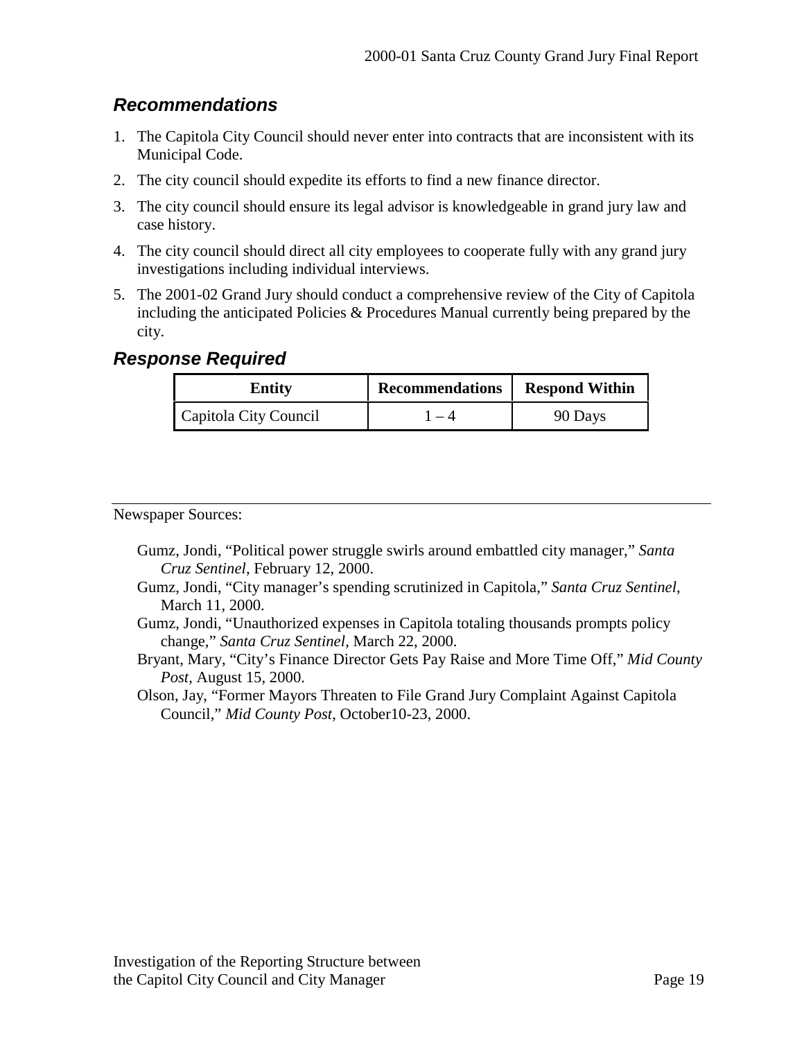## *Recommendations*

1. The Capitola City Council should never enter into contracts that are inconsistent with its Municipal Code.
2. The city council should expedite its efforts to find a new finance director.
3. The city council should ensure its legal advisor is knowledgeable in grand jury law and case history.
4. The city council should direct all city employees to cooperate fully with any grand jury investigations including individual interviews.
5. The 2001-02 Grand Jury should conduct a comprehensive review of the City of Capitola including the anticipated Policies & Procedures Manual currently being prepared by the city.

## *Response Required*

| Entity | Recommendations | Respond Within |
|---|---|---|
| Capitola City Council | 1 – 4 | 90 Days |

---

Newspaper Sources:

Gumz, Jondi, "Political power struggle swirls around embattled city manager," *Santa Cruz Sentinel*, February 12, 2000.

Gumz, Jondi, "City manager's spending scrutinized in Capitola," *Santa Cruz Sentinel*, March 11, 2000.

Gumz, Jondi, "Unauthorized expenses in Capitola totaling thousands prompts policy change," *Santa Cruz Sentinel*, March 22, 2000.

Bryant, Mary, "City's Finance Director Gets Pay Raise and More Time Off," *Mid County Post*, August 15, 2000.

Olson, Jay, "Former Mayors Threaten to File Grand Jury Complaint Against Capitola Council," *Mid County Post*, October10-23, 2000.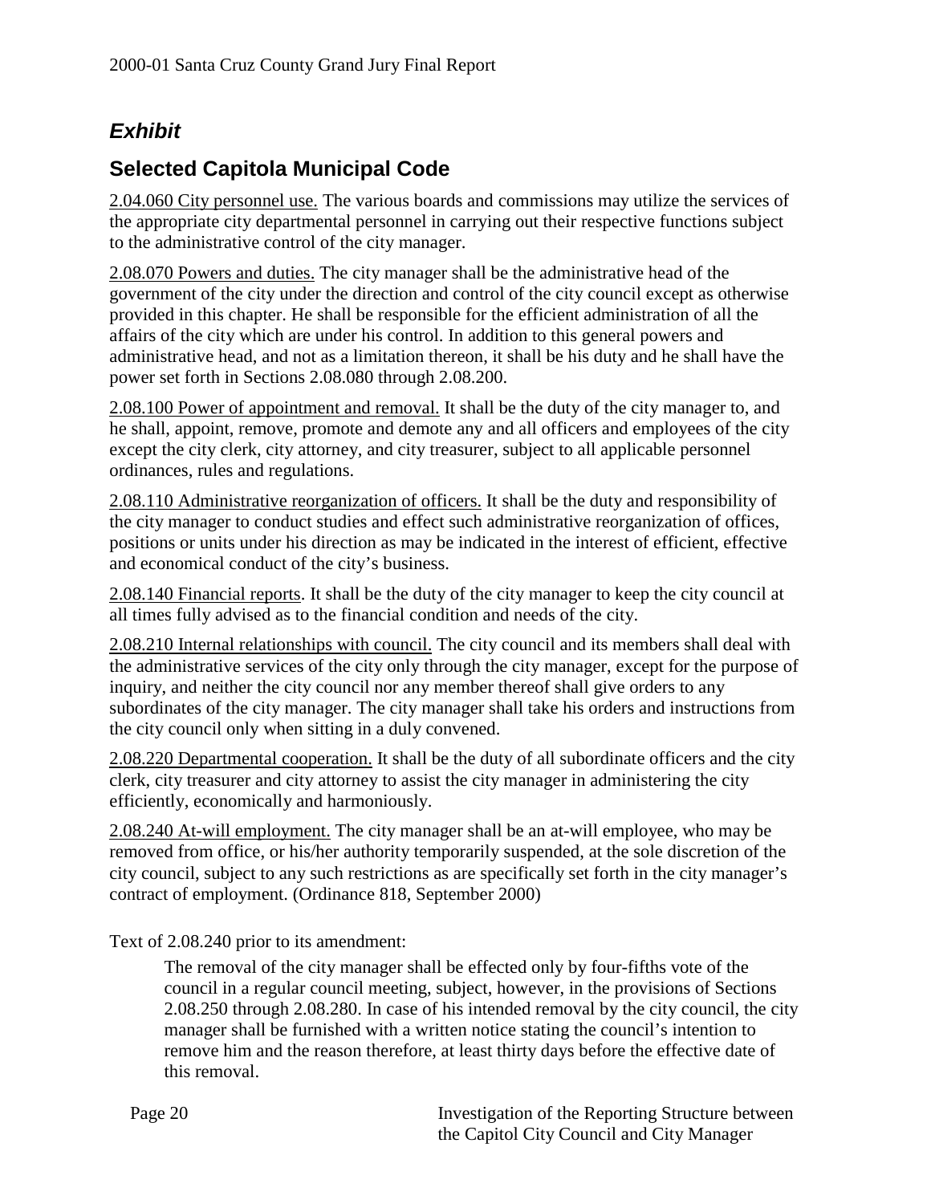## *Exhibit*

## Selected Capitola Municipal Code

2.04.060 City personnel use. The various boards and commissions may utilize the services of the appropriate city departmental personnel in carrying out their respective functions subject to the administrative control of the city manager.

2.08.070 Powers and duties. The city manager shall be the administrative head of the government of the city under the direction and control of the city council except as otherwise provided in this chapter. He shall be responsible for the efficient administration of all the affairs of the city which are under his control. In addition to this general powers and administrative head, and not as a limitation thereon, it shall be his duty and he shall have the power set forth in Sections 2.08.080 through 2.08.200.

2.08.100 Power of appointment and removal. It shall be the duty of the city manager to, and he shall, appoint, remove, promote and demote any and all officers and employees of the city except the city clerk, city attorney, and city treasurer, subject to all applicable personnel ordinances, rules and regulations.

2.08.110 Administrative reorganization of officers. It shall be the duty and responsibility of the city manager to conduct studies and effect such administrative reorganization of offices, positions or units under his direction as may be indicated in the interest of efficient, effective and economical conduct of the city's business.

2.08.140 Financial reports. It shall be the duty of the city manager to keep the city council at all times fully advised as to the financial condition and needs of the city.

2.08.210 Internal relationships with council. The city council and its members shall deal with the administrative services of the city only through the city manager, except for the purpose of inquiry, and neither the city council nor any member thereof shall give orders to any subordinates of the city manager. The city manager shall take his orders and instructions from the city council only when sitting in a duly convened.

2.08.220 Departmental cooperation. It shall be the duty of all subordinate officers and the city clerk, city treasurer and city attorney to assist the city manager in administering the city efficiently, economically and harmoniously.

2.08.240 At-will employment. The city manager shall be an at-will employee, who may be removed from office, or his/her authority temporarily suspended, at the sole discretion of the city council, subject to any such restrictions as are specifically set forth in the city manager's contract of employment. (Ordinance 818, September 2000)

Text of 2.08.240 prior to its amendment:

> The removal of the city manager shall be effected only by four-fifths vote of the council in a regular council meeting, subject, however, in the provisions of Sections 2.08.250 through 2.08.280. In case of his intended removal by the city council, the city manager shall be furnished with a written notice stating the council's intention to remove him and the reason therefore, at least thirty days before the effective date of this removal.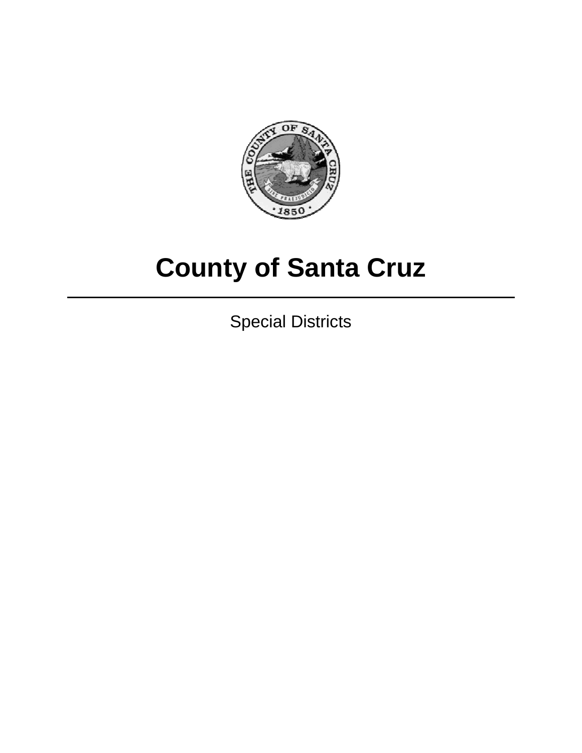# County of Santa Cruz

---

Special Districts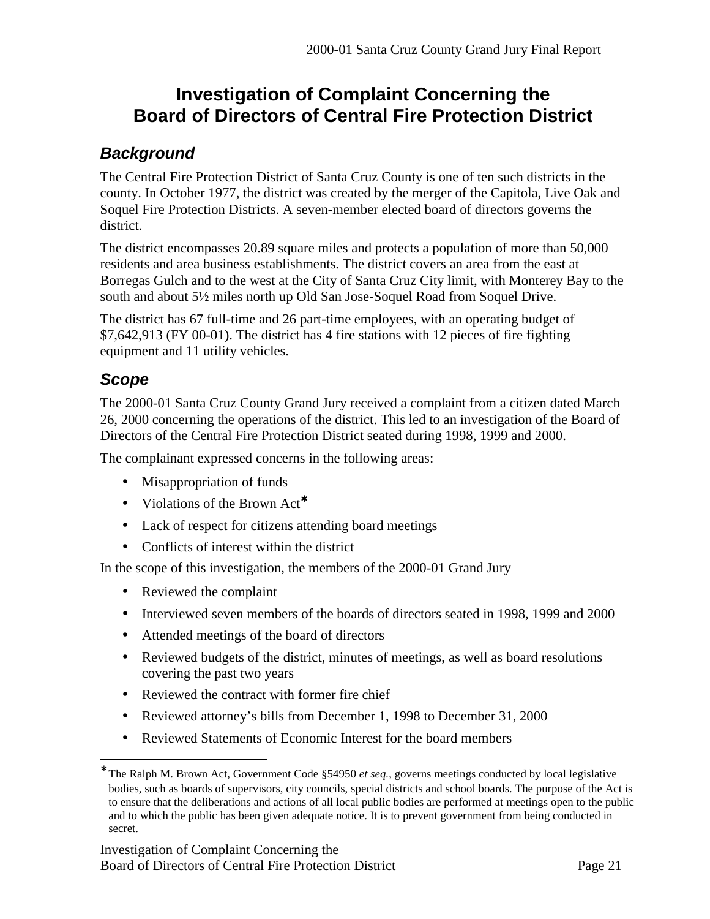# Investigation of Complaint Concerning the Board of Directors of Central Fire Protection District

## *Background*

The Central Fire Protection District of Santa Cruz County is one of ten such districts in the county. In October 1977, the district was created by the merger of the Capitola, Live Oak and Soquel Fire Protection Districts. A seven-member elected board of directors governs the district.

The district encompasses 20.89 square miles and protects a population of more than 50,000 residents and area business establishments. The district covers an area from the east at Borregas Gulch and to the west at the City of Santa Cruz City limit, with Monterey Bay to the south and about 5½ miles north up Old San Jose-Soquel Road from Soquel Drive.

The district has 67 full-time and 26 part-time employees, with an operating budget of $7,642,913 (FY 00-01). The district has 4 fire stations with 12 pieces of fire fighting equipment and 11 utility vehicles.

## *Scope*

The 2000-01 Santa Cruz County Grand Jury received a complaint from a citizen dated March 26, 2000 concerning the operations of the district. This led to an investigation of the Board of Directors of the Central Fire Protection District seated during 1998, 1999 and 2000.

The complainant expressed concerns in the following areas:

- Misappropriation of funds
- Violations of the Brown Act*
- Lack of respect for citizens attending board meetings
- Conflicts of interest within the district

In the scope of this investigation, the members of the 2000-01 Grand Jury

- Reviewed the complaint
- Interviewed seven members of the boards of directors seated in 1998, 1999 and 2000
- Attended meetings of the board of directors
- Reviewed budgets of the district, minutes of meetings, as well as board resolutions covering the past two years
- Reviewed the contract with former fire chief
- Reviewed attorney's bills from December 1, 1998 to December 31, 2000
- Reviewed Statements of Economic Interest for the board members

---

* The Ralph M. Brown Act, Government Code §54950 *et seq.*, governs meetings conducted by local legislative bodies, such as boards of supervisors, city councils, special districts and school boards. The purpose of the Act is to ensure that the deliberations and actions of all local public bodies are performed at meetings open to the public and to which the public has been given adequate notice. It is to prevent government from being conducted in secret.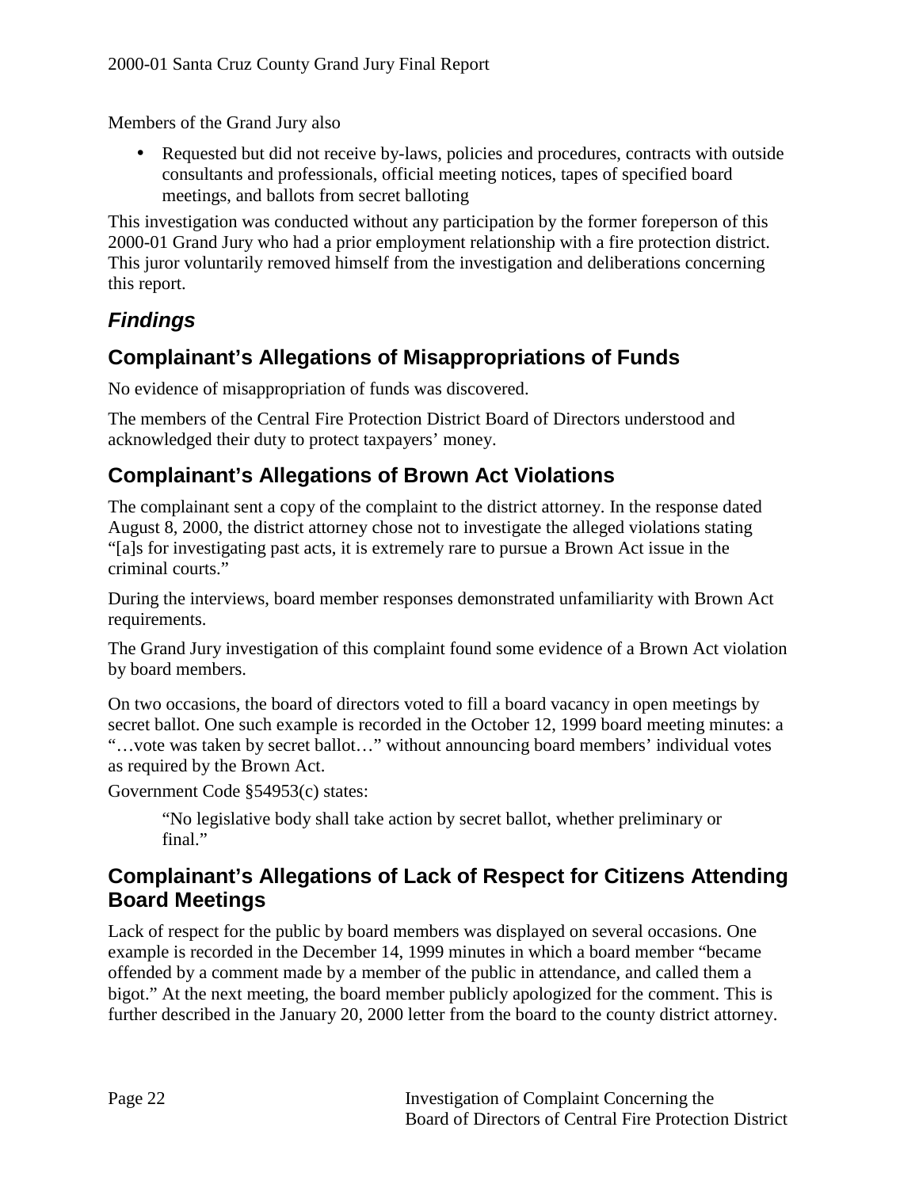Members of the Grand Jury also

- Requested but did not receive by-laws, policies and procedures, contracts with outside consultants and professionals, official meeting notices, tapes of specified board meetings, and ballots from secret balloting

This investigation was conducted without any participation by the former foreperson of this 2000-01 Grand Jury who had a prior employment relationship with a fire protection district. This juror voluntarily removed himself from the investigation and deliberations concerning this report.

## *Findings*

### Complainant's Allegations of Misappropriations of Funds

No evidence of misappropriation of funds was discovered.

The members of the Central Fire Protection District Board of Directors understood and acknowledged their duty to protect taxpayers' money.

### Complainant's Allegations of Brown Act Violations

The complainant sent a copy of the complaint to the district attorney. In the response dated August 8, 2000, the district attorney chose not to investigate the alleged violations stating "[a]s for investigating past acts, it is extremely rare to pursue a Brown Act issue in the criminal courts."

During the interviews, board member responses demonstrated unfamiliarity with Brown Act requirements.

The Grand Jury investigation of this complaint found some evidence of a Brown Act violation by board members.

On two occasions, the board of directors voted to fill a board vacancy in open meetings by secret ballot. One such example is recorded in the October 12, 1999 board meeting minutes: a "…vote was taken by secret ballot…" without announcing board members' individual votes as required by the Brown Act.

Government Code §54953(c) states:

> "No legislative body shall take action by secret ballot, whether preliminary or final."

### Complainant's Allegations of Lack of Respect for Citizens Attending Board Meetings

Lack of respect for the public by board members was displayed on several occasions. One example is recorded in the December 14, 1999 minutes in which a board member "became offended by a comment made by a member of the public in attendance, and called them a bigot." At the next meeting, the board member publicly apologized for the comment. This is further described in the January 20, 2000 letter from the board to the county district attorney.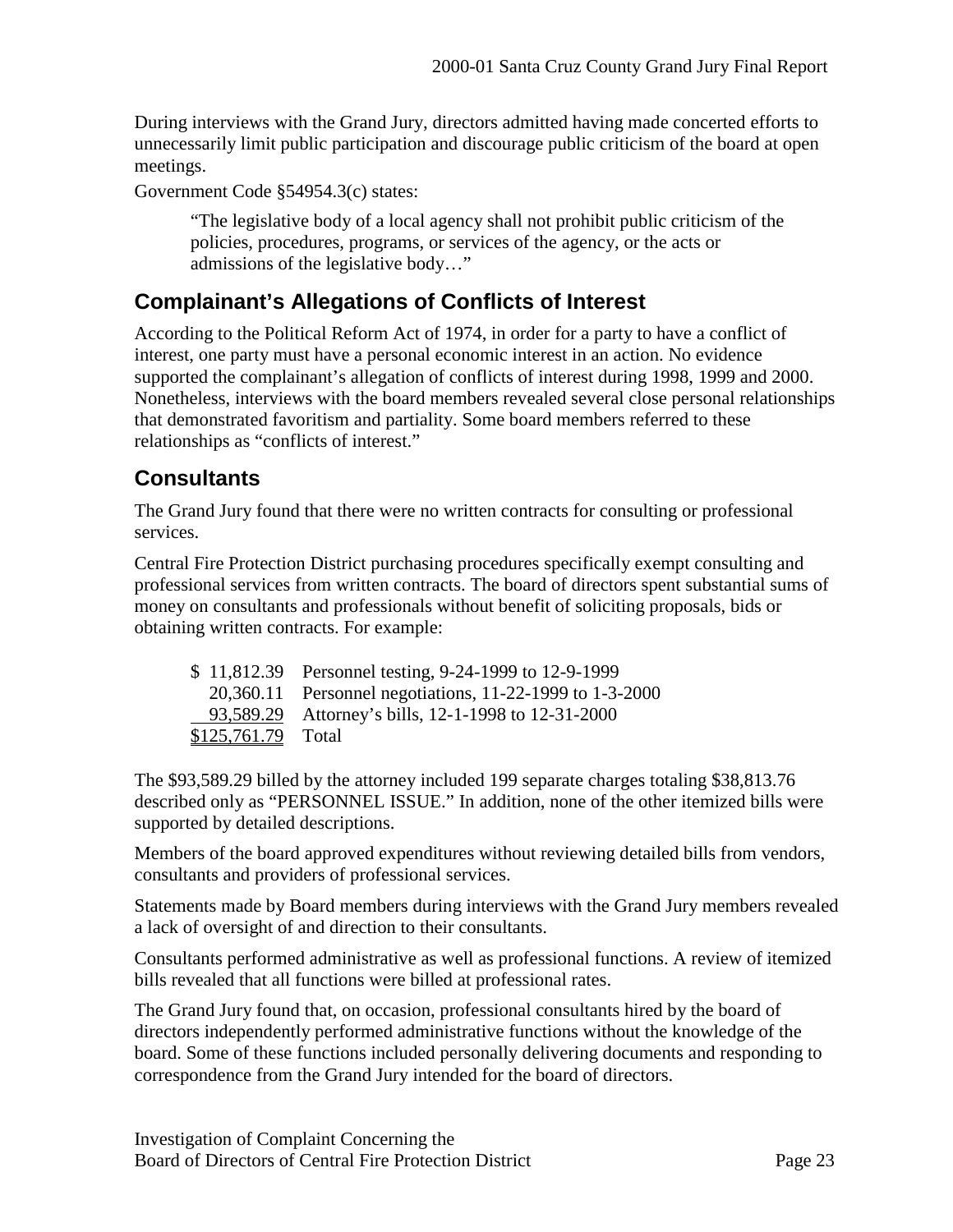During interviews with the Grand Jury, directors admitted having made concerted efforts to unnecessarily limit public participation and discourage public criticism of the board at open meetings.

Government Code §54954.3(c) states:

> "The legislative body of a local agency shall not prohibit public criticism of the policies, procedures, programs, or services of the agency, or the acts or admissions of the legislative body…"

## Complainant's Allegations of Conflicts of Interest

According to the Political Reform Act of 1974, in order for a party to have a conflict of interest, one party must have a personal economic interest in an action. No evidence supported the complainant's allegation of conflicts of interest during 1998, 1999 and 2000. Nonetheless, interviews with the board members revealed several close personal relationships that demonstrated favoritism and partiality. Some board members referred to these relationships as "conflicts of interest."

## Consultants

The Grand Jury found that there were no written contracts for consulting or professional services.

Central Fire Protection District purchasing procedures specifically exempt consulting and professional services from written contracts. The board of directors spent substantial sums of money on consultants and professionals without benefit of soliciting proposals, bids or obtaining written contracts. For example:

| Amount | Description |
|---|---|
| $ 11,812.39 | Personnel testing, 9-24-1999 to 12-9-1999 |
| 20,360.11 | Personnel negotiations, 11-22-1999 to 1-3-2000 |
| 93,589.29 | Attorney's bills, 12-1-1998 to 12-31-2000 |
| $125,761.79 | Total |

The $93,589.29 billed by the attorney included 199 separate charges totaling $38,813.76 described only as "PERSONNEL ISSUE." In addition, none of the other itemized bills were supported by detailed descriptions.

Members of the board approved expenditures without reviewing detailed bills from vendors, consultants and providers of professional services.

Statements made by Board members during interviews with the Grand Jury members revealed a lack of oversight of and direction to their consultants.

Consultants performed administrative as well as professional functions. A review of itemized bills revealed that all functions were billed at professional rates.

The Grand Jury found that, on occasion, professional consultants hired by the board of directors independently performed administrative functions without the knowledge of the board. Some of these functions included personally delivering documents and responding to correspondence from the Grand Jury intended for the board of directors.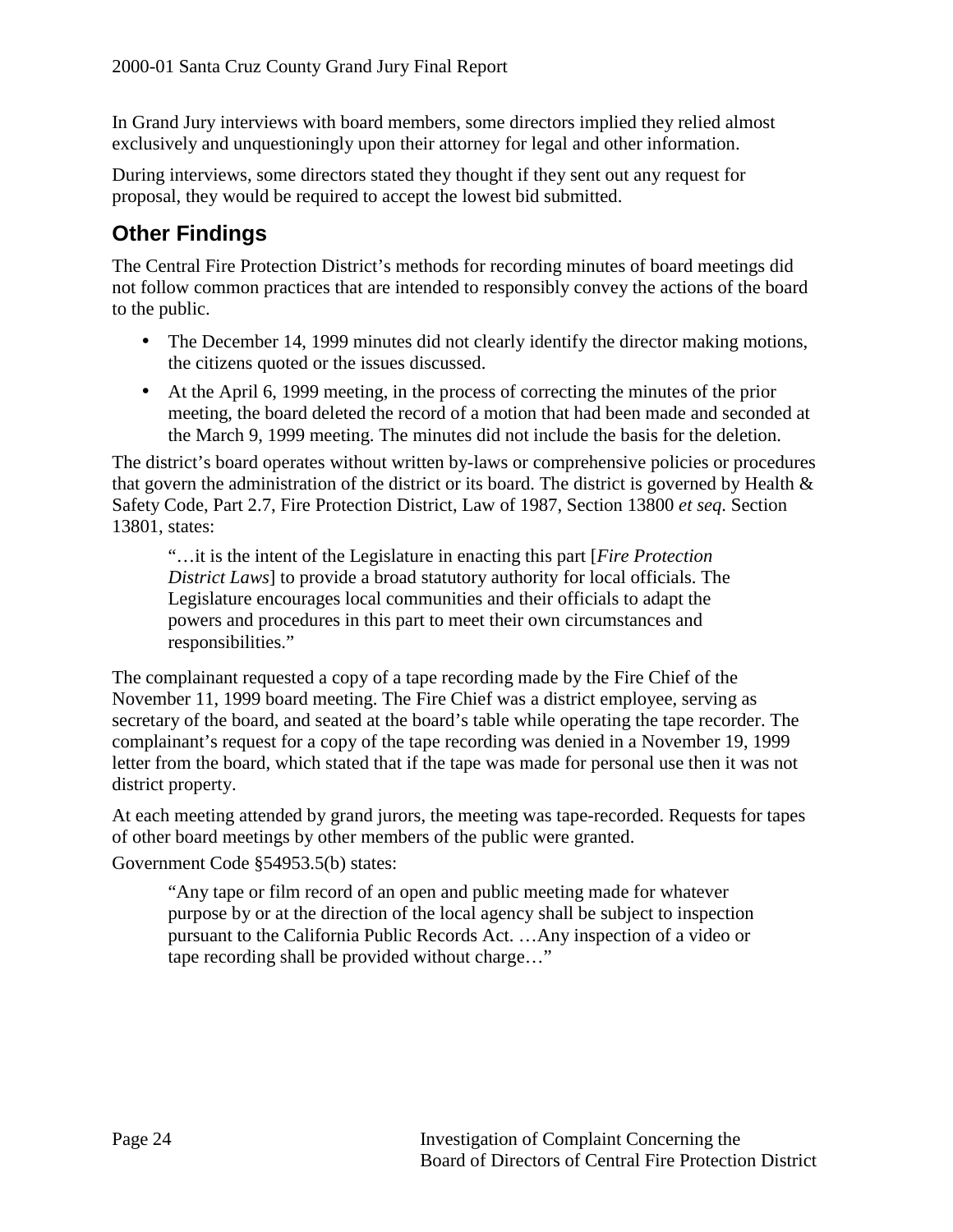In Grand Jury interviews with board members, some directors implied they relied almost exclusively and unquestioningly upon their attorney for legal and other information.

During interviews, some directors stated they thought if they sent out any request for proposal, they would be required to accept the lowest bid submitted.

## Other Findings

The Central Fire Protection District's methods for recording minutes of board meetings did not follow common practices that are intended to responsibly convey the actions of the board to the public.

- The December 14, 1999 minutes did not clearly identify the director making motions, the citizens quoted or the issues discussed.
- At the April 6, 1999 meeting, in the process of correcting the minutes of the prior meeting, the board deleted the record of a motion that had been made and seconded at the March 9, 1999 meeting. The minutes did not include the basis for the deletion.

The district's board operates without written by-laws or comprehensive policies or procedures that govern the administration of the district or its board. The district is governed by Health & Safety Code, Part 2.7, Fire Protection District, Law of 1987, Section 13800 *et seq*. Section 13801, states:

> "…it is the intent of the Legislature in enacting this part [*Fire Protection District Laws*] to provide a broad statutory authority for local officials. The Legislature encourages local communities and their officials to adapt the powers and procedures in this part to meet their own circumstances and responsibilities."

The complainant requested a copy of a tape recording made by the Fire Chief of the November 11, 1999 board meeting. The Fire Chief was a district employee, serving as secretary of the board, and seated at the board's table while operating the tape recorder. The complainant's request for a copy of the tape recording was denied in a November 19, 1999 letter from the board, which stated that if the tape was made for personal use then it was not district property.

At each meeting attended by grand jurors, the meeting was tape-recorded. Requests for tapes of other board meetings by other members of the public were granted.

Government Code §54953.5(b) states:

> "Any tape or film record of an open and public meeting made for whatever purpose by or at the direction of the local agency shall be subject to inspection pursuant to the California Public Records Act. …Any inspection of a video or tape recording shall be provided without charge…"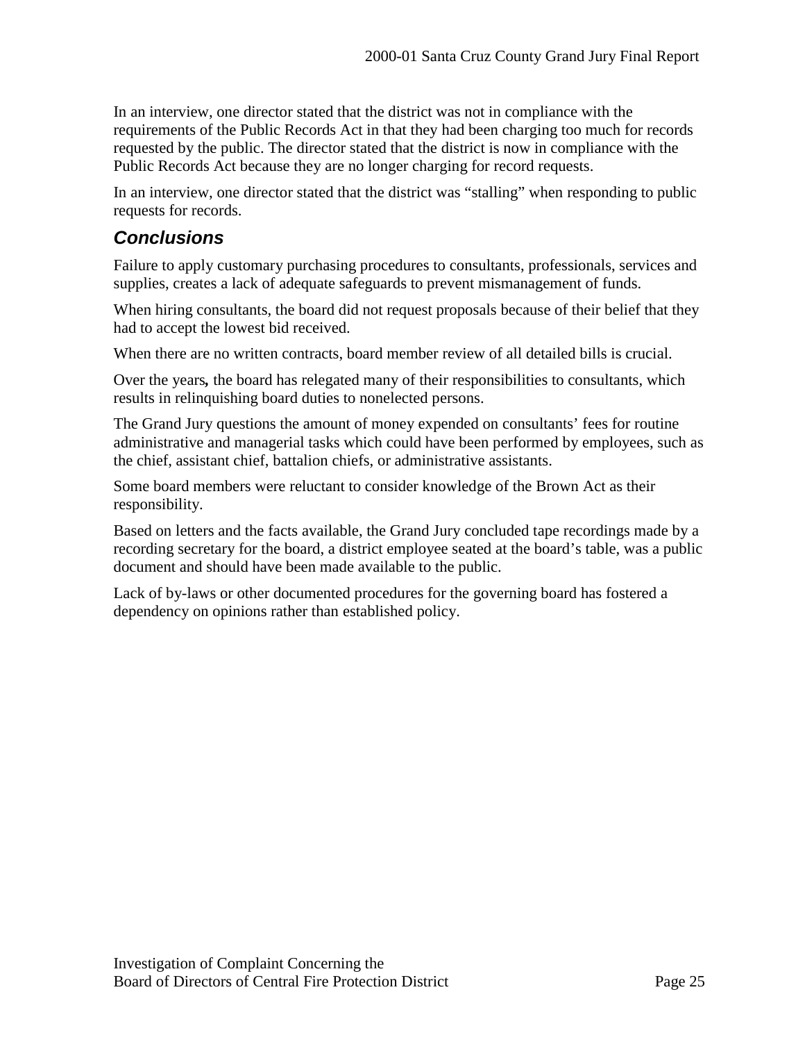In an interview, one director stated that the district was not in compliance with the requirements of the Public Records Act in that they had been charging too much for records requested by the public. The director stated that the district is now in compliance with the Public Records Act because they are no longer charging for record requests.

In an interview, one director stated that the district was "stalling" when responding to public requests for records.

## Conclusions

Failure to apply customary purchasing procedures to consultants, professionals, services and supplies, creates a lack of adequate safeguards to prevent mismanagement of funds.

When hiring consultants, the board did not request proposals because of their belief that they had to accept the lowest bid received.

When there are no written contracts, board member review of all detailed bills is crucial.

Over the years**,** the board has relegated many of their responsibilities to consultants, which results in relinquishing board duties to nonelected persons.

The Grand Jury questions the amount of money expended on consultants' fees for routine administrative and managerial tasks which could have been performed by employees, such as the chief, assistant chief, battalion chiefs, or administrative assistants.

Some board members were reluctant to consider knowledge of the Brown Act as their responsibility.

Based on letters and the facts available, the Grand Jury concluded tape recordings made by a recording secretary for the board, a district employee seated at the board's table, was a public document and should have been made available to the public.

Lack of by-laws or other documented procedures for the governing board has fostered a dependency on opinions rather than established policy.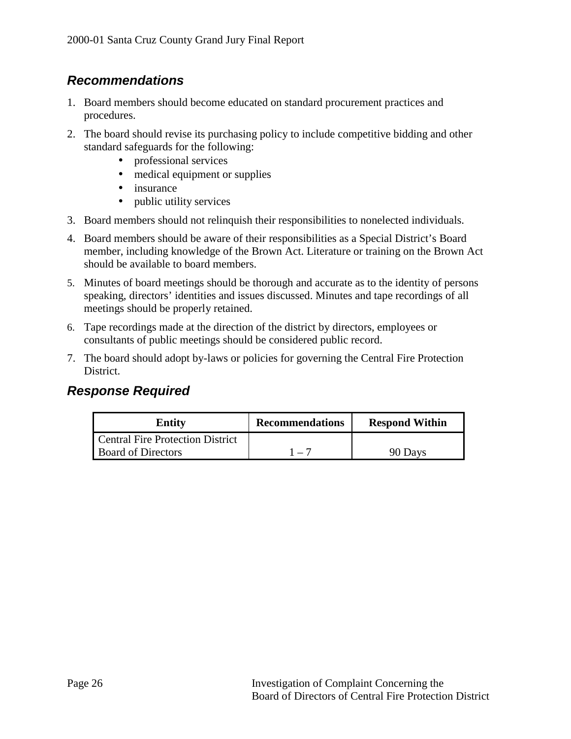### *Recommendations*

1. Board members should become educated on standard procurement practices and procedures.
2. The board should revise its purchasing policy to include competitive bidding and other standard safeguards for the following:
    - professional services
    - medical equipment or supplies
    - insurance
    - public utility services
3. Board members should not relinquish their responsibilities to nonelected individuals.
4. Board members should be aware of their responsibilities as a Special District's Board member, including knowledge of the Brown Act. Literature or training on the Brown Act should be available to board members.
5. Minutes of board meetings should be thorough and accurate as to the identity of persons speaking, directors' identities and issues discussed. Minutes and tape recordings of all meetings should be properly retained.
6. Tape recordings made at the direction of the district by directors, employees or consultants of public meetings should be considered public record.
7. The board should adopt by-laws or policies for governing the Central Fire Protection District.

### *Response Required*

| Entity | Recommendations | Respond Within |
|---|---|---|
| Central Fire Protection District Board of Directors | 1 – 7 | 90 Days |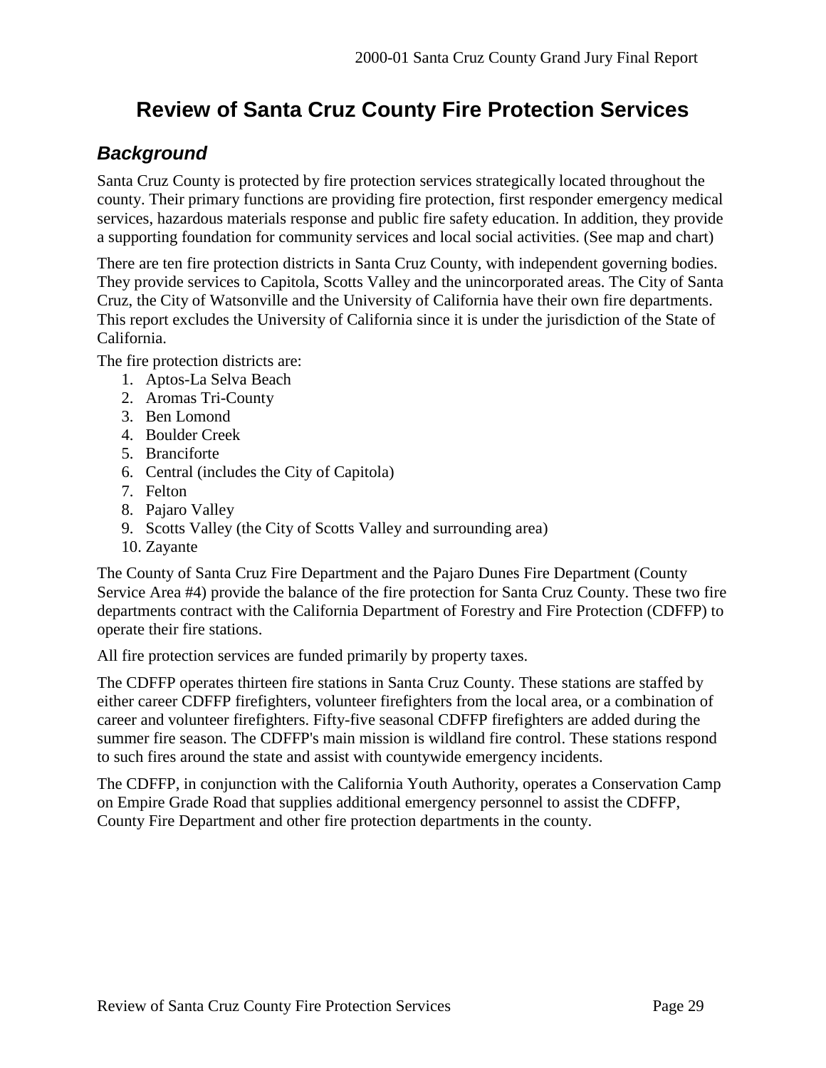# Review of Santa Cruz County Fire Protection Services

## *Background*

Santa Cruz County is protected by fire protection services strategically located throughout the county. Their primary functions are providing fire protection, first responder emergency medical services, hazardous materials response and public fire safety education. In addition, they provide a supporting foundation for community services and local social activities. (See map and chart)

There are ten fire protection districts in Santa Cruz County, with independent governing bodies. They provide services to Capitola, Scotts Valley and the unincorporated areas. The City of Santa Cruz, the City of Watsonville and the University of California have their own fire departments. This report excludes the University of California since it is under the jurisdiction of the State of California.

The fire protection districts are:

1. Aptos-La Selva Beach
2. Aromas Tri-County
3. Ben Lomond
4. Boulder Creek
5. Branciforte
6. Central (includes the City of Capitola)
7. Felton
8. Pajaro Valley
9. Scotts Valley (the City of Scotts Valley and surrounding area)
10. Zayante

The County of Santa Cruz Fire Department and the Pajaro Dunes Fire Department (County Service Area #4) provide the balance of the fire protection for Santa Cruz County. These two fire departments contract with the California Department of Forestry and Fire Protection (CDFFP) to operate their fire stations.

All fire protection services are funded primarily by property taxes.

The CDFFP operates thirteen fire stations in Santa Cruz County. These stations are staffed by either career CDFFP firefighters, volunteer firefighters from the local area, or a combination of career and volunteer firefighters. Fifty-five seasonal CDFFP firefighters are added during the summer fire season. The CDFFP's main mission is wildland fire control. These stations respond to such fires around the state and assist with countywide emergency incidents.

The CDFFP, in conjunction with the California Youth Authority, operates a Conservation Camp on Empire Grade Road that supplies additional emergency personnel to assist the CDFFP, County Fire Department and other fire protection departments in the county.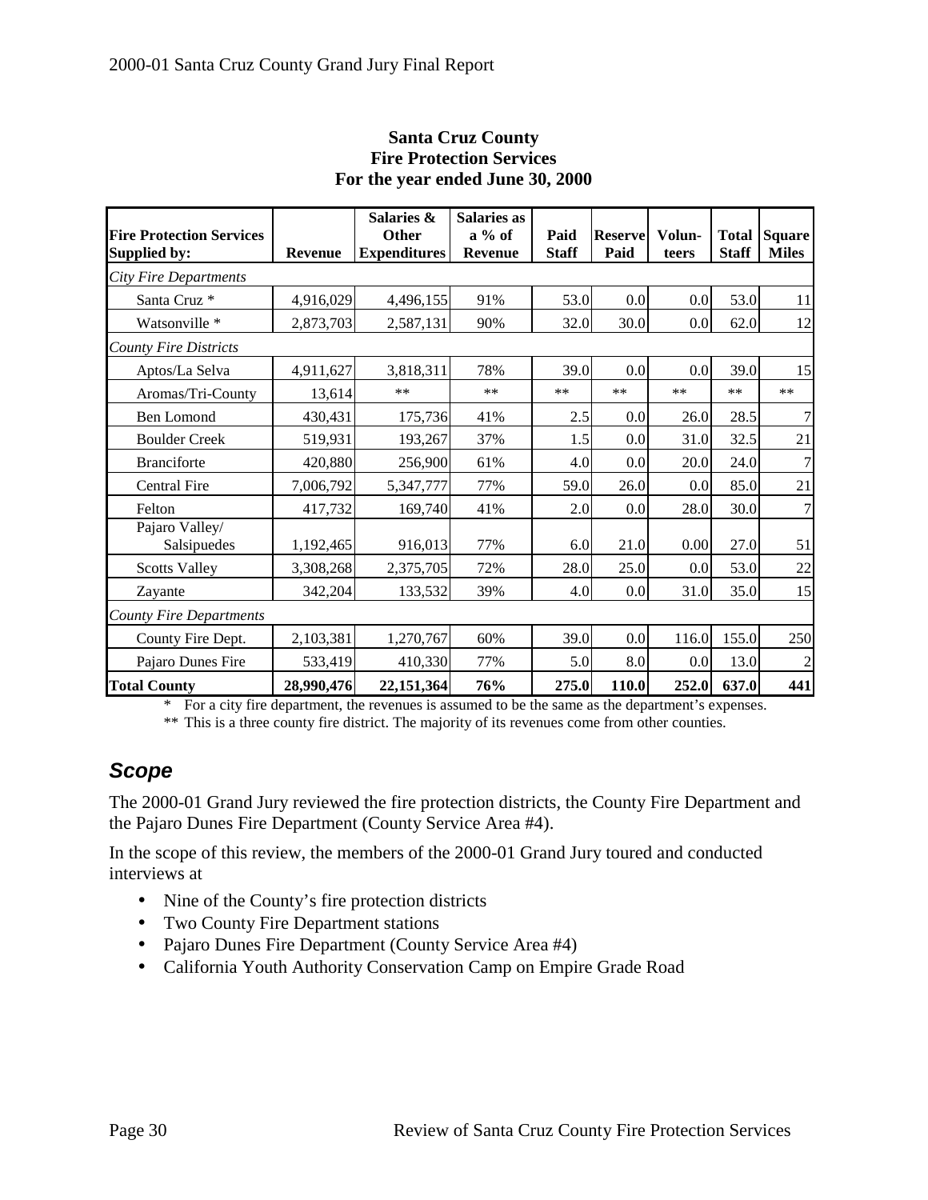**Santa Cruz County**
**Fire Protection Services**
**For the year ended June 30, 2000**

| Fire Protection Services Supplied by: | Revenue | Salaries & Other Expenditures | Salaries as a % of Revenue | Paid Staff | Reserve Paid | Volun-teers | Total Staff | Square Miles |
|---|---|---|---|---|---|---|---|---|
| *City Fire Departments* | | | | | | | | |
| Santa Cruz * | 4,916,029 | 4,496,155 | 91% | 53.0 | 0.0 | 0.0 | 53.0 | 11 |
| Watsonville * | 2,873,703 | 2,587,131 | 90% | 32.0 | 30.0 | 0.0 | 62.0 | 12 |
| *County Fire Districts* | | | | | | | | |
| Aptos/La Selva | 4,911,627 | 3,818,311 | 78% | 39.0 | 0.0 | 0.0 | 39.0 | 15 |
| Aromas/Tri-County | 13,614 | ** | ** | ** | ** | ** | ** | ** |
| Ben Lomond | 430,431 | 175,736 | 41% | 2.5 | 0.0 | 26.0 | 28.5 | 7 |
| Boulder Creek | 519,931 | 193,267 | 37% | 1.5 | 0.0 | 31.0 | 32.5 | 21 |
| Branciforte | 420,880 | 256,900 | 61% | 4.0 | 0.0 | 20.0 | 24.0 | 7 |
| Central Fire | 7,006,792 | 5,347,777 | 77% | 59.0 | 26.0 | 0.0 | 85.0 | 21 |
| Felton | 417,732 | 169,740 | 41% | 2.0 | 0.0 | 28.0 | 30.0 | 7 |
| Pajaro Valley/ Salsipuedes | 1,192,465 | 916,013 | 77% | 6.0 | 21.0 | 0.00 | 27.0 | 51 |
| Scotts Valley | 3,308,268 | 2,375,705 | 72% | 28.0 | 25.0 | 0.0 | 53.0 | 22 |
| Zayante | 342,204 | 133,532 | 39% | 4.0 | 0.0 | 31.0 | 35.0 | 15 |
| *County Fire Departments* | | | | | | | | |
| County Fire Dept. | 2,103,381 | 1,270,767 | 60% | 39.0 | 0.0 | 116.0 | 155.0 | 250 |
| Pajaro Dunes Fire | 533,419 | 410,330 | 77% | 5.0 | 8.0 | 0.0 | 13.0 | 2 |
| **Total County** | **28,990,476** | **22,151,364** | **76%** | **275.0** | **110.0** | **252.0** | **637.0** | **441** |

\* For a city fire department, the revenues is assumed to be the same as the department's expenses.

** This is a three county fire district. The majority of its revenues come from other counties.

## *Scope*

The 2000-01 Grand Jury reviewed the fire protection districts, the County Fire Department and the Pajaro Dunes Fire Department (County Service Area #4).

In the scope of this review, the members of the 2000-01 Grand Jury toured and conducted interviews at

- Nine of the County's fire protection districts
- Two County Fire Department stations
- Pajaro Dunes Fire Department (County Service Area #4)
- California Youth Authority Conservation Camp on Empire Grade Road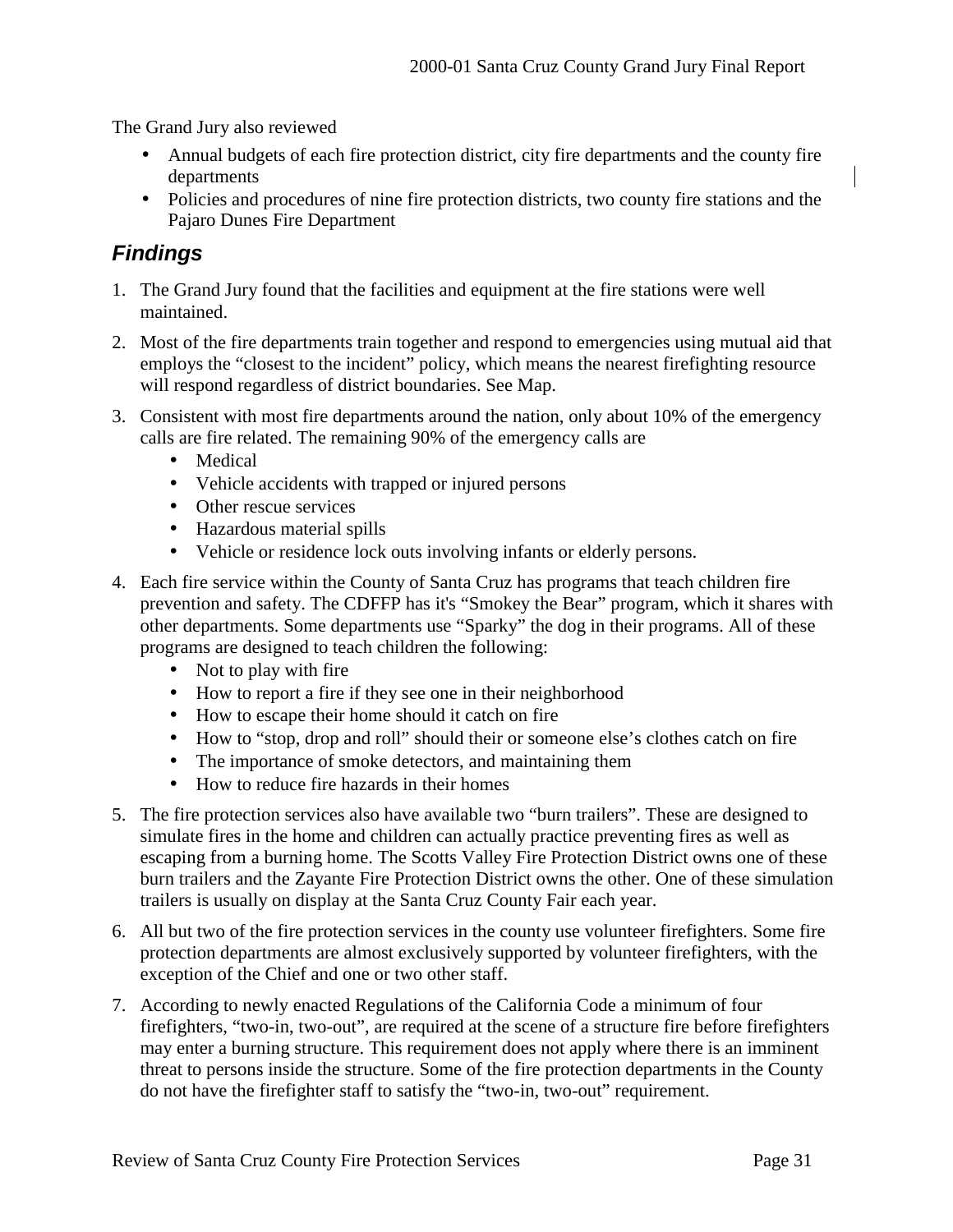The Grand Jury also reviewed

- Annual budgets of each fire protection district, city fire departments and the county fire departments
- Policies and procedures of nine fire protection districts, two county fire stations and the Pajaro Dunes Fire Department

## *Findings*

1. The Grand Jury found that the facilities and equipment at the fire stations were well maintained.

2. Most of the fire departments train together and respond to emergencies using mutual aid that employs the "closest to the incident" policy, which means the nearest firefighting resource will respond regardless of district boundaries. See Map.

3. Consistent with most fire departments around the nation, only about 10% of the emergency calls are fire related. The remaining 90% of the emergency calls are
   - Medical
   - Vehicle accidents with trapped or injured persons
   - Other rescue services
   - Hazardous material spills
   - Vehicle or residence lock outs involving infants or elderly persons.

4. Each fire service within the County of Santa Cruz has programs that teach children fire prevention and safety. The CDFFP has it's "Smokey the Bear" program, which it shares with other departments. Some departments use "Sparky" the dog in their programs. All of these programs are designed to teach children the following:
   - Not to play with fire
   - How to report a fire if they see one in their neighborhood
   - How to escape their home should it catch on fire
   - How to "stop, drop and roll" should their or someone else's clothes catch on fire
   - The importance of smoke detectors, and maintaining them
   - How to reduce fire hazards in their homes

5. The fire protection services also have available two "burn trailers". These are designed to simulate fires in the home and children can actually practice preventing fires as well as escaping from a burning home. The Scotts Valley Fire Protection District owns one of these burn trailers and the Zayante Fire Protection District owns the other. One of these simulation trailers is usually on display at the Santa Cruz County Fair each year.

6. All but two of the fire protection services in the county use volunteer firefighters. Some fire protection departments are almost exclusively supported by volunteer firefighters, with the exception of the Chief and one or two other staff.

7. According to newly enacted Regulations of the California Code a minimum of four firefighters, "two-in, two-out", are required at the scene of a structure fire before firefighters may enter a burning structure. This requirement does not apply where there is an imminent threat to persons inside the structure. Some of the fire protection departments in the County do not have the firefighter staff to satisfy the "two-in, two-out" requirement.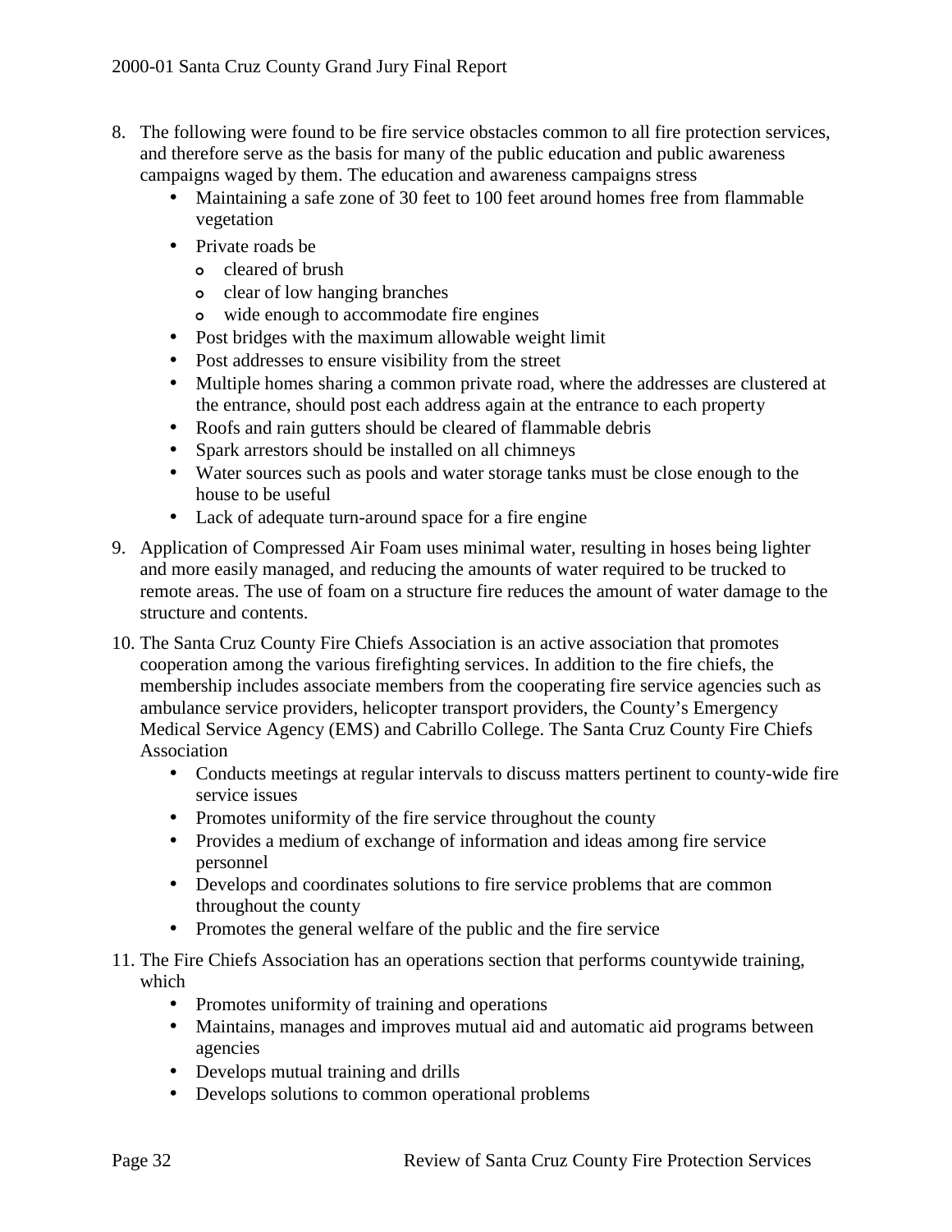8. The following were found to be fire service obstacles common to all fire protection services, and therefore serve as the basis for many of the public education and public awareness campaigns waged by them. The education and awareness campaigns stress
    - Maintaining a safe zone of 30 feet to 100 feet around homes free from flammable vegetation
    - Private roads be
        - cleared of brush
        - clear of low hanging branches
        - wide enough to accommodate fire engines
    - Post bridges with the maximum allowable weight limit
    - Post addresses to ensure visibility from the street
    - Multiple homes sharing a common private road, where the addresses are clustered at the entrance, should post each address again at the entrance to each property
    - Roofs and rain gutters should be cleared of flammable debris
    - Spark arrestors should be installed on all chimneys
    - Water sources such as pools and water storage tanks must be close enough to the house to be useful
    - Lack of adequate turn-around space for a fire engine

9. Application of Compressed Air Foam uses minimal water, resulting in hoses being lighter and more easily managed, and reducing the amounts of water required to be trucked to remote areas. The use of foam on a structure fire reduces the amount of water damage to the structure and contents.

10. The Santa Cruz County Fire Chiefs Association is an active association that promotes cooperation among the various firefighting services. In addition to the fire chiefs, the membership includes associate members from the cooperating fire service agencies such as ambulance service providers, helicopter transport providers, the County's Emergency Medical Service Agency (EMS) and Cabrillo College. The Santa Cruz County Fire Chiefs Association
    - Conducts meetings at regular intervals to discuss matters pertinent to county-wide fire service issues
    - Promotes uniformity of the fire service throughout the county
    - Provides a medium of exchange of information and ideas among fire service personnel
    - Develops and coordinates solutions to fire service problems that are common throughout the county
    - Promotes the general welfare of the public and the fire service

11. The Fire Chiefs Association has an operations section that performs countywide training, which
    - Promotes uniformity of training and operations
    - Maintains, manages and improves mutual aid and automatic aid programs between agencies
    - Develops mutual training and drills
    - Develops solutions to common operational problems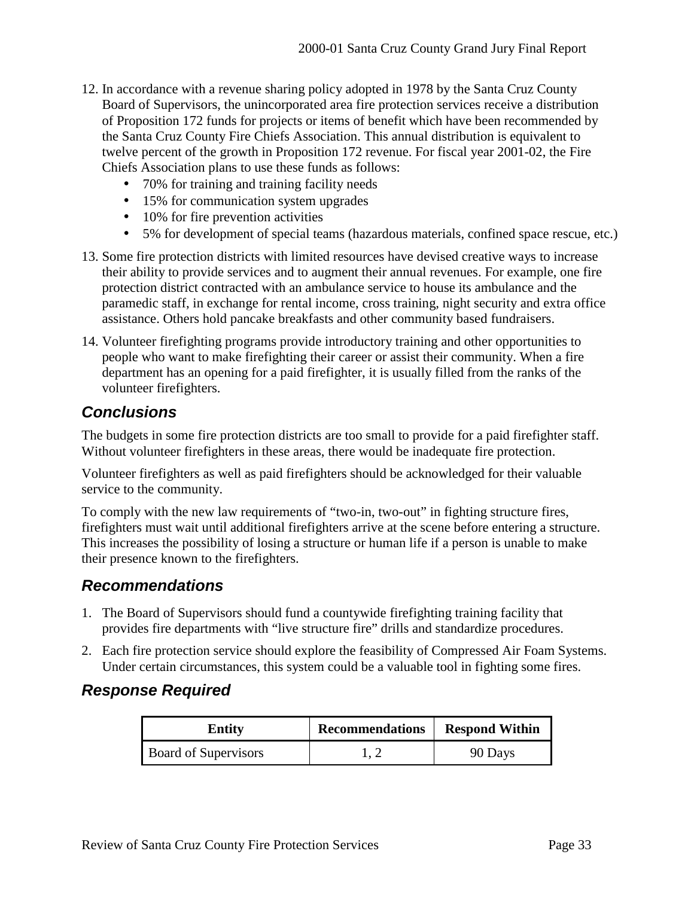12. In accordance with a revenue sharing policy adopted in 1978 by the Santa Cruz County Board of Supervisors, the unincorporated area fire protection services receive a distribution of Proposition 172 funds for projects or items of benefit which have been recommended by the Santa Cruz County Fire Chiefs Association. This annual distribution is equivalent to twelve percent of the growth in Proposition 172 revenue. For fiscal year 2001-02, the Fire Chiefs Association plans to use these funds as follows:
    - 70% for training and training facility needs
    - 15% for communication system upgrades
    - 10% for fire prevention activities
    - 5% for development of special teams (hazardous materials, confined space rescue, etc.)
13. Some fire protection districts with limited resources have devised creative ways to increase their ability to provide services and to augment their annual revenues. For example, one fire protection district contracted with an ambulance service to house its ambulance and the paramedic staff, in exchange for rental income, cross training, night security and extra office assistance. Others hold pancake breakfasts and other community based fundraisers.
14. Volunteer firefighting programs provide introductory training and other opportunities to people who want to make firefighting their career or assist their community. When a fire department has an opening for a paid firefighter, it is usually filled from the ranks of the volunteer firefighters.

## *Conclusions*

The budgets in some fire protection districts are too small to provide for a paid firefighter staff. Without volunteer firefighters in these areas, there would be inadequate fire protection.

Volunteer firefighters as well as paid firefighters should be acknowledged for their valuable service to the community.

To comply with the new law requirements of "two-in, two-out" in fighting structure fires, firefighters must wait until additional firefighters arrive at the scene before entering a structure. This increases the possibility of losing a structure or human life if a person is unable to make their presence known to the firefighters.

## *Recommendations*

1. The Board of Supervisors should fund a countywide firefighting training facility that provides fire departments with "live structure fire" drills and standardize procedures.
2. Each fire protection service should explore the feasibility of Compressed Air Foam Systems. Under certain circumstances, this system could be a valuable tool in fighting some fires.

## *Response Required*

| Entity | Recommendations | Respond Within |
|---|---|---|
| Board of Supervisors | 1, 2 | 90 Days |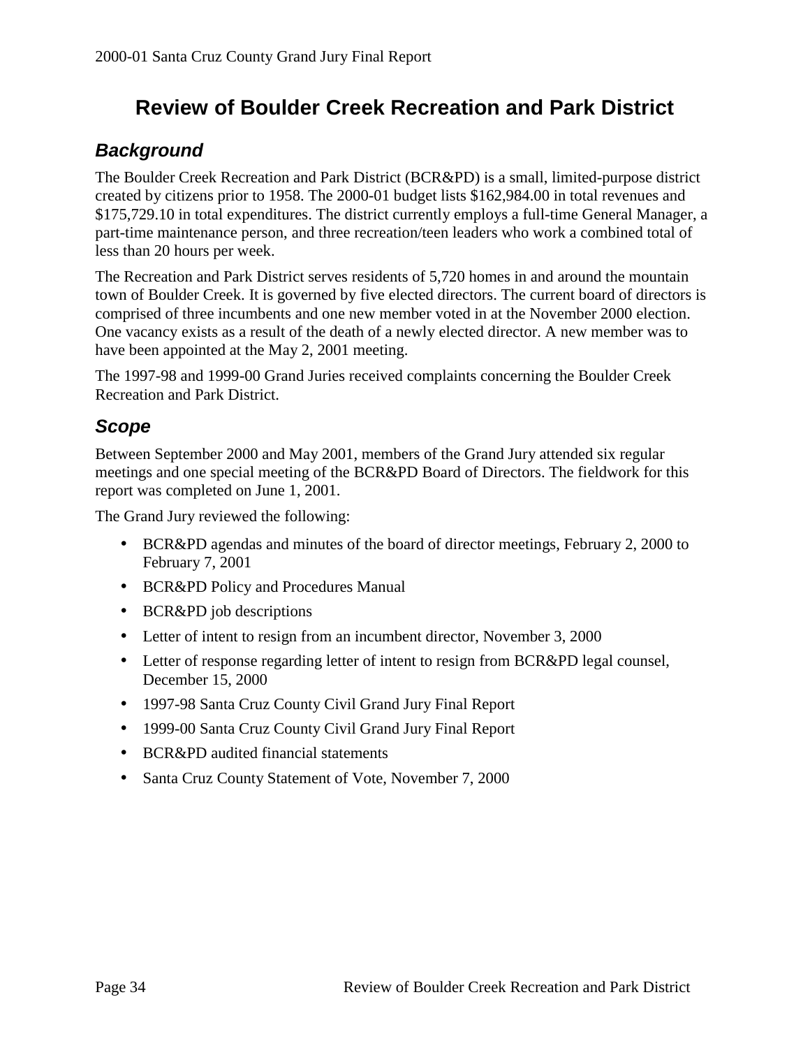# Review of Boulder Creek Recreation and Park District

## *Background*

The Boulder Creek Recreation and Park District (BCR&PD) is a small, limited-purpose district created by citizens prior to 1958. The 2000-01 budget lists $162,984.00 in total revenues and $175,729.10 in total expenditures. The district currently employs a full-time General Manager, a part-time maintenance person, and three recreation/teen leaders who work a combined total of less than 20 hours per week.

The Recreation and Park District serves residents of 5,720 homes in and around the mountain town of Boulder Creek. It is governed by five elected directors. The current board of directors is comprised of three incumbents and one new member voted in at the November 2000 election. One vacancy exists as a result of the death of a newly elected director. A new member was to have been appointed at the May 2, 2001 meeting.

The 1997-98 and 1999-00 Grand Juries received complaints concerning the Boulder Creek Recreation and Park District.

## *Scope*

Between September 2000 and May 2001, members of the Grand Jury attended six regular meetings and one special meeting of the BCR&PD Board of Directors. The fieldwork for this report was completed on June 1, 2001.

The Grand Jury reviewed the following:

- BCR&PD agendas and minutes of the board of director meetings, February 2, 2000 to February 7, 2001
- BCR&PD Policy and Procedures Manual
- BCR&PD job descriptions
- Letter of intent to resign from an incumbent director, November 3, 2000
- Letter of response regarding letter of intent to resign from BCR&PD legal counsel, December 15, 2000
- 1997-98 Santa Cruz County Civil Grand Jury Final Report
- 1999-00 Santa Cruz County Civil Grand Jury Final Report
- BCR&PD audited financial statements
- Santa Cruz County Statement of Vote, November 7, 2000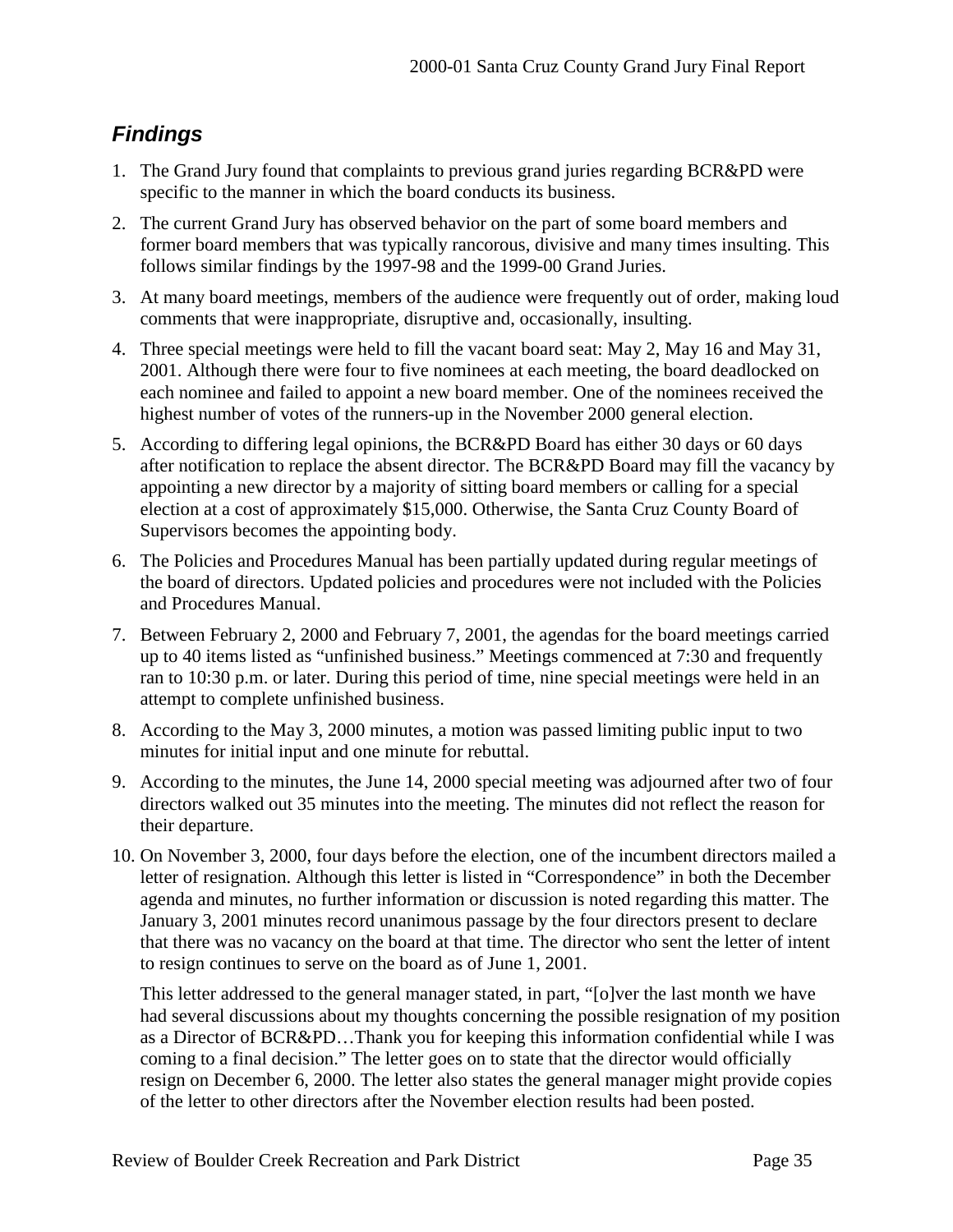## *Findings*

1. The Grand Jury found that complaints to previous grand juries regarding BCR&PD were specific to the manner in which the board conducts its business.
2. The current Grand Jury has observed behavior on the part of some board members and former board members that was typically rancorous, divisive and many times insulting. This follows similar findings by the 1997-98 and the 1999-00 Grand Juries.
3. At many board meetings, members of the audience were frequently out of order, making loud comments that were inappropriate, disruptive and, occasionally, insulting.
4. Three special meetings were held to fill the vacant board seat: May 2, May 16 and May 31, 2001. Although there were four to five nominees at each meeting, the board deadlocked on each nominee and failed to appoint a new board member. One of the nominees received the highest number of votes of the runners-up in the November 2000 general election.
5. According to differing legal opinions, the BCR&PD Board has either 30 days or 60 days after notification to replace the absent director. The BCR&PD Board may fill the vacancy by appointing a new director by a majority of sitting board members or calling for a special election at a cost of approximately $15,000. Otherwise, the Santa Cruz County Board of Supervisors becomes the appointing body.
6. The Policies and Procedures Manual has been partially updated during regular meetings of the board of directors. Updated policies and procedures were not included with the Policies and Procedures Manual.
7. Between February 2, 2000 and February 7, 2001, the agendas for the board meetings carried up to 40 items listed as "unfinished business." Meetings commenced at 7:30 and frequently ran to 10:30 p.m. or later. During this period of time, nine special meetings were held in an attempt to complete unfinished business.
8. According to the May 3, 2000 minutes, a motion was passed limiting public input to two minutes for initial input and one minute for rebuttal.
9. According to the minutes, the June 14, 2000 special meeting was adjourned after two of four directors walked out 35 minutes into the meeting. The minutes did not reflect the reason for their departure.
10. On November 3, 2000, four days before the election, one of the incumbent directors mailed a letter of resignation. Although this letter is listed in "Correspondence" in both the December agenda and minutes, no further information or discussion is noted regarding this matter. The January 3, 2001 minutes record unanimous passage by the four directors present to declare that there was no vacancy on the board at that time. The director who sent the letter of intent to resign continues to serve on the board as of June 1, 2001.

    This letter addressed to the general manager stated, in part, "[o]ver the last month we have had several discussions about my thoughts concerning the possible resignation of my position as a Director of BCR&PD…Thank you for keeping this information confidential while I was coming to a final decision." The letter goes on to state that the director would officially resign on December 6, 2000. The letter also states the general manager might provide copies of the letter to other directors after the November election results had been posted.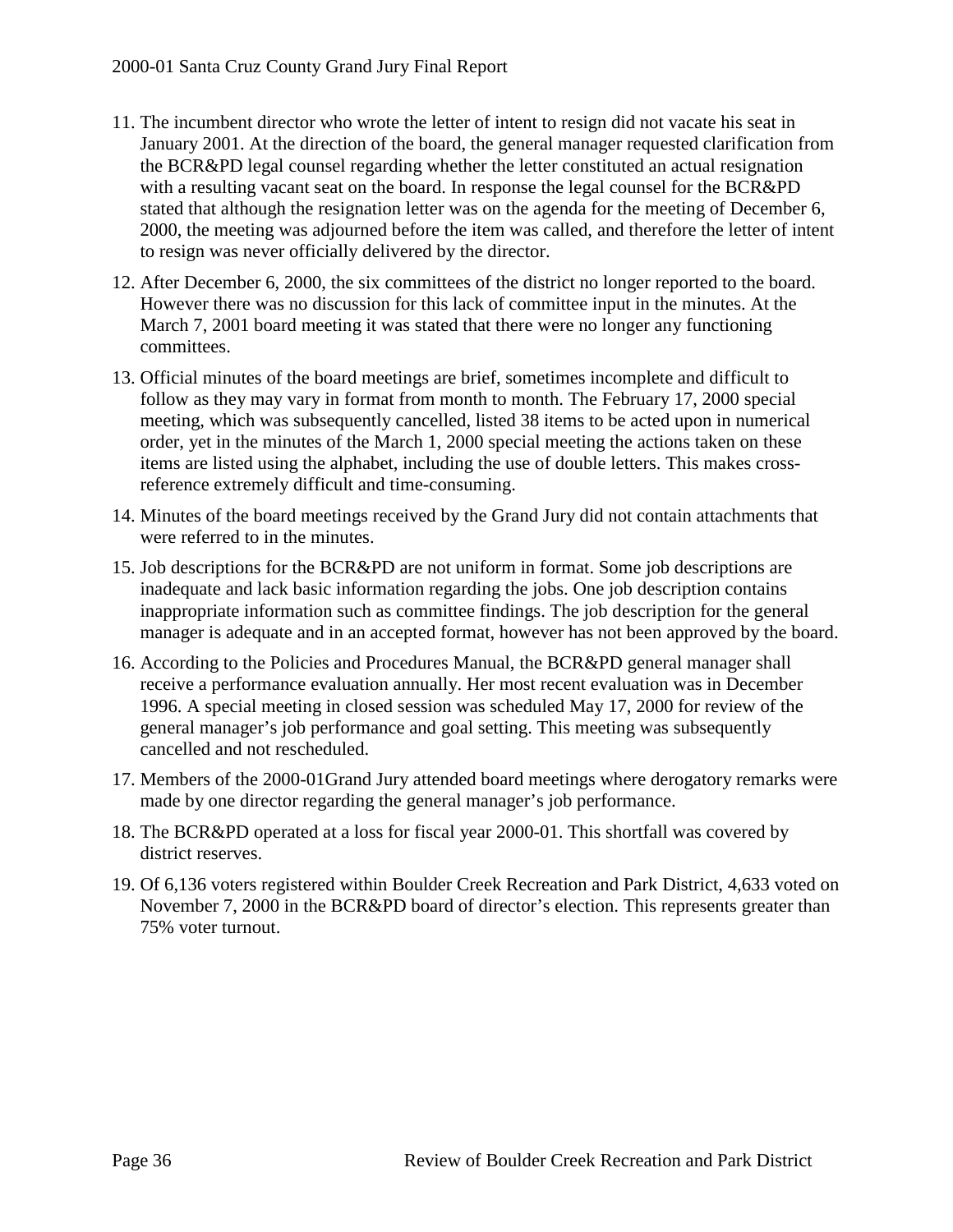11. The incumbent director who wrote the letter of intent to resign did not vacate his seat in January 2001. At the direction of the board, the general manager requested clarification from the BCR&PD legal counsel regarding whether the letter constituted an actual resignation with a resulting vacant seat on the board. In response the legal counsel for the BCR&PD stated that although the resignation letter was on the agenda for the meeting of December 6, 2000, the meeting was adjourned before the item was called, and therefore the letter of intent to resign was never officially delivered by the director.
12. After December 6, 2000, the six committees of the district no longer reported to the board. However there was no discussion for this lack of committee input in the minutes. At the March 7, 2001 board meeting it was stated that there were no longer any functioning committees.
13. Official minutes of the board meetings are brief, sometimes incomplete and difficult to follow as they may vary in format from month to month. The February 17, 2000 special meeting, which was subsequently cancelled, listed 38 items to be acted upon in numerical order, yet in the minutes of the March 1, 2000 special meeting the actions taken on these items are listed using the alphabet, including the use of double letters. This makes cross-reference extremely difficult and time-consuming.
14. Minutes of the board meetings received by the Grand Jury did not contain attachments that were referred to in the minutes.
15. Job descriptions for the BCR&PD are not uniform in format. Some job descriptions are inadequate and lack basic information regarding the jobs. One job description contains inappropriate information such as committee findings. The job description for the general manager is adequate and in an accepted format, however has not been approved by the board.
16. According to the Policies and Procedures Manual, the BCR&PD general manager shall receive a performance evaluation annually. Her most recent evaluation was in December 1996. A special meeting in closed session was scheduled May 17, 2000 for review of the general manager's job performance and goal setting. This meeting was subsequently cancelled and not rescheduled.
17. Members of the 2000-01Grand Jury attended board meetings where derogatory remarks were made by one director regarding the general manager's job performance.
18. The BCR&PD operated at a loss for fiscal year 2000-01. This shortfall was covered by district reserves.
19. Of 6,136 voters registered within Boulder Creek Recreation and Park District, 4,633 voted on November 7, 2000 in the BCR&PD board of director's election. This represents greater than 75% voter turnout.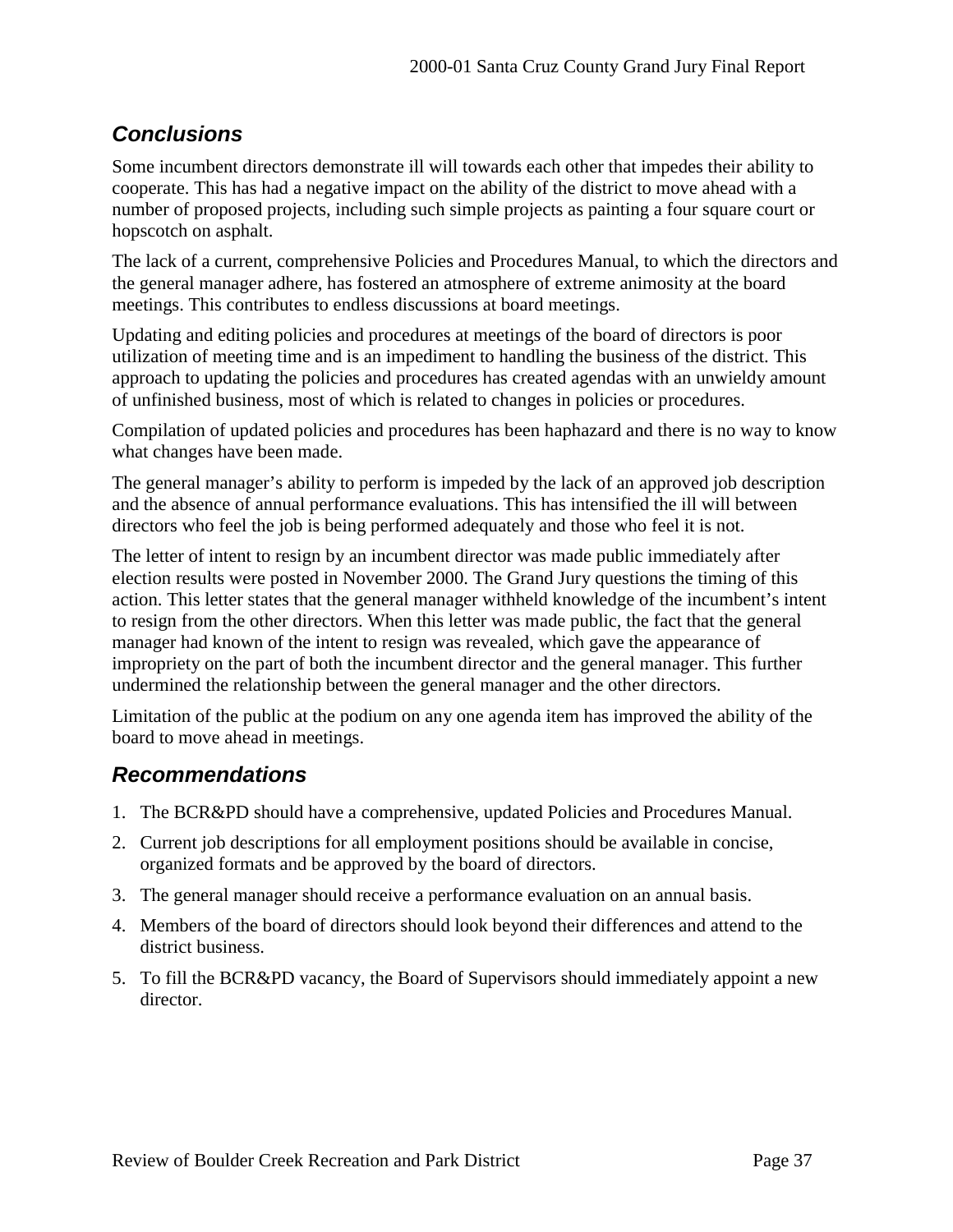## Conclusions

Some incumbent directors demonstrate ill will towards each other that impedes their ability to cooperate. This has had a negative impact on the ability of the district to move ahead with a number of proposed projects, including such simple projects as painting a four square court or hopscotch on asphalt.

The lack of a current, comprehensive Policies and Procedures Manual, to which the directors and the general manager adhere, has fostered an atmosphere of extreme animosity at the board meetings. This contributes to endless discussions at board meetings.

Updating and editing policies and procedures at meetings of the board of directors is poor utilization of meeting time and is an impediment to handling the business of the district. This approach to updating the policies and procedures has created agendas with an unwieldy amount of unfinished business, most of which is related to changes in policies or procedures.

Compilation of updated policies and procedures has been haphazard and there is no way to know what changes have been made.

The general manager's ability to perform is impeded by the lack of an approved job description and the absence of annual performance evaluations. This has intensified the ill will between directors who feel the job is being performed adequately and those who feel it is not.

The letter of intent to resign by an incumbent director was made public immediately after election results were posted in November 2000. The Grand Jury questions the timing of this action. This letter states that the general manager withheld knowledge of the incumbent's intent to resign from the other directors. When this letter was made public, the fact that the general manager had known of the intent to resign was revealed, which gave the appearance of impropriety on the part of both the incumbent director and the general manager. This further undermined the relationship between the general manager and the other directors.

Limitation of the public at the podium on any one agenda item has improved the ability of the board to move ahead in meetings.

## Recommendations

1. The BCR&PD should have a comprehensive, updated Policies and Procedures Manual.
2. Current job descriptions for all employment positions should be available in concise, organized formats and be approved by the board of directors.
3. The general manager should receive a performance evaluation on an annual basis.
4. Members of the board of directors should look beyond their differences and attend to the district business.
5. To fill the BCR&PD vacancy, the Board of Supervisors should immediately appoint a new director.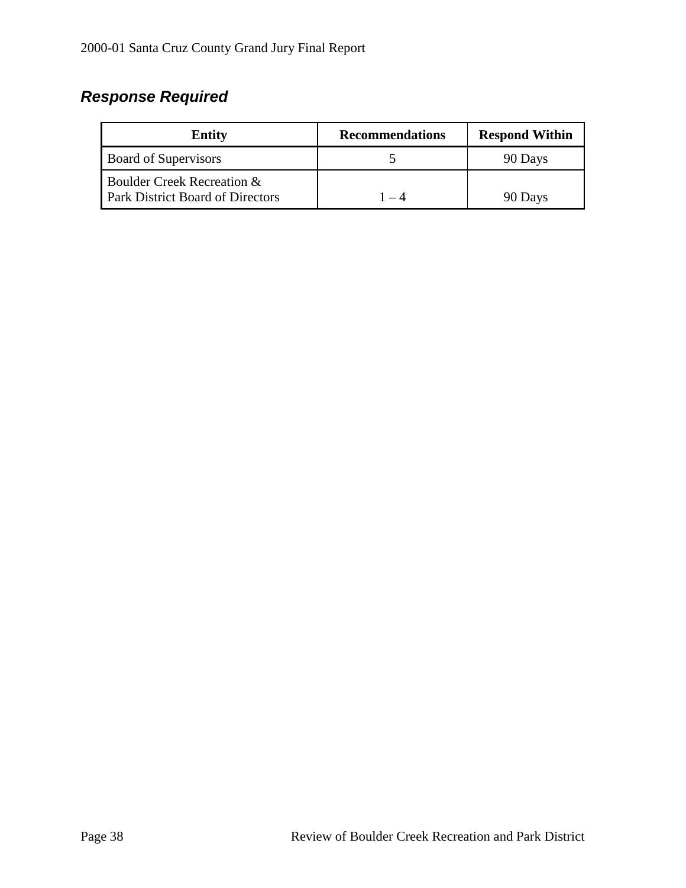### *Response Required*

| Entity | Recommendations | Respond Within |
|---|---|---|
| Board of Supervisors | 5 | 90 Days |
| Boulder Creek Recreation & Park District Board of Directors | 1 – 4 | 90 Days |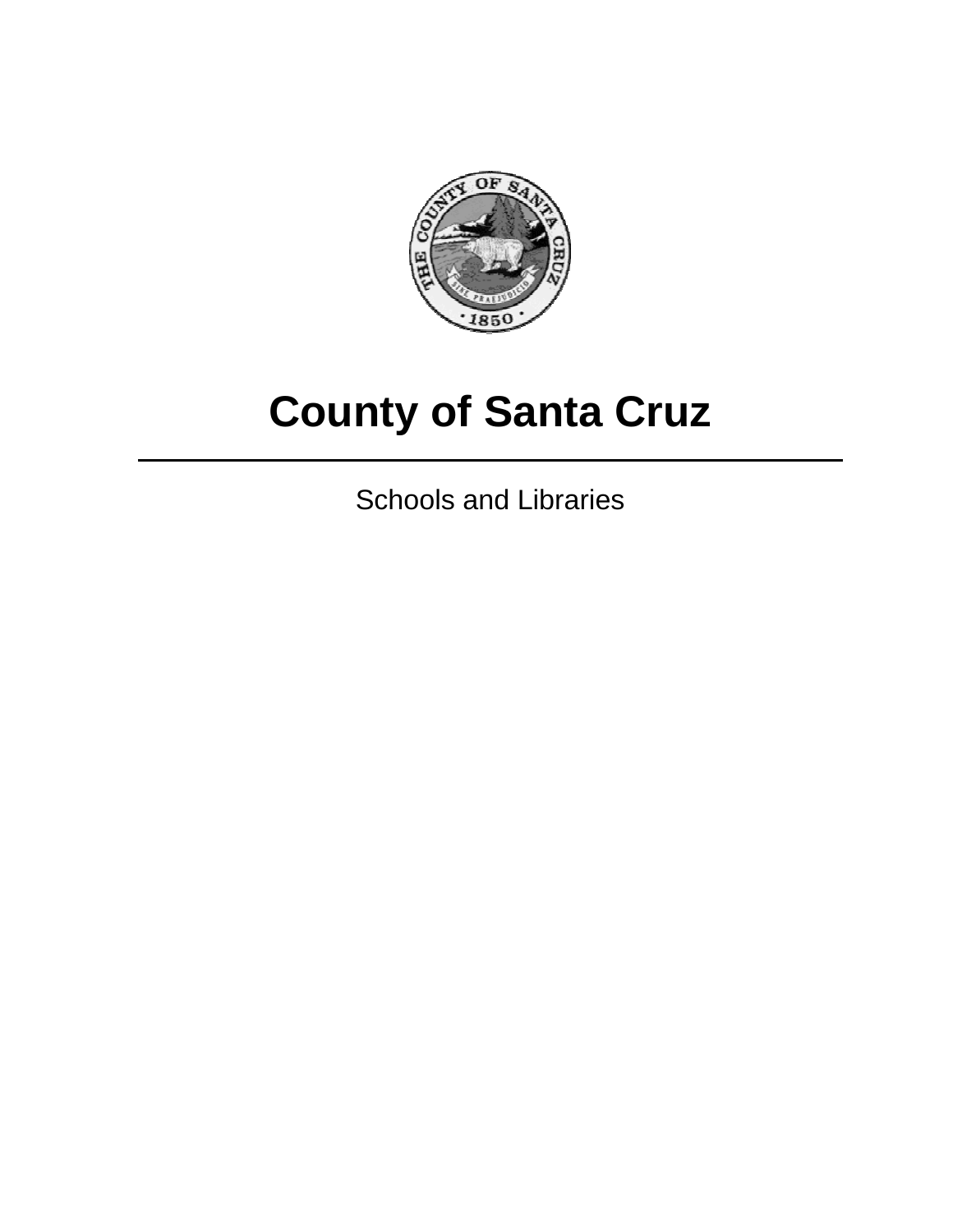# County of Santa Cruz

---

Schools and Libraries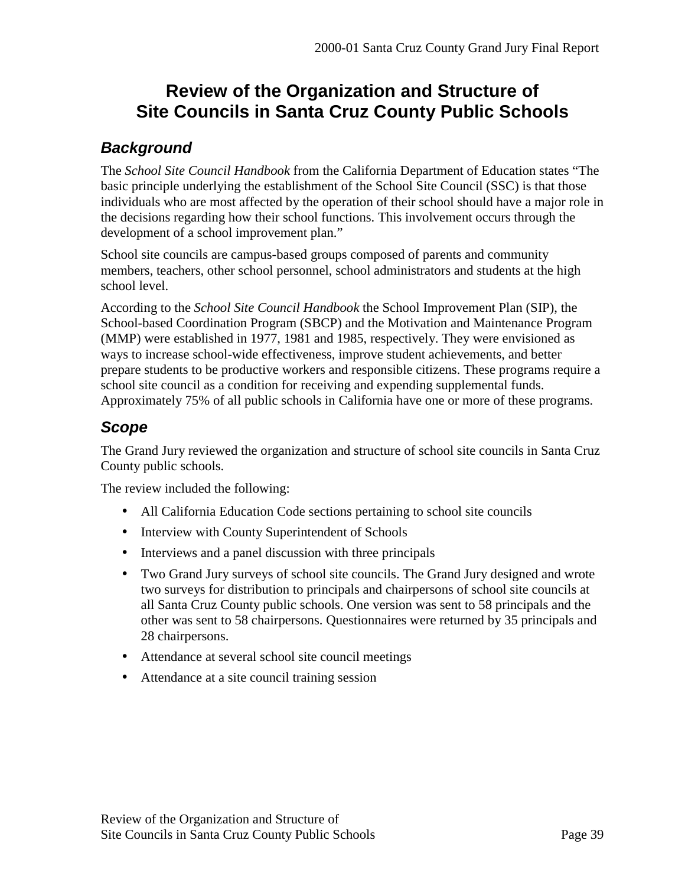# Review of the Organization and Structure of Site Councils in Santa Cruz County Public Schools

## *Background*

The *School Site Council Handbook* from the California Department of Education states "The basic principle underlying the establishment of the School Site Council (SSC) is that those individuals who are most affected by the operation of their school should have a major role in the decisions regarding how their school functions. This involvement occurs through the development of a school improvement plan."

School site councils are campus-based groups composed of parents and community members, teachers, other school personnel, school administrators and students at the high school level.

According to the *School Site Council Handbook* the School Improvement Plan (SIP), the School-based Coordination Program (SBCP) and the Motivation and Maintenance Program (MMP) were established in 1977, 1981 and 1985, respectively. They were envisioned as ways to increase school-wide effectiveness, improve student achievements, and better prepare students to be productive workers and responsible citizens. These programs require a school site council as a condition for receiving and expending supplemental funds. Approximately 75% of all public schools in California have one or more of these programs.

## *Scope*

The Grand Jury reviewed the organization and structure of school site councils in Santa Cruz County public schools.

The review included the following:

- All California Education Code sections pertaining to school site councils
- Interview with County Superintendent of Schools
- Interviews and a panel discussion with three principals
- Two Grand Jury surveys of school site councils. The Grand Jury designed and wrote two surveys for distribution to principals and chairpersons of school site councils at all Santa Cruz County public schools. One version was sent to 58 principals and the other was sent to 58 chairpersons. Questionnaires were returned by 35 principals and 28 chairpersons.
- Attendance at several school site council meetings
- Attendance at a site council training session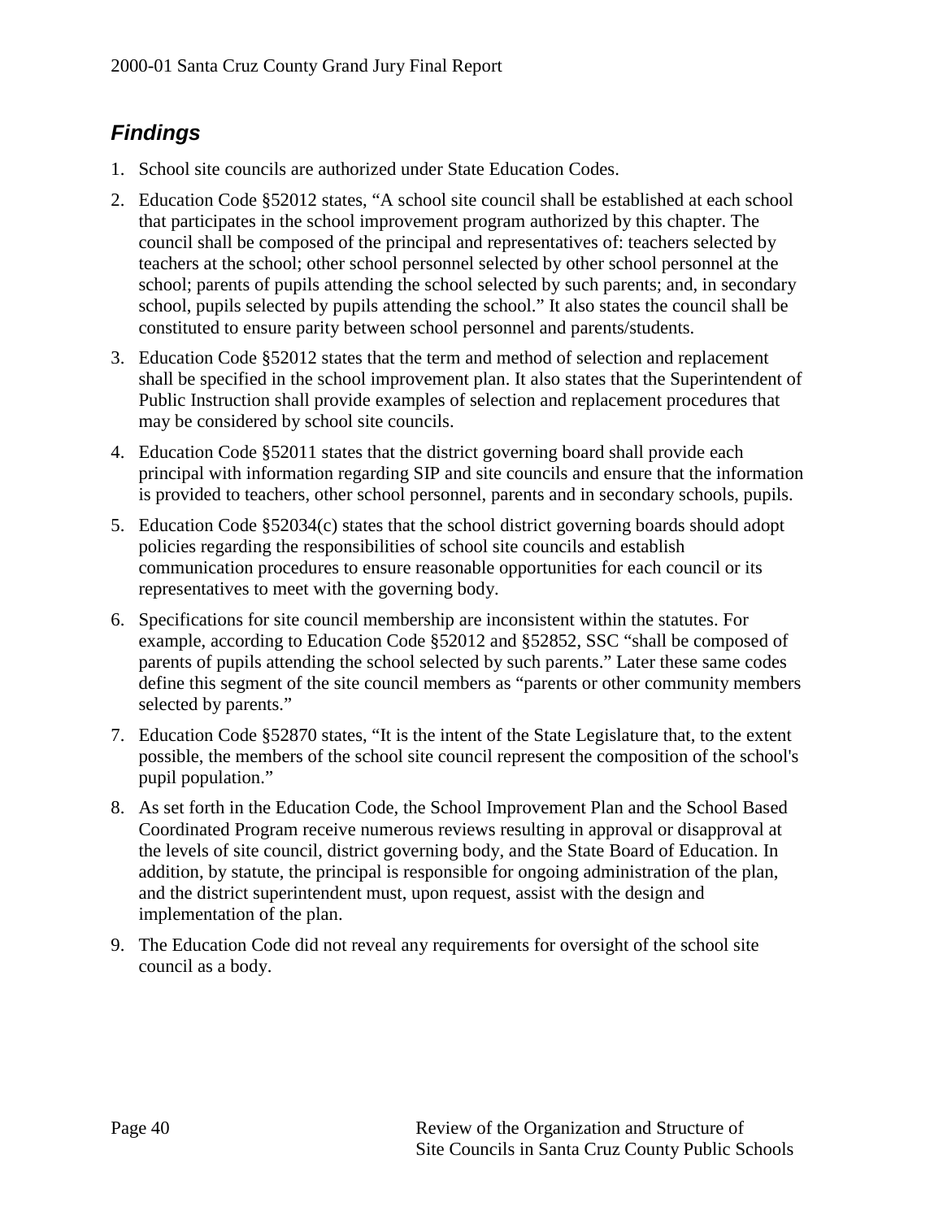## *Findings*

1. School site councils are authorized under State Education Codes.
2. Education Code §52012 states, "A school site council shall be established at each school that participates in the school improvement program authorized by this chapter. The council shall be composed of the principal and representatives of: teachers selected by teachers at the school; other school personnel selected by other school personnel at the school; parents of pupils attending the school selected by such parents; and, in secondary school, pupils selected by pupils attending the school." It also states the council shall be constituted to ensure parity between school personnel and parents/students.
3. Education Code §52012 states that the term and method of selection and replacement shall be specified in the school improvement plan. It also states that the Superintendent of Public Instruction shall provide examples of selection and replacement procedures that may be considered by school site councils.
4. Education Code §52011 states that the district governing board shall provide each principal with information regarding SIP and site councils and ensure that the information is provided to teachers, other school personnel, parents and in secondary schools, pupils.
5. Education Code §52034(c) states that the school district governing boards should adopt policies regarding the responsibilities of school site councils and establish communication procedures to ensure reasonable opportunities for each council or its representatives to meet with the governing body.
6. Specifications for site council membership are inconsistent within the statutes. For example, according to Education Code §52012 and §52852, SSC "shall be composed of parents of pupils attending the school selected by such parents." Later these same codes define this segment of the site council members as "parents or other community members selected by parents."
7. Education Code §52870 states, "It is the intent of the State Legislature that, to the extent possible, the members of the school site council represent the composition of the school's pupil population."
8. As set forth in the Education Code, the School Improvement Plan and the School Based Coordinated Program receive numerous reviews resulting in approval or disapproval at the levels of site council, district governing body, and the State Board of Education. In addition, by statute, the principal is responsible for ongoing administration of the plan, and the district superintendent must, upon request, assist with the design and implementation of the plan.
9. The Education Code did not reveal any requirements for oversight of the school site council as a body.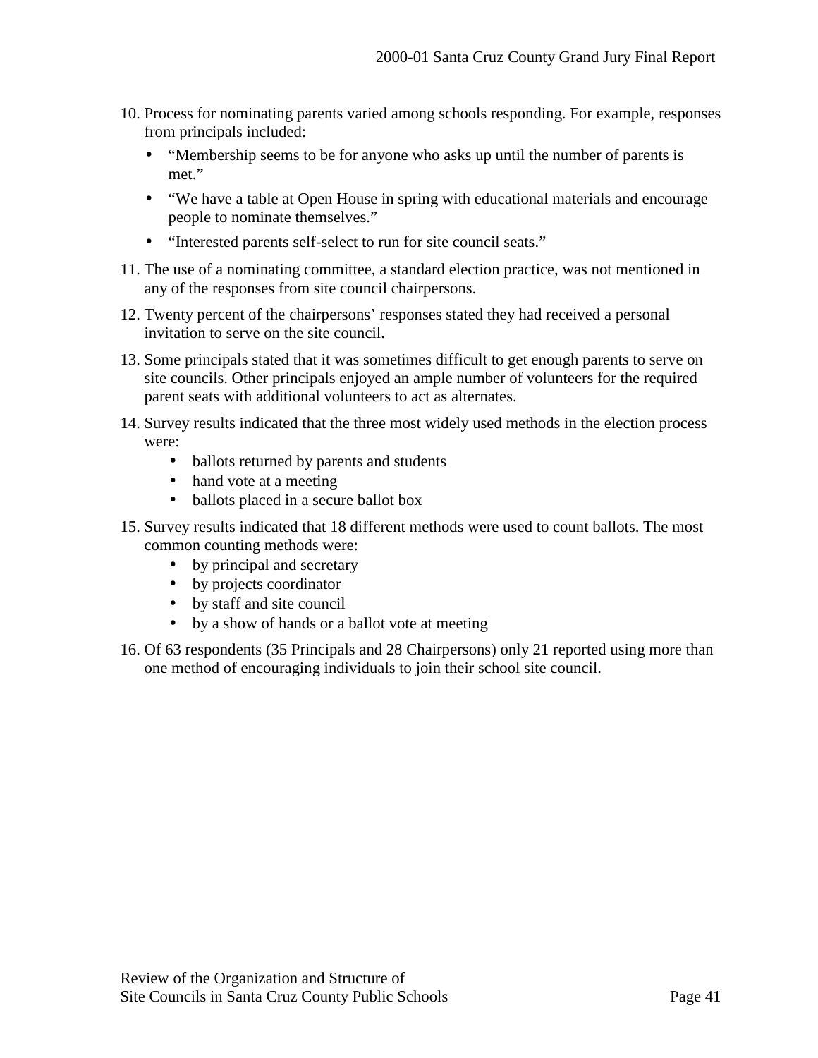10. Process for nominating parents varied among schools responding. For example, responses from principals included:
    - "Membership seems to be for anyone who asks up until the number of parents is met."
    - "We have a table at Open House in spring with educational materials and encourage people to nominate themselves."
    - "Interested parents self-select to run for site council seats."
11. The use of a nominating committee, a standard election practice, was not mentioned in any of the responses from site council chairpersons.
12. Twenty percent of the chairpersons' responses stated they had received a personal invitation to serve on the site council.
13. Some principals stated that it was sometimes difficult to get enough parents to serve on site councils. Other principals enjoyed an ample number of volunteers for the required parent seats with additional volunteers to act as alternates.
14. Survey results indicated that the three most widely used methods in the election process were:
    - ballots returned by parents and students
    - hand vote at a meeting
    - ballots placed in a secure ballot box
15. Survey results indicated that 18 different methods were used to count ballots. The most common counting methods were:
    - by principal and secretary
    - by projects coordinator
    - by staff and site council
    - by a show of hands or a ballot vote at meeting
16. Of 63 respondents (35 Principals and 28 Chairpersons) only 21 reported using more than one method of encouraging individuals to join their school site council.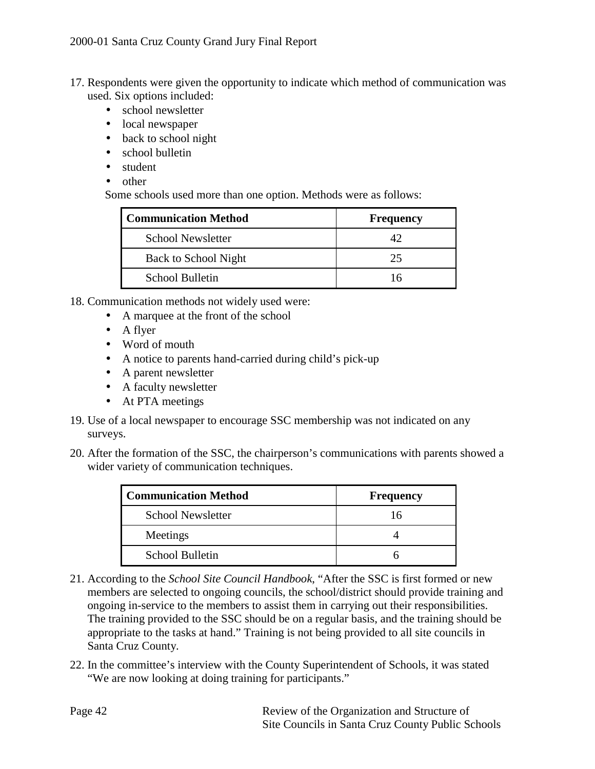17. Respondents were given the opportunity to indicate which method of communication was used. Six options included:
    - school newsletter
    - local newspaper
    - back to school night
    - school bulletin
    - student
    - other

    Some schools used more than one option. Methods were as follows:

| Communication Method | Frequency |
|---|---|
| School Newsletter | 42 |
| Back to School Night | 25 |
| School Bulletin | 16 |

18. Communication methods not widely used were:
    - A marquee at the front of the school
    - A flyer
    - Word of mouth
    - A notice to parents hand-carried during child's pick-up
    - A parent newsletter
    - A faculty newsletter
    - At PTA meetings
19. Use of a local newspaper to encourage SSC membership was not indicated on any surveys.
20. After the formation of the SSC, the chairperson's communications with parents showed a wider variety of communication techniques.

| Communication Method | Frequency |
|---|---|
| School Newsletter | 16 |
| Meetings | 4 |
| School Bulletin | 6 |

21. According to the *School Site Council Handbook*, "After the SSC is first formed or new members are selected to ongoing councils, the school/district should provide training and ongoing in-service to the members to assist them in carrying out their responsibilities. The training provided to the SSC should be on a regular basis, and the training should be appropriate to the tasks at hand." Training is not being provided to all site councils in Santa Cruz County.
22. In the committee's interview with the County Superintendent of Schools, it was stated "We are now looking at doing training for participants."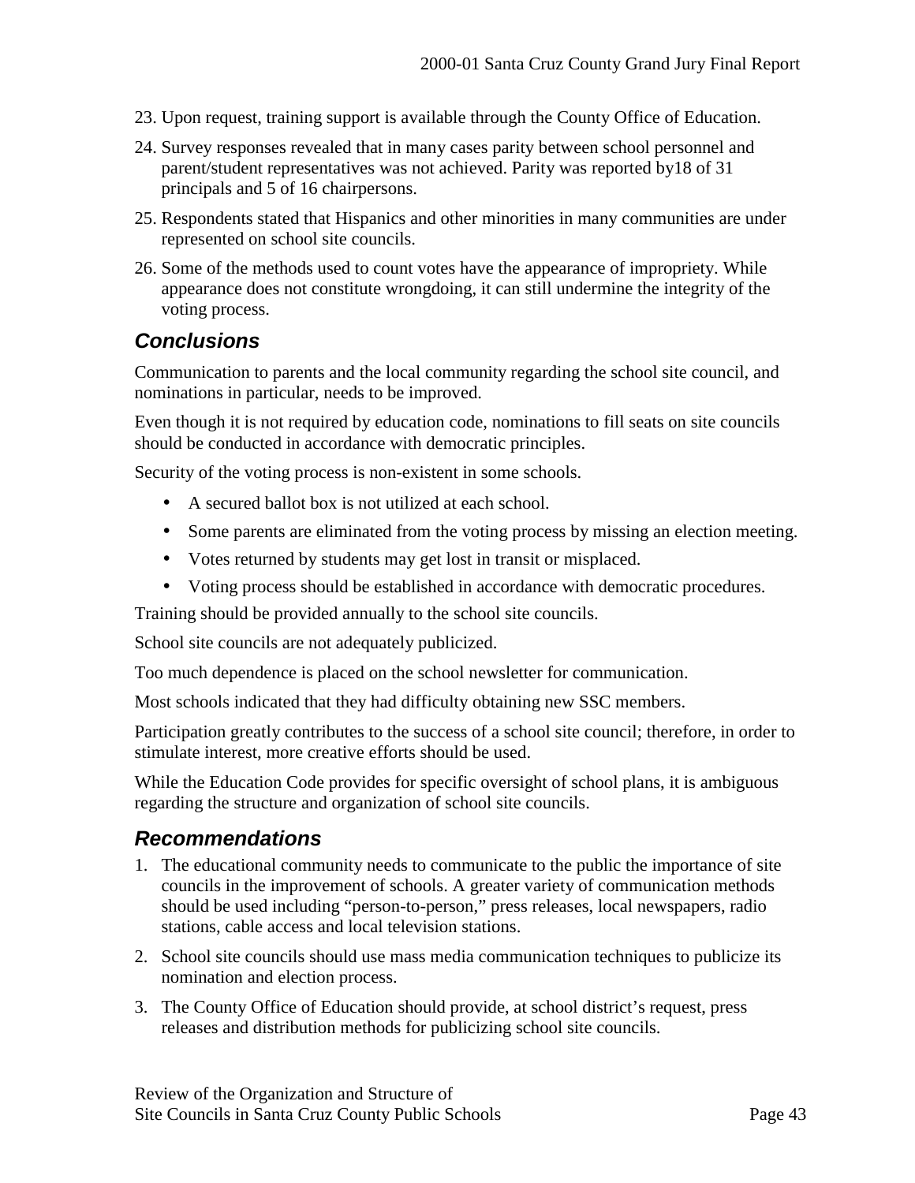23. Upon request, training support is available through the County Office of Education.
24. Survey responses revealed that in many cases parity between school personnel and parent/student representatives was not achieved. Parity was reported by18 of 31 principals and 5 of 16 chairpersons.
25. Respondents stated that Hispanics and other minorities in many communities are under represented on school site councils.
26. Some of the methods used to count votes have the appearance of impropriety. While appearance does not constitute wrongdoing, it can still undermine the integrity of the voting process.

## *Conclusions*

Communication to parents and the local community regarding the school site council, and nominations in particular, needs to be improved.

Even though it is not required by education code, nominations to fill seats on site councils should be conducted in accordance with democratic principles.

Security of the voting process is non-existent in some schools.

- A secured ballot box is not utilized at each school.
- Some parents are eliminated from the voting process by missing an election meeting.
- Votes returned by students may get lost in transit or misplaced.
- Voting process should be established in accordance with democratic procedures.

Training should be provided annually to the school site councils.

School site councils are not adequately publicized.

Too much dependence is placed on the school newsletter for communication.

Most schools indicated that they had difficulty obtaining new SSC members.

Participation greatly contributes to the success of a school site council; therefore, in order to stimulate interest, more creative efforts should be used.

While the Education Code provides for specific oversight of school plans, it is ambiguous regarding the structure and organization of school site councils.

## *Recommendations*

1. The educational community needs to communicate to the public the importance of site councils in the improvement of schools. A greater variety of communication methods should be used including "person-to-person," press releases, local newspapers, radio stations, cable access and local television stations.
2. School site councils should use mass media communication techniques to publicize its nomination and election process.
3. The County Office of Education should provide, at school district's request, press releases and distribution methods for publicizing school site councils.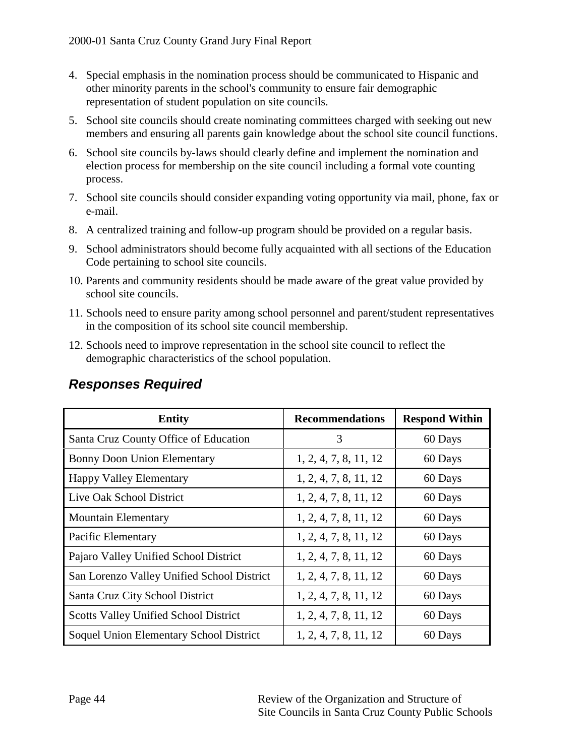4. Special emphasis in the nomination process should be communicated to Hispanic and other minority parents in the school's community to ensure fair demographic representation of student population on site councils.
5. School site councils should create nominating committees charged with seeking out new members and ensuring all parents gain knowledge about the school site council functions.
6. School site councils by-laws should clearly define and implement the nomination and election process for membership on the site council including a formal vote counting process.
7. School site councils should consider expanding voting opportunity via mail, phone, fax or e-mail.
8. A centralized training and follow-up program should be provided on a regular basis.
9. School administrators should become fully acquainted with all sections of the Education Code pertaining to school site councils.
10. Parents and community residents should be made aware of the great value provided by school site councils.
11. Schools need to ensure parity among school personnel and parent/student representatives in the composition of its school site council membership.
12. Schools need to improve representation in the school site council to reflect the demographic characteristics of the school population.

## *Responses Required*

| Entity | Recommendations | Respond Within |
|---|---|---|
| Santa Cruz County Office of Education | 3 | 60 Days |
| Bonny Doon Union Elementary | 1, 2, 4, 7, 8, 11, 12 | 60 Days |
| Happy Valley Elementary | 1, 2, 4, 7, 8, 11, 12 | 60 Days |
| Live Oak School District | 1, 2, 4, 7, 8, 11, 12 | 60 Days |
| Mountain Elementary | 1, 2, 4, 7, 8, 11, 12 | 60 Days |
| Pacific Elementary | 1, 2, 4, 7, 8, 11, 12 | 60 Days |
| Pajaro Valley Unified School District | 1, 2, 4, 7, 8, 11, 12 | 60 Days |
| San Lorenzo Valley Unified School District | 1, 2, 4, 7, 8, 11, 12 | 60 Days |
| Santa Cruz City School District | 1, 2, 4, 7, 8, 11, 12 | 60 Days |
| Scotts Valley Unified School District | 1, 2, 4, 7, 8, 11, 12 | 60 Days |
| Soquel Union Elementary School District | 1, 2, 4, 7, 8, 11, 12 | 60 Days |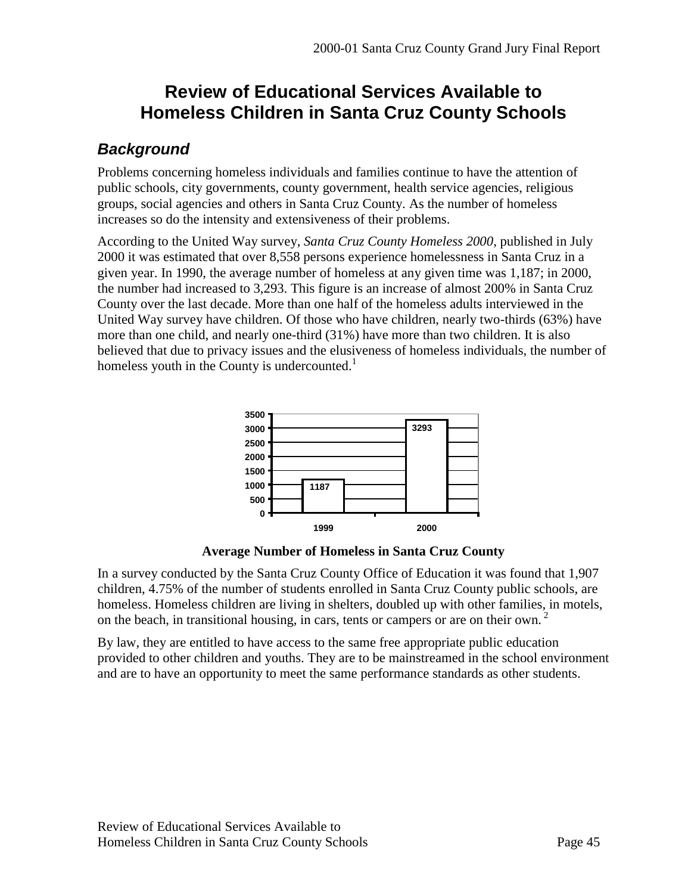# Review of Educational Services Available to Homeless Children in Santa Cruz County Schools

## *Background*

Problems concerning homeless individuals and families continue to have the attention of public schools, city governments, county government, health service agencies, religious groups, social agencies and others in Santa Cruz County. As the number of homeless increases so do the intensity and extensiveness of their problems.

According to the United Way survey, *Santa Cruz County Homeless 2000*, published in July 2000 it was estimated that over 8,558 persons experience homelessness in Santa Cruz in a given year. In 1990, the average number of homeless at any given time was 1,187; in 2000, the number had increased to 3,293. This figure is an increase of almost 200% in Santa Cruz County over the last decade. More than one half of the homeless adults interviewed in the United Way survey have children. Of those who have children, nearly two-thirds (63%) have more than one child, and nearly one-third (31%) have more than two children. It is also believed that due to privacy issues and the elusiveness of homeless individuals, the number of homeless youth in the County is undercounted.[1]

| Year | Average Number of Homeless |
|---|---|
| 1999 | 1187 |
| 2000 | 3293 |

**Average Number of Homeless in Santa Cruz County**

In a survey conducted by the Santa Cruz County Office of Education it was found that 1,907 children, 4.75% of the number of students enrolled in Santa Cruz County public schools, are homeless. Homeless children are living in shelters, doubled up with other families, in motels, on the beach, in transitional housing, in cars, tents or campers or are on their own.[2]

By law, they are entitled to have access to the same free appropriate public education provided to other children and youths. They are to be mainstreamed in the school environment and are to have an opportunity to meet the same performance standards as other students.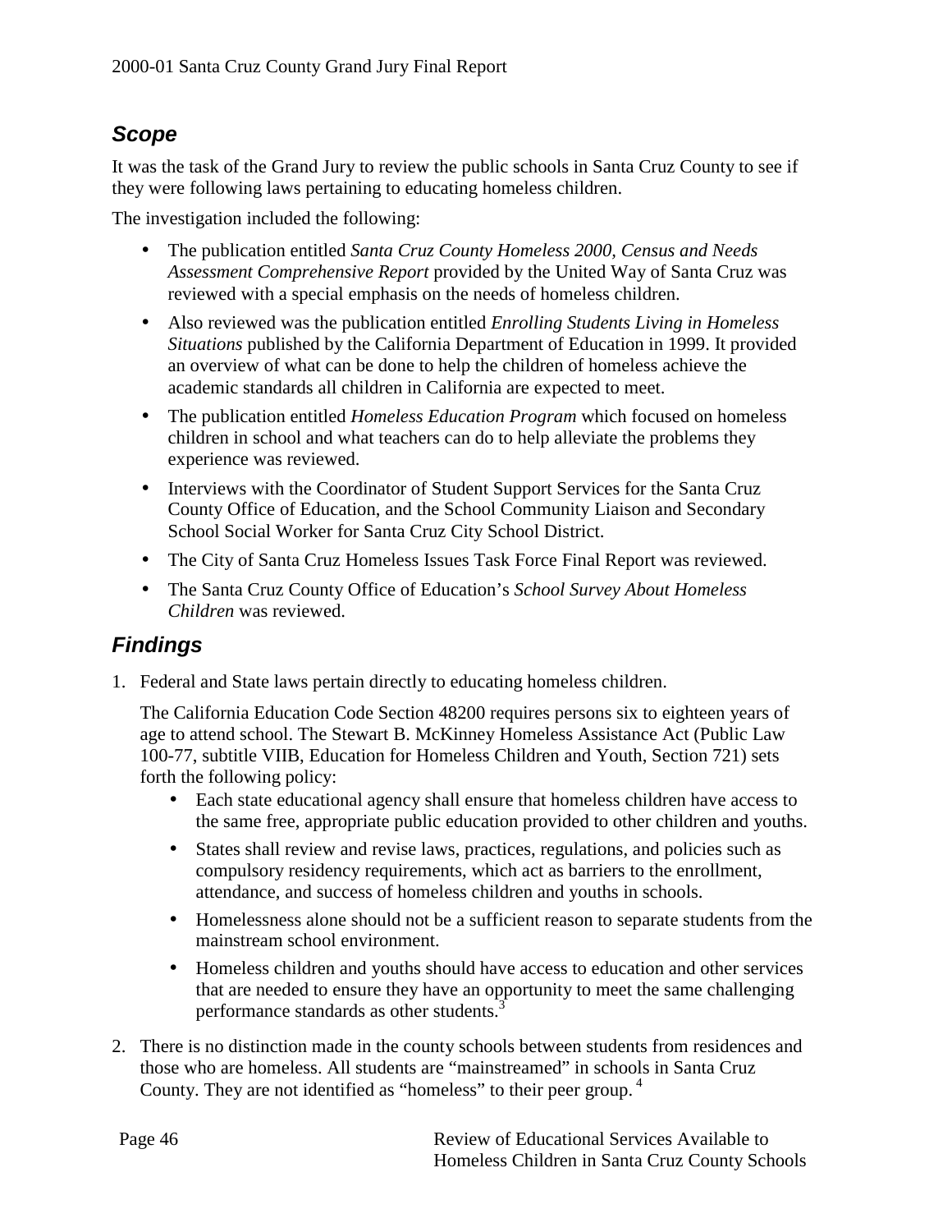## *Scope*

It was the task of the Grand Jury to review the public schools in Santa Cruz County to see if they were following laws pertaining to educating homeless children.

The investigation included the following:

- The publication entitled *Santa Cruz County Homeless 2000, Census and Needs Assessment Comprehensive Report* provided by the United Way of Santa Cruz was reviewed with a special emphasis on the needs of homeless children.
- Also reviewed was the publication entitled *Enrolling Students Living in Homeless Situations* published by the California Department of Education in 1999. It provided an overview of what can be done to help the children of homeless achieve the academic standards all children in California are expected to meet.
- The publication entitled *Homeless Education Program* which focused on homeless children in school and what teachers can do to help alleviate the problems they experience was reviewed.
- Interviews with the Coordinator of Student Support Services for the Santa Cruz County Office of Education, and the School Community Liaison and Secondary School Social Worker for Santa Cruz City School District.
- The City of Santa Cruz Homeless Issues Task Force Final Report was reviewed.
- The Santa Cruz County Office of Education's *School Survey About Homeless Children* was reviewed.

## *Findings*

1. Federal and State laws pertain directly to educating homeless children.

   The California Education Code Section 48200 requires persons six to eighteen years of age to attend school. The Stewart B. McKinney Homeless Assistance Act (Public Law 100-77, subtitle VIIB, Education for Homeless Children and Youth, Section 721) sets forth the following policy:

   - Each state educational agency shall ensure that homeless children have access to the same free, appropriate public education provided to other children and youths.
   - States shall review and revise laws, practices, regulations, and policies such as compulsory residency requirements, which act as barriers to the enrollment, attendance, and success of homeless children and youths in schools.
   - Homelessness alone should not be a sufficient reason to separate students from the mainstream school environment.
   - Homeless children and youths should have access to education and other services that are needed to ensure they have an opportunity to meet the same challenging performance standards as other students.[3]

2. There is no distinction made in the county schools between students from residences and those who are homeless. All students are "mainstreamed" in schools in Santa Cruz County. They are not identified as "homeless" to their peer group.[4]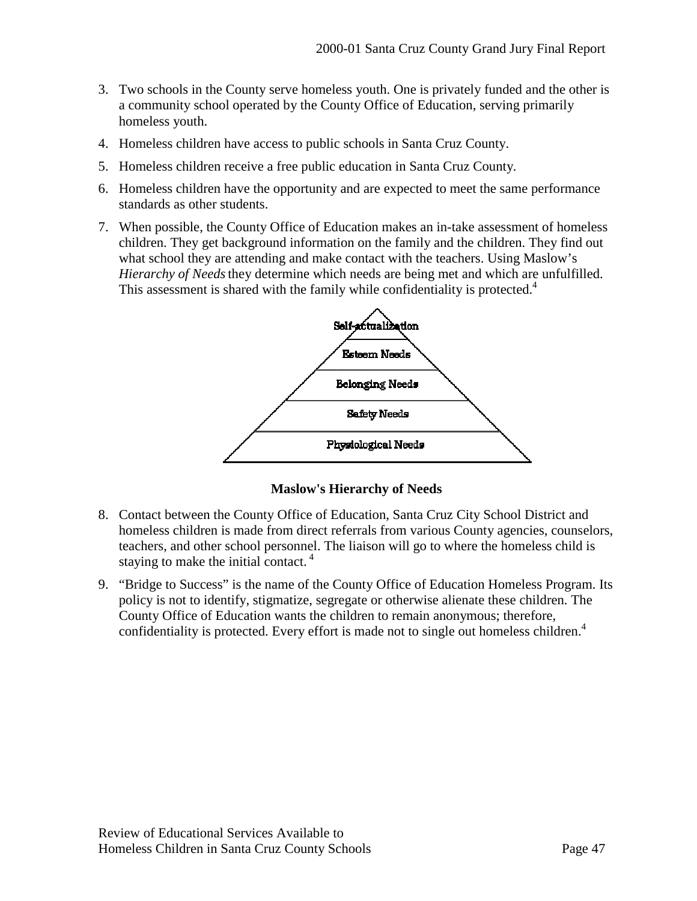3. Two schools in the County serve homeless youth. One is privately funded and the other is a community school operated by the County Office of Education, serving primarily homeless youth.

4. Homeless children have access to public schools in Santa Cruz County.

5. Homeless children receive a free public education in Santa Cruz County.

6. Homeless children have the opportunity and are expected to meet the same performance standards as other students.

7. When possible, the County Office of Education makes an in-take assessment of homeless children. They get background information on the family and the children. They find out what school they are attending and make contact with the teachers. Using Maslow's *Hierarchy of Needs* they determine which needs are being met and which are unfulfilled. This assessment is shared with the family while confidentiality is protected.[4]

**Maslow's Hierarchy of Needs**

8. Contact between the County Office of Education, Santa Cruz City School District and homeless children is made from direct referrals from various County agencies, counselors, teachers, and other school personnel. The liaison will go to where the homeless child is staying to make the initial contact.[4]

9. "Bridge to Success" is the name of the County Office of Education Homeless Program. Its policy is not to identify, stigmatize, segregate or otherwise alienate these children. The County Office of Education wants the children to remain anonymous; therefore, confidentiality is protected. Every effort is made not to single out homeless children.[4]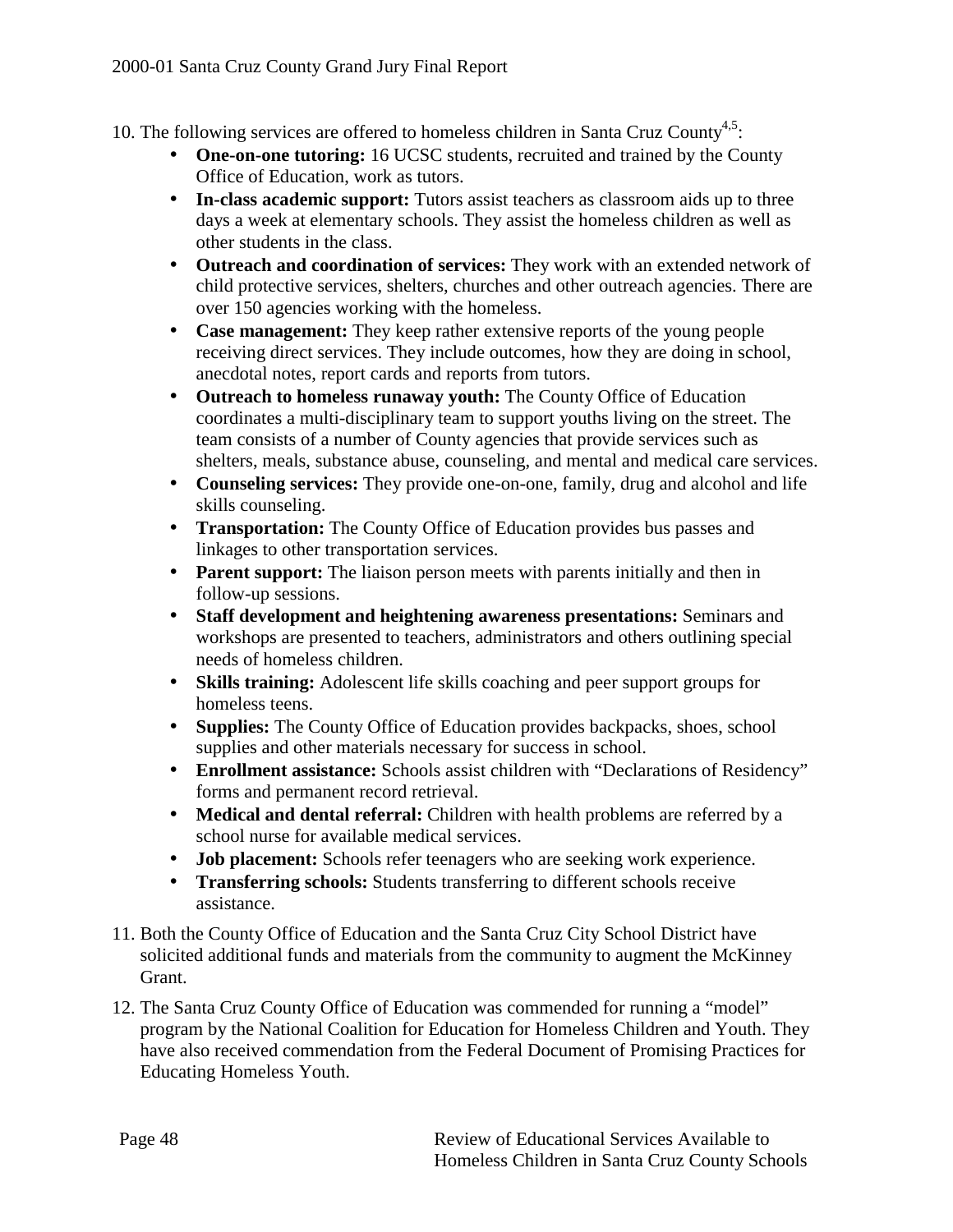10. The following services are offered to homeless children in Santa Cruz County[4,5]:
    - **One-on-one tutoring:** 16 UCSC students, recruited and trained by the County Office of Education, work as tutors.
    - **In-class academic support:** Tutors assist teachers as classroom aids up to three days a week at elementary schools. They assist the homeless children as well as other students in the class.
    - **Outreach and coordination of services:** They work with an extended network of child protective services, shelters, churches and other outreach agencies. There are over 150 agencies working with the homeless.
    - **Case management:** They keep rather extensive reports of the young people receiving direct services. They include outcomes, how they are doing in school, anecdotal notes, report cards and reports from tutors.
    - **Outreach to homeless runaway youth:** The County Office of Education coordinates a multi-disciplinary team to support youths living on the street. The team consists of a number of County agencies that provide services such as shelters, meals, substance abuse, counseling, and mental and medical care services.
    - **Counseling services:** They provide one-on-one, family, drug and alcohol and life skills counseling.
    - **Transportation:** The County Office of Education provides bus passes and linkages to other transportation services.
    - **Parent support:** The liaison person meets with parents initially and then in follow-up sessions.
    - **Staff development and heightening awareness presentations:** Seminars and workshops are presented to teachers, administrators and others outlining special needs of homeless children.
    - **Skills training:** Adolescent life skills coaching and peer support groups for homeless teens.
    - **Supplies:** The County Office of Education provides backpacks, shoes, school supplies and other materials necessary for success in school.
    - **Enrollment assistance:** Schools assist children with "Declarations of Residency" forms and permanent record retrieval.
    - **Medical and dental referral:** Children with health problems are referred by a school nurse for available medical services.
    - **Job placement:** Schools refer teenagers who are seeking work experience.
    - **Transferring schools:** Students transferring to different schools receive assistance.
11. Both the County Office of Education and the Santa Cruz City School District have solicited additional funds and materials from the community to augment the McKinney Grant.
12. The Santa Cruz County Office of Education was commended for running a "model" program by the National Coalition for Education for Homeless Children and Youth. They have also received commendation from the Federal Document of Promising Practices for Educating Homeless Youth.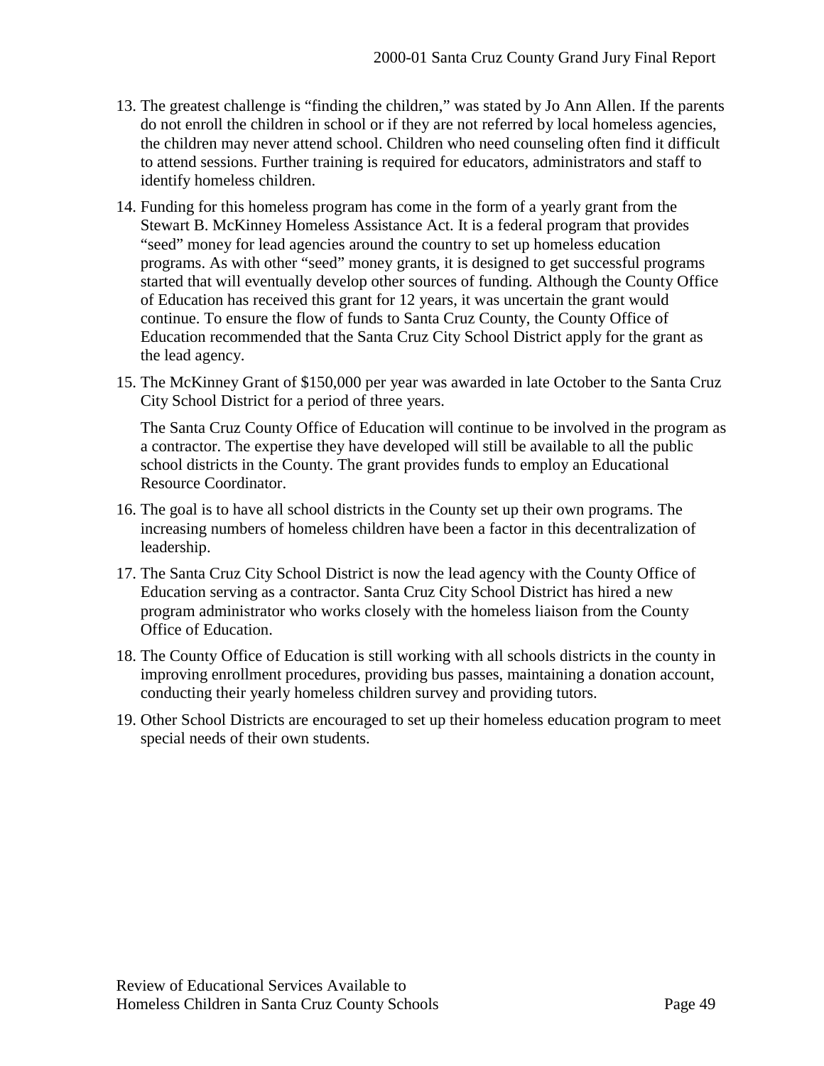13. The greatest challenge is "finding the children," was stated by Jo Ann Allen. If the parents do not enroll the children in school or if they are not referred by local homeless agencies, the children may never attend school. Children who need counseling often find it difficult to attend sessions. Further training is required for educators, administrators and staff to identify homeless children.

14. Funding for this homeless program has come in the form of a yearly grant from the Stewart B. McKinney Homeless Assistance Act. It is a federal program that provides "seed" money for lead agencies around the country to set up homeless education programs. As with other "seed" money grants, it is designed to get successful programs started that will eventually develop other sources of funding. Although the County Office of Education has received this grant for 12 years, it was uncertain the grant would continue. To ensure the flow of funds to Santa Cruz County, the County Office of Education recommended that the Santa Cruz City School District apply for the grant as the lead agency.

15. The McKinney Grant of $150,000 per year was awarded in late October to the Santa Cruz City School District for a period of three years.

    The Santa Cruz County Office of Education will continue to be involved in the program as a contractor. The expertise they have developed will still be available to all the public school districts in the County. The grant provides funds to employ an Educational Resource Coordinator.

16. The goal is to have all school districts in the County set up their own programs. The increasing numbers of homeless children have been a factor in this decentralization of leadership.

17. The Santa Cruz City School District is now the lead agency with the County Office of Education serving as a contractor. Santa Cruz City School District has hired a new program administrator who works closely with the homeless liaison from the County Office of Education.

18. The County Office of Education is still working with all schools districts in the county in improving enrollment procedures, providing bus passes, maintaining a donation account, conducting their yearly homeless children survey and providing tutors.

19. Other School Districts are encouraged to set up their homeless education program to meet special needs of their own students.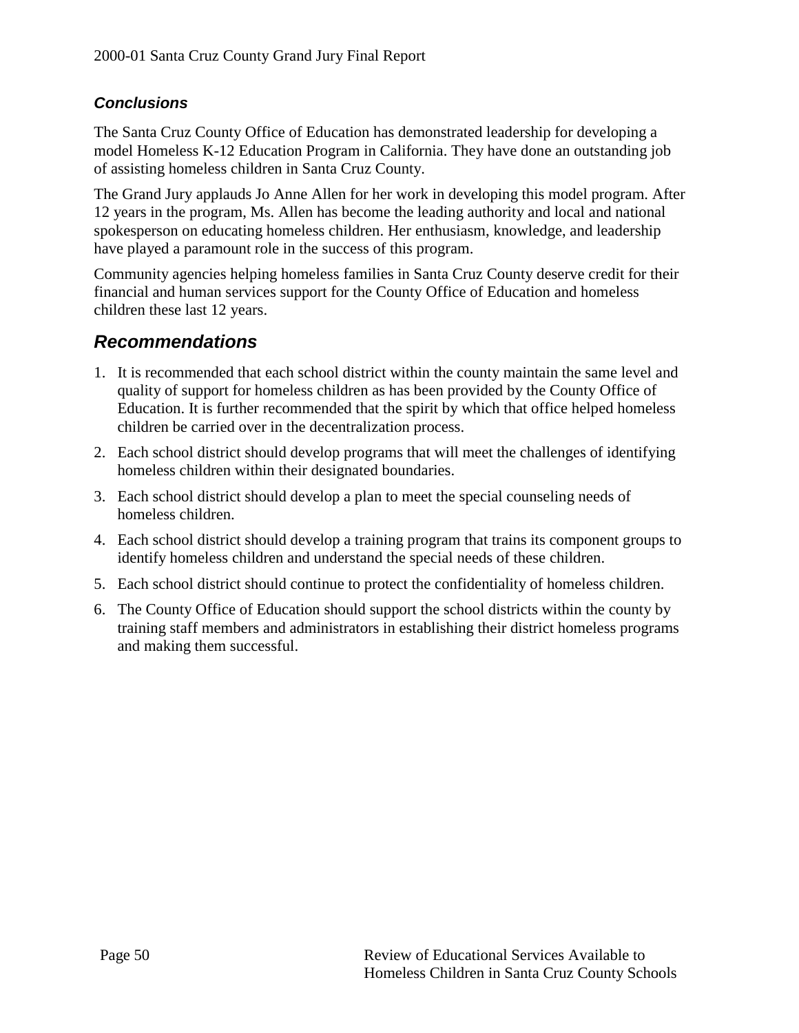### *Conclusions*

The Santa Cruz County Office of Education has demonstrated leadership for developing a model Homeless K-12 Education Program in California. They have done an outstanding job of assisting homeless children in Santa Cruz County.

The Grand Jury applauds Jo Anne Allen for her work in developing this model program. After 12 years in the program, Ms. Allen has become the leading authority and local and national spokesperson on educating homeless children. Her enthusiasm, knowledge, and leadership have played a paramount role in the success of this program.

Community agencies helping homeless families in Santa Cruz County deserve credit for their financial and human services support for the County Office of Education and homeless children these last 12 years.

## *Recommendations*

1. It is recommended that each school district within the county maintain the same level and quality of support for homeless children as has been provided by the County Office of Education. It is further recommended that the spirit by which that office helped homeless children be carried over in the decentralization process.
2. Each school district should develop programs that will meet the challenges of identifying homeless children within their designated boundaries.
3. Each school district should develop a plan to meet the special counseling needs of homeless children.
4. Each school district should develop a training program that trains its component groups to identify homeless children and understand the special needs of these children.
5. Each school district should continue to protect the confidentiality of homeless children.
6. The County Office of Education should support the school districts within the county by training staff members and administrators in establishing their district homeless programs and making them successful.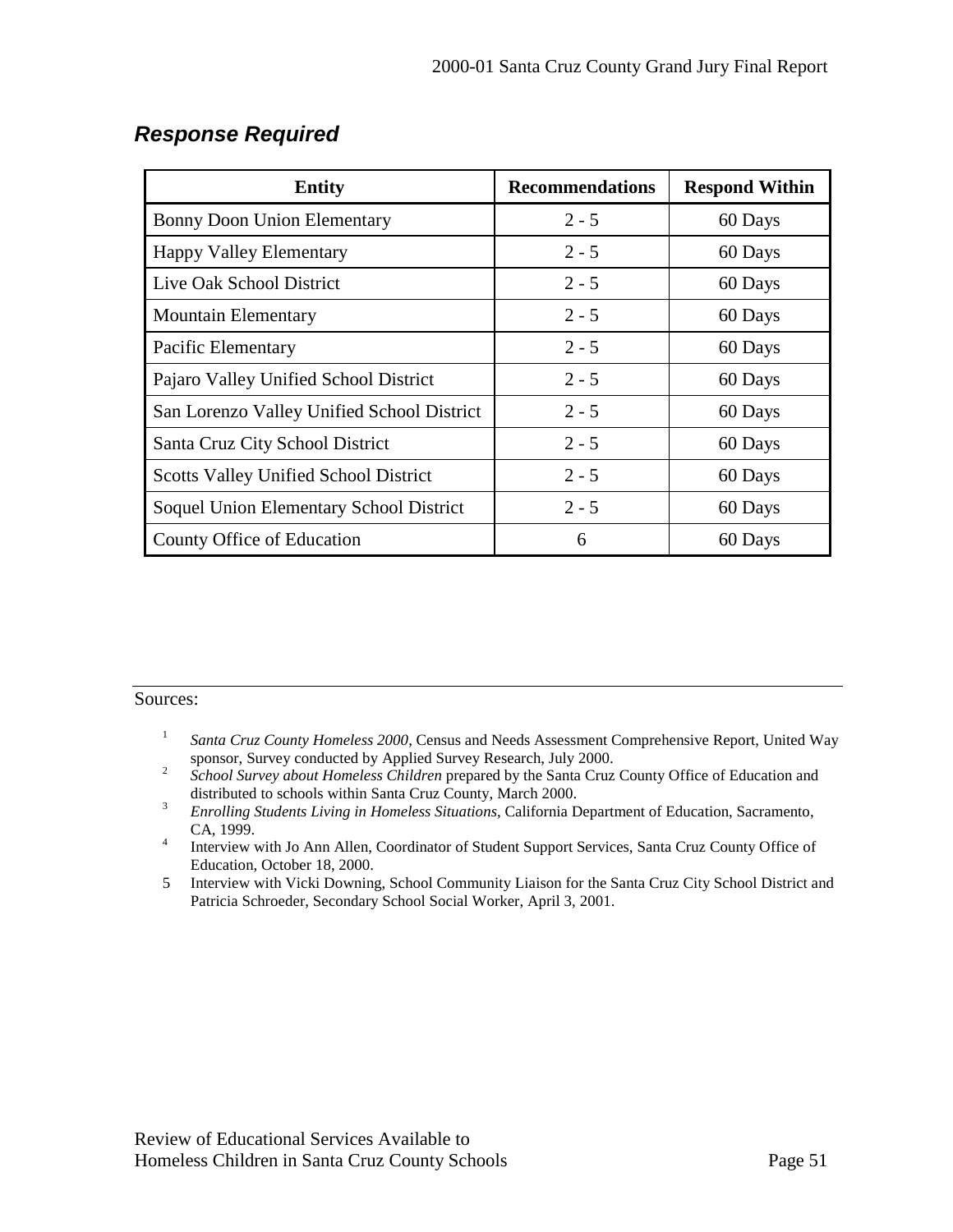## *Response Required*

| Entity | Recommendations | Respond Within |
|---|---|---|
| Bonny Doon Union Elementary | 2 - 5 | 60 Days |
| Happy Valley Elementary | 2 - 5 | 60 Days |
| Live Oak School District | 2 - 5 | 60 Days |
| Mountain Elementary | 2 - 5 | 60 Days |
| Pacific Elementary | 2 - 5 | 60 Days |
| Pajaro Valley Unified School District | 2 - 5 | 60 Days |
| San Lorenzo Valley Unified School District | 2 - 5 | 60 Days |
| Santa Cruz City School District | 2 - 5 | 60 Days |
| Scotts Valley Unified School District | 2 - 5 | 60 Days |
| Soquel Union Elementary School District | 2 - 5 | 60 Days |
| County Office of Education | 6 | 60 Days |

---

Sources:

1. *Santa Cruz County Homeless 2000*, Census and Needs Assessment Comprehensive Report, United Way sponsor, Survey conducted by Applied Survey Research, July 2000.
2. *School Survey about Homeless Children* prepared by the Santa Cruz County Office of Education and distributed to schools within Santa Cruz County, March 2000.
3. *Enrolling Students Living in Homeless Situations*, California Department of Education, Sacramento, CA, 1999.
4. Interview with Jo Ann Allen, Coordinator of Student Support Services, Santa Cruz County Office of Education, October 18, 2000.
5. Interview with Vicki Downing, School Community Liaison for the Santa Cruz City School District and Patricia Schroeder, Secondary School Social Worker, April 3, 2001.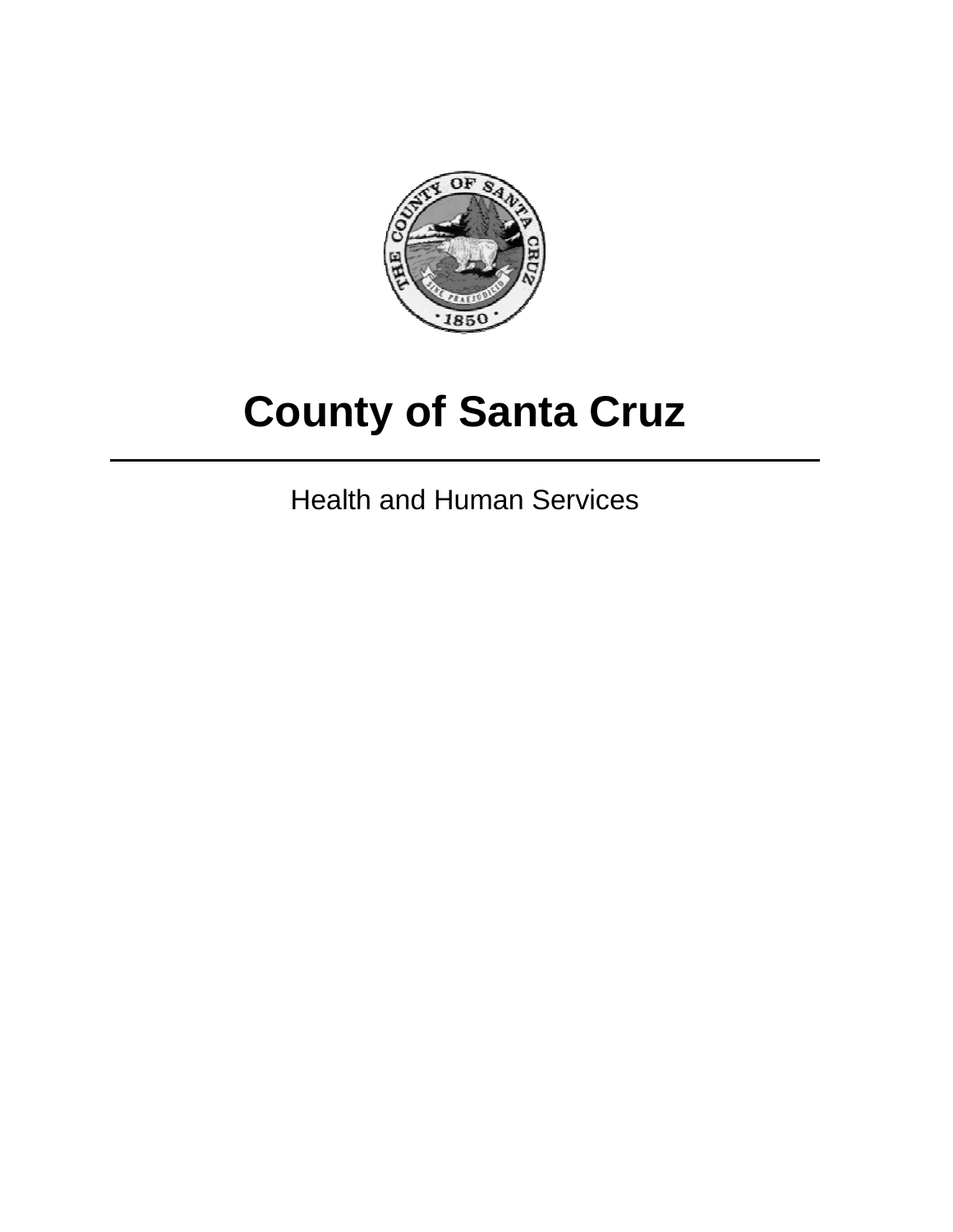# County of Santa Cruz

---

Health and Human Services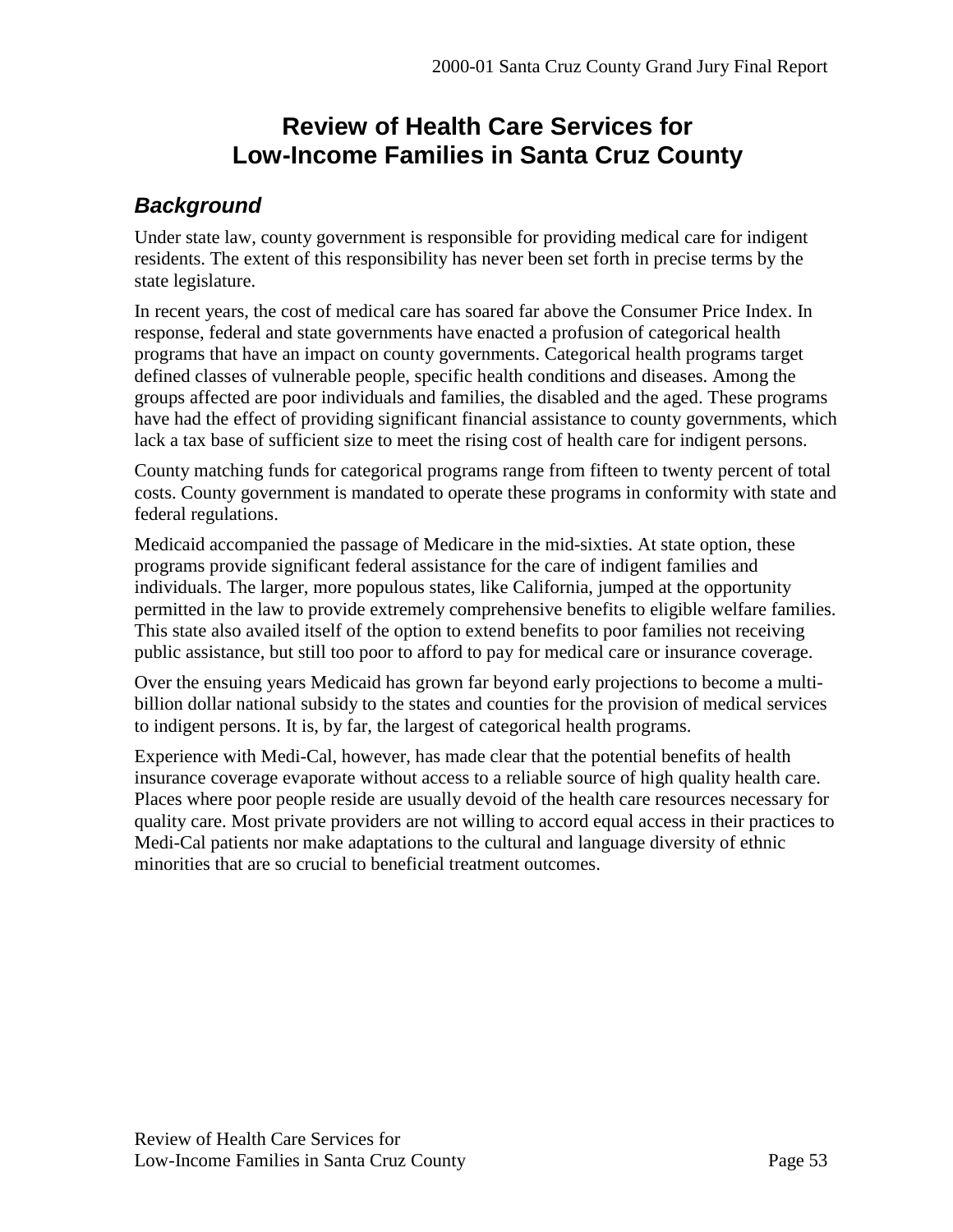# Review of Health Care Services for Low-Income Families in Santa Cruz County

## *Background*

Under state law, county government is responsible for providing medical care for indigent residents. The extent of this responsibility has never been set forth in precise terms by the state legislature.

In recent years, the cost of medical care has soared far above the Consumer Price Index. In response, federal and state governments have enacted a profusion of categorical health programs that have an impact on county governments. Categorical health programs target defined classes of vulnerable people, specific health conditions and diseases. Among the groups affected are poor individuals and families, the disabled and the aged. These programs have had the effect of providing significant financial assistance to county governments, which lack a tax base of sufficient size to meet the rising cost of health care for indigent persons.

County matching funds for categorical programs range from fifteen to twenty percent of total costs. County government is mandated to operate these programs in conformity with state and federal regulations.

Medicaid accompanied the passage of Medicare in the mid-sixties. At state option, these programs provide significant federal assistance for the care of indigent families and individuals. The larger, more populous states, like California, jumped at the opportunity permitted in the law to provide extremely comprehensive benefits to eligible welfare families. This state also availed itself of the option to extend benefits to poor families not receiving public assistance, but still too poor to afford to pay for medical care or insurance coverage.

Over the ensuing years Medicaid has grown far beyond early projections to become a multi-billion dollar national subsidy to the states and counties for the provision of medical services to indigent persons. It is, by far, the largest of categorical health programs.

Experience with Medi-Cal, however, has made clear that the potential benefits of health insurance coverage evaporate without access to a reliable source of high quality health care. Places where poor people reside are usually devoid of the health care resources necessary for quality care. Most private providers are not willing to accord equal access in their practices to Medi-Cal patients nor make adaptations to the cultural and language diversity of ethnic minorities that are so crucial to beneficial treatment outcomes.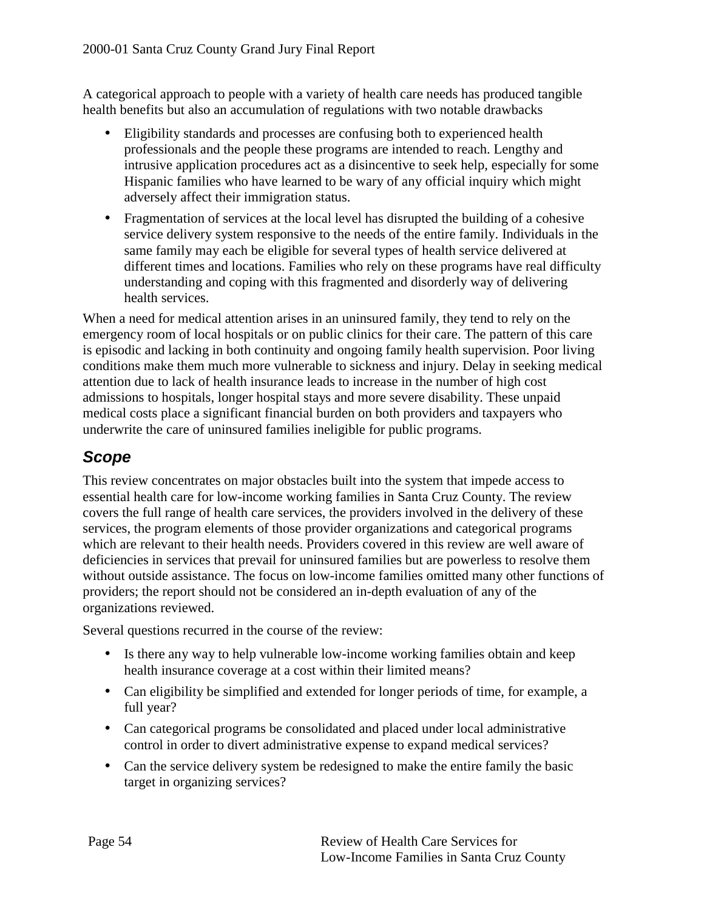A categorical approach to people with a variety of health care needs has produced tangible health benefits but also an accumulation of regulations with two notable drawbacks

- Eligibility standards and processes are confusing both to experienced health professionals and the people these programs are intended to reach. Lengthy and intrusive application procedures act as a disincentive to seek help, especially for some Hispanic families who have learned to be wary of any official inquiry which might adversely affect their immigration status.
- Fragmentation of services at the local level has disrupted the building of a cohesive service delivery system responsive to the needs of the entire family. Individuals in the same family may each be eligible for several types of health service delivered at different times and locations. Families who rely on these programs have real difficulty understanding and coping with this fragmented and disorderly way of delivering health services.

When a need for medical attention arises in an uninsured family, they tend to rely on the emergency room of local hospitals or on public clinics for their care. The pattern of this care is episodic and lacking in both continuity and ongoing family health supervision. Poor living conditions make them much more vulnerable to sickness and injury. Delay in seeking medical attention due to lack of health insurance leads to increase in the number of high cost admissions to hospitals, longer hospital stays and more severe disability. These unpaid medical costs place a significant financial burden on both providers and taxpayers who underwrite the care of uninsured families ineligible for public programs.

## *Scope*

This review concentrates on major obstacles built into the system that impede access to essential health care for low-income working families in Santa Cruz County. The review covers the full range of health care services, the providers involved in the delivery of these services, the program elements of those provider organizations and categorical programs which are relevant to their health needs. Providers covered in this review are well aware of deficiencies in services that prevail for uninsured families but are powerless to resolve them without outside assistance. The focus on low-income families omitted many other functions of providers; the report should not be considered an in-depth evaluation of any of the organizations reviewed.

Several questions recurred in the course of the review:

- Is there any way to help vulnerable low-income working families obtain and keep health insurance coverage at a cost within their limited means?
- Can eligibility be simplified and extended for longer periods of time, for example, a full year?
- Can categorical programs be consolidated and placed under local administrative control in order to divert administrative expense to expand medical services?
- Can the service delivery system be redesigned to make the entire family the basic target in organizing services?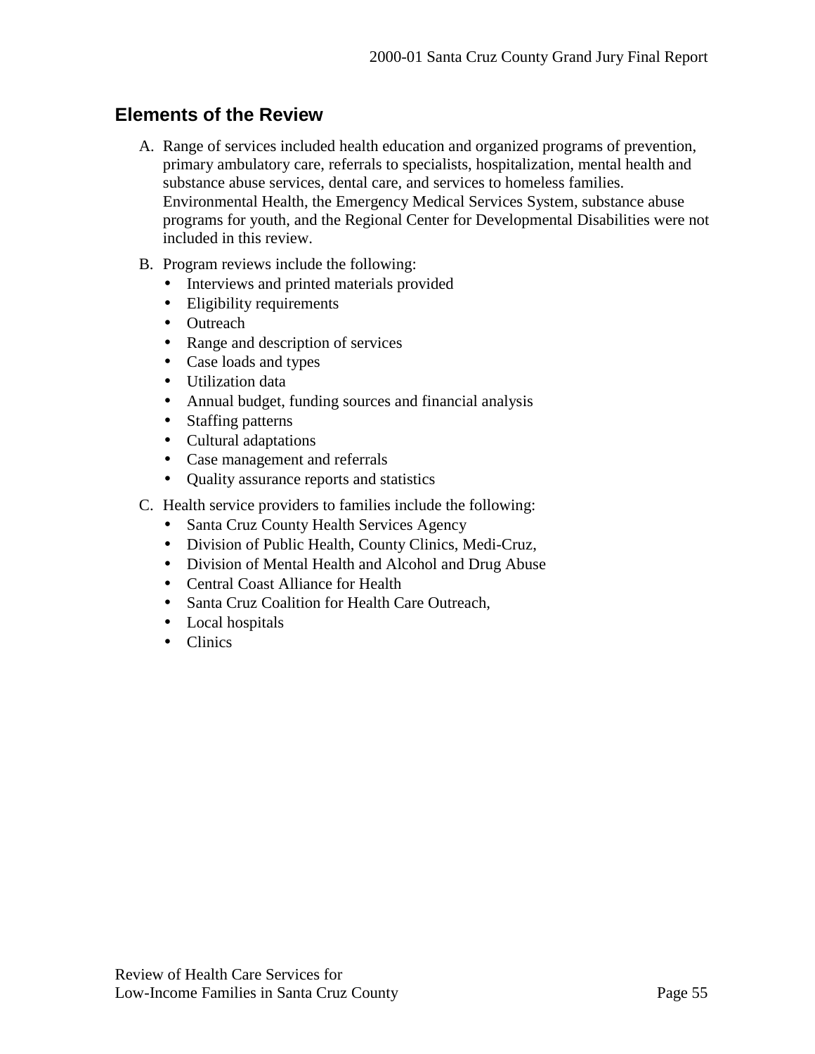## Elements of the Review

A. Range of services included health education and organized programs of prevention, primary ambulatory care, referrals to specialists, hospitalization, mental health and substance abuse services, dental care, and services to homeless families. Environmental Health, the Emergency Medical Services System, substance abuse programs for youth, and the Regional Center for Developmental Disabilities were not included in this review.

B. Program reviews include the following:
   - Interviews and printed materials provided
   - Eligibility requirements
   - Outreach
   - Range and description of services
   - Case loads and types
   - Utilization data
   - Annual budget, funding sources and financial analysis
   - Staffing patterns
   - Cultural adaptations
   - Case management and referrals
   - Quality assurance reports and statistics

C. Health service providers to families include the following:
   - Santa Cruz County Health Services Agency
   - Division of Public Health, County Clinics, Medi-Cruz,
   - Division of Mental Health and Alcohol and Drug Abuse
   - Central Coast Alliance for Health
   - Santa Cruz Coalition for Health Care Outreach,
   - Local hospitals
   - Clinics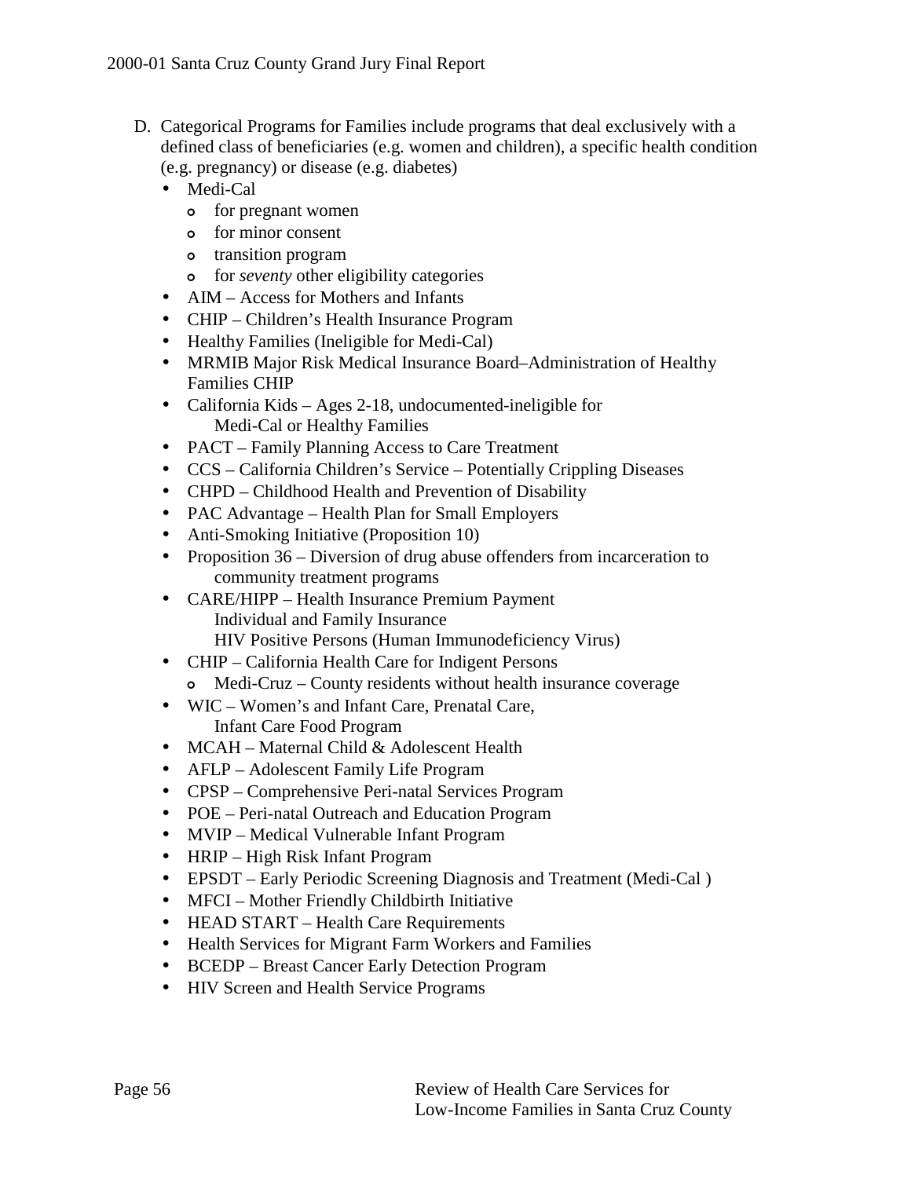D. Categorical Programs for Families include programs that deal exclusively with a defined class of beneficiaries (e.g. women and children), a specific health condition (e.g. pregnancy) or disease (e.g. diabetes)

- Medi-Cal
  - for pregnant women
  - for minor consent
  - transition program
  - for *seventy* other eligibility categories
- AIM – Access for Mothers and Infants
- CHIP – Children's Health Insurance Program
- Healthy Families (Ineligible for Medi-Cal)
- MRMIB Major Risk Medical Insurance Board–Administration of Healthy Families CHIP
- California Kids – Ages 2-18, undocumented-ineligible for Medi-Cal or Healthy Families
- PACT – Family Planning Access to Care Treatment
- CCS – California Children's Service – Potentially Crippling Diseases
- CHPD – Childhood Health and Prevention of Disability
- PAC Advantage – Health Plan for Small Employers
- Anti-Smoking Initiative (Proposition 10)
- Proposition 36 – Diversion of drug abuse offenders from incarceration to community treatment programs
- CARE/HIPP – Health Insurance Premium Payment
  Individual and Family Insurance
  HIV Positive Persons (Human Immunodeficiency Virus)
- CHIP – California Health Care for Indigent Persons
  - Medi-Cruz – County residents without health insurance coverage
- WIC – Women's and Infant Care, Prenatal Care, Infant Care Food Program
- MCAH – Maternal Child & Adolescent Health
- AFLP – Adolescent Family Life Program
- CPSP – Comprehensive Peri-natal Services Program
- POE – Peri-natal Outreach and Education Program
- MVIP – Medical Vulnerable Infant Program
- HRIP – High Risk Infant Program
- EPSDT – Early Periodic Screening Diagnosis and Treatment (Medi-Cal )
- MFCI – Mother Friendly Childbirth Initiative
- HEAD START – Health Care Requirements
- Health Services for Migrant Farm Workers and Families
- BCEDP – Breast Cancer Early Detection Program
- HIV Screen and Health Service Programs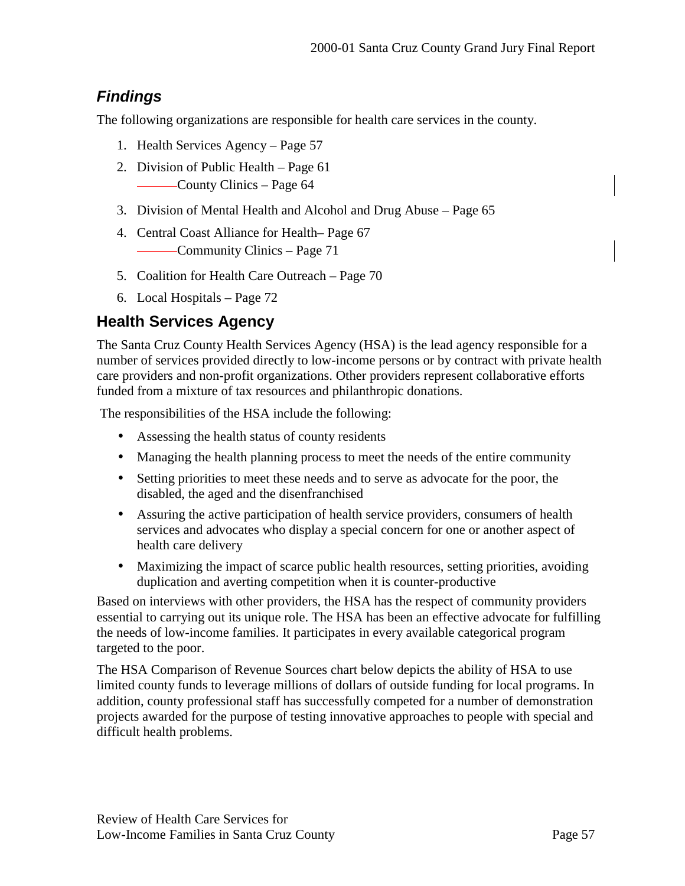## *Findings*

The following organizations are responsible for health care services in the county.

1. Health Services Agency – Page 57
2. Division of Public Health – Page 61
   ———County Clinics – Page 64
3. Division of Mental Health and Alcohol and Drug Abuse – Page 65
4. Central Coast Alliance for Health– Page 67
   ———Community Clinics – Page 71
5. Coalition for Health Care Outreach – Page 70
6. Local Hospitals – Page 72

## Health Services Agency

The Santa Cruz County Health Services Agency (HSA) is the lead agency responsible for a number of services provided directly to low-income persons or by contract with private health care providers and non-profit organizations. Other providers represent collaborative efforts funded from a mixture of tax resources and philanthropic donations.

The responsibilities of the HSA include the following:

- Assessing the health status of county residents
- Managing the health planning process to meet the needs of the entire community
- Setting priorities to meet these needs and to serve as advocate for the poor, the disabled, the aged and the disenfranchised
- Assuring the active participation of health service providers, consumers of health services and advocates who display a special concern for one or another aspect of health care delivery
- Maximizing the impact of scarce public health resources, setting priorities, avoiding duplication and averting competition when it is counter-productive

Based on interviews with other providers, the HSA has the respect of community providers essential to carrying out its unique role. The HSA has been an effective advocate for fulfilling the needs of low-income families. It participates in every available categorical program targeted to the poor.

The HSA Comparison of Revenue Sources chart below depicts the ability of HSA to use limited county funds to leverage millions of dollars of outside funding for local programs. In addition, county professional staff has successfully competed for a number of demonstration projects awarded for the purpose of testing innovative approaches to people with special and difficult health problems.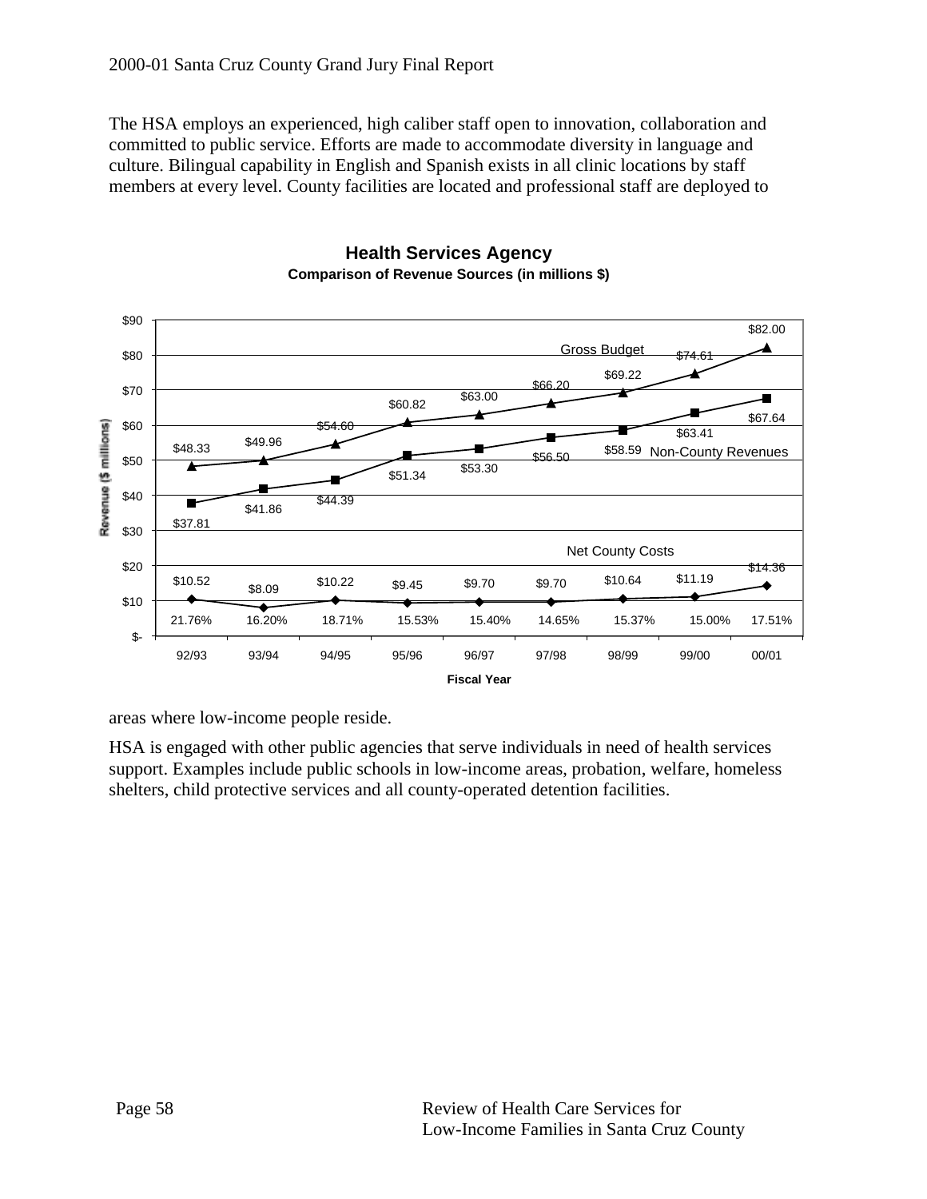The HSA employs an experienced, high caliber staff open to innovation, collaboration and committed to public service. Efforts are made to accommodate diversity in language and culture. Bilingual capability in English and Spanish exists in all clinic locations by staff members at every level. County facilities are located and professional staff are deployed to areas where low-income people reside.

**Health Services Agency**

**Comparison of Revenue Sources (in millions $)**

| Fiscal Year | Gross Budget | Non-County Revenues | Net County Costs | Net County Costs (%) |
|---|---|---|---|---|
| 92/93 | $48.33 | $37.81 | $10.52 | 21.76% |
| 93/94 | $49.96 | $41.86 | $8.09 | 16.20% |
| 94/95 | $54.60 | $44.39 | $10.22 | 18.71% |
| 95/96 | $60.82 | $51.34 | $9.45 | 15.53% |
| 96/97 | $63.00 | $53.30 | $9.70 | 15.40% |
| 97/98 | $66.20 | $56.50 | $9.70 | 14.65% |
| 98/99 | $69.22 | $58.59 | $10.64 | 15.37% |
| 99/00 | $74.61 | $63.41 | $11.19 | 15.00% |
| 00/01 | $82.00 | $67.64 | $14.36 | 17.51% |

HSA is engaged with other public agencies that serve individuals in need of health services support. Examples include public schools in low-income areas, probation, welfare, homeless shelters, child protective services and all county-operated detention facilities.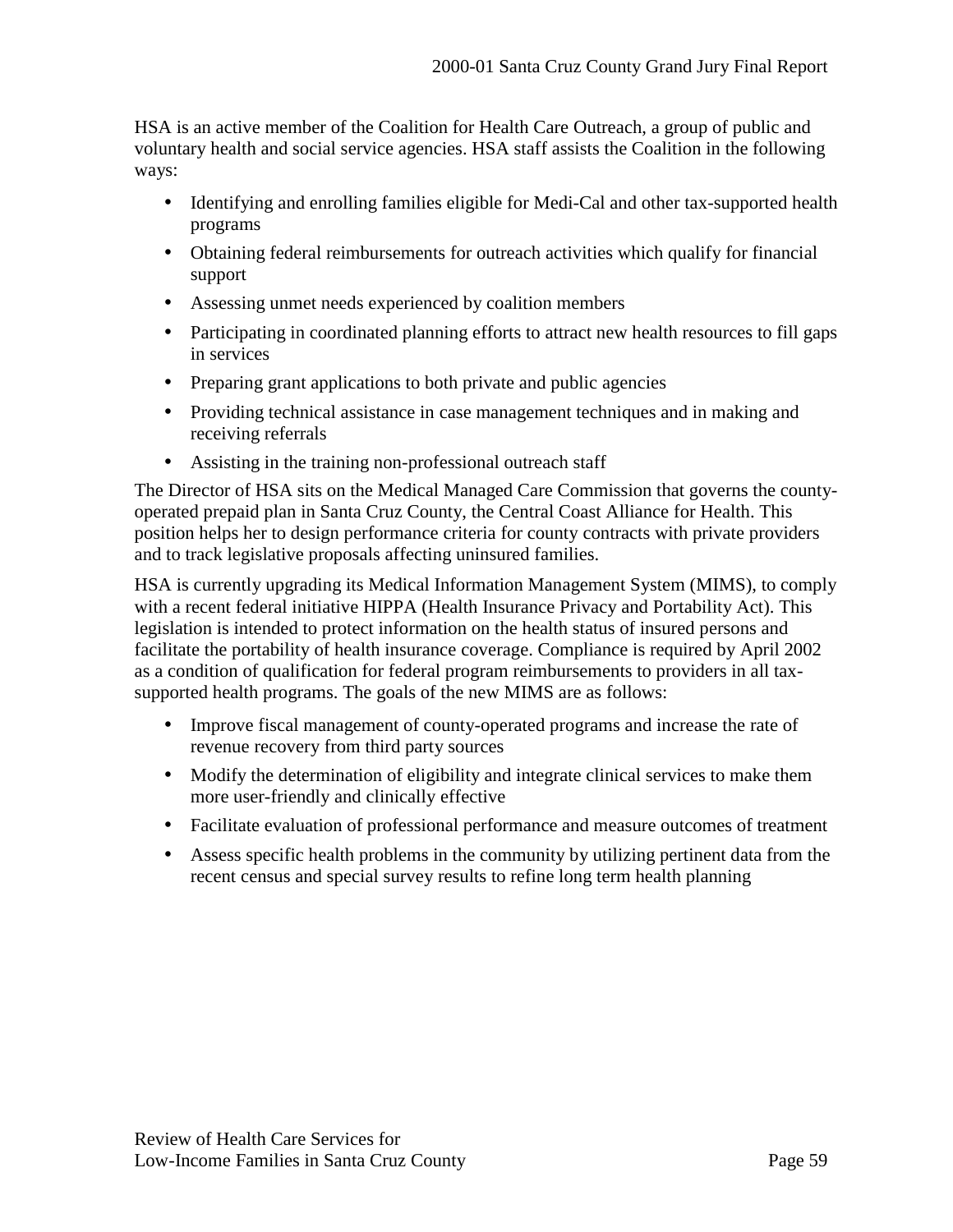HSA is an active member of the Coalition for Health Care Outreach, a group of public and voluntary health and social service agencies. HSA staff assists the Coalition in the following ways:

- Identifying and enrolling families eligible for Medi-Cal and other tax-supported health programs
- Obtaining federal reimbursements for outreach activities which qualify for financial support
- Assessing unmet needs experienced by coalition members
- Participating in coordinated planning efforts to attract new health resources to fill gaps in services
- Preparing grant applications to both private and public agencies
- Providing technical assistance in case management techniques and in making and receiving referrals
- Assisting in the training non-professional outreach staff

The Director of HSA sits on the Medical Managed Care Commission that governs the county-operated prepaid plan in Santa Cruz County, the Central Coast Alliance for Health. This position helps her to design performance criteria for county contracts with private providers and to track legislative proposals affecting uninsured families.

HSA is currently upgrading its Medical Information Management System (MIMS), to comply with a recent federal initiative HIPPA (Health Insurance Privacy and Portability Act). This legislation is intended to protect information on the health status of insured persons and facilitate the portability of health insurance coverage. Compliance is required by April 2002 as a condition of qualification for federal program reimbursements to providers in all tax-supported health programs. The goals of the new MIMS are as follows:

- Improve fiscal management of county-operated programs and increase the rate of revenue recovery from third party sources
- Modify the determination of eligibility and integrate clinical services to make them more user-friendly and clinically effective
- Facilitate evaluation of professional performance and measure outcomes of treatment
- Assess specific health problems in the community by utilizing pertinent data from the recent census and special survey results to refine long term health planning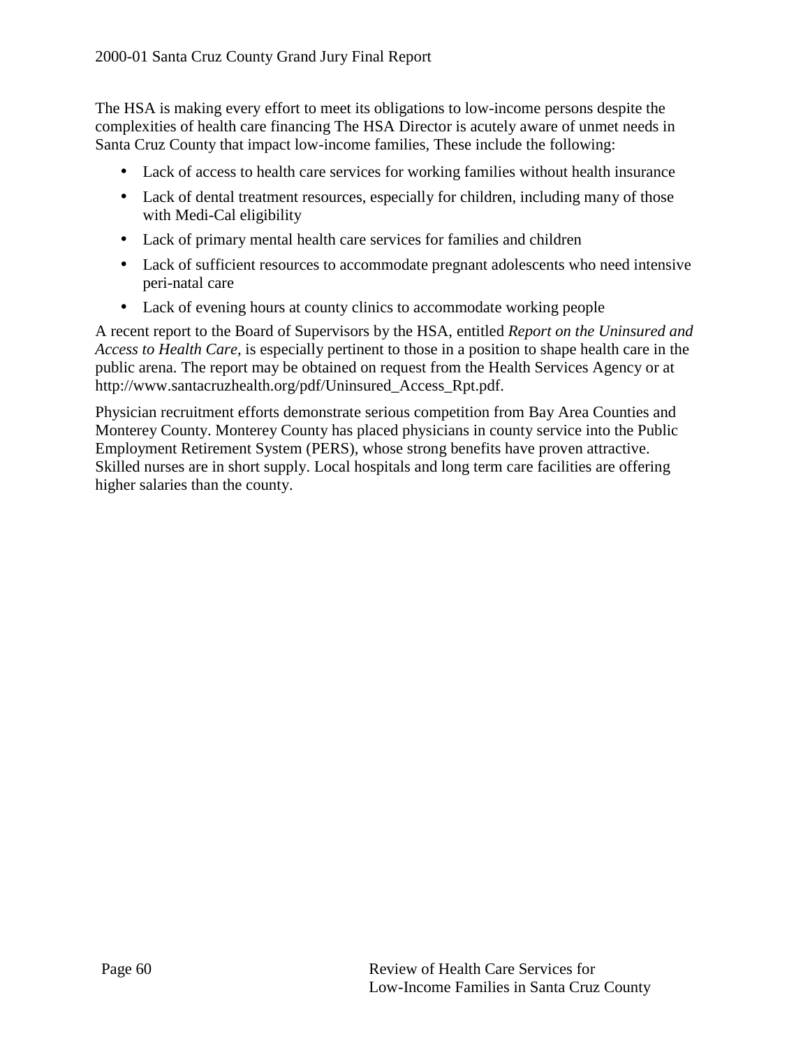The HSA is making every effort to meet its obligations to low-income persons despite the complexities of health care financing The HSA Director is acutely aware of unmet needs in Santa Cruz County that impact low-income families, These include the following:

- Lack of access to health care services for working families without health insurance
- Lack of dental treatment resources, especially for children, including many of those with Medi-Cal eligibility
- Lack of primary mental health care services for families and children
- Lack of sufficient resources to accommodate pregnant adolescents who need intensive peri-natal care
- Lack of evening hours at county clinics to accommodate working people

A recent report to the Board of Supervisors by the HSA, entitled *Report on the Uninsured and Access to Health Care,* is especially pertinent to those in a position to shape health care in the public arena. The report may be obtained on request from the Health Services Agency or at http://www.santacruzhealth.org/pdf/Uninsured_Access_Rpt.pdf.

Physician recruitment efforts demonstrate serious competition from Bay Area Counties and Monterey County. Monterey County has placed physicians in county service into the Public Employment Retirement System (PERS), whose strong benefits have proven attractive. Skilled nurses are in short supply. Local hospitals and long term care facilities are offering higher salaries than the county.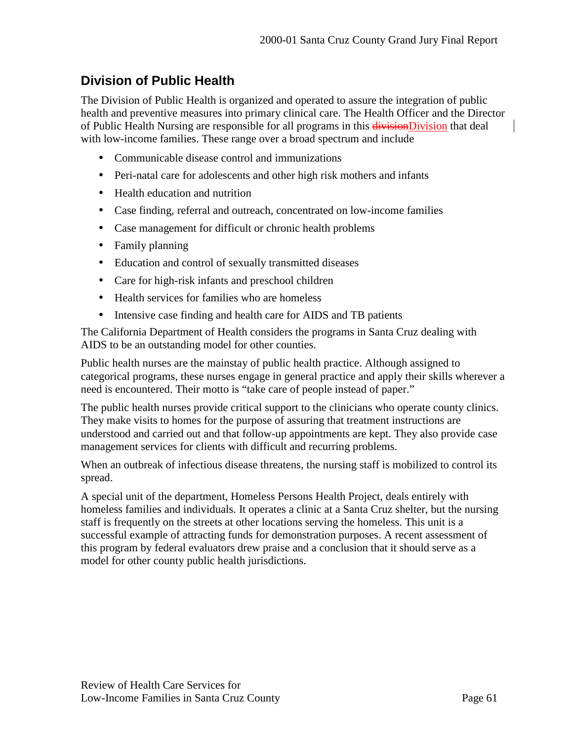## Division of Public Health

The Division of Public Health is organized and operated to assure the integration of public health and preventive measures into primary clinical care. The Health Officer and the Director of Public Health Nursing are responsible for all programs in this Division that deal with low-income families. These range over a broad spectrum and include

- Communicable disease control and immunizations
- Peri-natal care for adolescents and other high risk mothers and infants
- Health education and nutrition
- Case finding, referral and outreach, concentrated on low-income families
- Case management for difficult or chronic health problems
- Family planning
- Education and control of sexually transmitted diseases
- Care for high-risk infants and preschool children
- Health services for families who are homeless
- Intensive case finding and health care for AIDS and TB patients

The California Department of Health considers the programs in Santa Cruz dealing with AIDS to be an outstanding model for other counties.

Public health nurses are the mainstay of public health practice. Although assigned to categorical programs, these nurses engage in general practice and apply their skills wherever a need is encountered. Their motto is "take care of people instead of paper."

The public health nurses provide critical support to the clinicians who operate county clinics. They make visits to homes for the purpose of assuring that treatment instructions are understood and carried out and that follow-up appointments are kept. They also provide case management services for clients with difficult and recurring problems.

When an outbreak of infectious disease threatens, the nursing staff is mobilized to control its spread.

A special unit of the department, Homeless Persons Health Project, deals entirely with homeless families and individuals. It operates a clinic at a Santa Cruz shelter, but the nursing staff is frequently on the streets at other locations serving the homeless. This unit is a successful example of attracting funds for demonstration purposes. A recent assessment of this program by federal evaluators drew praise and a conclusion that it should serve as a model for other county public health jurisdictions.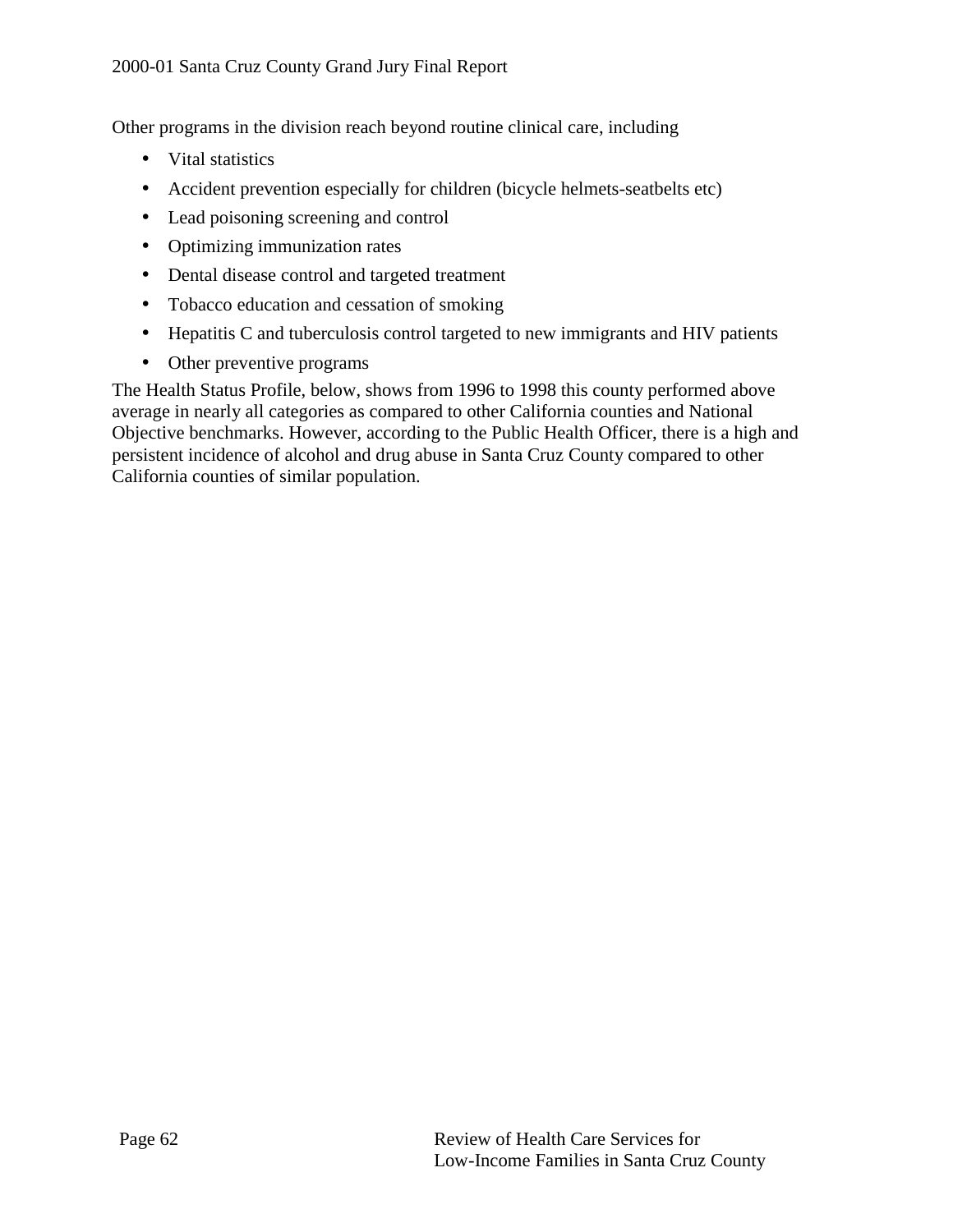Other programs in the division reach beyond routine clinical care, including

- Vital statistics
- Accident prevention especially for children (bicycle helmets-seatbelts etc)
- Lead poisoning screening and control
- Optimizing immunization rates
- Dental disease control and targeted treatment
- Tobacco education and cessation of smoking
- Hepatitis C and tuberculosis control targeted to new immigrants and HIV patients
- Other preventive programs

The Health Status Profile, below, shows from 1996 to 1998 this county performed above average in nearly all categories as compared to other California counties and National Objective benchmarks. However, according to the Public Health Officer, there is a high and persistent incidence of alcohol and drug abuse in Santa Cruz County compared to other California counties of similar population.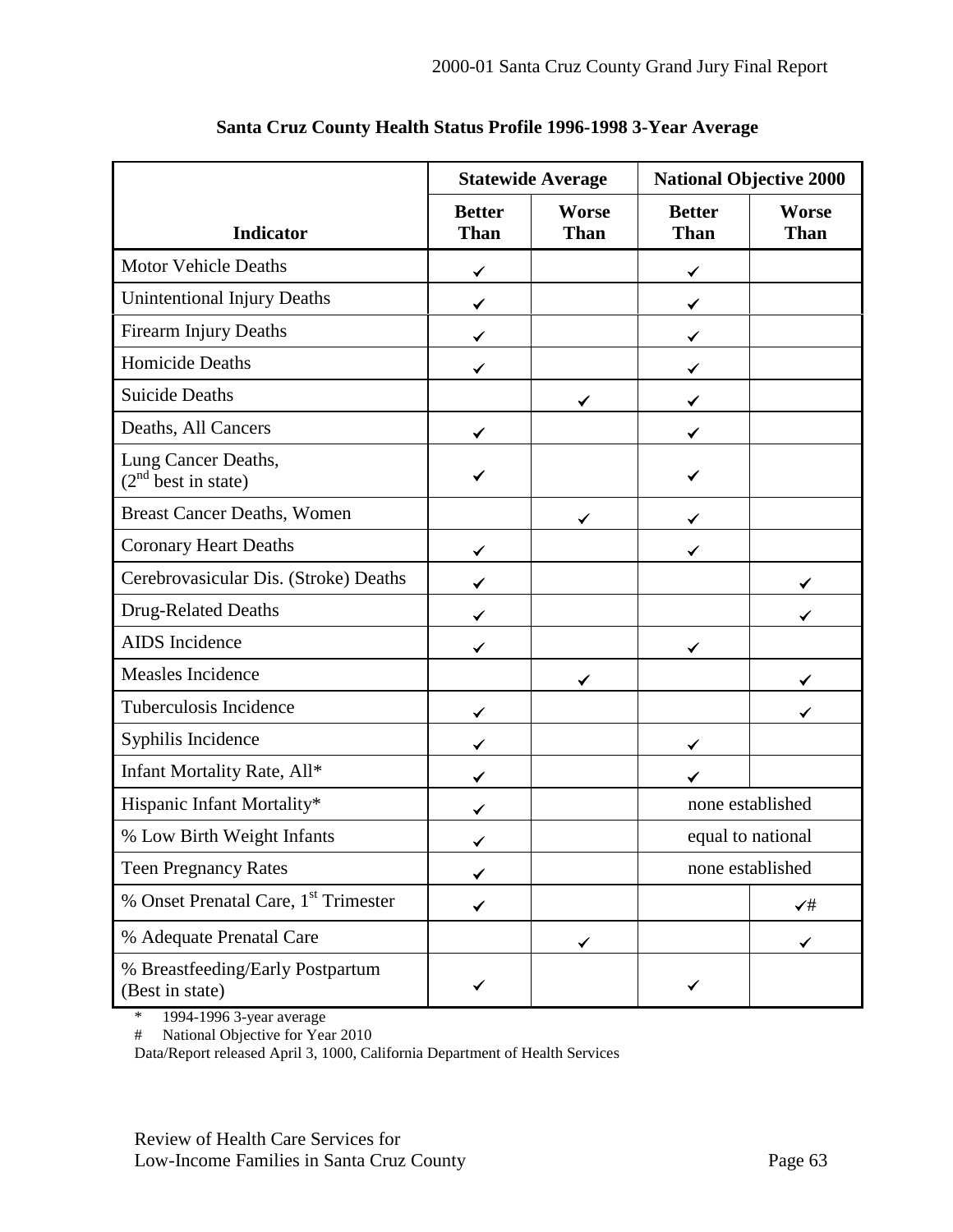**Santa Cruz County Health Status Profile 1996-1998 3-Year Average**

| Indicator | Statewide Average | | National Objective 2000 | |
|---|---|---|---|---|
| | Better Than | Worse Than | Better Than | Worse Than |
| Motor Vehicle Deaths | ✓ | | ✓ | |
| Unintentional Injury Deaths | ✓ | | ✓ | |
| Firearm Injury Deaths | ✓ | | ✓ | |
| Homicide Deaths | ✓ | | ✓ | |
| Suicide Deaths | | ✓ | ✓ | |
| Deaths, All Cancers | ✓ | | ✓ | |
| Lung Cancer Deaths, (2nd best in state) | ✓ | | ✓ | |
| Breast Cancer Deaths, Women | | ✓ | ✓ | |
| Coronary Heart Deaths | ✓ | | ✓ | |
| Cerebrovasicular Dis. (Stroke) Deaths | ✓ | | | ✓ |
| Drug-Related Deaths | ✓ | | | ✓ |
| AIDS Incidence | ✓ | | ✓ | |
| Measles Incidence | | ✓ | | ✓ |
| Tuberculosis Incidence | ✓ | | | ✓ |
| Syphilis Incidence | ✓ | | ✓ | |
| Infant Mortality Rate, All* | ✓ | | ✓ | |
| Hispanic Infant Mortality* | ✓ | | none established | |
| % Low Birth Weight Infants | ✓ | | equal to national | |
| Teen Pregnancy Rates | ✓ | | none established | |
| % Onset Prenatal Care, 1st Trimester | ✓ | | | ✓# |
| % Adequate Prenatal Care | | ✓ | | ✓ |
| % Breastfeeding/Early Postpartum (Best in state) | ✓ | | ✓ | |

\* 1994-1996 3-year average
\# National Objective for Year 2010
Data/Report released April 3, 1000, California Department of Health Services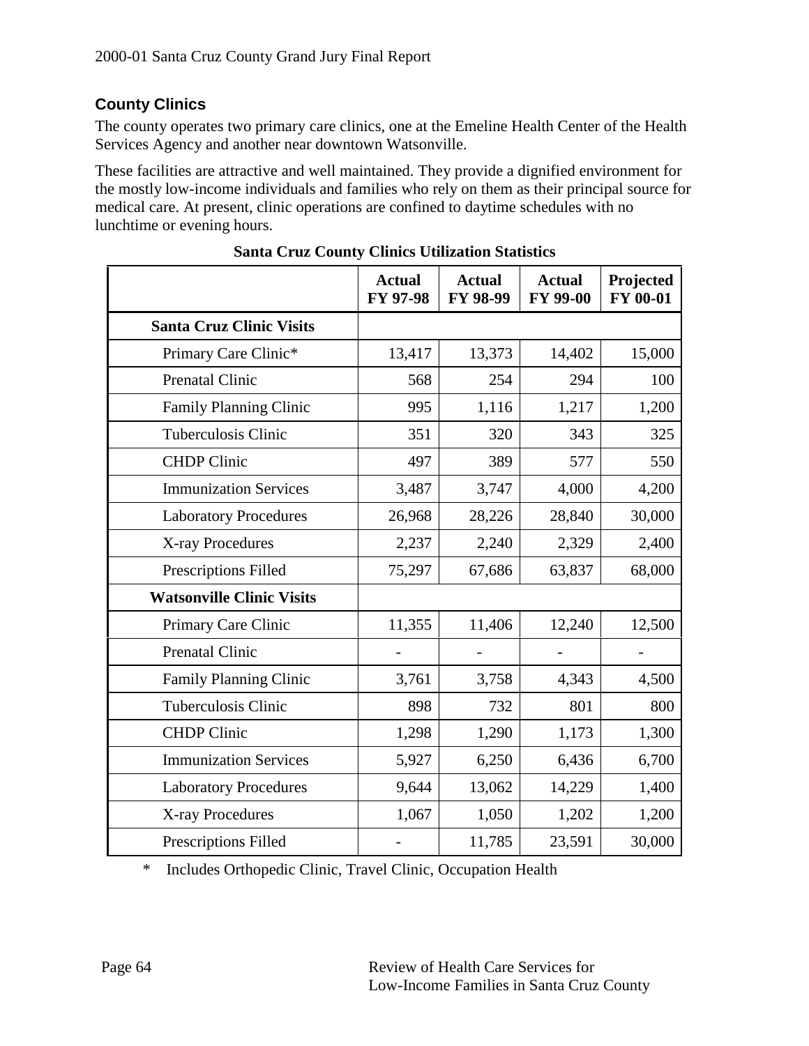## County Clinics

The county operates two primary care clinics, one at the Emeline Health Center of the Health Services Agency and another near downtown Watsonville.

These facilities are attractive and well maintained. They provide a dignified environment for the mostly low-income individuals and families who rely on them as their principal source for medical care. At present, clinic operations are confined to daytime schedules with no lunchtime or evening hours.

**Santa Cruz County Clinics Utilization Statistics**

| | Actual FY 97-98 | Actual FY 98-99 | Actual FY 99-00 | Projected FY 00-01 |
|---|---|---|---|---|
| **Santa Cruz Clinic Visits** | | | | |
| Primary Care Clinic* | 13,417 | 13,373 | 14,402 | 15,000 |
| Prenatal Clinic | 568 | 254 | 294 | 100 |
| Family Planning Clinic | 995 | 1,116 | 1,217 | 1,200 |
| Tuberculosis Clinic | 351 | 320 | 343 | 325 |
| CHDP Clinic | 497 | 389 | 577 | 550 |
| Immunization Services | 3,487 | 3,747 | 4,000 | 4,200 |
| Laboratory Procedures | 26,968 | 28,226 | 28,840 | 30,000 |
| X-ray Procedures | 2,237 | 2,240 | 2,329 | 2,400 |
| Prescriptions Filled | 75,297 | 67,686 | 63,837 | 68,000 |
| **Watsonville Clinic Visits** | | | | |
| Primary Care Clinic | 11,355 | 11,406 | 12,240 | 12,500 |
| Prenatal Clinic | - | - | - | - |
| Family Planning Clinic | 3,761 | 3,758 | 4,343 | 4,500 |
| Tuberculosis Clinic | 898 | 732 | 801 | 800 |
| CHDP Clinic | 1,298 | 1,290 | 1,173 | 1,300 |
| Immunization Services | 5,927 | 6,250 | 6,436 | 6,700 |
| Laboratory Procedures | 9,644 | 13,062 | 14,229 | 1,400 |
| X-ray Procedures | 1,067 | 1,050 | 1,202 | 1,200 |
| Prescriptions Filled | - | 11,785 | 23,591 | 30,000 |

\* Includes Orthopedic Clinic, Travel Clinic, Occupation Health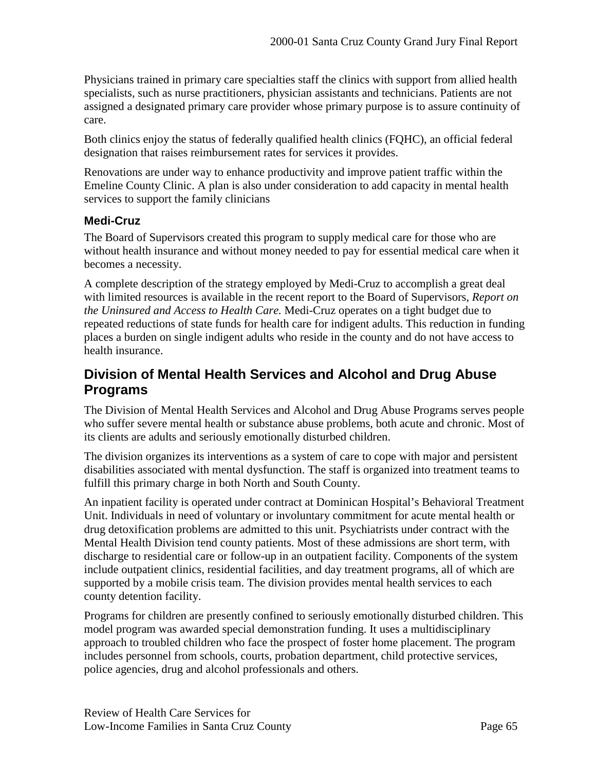Physicians trained in primary care specialties staff the clinics with support from allied health specialists, such as nurse practitioners, physician assistants and technicians. Patients are not assigned a designated primary care provider whose primary purpose is to assure continuity of care.

Both clinics enjoy the status of federally qualified health clinics (FQHC), an official federal designation that raises reimbursement rates for services it provides.

Renovations are under way to enhance productivity and improve patient traffic within the Emeline County Clinic. A plan is also under consideration to add capacity in mental health services to support the family clinicians

### Medi-Cruz

The Board of Supervisors created this program to supply medical care for those who are without health insurance and without money needed to pay for essential medical care when it becomes a necessity.

A complete description of the strategy employed by Medi-Cruz to accomplish a great deal with limited resources is available in the recent report to the Board of Supervisors, *Report on the Uninsured and Access to Health Care.* Medi-Cruz operates on a tight budget due to repeated reductions of state funds for health care for indigent adults. This reduction in funding places a burden on single indigent adults who reside in the county and do not have access to health insurance.

## Division of Mental Health Services and Alcohol and Drug Abuse Programs

The Division of Mental Health Services and Alcohol and Drug Abuse Programs serves people who suffer severe mental health or substance abuse problems, both acute and chronic. Most of its clients are adults and seriously emotionally disturbed children.

The division organizes its interventions as a system of care to cope with major and persistent disabilities associated with mental dysfunction. The staff is organized into treatment teams to fulfill this primary charge in both North and South County.

An inpatient facility is operated under contract at Dominican Hospital's Behavioral Treatment Unit. Individuals in need of voluntary or involuntary commitment for acute mental health or drug detoxification problems are admitted to this unit. Psychiatrists under contract with the Mental Health Division tend county patients. Most of these admissions are short term, with discharge to residential care or follow-up in an outpatient facility. Components of the system include outpatient clinics, residential facilities, and day treatment programs, all of which are supported by a mobile crisis team. The division provides mental health services to each county detention facility.

Programs for children are presently confined to seriously emotionally disturbed children. This model program was awarded special demonstration funding. It uses a multidisciplinary approach to troubled children who face the prospect of foster home placement. The program includes personnel from schools, courts, probation department, child protective services, police agencies, drug and alcohol professionals and others.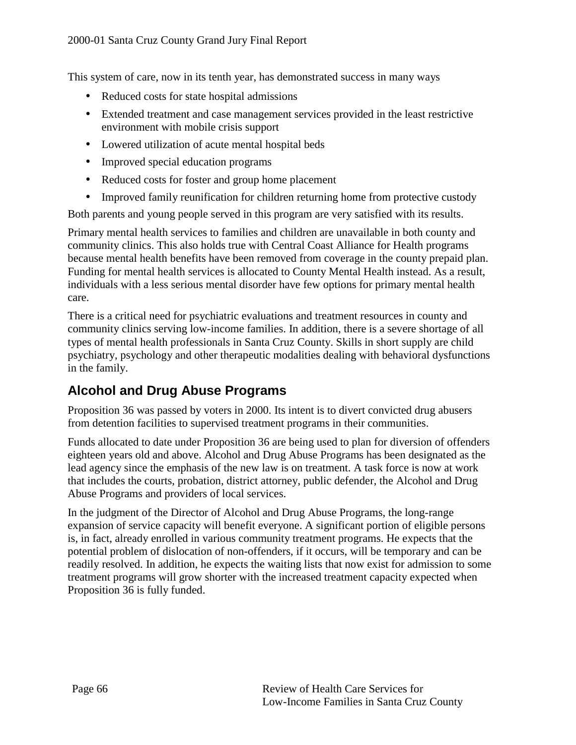This system of care, now in its tenth year, has demonstrated success in many ways

- Reduced costs for state hospital admissions
- Extended treatment and case management services provided in the least restrictive environment with mobile crisis support
- Lowered utilization of acute mental hospital beds
- Improved special education programs
- Reduced costs for foster and group home placement
- Improved family reunification for children returning home from protective custody

Both parents and young people served in this program are very satisfied with its results.

Primary mental health services to families and children are unavailable in both county and community clinics. This also holds true with Central Coast Alliance for Health programs because mental health benefits have been removed from coverage in the county prepaid plan. Funding for mental health services is allocated to County Mental Health instead. As a result, individuals with a less serious mental disorder have few options for primary mental health care.

There is a critical need for psychiatric evaluations and treatment resources in county and community clinics serving low-income families. In addition, there is a severe shortage of all types of mental health professionals in Santa Cruz County. Skills in short supply are child psychiatry, psychology and other therapeutic modalities dealing with behavioral dysfunctions in the family.

## Alcohol and Drug Abuse Programs

Proposition 36 was passed by voters in 2000. Its intent is to divert convicted drug abusers from detention facilities to supervised treatment programs in their communities.

Funds allocated to date under Proposition 36 are being used to plan for diversion of offenders eighteen years old and above. Alcohol and Drug Abuse Programs has been designated as the lead agency since the emphasis of the new law is on treatment. A task force is now at work that includes the courts, probation, district attorney, public defender, the Alcohol and Drug Abuse Programs and providers of local services.

In the judgment of the Director of Alcohol and Drug Abuse Programs, the long-range expansion of service capacity will benefit everyone. A significant portion of eligible persons is, in fact, already enrolled in various community treatment programs. He expects that the potential problem of dislocation of non-offenders, if it occurs, will be temporary and can be readily resolved. In addition, he expects the waiting lists that now exist for admission to some treatment programs will grow shorter with the increased treatment capacity expected when Proposition 36 is fully funded.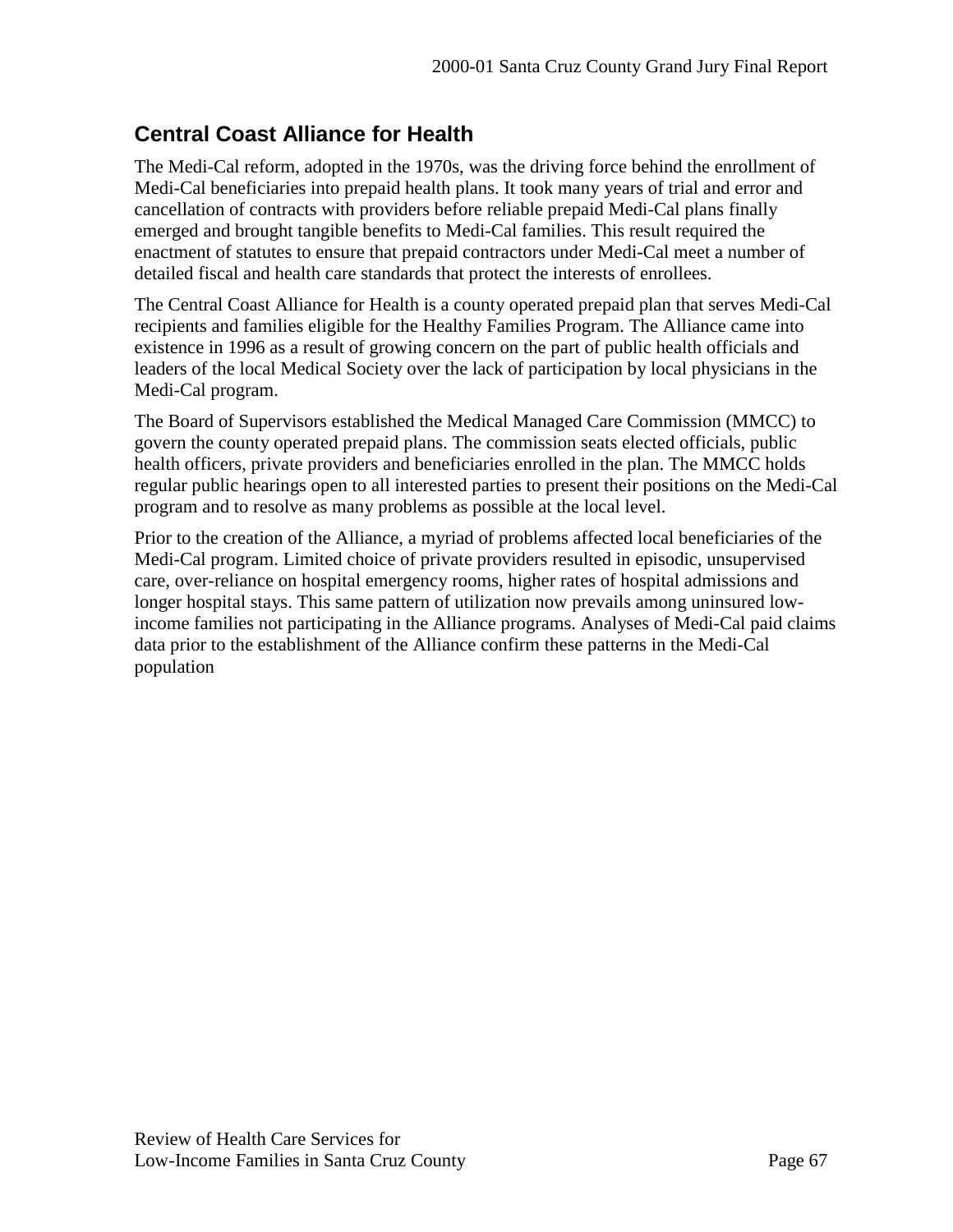## Central Coast Alliance for Health

The Medi-Cal reform, adopted in the 1970s, was the driving force behind the enrollment of Medi-Cal beneficiaries into prepaid health plans. It took many years of trial and error and cancellation of contracts with providers before reliable prepaid Medi-Cal plans finally emerged and brought tangible benefits to Medi-Cal families. This result required the enactment of statutes to ensure that prepaid contractors under Medi-Cal meet a number of detailed fiscal and health care standards that protect the interests of enrollees.

The Central Coast Alliance for Health is a county operated prepaid plan that serves Medi-Cal recipients and families eligible for the Healthy Families Program. The Alliance came into existence in 1996 as a result of growing concern on the part of public health officials and leaders of the local Medical Society over the lack of participation by local physicians in the Medi-Cal program.

The Board of Supervisors established the Medical Managed Care Commission (MMCC) to govern the county operated prepaid plans. The commission seats elected officials, public health officers, private providers and beneficiaries enrolled in the plan. The MMCC holds regular public hearings open to all interested parties to present their positions on the Medi-Cal program and to resolve as many problems as possible at the local level.

Prior to the creation of the Alliance, a myriad of problems affected local beneficiaries of the Medi-Cal program. Limited choice of private providers resulted in episodic, unsupervised care, over-reliance on hospital emergency rooms, higher rates of hospital admissions and longer hospital stays. This same pattern of utilization now prevails among uninsured low-income families not participating in the Alliance programs. Analyses of Medi-Cal paid claims data prior to the establishment of the Alliance confirm these patterns in the Medi-Cal population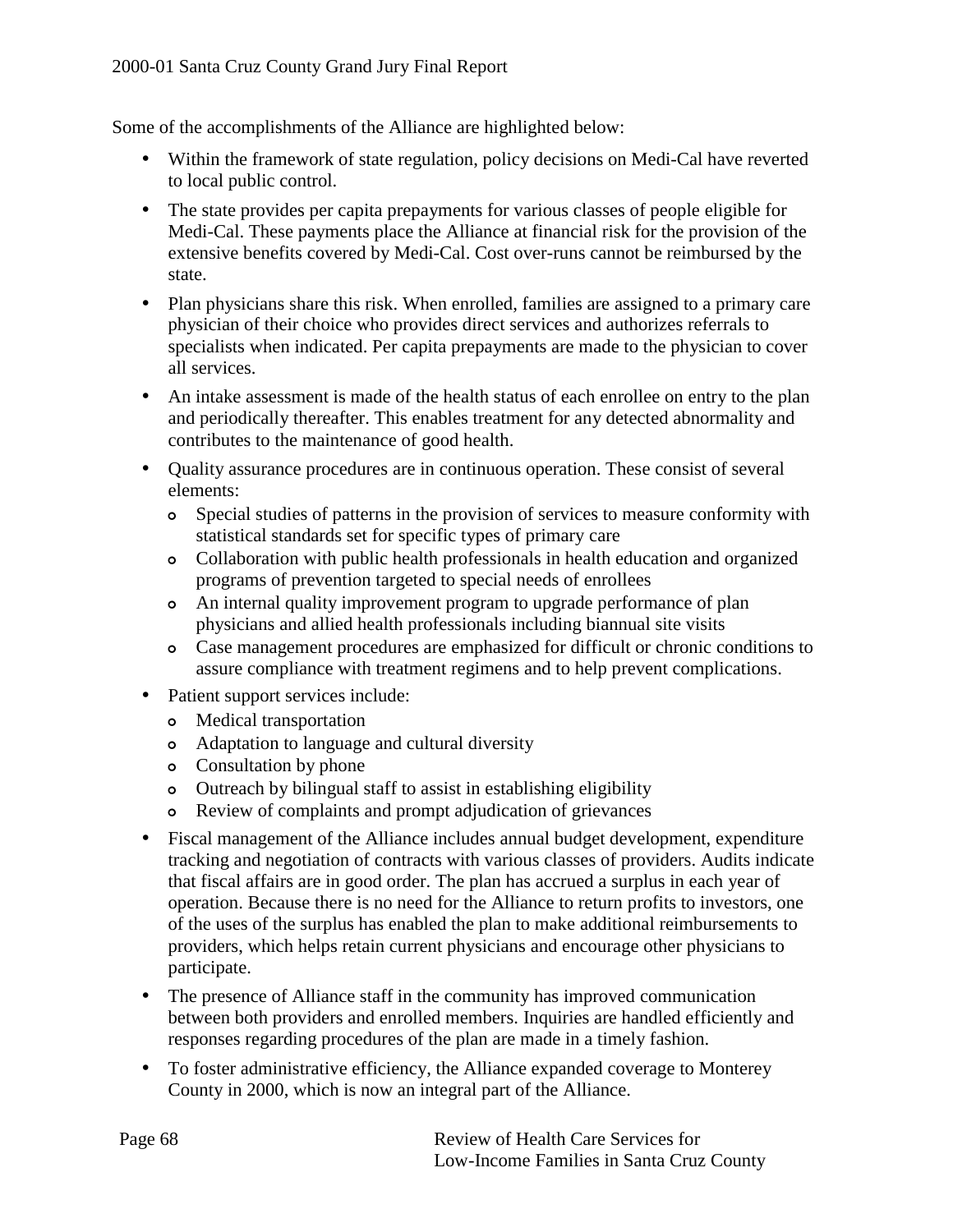Some of the accomplishments of the Alliance are highlighted below:

- Within the framework of state regulation, policy decisions on Medi-Cal have reverted to local public control.
- The state provides per capita prepayments for various classes of people eligible for Medi-Cal. These payments place the Alliance at financial risk for the provision of the extensive benefits covered by Medi-Cal. Cost over-runs cannot be reimbursed by the state.
- Plan physicians share this risk. When enrolled, families are assigned to a primary care physician of their choice who provides direct services and authorizes referrals to specialists when indicated. Per capita prepayments are made to the physician to cover all services.
- An intake assessment is made of the health status of each enrollee on entry to the plan and periodically thereafter. This enables treatment for any detected abnormality and contributes to the maintenance of good health.
- Quality assurance procedures are in continuous operation. These consist of several elements:
    - Special studies of patterns in the provision of services to measure conformity with statistical standards set for specific types of primary care
    - Collaboration with public health professionals in health education and organized programs of prevention targeted to special needs of enrollees
    - An internal quality improvement program to upgrade performance of plan physicians and allied health professionals including biannual site visits
    - Case management procedures are emphasized for difficult or chronic conditions to assure compliance with treatment regimens and to help prevent complications.
- Patient support services include:
    - Medical transportation
    - Adaptation to language and cultural diversity
    - Consultation by phone
    - Outreach by bilingual staff to assist in establishing eligibility
    - Review of complaints and prompt adjudication of grievances
- Fiscal management of the Alliance includes annual budget development, expenditure tracking and negotiation of contracts with various classes of providers. Audits indicate that fiscal affairs are in good order. The plan has accrued a surplus in each year of operation. Because there is no need for the Alliance to return profits to investors, one of the uses of the surplus has enabled the plan to make additional reimbursements to providers, which helps retain current physicians and encourage other physicians to participate.
- The presence of Alliance staff in the community has improved communication between both providers and enrolled members. Inquiries are handled efficiently and responses regarding procedures of the plan are made in a timely fashion.
- To foster administrative efficiency, the Alliance expanded coverage to Monterey County in 2000, which is now an integral part of the Alliance.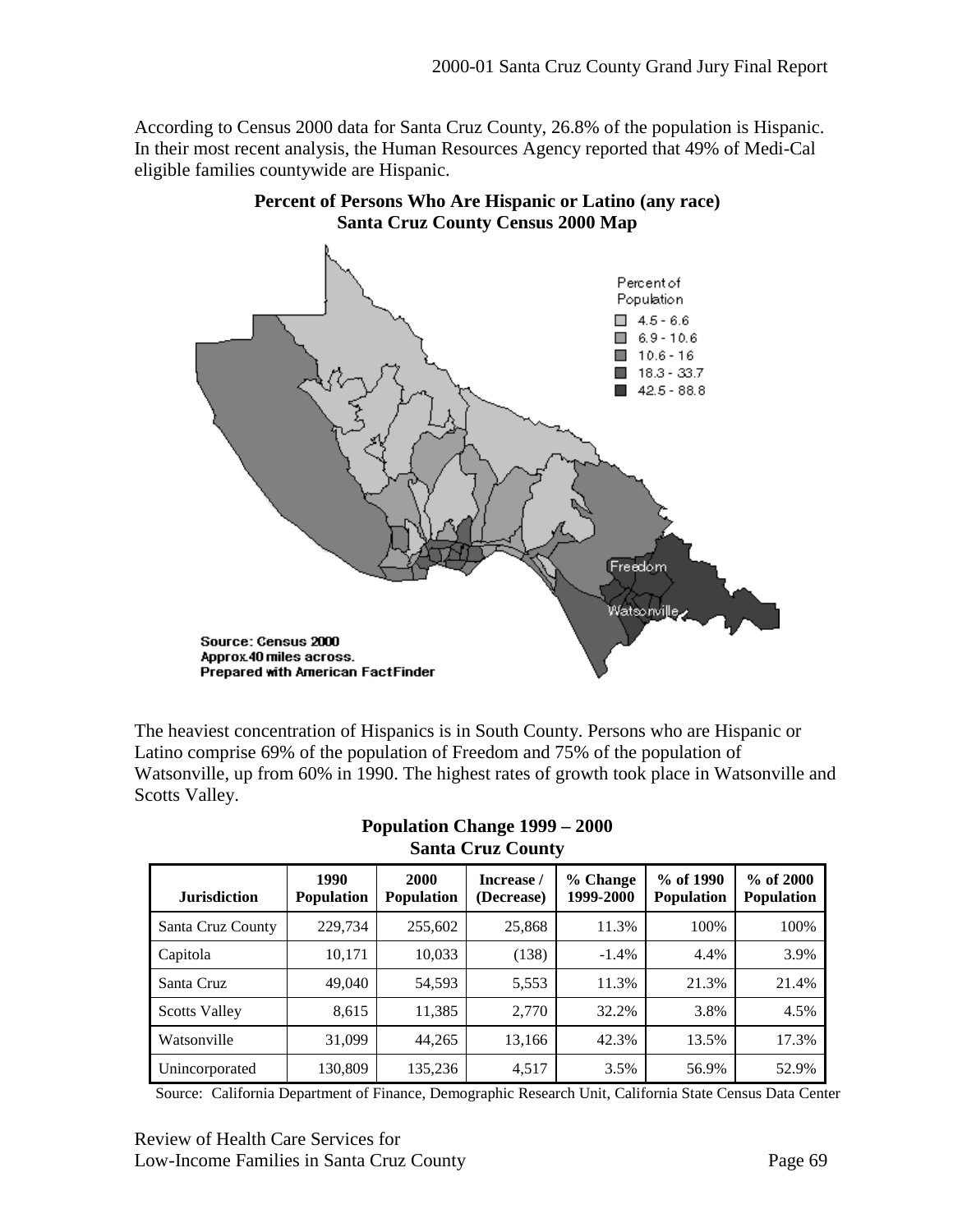According to Census 2000 data for Santa Cruz County, 26.8% of the population is Hispanic. In their most recent analysis, the Human Resources Agency reported that 49% of Medi-Cal eligible families countywide are Hispanic.

**Percent of Persons Who Are Hispanic or Latino (any race)**
**Santa Cruz County Census 2000 Map**

Percent of Population
- 4.5 - 6.6
- 6.9 - 10.6
- 10.6 - 16
- 18.3 - 33.7
- 42.5 - 88.8

Freedom

Watsonville

Source: Census 2000
Approx.40 miles across.
Prepared with American FactFinder

The heaviest concentration of Hispanics is in South County. Persons who are Hispanic or Latino comprise 69% of the population of Freedom and 75% of the population of Watsonville, up from 60% in 1990. The highest rates of growth took place in Watsonville and Scotts Valley.

**Population Change 1999 – 2000**
**Santa Cruz County**

| Jurisdiction | 1990 Population | 2000 Population | Increase / (Decrease) | % Change 1999-2000 | % of 1990 Population | % of 2000 Population |
|---|---|---|---|---|---|---|
| Santa Cruz County | 229,734 | 255,602 | 25,868 | 11.3% | 100% | 100% |
| Capitola | 10,171 | 10,033 | (138) | -1.4% | 4.4% | 3.9% |
| Santa Cruz | 49,040 | 54,593 | 5,553 | 11.3% | 21.3% | 21.4% |
| Scotts Valley | 8,615 | 11,385 | 2,770 | 32.2% | 3.8% | 4.5% |
| Watsonville | 31,099 | 44,265 | 13,166 | 42.3% | 13.5% | 17.3% |
| Unincorporated | 130,809 | 135,236 | 4,517 | 3.5% | 56.9% | 52.9% |

Source: California Department of Finance, Demographic Research Unit, California State Census Data Center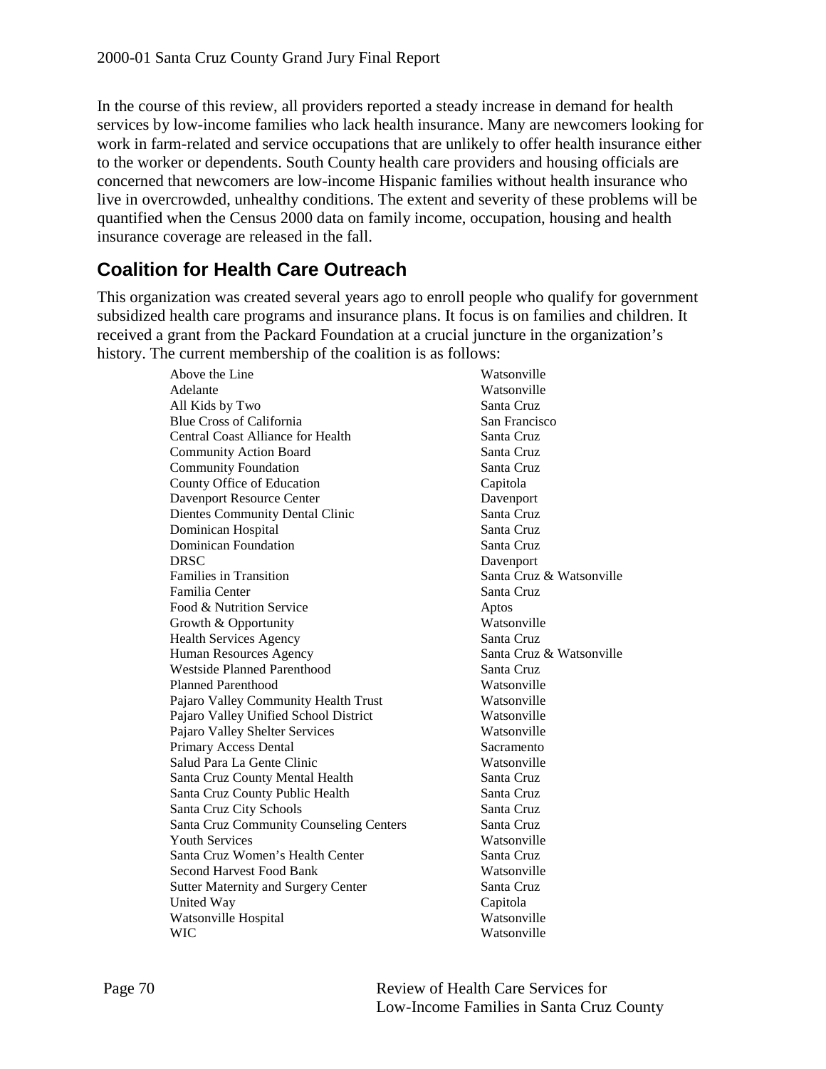In the course of this review, all providers reported a steady increase in demand for health services by low-income families who lack health insurance. Many are newcomers looking for work in farm-related and service occupations that are unlikely to offer health insurance either to the worker or dependents. South County health care providers and housing officials are concerned that newcomers are low-income Hispanic families without health insurance who live in overcrowded, unhealthy conditions. The extent and severity of these problems will be quantified when the Census 2000 data on family income, occupation, housing and health insurance coverage are released in the fall.

## Coalition for Health Care Outreach

This organization was created several years ago to enroll people who qualify for government subsidized health care programs and insurance plans. It focus is on families and children. It received a grant from the Packard Foundation at a crucial juncture in the organization's history. The current membership of the coalition is as follows:

| | |
|---|---|
| Above the Line | Watsonville |
| Adelante | Watsonville |
| All Kids by Two | Santa Cruz |
| Blue Cross of California | San Francisco |
| Central Coast Alliance for Health | Santa Cruz |
| Community Action Board | Santa Cruz |
| Community Foundation | Santa Cruz |
| County Office of Education | Capitola |
| Davenport Resource Center | Davenport |
| Dientes Community Dental Clinic | Santa Cruz |
| Dominican Hospital | Santa Cruz |
| Dominican Foundation | Santa Cruz |
| DRSC | Davenport |
| Families in Transition | Santa Cruz & Watsonville |
| Familia Center | Santa Cruz |
| Food & Nutrition Service | Aptos |
| Growth & Opportunity | Watsonville |
| Health Services Agency | Santa Cruz |
| Human Resources Agency | Santa Cruz & Watsonville |
| Westside Planned Parenthood | Santa Cruz |
| Planned Parenthood | Watsonville |
| Pajaro Valley Community Health Trust | Watsonville |
| Pajaro Valley Unified School District | Watsonville |
| Pajaro Valley Shelter Services | Watsonville |
| Primary Access Dental | Sacramento |
| Salud Para La Gente Clinic | Watsonville |
| Santa Cruz County Mental Health | Santa Cruz |
| Santa Cruz County Public Health | Santa Cruz |
| Santa Cruz City Schools | Santa Cruz |
| Santa Cruz Community Counseling Centers | Santa Cruz |
| Youth Services | Watsonville |
| Santa Cruz Women's Health Center | Santa Cruz |
| Second Harvest Food Bank | Watsonville |
| Sutter Maternity and Surgery Center | Santa Cruz |
| United Way | Capitola |
| Watsonville Hospital | Watsonville |
| WIC | Watsonville |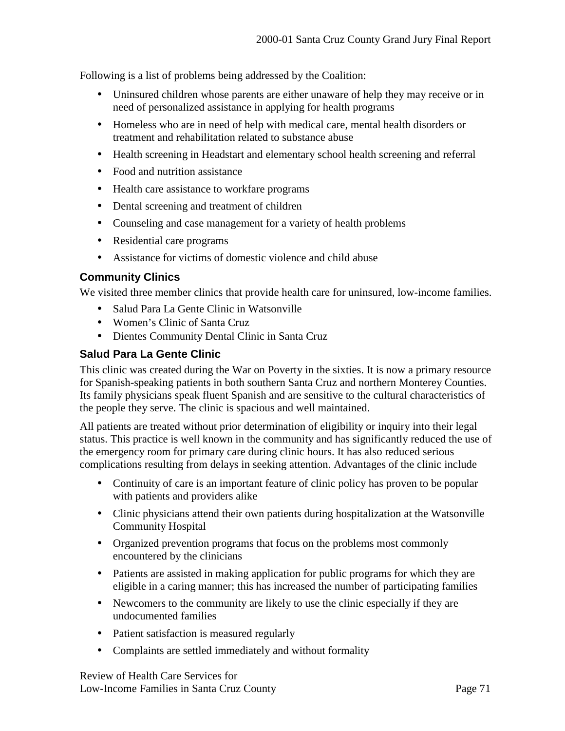Following is a list of problems being addressed by the Coalition:

- Uninsured children whose parents are either unaware of help they may receive or in need of personalized assistance in applying for health programs
- Homeless who are in need of help with medical care, mental health disorders or treatment and rehabilitation related to substance abuse
- Health screening in Headstart and elementary school health screening and referral
- Food and nutrition assistance
- Health care assistance to workfare programs
- Dental screening and treatment of children
- Counseling and case management for a variety of health problems
- Residential care programs
- Assistance for victims of domestic violence and child abuse

### Community Clinics

We visited three member clinics that provide health care for uninsured, low-income families.

- Salud Para La Gente Clinic in Watsonville
- Women's Clinic of Santa Cruz
- Dientes Community Dental Clinic in Santa Cruz

### Salud Para La Gente Clinic

This clinic was created during the War on Poverty in the sixties. It is now a primary resource for Spanish-speaking patients in both southern Santa Cruz and northern Monterey Counties. Its family physicians speak fluent Spanish and are sensitive to the cultural characteristics of the people they serve. The clinic is spacious and well maintained.

All patients are treated without prior determination of eligibility or inquiry into their legal status. This practice is well known in the community and has significantly reduced the use of the emergency room for primary care during clinic hours. It has also reduced serious complications resulting from delays in seeking attention. Advantages of the clinic include

- Continuity of care is an important feature of clinic policy has proven to be popular with patients and providers alike
- Clinic physicians attend their own patients during hospitalization at the Watsonville Community Hospital
- Organized prevention programs that focus on the problems most commonly encountered by the clinicians
- Patients are assisted in making application for public programs for which they are eligible in a caring manner; this has increased the number of participating families
- Newcomers to the community are likely to use the clinic especially if they are undocumented families
- Patient satisfaction is measured regularly
- Complaints are settled immediately and without formality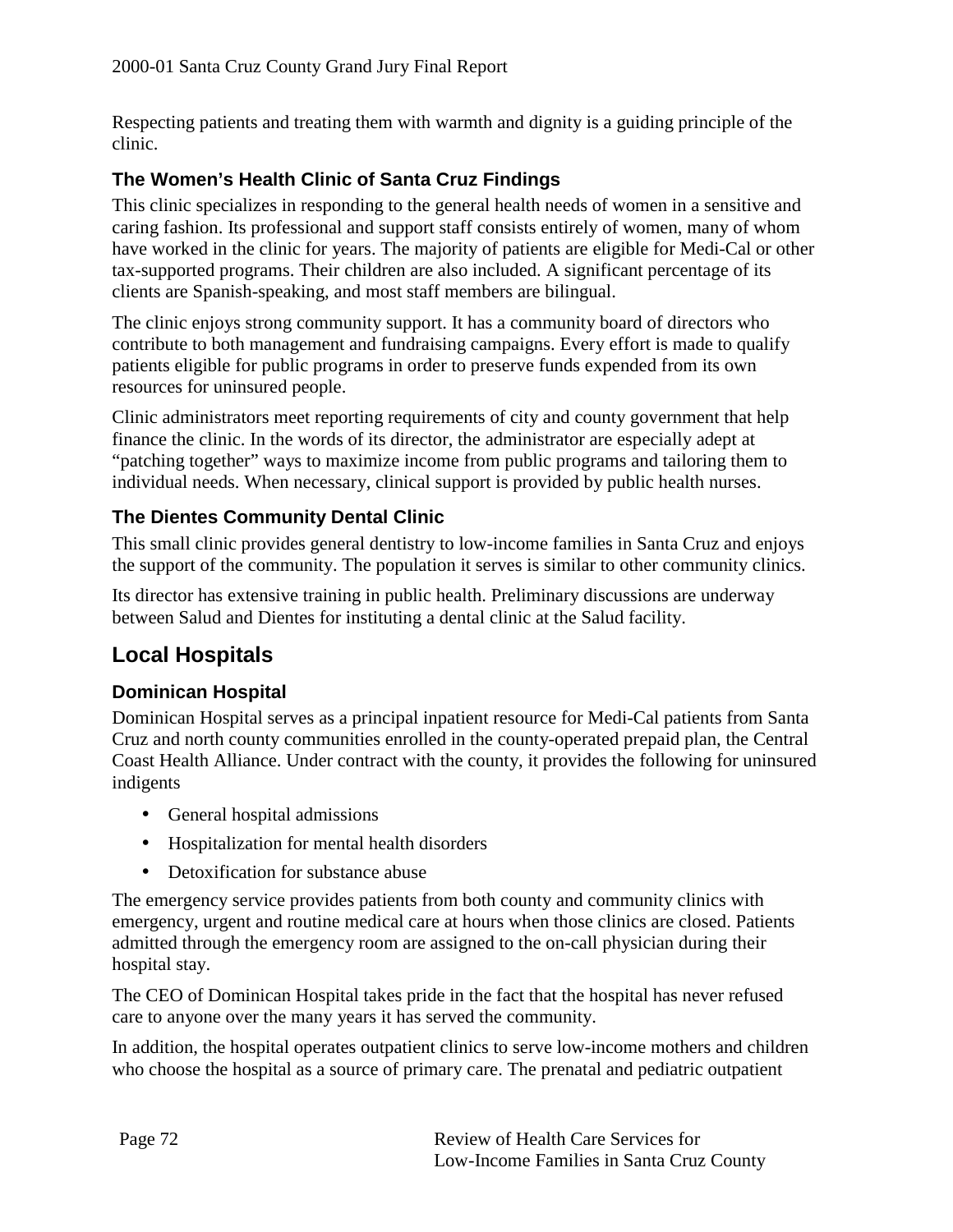Respecting patients and treating them with warmth and dignity is a guiding principle of the clinic.

### The Women's Health Clinic of Santa Cruz Findings

This clinic specializes in responding to the general health needs of women in a sensitive and caring fashion. Its professional and support staff consists entirely of women, many of whom have worked in the clinic for years. The majority of patients are eligible for Medi-Cal or other tax-supported programs. Their children are also included. A significant percentage of its clients are Spanish-speaking, and most staff members are bilingual.

The clinic enjoys strong community support. It has a community board of directors who contribute to both management and fundraising campaigns. Every effort is made to qualify patients eligible for public programs in order to preserve funds expended from its own resources for uninsured people.

Clinic administrators meet reporting requirements of city and county government that help finance the clinic. In the words of its director, the administrator are especially adept at "patching together" ways to maximize income from public programs and tailoring them to individual needs. When necessary, clinical support is provided by public health nurses.

### The Dientes Community Dental Clinic

This small clinic provides general dentistry to low-income families in Santa Cruz and enjoys the support of the community. The population it serves is similar to other community clinics.

Its director has extensive training in public health. Preliminary discussions are underway between Salud and Dientes for instituting a dental clinic at the Salud facility.

## Local Hospitals

### Dominican Hospital

Dominican Hospital serves as a principal inpatient resource for Medi-Cal patients from Santa Cruz and north county communities enrolled in the county-operated prepaid plan, the Central Coast Health Alliance. Under contract with the county, it provides the following for uninsured indigents

- General hospital admissions
- Hospitalization for mental health disorders
- Detoxification for substance abuse

The emergency service provides patients from both county and community clinics with emergency, urgent and routine medical care at hours when those clinics are closed. Patients admitted through the emergency room are assigned to the on-call physician during their hospital stay.

The CEO of Dominican Hospital takes pride in the fact that the hospital has never refused care to anyone over the many years it has served the community.

In addition, the hospital operates outpatient clinics to serve low-income mothers and children who choose the hospital as a source of primary care. The prenatal and pediatric outpatient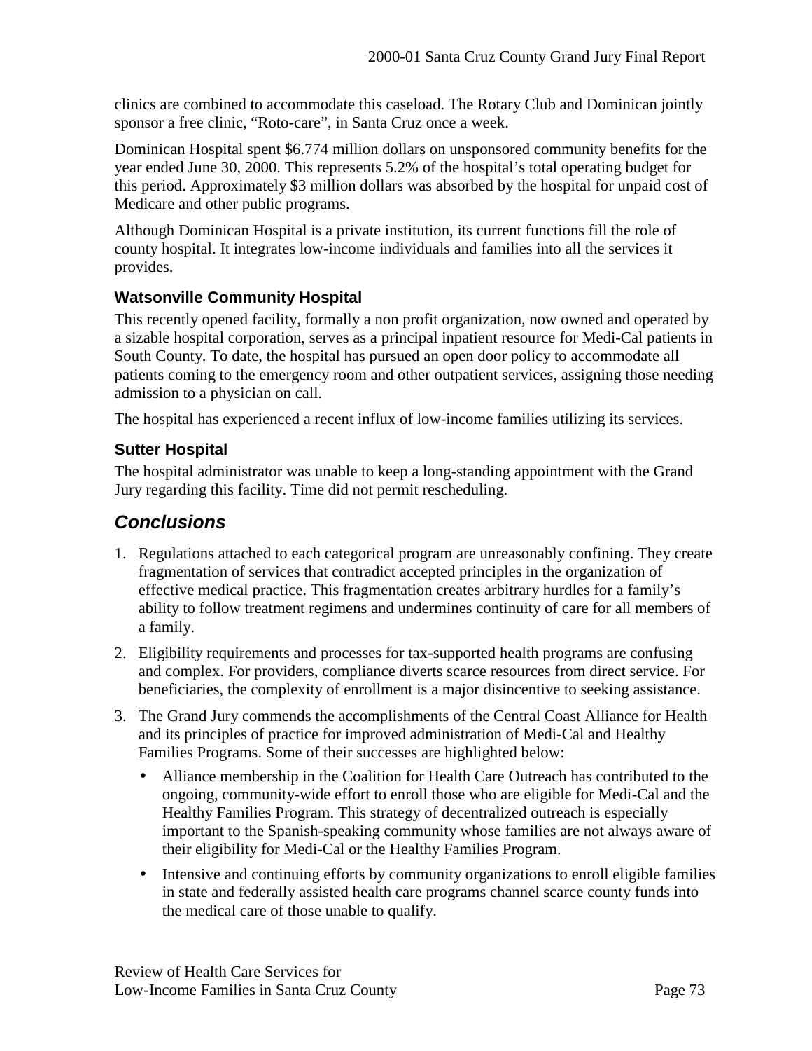clinics are combined to accommodate this caseload. The Rotary Club and Dominican jointly sponsor a free clinic, “Roto-care”, in Santa Cruz once a week.

Dominican Hospital spent $6.774 million dollars on unsponsored community benefits for the year ended June 30, 2000. This represents 5.2% of the hospital’s total operating budget for this period. Approximately $3 million dollars was absorbed by the hospital for unpaid cost of Medicare and other public programs.

Although Dominican Hospital is a private institution, its current functions fill the role of county hospital. It integrates low-income individuals and families into all the services it provides.

### Watsonville Community Hospital

This recently opened facility, formally a non profit organization, now owned and operated by a sizable hospital corporation, serves as a principal inpatient resource for Medi-Cal patients in South County. To date, the hospital has pursued an open door policy to accommodate all patients coming to the emergency room and other outpatient services, assigning those needing admission to a physician on call.

The hospital has experienced a recent influx of low-income families utilizing its services.

### Sutter Hospital

The hospital administrator was unable to keep a long-standing appointment with the Grand Jury regarding this facility. Time did not permit rescheduling.

## *Conclusions*

1. Regulations attached to each categorical program are unreasonably confining. They create fragmentation of services that contradict accepted principles in the organization of effective medical practice. This fragmentation creates arbitrary hurdles for a family’s ability to follow treatment regimens and undermines continuity of care for all members of a family.
2. Eligibility requirements and processes for tax-supported health programs are confusing and complex. For providers, compliance diverts scarce resources from direct service. For beneficiaries, the complexity of enrollment is a major disincentive to seeking assistance.
3. The Grand Jury commends the accomplishments of the Central Coast Alliance for Health and its principles of practice for improved administration of Medi-Cal and Healthy Families Programs. Some of their successes are highlighted below:
   - Alliance membership in the Coalition for Health Care Outreach has contributed to the ongoing, community-wide effort to enroll those who are eligible for Medi-Cal and the Healthy Families Program. This strategy of decentralized outreach is especially important to the Spanish-speaking community whose families are not always aware of their eligibility for Medi-Cal or the Healthy Families Program.
   - Intensive and continuing efforts by community organizations to enroll eligible families in state and federally assisted health care programs channel scarce county funds into the medical care of those unable to qualify.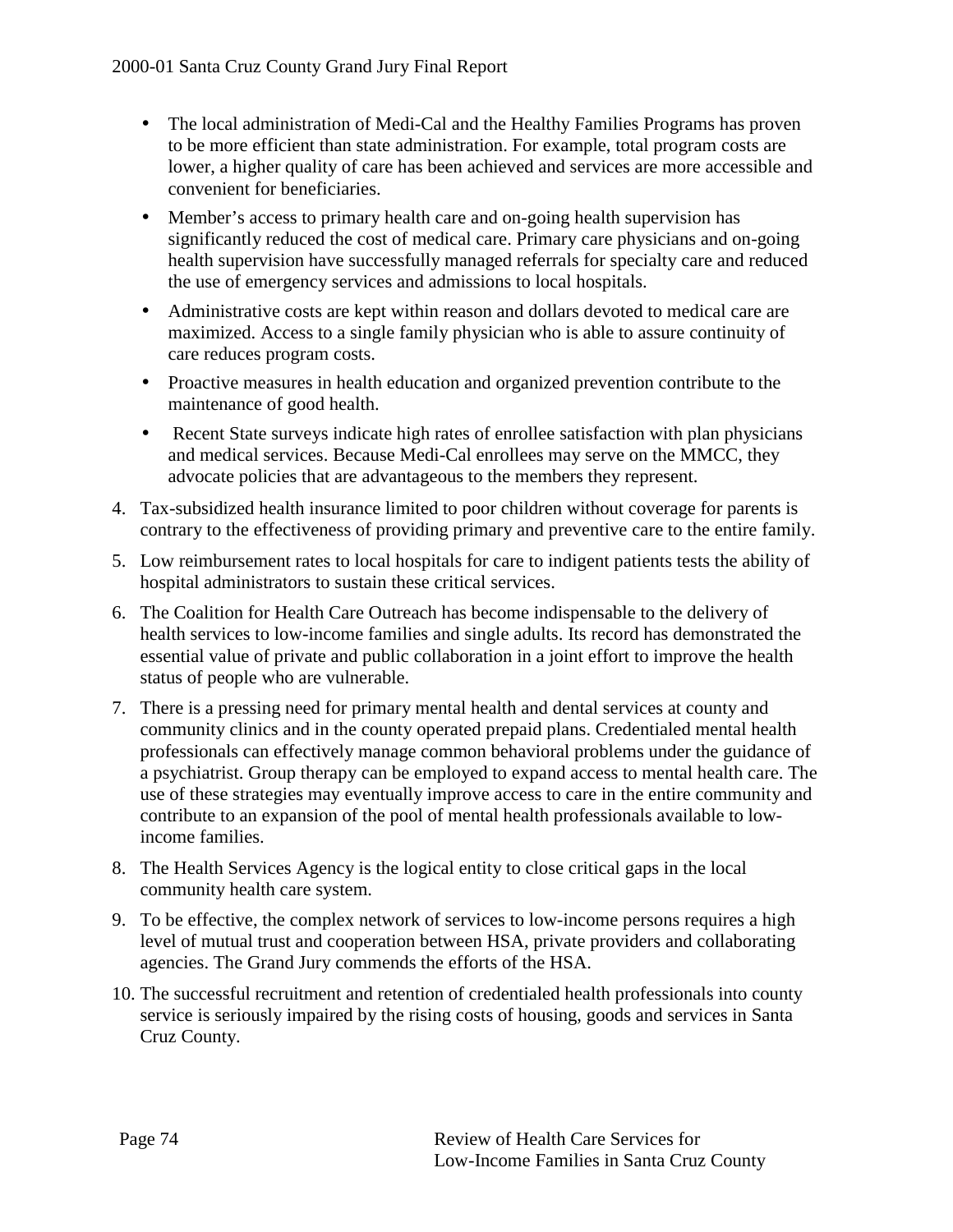- The local administration of Medi-Cal and the Healthy Families Programs has proven to be more efficient than state administration. For example, total program costs are lower, a higher quality of care has been achieved and services are more accessible and convenient for beneficiaries.
- Member's access to primary health care and on-going health supervision has significantly reduced the cost of medical care. Primary care physicians and on-going health supervision have successfully managed referrals for specialty care and reduced the use of emergency services and admissions to local hospitals.
- Administrative costs are kept within reason and dollars devoted to medical care are maximized. Access to a single family physician who is able to assure continuity of care reduces program costs.
- Proactive measures in health education and organized prevention contribute to the maintenance of good health.
- Recent State surveys indicate high rates of enrollee satisfaction with plan physicians and medical services. Because Medi-Cal enrollees may serve on the MMCC, they advocate policies that are advantageous to the members they represent.

4. Tax-subsidized health insurance limited to poor children without coverage for parents is contrary to the effectiveness of providing primary and preventive care to the entire family.
5. Low reimbursement rates to local hospitals for care to indigent patients tests the ability of hospital administrators to sustain these critical services.
6. The Coalition for Health Care Outreach has become indispensable to the delivery of health services to low-income families and single adults. Its record has demonstrated the essential value of private and public collaboration in a joint effort to improve the health status of people who are vulnerable.
7. There is a pressing need for primary mental health and dental services at county and community clinics and in the county operated prepaid plans. Credentialed mental health professionals can effectively manage common behavioral problems under the guidance of a psychiatrist. Group therapy can be employed to expand access to mental health care. The use of these strategies may eventually improve access to care in the entire community and contribute to an expansion of the pool of mental health professionals available to low-income families.
8. The Health Services Agency is the logical entity to close critical gaps in the local community health care system.
9. To be effective, the complex network of services to low-income persons requires a high level of mutual trust and cooperation between HSA, private providers and collaborating agencies. The Grand Jury commends the efforts of the HSA.
10. The successful recruitment and retention of credentialed health professionals into county service is seriously impaired by the rising costs of housing, goods and services in Santa Cruz County.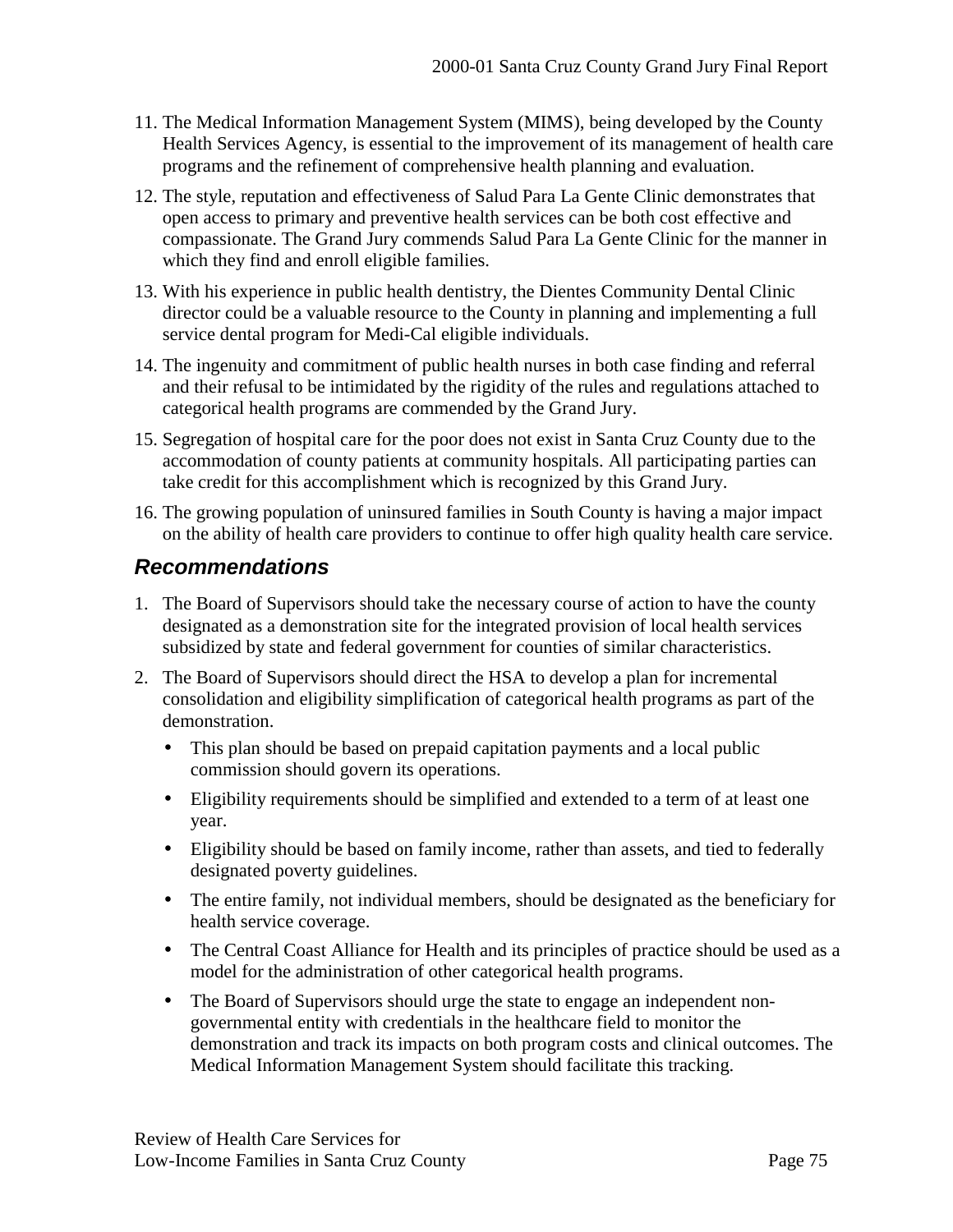11. The Medical Information Management System (MIMS), being developed by the County Health Services Agency, is essential to the improvement of its management of health care programs and the refinement of comprehensive health planning and evaluation.

12. The style, reputation and effectiveness of Salud Para La Gente Clinic demonstrates that open access to primary and preventive health services can be both cost effective and compassionate. The Grand Jury commends Salud Para La Gente Clinic for the manner in which they find and enroll eligible families.

13. With his experience in public health dentistry, the Dientes Community Dental Clinic director could be a valuable resource to the County in planning and implementing a full service dental program for Medi-Cal eligible individuals.

14. The ingenuity and commitment of public health nurses in both case finding and referral and their refusal to be intimidated by the rigidity of the rules and regulations attached to categorical health programs are commended by the Grand Jury.

15. Segregation of hospital care for the poor does not exist in Santa Cruz County due to the accommodation of county patients at community hospitals. All participating parties can take credit for this accomplishment which is recognized by this Grand Jury.

16. The growing population of uninsured families in South County is having a major impact on the ability of health care providers to continue to offer high quality health care service.

## *Recommendations*

1. The Board of Supervisors should take the necessary course of action to have the county designated as a demonstration site for the integrated provision of local health services subsidized by state and federal government for counties of similar characteristics.

2. The Board of Supervisors should direct the HSA to develop a plan for incremental consolidation and eligibility simplification of categorical health programs as part of the demonstration.
   - This plan should be based on prepaid capitation payments and a local public commission should govern its operations.
   - Eligibility requirements should be simplified and extended to a term of at least one year.
   - Eligibility should be based on family income, rather than assets, and tied to federally designated poverty guidelines.
   - The entire family, not individual members, should be designated as the beneficiary for health service coverage.
   - The Central Coast Alliance for Health and its principles of practice should be used as a model for the administration of other categorical health programs.
   - The Board of Supervisors should urge the state to engage an independent non-governmental entity with credentials in the healthcare field to monitor the demonstration and track its impacts on both program costs and clinical outcomes. The Medical Information Management System should facilitate this tracking.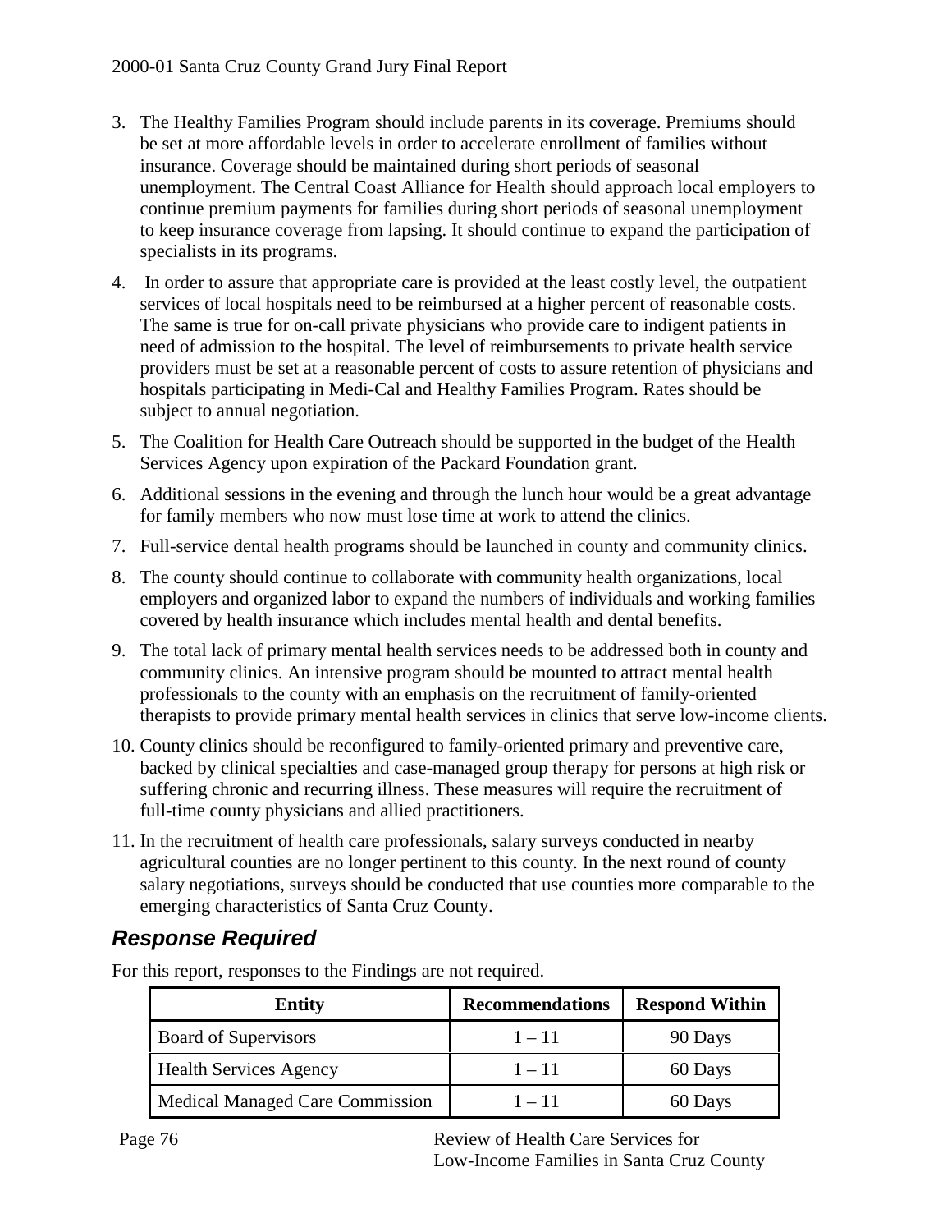3. The Healthy Families Program should include parents in its coverage. Premiums should be set at more affordable levels in order to accelerate enrollment of families without insurance. Coverage should be maintained during short periods of seasonal unemployment. The Central Coast Alliance for Health should approach local employers to continue premium payments for families during short periods of seasonal unemployment to keep insurance coverage from lapsing. It should continue to expand the participation of specialists in its programs.

4. In order to assure that appropriate care is provided at the least costly level, the outpatient services of local hospitals need to be reimbursed at a higher percent of reasonable costs. The same is true for on-call private physicians who provide care to indigent patients in need of admission to the hospital. The level of reimbursements to private health service providers must be set at a reasonable percent of costs to assure retention of physicians and hospitals participating in Medi-Cal and Healthy Families Program. Rates should be subject to annual negotiation.

5. The Coalition for Health Care Outreach should be supported in the budget of the Health Services Agency upon expiration of the Packard Foundation grant.

6. Additional sessions in the evening and through the lunch hour would be a great advantage for family members who now must lose time at work to attend the clinics.

7. Full-service dental health programs should be launched in county and community clinics.

8. The county should continue to collaborate with community health organizations, local employers and organized labor to expand the numbers of individuals and working families covered by health insurance which includes mental health and dental benefits.

9. The total lack of primary mental health services needs to be addressed both in county and community clinics. An intensive program should be mounted to attract mental health professionals to the county with an emphasis on the recruitment of family-oriented therapists to provide primary mental health services in clinics that serve low-income clients.

10. County clinics should be reconfigured to family-oriented primary and preventive care, backed by clinical specialties and case-managed group therapy for persons at high risk or suffering chronic and recurring illness. These measures will require the recruitment of full-time county physicians and allied practitioners.

11. In the recruitment of health care professionals, salary surveys conducted in nearby agricultural counties are no longer pertinent to this county. In the next round of county salary negotiations, surveys should be conducted that use counties more comparable to the emerging characteristics of Santa Cruz County.

## ***Response Required***

For this report, responses to the Findings are not required.

| Entity | Recommendations | Respond Within |
|---|---|---|
| Board of Supervisors | 1 – 11 | 90 Days |
| Health Services Agency | 1 – 11 | 60 Days |
| Medical Managed Care Commission | 1 – 11 | 60 Days |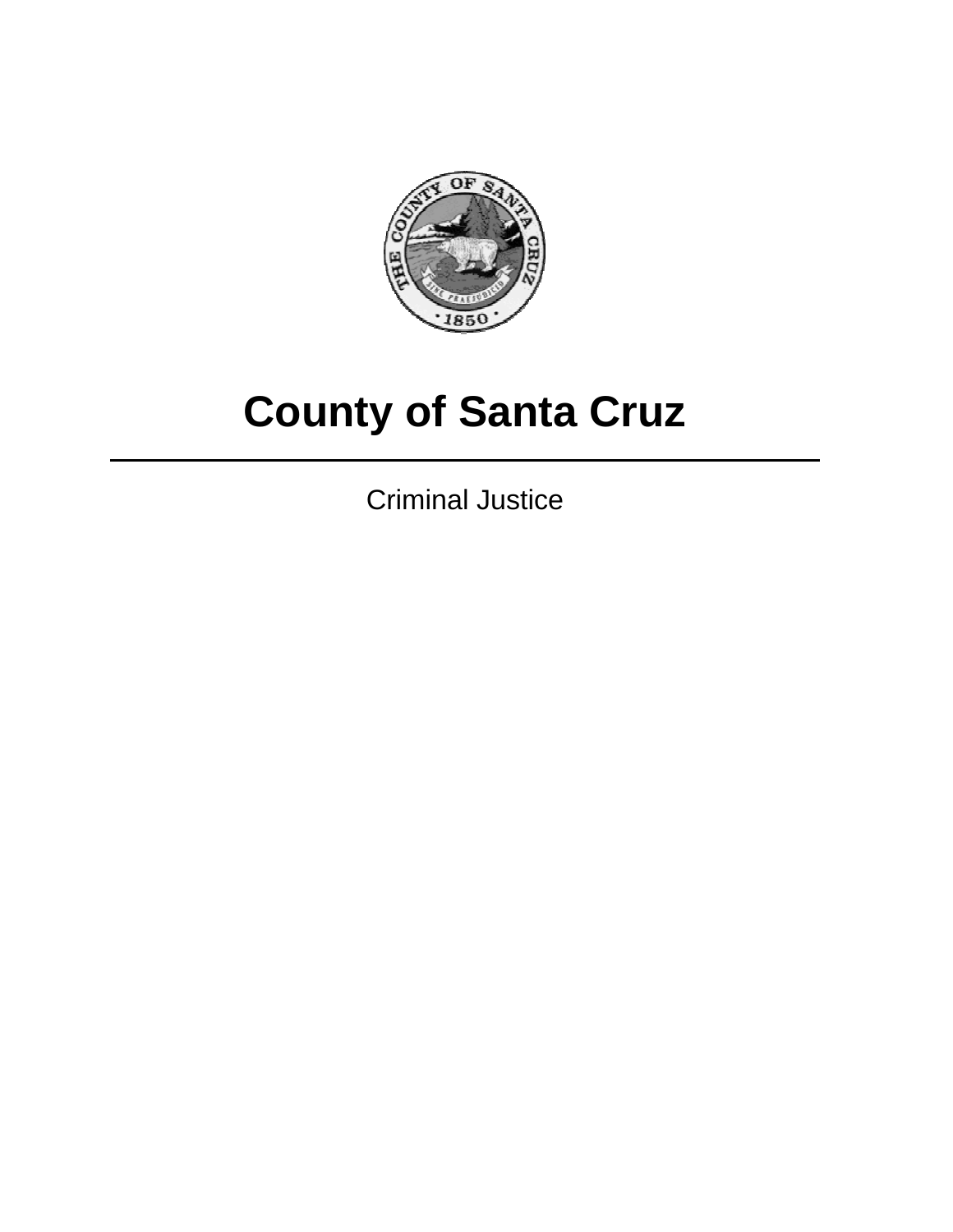# County of Santa Cruz

---

Criminal Justice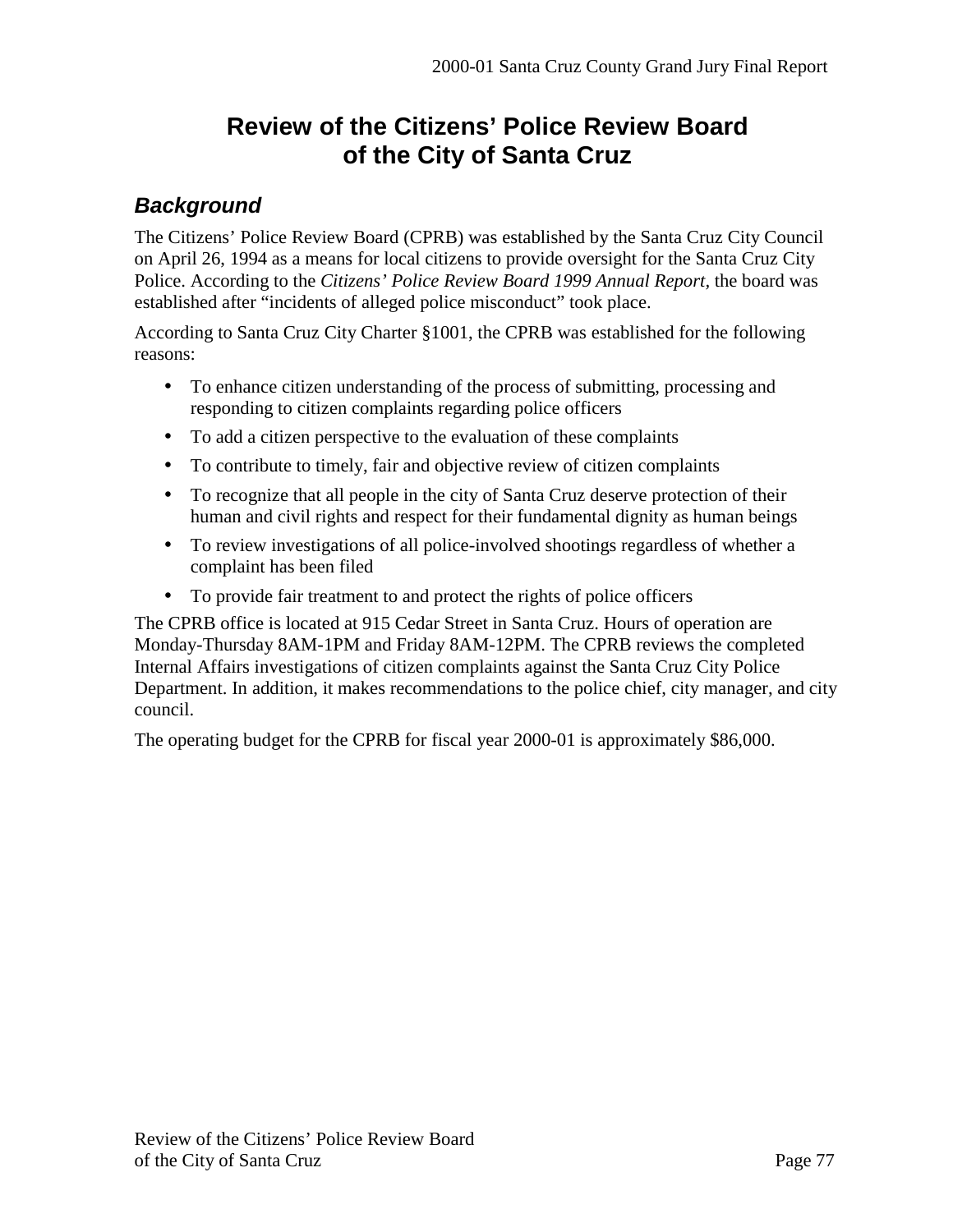# Review of the Citizens' Police Review Board of the City of Santa Cruz

## *Background*

The Citizens' Police Review Board (CPRB) was established by the Santa Cruz City Council on April 26, 1994 as a means for local citizens to provide oversight for the Santa Cruz City Police. According to the *Citizens' Police Review Board 1999 Annual Report*, the board was established after "incidents of alleged police misconduct" took place.

According to Santa Cruz City Charter §1001, the CPRB was established for the following reasons:

- To enhance citizen understanding of the process of submitting, processing and responding to citizen complaints regarding police officers
- To add a citizen perspective to the evaluation of these complaints
- To contribute to timely, fair and objective review of citizen complaints
- To recognize that all people in the city of Santa Cruz deserve protection of their human and civil rights and respect for their fundamental dignity as human beings
- To review investigations of all police-involved shootings regardless of whether a complaint has been filed
- To provide fair treatment to and protect the rights of police officers

The CPRB office is located at 915 Cedar Street in Santa Cruz. Hours of operation are Monday-Thursday 8AM-1PM and Friday 8AM-12PM. The CPRB reviews the completed Internal Affairs investigations of citizen complaints against the Santa Cruz City Police Department. In addition, it makes recommendations to the police chief, city manager, and city council.

The operating budget for the CPRB for fiscal year 2000-01 is approximately $86,000.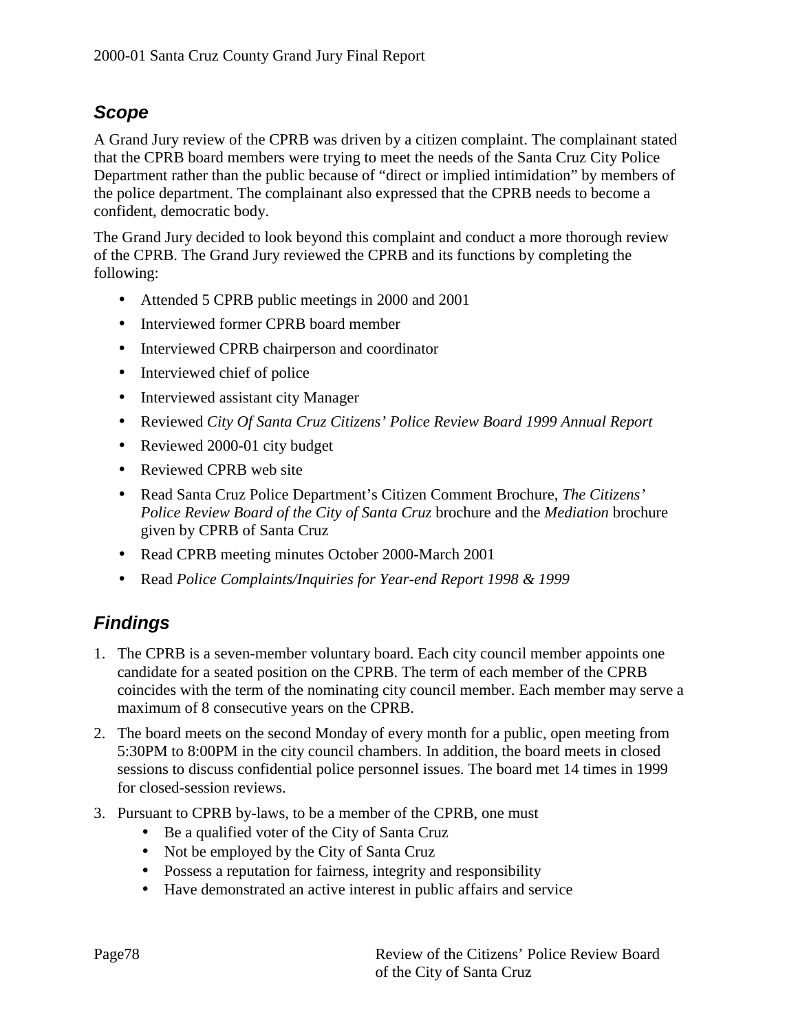## *Scope*

A Grand Jury review of the CPRB was driven by a citizen complaint. The complainant stated that the CPRB board members were trying to meet the needs of the Santa Cruz City Police Department rather than the public because of "direct or implied intimidation" by members of the police department. The complainant also expressed that the CPRB needs to become a confident, democratic body.

The Grand Jury decided to look beyond this complaint and conduct a more thorough review of the CPRB. The Grand Jury reviewed the CPRB and its functions by completing the following:

- Attended 5 CPRB public meetings in 2000 and 2001
- Interviewed former CPRB board member
- Interviewed CPRB chairperson and coordinator
- Interviewed chief of police
- Interviewed assistant city Manager
- Reviewed *City Of Santa Cruz Citizens' Police Review Board 1999 Annual Report*
- Reviewed 2000-01 city budget
- Reviewed CPRB web site
- Read Santa Cruz Police Department's Citizen Comment Brochure, *The Citizens' Police Review Board of the City of Santa Cruz* brochure and the *Mediation* brochure given by CPRB of Santa Cruz
- Read CPRB meeting minutes October 2000-March 2001
- Read *Police Complaints/Inquiries for Year-end Report 1998 & 1999*

## *Findings*

1. The CPRB is a seven-member voluntary board. Each city council member appoints one candidate for a seated position on the CPRB. The term of each member of the CPRB coincides with the term of the nominating city council member. Each member may serve a maximum of 8 consecutive years on the CPRB.
2. The board meets on the second Monday of every month for a public, open meeting from 5:30PM to 8:00PM in the city council chambers. In addition, the board meets in closed sessions to discuss confidential police personnel issues. The board met 14 times in 1999 for closed-session reviews.
3. Pursuant to CPRB by-laws, to be a member of the CPRB, one must
    - Be a qualified voter of the City of Santa Cruz
    - Not be employed by the City of Santa Cruz
    - Possess a reputation for fairness, integrity and responsibility
    - Have demonstrated an active interest in public affairs and service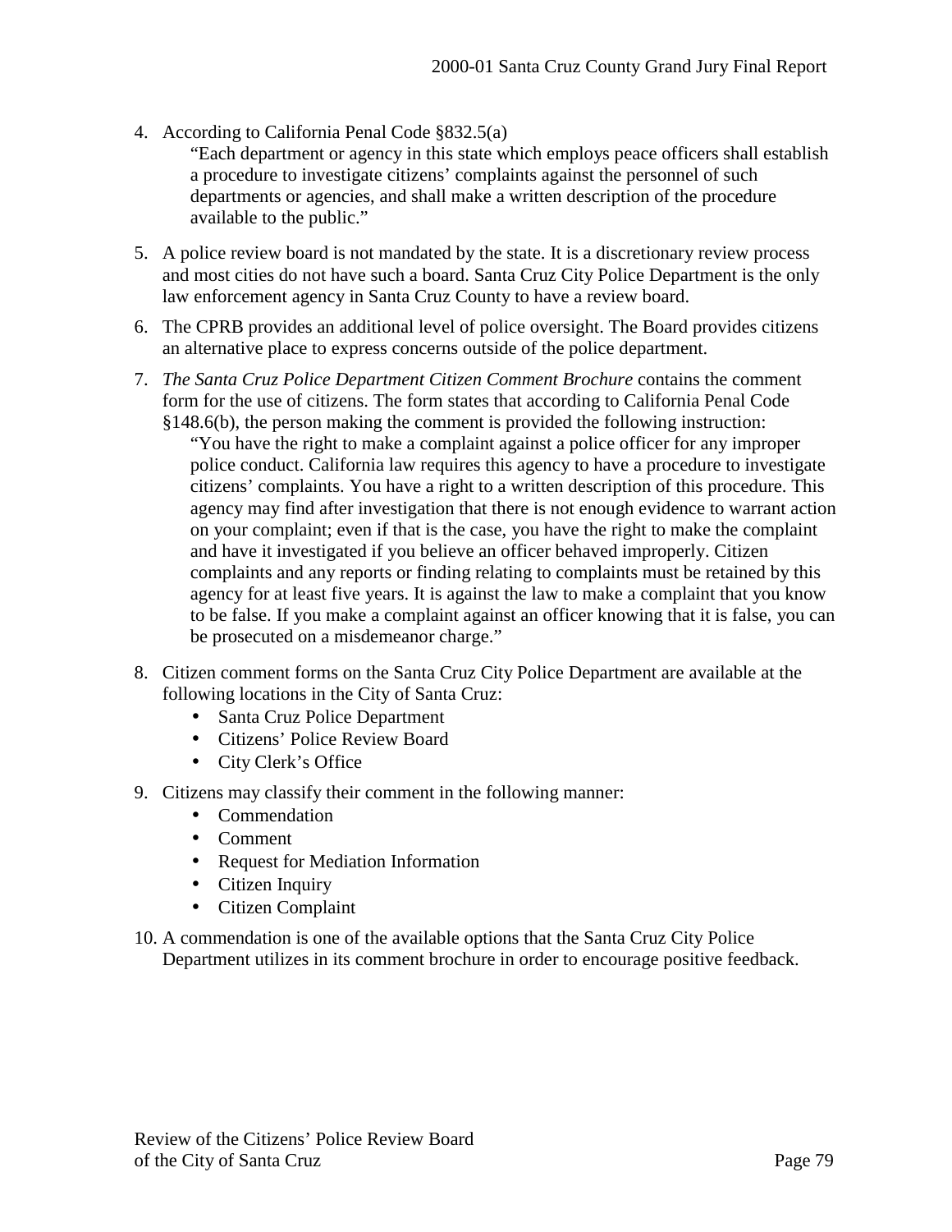4. According to California Penal Code §832.5(a)

   "Each department or agency in this state which employs peace officers shall establish a procedure to investigate citizens' complaints against the personnel of such departments or agencies, and shall make a written description of the procedure available to the public."

5. A police review board is not mandated by the state. It is a discretionary review process and most cities do not have such a board. Santa Cruz City Police Department is the only law enforcement agency in Santa Cruz County to have a review board.

6. The CPRB provides an additional level of police oversight. The Board provides citizens an alternative place to express concerns outside of the police department.

7. *The Santa Cruz Police Department Citizen Comment Brochure* contains the comment form for the use of citizens. The form states that according to California Penal Code §148.6(b), the person making the comment is provided the following instruction:

   "You have the right to make a complaint against a police officer for any improper police conduct. California law requires this agency to have a procedure to investigate citizens' complaints. You have a right to a written description of this procedure. This agency may find after investigation that there is not enough evidence to warrant action on your complaint; even if that is the case, you have the right to make the complaint and have it investigated if you believe an officer behaved improperly. Citizen complaints and any reports or finding relating to complaints must be retained by this agency for at least five years. It is against the law to make a complaint that you know to be false. If you make a complaint against an officer knowing that it is false, you can be prosecuted on a misdemeanor charge."

8. Citizen comment forms on the Santa Cruz City Police Department are available at the following locations in the City of Santa Cruz:
   - Santa Cruz Police Department
   - Citizens' Police Review Board
   - City Clerk's Office

9. Citizens may classify their comment in the following manner:
   - Commendation
   - Comment
   - Request for Mediation Information
   - Citizen Inquiry
   - Citizen Complaint

10. A commendation is one of the available options that the Santa Cruz City Police Department utilizes in its comment brochure in order to encourage positive feedback.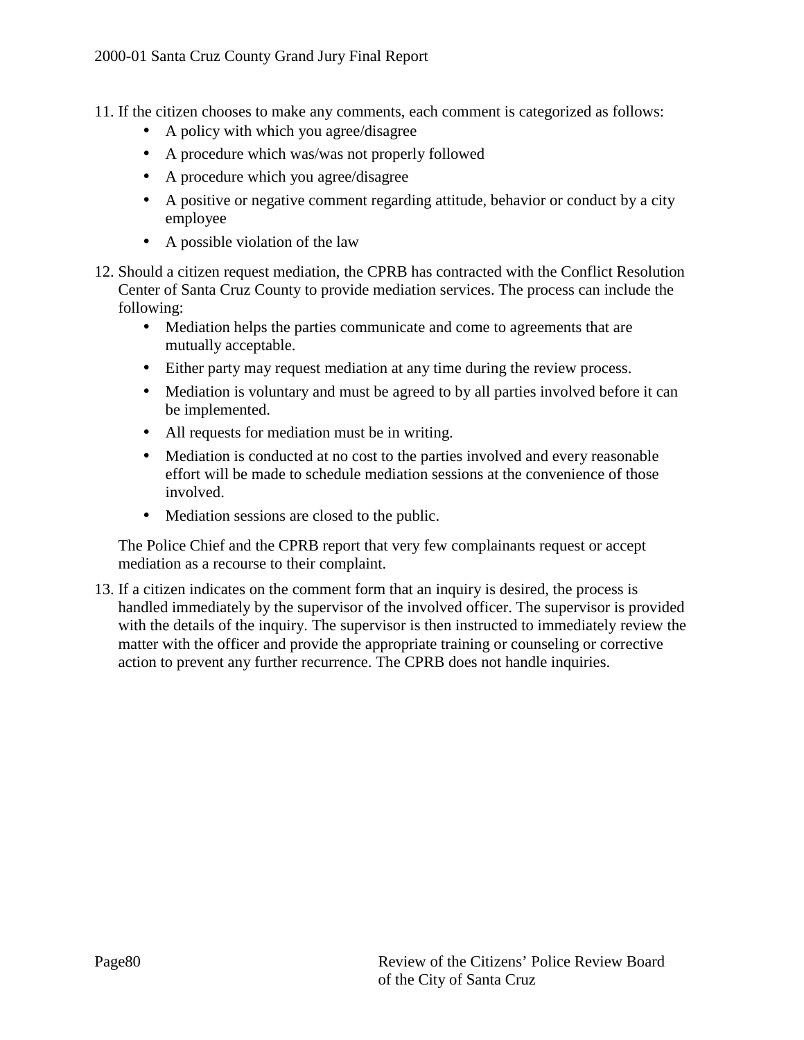11. If the citizen chooses to make any comments, each comment is categorized as follows:
    - A policy with which you agree/disagree
    - A procedure which was/was not properly followed
    - A procedure which you agree/disagree
    - A positive or negative comment regarding attitude, behavior or conduct by a city employee
    - A possible violation of the law

12. Should a citizen request mediation, the CPRB has contracted with the Conflict Resolution Center of Santa Cruz County to provide mediation services. The process can include the following:
    - Mediation helps the parties communicate and come to agreements that are mutually acceptable.
    - Either party may request mediation at any time during the review process.
    - Mediation is voluntary and must be agreed to by all parties involved before it can be implemented.
    - All requests for mediation must be in writing.
    - Mediation is conducted at no cost to the parties involved and every reasonable effort will be made to schedule mediation sessions at the convenience of those involved.
    - Mediation sessions are closed to the public.

    The Police Chief and the CPRB report that very few complainants request or accept mediation as a recourse to their complaint.

13. If a citizen indicates on the comment form that an inquiry is desired, the process is handled immediately by the supervisor of the involved officer. The supervisor is provided with the details of the inquiry. The supervisor is then instructed to immediately review the matter with the officer and provide the appropriate training or counseling or corrective action to prevent any further recurrence. The CPRB does not handle inquiries.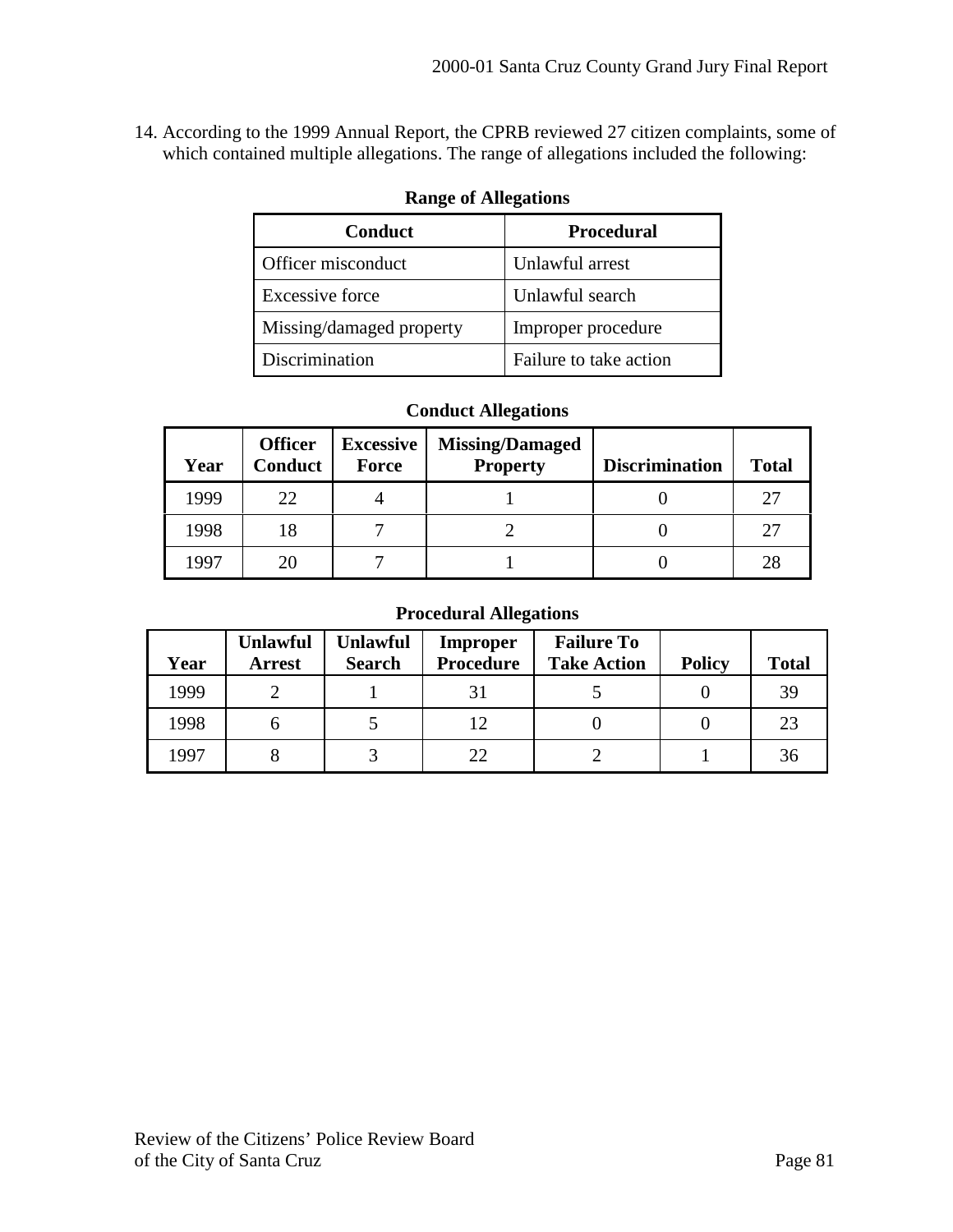14. According to the 1999 Annual Report, the CPRB reviewed 27 citizen complaints, some of which contained multiple allegations. The range of allegations included the following:

**Range of Allegations**

| Conduct | Procedural |
|---|---|
| Officer misconduct | Unlawful arrest |
| Excessive force | Unlawful search |
| Missing/damaged property | Improper procedure |
| Discrimination | Failure to take action |

**Conduct Allegations**

| Year | Officer Conduct | Excessive Force | Missing/Damaged Property | Discrimination | Total |
|---|---|---|---|---|---|
| 1999 | 22 | 4 | 1 | 0 | 27 |
| 1998 | 18 | 7 | 2 | 0 | 27 |
| 1997 | 20 | 7 | 1 | 0 | 28 |

**Procedural Allegations**

| Year | Unlawful Arrest | Unlawful Search | Improper Procedure | Failure To Take Action | Policy | Total |
|---|---|---|---|---|---|---|
| 1999 | 2 | 1 | 31 | 5 | 0 | 39 |
| 1998 | 6 | 5 | 12 | 0 | 0 | 23 |
| 1997 | 8 | 3 | 22 | 2 | 1 | 36 |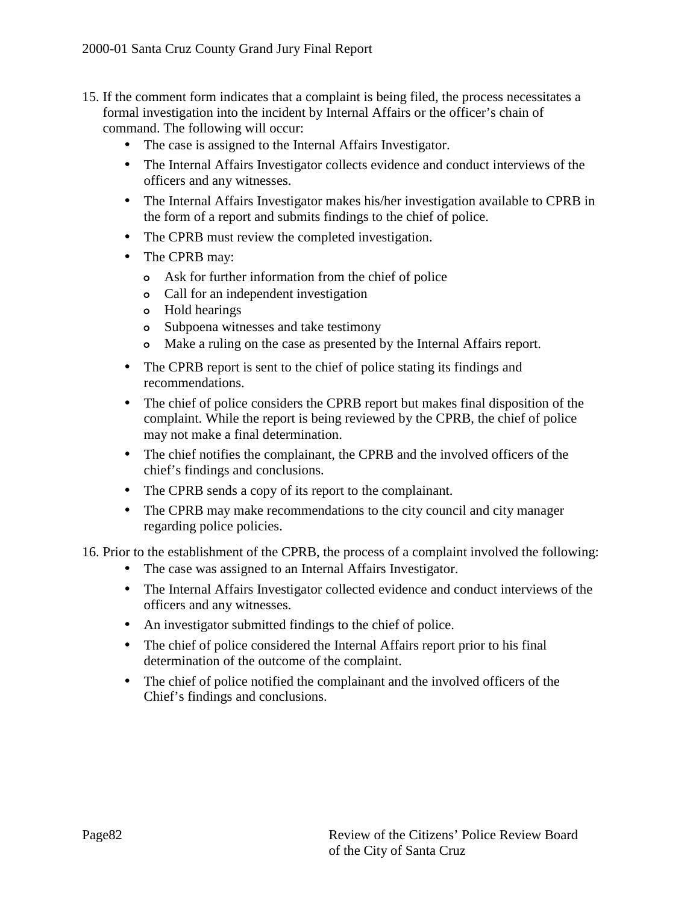15. If the comment form indicates that a complaint is being filed, the process necessitates a formal investigation into the incident by Internal Affairs or the officer's chain of command. The following will occur:
    - The case is assigned to the Internal Affairs Investigator.
    - The Internal Affairs Investigator collects evidence and conduct interviews of the officers and any witnesses.
    - The Internal Affairs Investigator makes his/her investigation available to CPRB in the form of a report and submits findings to the chief of police.
    - The CPRB must review the completed investigation.
    - The CPRB may:
        - Ask for further information from the chief of police
        - Call for an independent investigation
        - Hold hearings
        - Subpoena witnesses and take testimony
        - Make a ruling on the case as presented by the Internal Affairs report.
    - The CPRB report is sent to the chief of police stating its findings and recommendations.
    - The chief of police considers the CPRB report but makes final disposition of the complaint. While the report is being reviewed by the CPRB, the chief of police may not make a final determination.
    - The chief notifies the complainant, the CPRB and the involved officers of the chief's findings and conclusions.
    - The CPRB sends a copy of its report to the complainant.
    - The CPRB may make recommendations to the city council and city manager regarding police policies.
16. Prior to the establishment of the CPRB, the process of a complaint involved the following:
    - The case was assigned to an Internal Affairs Investigator.
    - The Internal Affairs Investigator collected evidence and conduct interviews of the officers and any witnesses.
    - An investigator submitted findings to the chief of police.
    - The chief of police considered the Internal Affairs report prior to his final determination of the outcome of the complaint.
    - The chief of police notified the complainant and the involved officers of the Chief's findings and conclusions.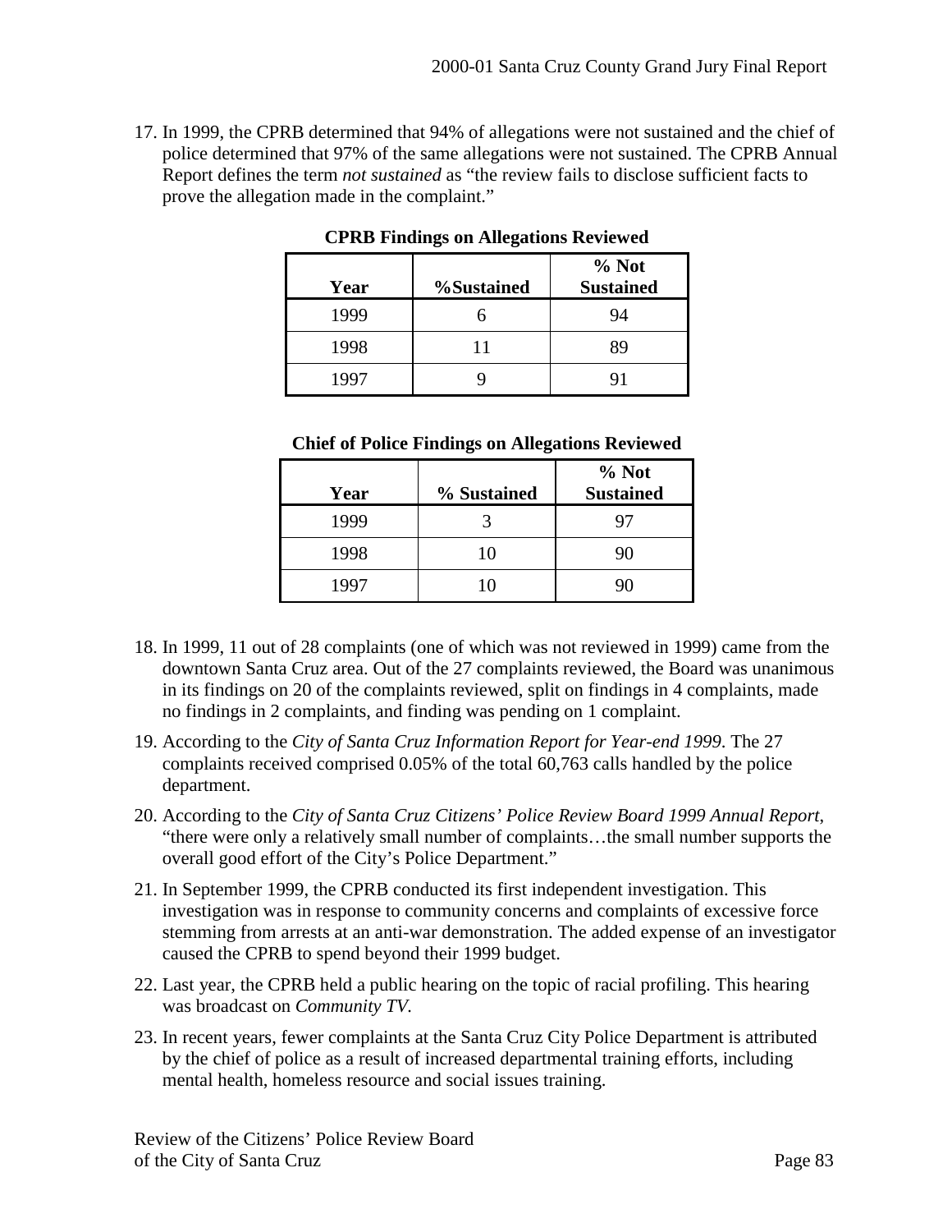17. In 1999, the CPRB determined that 94% of allegations were not sustained and the chief of police determined that 97% of the same allegations were not sustained. The CPRB Annual Report defines the term *not sustained* as "the review fails to disclose sufficient facts to prove the allegation made in the complaint."

**CPRB Findings on Allegations Reviewed**

| Year | %Sustained | % Not Sustained |
|---|---|---|
| 1999 | 6 | 94 |
| 1998 | 11 | 89 |
| 1997 | 9 | 91 |

**Chief of Police Findings on Allegations Reviewed**

| Year | % Sustained | % Not Sustained |
|---|---|---|
| 1999 | 3 | 97 |
| 1998 | 10 | 90 |
| 1997 | 10 | 90 |

18. In 1999, 11 out of 28 complaints (one of which was not reviewed in 1999) came from the downtown Santa Cruz area. Out of the 27 complaints reviewed, the Board was unanimous in its findings on 20 of the complaints reviewed, split on findings in 4 complaints, made no findings in 2 complaints, and finding was pending on 1 complaint.

19. According to the *City of Santa Cruz Information Report for Year-end 1999*. The 27 complaints received comprised 0.05% of the total 60,763 calls handled by the police department.

20. According to the *City of Santa Cruz Citizens' Police Review Board 1999 Annual Report*, "there were only a relatively small number of complaints…the small number supports the overall good effort of the City's Police Department."

21. In September 1999, the CPRB conducted its first independent investigation. This investigation was in response to community concerns and complaints of excessive force stemming from arrests at an anti-war demonstration. The added expense of an investigator caused the CPRB to spend beyond their 1999 budget.

22. Last year, the CPRB held a public hearing on the topic of racial profiling. This hearing was broadcast on *Community TV*.

23. In recent years, fewer complaints at the Santa Cruz City Police Department is attributed by the chief of police as a result of increased departmental training efforts, including mental health, homeless resource and social issues training.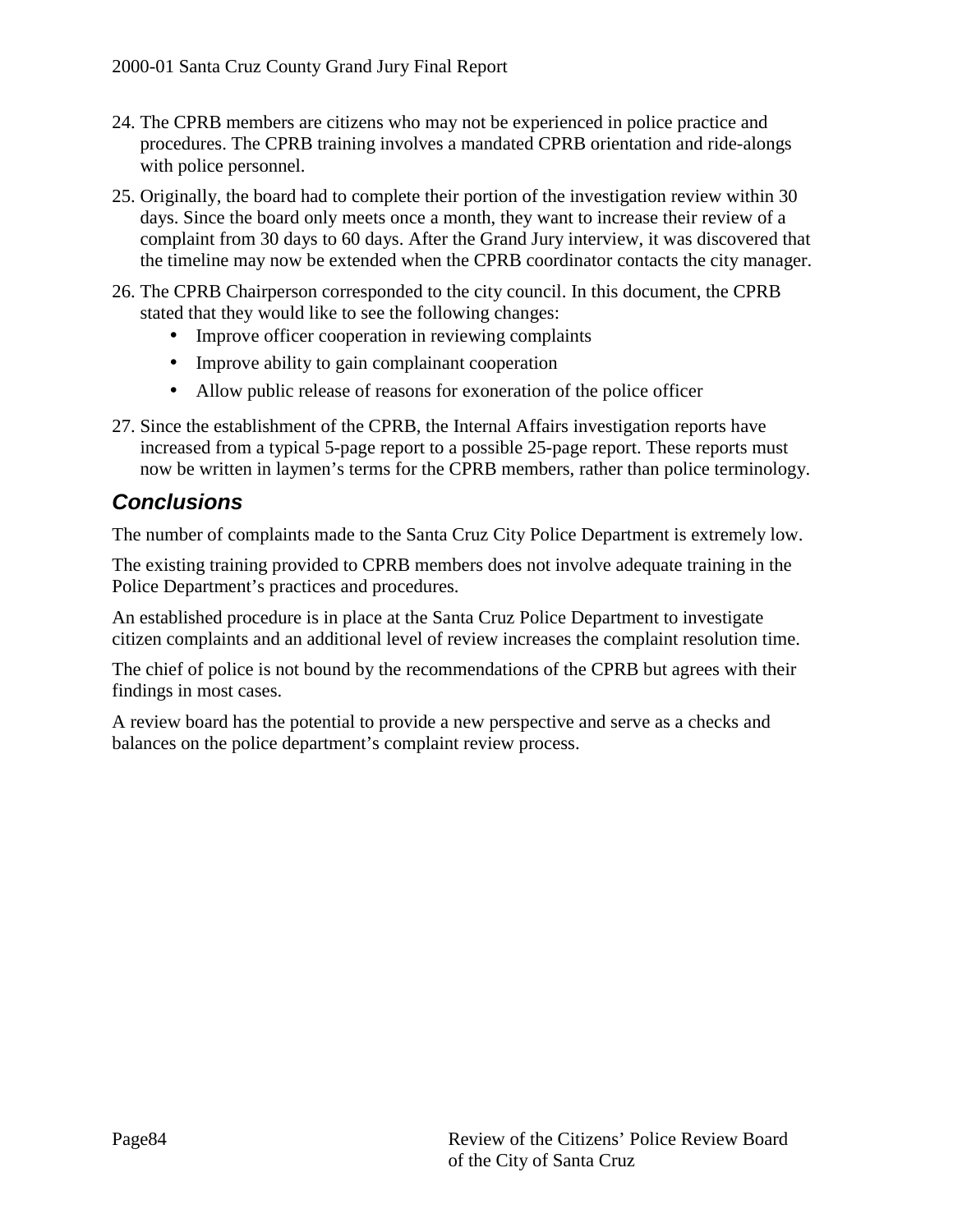24. The CPRB members are citizens who may not be experienced in police practice and procedures. The CPRB training involves a mandated CPRB orientation and ride-alongs with police personnel.

25. Originally, the board had to complete their portion of the investigation review within 30 days. Since the board only meets once a month, they want to increase their review of a complaint from 30 days to 60 days. After the Grand Jury interview, it was discovered that the timeline may now be extended when the CPRB coordinator contacts the city manager.

26. The CPRB Chairperson corresponded to the city council. In this document, the CPRB stated that they would like to see the following changes:
    - Improve officer cooperation in reviewing complaints
    - Improve ability to gain complainant cooperation
    - Allow public release of reasons for exoneration of the police officer

27. Since the establishment of the CPRB, the Internal Affairs investigation reports have increased from a typical 5-page report to a possible 25-page report. These reports must now be written in laymen's terms for the CPRB members, rather than police terminology.

## *Conclusions*

The number of complaints made to the Santa Cruz City Police Department is extremely low.

The existing training provided to CPRB members does not involve adequate training in the Police Department's practices and procedures.

An established procedure is in place at the Santa Cruz Police Department to investigate citizen complaints and an additional level of review increases the complaint resolution time.

The chief of police is not bound by the recommendations of the CPRB but agrees with their findings in most cases.

A review board has the potential to provide a new perspective and serve as a checks and balances on the police department's complaint review process.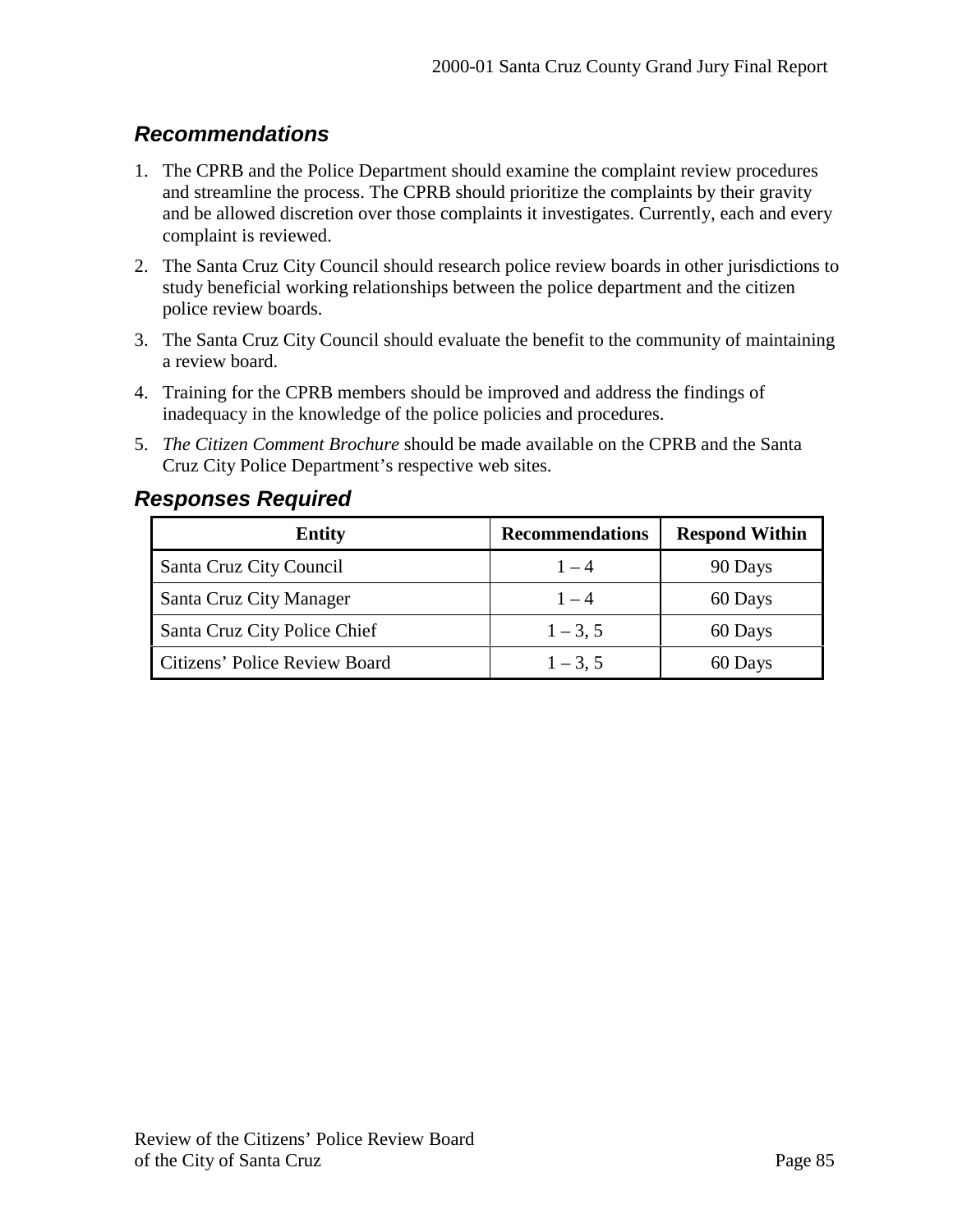## Recommendations

1. The CPRB and the Police Department should examine the complaint review procedures and streamline the process. The CPRB should prioritize the complaints by their gravity and be allowed discretion over those complaints it investigates. Currently, each and every complaint is reviewed.
2. The Santa Cruz City Council should research police review boards in other jurisdictions to study beneficial working relationships between the police department and the citizen police review boards.
3. The Santa Cruz City Council should evaluate the benefit to the community of maintaining a review board.
4. Training for the CPRB members should be improved and address the findings of inadequacy in the knowledge of the police policies and procedures.
5. *The Citizen Comment Brochure* should be made available on the CPRB and the Santa Cruz City Police Department's respective web sites.

## Responses Required

| Entity | Recommendations | Respond Within |
|---|---|---|
| Santa Cruz City Council | 1 – 4 | 90 Days |
| Santa Cruz City Manager | 1 – 4 | 60 Days |
| Santa Cruz City Police Chief | 1 – 3, 5 | 60 Days |
| Citizens' Police Review Board | 1 – 3, 5 | 60 Days |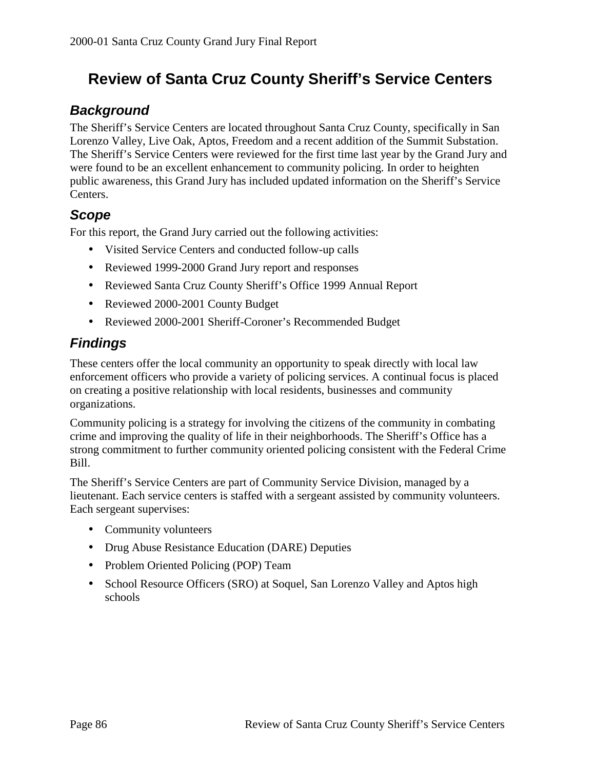# Review of Santa Cruz County Sheriff's Service Centers

## *Background*

The Sheriff's Service Centers are located throughout Santa Cruz County, specifically in San Lorenzo Valley, Live Oak, Aptos, Freedom and a recent addition of the Summit Substation. The Sheriff's Service Centers were reviewed for the first time last year by the Grand Jury and were found to be an excellent enhancement to community policing. In order to heighten public awareness, this Grand Jury has included updated information on the Sheriff's Service Centers.

## *Scope*

For this report, the Grand Jury carried out the following activities:

- Visited Service Centers and conducted follow-up calls
- Reviewed 1999-2000 Grand Jury report and responses
- Reviewed Santa Cruz County Sheriff's Office 1999 Annual Report
- Reviewed 2000-2001 County Budget
- Reviewed 2000-2001 Sheriff-Coroner's Recommended Budget

## *Findings*

These centers offer the local community an opportunity to speak directly with local law enforcement officers who provide a variety of policing services. A continual focus is placed on creating a positive relationship with local residents, businesses and community organizations.

Community policing is a strategy for involving the citizens of the community in combating crime and improving the quality of life in their neighborhoods. The Sheriff's Office has a strong commitment to further community oriented policing consistent with the Federal Crime Bill.

The Sheriff's Service Centers are part of Community Service Division, managed by a lieutenant. Each service centers is staffed with a sergeant assisted by community volunteers. Each sergeant supervises:

- Community volunteers
- Drug Abuse Resistance Education (DARE) Deputies
- Problem Oriented Policing (POP) Team
- School Resource Officers (SRO) at Soquel, San Lorenzo Valley and Aptos high schools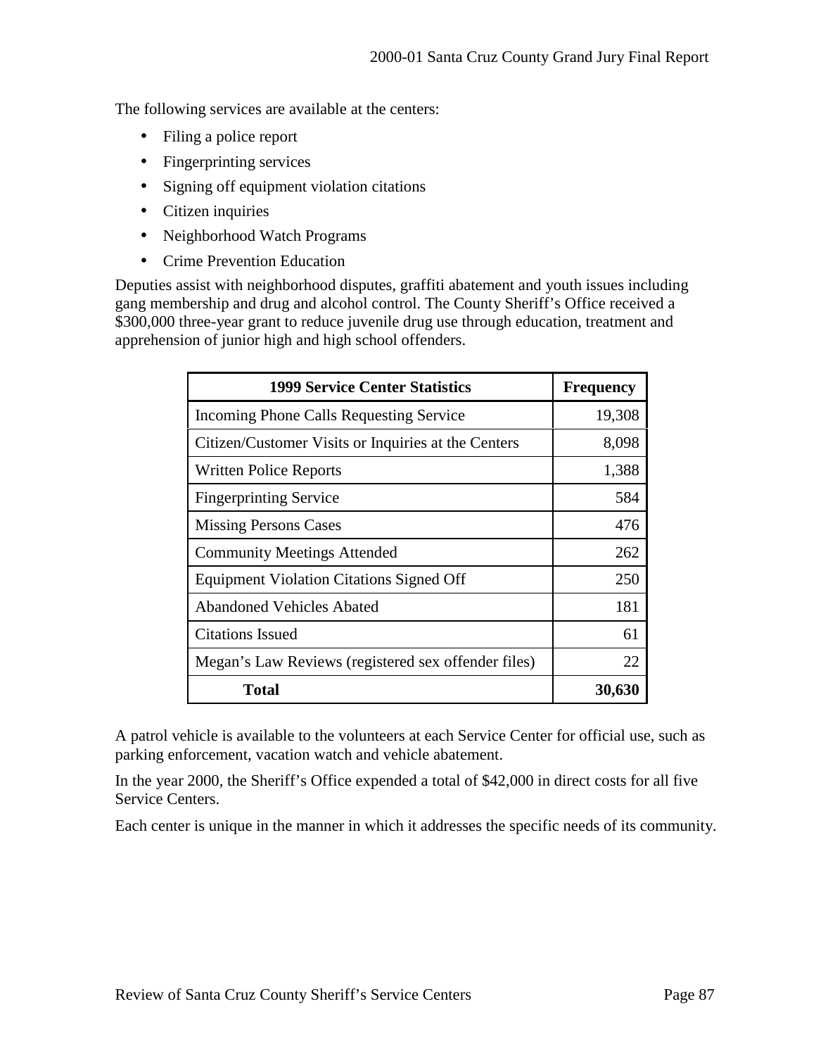The following services are available at the centers:

- Filing a police report
- Fingerprinting services
- Signing off equipment violation citations
- Citizen inquiries
- Neighborhood Watch Programs
- Crime Prevention Education

Deputies assist with neighborhood disputes, graffiti abatement and youth issues including gang membership and drug and alcohol control. The County Sheriff's Office received a $300,000 three-year grant to reduce juvenile drug use through education, treatment and apprehension of junior high and high school offenders.

| 1999 Service Center Statistics | Frequency |
|---|---:|
| Incoming Phone Calls Requesting Service | 19,308 |
| Citizen/Customer Visits or Inquiries at the Centers | 8,098 |
| Written Police Reports | 1,388 |
| Fingerprinting Service | 584 |
| Missing Persons Cases | 476 |
| Community Meetings Attended | 262 |
| Equipment Violation Citations Signed Off | 250 |
| Abandoned Vehicles Abated | 181 |
| Citations Issued | 61 |
| Megan's Law Reviews (registered sex offender files) | 22 |
| **Total** | **30,630** |

A patrol vehicle is available to the volunteers at each Service Center for official use, such as parking enforcement, vacation watch and vehicle abatement.

In the year 2000, the Sheriff's Office expended a total of $42,000 in direct costs for all five Service Centers.

Each center is unique in the manner in which it addresses the specific needs of its community.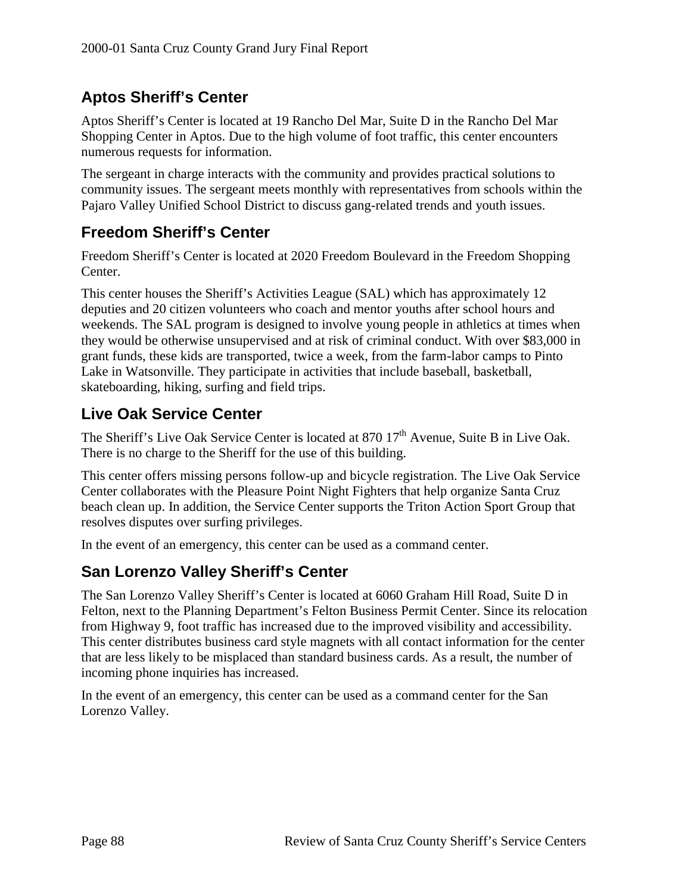## Aptos Sheriff's Center

Aptos Sheriff's Center is located at 19 Rancho Del Mar, Suite D in the Rancho Del Mar Shopping Center in Aptos. Due to the high volume of foot traffic, this center encounters numerous requests for information.

The sergeant in charge interacts with the community and provides practical solutions to community issues. The sergeant meets monthly with representatives from schools within the Pajaro Valley Unified School District to discuss gang-related trends and youth issues.

## Freedom Sheriff's Center

Freedom Sheriff's Center is located at 2020 Freedom Boulevard in the Freedom Shopping Center.

This center houses the Sheriff's Activities League (SAL) which has approximately 12 deputies and 20 citizen volunteers who coach and mentor youths after school hours and weekends. The SAL program is designed to involve young people in athletics at times when they would be otherwise unsupervised and at risk of criminal conduct. With over $83,000 in grant funds, these kids are transported, twice a week, from the farm-labor camps to Pinto Lake in Watsonville. They participate in activities that include baseball, basketball, skateboarding, hiking, surfing and field trips.

## Live Oak Service Center

The Sheriff's Live Oak Service Center is located at 870 17th Avenue, Suite B in Live Oak. There is no charge to the Sheriff for the use of this building.

This center offers missing persons follow-up and bicycle registration. The Live Oak Service Center collaborates with the Pleasure Point Night Fighters that help organize Santa Cruz beach clean up. In addition, the Service Center supports the Triton Action Sport Group that resolves disputes over surfing privileges.

In the event of an emergency, this center can be used as a command center.

## San Lorenzo Valley Sheriff's Center

The San Lorenzo Valley Sheriff's Center is located at 6060 Graham Hill Road, Suite D in Felton, next to the Planning Department's Felton Business Permit Center. Since its relocation from Highway 9, foot traffic has increased due to the improved visibility and accessibility. This center distributes business card style magnets with all contact information for the center that are less likely to be misplaced than standard business cards. As a result, the number of incoming phone inquiries has increased.

In the event of an emergency, this center can be used as a command center for the San Lorenzo Valley.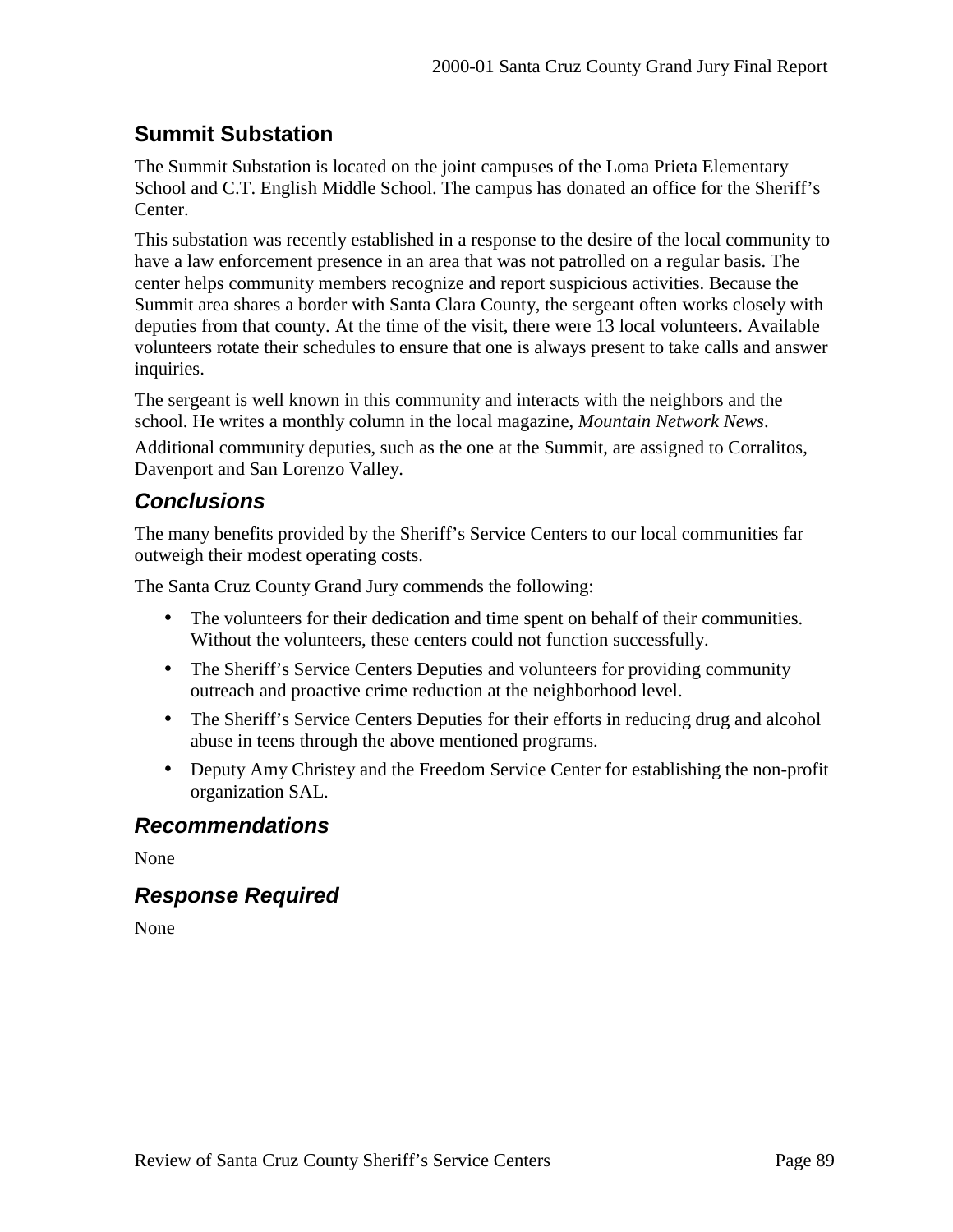## Summit Substation

The Summit Substation is located on the joint campuses of the Loma Prieta Elementary School and C.T. English Middle School. The campus has donated an office for the Sheriff's Center.

This substation was recently established in a response to the desire of the local community to have a law enforcement presence in an area that was not patrolled on a regular basis. The center helps community members recognize and report suspicious activities. Because the Summit area shares a border with Santa Clara County, the sergeant often works closely with deputies from that county. At the time of the visit, there were 13 local volunteers. Available volunteers rotate their schedules to ensure that one is always present to take calls and answer inquiries.

The sergeant is well known in this community and interacts with the neighbors and the school. He writes a monthly column in the local magazine, *Mountain Network News*.

Additional community deputies, such as the one at the Summit, are assigned to Corralitos, Davenport and San Lorenzo Valley.

### *Conclusions*

The many benefits provided by the Sheriff's Service Centers to our local communities far outweigh their modest operating costs.

The Santa Cruz County Grand Jury commends the following:

- The volunteers for their dedication and time spent on behalf of their communities. Without the volunteers, these centers could not function successfully.
- The Sheriff's Service Centers Deputies and volunteers for providing community outreach and proactive crime reduction at the neighborhood level.
- The Sheriff's Service Centers Deputies for their efforts in reducing drug and alcohol abuse in teens through the above mentioned programs.
- Deputy Amy Christey and the Freedom Service Center for establishing the non-profit organization SAL.

### *Recommendations*

None

### *Response Required*

None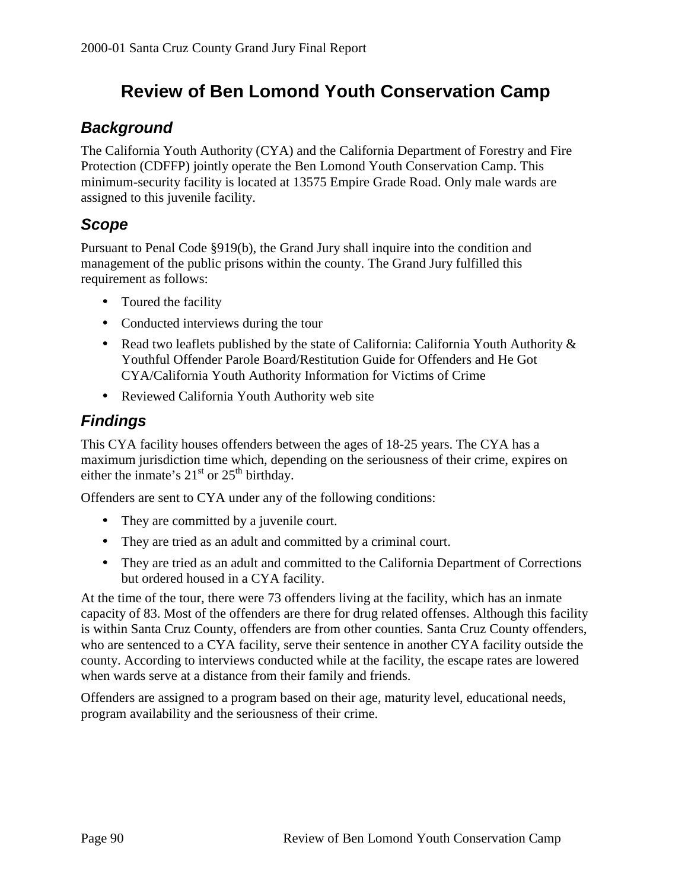# Review of Ben Lomond Youth Conservation Camp

## Background

The California Youth Authority (CYA) and the California Department of Forestry and Fire Protection (CDFFP) jointly operate the Ben Lomond Youth Conservation Camp. This minimum-security facility is located at 13575 Empire Grade Road. Only male wards are assigned to this juvenile facility.

## Scope

Pursuant to Penal Code §919(b), the Grand Jury shall inquire into the condition and management of the public prisons within the county. The Grand Jury fulfilled this requirement as follows:

- Toured the facility
- Conducted interviews during the tour
- Read two leaflets published by the state of California: California Youth Authority & Youthful Offender Parole Board/Restitution Guide for Offenders and He Got CYA/California Youth Authority Information for Victims of Crime
- Reviewed California Youth Authority web site

## Findings

This CYA facility houses offenders between the ages of 18-25 years. The CYA has a maximum jurisdiction time which, depending on the seriousness of their crime, expires on either the inmate's 21st or 25th birthday.

Offenders are sent to CYA under any of the following conditions:

- They are committed by a juvenile court.
- They are tried as an adult and committed by a criminal court.
- They are tried as an adult and committed to the California Department of Corrections but ordered housed in a CYA facility.

At the time of the tour, there were 73 offenders living at the facility, which has an inmate capacity of 83. Most of the offenders are there for drug related offenses. Although this facility is within Santa Cruz County, offenders are from other counties. Santa Cruz County offenders, who are sentenced to a CYA facility, serve their sentence in another CYA facility outside the county. According to interviews conducted while at the facility, the escape rates are lowered when wards serve at a distance from their family and friends.

Offenders are assigned to a program based on their age, maturity level, educational needs, program availability and the seriousness of their crime.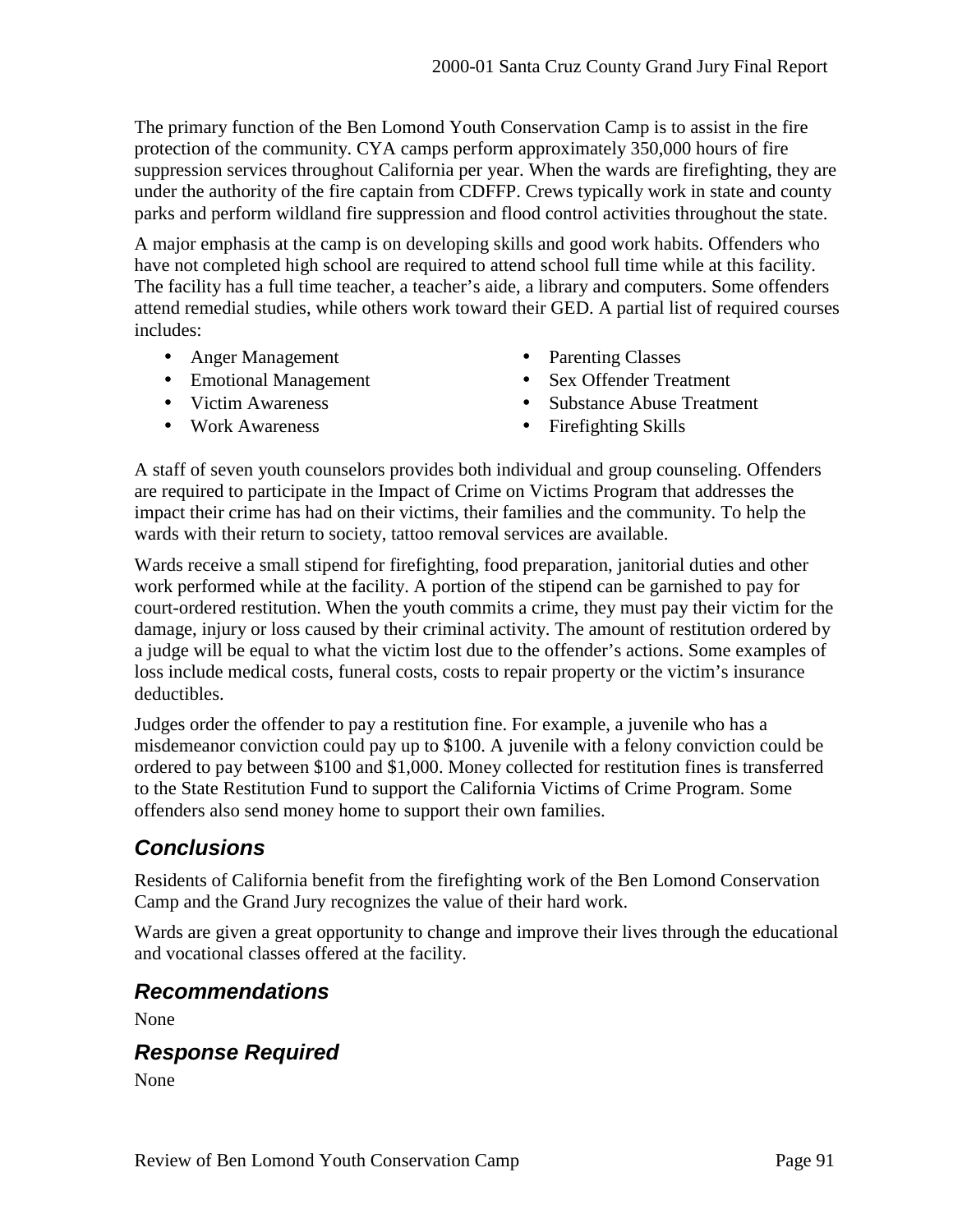The primary function of the Ben Lomond Youth Conservation Camp is to assist in the fire protection of the community. CYA camps perform approximately 350,000 hours of fire suppression services throughout California per year. When the wards are firefighting, they are under the authority of the fire captain from CDFFP. Crews typically work in state and county parks and perform wildland fire suppression and flood control activities throughout the state.

A major emphasis at the camp is on developing skills and good work habits. Offenders who have not completed high school are required to attend school full time while at this facility. The facility has a full time teacher, a teacher's aide, a library and computers. Some offenders attend remedial studies, while others work toward their GED. A partial list of required courses includes:

- Anger Management
- Emotional Management
- Victim Awareness
- Work Awareness
- Parenting Classes
- Sex Offender Treatment
- Substance Abuse Treatment
- Firefighting Skills

A staff of seven youth counselors provides both individual and group counseling. Offenders are required to participate in the Impact of Crime on Victims Program that addresses the impact their crime has had on their victims, their families and the community. To help the wards with their return to society, tattoo removal services are available.

Wards receive a small stipend for firefighting, food preparation, janitorial duties and other work performed while at the facility. A portion of the stipend can be garnished to pay for court-ordered restitution. When the youth commits a crime, they must pay their victim for the damage, injury or loss caused by their criminal activity. The amount of restitution ordered by a judge will be equal to what the victim lost due to the offender's actions. Some examples of loss include medical costs, funeral costs, costs to repair property or the victim's insurance deductibles.

Judges order the offender to pay a restitution fine. For example, a juvenile who has a misdemeanor conviction could pay up to $100. A juvenile with a felony conviction could be ordered to pay between $100 and $1,000. Money collected for restitution fines is transferred to the State Restitution Fund to support the California Victims of Crime Program. Some offenders also send money home to support their own families.

## *Conclusions*

Residents of California benefit from the firefighting work of the Ben Lomond Conservation Camp and the Grand Jury recognizes the value of their hard work.

Wards are given a great opportunity to change and improve their lives through the educational and vocational classes offered at the facility.

## *Recommendations*

None

## *Response Required*

None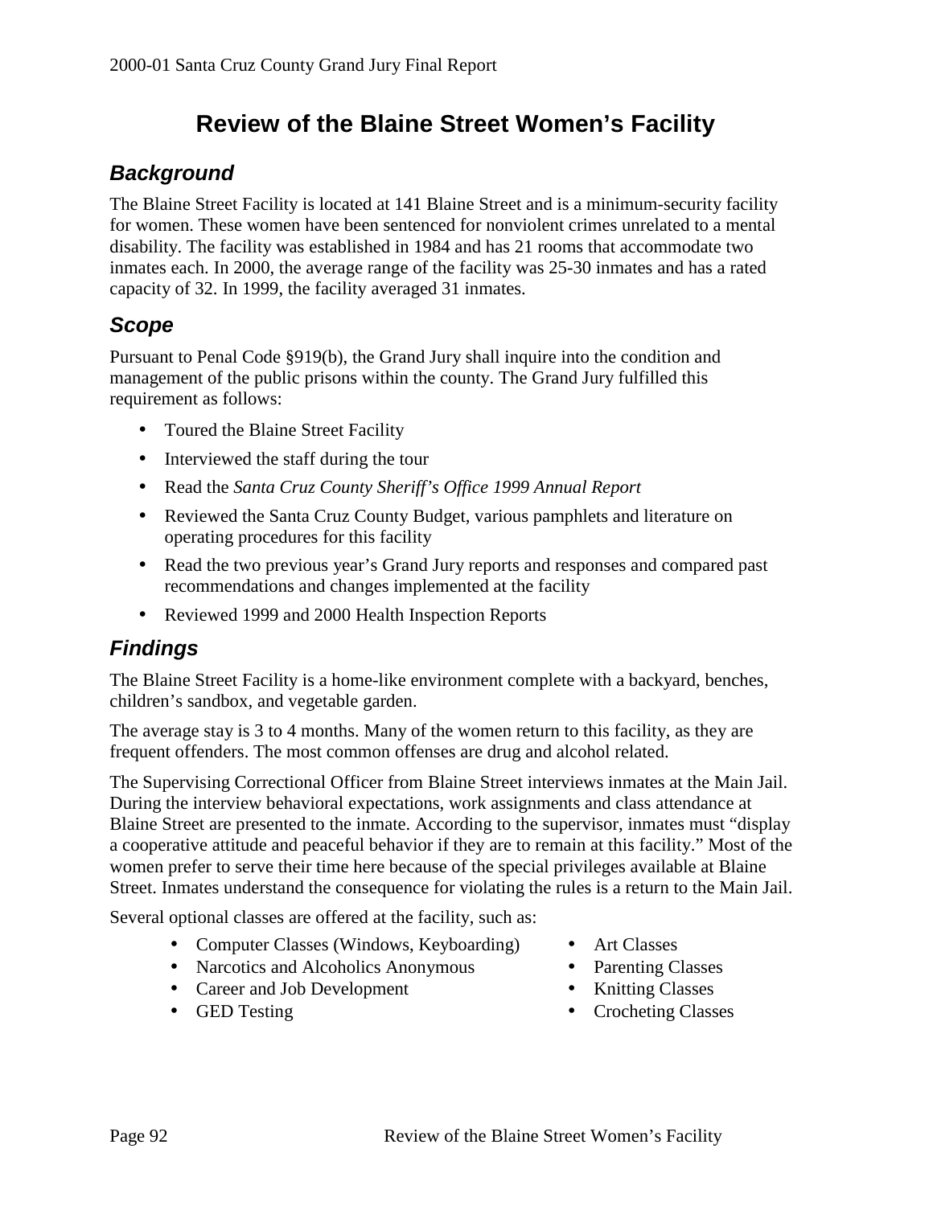# Review of the Blaine Street Women's Facility

## *Background*

The Blaine Street Facility is located at 141 Blaine Street and is a minimum-security facility for women. These women have been sentenced for nonviolent crimes unrelated to a mental disability. The facility was established in 1984 and has 21 rooms that accommodate two inmates each. In 2000, the average range of the facility was 25-30 inmates and has a rated capacity of 32. In 1999, the facility averaged 31 inmates.

## *Scope*

Pursuant to Penal Code §919(b), the Grand Jury shall inquire into the condition and management of the public prisons within the county. The Grand Jury fulfilled this requirement as follows:

- Toured the Blaine Street Facility
- Interviewed the staff during the tour
- Read the *Santa Cruz County Sheriff's Office 1999 Annual Report*
- Reviewed the Santa Cruz County Budget, various pamphlets and literature on operating procedures for this facility
- Read the two previous year's Grand Jury reports and responses and compared past recommendations and changes implemented at the facility
- Reviewed 1999 and 2000 Health Inspection Reports

## *Findings*

The Blaine Street Facility is a home-like environment complete with a backyard, benches, children's sandbox, and vegetable garden.

The average stay is 3 to 4 months. Many of the women return to this facility, as they are frequent offenders. The most common offenses are drug and alcohol related.

The Supervising Correctional Officer from Blaine Street interviews inmates at the Main Jail. During the interview behavioral expectations, work assignments and class attendance at Blaine Street are presented to the inmate. According to the supervisor, inmates must "display a cooperative attitude and peaceful behavior if they are to remain at this facility." Most of the women prefer to serve their time here because of the special privileges available at Blaine Street. Inmates understand the consequence for violating the rules is a return to the Main Jail.

Several optional classes are offered at the facility, such as:

- Computer Classes (Windows, Keyboarding)
- Narcotics and Alcoholics Anonymous
- Career and Job Development
- GED Testing
- Art Classes
- Parenting Classes
- Knitting Classes
- Crocheting Classes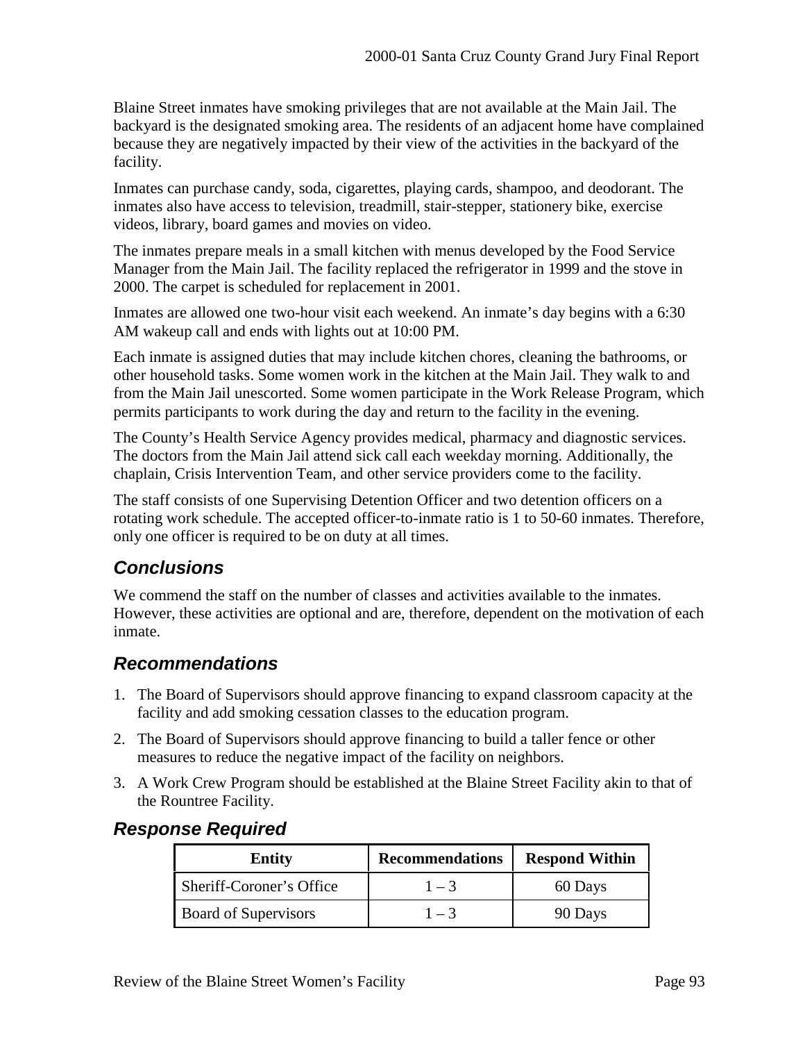Blaine Street inmates have smoking privileges that are not available at the Main Jail. The backyard is the designated smoking area. The residents of an adjacent home have complained because they are negatively impacted by their view of the activities in the backyard of the facility.

Inmates can purchase candy, soda, cigarettes, playing cards, shampoo, and deodorant. The inmates also have access to television, treadmill, stair-stepper, stationery bike, exercise videos, library, board games and movies on video.

The inmates prepare meals in a small kitchen with menus developed by the Food Service Manager from the Main Jail. The facility replaced the refrigerator in 1999 and the stove in 2000. The carpet is scheduled for replacement in 2001.

Inmates are allowed one two-hour visit each weekend. An inmate's day begins with a 6:30 AM wakeup call and ends with lights out at 10:00 PM.

Each inmate is assigned duties that may include kitchen chores, cleaning the bathrooms, or other household tasks. Some women work in the kitchen at the Main Jail. They walk to and from the Main Jail unescorted. Some women participate in the Work Release Program, which permits participants to work during the day and return to the facility in the evening.

The County's Health Service Agency provides medical, pharmacy and diagnostic services. The doctors from the Main Jail attend sick call each weekday morning. Additionally, the chaplain, Crisis Intervention Team, and other service providers come to the facility.

The staff consists of one Supervising Detention Officer and two detention officers on a rotating work schedule. The accepted officer-to-inmate ratio is 1 to 50-60 inmates. Therefore, only one officer is required to be on duty at all times.

## *Conclusions*

We commend the staff on the number of classes and activities available to the inmates. However, these activities are optional and are, therefore, dependent on the motivation of each inmate.

## *Recommendations*

1. The Board of Supervisors should approve financing to expand classroom capacity at the facility and add smoking cessation classes to the education program.
2. The Board of Supervisors should approve financing to build a taller fence or other measures to reduce the negative impact of the facility on neighbors.
3. A Work Crew Program should be established at the Blaine Street Facility akin to that of the Rountree Facility.

## *Response Required*

| Entity | Recommendations | Respond Within |
|---|---|---|
| Sheriff-Coroner's Office | 1 – 3 | 60 Days |
| Board of Supervisors | 1 – 3 | 90 Days |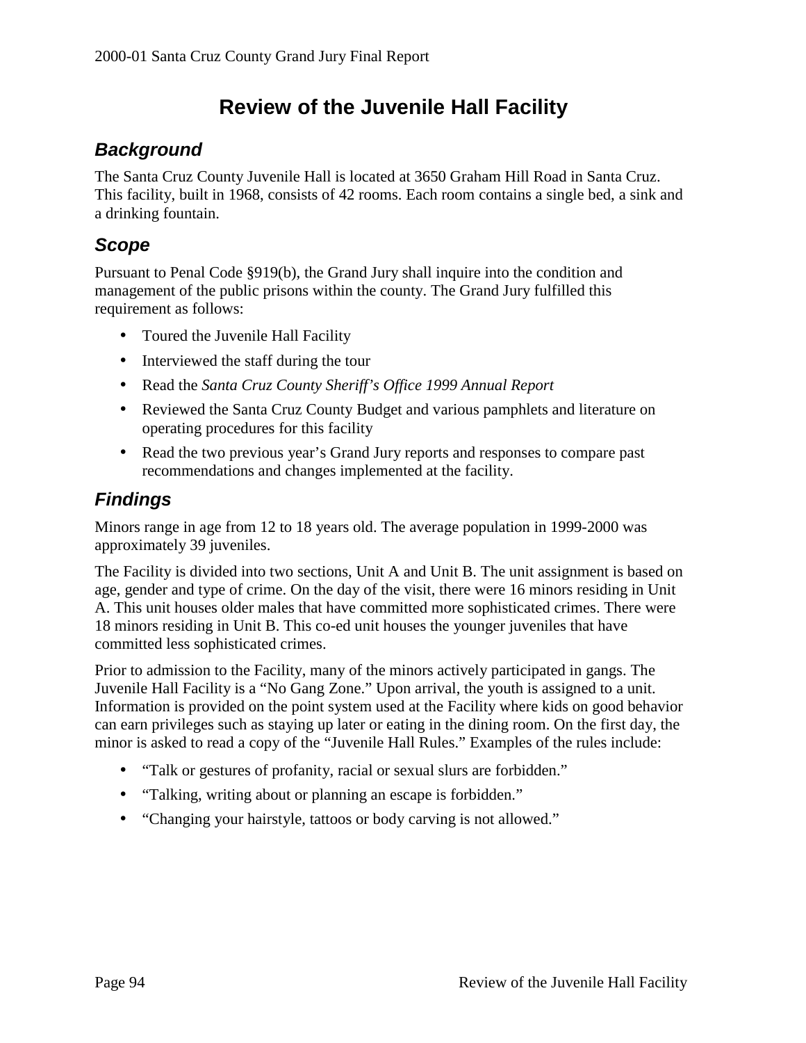# Review of the Juvenile Hall Facility

## *Background*

The Santa Cruz County Juvenile Hall is located at 3650 Graham Hill Road in Santa Cruz. This facility, built in 1968, consists of 42 rooms. Each room contains a single bed, a sink and a drinking fountain.

## *Scope*

Pursuant to Penal Code §919(b), the Grand Jury shall inquire into the condition and management of the public prisons within the county. The Grand Jury fulfilled this requirement as follows:

- Toured the Juvenile Hall Facility
- Interviewed the staff during the tour
- Read the *Santa Cruz County Sheriff's Office 1999 Annual Report*
- Reviewed the Santa Cruz County Budget and various pamphlets and literature on operating procedures for this facility
- Read the two previous year's Grand Jury reports and responses to compare past recommendations and changes implemented at the facility.

## *Findings*

Minors range in age from 12 to 18 years old. The average population in 1999-2000 was approximately 39 juveniles.

The Facility is divided into two sections, Unit A and Unit B. The unit assignment is based on age, gender and type of crime. On the day of the visit, there were 16 minors residing in Unit A. This unit houses older males that have committed more sophisticated crimes. There were 18 minors residing in Unit B. This co-ed unit houses the younger juveniles that have committed less sophisticated crimes.

Prior to admission to the Facility, many of the minors actively participated in gangs. The Juvenile Hall Facility is a "No Gang Zone." Upon arrival, the youth is assigned to a unit. Information is provided on the point system used at the Facility where kids on good behavior can earn privileges such as staying up later or eating in the dining room. On the first day, the minor is asked to read a copy of the "Juvenile Hall Rules." Examples of the rules include:

- "Talk or gestures of profanity, racial or sexual slurs are forbidden."
- "Talking, writing about or planning an escape is forbidden."
- "Changing your hairstyle, tattoos or body carving is not allowed."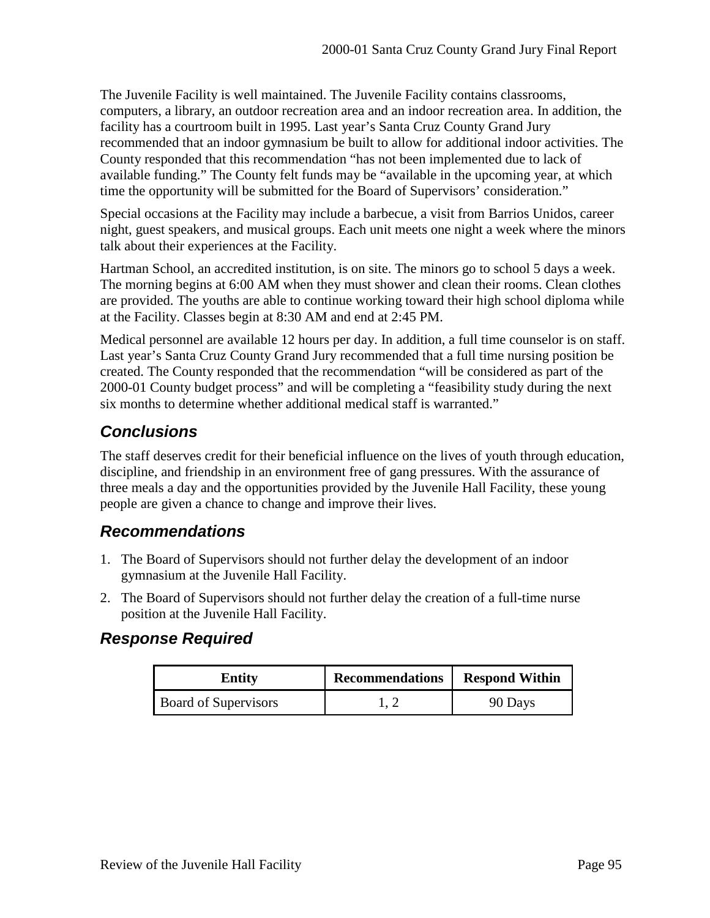The Juvenile Facility is well maintained. The Juvenile Facility contains classrooms, computers, a library, an outdoor recreation area and an indoor recreation area. In addition, the facility has a courtroom built in 1995. Last year's Santa Cruz County Grand Jury recommended that an indoor gymnasium be built to allow for additional indoor activities. The County responded that this recommendation "has not been implemented due to lack of available funding." The County felt funds may be "available in the upcoming year, at which time the opportunity will be submitted for the Board of Supervisors' consideration."

Special occasions at the Facility may include a barbecue, a visit from Barrios Unidos, career night, guest speakers, and musical groups. Each unit meets one night a week where the minors talk about their experiences at the Facility.

Hartman School, an accredited institution, is on site. The minors go to school 5 days a week. The morning begins at 6:00 AM when they must shower and clean their rooms. Clean clothes are provided. The youths are able to continue working toward their high school diploma while at the Facility. Classes begin at 8:30 AM and end at 2:45 PM.

Medical personnel are available 12 hours per day. In addition, a full time counselor is on staff. Last year's Santa Cruz County Grand Jury recommended that a full time nursing position be created. The County responded that the recommendation "will be considered as part of the 2000-01 County budget process" and will be completing a "feasibility study during the next six months to determine whether additional medical staff is warranted."

## *Conclusions*

The staff deserves credit for their beneficial influence on the lives of youth through education, discipline, and friendship in an environment free of gang pressures. With the assurance of three meals a day and the opportunities provided by the Juvenile Hall Facility, these young people are given a chance to change and improve their lives.

## *Recommendations*

1. The Board of Supervisors should not further delay the development of an indoor gymnasium at the Juvenile Hall Facility.
2. The Board of Supervisors should not further delay the creation of a full-time nurse position at the Juvenile Hall Facility.

## *Response Required*

| Entity | Recommendations | Respond Within |
|---|---|---|
| Board of Supervisors | 1, 2 | 90 Days |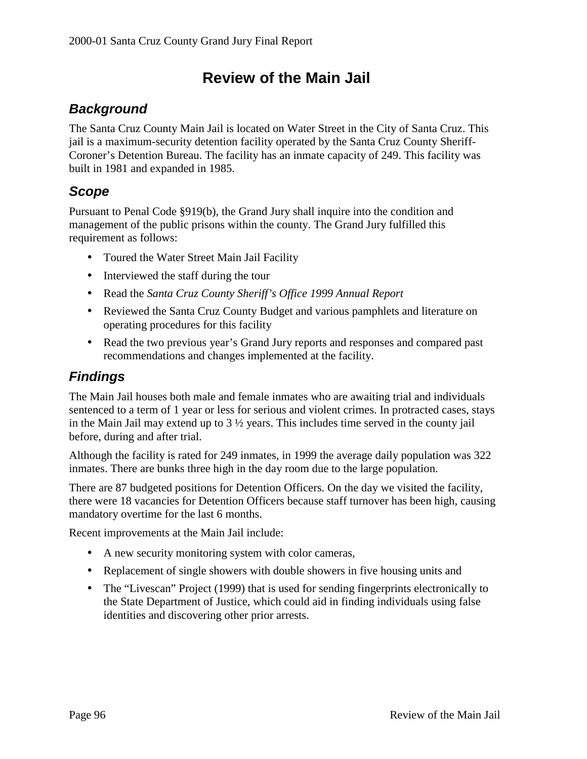# Review of the Main Jail

## Background

The Santa Cruz County Main Jail is located on Water Street in the City of Santa Cruz. This jail is a maximum-security detention facility operated by the Santa Cruz County Sheriff-Coroner's Detention Bureau. The facility has an inmate capacity of 249. This facility was built in 1981 and expanded in 1985.

## Scope

Pursuant to Penal Code §919(b), the Grand Jury shall inquire into the condition and management of the public prisons within the county. The Grand Jury fulfilled this requirement as follows:

- Toured the Water Street Main Jail Facility
- Interviewed the staff during the tour
- Read the *Santa Cruz County Sheriff's Office 1999 Annual Report*
- Reviewed the Santa Cruz County Budget and various pamphlets and literature on operating procedures for this facility
- Read the two previous year's Grand Jury reports and responses and compared past recommendations and changes implemented at the facility.

## Findings

The Main Jail houses both male and female inmates who are awaiting trial and individuals sentenced to a term of 1 year or less for serious and violent crimes. In protracted cases, stays in the Main Jail may extend up to 3 ½ years. This includes time served in the county jail before, during and after trial.

Although the facility is rated for 249 inmates, in 1999 the average daily population was 322 inmates. There are bunks three high in the day room due to the large population.

There are 87 budgeted positions for Detention Officers. On the day we visited the facility, there were 18 vacancies for Detention Officers because staff turnover has been high, causing mandatory overtime for the last 6 months.

Recent improvements at the Main Jail include:

- A new security monitoring system with color cameras,
- Replacement of single showers with double showers in five housing units and
- The "Livescan" Project (1999) that is used for sending fingerprints electronically to the State Department of Justice, which could aid in finding individuals using false identities and discovering other prior arrests.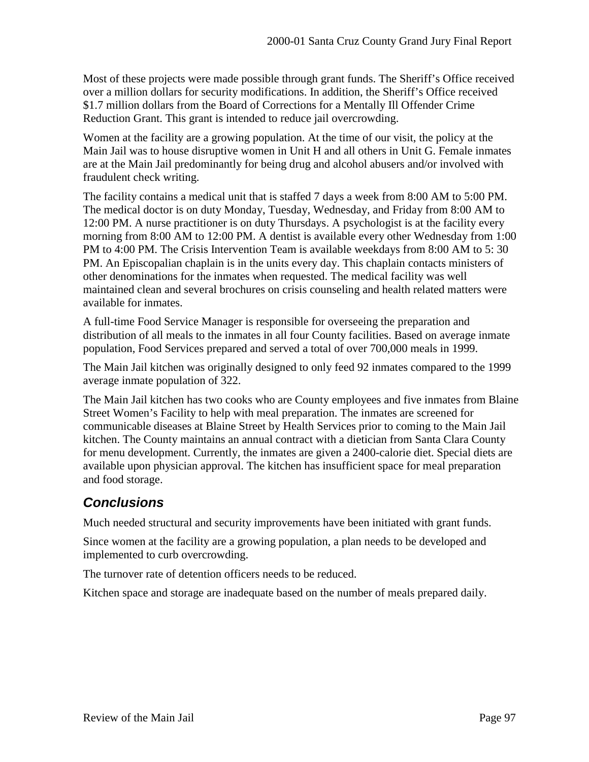Most of these projects were made possible through grant funds. The Sheriff's Office received over a million dollars for security modifications. In addition, the Sheriff's Office received $1.7 million dollars from the Board of Corrections for a Mentally Ill Offender Crime Reduction Grant. This grant is intended to reduce jail overcrowding.

Women at the facility are a growing population. At the time of our visit, the policy at the Main Jail was to house disruptive women in Unit H and all others in Unit G. Female inmates are at the Main Jail predominantly for being drug and alcohol abusers and/or involved with fraudulent check writing.

The facility contains a medical unit that is staffed 7 days a week from 8:00 AM to 5:00 PM. The medical doctor is on duty Monday, Tuesday, Wednesday, and Friday from 8:00 AM to 12:00 PM. A nurse practitioner is on duty Thursdays. A psychologist is at the facility every morning from 8:00 AM to 12:00 PM. A dentist is available every other Wednesday from 1:00 PM to 4:00 PM. The Crisis Intervention Team is available weekdays from 8:00 AM to 5: 30 PM. An Episcopalian chaplain is in the units every day. This chaplain contacts ministers of other denominations for the inmates when requested. The medical facility was well maintained clean and several brochures on crisis counseling and health related matters were available for inmates.

A full-time Food Service Manager is responsible for overseeing the preparation and distribution of all meals to the inmates in all four County facilities. Based on average inmate population, Food Services prepared and served a total of over 700,000 meals in 1999.

The Main Jail kitchen was originally designed to only feed 92 inmates compared to the 1999 average inmate population of 322.

The Main Jail kitchen has two cooks who are County employees and five inmates from Blaine Street Women's Facility to help with meal preparation. The inmates are screened for communicable diseases at Blaine Street by Health Services prior to coming to the Main Jail kitchen. The County maintains an annual contract with a dietician from Santa Clara County for menu development. Currently, the inmates are given a 2400-calorie diet. Special diets are available upon physician approval. The kitchen has insufficient space for meal preparation and food storage.

## *Conclusions*

Much needed structural and security improvements have been initiated with grant funds.

Since women at the facility are a growing population, a plan needs to be developed and implemented to curb overcrowding.

The turnover rate of detention officers needs to be reduced.

Kitchen space and storage are inadequate based on the number of meals prepared daily.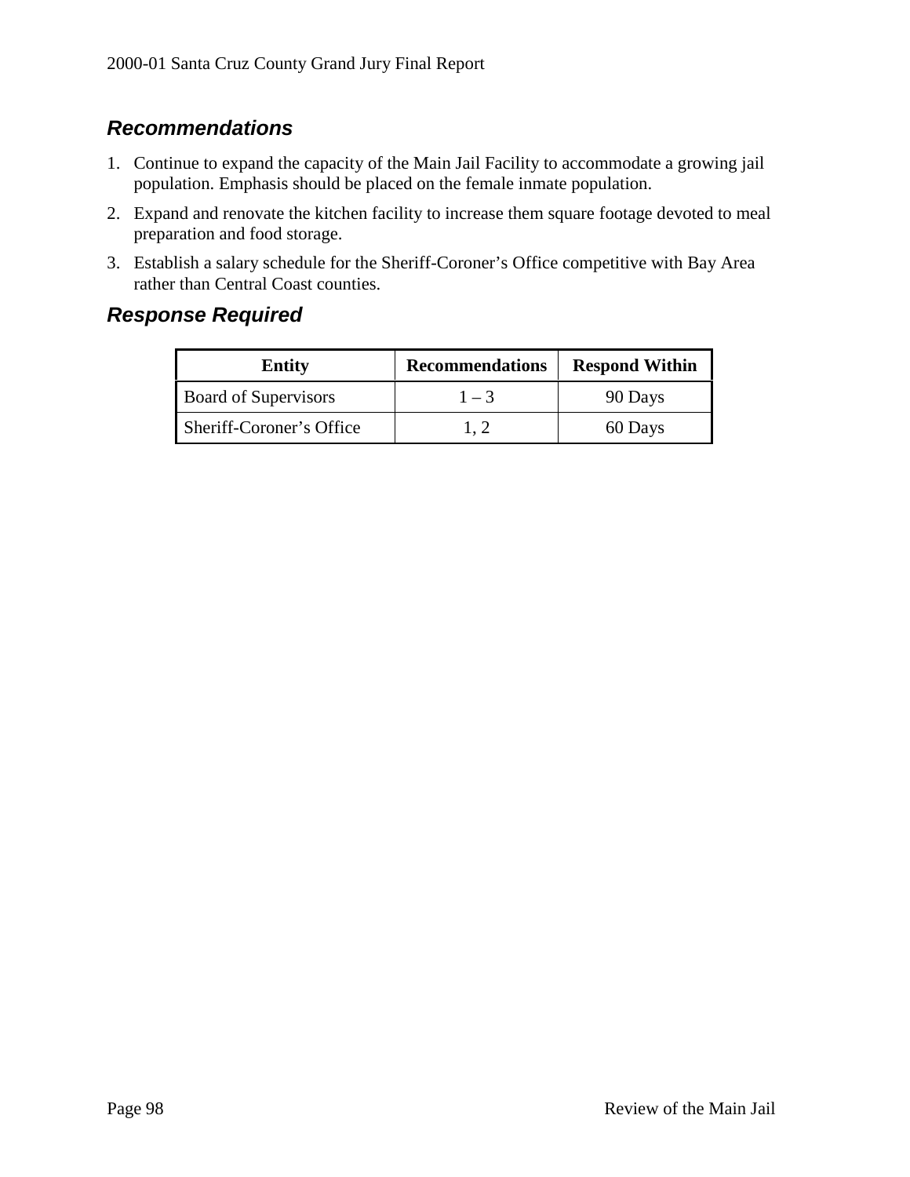## *Recommendations*

1. Continue to expand the capacity of the Main Jail Facility to accommodate a growing jail population. Emphasis should be placed on the female inmate population.
2. Expand and renovate the kitchen facility to increase them square footage devoted to meal preparation and food storage.
3. Establish a salary schedule for the Sheriff-Coroner's Office competitive with Bay Area rather than Central Coast counties.

## *Response Required*

| Entity | Recommendations | Respond Within |
|---|---|---|
| Board of Supervisors | 1 – 3 | 90 Days |
| Sheriff-Coroner's Office | 1, 2 | 60 Days |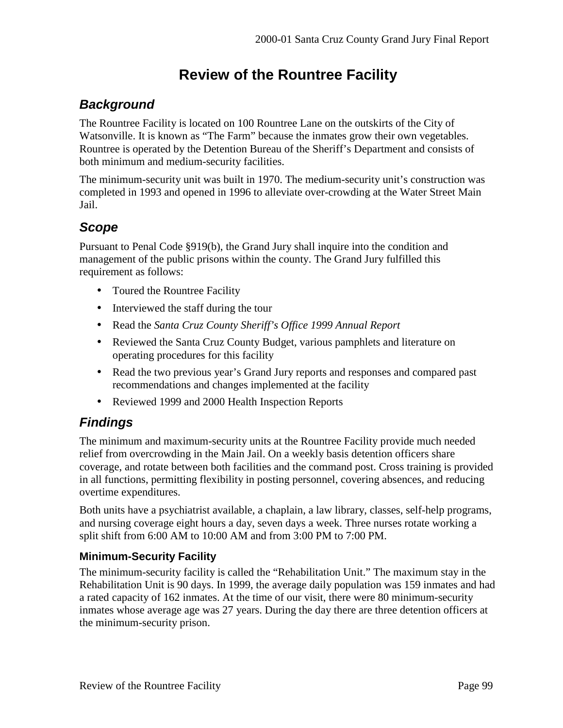# Review of the Rountree Facility

## Background

The Rountree Facility is located on 100 Rountree Lane on the outskirts of the City of Watsonville. It is known as “The Farm” because the inmates grow their own vegetables. Rountree is operated by the Detention Bureau of the Sheriff’s Department and consists of both minimum and medium-security facilities.

The minimum-security unit was built in 1970. The medium-security unit’s construction was completed in 1993 and opened in 1996 to alleviate over-crowding at the Water Street Main Jail.

## Scope

Pursuant to Penal Code §919(b), the Grand Jury shall inquire into the condition and management of the public prisons within the county. The Grand Jury fulfilled this requirement as follows:

- Toured the Rountree Facility
- Interviewed the staff during the tour
- Read the *Santa Cruz County Sheriff’s Office 1999 Annual Report*
- Reviewed the Santa Cruz County Budget, various pamphlets and literature on operating procedures for this facility
- Read the two previous year’s Grand Jury reports and responses and compared past recommendations and changes implemented at the facility
- Reviewed 1999 and 2000 Health Inspection Reports

## Findings

The minimum and maximum-security units at the Rountree Facility provide much needed relief from overcrowding in the Main Jail. On a weekly basis detention officers share coverage, and rotate between both facilities and the command post. Cross training is provided in all functions, permitting flexibility in posting personnel, covering absences, and reducing overtime expenditures.

Both units have a psychiatrist available, a chaplain, a law library, classes, self-help programs, and nursing coverage eight hours a day, seven days a week. Three nurses rotate working a split shift from 6:00 AM to 10:00 AM and from 3:00 PM to 7:00 PM.

### Minimum-Security Facility

The minimum-security facility is called the “Rehabilitation Unit.” The maximum stay in the Rehabilitation Unit is 90 days. In 1999, the average daily population was 159 inmates and had a rated capacity of 162 inmates. At the time of our visit, there were 80 minimum-security inmates whose average age was 27 years. During the day there are three detention officers at the minimum-security prison.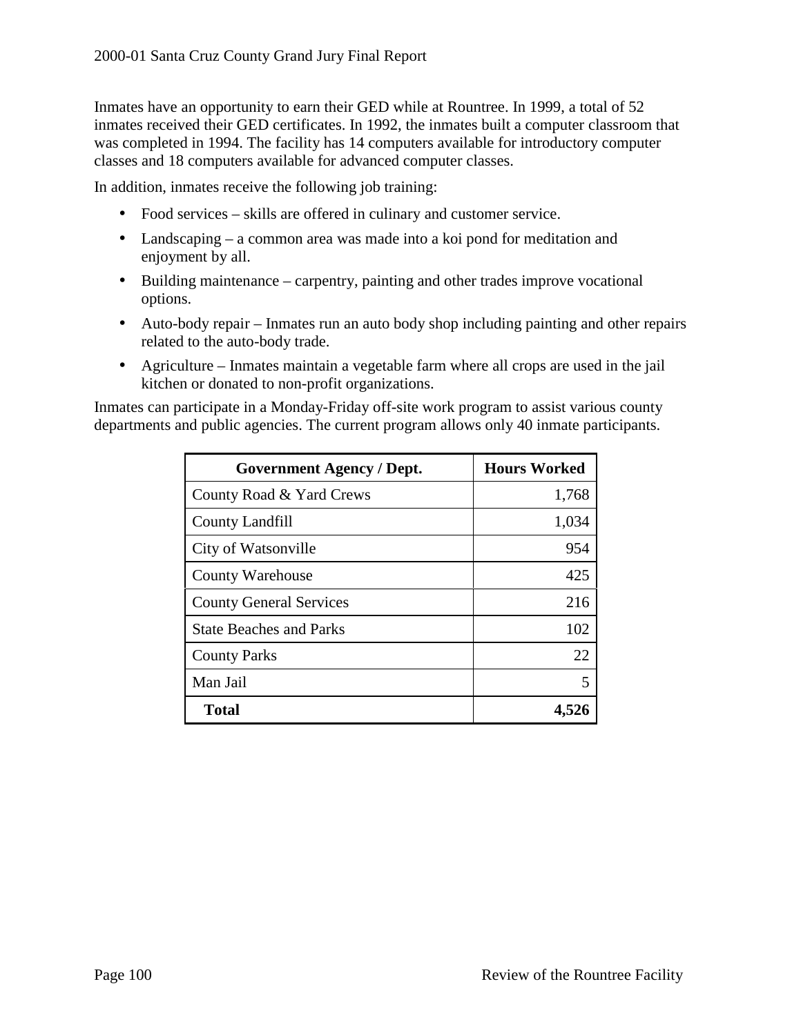Inmates have an opportunity to earn their GED while at Rountree. In 1999, a total of 52 inmates received their GED certificates. In 1992, the inmates built a computer classroom that was completed in 1994. The facility has 14 computers available for introductory computer classes and 18 computers available for advanced computer classes.

In addition, inmates receive the following job training:

- Food services – skills are offered in culinary and customer service.
- Landscaping – a common area was made into a koi pond for meditation and enjoyment by all.
- Building maintenance – carpentry, painting and other trades improve vocational options.
- Auto-body repair – Inmates run an auto body shop including painting and other repairs related to the auto-body trade.
- Agriculture – Inmates maintain a vegetable farm where all crops are used in the jail kitchen or donated to non-profit organizations.

Inmates can participate in a Monday-Friday off-site work program to assist various county departments and public agencies. The current program allows only 40 inmate participants.

| Government Agency / Dept. | Hours Worked |
|---|---:|
| County Road & Yard Crews | 1,768 |
| County Landfill | 1,034 |
| City of Watsonville | 954 |
| County Warehouse | 425 |
| County General Services | 216 |
| State Beaches and Parks | 102 |
| County Parks | 22 |
| Man Jail | 5 |
| **Total** | **4,526** |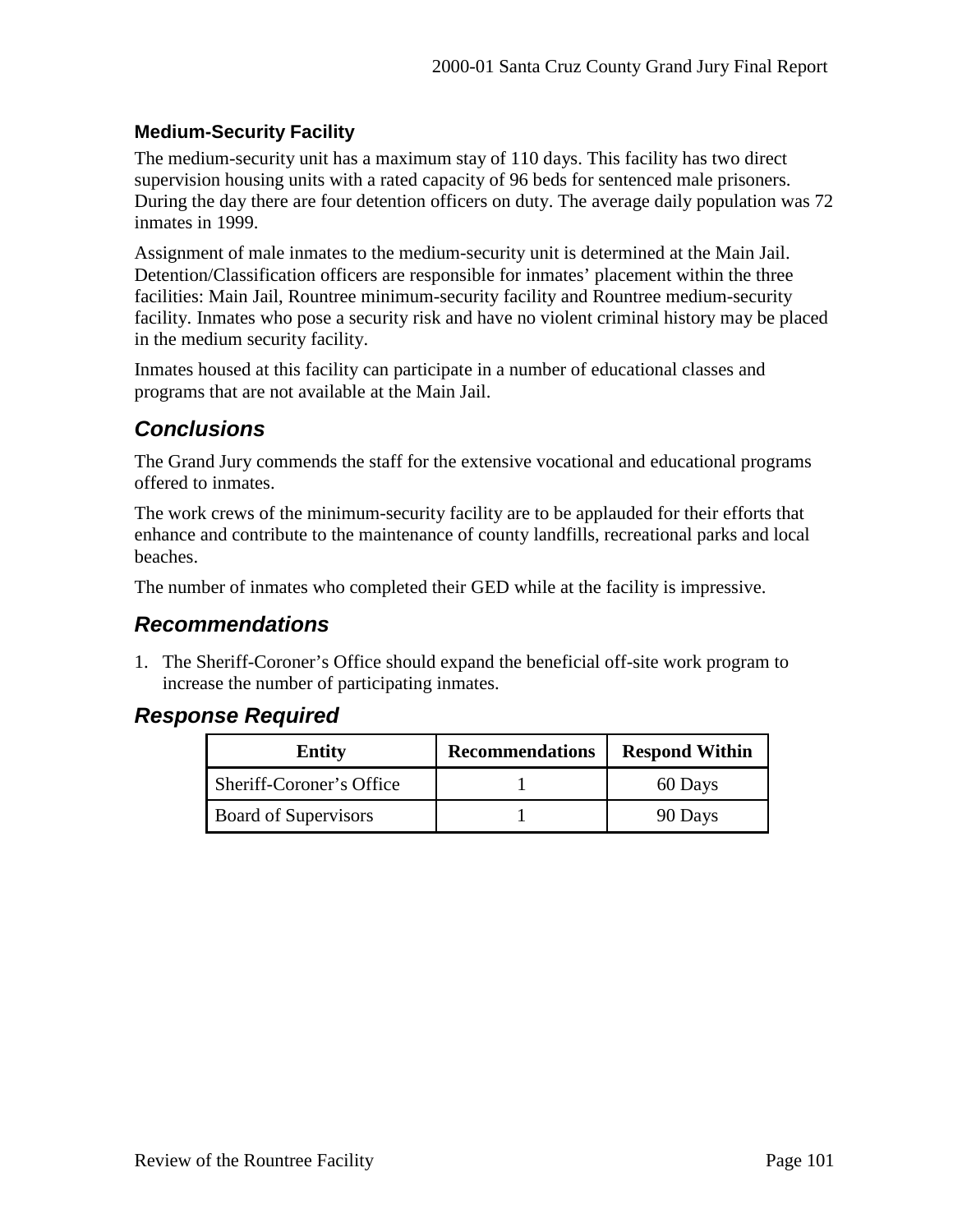### Medium-Security Facility

The medium-security unit has a maximum stay of 110 days. This facility has two direct supervision housing units with a rated capacity of 96 beds for sentenced male prisoners. During the day there are four detention officers on duty. The average daily population was 72 inmates in 1999.

Assignment of male inmates to the medium-security unit is determined at the Main Jail. Detention/Classification officers are responsible for inmates' placement within the three facilities: Main Jail, Rountree minimum-security facility and Rountree medium-security facility. Inmates who pose a security risk and have no violent criminal history may be placed in the medium security facility.

Inmates housed at this facility can participate in a number of educational classes and programs that are not available at the Main Jail.

## *Conclusions*

The Grand Jury commends the staff for the extensive vocational and educational programs offered to inmates.

The work crews of the minimum-security facility are to be applauded for their efforts that enhance and contribute to the maintenance of county landfills, recreational parks and local beaches.

The number of inmates who completed their GED while at the facility is impressive.

## *Recommendations*

1. The Sheriff-Coroner's Office should expand the beneficial off-site work program to increase the number of participating inmates.

## *Response Required*

| Entity | Recommendations | Respond Within |
|---|---|---|
| Sheriff-Coroner's Office | 1 | 60 Days |
| Board of Supervisors | 1 | 90 Days |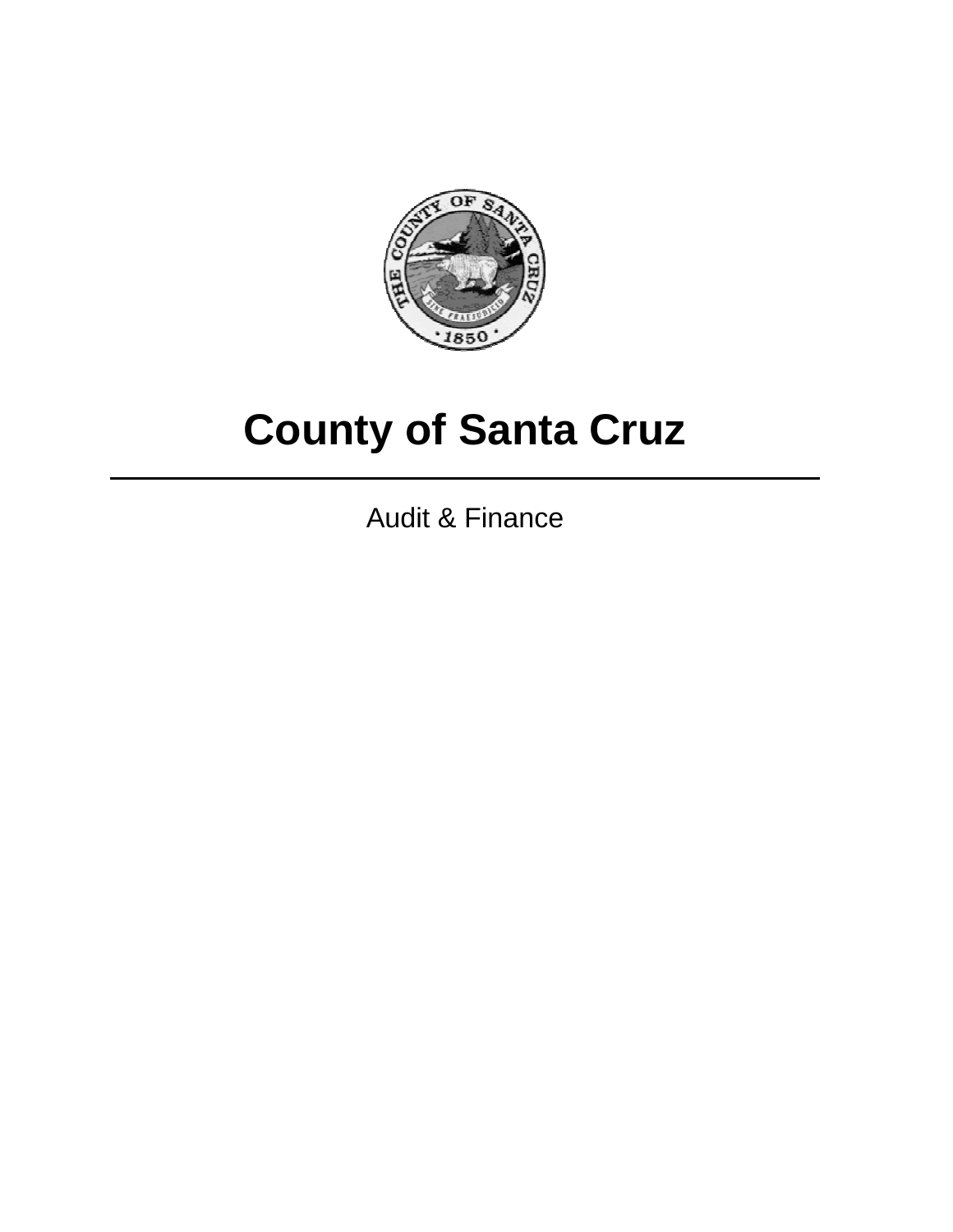# County of Santa Cruz

---

Audit & Finance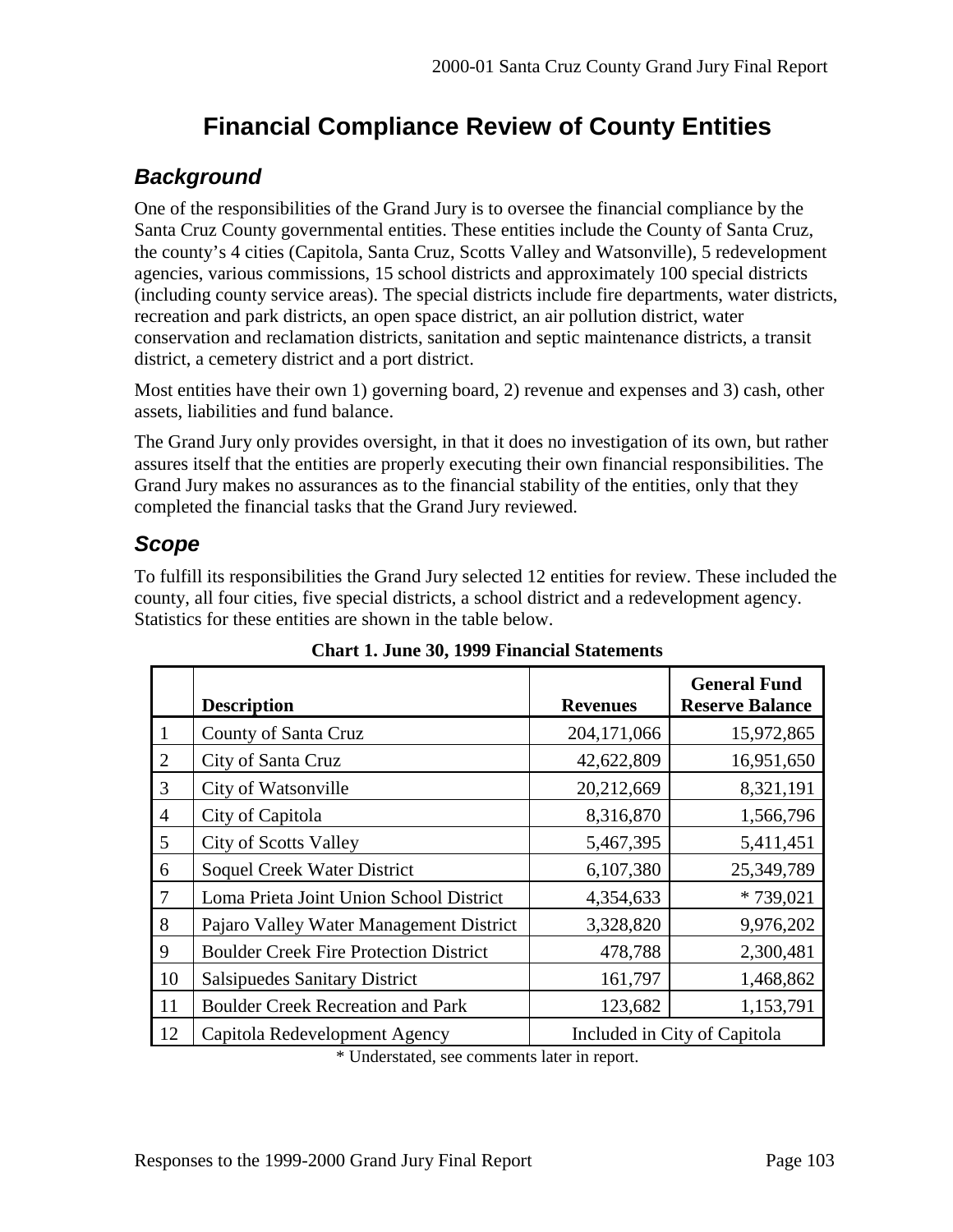# Financial Compliance Review of County Entities

## Background

One of the responsibilities of the Grand Jury is to oversee the financial compliance by the Santa Cruz County governmental entities. These entities include the County of Santa Cruz, the county's 4 cities (Capitola, Santa Cruz, Scotts Valley and Watsonville), 5 redevelopment agencies, various commissions, 15 school districts and approximately 100 special districts (including county service areas). The special districts include fire departments, water districts, recreation and park districts, an open space district, an air pollution district, water conservation and reclamation districts, sanitation and septic maintenance districts, a transit district, a cemetery district and a port district.

Most entities have their own 1) governing board, 2) revenue and expenses and 3) cash, other assets, liabilities and fund balance.

The Grand Jury only provides oversight, in that it does no investigation of its own, but rather assures itself that the entities are properly executing their own financial responsibilities. The Grand Jury makes no assurances as to the financial stability of the entities, only that they completed the financial tasks that the Grand Jury reviewed.

## Scope

To fulfill its responsibilities the Grand Jury selected 12 entities for review. These included the county, all four cities, five special districts, a school district and a redevelopment agency. Statistics for these entities are shown in the table below.

**Chart 1. June 30, 1999 Financial Statements**

| | Description | Revenues | General Fund Reserve Balance |
|---|---|---|---|
| 1 | County of Santa Cruz | 204,171,066 | 15,972,865 |
| 2 | City of Santa Cruz | 42,622,809 | 16,951,650 |
| 3 | City of Watsonville | 20,212,669 | 8,321,191 |
| 4 | City of Capitola | 8,316,870 | 1,566,796 |
| 5 | City of Scotts Valley | 5,467,395 | 5,411,451 |
| 6 | Soquel Creek Water District | 6,107,380 | 25,349,789 |
| 7 | Loma Prieta Joint Union School District | 4,354,633 | * 739,021 |
| 8 | Pajaro Valley Water Management District | 3,328,820 | 9,976,202 |
| 9 | Boulder Creek Fire Protection District | 478,788 | 2,300,481 |
| 10 | Salsipuedes Sanitary District | 161,797 | 1,468,862 |
| 11 | Boulder Creek Recreation and Park | 123,682 | 1,153,791 |
| 12 | Capitola Redevelopment Agency | Included in City of Capitola | |

\* Understated, see comments later in report.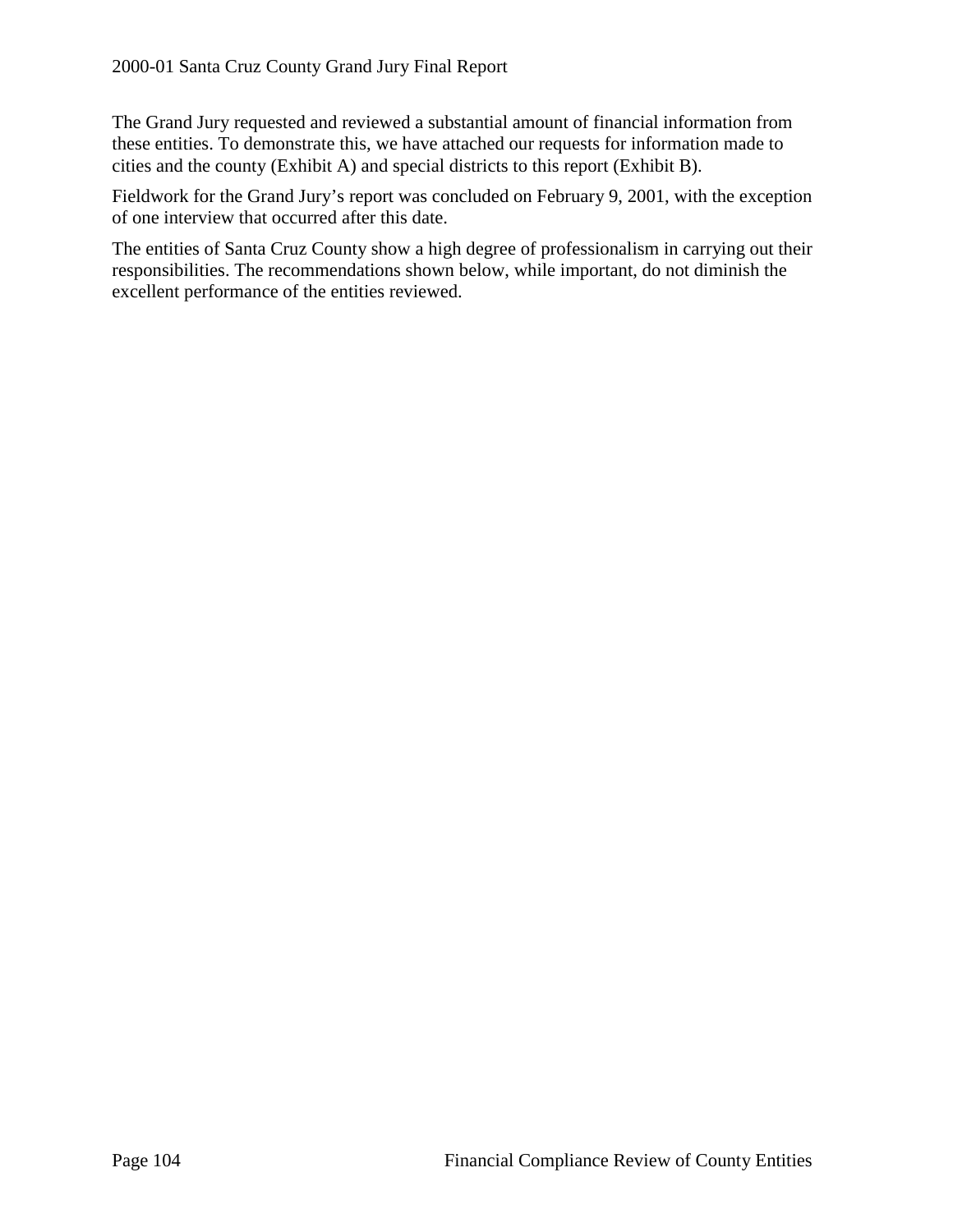The Grand Jury requested and reviewed a substantial amount of financial information from these entities. To demonstrate this, we have attached our requests for information made to cities and the county (Exhibit A) and special districts to this report (Exhibit B).

Fieldwork for the Grand Jury's report was concluded on February 9, 2001, with the exception of one interview that occurred after this date.

The entities of Santa Cruz County show a high degree of professionalism in carrying out their responsibilities. The recommendations shown below, while important, do not diminish the excellent performance of the entities reviewed.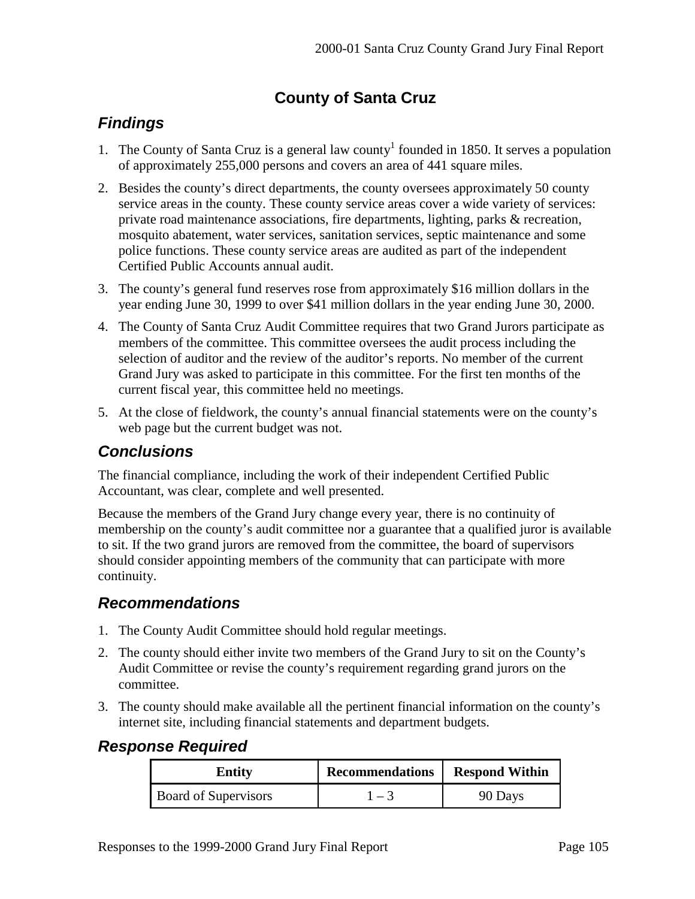# County of Santa Cruz

## Findings

1. The County of Santa Cruz is a general law county[1] founded in 1850. It serves a population of approximately 255,000 persons and covers an area of 441 square miles.
2. Besides the county's direct departments, the county oversees approximately 50 county service areas in the county. These county service areas cover a wide variety of services: private road maintenance associations, fire departments, lighting, parks & recreation, mosquito abatement, water services, sanitation services, septic maintenance and some police functions. These county service areas are audited as part of the independent Certified Public Accounts annual audit.
3. The county's general fund reserves rose from approximately $16 million dollars in the year ending June 30, 1999 to over $41 million dollars in the year ending June 30, 2000.
4. The County of Santa Cruz Audit Committee requires that two Grand Jurors participate as members of the committee. This committee oversees the audit process including the selection of auditor and the review of the auditor's reports. No member of the current Grand Jury was asked to participate in this committee. For the first ten months of the current fiscal year, this committee held no meetings.
5. At the close of fieldwork, the county's annual financial statements were on the county's web page but the current budget was not.

## Conclusions

The financial compliance, including the work of their independent Certified Public Accountant, was clear, complete and well presented.

Because the members of the Grand Jury change every year, there is no continuity of membership on the county's audit committee nor a guarantee that a qualified juror is available to sit. If the two grand jurors are removed from the committee, the board of supervisors should consider appointing members of the community that can participate with more continuity.

## Recommendations

1. The County Audit Committee should hold regular meetings.
2. The county should either invite two members of the Grand Jury to sit on the County's Audit Committee or revise the county's requirement regarding grand jurors on the committee.
3. The county should make available all the pertinent financial information on the county's internet site, including financial statements and department budgets.

## Response Required

| Entity | Recommendations | Respond Within |
|---|---|---|
| Board of Supervisors | 1 – 3 | 90 Days |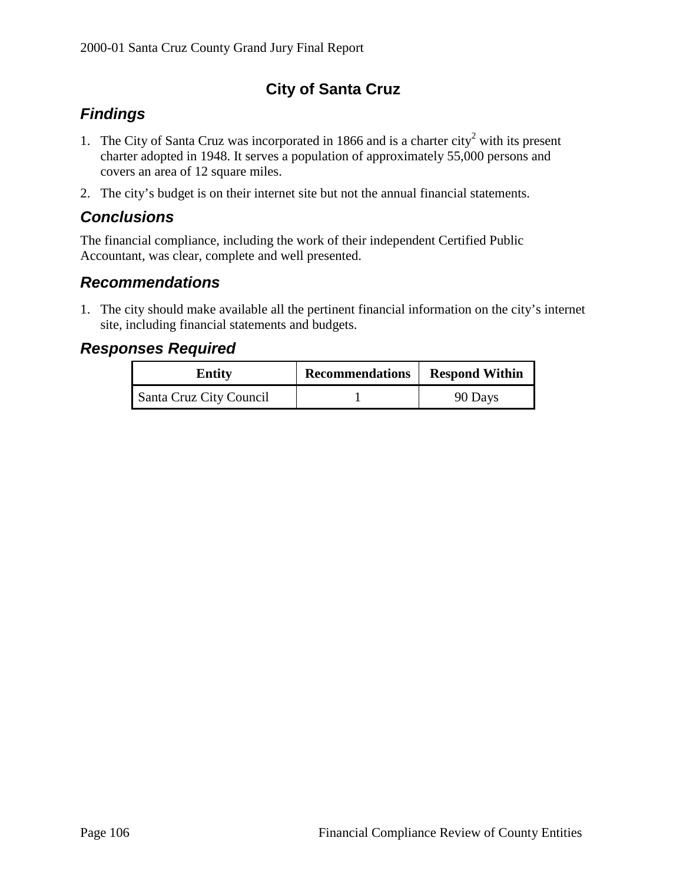## City of Santa Cruz

### Findings

1. The City of Santa Cruz was incorporated in 1866 and is a charter city[2] with its present charter adopted in 1948. It serves a population of approximately 55,000 persons and covers an area of 12 square miles.
2. The city's budget is on their internet site but not the annual financial statements.

### Conclusions

The financial compliance, including the work of their independent Certified Public Accountant, was clear, complete and well presented.

### Recommendations

1. The city should make available all the pertinent financial information on the city's internet site, including financial statements and budgets.

### Responses Required

| Entity | Recommendations | Respond Within |
|---|---|---|
| Santa Cruz City Council | 1 | 90 Days |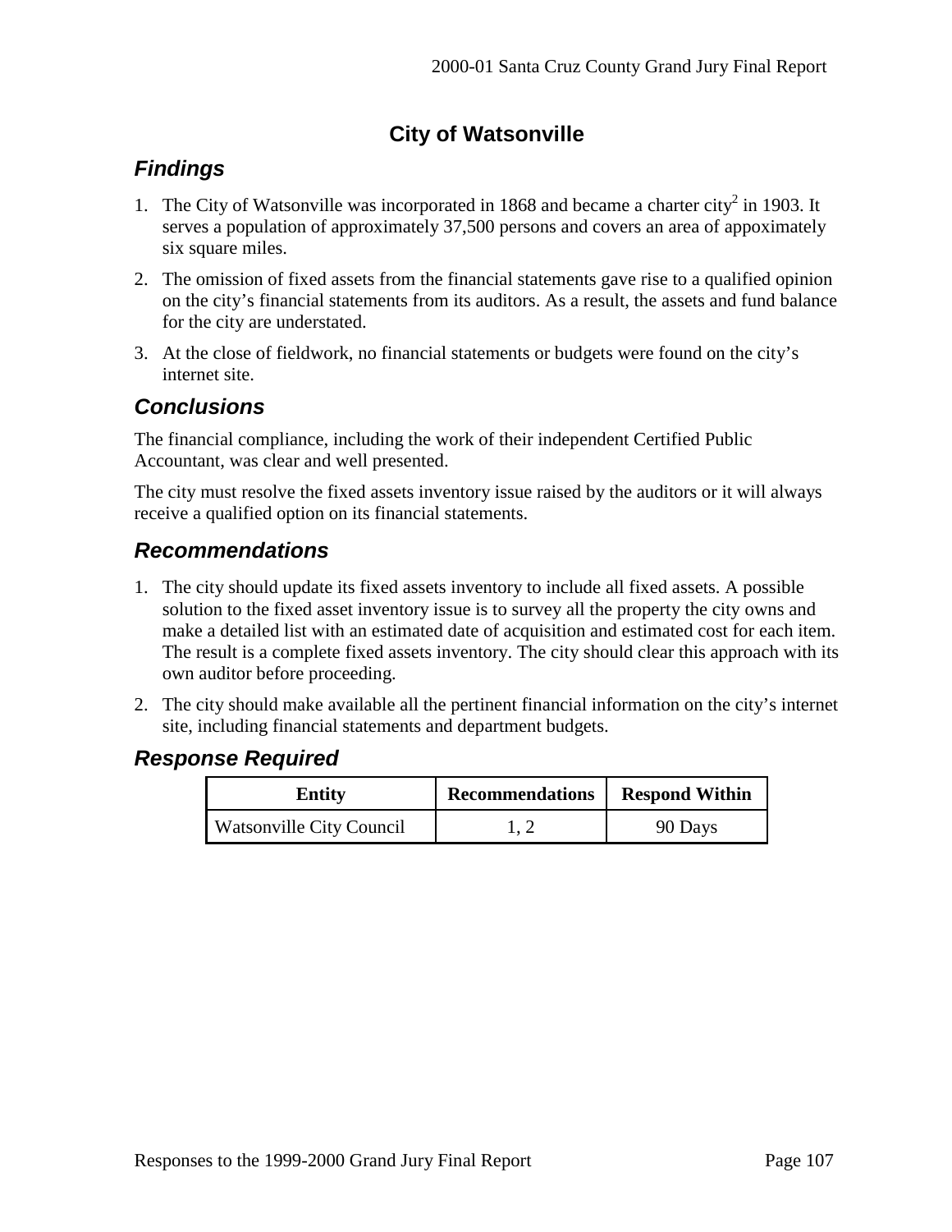## City of Watsonville

### *Findings*

1. The City of Watsonville was incorporated in 1868 and became a charter city[2] in 1903. It serves a population of approximately 37,500 persons and covers an area of appoximately six square miles.
2. The omission of fixed assets from the financial statements gave rise to a qualified opinion on the city's financial statements from its auditors. As a result, the assets and fund balance for the city are understated.
3. At the close of fieldwork, no financial statements or budgets were found on the city's internet site.

### *Conclusions*

The financial compliance, including the work of their independent Certified Public Accountant, was clear and well presented.

The city must resolve the fixed assets inventory issue raised by the auditors or it will always receive a qualified option on its financial statements.

### *Recommendations*

1. The city should update its fixed assets inventory to include all fixed assets. A possible solution to the fixed asset inventory issue is to survey all the property the city owns and make a detailed list with an estimated date of acquisition and estimated cost for each item. The result is a complete fixed assets inventory. The city should clear this approach with its own auditor before proceeding.
2. The city should make available all the pertinent financial information on the city's internet site, including financial statements and department budgets.

### *Response Required*

| Entity | Recommendations | Respond Within |
|---|---|---|
| Watsonville City Council | 1, 2 | 90 Days |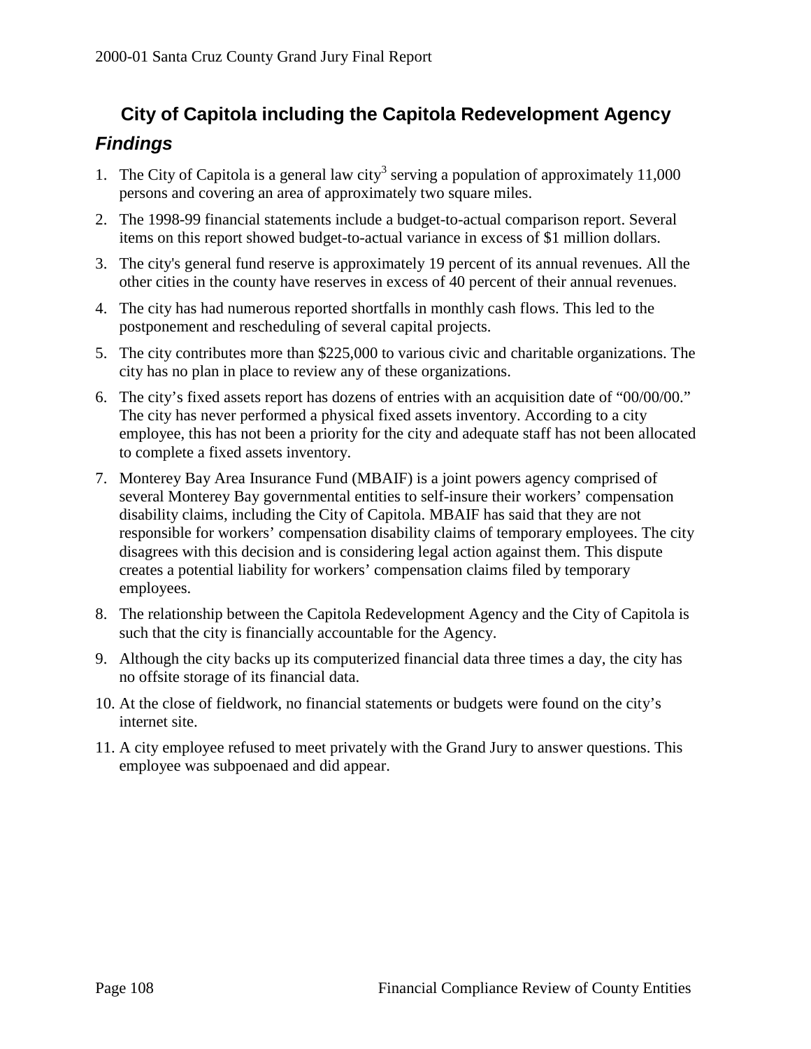## City of Capitola including the Capitola Redevelopment Agency

### *Findings*

1. The City of Capitola is a general law city[3] serving a population of approximately 11,000 persons and covering an area of approximately two square miles.
2. The 1998-99 financial statements include a budget-to-actual comparison report. Several items on this report showed budget-to-actual variance in excess of $1 million dollars.
3. The city's general fund reserve is approximately 19 percent of its annual revenues. All the other cities in the county have reserves in excess of 40 percent of their annual revenues.
4. The city has had numerous reported shortfalls in monthly cash flows. This led to the postponement and rescheduling of several capital projects.
5. The city contributes more than $225,000 to various civic and charitable organizations. The city has no plan in place to review any of these organizations.
6. The city's fixed assets report has dozens of entries with an acquisition date of "00/00/00." The city has never performed a physical fixed assets inventory. According to a city employee, this has not been a priority for the city and adequate staff has not been allocated to complete a fixed assets inventory.
7. Monterey Bay Area Insurance Fund (MBAIF) is a joint powers agency comprised of several Monterey Bay governmental entities to self-insure their workers' compensation disability claims, including the City of Capitola. MBAIF has said that they are not responsible for workers' compensation disability claims of temporary employees. The city disagrees with this decision and is considering legal action against them. This dispute creates a potential liability for workers' compensation claims filed by temporary employees.
8. The relationship between the Capitola Redevelopment Agency and the City of Capitola is such that the city is financially accountable for the Agency.
9. Although the city backs up its computerized financial data three times a day, the city has no offsite storage of its financial data.
10. At the close of fieldwork, no financial statements or budgets were found on the city's internet site.
11. A city employee refused to meet privately with the Grand Jury to answer questions. This employee was subpoenaed and did appear.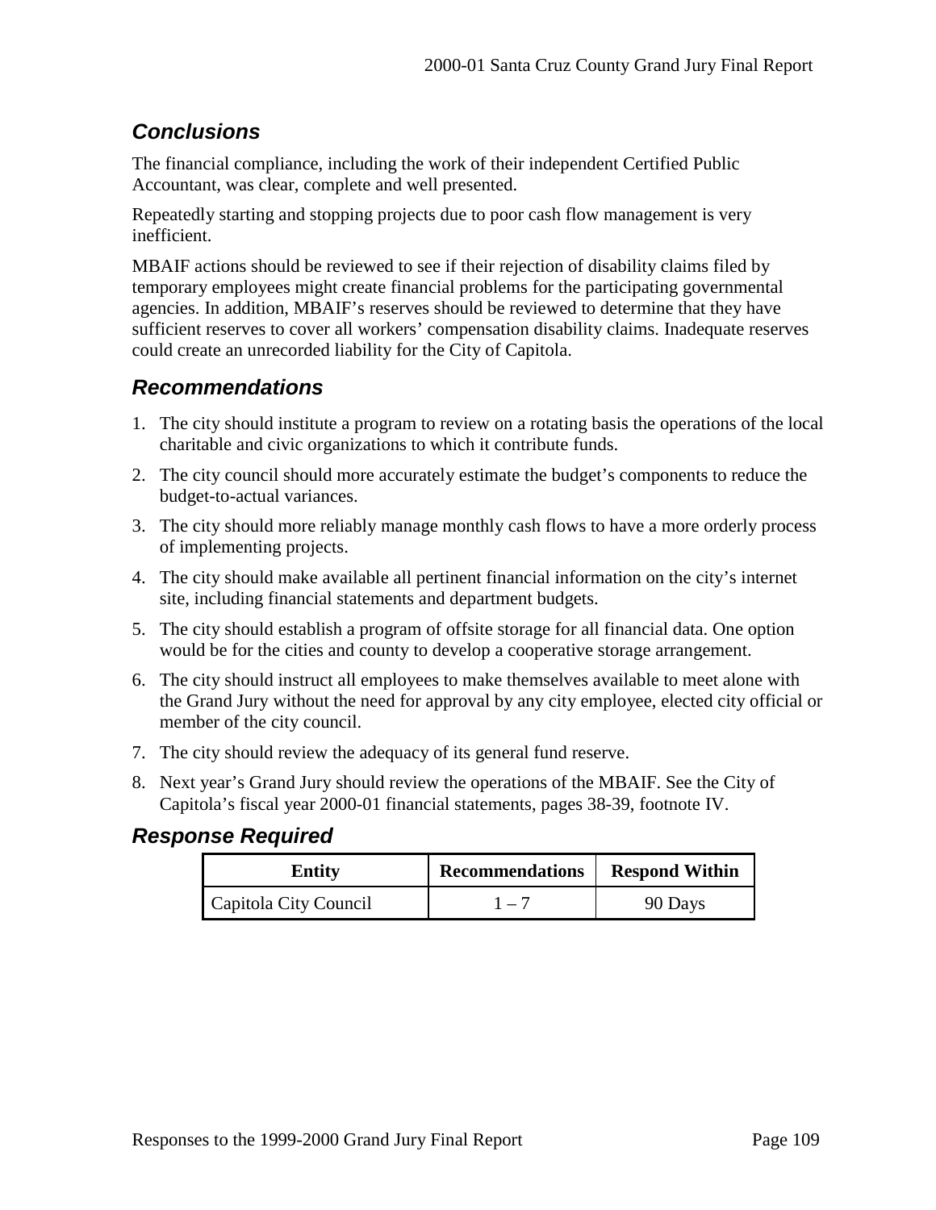## Conclusions

The financial compliance, including the work of their independent Certified Public Accountant, was clear, complete and well presented.

Repeatedly starting and stopping projects due to poor cash flow management is very inefficient.

MBAIF actions should be reviewed to see if their rejection of disability claims filed by temporary employees might create financial problems for the participating governmental agencies. In addition, MBAIF's reserves should be reviewed to determine that they have sufficient reserves to cover all workers' compensation disability claims. Inadequate reserves could create an unrecorded liability for the City of Capitola.

## Recommendations

1. The city should institute a program to review on a rotating basis the operations of the local charitable and civic organizations to which it contribute funds.
2. The city council should more accurately estimate the budget's components to reduce the budget-to-actual variances.
3. The city should more reliably manage monthly cash flows to have a more orderly process of implementing projects.
4. The city should make available all pertinent financial information on the city's internet site, including financial statements and department budgets.
5. The city should establish a program of offsite storage for all financial data. One option would be for the cities and county to develop a cooperative storage arrangement.
6. The city should instruct all employees to make themselves available to meet alone with the Grand Jury without the need for approval by any city employee, elected city official or member of the city council.
7. The city should review the adequacy of its general fund reserve.
8. Next year's Grand Jury should review the operations of the MBAIF. See the City of Capitola's fiscal year 2000-01 financial statements, pages 38-39, footnote IV.

## Response Required

| Entity | Recommendations | Respond Within |
|---|---|---|
| Capitola City Council | 1 – 7 | 90 Days |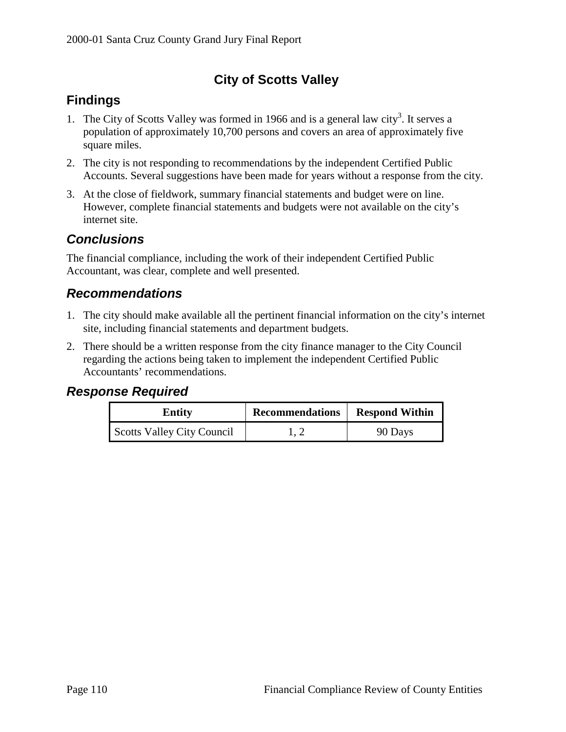## City of Scotts Valley

## Findings

1. The City of Scotts Valley was formed in 1966 and is a general law city[3]. It serves a population of approximately 10,700 persons and covers an area of approximately five square miles.
2. The city is not responding to recommendations by the independent Certified Public Accounts. Several suggestions have been made for years without a response from the city.
3. At the close of fieldwork, summary financial statements and budget were on line. However, complete financial statements and budgets were not available on the city's internet site.

### *Conclusions*

The financial compliance, including the work of their independent Certified Public Accountant, was clear, complete and well presented.

### *Recommendations*

1. The city should make available all the pertinent financial information on the city's internet site, including financial statements and department budgets.
2. There should be a written response from the city finance manager to the City Council regarding the actions being taken to implement the independent Certified Public Accountants' recommendations.

### *Response Required*

| Entity | Recommendations | Respond Within |
|---|---|---|
| Scotts Valley City Council | 1, 2 | 90 Days |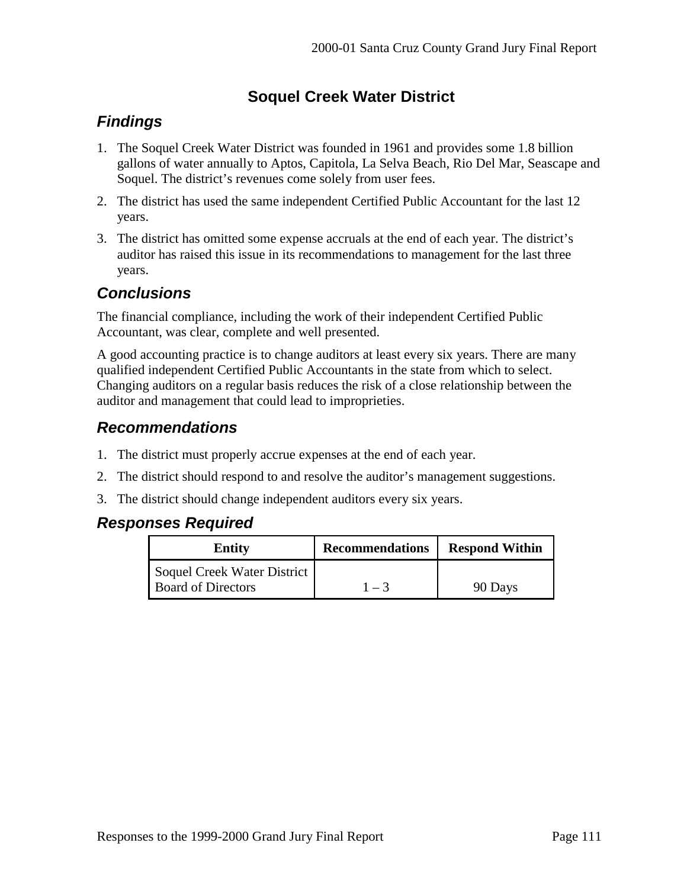## Soquel Creek Water District

### Findings

1. The Soquel Creek Water District was founded in 1961 and provides some 1.8 billion gallons of water annually to Aptos, Capitola, La Selva Beach, Rio Del Mar, Seascape and Soquel. The district's revenues come solely from user fees.
2. The district has used the same independent Certified Public Accountant for the last 12 years.
3. The district has omitted some expense accruals at the end of each year. The district's auditor has raised this issue in its recommendations to management for the last three years.

### Conclusions

The financial compliance, including the work of their independent Certified Public Accountant, was clear, complete and well presented.

A good accounting practice is to change auditors at least every six years. There are many qualified independent Certified Public Accountants in the state from which to select. Changing auditors on a regular basis reduces the risk of a close relationship between the auditor and management that could lead to improprieties.

### Recommendations

1. The district must properly accrue expenses at the end of each year.
2. The district should respond to and resolve the auditor's management suggestions.
3. The district should change independent auditors every six years.

### Responses Required

| Entity | Recommendations | Respond Within |
| --- | --- | --- |
| Soquel Creek Water District Board of Directors | 1 – 3 | 90 Days |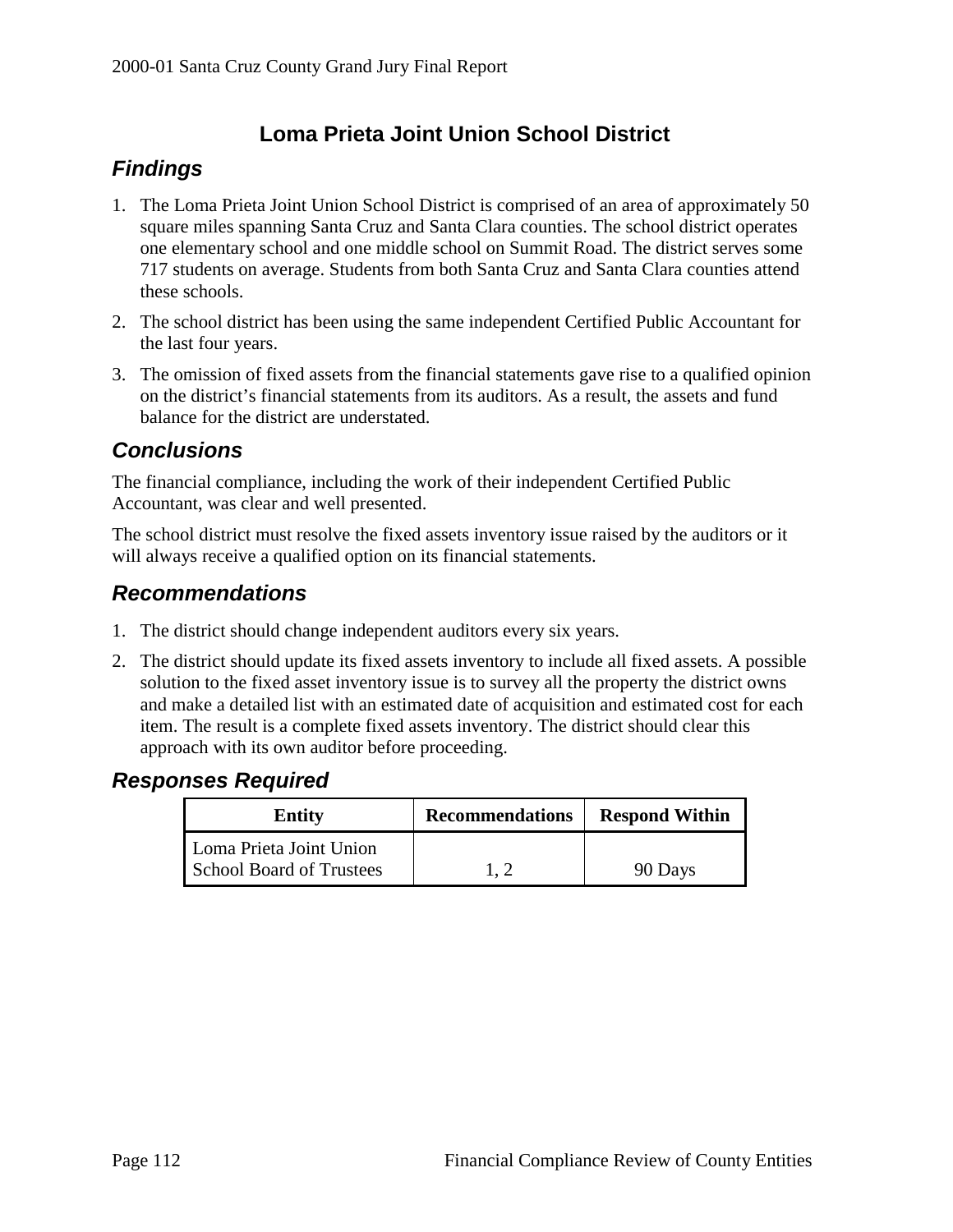# Loma Prieta Joint Union School District

## Findings

1. The Loma Prieta Joint Union School District is comprised of an area of approximately 50 square miles spanning Santa Cruz and Santa Clara counties. The school district operates one elementary school and one middle school on Summit Road. The district serves some 717 students on average. Students from both Santa Cruz and Santa Clara counties attend these schools.
2. The school district has been using the same independent Certified Public Accountant for the last four years.
3. The omission of fixed assets from the financial statements gave rise to a qualified opinion on the district's financial statements from its auditors. As a result, the assets and fund balance for the district are understated.

## Conclusions

The financial compliance, including the work of their independent Certified Public Accountant, was clear and well presented.

The school district must resolve the fixed assets inventory issue raised by the auditors or it will always receive a qualified option on its financial statements.

## Recommendations

1. The district should change independent auditors every six years.
2. The district should update its fixed assets inventory to include all fixed assets. A possible solution to the fixed asset inventory issue is to survey all the property the district owns and make a detailed list with an estimated date of acquisition and estimated cost for each item. The result is a complete fixed assets inventory. The district should clear this approach with its own auditor before proceeding.

## Responses Required

| Entity | Recommendations | Respond Within |
|---|---|---|
| Loma Prieta Joint Union School Board of Trustees | 1, 2 | 90 Days |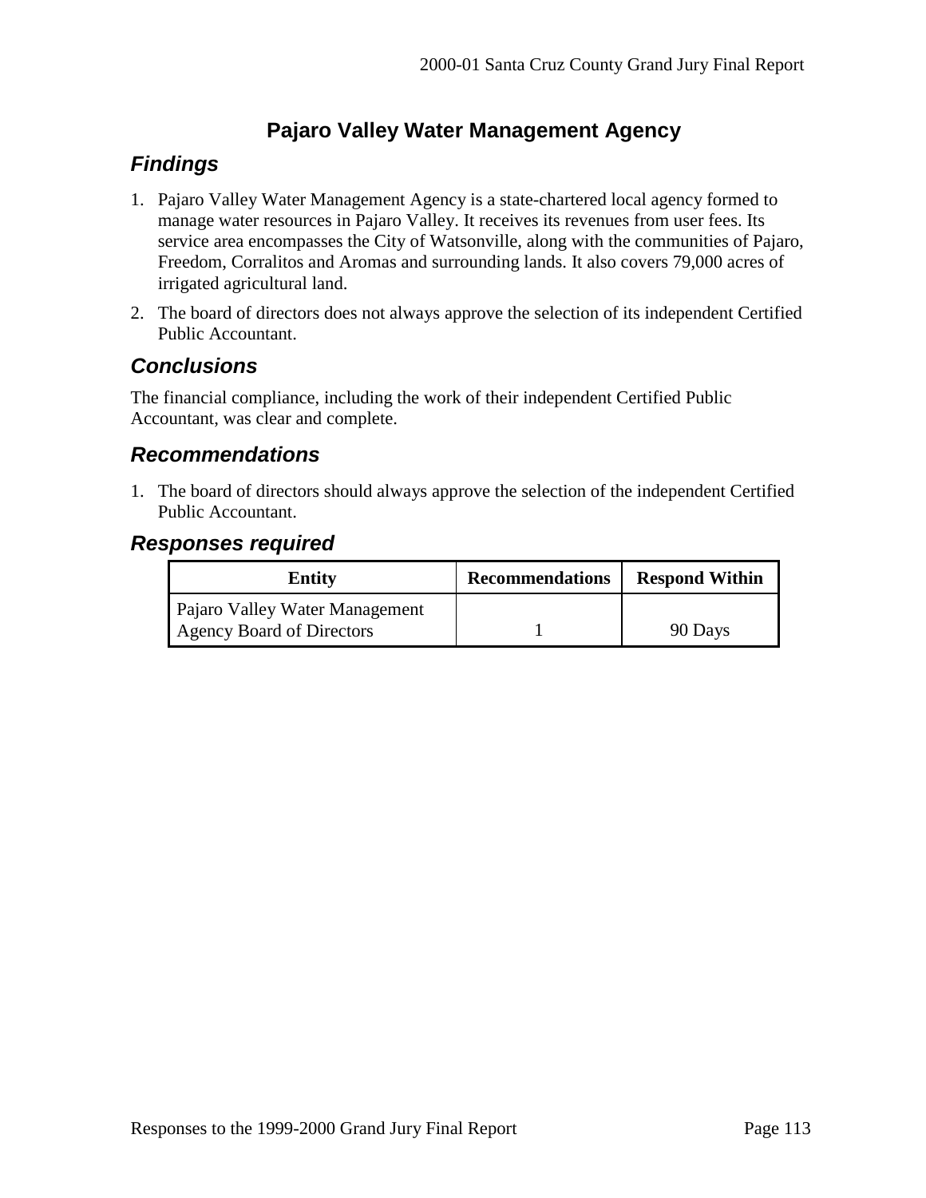# Pajaro Valley Water Management Agency

## Findings

1. Pajaro Valley Water Management Agency is a state-chartered local agency formed to manage water resources in Pajaro Valley. It receives its revenues from user fees. Its service area encompasses the City of Watsonville, along with the communities of Pajaro, Freedom, Corralitos and Aromas and surrounding lands. It also covers 79,000 acres of irrigated agricultural land.
2. The board of directors does not always approve the selection of its independent Certified Public Accountant.

## Conclusions

The financial compliance, including the work of their independent Certified Public Accountant, was clear and complete.

## Recommendations

1. The board of directors should always approve the selection of the independent Certified Public Accountant.

## Responses required

| Entity | Recommendations | Respond Within |
|---|---|---|
| Pajaro Valley Water Management Agency Board of Directors | 1 | 90 Days |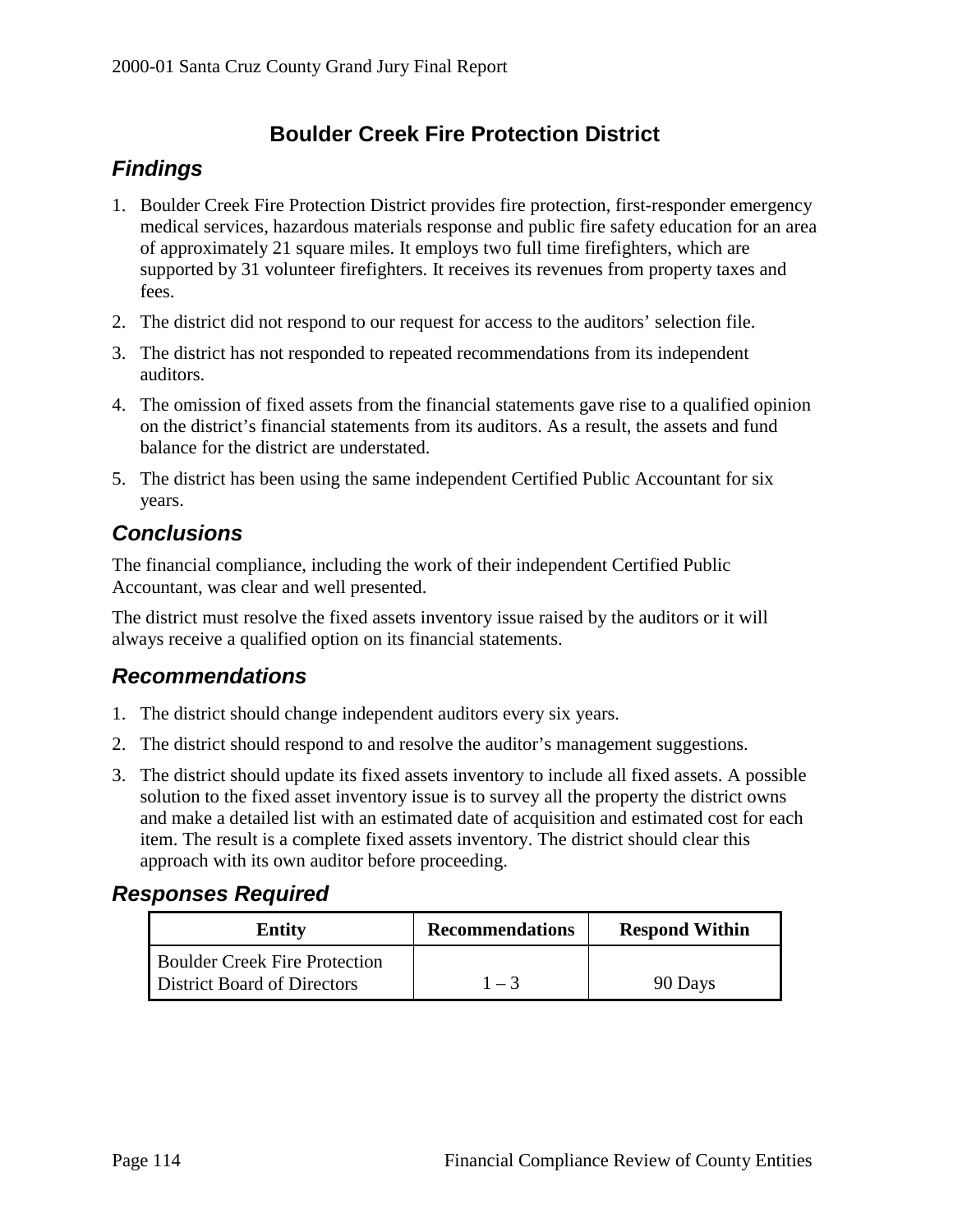# Boulder Creek Fire Protection District

## *Findings*

1. Boulder Creek Fire Protection District provides fire protection, first-responder emergency medical services, hazardous materials response and public fire safety education for an area of approximately 21 square miles. It employs two full time firefighters, which are supported by 31 volunteer firefighters. It receives its revenues from property taxes and fees.
2. The district did not respond to our request for access to the auditors' selection file.
3. The district has not responded to repeated recommendations from its independent auditors.
4. The omission of fixed assets from the financial statements gave rise to a qualified opinion on the district's financial statements from its auditors. As a result, the assets and fund balance for the district are understated.
5. The district has been using the same independent Certified Public Accountant for six years.

## *Conclusions*

The financial compliance, including the work of their independent Certified Public Accountant, was clear and well presented.

The district must resolve the fixed assets inventory issue raised by the auditors or it will always receive a qualified option on its financial statements.

## *Recommendations*

1. The district should change independent auditors every six years.
2. The district should respond to and resolve the auditor's management suggestions.
3. The district should update its fixed assets inventory to include all fixed assets. A possible solution to the fixed asset inventory issue is to survey all the property the district owns and make a detailed list with an estimated date of acquisition and estimated cost for each item. The result is a complete fixed assets inventory. The district should clear this approach with its own auditor before proceeding.

## *Responses Required*

| Entity | Recommendations | Respond Within |
|---|---|---|
| Boulder Creek Fire Protection District Board of Directors | 1 – 3 | 90 Days |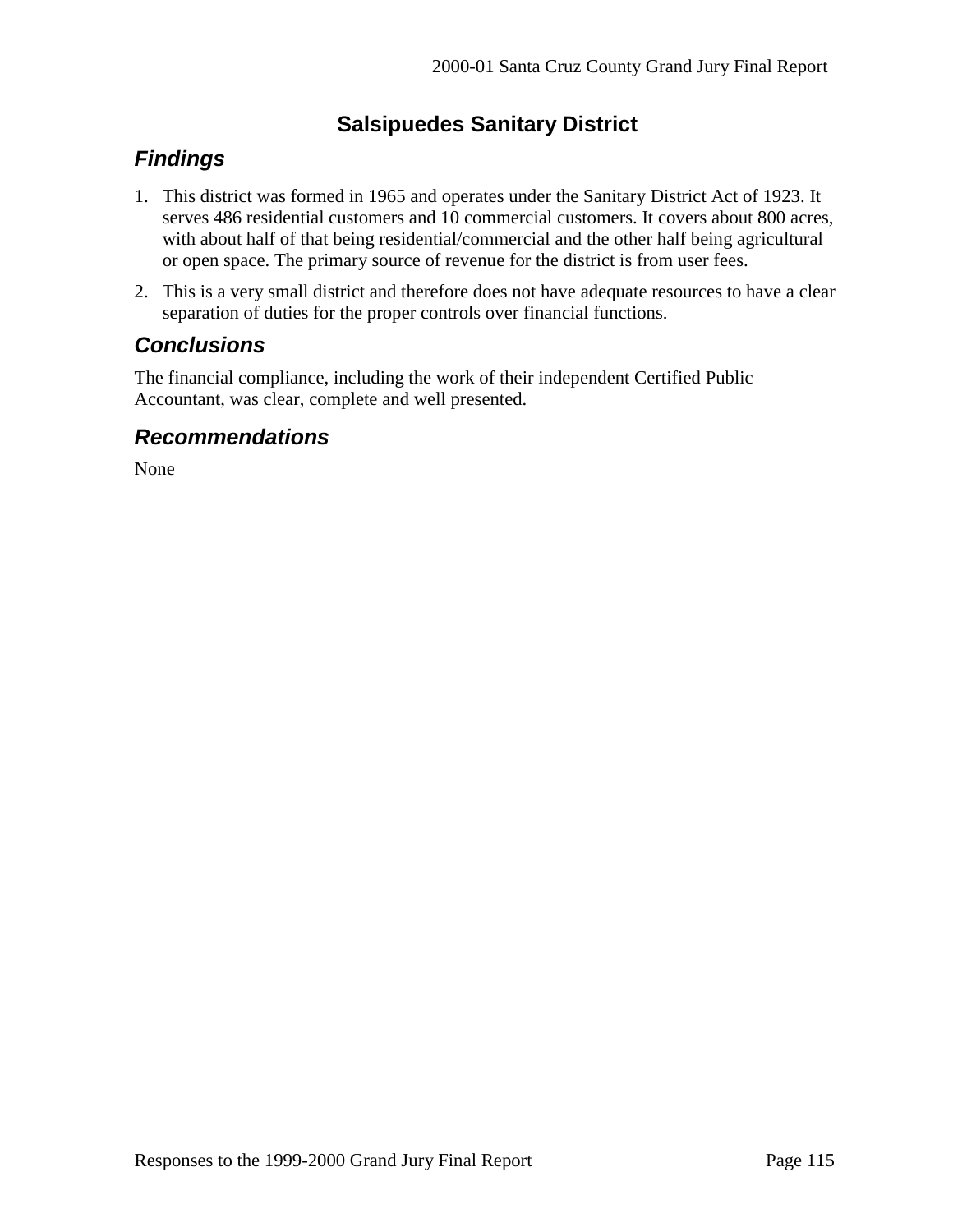# Salsipuedes Sanitary District

## Findings

1. This district was formed in 1965 and operates under the Sanitary District Act of 1923. It serves 486 residential customers and 10 commercial customers. It covers about 800 acres, with about half of that being residential/commercial and the other half being agricultural or open space. The primary source of revenue for the district is from user fees.
2. This is a very small district and therefore does not have adequate resources to have a clear separation of duties for the proper controls over financial functions.

## Conclusions

The financial compliance, including the work of their independent Certified Public Accountant, was clear, complete and well presented.

## Recommendations

None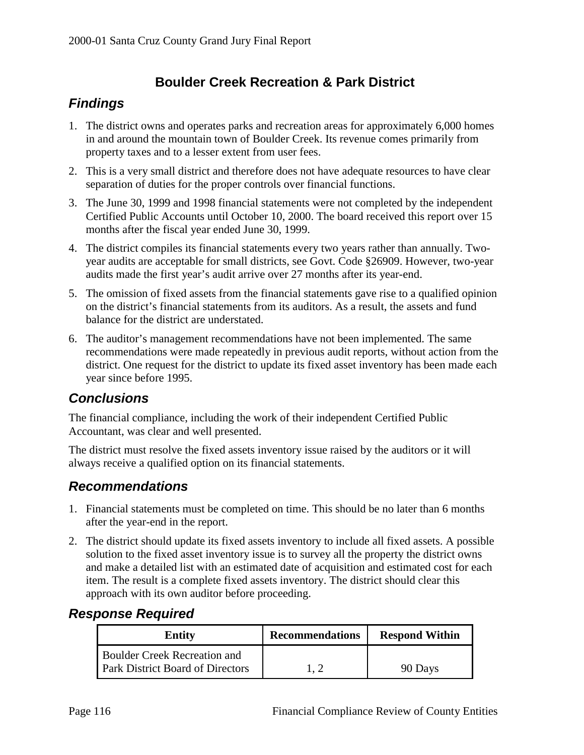## Boulder Creek Recreation & Park District

### Findings

1. The district owns and operates parks and recreation areas for approximately 6,000 homes in and around the mountain town of Boulder Creek. Its revenue comes primarily from property taxes and to a lesser extent from user fees.
2. This is a very small district and therefore does not have adequate resources to have clear separation of duties for the proper controls over financial functions.
3. The June 30, 1999 and 1998 financial statements were not completed by the independent Certified Public Accounts until October 10, 2000. The board received this report over 15 months after the fiscal year ended June 30, 1999.
4. The district compiles its financial statements every two years rather than annually. Two-year audits are acceptable for small districts, see Govt. Code §26909. However, two-year audits made the first year's audit arrive over 27 months after its year-end.
5. The omission of fixed assets from the financial statements gave rise to a qualified opinion on the district's financial statements from its auditors. As a result, the assets and fund balance for the district are understated.
6. The auditor's management recommendations have not been implemented. The same recommendations were made repeatedly in previous audit reports, without action from the district. One request for the district to update its fixed asset inventory has been made each year since before 1995.

### Conclusions

The financial compliance, including the work of their independent Certified Public Accountant, was clear and well presented.

The district must resolve the fixed assets inventory issue raised by the auditors or it will always receive a qualified option on its financial statements.

### Recommendations

1. Financial statements must be completed on time. This should be no later than 6 months after the year-end in the report.
2. The district should update its fixed assets inventory to include all fixed assets. A possible solution to the fixed asset inventory issue is to survey all the property the district owns and make a detailed list with an estimated date of acquisition and estimated cost for each item. The result is a complete fixed assets inventory. The district should clear this approach with its own auditor before proceeding.

### Response Required

| Entity | Recommendations | Respond Within |
|---|---|---|
| Boulder Creek Recreation and Park District Board of Directors | 1, 2 | 90 Days |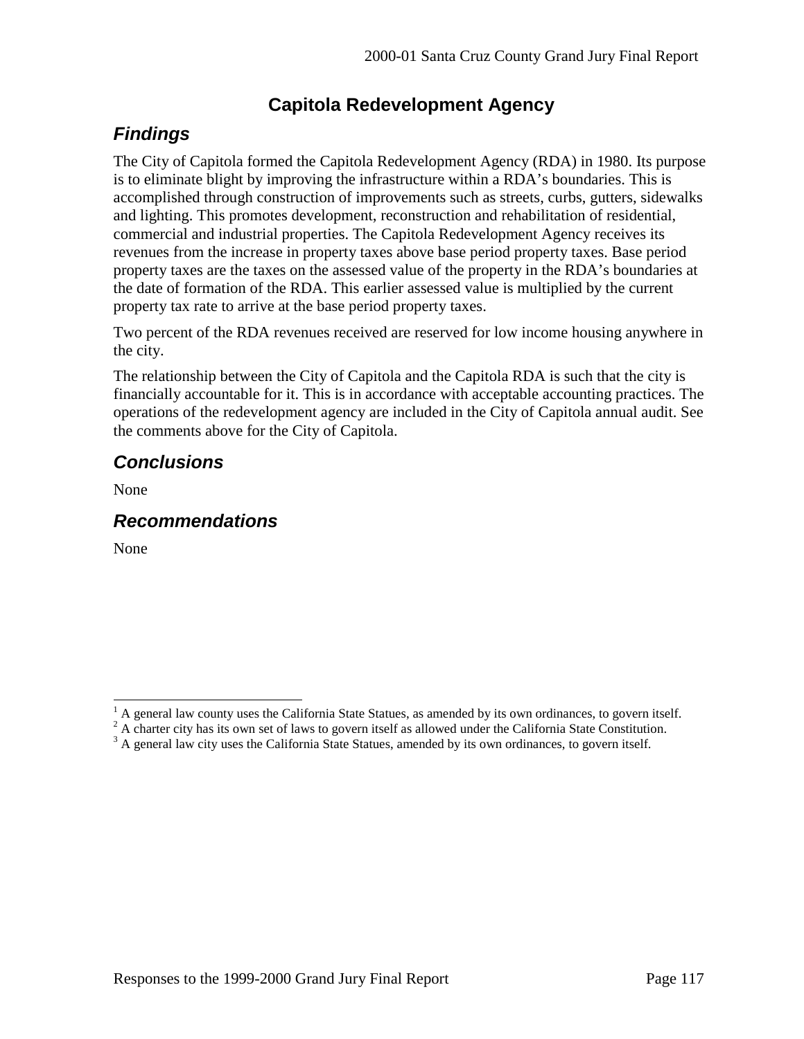# Capitola Redevelopment Agency

## *Findings*

The City of Capitola formed the Capitola Redevelopment Agency (RDA) in 1980. Its purpose is to eliminate blight by improving the infrastructure within a RDA's boundaries. This is accomplished through construction of improvements such as streets, curbs, gutters, sidewalks and lighting. This promotes development, reconstruction and rehabilitation of residential, commercial and industrial properties. The Capitola Redevelopment Agency receives its revenues from the increase in property taxes above base period property taxes. Base period property taxes are the taxes on the assessed value of the property in the RDA's boundaries at the date of formation of the RDA. This earlier assessed value is multiplied by the current property tax rate to arrive at the base period property taxes.

Two percent of the RDA revenues received are reserved for low income housing anywhere in the city.

The relationship between the City of Capitola and the Capitola RDA is such that the city is financially accountable for it. This is in accordance with acceptable accounting practices. The operations of the redevelopment agency are included in the City of Capitola annual audit. See the comments above for the City of Capitola.

## *Conclusions*

None

## *Recommendations*

None

---

[1] A general law county uses the California State Statues, as amended by its own ordinances, to govern itself.

[2] A charter city has its own set of laws to govern itself as allowed under the California State Constitution.

[3] A general law city uses the California State Statues, amended by its own ordinances, to govern itself.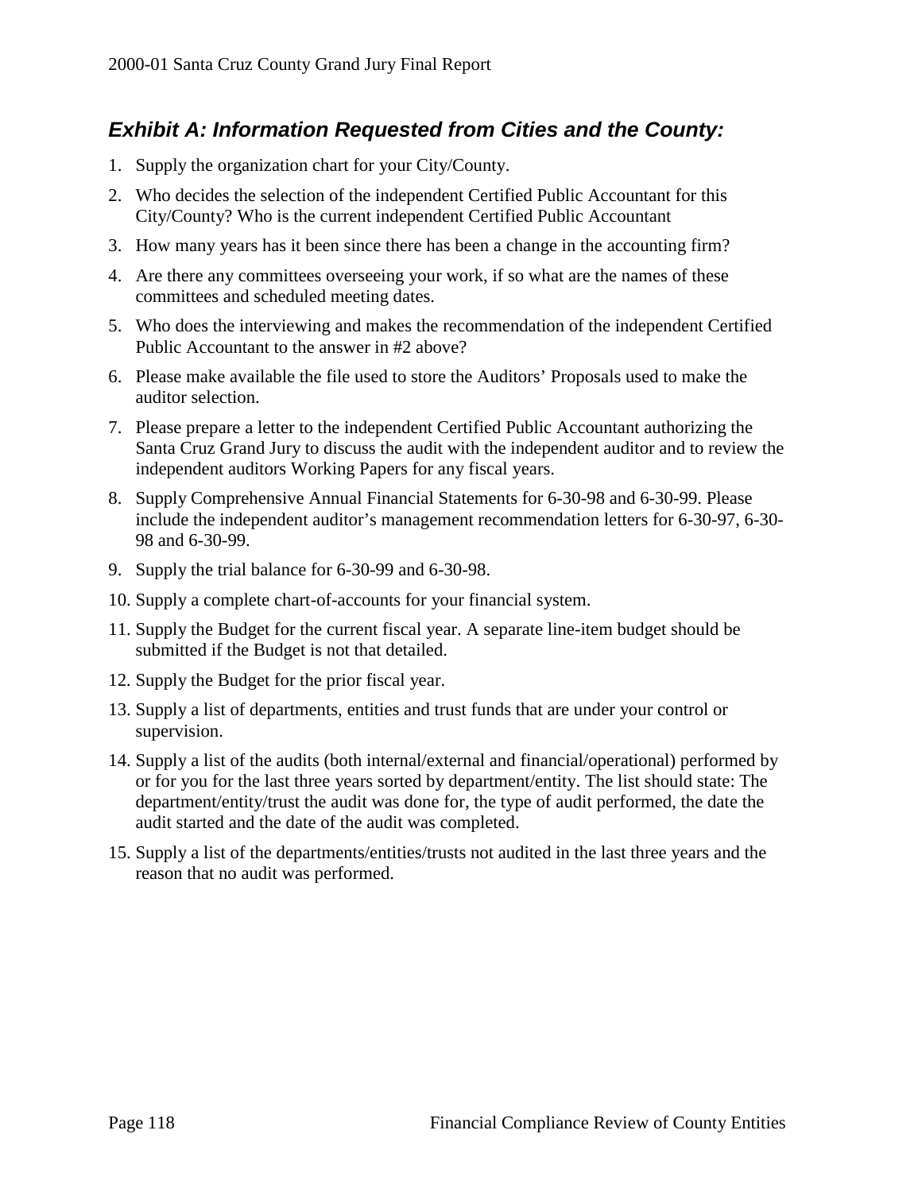## *Exhibit A: Information Requested from Cities and the County:*

1. Supply the organization chart for your City/County.
2. Who decides the selection of the independent Certified Public Accountant for this City/County? Who is the current independent Certified Public Accountant
3. How many years has it been since there has been a change in the accounting firm?
4. Are there any committees overseeing your work, if so what are the names of these committees and scheduled meeting dates.
5. Who does the interviewing and makes the recommendation of the independent Certified Public Accountant to the answer in #2 above?
6. Please make available the file used to store the Auditors' Proposals used to make the auditor selection.
7. Please prepare a letter to the independent Certified Public Accountant authorizing the Santa Cruz Grand Jury to discuss the audit with the independent auditor and to review the independent auditors Working Papers for any fiscal years.
8. Supply Comprehensive Annual Financial Statements for 6-30-98 and 6-30-99. Please include the independent auditor's management recommendation letters for 6-30-97, 6-30-98 and 6-30-99.
9. Supply the trial balance for 6-30-99 and 6-30-98.
10. Supply a complete chart-of-accounts for your financial system.
11. Supply the Budget for the current fiscal year. A separate line-item budget should be submitted if the Budget is not that detailed.
12. Supply the Budget for the prior fiscal year.
13. Supply a list of departments, entities and trust funds that are under your control or supervision.
14. Supply a list of the audits (both internal/external and financial/operational) performed by or for you for the last three years sorted by department/entity. The list should state: The department/entity/trust the audit was done for, the type of audit performed, the date the audit started and the date of the audit was completed.
15. Supply a list of the departments/entities/trusts not audited in the last three years and the reason that no audit was performed.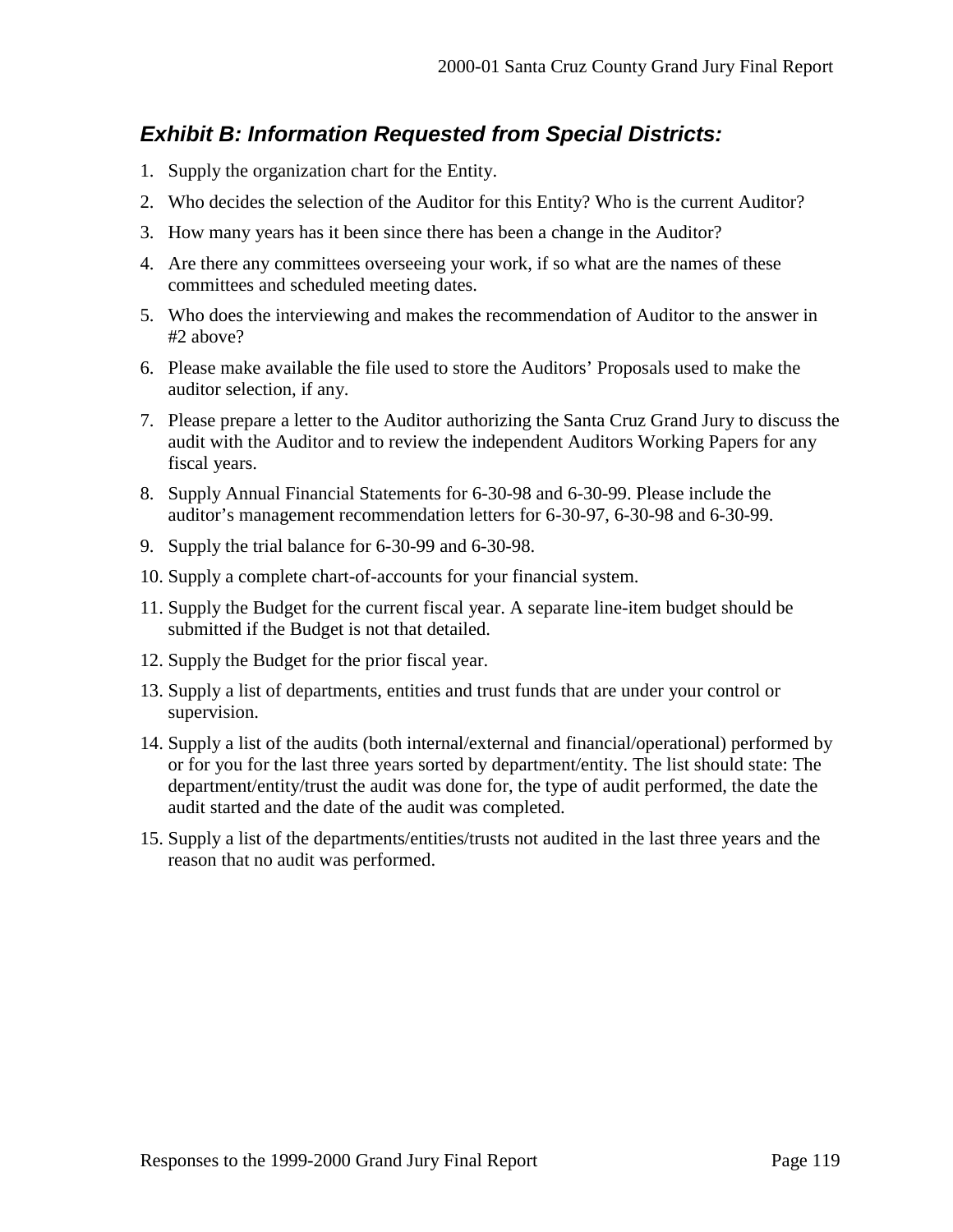## *Exhibit B: Information Requested from Special Districts:*

1. Supply the organization chart for the Entity.
2. Who decides the selection of the Auditor for this Entity? Who is the current Auditor?
3. How many years has it been since there has been a change in the Auditor?
4. Are there any committees overseeing your work, if so what are the names of these committees and scheduled meeting dates.
5. Who does the interviewing and makes the recommendation of Auditor to the answer in #2 above?
6. Please make available the file used to store the Auditors' Proposals used to make the auditor selection, if any.
7. Please prepare a letter to the Auditor authorizing the Santa Cruz Grand Jury to discuss the audit with the Auditor and to review the independent Auditors Working Papers for any fiscal years.
8. Supply Annual Financial Statements for 6-30-98 and 6-30-99. Please include the auditor's management recommendation letters for 6-30-97, 6-30-98 and 6-30-99.
9. Supply the trial balance for 6-30-99 and 6-30-98.
10. Supply a complete chart-of-accounts for your financial system.
11. Supply the Budget for the current fiscal year. A separate line-item budget should be submitted if the Budget is not that detailed.
12. Supply the Budget for the prior fiscal year.
13. Supply a list of departments, entities and trust funds that are under your control or supervision.
14. Supply a list of the audits (both internal/external and financial/operational) performed by or for you for the last three years sorted by department/entity. The list should state: The department/entity/trust the audit was done for, the type of audit performed, the date the audit started and the date of the audit was completed.
15. Supply a list of the departments/entities/trusts not audited in the last three years and the reason that no audit was performed.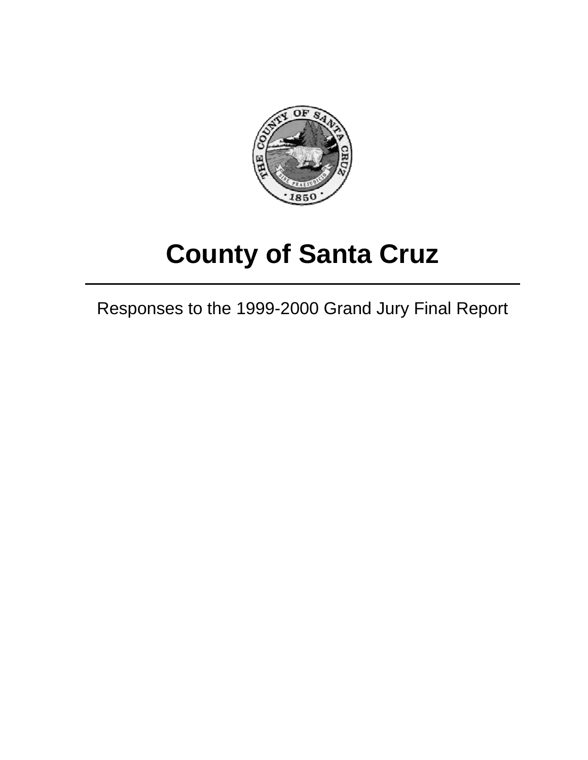# County of Santa Cruz

---

Responses to the 1999-2000 Grand Jury Final Report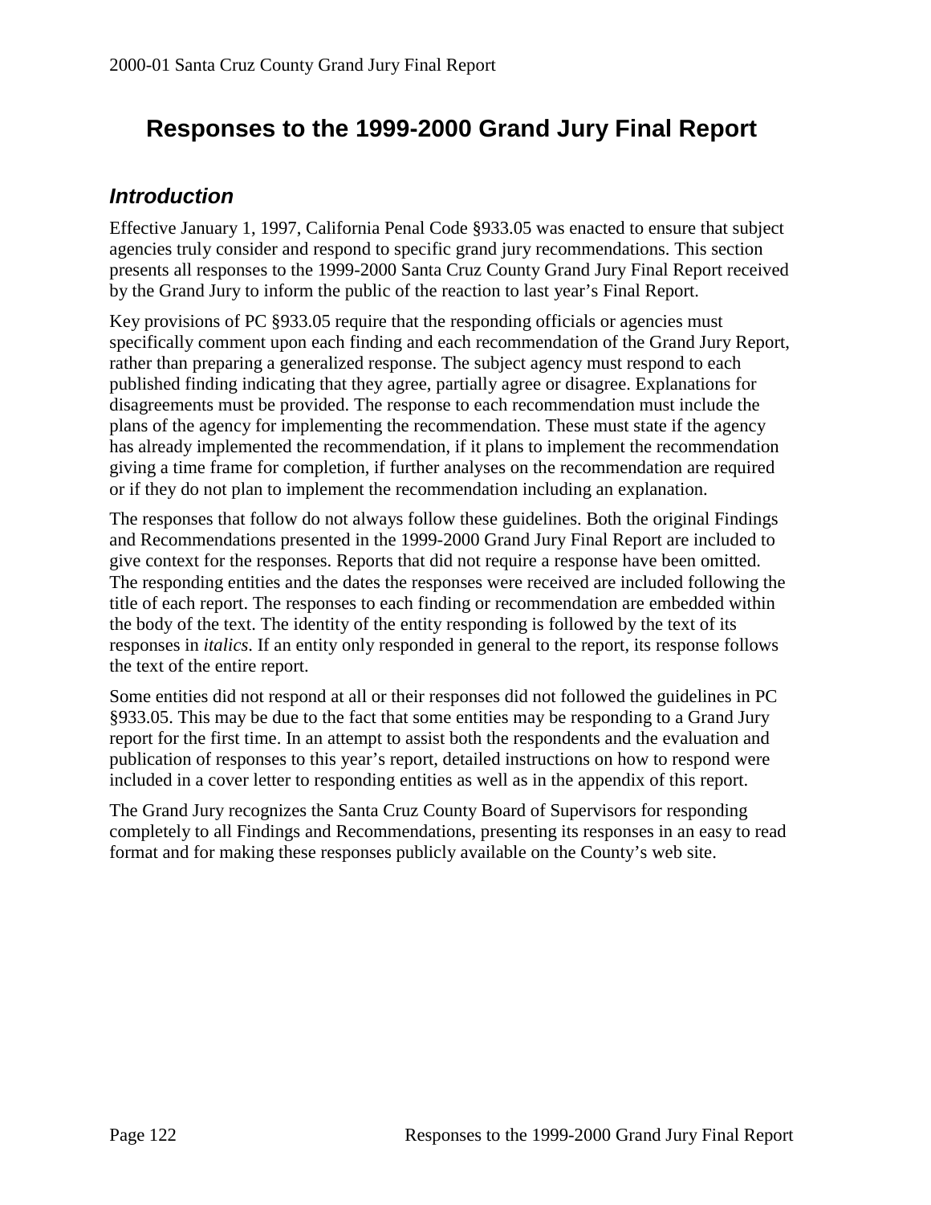# Responses to the 1999-2000 Grand Jury Final Report

## *Introduction*

Effective January 1, 1997, California Penal Code §933.05 was enacted to ensure that subject agencies truly consider and respond to specific grand jury recommendations. This section presents all responses to the 1999-2000 Santa Cruz County Grand Jury Final Report received by the Grand Jury to inform the public of the reaction to last year's Final Report.

Key provisions of PC §933.05 require that the responding officials or agencies must specifically comment upon each finding and each recommendation of the Grand Jury Report, rather than preparing a generalized response. The subject agency must respond to each published finding indicating that they agree, partially agree or disagree. Explanations for disagreements must be provided. The response to each recommendation must include the plans of the agency for implementing the recommendation. These must state if the agency has already implemented the recommendation, if it plans to implement the recommendation giving a time frame for completion, if further analyses on the recommendation are required or if they do not plan to implement the recommendation including an explanation.

The responses that follow do not always follow these guidelines. Both the original Findings and Recommendations presented in the 1999-2000 Grand Jury Final Report are included to give context for the responses. Reports that did not require a response have been omitted. The responding entities and the dates the responses were received are included following the title of each report. The responses to each finding or recommendation are embedded within the body of the text. The identity of the entity responding is followed by the text of its responses in *italics*. If an entity only responded in general to the report, its response follows the text of the entire report.

Some entities did not respond at all or their responses did not followed the guidelines in PC §933.05. This may be due to the fact that some entities may be responding to a Grand Jury report for the first time. In an attempt to assist both the respondents and the evaluation and publication of responses to this year's report, detailed instructions on how to respond were included in a cover letter to responding entities as well as in the appendix of this report.

The Grand Jury recognizes the Santa Cruz County Board of Supervisors for responding completely to all Findings and Recommendations, presenting its responses in an easy to read format and for making these responses publicly available on the County's web site.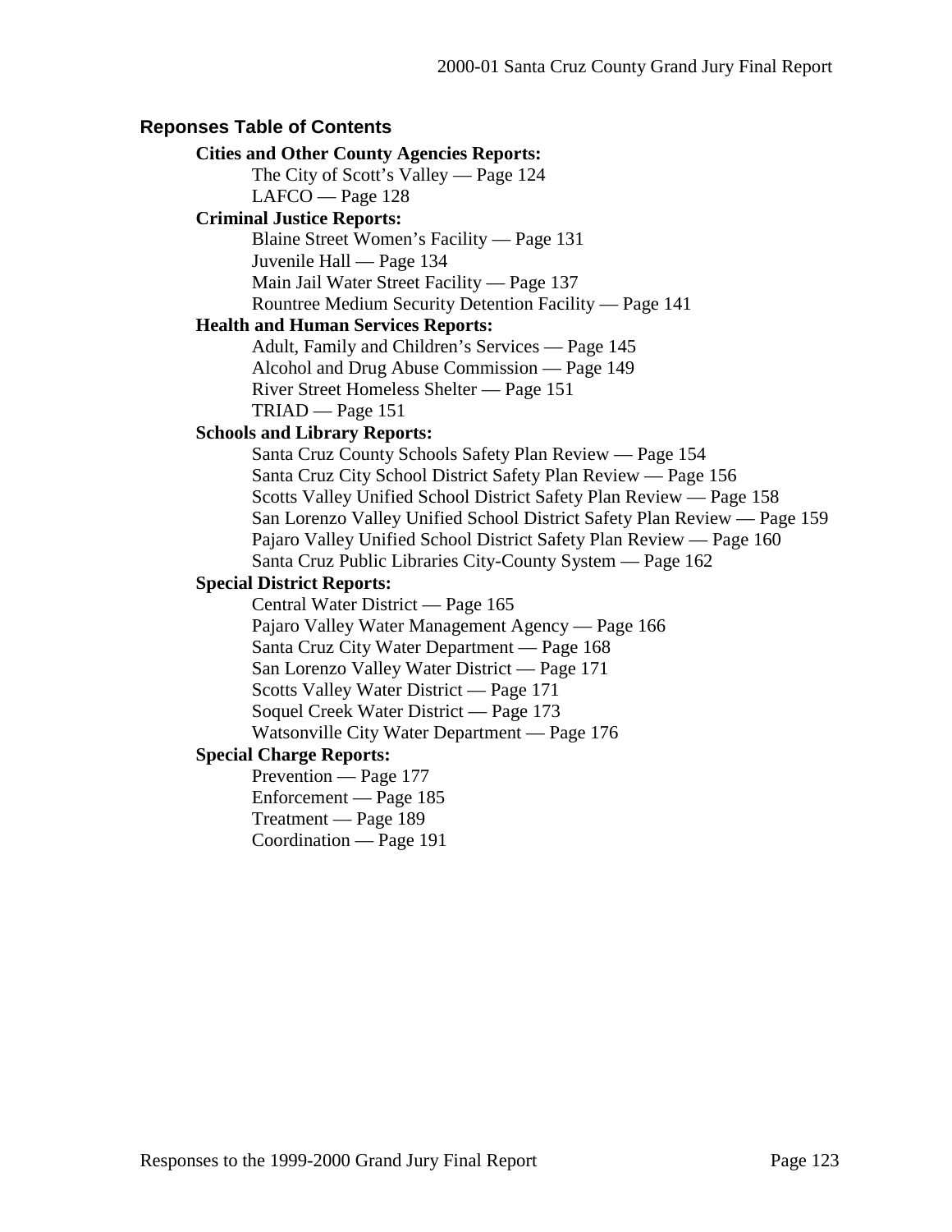## Reponses Table of Contents

**Cities and Other County Agencies Reports:**

The City of Scott's Valley — Page 124
LAFCO — Page 128

**Criminal Justice Reports:**

Blaine Street Women's Facility — Page 131
Juvenile Hall — Page 134
Main Jail Water Street Facility — Page 137
Rountree Medium Security Detention Facility — Page 141

**Health and Human Services Reports:**

Adult, Family and Children's Services — Page 145
Alcohol and Drug Abuse Commission — Page 149
River Street Homeless Shelter — Page 151
TRIAD — Page 151

**Schools and Library Reports:**

Santa Cruz County Schools Safety Plan Review — Page 154
Santa Cruz City School District Safety Plan Review — Page 156
Scotts Valley Unified School District Safety Plan Review — Page 158
San Lorenzo Valley Unified School District Safety Plan Review — Page 159
Pajaro Valley Unified School District Safety Plan Review — Page 160
Santa Cruz Public Libraries City-County System — Page 162

**Special District Reports:**

Central Water District — Page 165
Pajaro Valley Water Management Agency — Page 166
Santa Cruz City Water Department — Page 168
San Lorenzo Valley Water District — Page 171
Scotts Valley Water District — Page 171
Soquel Creek Water District — Page 173
Watsonville City Water Department — Page 176

**Special Charge Reports:**

Prevention — Page 177
Enforcement — Page 185
Treatment — Page 189
Coordination — Page 191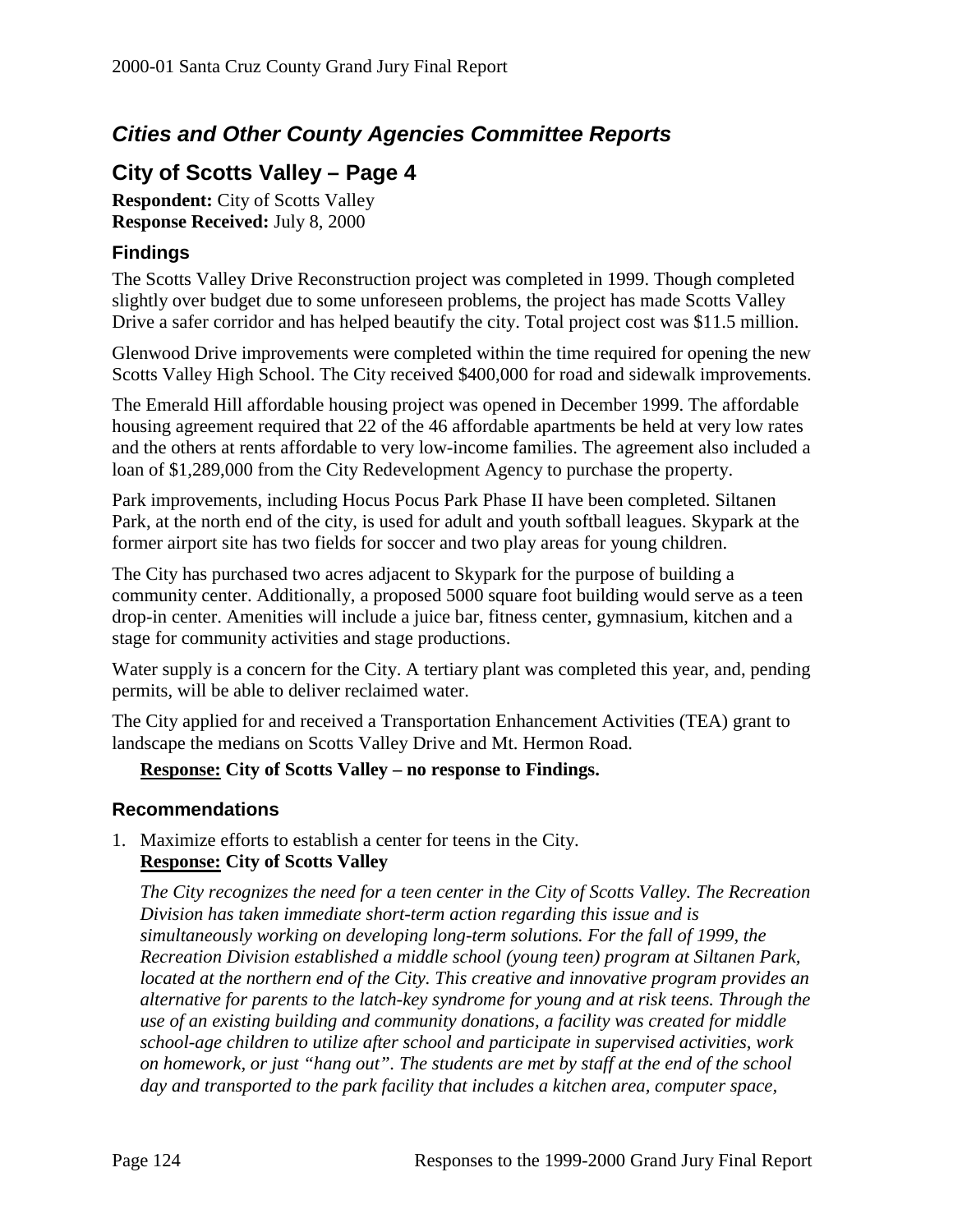## *Cities and Other County Agencies Committee Reports*

## City of Scotts Valley – Page 4

**Respondent:** City of Scotts Valley
**Response Received:** July 8, 2000

### Findings

The Scotts Valley Drive Reconstruction project was completed in 1999. Though completed slightly over budget due to some unforeseen problems, the project has made Scotts Valley Drive a safer corridor and has helped beautify the city. Total project cost was $11.5 million.

Glenwood Drive improvements were completed within the time required for opening the new Scotts Valley High School. The City received $400,000 for road and sidewalk improvements.

The Emerald Hill affordable housing project was opened in December 1999. The affordable housing agreement required that 22 of the 46 affordable apartments be held at very low rates and the others at rents affordable to very low-income families. The agreement also included a loan of $1,289,000 from the City Redevelopment Agency to purchase the property.

Park improvements, including Hocus Pocus Park Phase II have been completed. Siltanen Park, at the north end of the city, is used for adult and youth softball leagues. Skypark at the former airport site has two fields for soccer and two play areas for young children.

The City has purchased two acres adjacent to Skypark for the purpose of building a community center. Additionally, a proposed 5000 square foot building would serve as a teen drop-in center. Amenities will include a juice bar, fitness center, gymnasium, kitchen and a stage for community activities and stage productions.

Water supply is a concern for the City. A tertiary plant was completed this year, and, pending permits, will be able to deliver reclaimed water.

The City applied for and received a Transportation Enhancement Activities (TEA) grant to landscape the medians on Scotts Valley Drive and Mt. Hermon Road.

**Response:** **City of Scotts Valley – no response to Findings.**

### Recommendations

1. Maximize efforts to establish a center for teens in the City.
   **Response:** **City of Scotts Valley**

   *The City recognizes the need for a teen center in the City of Scotts Valley. The Recreation Division has taken immediate short-term action regarding this issue and is simultaneously working on developing long-term solutions. For the fall of 1999, the Recreation Division established a middle school (young teen) program at Siltanen Park, located at the northern end of the City. This creative and innovative program provides an alternative for parents to the latch-key syndrome for young and at risk teens. Through the use of an existing building and community donations, a facility was created for middle school-age children to utilize after school and participate in supervised activities, work on homework, or just "hang out". The students are met by staff at the end of the school day and transported to the park facility that includes a kitchen area, computer space,*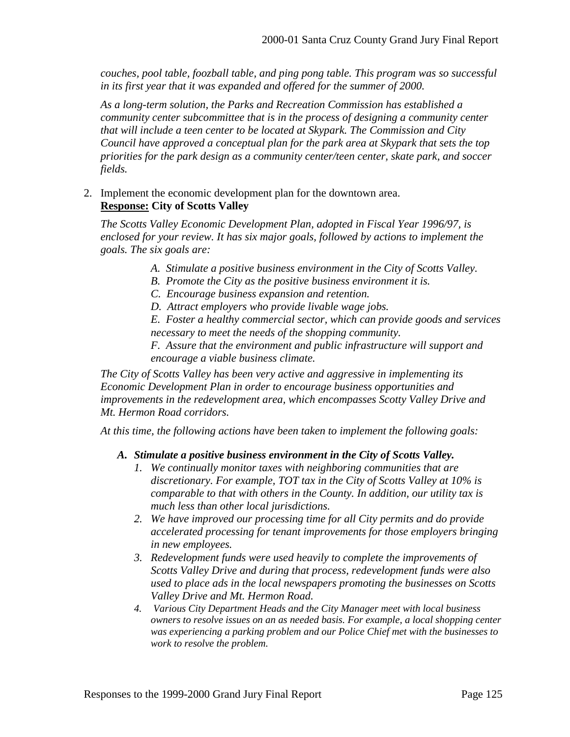*couches, pool table, foozball table, and ping pong table. This program was so successful in its first year that it was expanded and offered for the summer of 2000.*

*As a long-term solution, the Parks and Recreation Commission has established a community center subcommittee that is in the process of designing a community center that will include a teen center to be located at Skypark. The Commission and City Council have approved a conceptual plan for the park area at Skypark that sets the top priorities for the park design as a community center/teen center, skate park, and soccer fields.*

2. Implement the economic development plan for the downtown area.
   **Response: City of Scotts Valley**

   *The Scotts Valley Economic Development Plan, adopted in Fiscal Year 1996/97, is enclosed for your review. It has six major goals, followed by actions to implement the goals. The six goals are:*

   *A. Stimulate a positive business environment in the City of Scotts Valley.*
   *B. Promote the City as the positive business environment it is.*
   *C. Encourage business expansion and retention.*
   *D. Attract employers who provide livable wage jobs.*
   *E. Foster a healthy commercial sector, which can provide goods and services necessary to meet the needs of the shopping community.*
   *F. Assure that the environment and public infrastructure will support and encourage a viable business climate.*

   *The City of Scotts Valley has been very active and aggressive in implementing its Economic Development Plan in order to encourage business opportunities and improvements in the redevelopment area, which encompasses Scotty Valley Drive and Mt. Hermon Road corridors.*

   *At this time, the following actions have been taken to implement the following goals:*

   ***A. Stimulate a positive business environment in the City of Scotts Valley.***

   1. *We continually monitor taxes with neighboring communities that are discretionary. For example, TOT tax in the City of Scotts Valley at 10% is comparable to that with others in the County. In addition, our utility tax is much less than other local jurisdictions.*
   2. *We have improved our processing time for all City permits and do provide accelerated processing for tenant improvements for those employers bringing in new employees.*
   3. *Redevelopment funds were used heavily to complete the improvements of Scotts Valley Drive and during that process, redevelopment funds were also used to place ads in the local newspapers promoting the businesses on Scotts Valley Drive and Mt. Hermon Road.*
   4. *Various City Department Heads and the City Manager meet with local business owners to resolve issues on an as needed basis. For example, a local shopping center was experiencing a parking problem and our Police Chief met with the businesses to work to resolve the problem.*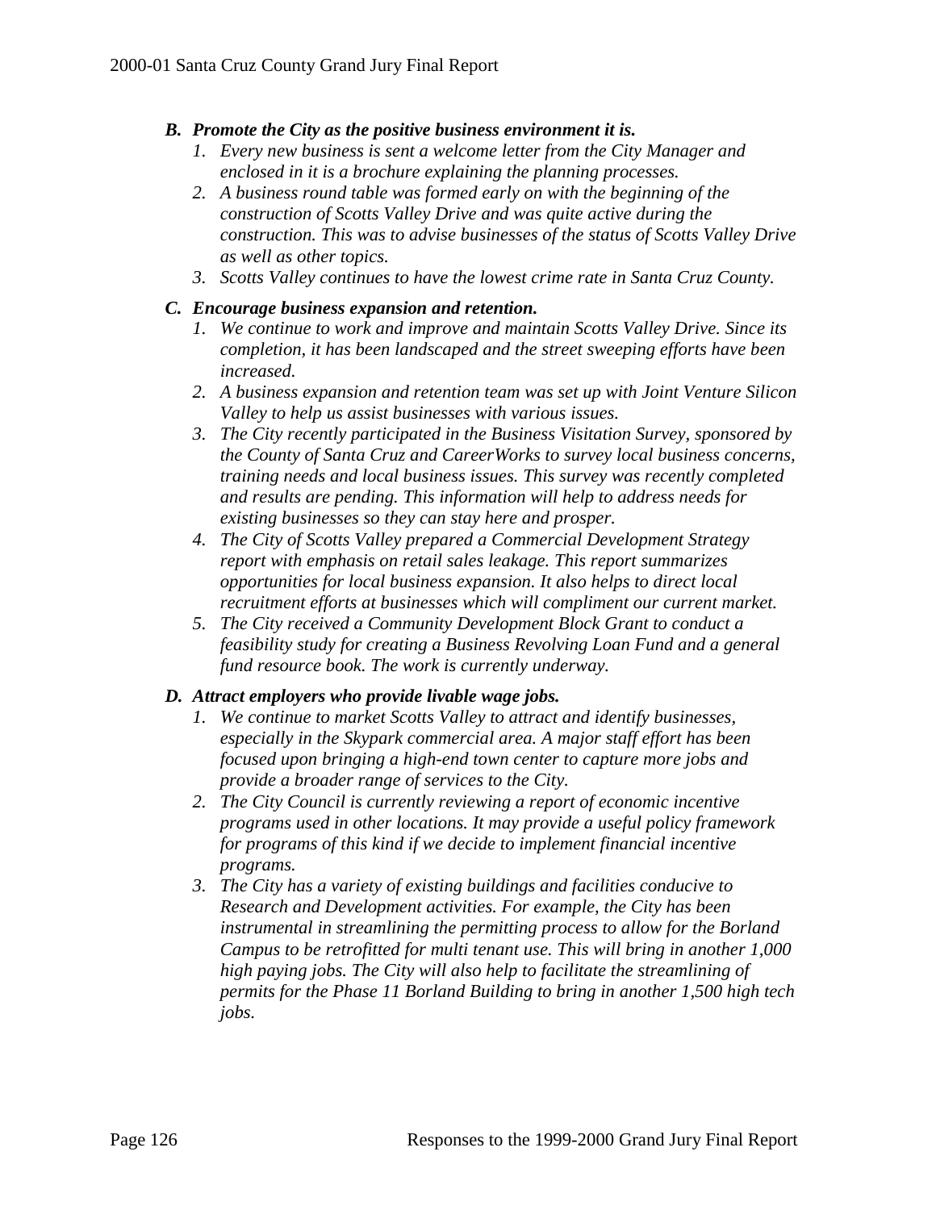*B. Promote the City as the positive business environment it is.*

1. *Every new business is sent a welcome letter from the City Manager and enclosed in it is a brochure explaining the planning processes.*
2. *A business round table was formed early on with the beginning of the construction of Scotts Valley Drive and was quite active during the construction. This was to advise businesses of the status of Scotts Valley Drive as well as other topics.*
3. *Scotts Valley continues to have the lowest crime rate in Santa Cruz County.*

*C. Encourage business expansion and retention.*

1. *We continue to work and improve and maintain Scotts Valley Drive. Since its completion, it has been landscaped and the street sweeping efforts have been increased.*
2. *A business expansion and retention team was set up with Joint Venture Silicon Valley to help us assist businesses with various issues.*
3. *The City recently participated in the Business Visitation Survey, sponsored by the County of Santa Cruz and CareerWorks to survey local business concerns, training needs and local business issues. This survey was recently completed and results are pending. This information will help to address needs for existing businesses so they can stay here and prosper.*
4. *The City of Scotts Valley prepared a Commercial Development Strategy report with emphasis on retail sales leakage. This report summarizes opportunities for local business expansion. It also helps to direct local recruitment efforts at businesses which will compliment our current market.*
5. *The City received a Community Development Block Grant to conduct a feasibility study for creating a Business Revolving Loan Fund and a general fund resource book. The work is currently underway.*

*D. Attract employers who provide livable wage jobs.*

1. *We continue to market Scotts Valley to attract and identify businesses, especially in the Skypark commercial area. A major staff effort has been focused upon bringing a high-end town center to capture more jobs and provide a broader range of services to the City.*
2. *The City Council is currently reviewing a report of economic incentive programs used in other locations. It may provide a useful policy framework for programs of this kind if we decide to implement financial incentive programs.*
3. *The City has a variety of existing buildings and facilities conducive to Research and Development activities. For example, the City has been instrumental in streamlining the permitting process to allow for the Borland Campus to be retrofitted for multi tenant use. This will bring in another 1,000 high paying jobs. The City will also help to facilitate the streamlining of permits for the Phase 11 Borland Building to bring in another 1,500 high tech jobs.*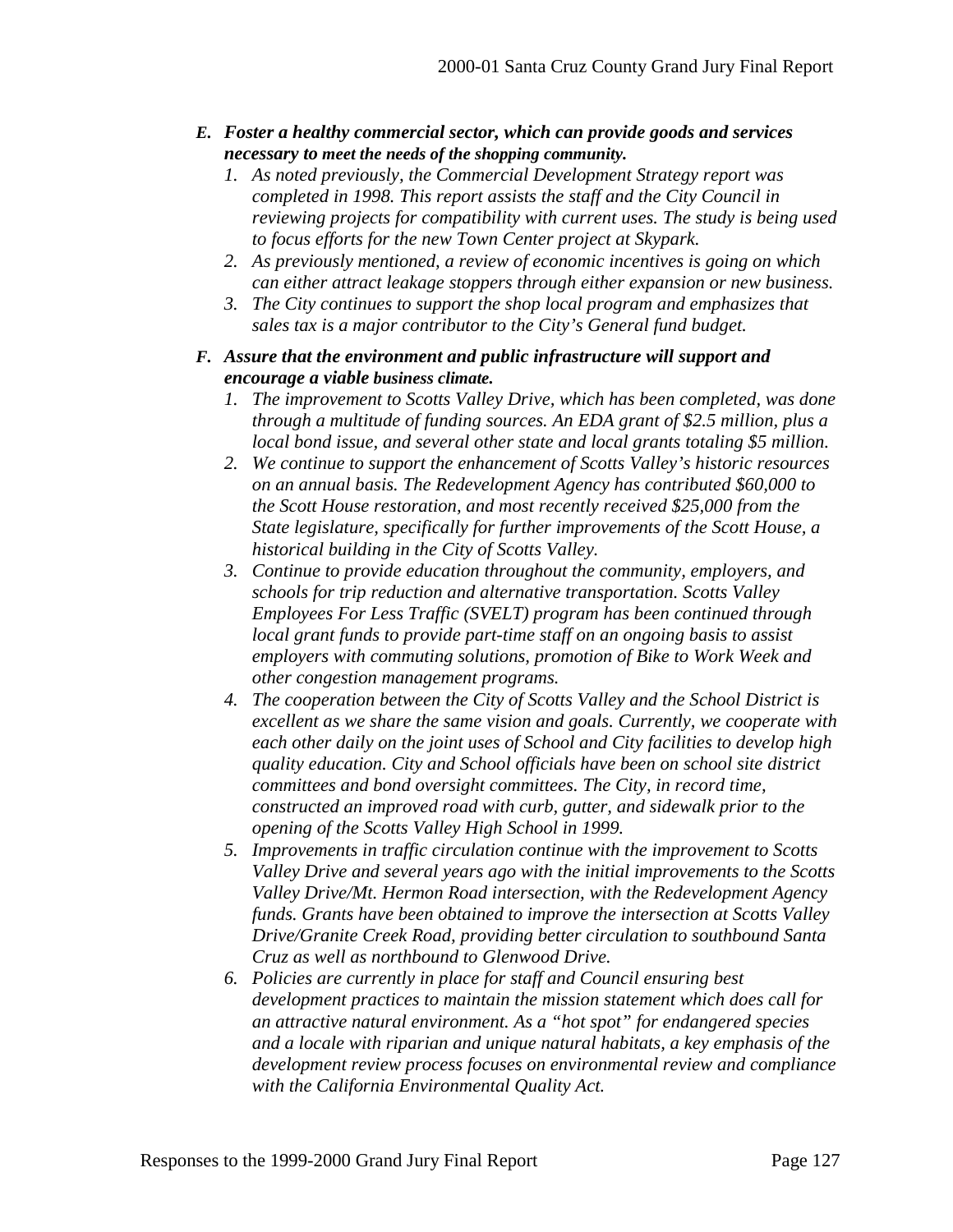*E. **Foster a healthy commercial sector, which can provide goods and services necessary to meet the needs of the shopping community.***

1. *As noted previously, the Commercial Development Strategy report was completed in 1998. This report assists the staff and the City Council in reviewing projects for compatibility with current uses. The study is being used to focus efforts for the new Town Center project at Skypark.*
2. *As previously mentioned, a review of economic incentives is going on which can either attract leakage stoppers through either expansion or new business.*
3. *The City continues to support the shop local program and emphasizes that sales tax is a major contributor to the City's General fund budget.*

*F. **Assure that the environment and public infrastructure will support and encourage a viable business climate.***

1. *The improvement to Scotts Valley Drive, which has been completed, was done through a multitude of funding sources. An EDA grant of $2.5 million, plus a local bond issue, and several other state and local grants totaling $5 million.*
2. *We continue to support the enhancement of Scotts Valley's historic resources on an annual basis. The Redevelopment Agency has contributed $60,000 to the Scott House restoration, and most recently received $25,000 from the State legislature, specifically for further improvements of the Scott House, a historical building in the City of Scotts Valley.*
3. *Continue to provide education throughout the community, employers, and schools for trip reduction and alternative transportation. Scotts Valley Employees For Less Traffic (SVELT) program has been continued through local grant funds to provide part-time staff on an ongoing basis to assist employers with commuting solutions, promotion of Bike to Work Week and other congestion management programs.*
4. *The cooperation between the City of Scotts Valley and the School District is excellent as we share the same vision and goals. Currently, we cooperate with each other daily on the joint uses of School and City facilities to develop high quality education. City and School officials have been on school site district committees and bond oversight committees. The City, in record time, constructed an improved road with curb, gutter, and sidewalk prior to the opening of the Scotts Valley High School in 1999.*
5. *Improvements in traffic circulation continue with the improvement to Scotts Valley Drive and several years ago with the initial improvements to the Scotts Valley Drive/Mt. Hermon Road intersection, with the Redevelopment Agency funds. Grants have been obtained to improve the intersection at Scotts Valley Drive/Granite Creek Road, providing better circulation to southbound Santa Cruz as well as northbound to Glenwood Drive.*
6. *Policies are currently in place for staff and Council ensuring best development practices to maintain the mission statement which does call for an attractive natural environment. As a "hot spot" for endangered species and a locale with riparian and unique natural habitats, a key emphasis of the development review process focuses on environmental review and compliance with the California Environmental Quality Act.*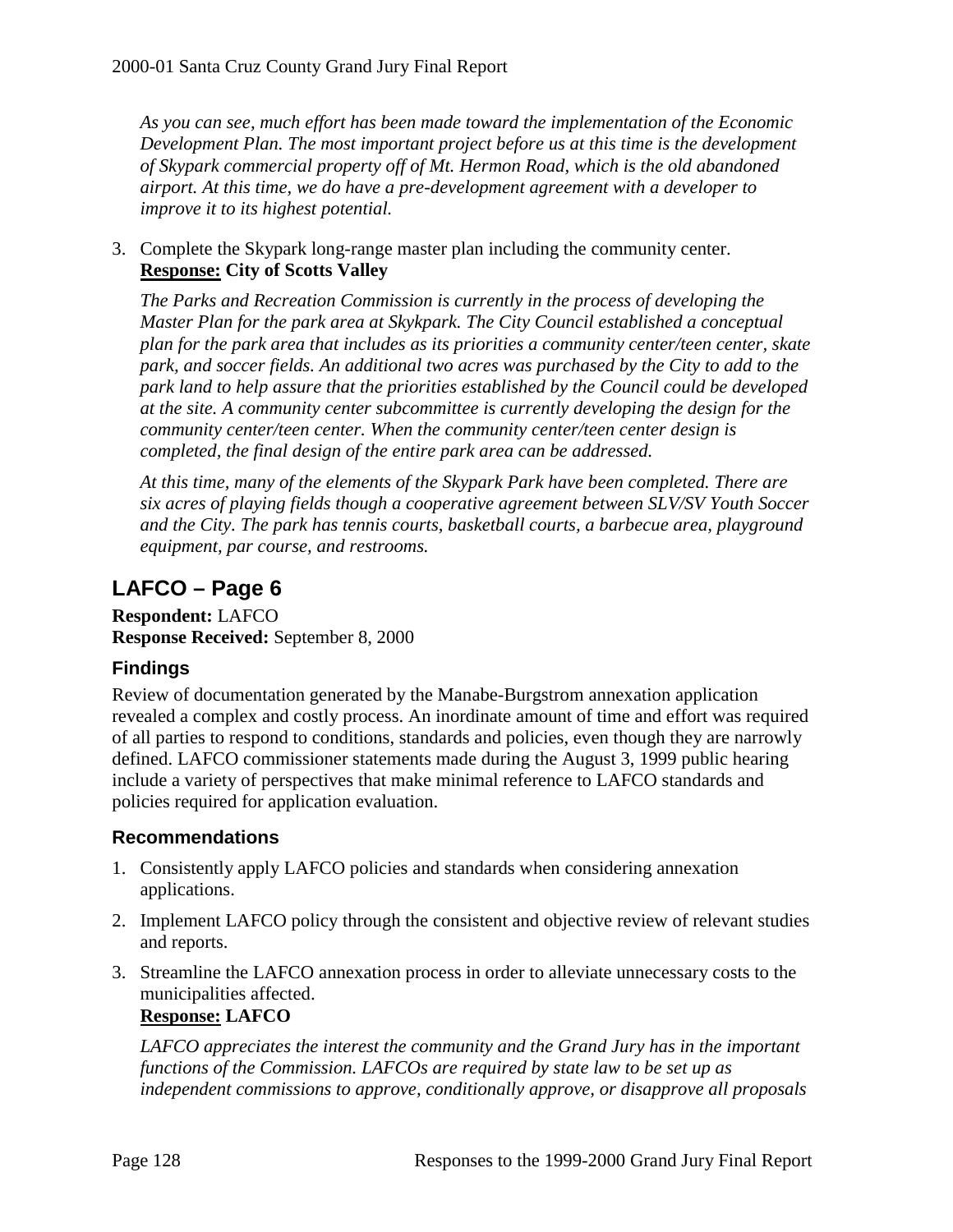*As you can see, much effort has been made toward the implementation of the Economic Development Plan. The most important project before us at this time is the development of Skypark commercial property off of Mt. Hermon Road, which is the old abandoned airport. At this time, we do have a pre-development agreement with a developer to improve it to its highest potential.*

3. Complete the Skypark long-range master plan including the community center.
   **Response: City of Scotts Valley**

   *The Parks and Recreation Commission is currently in the process of developing the Master Plan for the park area at Skykpark. The City Council established a conceptual plan for the park area that includes as its priorities a community center/teen center, skate park, and soccer fields. An additional two acres was purchased by the City to add to the park land to help assure that the priorities established by the Council could be developed at the site. A community center subcommittee is currently developing the design for the community center/teen center. When the community center/teen center design is completed, the final design of the entire park area can be addressed.*

   *At this time, many of the elements of the Skypark Park have been completed. There are six acres of playing fields though a cooperative agreement between SLV/SV Youth Soccer and the City. The park has tennis courts, basketball courts, a barbecue area, playground equipment, par course, and restrooms.*

## LAFCO – Page 6

**Respondent:** LAFCO
**Response Received:** September 8, 2000

### Findings

Review of documentation generated by the Manabe-Burgstrom annexation application revealed a complex and costly process. An inordinate amount of time and effort was required of all parties to respond to conditions, standards and policies, even though they are narrowly defined. LAFCO commissioner statements made during the August 3, 1999 public hearing include a variety of perspectives that make minimal reference to LAFCO standards and policies required for application evaluation.

### Recommendations

1. Consistently apply LAFCO policies and standards when considering annexation applications.
2. Implement LAFCO policy through the consistent and objective review of relevant studies and reports.
3. Streamline the LAFCO annexation process in order to alleviate unnecessary costs to the municipalities affected.
   **Response: LAFCO**

   *LAFCO appreciates the interest the community and the Grand Jury has in the important functions of the Commission. LAFCOs are required by state law to be set up as independent commissions to approve, conditionally approve, or disapprove all proposals*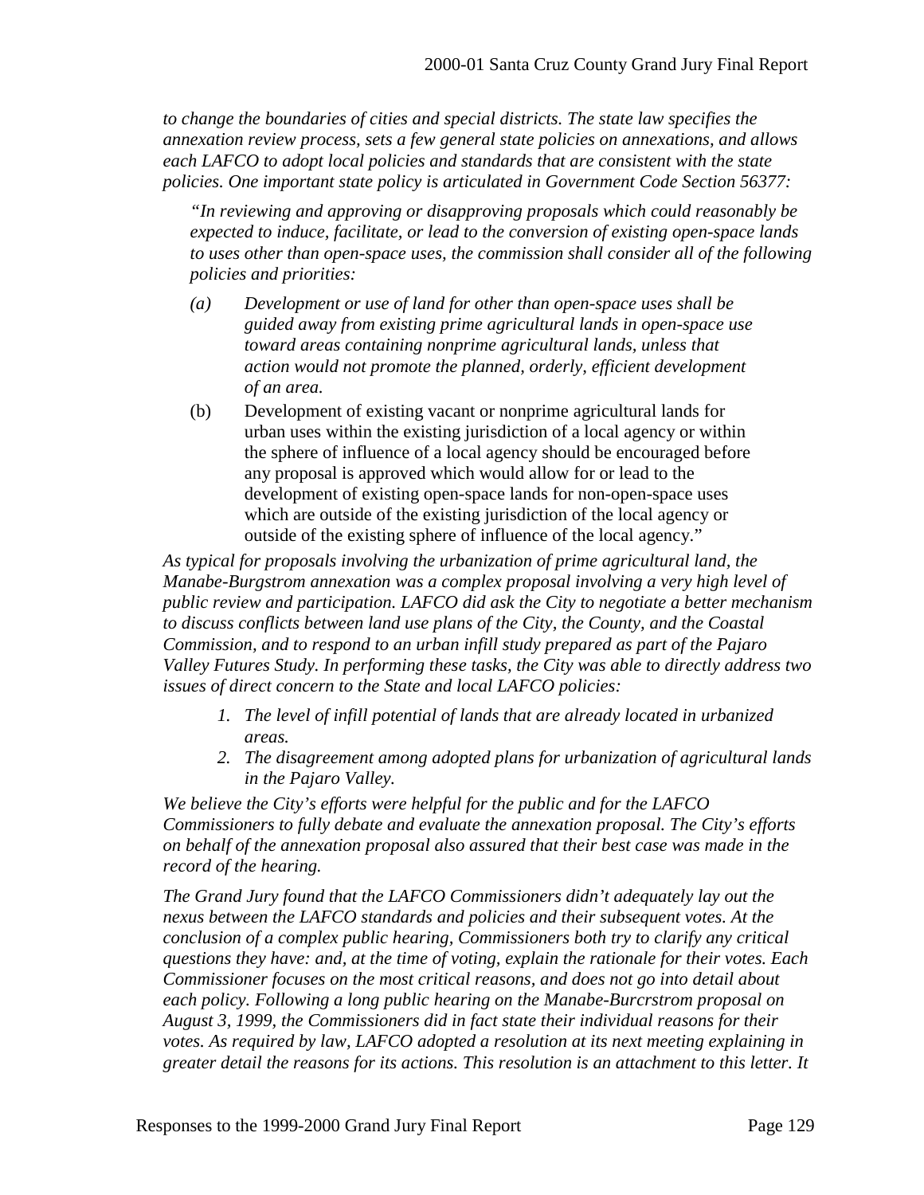*to change the boundaries of cities and special districts. The state law specifies the annexation review process, sets a few general state policies on annexations, and allows each LAFCO to adopt local policies and standards that are consistent with the state policies. One important state policy is articulated in Government Code Section 56377:*

> *"In reviewing and approving or disapproving proposals which could reasonably be expected to induce, facilitate, or lead to the conversion of existing open-space lands to uses other than open-space uses, the commission shall consider all of the following policies and priorities:*
>
> *(a) Development or use of land for other than open-space uses shall be guided away from existing prime agricultural lands in open-space use toward areas containing nonprime agricultural lands, unless that action would not promote the planned, orderly, efficient development of an area.*
>
> (b) Development of existing vacant or nonprime agricultural lands for urban uses within the existing jurisdiction of a local agency or within the sphere of influence of a local agency should be encouraged before any proposal is approved which would allow for or lead to the development of existing open-space lands for non-open-space uses which are outside of the existing jurisdiction of the local agency or outside of the existing sphere of influence of the local agency."

*As typical for proposals involving the urbanization of prime agricultural land, the Manabe-Burgstrom annexation was a complex proposal involving a very high level of public review and participation. LAFCO did ask the City to negotiate a better mechanism to discuss conflicts between land use plans of the City, the County, and the Coastal Commission, and to respond to an urban infill study prepared as part of the Pajaro Valley Futures Study. In performing these tasks, the City was able to directly address two issues of direct concern to the State and local LAFCO policies:*

1. *The level of infill potential of lands that are already located in urbanized areas.*
2. *The disagreement among adopted plans for urbanization of agricultural lands in the Pajaro Valley.*

*We believe the City's efforts were helpful for the public and for the LAFCO Commissioners to fully debate and evaluate the annexation proposal. The City's efforts on behalf of the annexation proposal also assured that their best case was made in the record of the hearing.*

*The Grand Jury found that the LAFCO Commissioners didn't adequately lay out the nexus between the LAFCO standards and policies and their subsequent votes. At the conclusion of a complex public hearing, Commissioners both try to clarify any critical questions they have: and, at the time of voting, explain the rationale for their votes. Each Commissioner focuses on the most critical reasons, and does not go into detail about each policy. Following a long public hearing on the Manabe-Burcrstrom proposal on August 3, 1999, the Commissioners did in fact state their individual reasons for their votes. As required by law, LAFCO adopted a resolution at its next meeting explaining in greater detail the reasons for its actions. This resolution is an attachment to this letter. It*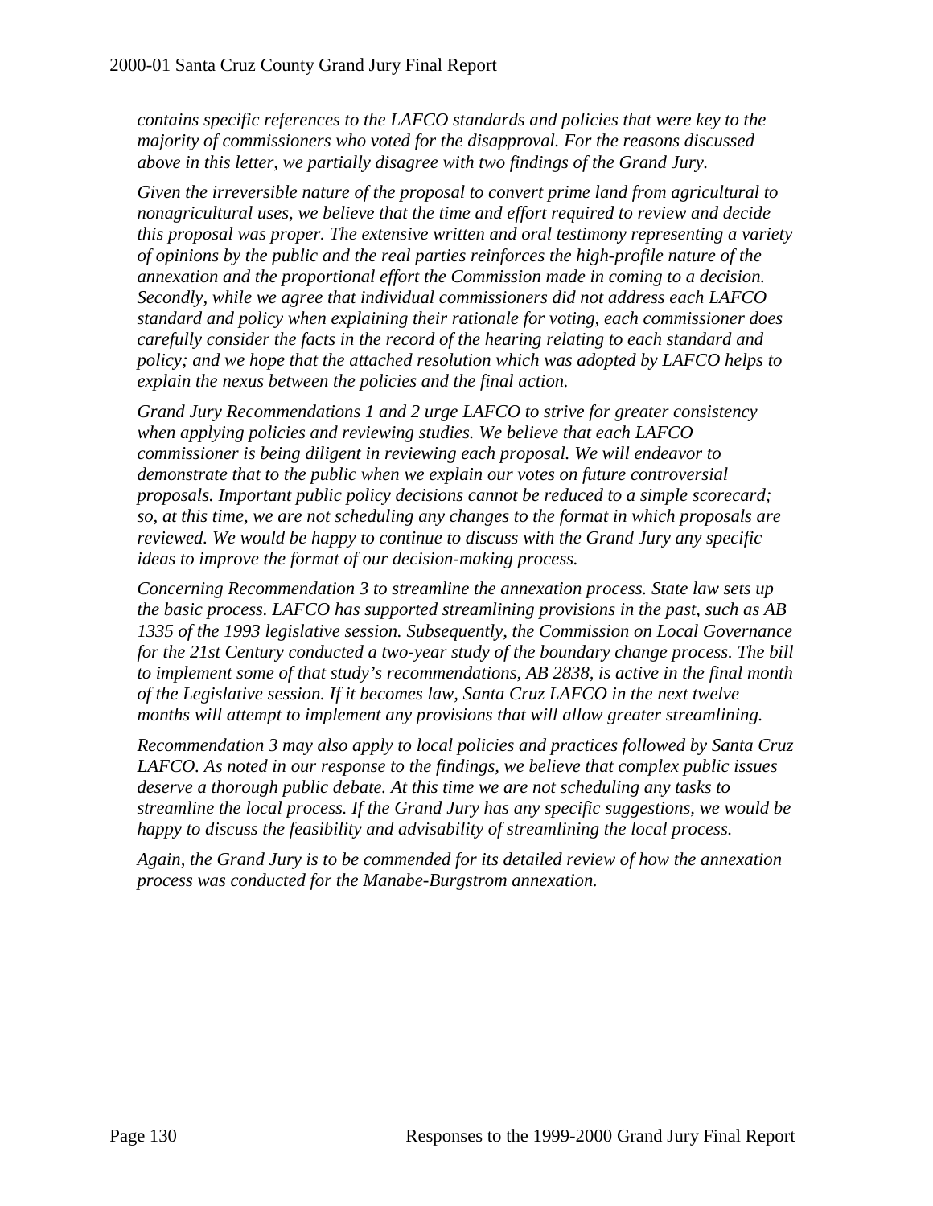*contains specific references to the LAFCO standards and policies that were key to the majority of commissioners who voted for the disapproval. For the reasons discussed above in this letter, we partially disagree with two findings of the Grand Jury.*

*Given the irreversible nature of the proposal to convert prime land from agricultural to nonagricultural uses, we believe that the time and effort required to review and decide this proposal was proper. The extensive written and oral testimony representing a variety of opinions by the public and the real parties reinforces the high-profile nature of the annexation and the proportional effort the Commission made in coming to a decision. Secondly, while we agree that individual commissioners did not address each LAFCO standard and policy when explaining their rationale for voting, each commissioner does carefully consider the facts in the record of the hearing relating to each standard and policy; and we hope that the attached resolution which was adopted by LAFCO helps to explain the nexus between the policies and the final action.*

*Grand Jury Recommendations 1 and 2 urge LAFCO to strive for greater consistency when applying policies and reviewing studies. We believe that each LAFCO commissioner is being diligent in reviewing each proposal. We will endeavor to demonstrate that to the public when we explain our votes on future controversial proposals. Important public policy decisions cannot be reduced to a simple scorecard; so, at this time, we are not scheduling any changes to the format in which proposals are reviewed. We would be happy to continue to discuss with the Grand Jury any specific ideas to improve the format of our decision-making process.*

*Concerning Recommendation 3 to streamline the annexation process. State law sets up the basic process. LAFCO has supported streamlining provisions in the past, such as AB 1335 of the 1993 legislative session. Subsequently, the Commission on Local Governance for the 21st Century conducted a two-year study of the boundary change process. The bill to implement some of that study's recommendations, AB 2838, is active in the final month of the Legislative session. If it becomes law, Santa Cruz LAFCO in the next twelve months will attempt to implement any provisions that will allow greater streamlining.*

*Recommendation 3 may also apply to local policies and practices followed by Santa Cruz LAFCO. As noted in our response to the findings, we believe that complex public issues deserve a thorough public debate. At this time we are not scheduling any tasks to streamline the local process. If the Grand Jury has any specific suggestions, we would be happy to discuss the feasibility and advisability of streamlining the local process.*

*Again, the Grand Jury is to be commended for its detailed review of how the annexation process was conducted for the Manabe-Burgstrom annexation.*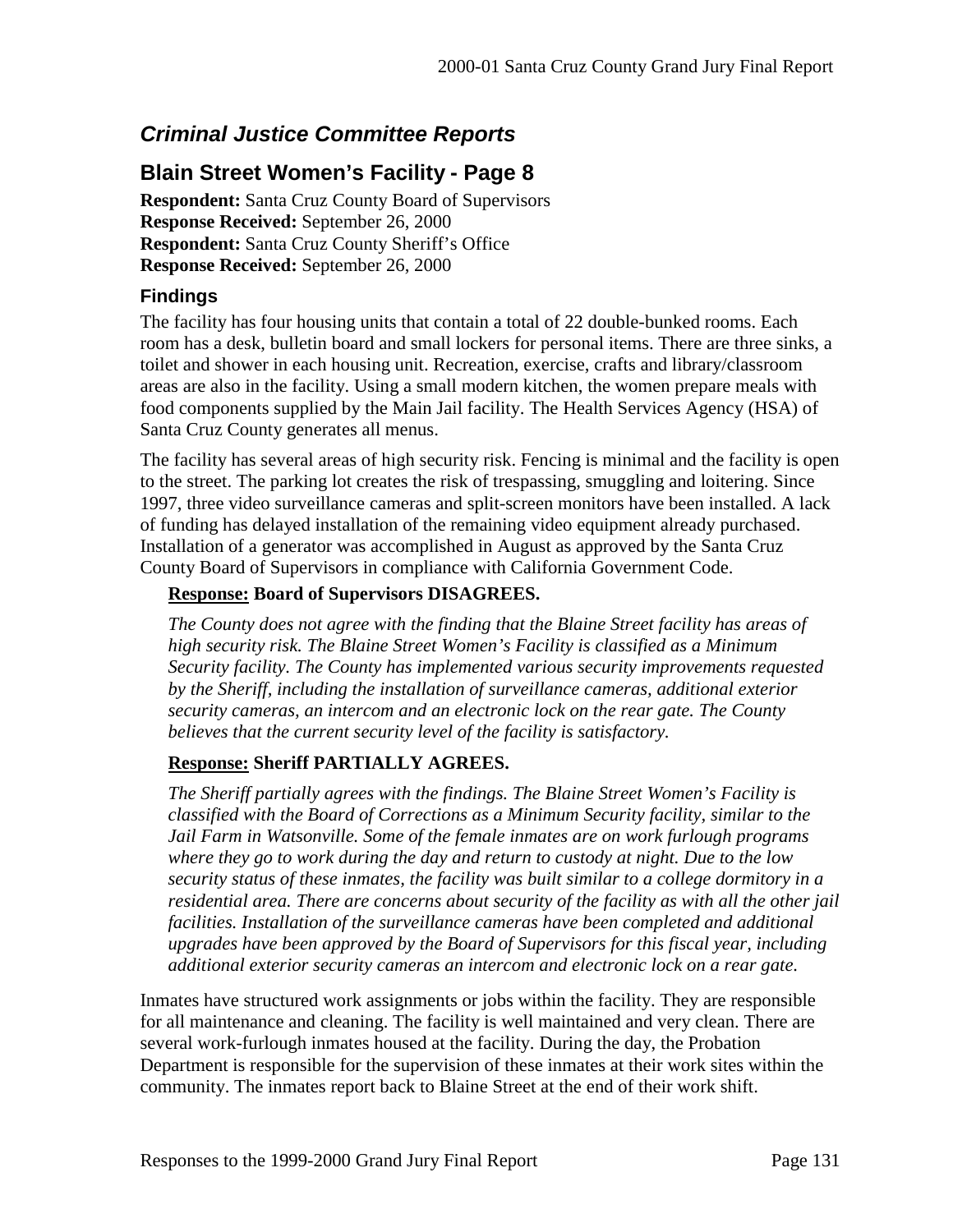## *Criminal Justice Committee Reports*

## Blain Street Women's Facility - Page 8

**Respondent:** Santa Cruz County Board of Supervisors
**Response Received:** September 26, 2000
**Respondent:** Santa Cruz County Sheriff's Office
**Response Received:** September 26, 2000

### Findings

The facility has four housing units that contain a total of 22 double-bunked rooms. Each room has a desk, bulletin board and small lockers for personal items. There are three sinks, a toilet and shower in each housing unit. Recreation, exercise, crafts and library/classroom areas are also in the facility. Using a small modern kitchen, the women prepare meals with food components supplied by the Main Jail facility. The Health Services Agency (HSA) of Santa Cruz County generates all menus.

The facility has several areas of high security risk. Fencing is minimal and the facility is open to the street. The parking lot creates the risk of trespassing, smuggling and loitering. Since 1997, three video surveillance cameras and split-screen monitors have been installed. A lack of funding has delayed installation of the remaining video equipment already purchased. Installation of a generator was accomplished in August as approved by the Santa Cruz County Board of Supervisors in compliance with California Government Code.

> **<u>Response:</u> Board of Supervisors DISAGREES.**
>
> *The County does not agree with the finding that the Blaine Street facility has areas of high security risk. The Blaine Street Women's Facility is classified as a Minimum Security facility. The County has implemented various security improvements requested by the Sheriff, including the installation of surveillance cameras, additional exterior security cameras, an intercom and an electronic lock on the rear gate. The County believes that the current security level of the facility is satisfactory.*
>
> **<u>Response:</u> Sheriff PARTIALLY AGREES.**
>
> *The Sheriff partially agrees with the findings. The Blaine Street Women's Facility is classified with the Board of Corrections as a Minimum Security facility, similar to the Jail Farm in Watsonville. Some of the female inmates are on work furlough programs where they go to work during the day and return to custody at night. Due to the low security status of these inmates, the facility was built similar to a college dormitory in a residential area. There are concerns about security of the facility as with all the other jail facilities. Installation of the surveillance cameras have been completed and additional upgrades have been approved by the Board of Supervisors for this fiscal year, including additional exterior security cameras an intercom and electronic lock on a rear gate.*

Inmates have structured work assignments or jobs within the facility. They are responsible for all maintenance and cleaning. The facility is well maintained and very clean. There are several work-furlough inmates housed at the facility. During the day, the Probation Department is responsible for the supervision of these inmates at their work sites within the community. The inmates report back to Blaine Street at the end of their work shift.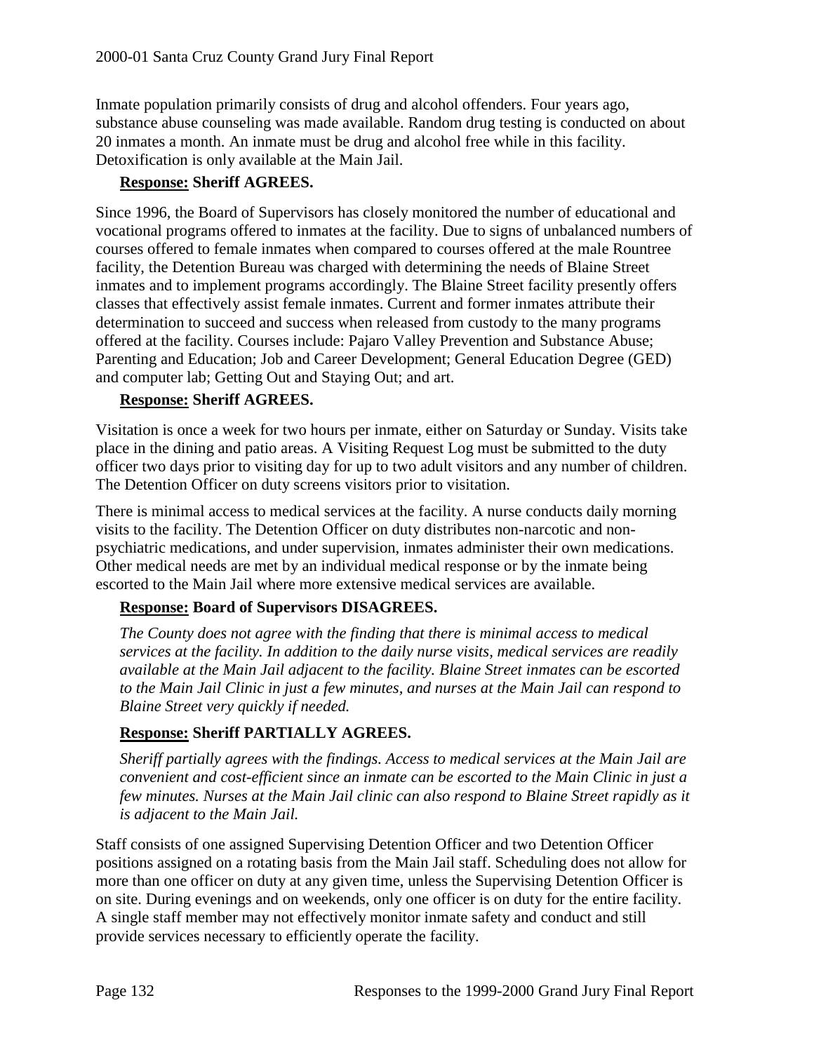Inmate population primarily consists of drug and alcohol offenders. Four years ago, substance abuse counseling was made available. Random drug testing is conducted on about 20 inmates a month. An inmate must be drug and alcohol free while in this facility. Detoxification is only available at the Main Jail.

**<u>Response:</u> Sheriff AGREES.**

Since 1996, the Board of Supervisors has closely monitored the number of educational and vocational programs offered to inmates at the facility. Due to signs of unbalanced numbers of courses offered to female inmates when compared to courses offered at the male Rountree facility, the Detention Bureau was charged with determining the needs of Blaine Street inmates and to implement programs accordingly. The Blaine Street facility presently offers classes that effectively assist female inmates. Current and former inmates attribute their determination to succeed and success when released from custody to the many programs offered at the facility. Courses include: Pajaro Valley Prevention and Substance Abuse; Parenting and Education; Job and Career Development; General Education Degree (GED) and computer lab; Getting Out and Staying Out; and art.

**<u>Response:</u> Sheriff AGREES.**

Visitation is once a week for two hours per inmate, either on Saturday or Sunday. Visits take place in the dining and patio areas. A Visiting Request Log must be submitted to the duty officer two days prior to visiting day for up to two adult visitors and any number of children. The Detention Officer on duty screens visitors prior to visitation.

There is minimal access to medical services at the facility. A nurse conducts daily morning visits to the facility. The Detention Officer on duty distributes non-narcotic and non-psychiatric medications, and under supervision, inmates administer their own medications. Other medical needs are met by an individual medical response or by the inmate being escorted to the Main Jail where more extensive medical services are available.

**<u>Response:</u> Board of Supervisors DISAGREES.**

*The County does not agree with the finding that there is minimal access to medical services at the facility. In addition to the daily nurse visits, medical services are readily available at the Main Jail adjacent to the facility. Blaine Street inmates can be escorted to the Main Jail Clinic in just a few minutes, and nurses at the Main Jail can respond to Blaine Street very quickly if needed.*

**<u>Response:</u> Sheriff PARTIALLY AGREES.**

*Sheriff partially agrees with the findings. Access to medical services at the Main Jail are convenient and cost-efficient since an inmate can be escorted to the Main Clinic in just a few minutes. Nurses at the Main Jail clinic can also respond to Blaine Street rapidly as it is adjacent to the Main Jail.*

Staff consists of one assigned Supervising Detention Officer and two Detention Officer positions assigned on a rotating basis from the Main Jail staff. Scheduling does not allow for more than one officer on duty at any given time, unless the Supervising Detention Officer is on site. During evenings and on weekends, only one officer is on duty for the entire facility. A single staff member may not effectively monitor inmate safety and conduct and still provide services necessary to efficiently operate the facility.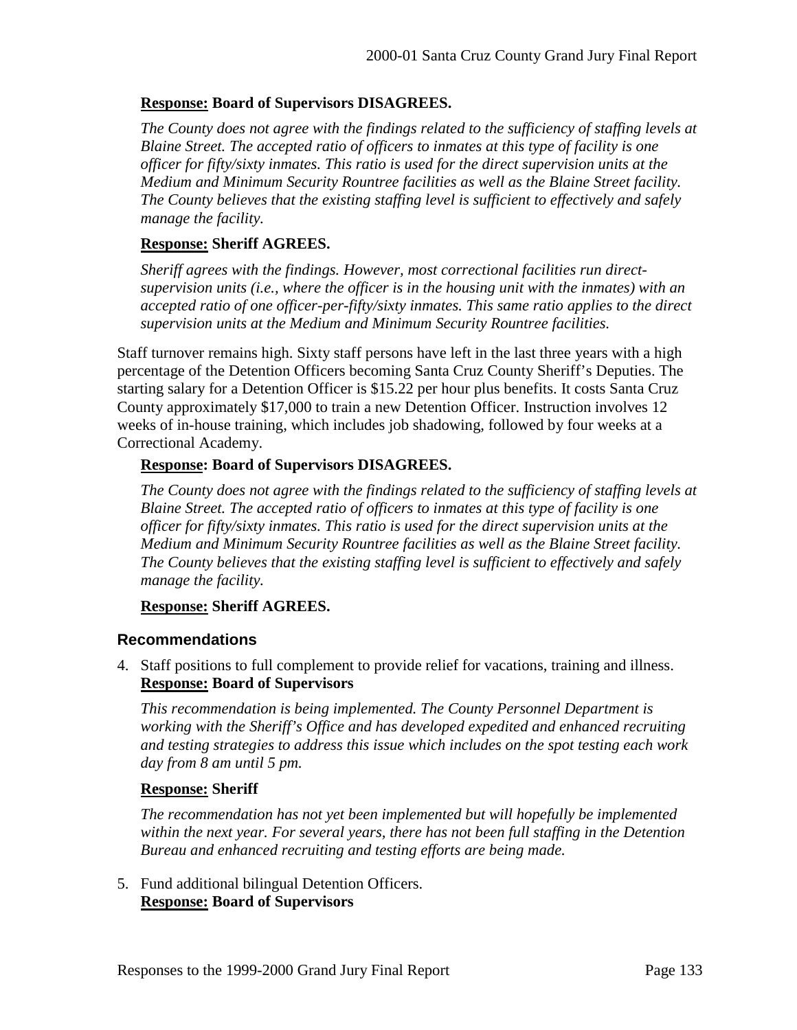**Response:** **Board of Supervisors DISAGREES.**

*The County does not agree with the findings related to the sufficiency of staffing levels at Blaine Street. The accepted ratio of officers to inmates at this type of facility is one officer for fifty/sixty inmates. This ratio is used for the direct supervision units at the Medium and Minimum Security Rountree facilities as well as the Blaine Street facility. The County believes that the existing staffing level is sufficient to effectively and safely manage the facility.*

**Response:** **Sheriff AGREES.**

*Sheriff agrees with the findings. However, most correctional facilities run direct-supervision units (i.e., where the officer is in the housing unit with the inmates) with an accepted ratio of one officer-per-fifty/sixty inmates. This same ratio applies to the direct supervision units at the Medium and Minimum Security Rountree facilities.*

Staff turnover remains high. Sixty staff persons have left in the last three years with a high percentage of the Detention Officers becoming Santa Cruz County Sheriff's Deputies. The starting salary for a Detention Officer is $15.22 per hour plus benefits. It costs Santa Cruz County approximately $17,000 to train a new Detention Officer. Instruction involves 12 weeks of in-house training, which includes job shadowing, followed by four weeks at a Correctional Academy.

**Response: Board of Supervisors DISAGREES.**

*The County does not agree with the findings related to the sufficiency of staffing levels at Blaine Street. The accepted ratio of officers to inmates at this type of facility is one officer for fifty/sixty inmates. This ratio is used for the direct supervision units at the Medium and Minimum Security Rountree facilities as well as the Blaine Street facility. The County believes that the existing staffing level is sufficient to effectively and safely manage the facility.*

**Response:** **Sheriff AGREES.**

## Recommendations

4. Staff positions to full complement to provide relief for vacations, training and illness.
   **Response:** **Board of Supervisors**

   *This recommendation is being implemented. The County Personnel Department is working with the Sheriff's Office and has developed expedited and enhanced recruiting and testing strategies to address this issue which includes on the spot testing each work day from 8 am until 5 pm.*

   **Response:** **Sheriff**

   *The recommendation has not yet been implemented but will hopefully be implemented within the next year. For several years, there has not been full staffing in the Detention Bureau and enhanced recruiting and testing efforts are being made.*

5. Fund additional bilingual Detention Officers.
   **Response:** **Board of Supervisors**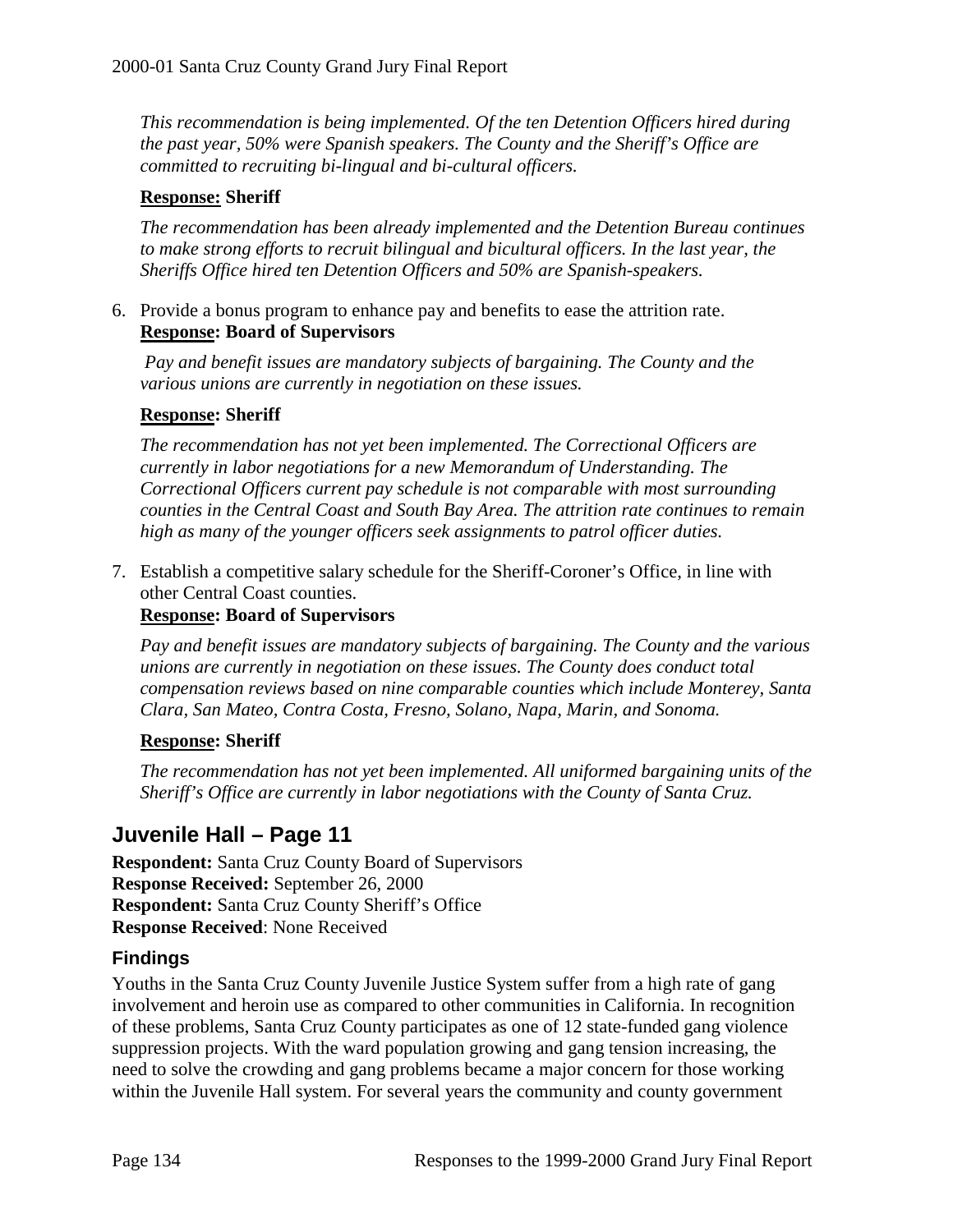*This recommendation is being implemented. Of the ten Detention Officers hired during the past year, 50% were Spanish speakers. The County and the Sheriff's Office are committed to recruiting bi-lingual and bi-cultural officers.*

**Response: Sheriff**

*The recommendation has been already implemented and the Detention Bureau continues to make strong efforts to recruit bilingual and bicultural officers. In the last year, the Sheriffs Office hired ten Detention Officers and 50% are Spanish-speakers.*

6. Provide a bonus program to enhance pay and benefits to ease the attrition rate.
   **Response: Board of Supervisors**

   *Pay and benefit issues are mandatory subjects of bargaining. The County and the various unions are currently in negotiation on these issues.*

   **Response: Sheriff**

   *The recommendation has not yet been implemented. The Correctional Officers are currently in labor negotiations for a new Memorandum of Understanding. The Correctional Officers current pay schedule is not comparable with most surrounding counties in the Central Coast and South Bay Area. The attrition rate continues to remain high as many of the younger officers seek assignments to patrol officer duties.*

7. Establish a competitive salary schedule for the Sheriff-Coroner's Office, in line with other Central Coast counties.
   **Response: Board of Supervisors**

   *Pay and benefit issues are mandatory subjects of bargaining. The County and the various unions are currently in negotiation on these issues. The County does conduct total compensation reviews based on nine comparable counties which include Monterey, Santa Clara, San Mateo, Contra Costa, Fresno, Solano, Napa, Marin, and Sonoma.*

   **Response: Sheriff**

   *The recommendation has not yet been implemented. All uniformed bargaining units of the Sheriff's Office are currently in labor negotiations with the County of Santa Cruz.*

## Juvenile Hall – Page 11

**Respondent:** Santa Cruz County Board of Supervisors
**Response Received:** September 26, 2000
**Respondent:** Santa Cruz County Sheriff's Office
**Response Received**: None Received

### Findings

Youths in the Santa Cruz County Juvenile Justice System suffer from a high rate of gang involvement and heroin use as compared to other communities in California. In recognition of these problems, Santa Cruz County participates as one of 12 state-funded gang violence suppression projects. With the ward population growing and gang tension increasing, the need to solve the crowding and gang problems became a major concern for those working within the Juvenile Hall system. For several years the community and county government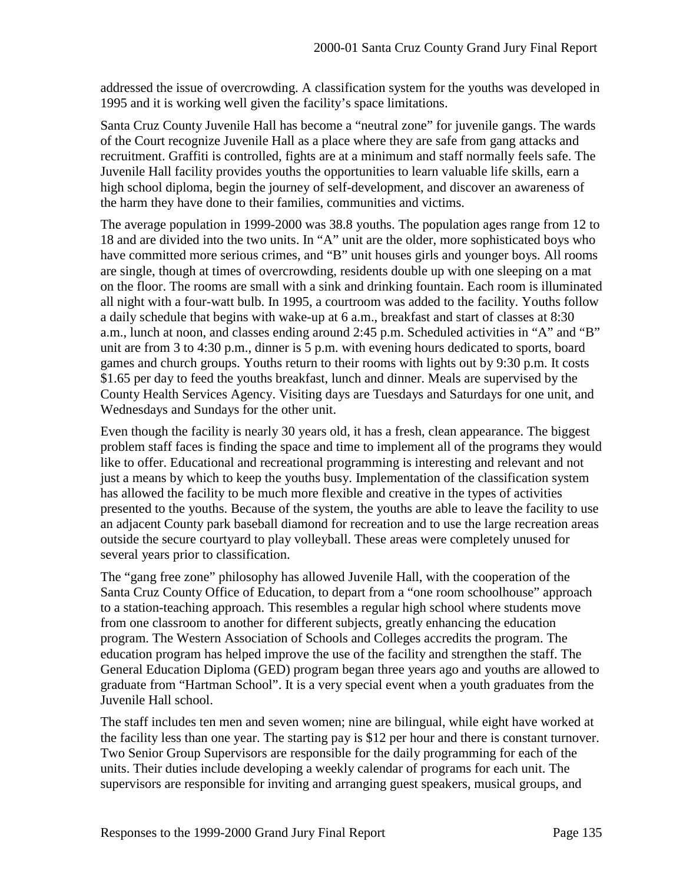addressed the issue of overcrowding. A classification system for the youths was developed in 1995 and it is working well given the facility's space limitations.

Santa Cruz County Juvenile Hall has become a "neutral zone" for juvenile gangs. The wards of the Court recognize Juvenile Hall as a place where they are safe from gang attacks and recruitment. Graffiti is controlled, fights are at a minimum and staff normally feels safe. The Juvenile Hall facility provides youths the opportunities to learn valuable life skills, earn a high school diploma, begin the journey of self-development, and discover an awareness of the harm they have done to their families, communities and victims.

The average population in 1999-2000 was 38.8 youths. The population ages range from 12 to 18 and are divided into the two units. In "A" unit are the older, more sophisticated boys who have committed more serious crimes, and "B" unit houses girls and younger boys. All rooms are single, though at times of overcrowding, residents double up with one sleeping on a mat on the floor. The rooms are small with a sink and drinking fountain. Each room is illuminated all night with a four-watt bulb. In 1995, a courtroom was added to the facility. Youths follow a daily schedule that begins with wake-up at 6 a.m., breakfast and start of classes at 8:30 a.m., lunch at noon, and classes ending around 2:45 p.m. Scheduled activities in "A" and "B" unit are from 3 to 4:30 p.m., dinner is 5 p.m. with evening hours dedicated to sports, board games and church groups. Youths return to their rooms with lights out by 9:30 p.m. It costs $1.65 per day to feed the youths breakfast, lunch and dinner. Meals are supervised by the County Health Services Agency. Visiting days are Tuesdays and Saturdays for one unit, and Wednesdays and Sundays for the other unit.

Even though the facility is nearly 30 years old, it has a fresh, clean appearance. The biggest problem staff faces is finding the space and time to implement all of the programs they would like to offer. Educational and recreational programming is interesting and relevant and not just a means by which to keep the youths busy. Implementation of the classification system has allowed the facility to be much more flexible and creative in the types of activities presented to the youths. Because of the system, the youths are able to leave the facility to use an adjacent County park baseball diamond for recreation and to use the large recreation areas outside the secure courtyard to play volleyball. These areas were completely unused for several years prior to classification.

The "gang free zone" philosophy has allowed Juvenile Hall, with the cooperation of the Santa Cruz County Office of Education, to depart from a "one room schoolhouse" approach to a station-teaching approach. This resembles a regular high school where students move from one classroom to another for different subjects, greatly enhancing the education program. The Western Association of Schools and Colleges accredits the program. The education program has helped improve the use of the facility and strengthen the staff. The General Education Diploma (GED) program began three years ago and youths are allowed to graduate from "Hartman School". It is a very special event when a youth graduates from the Juvenile Hall school.

The staff includes ten men and seven women; nine are bilingual, while eight have worked at the facility less than one year. The starting pay is $12 per hour and there is constant turnover. Two Senior Group Supervisors are responsible for the daily programming for each of the units. Their duties include developing a weekly calendar of programs for each unit. The supervisors are responsible for inviting and arranging guest speakers, musical groups, and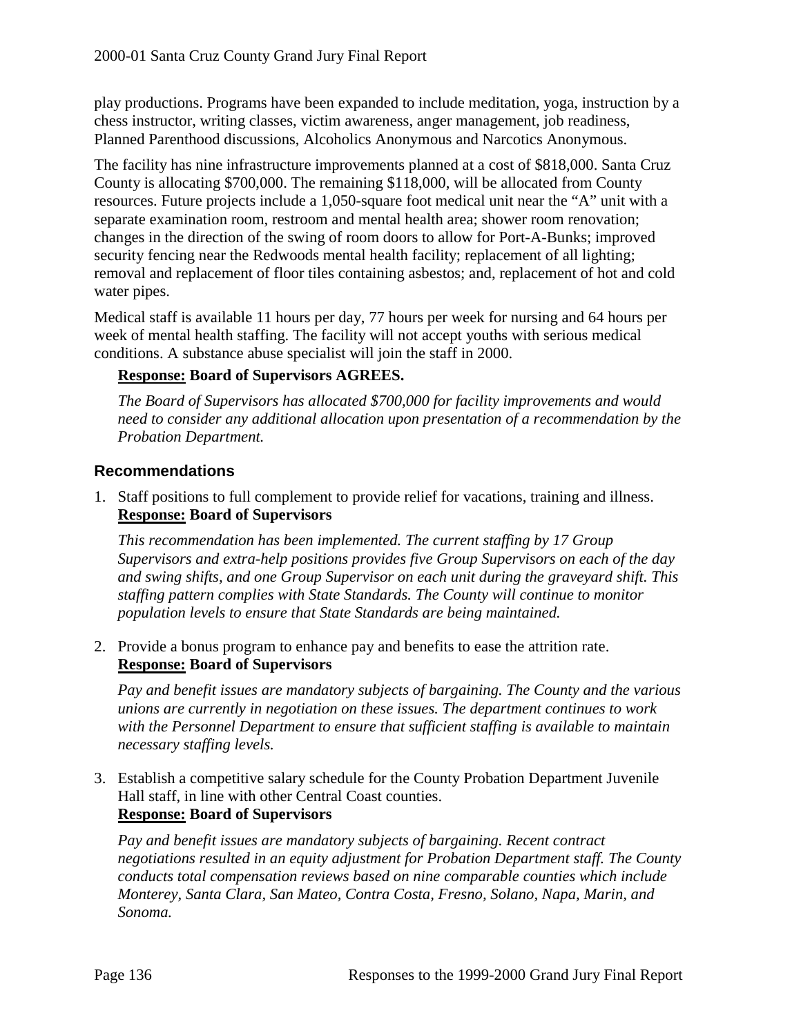play productions. Programs have been expanded to include meditation, yoga, instruction by a chess instructor, writing classes, victim awareness, anger management, job readiness, Planned Parenthood discussions, Alcoholics Anonymous and Narcotics Anonymous.

The facility has nine infrastructure improvements planned at a cost of $818,000. Santa Cruz County is allocating $700,000. The remaining $118,000, will be allocated from County resources. Future projects include a 1,050-square foot medical unit near the "A" unit with a separate examination room, restroom and mental health area; shower room renovation; changes in the direction of the swing of room doors to allow for Port-A-Bunks; improved security fencing near the Redwoods mental health facility; replacement of all lighting; removal and replacement of floor tiles containing asbestos; and, replacement of hot and cold water pipes.

Medical staff is available 11 hours per day, 77 hours per week for nursing and 64 hours per week of mental health staffing. The facility will not accept youths with serious medical conditions. A substance abuse specialist will join the staff in 2000.

**Response: Board of Supervisors AGREES.**

*The Board of Supervisors has allocated $700,000 for facility improvements and would need to consider any additional allocation upon presentation of a recommendation by the Probation Department.*

## Recommendations

1. Staff positions to full complement to provide relief for vacations, training and illness.
   **Response: Board of Supervisors**

   *This recommendation has been implemented. The current staffing by 17 Group Supervisors and extra-help positions provides five Group Supervisors on each of the day and swing shifts, and one Group Supervisor on each unit during the graveyard shift. This staffing pattern complies with State Standards. The County will continue to monitor population levels to ensure that State Standards are being maintained.*

2. Provide a bonus program to enhance pay and benefits to ease the attrition rate.
   **Response: Board of Supervisors**

   *Pay and benefit issues are mandatory subjects of bargaining. The County and the various unions are currently in negotiation on these issues. The department continues to work with the Personnel Department to ensure that sufficient staffing is available to maintain necessary staffing levels.*

3. Establish a competitive salary schedule for the County Probation Department Juvenile Hall staff, in line with other Central Coast counties.
   **Response: Board of Supervisors**

   *Pay and benefit issues are mandatory subjects of bargaining. Recent contract negotiations resulted in an equity adjustment for Probation Department staff. The County conducts total compensation reviews based on nine comparable counties which include Monterey, Santa Clara, San Mateo, Contra Costa, Fresno, Solano, Napa, Marin, and Sonoma.*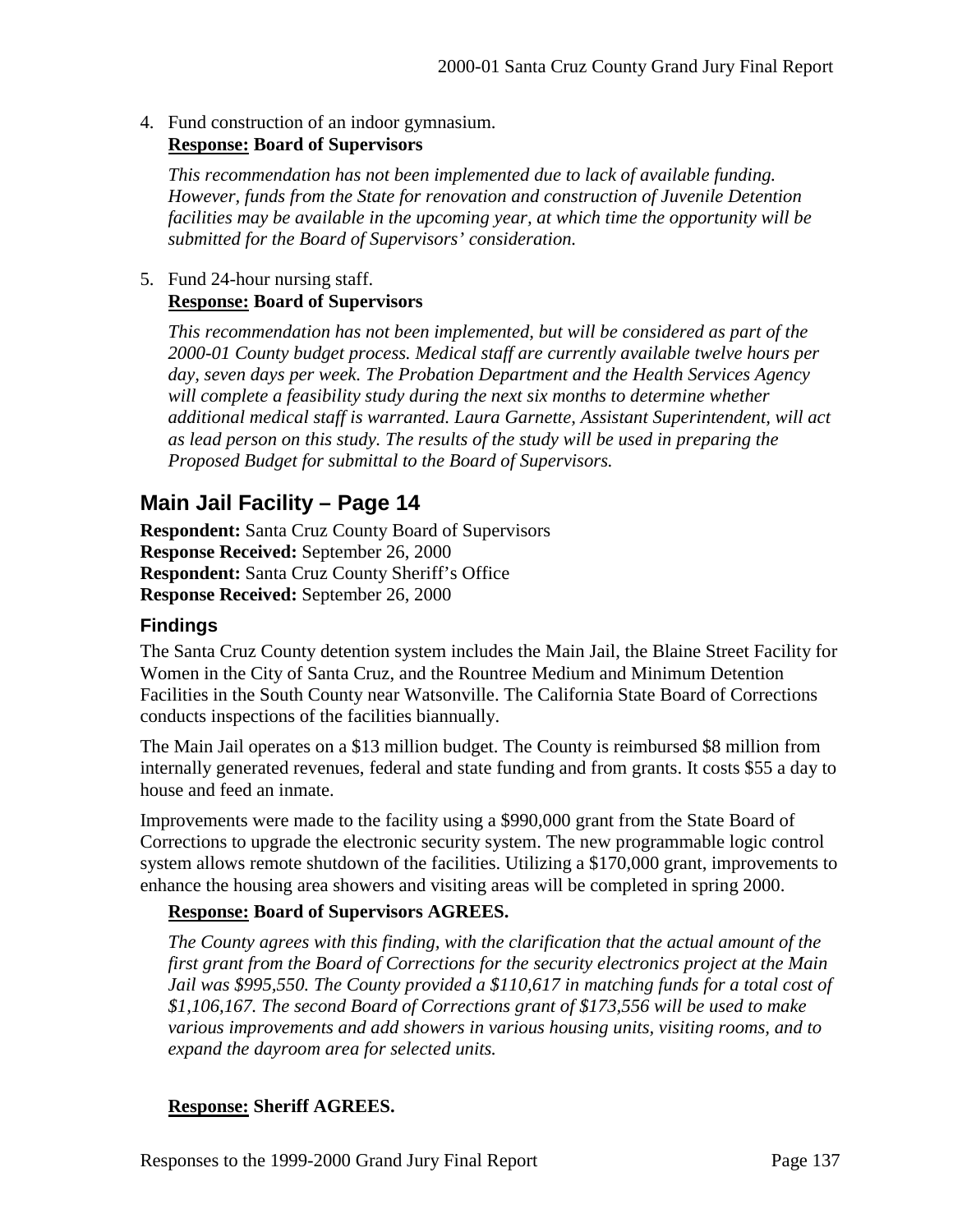4. Fund construction of an indoor gymnasium.
   **<u>Response:</u> Board of Supervisors**

   *This recommendation has not been implemented due to lack of available funding. However, funds from the State for renovation and construction of Juvenile Detention facilities may be available in the upcoming year, at which time the opportunity will be submitted for the Board of Supervisors' consideration.*

5. Fund 24-hour nursing staff.
   **<u>Response:</u> Board of Supervisors**

   *This recommendation has not been implemented, but will be considered as part of the 2000-01 County budget process. Medical staff are currently available twelve hours per day, seven days per week. The Probation Department and the Health Services Agency will complete a feasibility study during the next six months to determine whether additional medical staff is warranted. Laura Garnette, Assistant Superintendent, will act as lead person on this study. The results of the study will be used in preparing the Proposed Budget for submittal to the Board of Supervisors.*

## Main Jail Facility – Page 14

**Respondent:** Santa Cruz County Board of Supervisors
**Response Received:** September 26, 2000
**Respondent:** Santa Cruz County Sheriff's Office
**Response Received:** September 26, 2000

### Findings

The Santa Cruz County detention system includes the Main Jail, the Blaine Street Facility for Women in the City of Santa Cruz, and the Rountree Medium and Minimum Detention Facilities in the South County near Watsonville. The California State Board of Corrections conducts inspections of the facilities biannually.

The Main Jail operates on a $13 million budget. The County is reimbursed $8 million from internally generated revenues, federal and state funding and from grants. It costs $55 a day to house and feed an inmate.

Improvements were made to the facility using a $990,000 grant from the State Board of Corrections to upgrade the electronic security system. The new programmable logic control system allows remote shutdown of the facilities. Utilizing a $170,000 grant, improvements to enhance the housing area showers and visiting areas will be completed in spring 2000.

**<u>Response:</u> Board of Supervisors AGREES.**

*The County agrees with this finding, with the clarification that the actual amount of the first grant from the Board of Corrections for the security electronics project at the Main Jail was $995,550. The County provided a $110,617 in matching funds for a total cost of $1,106,167. The second Board of Corrections grant of $173,556 will be used to make various improvements and add showers in various housing units, visiting rooms, and to expand the dayroom area for selected units.*

**<u>Response:</u> Sheriff AGREES.**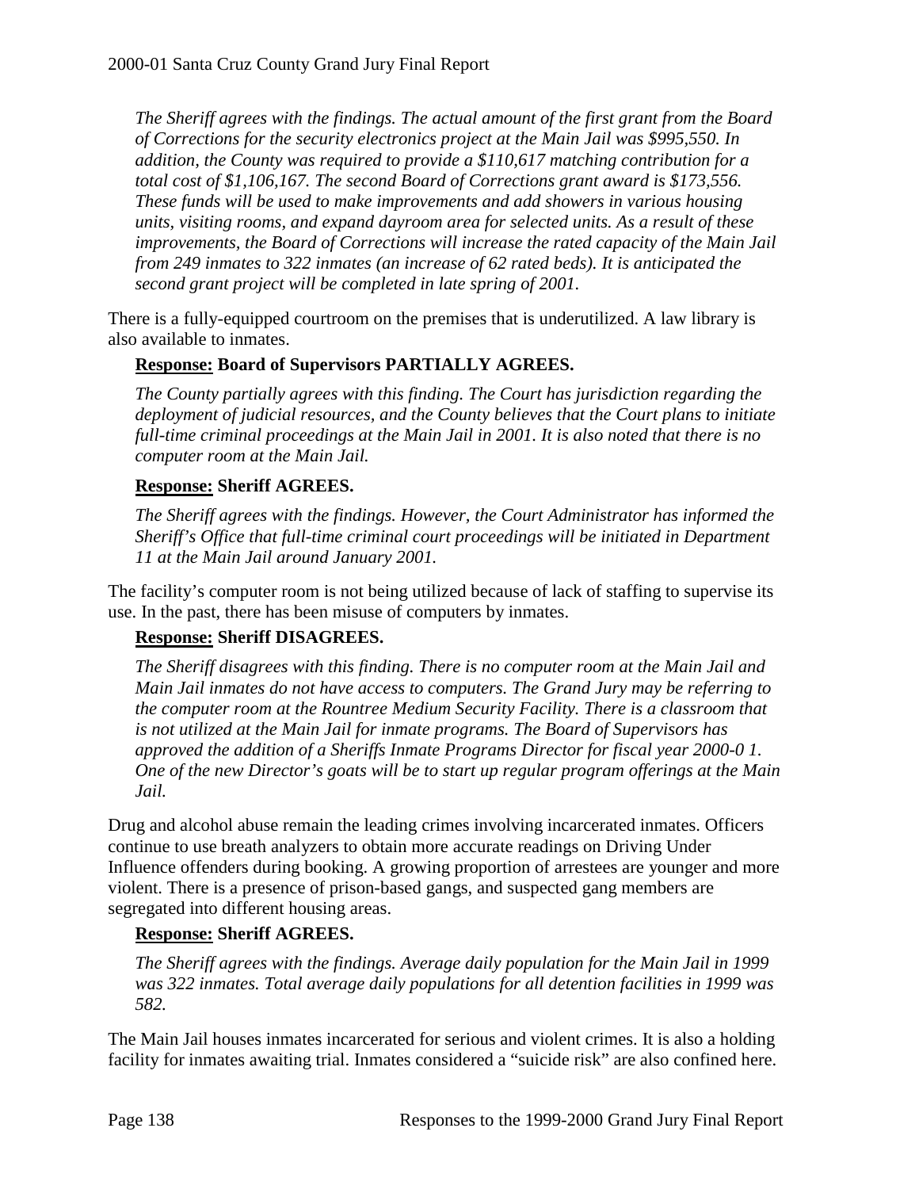*The Sheriff agrees with the findings. The actual amount of the first grant from the Board of Corrections for the security electronics project at the Main Jail was $995,550. In addition, the County was required to provide a $110,617 matching contribution for a total cost of $1,106,167. The second Board of Corrections grant award is $173,556. These funds will be used to make improvements and add showers in various housing units, visiting rooms, and expand dayroom area for selected units. As a result of these improvements, the Board of Corrections will increase the rated capacity of the Main Jail from 249 inmates to 322 inmates (an increase of 62 rated beds). It is anticipated the second grant project will be completed in late spring of 2001.*

There is a fully-equipped courtroom on the premises that is underutilized. A law library is also available to inmates.

**Response: Board of Supervisors PARTIALLY AGREES.**

*The County partially agrees with this finding. The Court has jurisdiction regarding the deployment of judicial resources, and the County believes that the Court plans to initiate full-time criminal proceedings at the Main Jail in 2001. It is also noted that there is no computer room at the Main Jail.*

**Response: Sheriff AGREES.**

*The Sheriff agrees with the findings. However, the Court Administrator has informed the Sheriff's Office that full-time criminal court proceedings will be initiated in Department 11 at the Main Jail around January 2001.*

The facility's computer room is not being utilized because of lack of staffing to supervise its use. In the past, there has been misuse of computers by inmates.

**Response: Sheriff DISAGREES.**

*The Sheriff disagrees with this finding. There is no computer room at the Main Jail and Main Jail inmates do not have access to computers. The Grand Jury may be referring to the computer room at the Rountree Medium Security Facility. There is a classroom that is not utilized at the Main Jail for inmate programs. The Board of Supervisors has approved the addition of a Sheriffs Inmate Programs Director for fiscal year 2000-0 1. One of the new Director's goats will be to start up regular program offerings at the Main Jail.*

Drug and alcohol abuse remain the leading crimes involving incarcerated inmates. Officers continue to use breath analyzers to obtain more accurate readings on Driving Under Influence offenders during booking. A growing proportion of arrestees are younger and more violent. There is a presence of prison-based gangs, and suspected gang members are segregated into different housing areas.

**Response: Sheriff AGREES.**

*The Sheriff agrees with the findings. Average daily population for the Main Jail in 1999 was 322 inmates. Total average daily populations for all detention facilities in 1999 was 582.*

The Main Jail houses inmates incarcerated for serious and violent crimes. It is also a holding facility for inmates awaiting trial. Inmates considered a "suicide risk" are also confined here.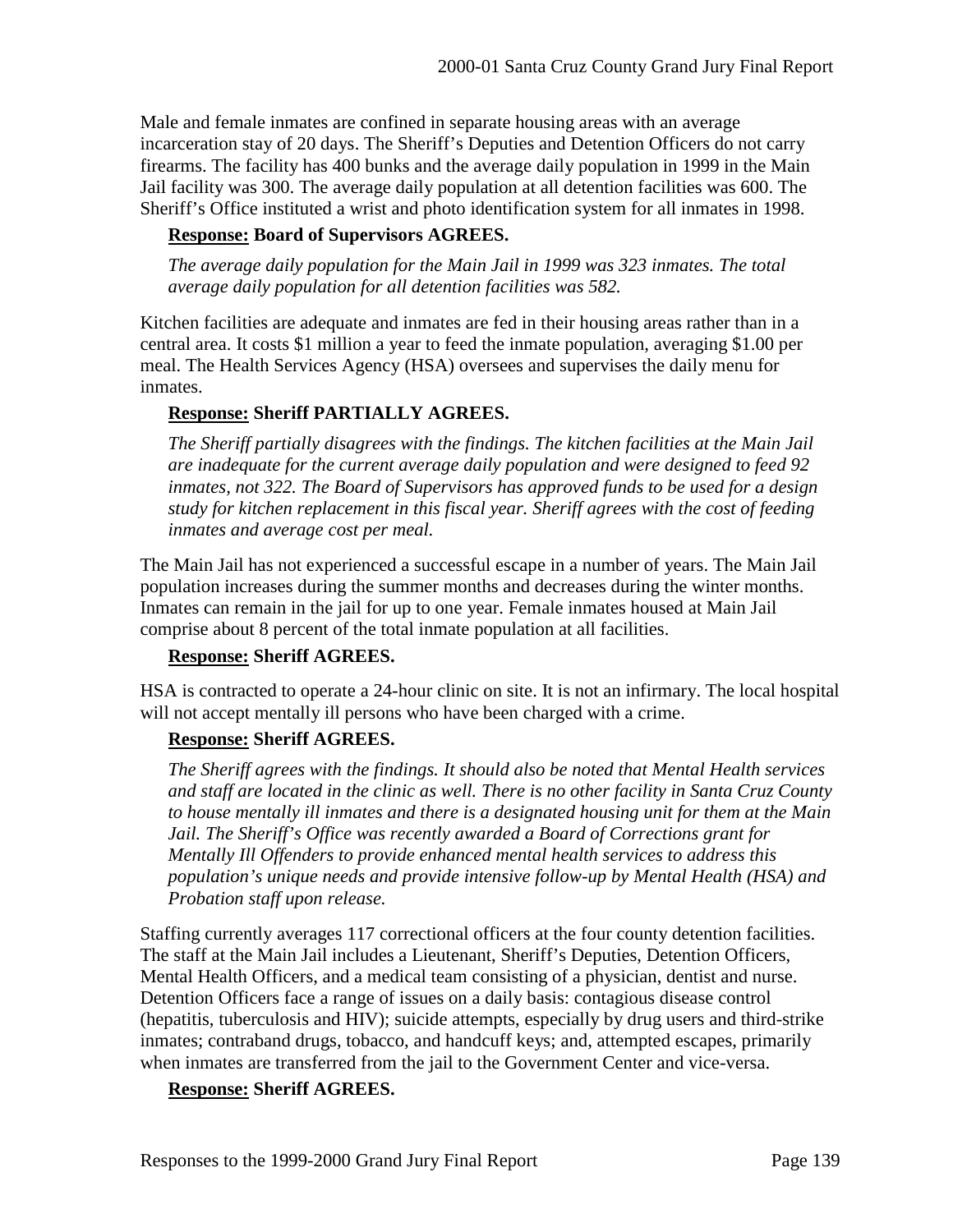Male and female inmates are confined in separate housing areas with an average incarceration stay of 20 days. The Sheriff's Deputies and Detention Officers do not carry firearms. The facility has 400 bunks and the average daily population in 1999 in the Main Jail facility was 300. The average daily population at all detention facilities was 600. The Sheriff's Office instituted a wrist and photo identification system for all inmates in 1998.

**Response: Board of Supervisors AGREES.**

*The average daily population for the Main Jail in 1999 was 323 inmates. The total average daily population for all detention facilities was 582.*

Kitchen facilities are adequate and inmates are fed in their housing areas rather than in a central area. It costs $1 million a year to feed the inmate population, averaging $1.00 per meal. The Health Services Agency (HSA) oversees and supervises the daily menu for inmates.

**Response: Sheriff PARTIALLY AGREES.**

*The Sheriff partially disagrees with the findings. The kitchen facilities at the Main Jail are inadequate for the current average daily population and were designed to feed 92 inmates, not 322. The Board of Supervisors has approved funds to be used for a design study for kitchen replacement in this fiscal year. Sheriff agrees with the cost of feeding inmates and average cost per meal.*

The Main Jail has not experienced a successful escape in a number of years. The Main Jail population increases during the summer months and decreases during the winter months. Inmates can remain in the jail for up to one year. Female inmates housed at Main Jail comprise about 8 percent of the total inmate population at all facilities.

**Response: Sheriff AGREES.**

HSA is contracted to operate a 24-hour clinic on site. It is not an infirmary. The local hospital will not accept mentally ill persons who have been charged with a crime.

**Response: Sheriff AGREES.**

*The Sheriff agrees with the findings. It should also be noted that Mental Health services and staff are located in the clinic as well. There is no other facility in Santa Cruz County to house mentally ill inmates and there is a designated housing unit for them at the Main Jail. The Sheriff's Office was recently awarded a Board of Corrections grant for Mentally Ill Offenders to provide enhanced mental health services to address this population's unique needs and provide intensive follow-up by Mental Health (HSA) and Probation staff upon release.*

Staffing currently averages 117 correctional officers at the four county detention facilities. The staff at the Main Jail includes a Lieutenant, Sheriff's Deputies, Detention Officers, Mental Health Officers, and a medical team consisting of a physician, dentist and nurse. Detention Officers face a range of issues on a daily basis: contagious disease control (hepatitis, tuberculosis and HIV); suicide attempts, especially by drug users and third-strike inmates; contraband drugs, tobacco, and handcuff keys; and, attempted escapes, primarily when inmates are transferred from the jail to the Government Center and vice-versa.

**Response: Sheriff AGREES.**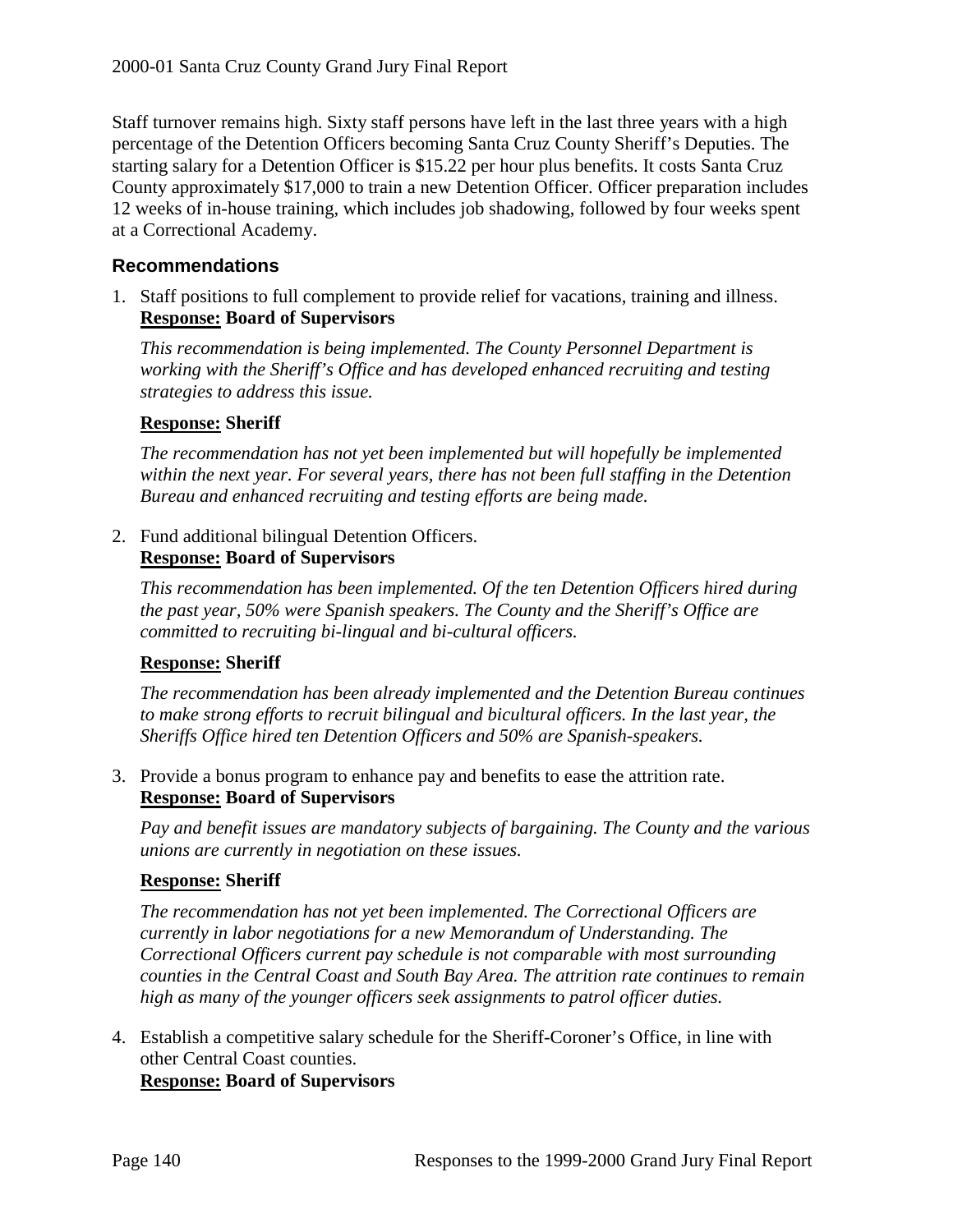Staff turnover remains high. Sixty staff persons have left in the last three years with a high percentage of the Detention Officers becoming Santa Cruz County Sheriff's Deputies. The starting salary for a Detention Officer is $15.22 per hour plus benefits. It costs Santa Cruz County approximately $17,000 to train a new Detention Officer. Officer preparation includes 12 weeks of in-house training, which includes job shadowing, followed by four weeks spent at a Correctional Academy.

### Recommendations

1. Staff positions to full complement to provide relief for vacations, training and illness.
   **Response: Board of Supervisors**

   *This recommendation is being implemented. The County Personnel Department is working with the Sheriff's Office and has developed enhanced recruiting and testing strategies to address this issue.*

   **Response: Sheriff**

   *The recommendation has not yet been implemented but will hopefully be implemented within the next year. For several years, there has not been full staffing in the Detention Bureau and enhanced recruiting and testing efforts are being made.*

2. Fund additional bilingual Detention Officers.
   **Response: Board of Supervisors**

   *This recommendation has been implemented. Of the ten Detention Officers hired during the past year, 50% were Spanish speakers. The County and the Sheriff's Office are committed to recruiting bi-lingual and bi-cultural officers.*

   **Response: Sheriff**

   *The recommendation has been already implemented and the Detention Bureau continues to make strong efforts to recruit bilingual and bicultural officers. In the last year, the Sheriffs Office hired ten Detention Officers and 50% are Spanish-speakers.*

3. Provide a bonus program to enhance pay and benefits to ease the attrition rate.
   **Response: Board of Supervisors**

   *Pay and benefit issues are mandatory subjects of bargaining. The County and the various unions are currently in negotiation on these issues.*

   **Response: Sheriff**

   *The recommendation has not yet been implemented. The Correctional Officers are currently in labor negotiations for a new Memorandum of Understanding. The Correctional Officers current pay schedule is not comparable with most surrounding counties in the Central Coast and South Bay Area. The attrition rate continues to remain high as many of the younger officers seek assignments to patrol officer duties.*

4. Establish a competitive salary schedule for the Sheriff-Coroner's Office, in line with other Central Coast counties.
   **Response: Board of Supervisors**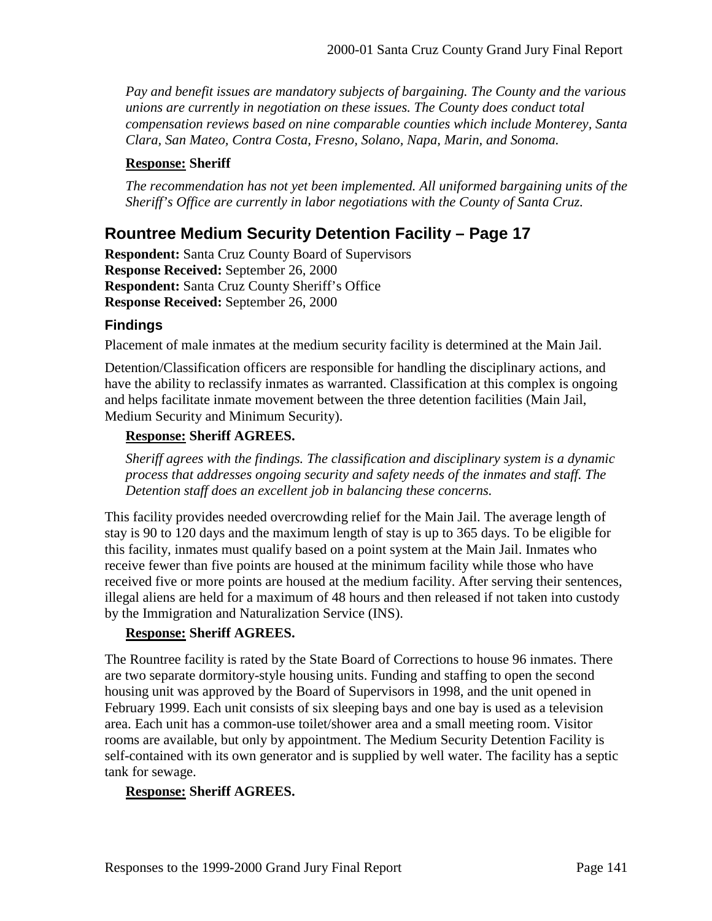*Pay and benefit issues are mandatory subjects of bargaining. The County and the various unions are currently in negotiation on these issues. The County does conduct total compensation reviews based on nine comparable counties which include Monterey, Santa Clara, San Mateo, Contra Costa, Fresno, Solano, Napa, Marin, and Sonoma.*

**Response: Sheriff**

*The recommendation has not yet been implemented. All uniformed bargaining units of the Sheriff's Office are currently in labor negotiations with the County of Santa Cruz.*

## Rountree Medium Security Detention Facility – Page 17

**Respondent:** Santa Cruz County Board of Supervisors
**Response Received:** September 26, 2000
**Respondent:** Santa Cruz County Sheriff's Office
**Response Received:** September 26, 2000

### Findings

Placement of male inmates at the medium security facility is determined at the Main Jail.

Detention/Classification officers are responsible for handling the disciplinary actions, and have the ability to reclassify inmates as warranted. Classification at this complex is ongoing and helps facilitate inmate movement between the three detention facilities (Main Jail, Medium Security and Minimum Security).

**Response: Sheriff AGREES.**

*Sheriff agrees with the findings. The classification and disciplinary system is a dynamic process that addresses ongoing security and safety needs of the inmates and staff. The Detention staff does an excellent job in balancing these concerns.*

This facility provides needed overcrowding relief for the Main Jail. The average length of stay is 90 to 120 days and the maximum length of stay is up to 365 days. To be eligible for this facility, inmates must qualify based on a point system at the Main Jail. Inmates who receive fewer than five points are housed at the minimum facility while those who have received five or more points are housed at the medium facility. After serving their sentences, illegal aliens are held for a maximum of 48 hours and then released if not taken into custody by the Immigration and Naturalization Service (INS).

**Response: Sheriff AGREES.**

The Rountree facility is rated by the State Board of Corrections to house 96 inmates. There are two separate dormitory-style housing units. Funding and staffing to open the second housing unit was approved by the Board of Supervisors in 1998, and the unit opened in February 1999. Each unit consists of six sleeping bays and one bay is used as a television area. Each unit has a common-use toilet/shower area and a small meeting room. Visitor rooms are available, but only by appointment. The Medium Security Detention Facility is self-contained with its own generator and is supplied by well water. The facility has a septic tank for sewage.

**Response: Sheriff AGREES.**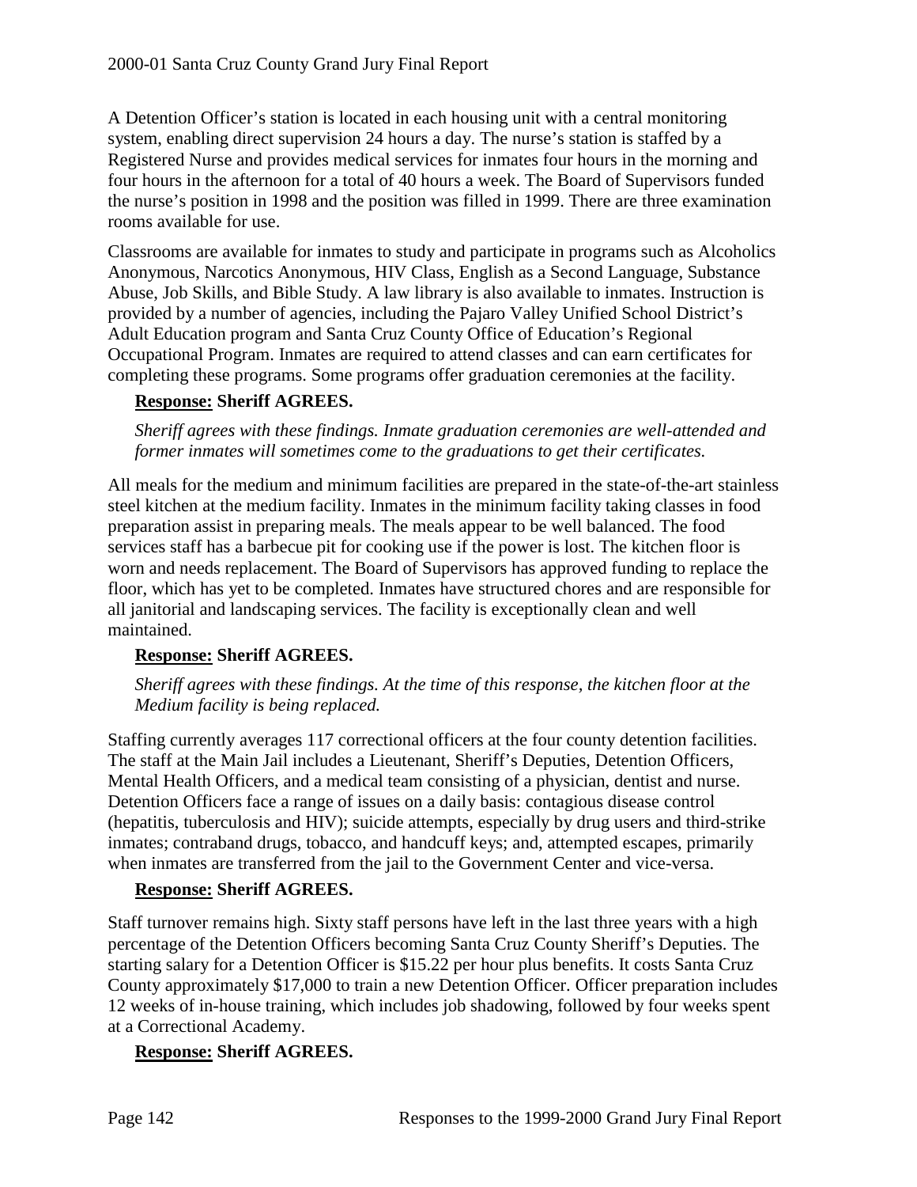A Detention Officer's station is located in each housing unit with a central monitoring system, enabling direct supervision 24 hours a day. The nurse's station is staffed by a Registered Nurse and provides medical services for inmates four hours in the morning and four hours in the afternoon for a total of 40 hours a week. The Board of Supervisors funded the nurse's position in 1998 and the position was filled in 1999. There are three examination rooms available for use.

Classrooms are available for inmates to study and participate in programs such as Alcoholics Anonymous, Narcotics Anonymous, HIV Class, English as a Second Language, Substance Abuse, Job Skills, and Bible Study. A law library is also available to inmates. Instruction is provided by a number of agencies, including the Pajaro Valley Unified School District's Adult Education program and Santa Cruz County Office of Education's Regional Occupational Program. Inmates are required to attend classes and can earn certificates for completing these programs. Some programs offer graduation ceremonies at the facility.

**Response: Sheriff AGREES.**

*Sheriff agrees with these findings. Inmate graduation ceremonies are well-attended and former inmates will sometimes come to the graduations to get their certificates.*

All meals for the medium and minimum facilities are prepared in the state-of-the-art stainless steel kitchen at the medium facility. Inmates in the minimum facility taking classes in food preparation assist in preparing meals. The meals appear to be well balanced. The food services staff has a barbecue pit for cooking use if the power is lost. The kitchen floor is worn and needs replacement. The Board of Supervisors has approved funding to replace the floor, which has yet to be completed. Inmates have structured chores and are responsible for all janitorial and landscaping services. The facility is exceptionally clean and well maintained.

**Response: Sheriff AGREES.**

*Sheriff agrees with these findings. At the time of this response, the kitchen floor at the Medium facility is being replaced.*

Staffing currently averages 117 correctional officers at the four county detention facilities. The staff at the Main Jail includes a Lieutenant, Sheriff's Deputies, Detention Officers, Mental Health Officers, and a medical team consisting of a physician, dentist and nurse. Detention Officers face a range of issues on a daily basis: contagious disease control (hepatitis, tuberculosis and HIV); suicide attempts, especially by drug users and third-strike inmates; contraband drugs, tobacco, and handcuff keys; and, attempted escapes, primarily when inmates are transferred from the jail to the Government Center and vice-versa.

**Response: Sheriff AGREES.**

Staff turnover remains high. Sixty staff persons have left in the last three years with a high percentage of the Detention Officers becoming Santa Cruz County Sheriff's Deputies. The starting salary for a Detention Officer is $15.22 per hour plus benefits. It costs Santa Cruz County approximately $17,000 to train a new Detention Officer. Officer preparation includes 12 weeks of in-house training, which includes job shadowing, followed by four weeks spent at a Correctional Academy.

**Response: Sheriff AGREES.**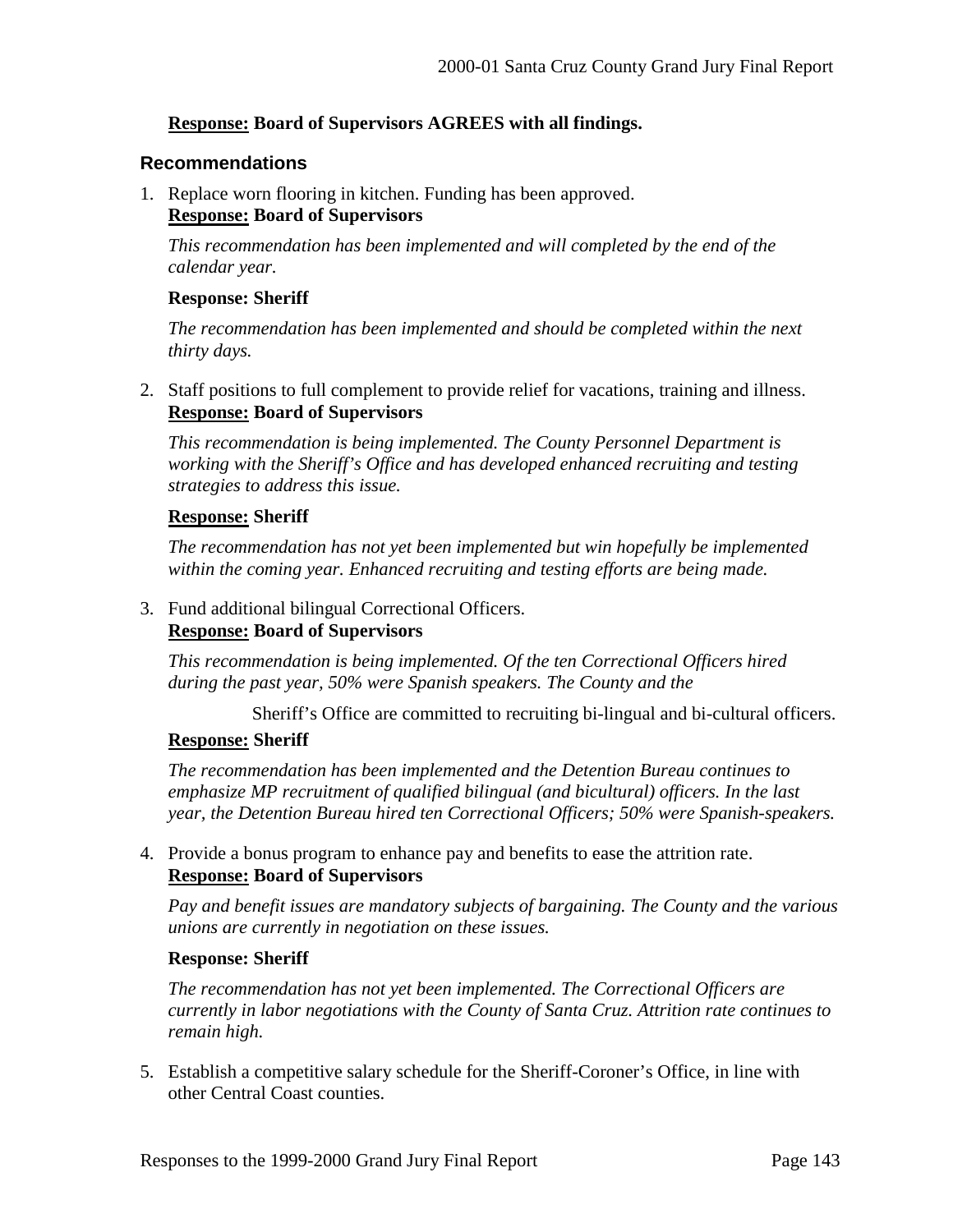**<u>Response:</u> Board of Supervisors AGREES with all findings.**

## Recommendations

1. Replace worn flooring in kitchen. Funding has been approved.
   **<u>Response:</u> Board of Supervisors**

   *This recommendation has been implemented and will completed by the end of the calendar year.*

   **Response: Sheriff**

   *The recommendation has been implemented and should be completed within the next thirty days.*

2. Staff positions to full complement to provide relief for vacations, training and illness.
   **<u>Response:</u> Board of Supervisors**

   *This recommendation is being implemented. The County Personnel Department is working with the Sheriff's Office and has developed enhanced recruiting and testing strategies to address this issue.*

   **<u>Response:</u> Sheriff**

   *The recommendation has not yet been implemented but win hopefully be implemented within the coming year. Enhanced recruiting and testing efforts are being made.*

3. Fund additional bilingual Correctional Officers.
   **<u>Response:</u> Board of Supervisors**

   *This recommendation is being implemented. Of the ten Correctional Officers hired during the past year, 50% were Spanish speakers. The County and the*

   Sheriff's Office are committed to recruiting bi-lingual and bi-cultural officers.

   **<u>Response:</u> Sheriff**

   *The recommendation has been implemented and the Detention Bureau continues to emphasize MP recruitment of qualified bilingual (and bicultural) officers. In the last year, the Detention Bureau hired ten Correctional Officers; 50% were Spanish-speakers.*

4. Provide a bonus program to enhance pay and benefits to ease the attrition rate.
   **<u>Response:</u> Board of Supervisors**

   *Pay and benefit issues are mandatory subjects of bargaining. The County and the various unions are currently in negotiation on these issues.*

   **Response: Sheriff**

   *The recommendation has not yet been implemented. The Correctional Officers are currently in labor negotiations with the County of Santa Cruz. Attrition rate continues to remain high.*

5. Establish a competitive salary schedule for the Sheriff-Coroner's Office, in line with other Central Coast counties.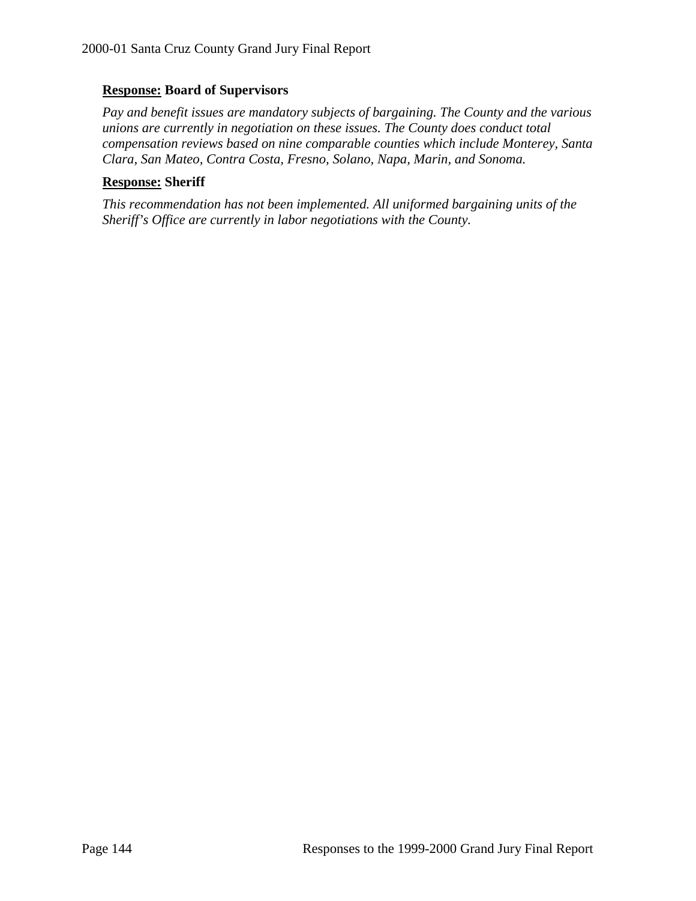**<u>Response:</u> Board of Supervisors**

*Pay and benefit issues are mandatory subjects of bargaining. The County and the various unions are currently in negotiation on these issues. The County does conduct total compensation reviews based on nine comparable counties which include Monterey, Santa Clara, San Mateo, Contra Costa, Fresno, Solano, Napa, Marin, and Sonoma.*

**<u>Response:</u> Sheriff**

*This recommendation has not been implemented. All uniformed bargaining units of the Sheriff's Office are currently in labor negotiations with the County.*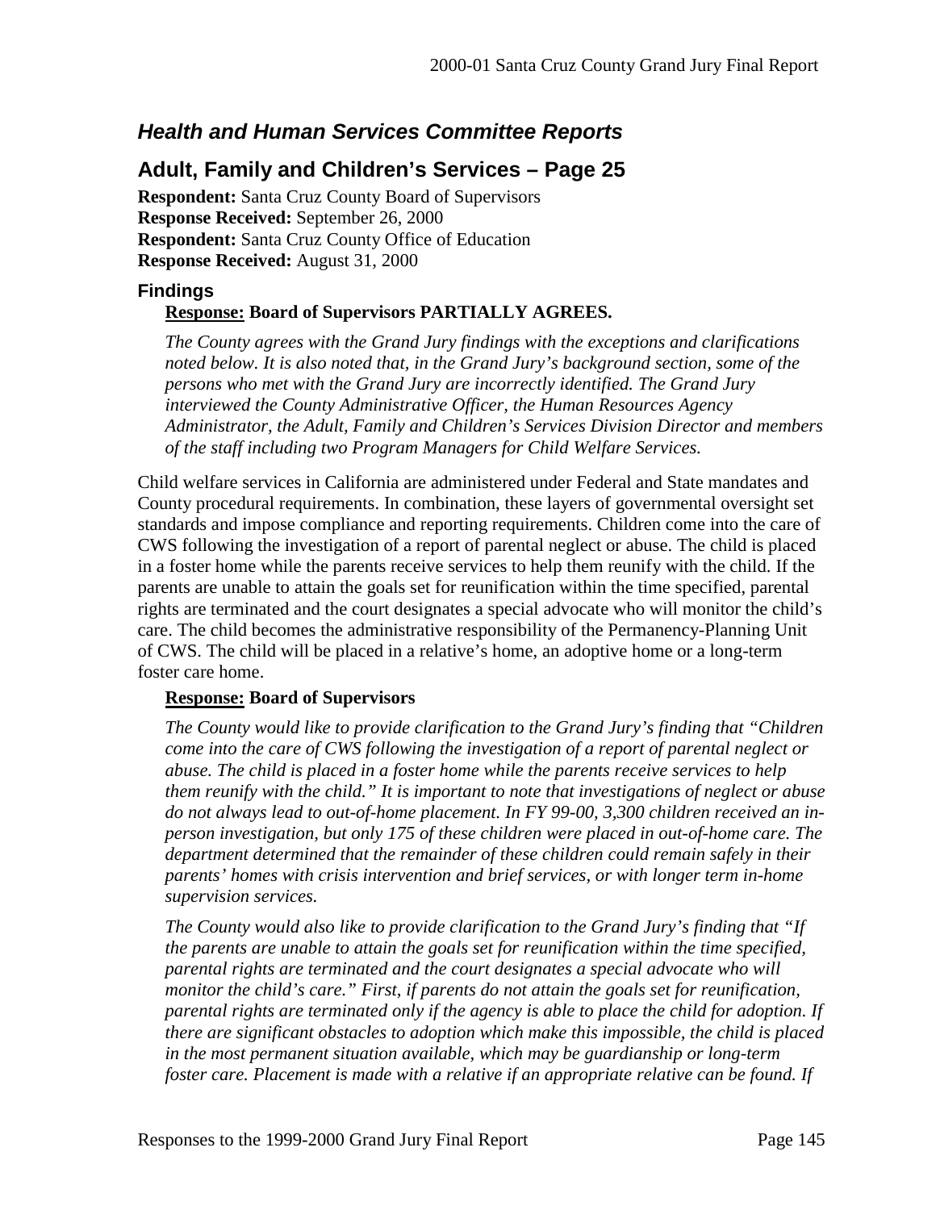## *Health and Human Services Committee Reports*

## Adult, Family and Children's Services – Page 25

**Respondent:** Santa Cruz County Board of Supervisors
**Response Received:** September 26, 2000
**Respondent:** Santa Cruz County Office of Education
**Response Received:** August 31, 2000

### Findings

**Response: Board of Supervisors PARTIALLY AGREES.**

*The County agrees with the Grand Jury findings with the exceptions and clarifications noted below. It is also noted that, in the Grand Jury's background section, some of the persons who met with the Grand Jury are incorrectly identified. The Grand Jury interviewed the County Administrative Officer, the Human Resources Agency Administrator, the Adult, Family and Children's Services Division Director and members of the staff including two Program Managers for Child Welfare Services.*

Child welfare services in California are administered under Federal and State mandates and County procedural requirements. In combination, these layers of governmental oversight set standards and impose compliance and reporting requirements. Children come into the care of CWS following the investigation of a report of parental neglect or abuse. The child is placed in a foster home while the parents receive services to help them reunify with the child. If the parents are unable to attain the goals set for reunification within the time specified, parental rights are terminated and the court designates a special advocate who will monitor the child's care. The child becomes the administrative responsibility of the Permanency-Planning Unit of CWS. The child will be placed in a relative's home, an adoptive home or a long-term foster care home.

**Response: Board of Supervisors**

*The County would like to provide clarification to the Grand Jury's finding that "Children come into the care of CWS following the investigation of a report of parental neglect or abuse. The child is placed in a foster home while the parents receive services to help them reunify with the child." It is important to note that investigations of neglect or abuse do not always lead to out-of-home placement. In FY 99-00, 3,300 children received an in-person investigation, but only 175 of these children were placed in out-of-home care. The department determined that the remainder of these children could remain safely in their parents' homes with crisis intervention and brief services, or with longer term in-home supervision services.*

*The County would also like to provide clarification to the Grand Jury's finding that "If the parents are unable to attain the goals set for reunification within the time specified, parental rights are terminated and the court designates a special advocate who will monitor the child's care." First, if parents do not attain the goals set for reunification, parental rights are terminated only if the agency is able to place the child for adoption. If there are significant obstacles to adoption which make this impossible, the child is placed in the most permanent situation available, which may be guardianship or long-term foster care. Placement is made with a relative if an appropriate relative can be found. If*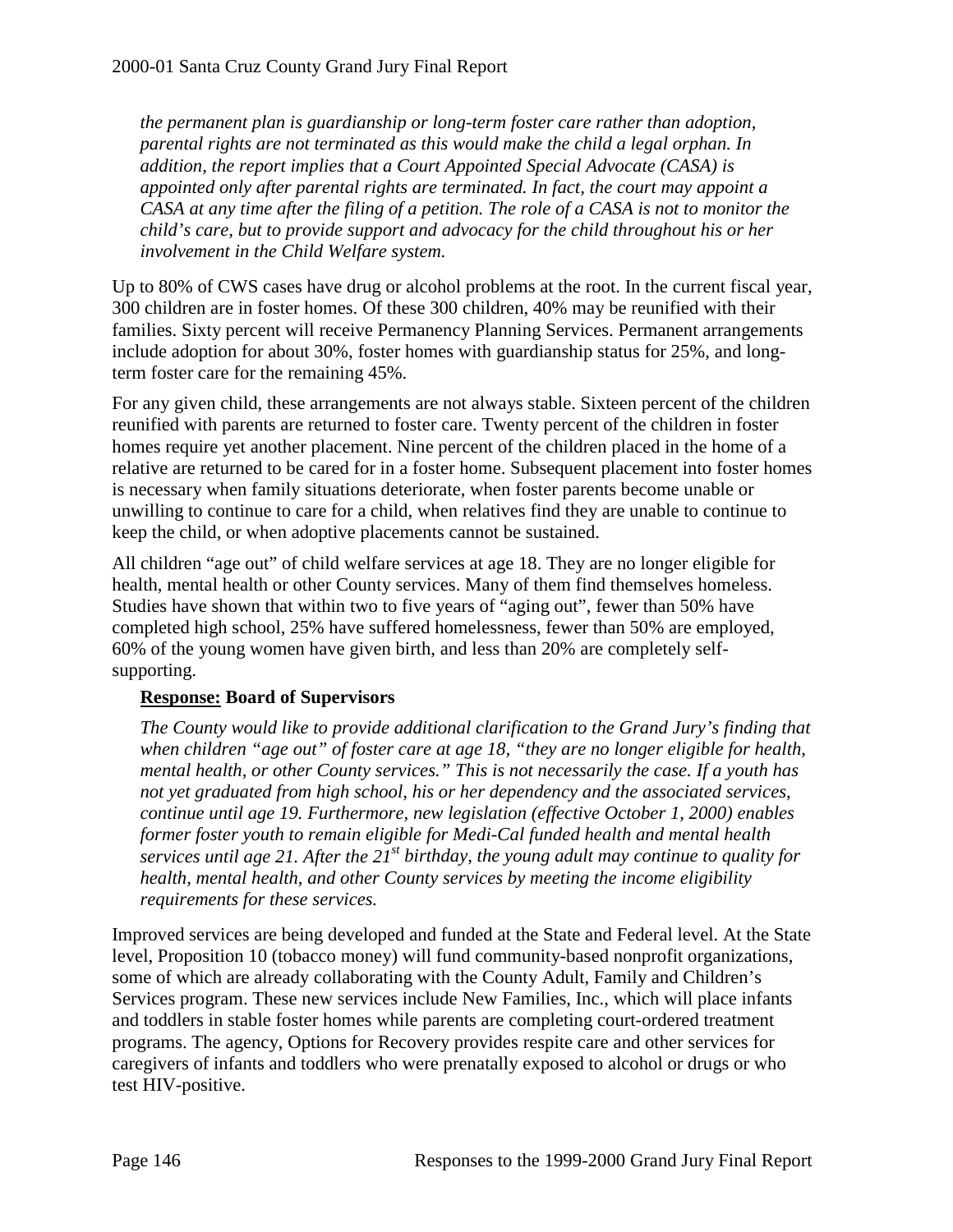*the permanent plan is guardianship or long-term foster care rather than adoption, parental rights are not terminated as this would make the child a legal orphan. In addition, the report implies that a Court Appointed Special Advocate (CASA) is appointed only after parental rights are terminated. In fact, the court may appoint a CASA at any time after the filing of a petition. The role of a CASA is not to monitor the child's care, but to provide support and advocacy for the child throughout his or her involvement in the Child Welfare system.*

Up to 80% of CWS cases have drug or alcohol problems at the root. In the current fiscal year, 300 children are in foster homes. Of these 300 children, 40% may be reunified with their families. Sixty percent will receive Permanency Planning Services. Permanent arrangements include adoption for about 30%, foster homes with guardianship status for 25%, and long-term foster care for the remaining 45%.

For any given child, these arrangements are not always stable. Sixteen percent of the children reunified with parents are returned to foster care. Twenty percent of the children in foster homes require yet another placement. Nine percent of the children placed in the home of a relative are returned to be cared for in a foster home. Subsequent placement into foster homes is necessary when family situations deteriorate, when foster parents become unable or unwilling to continue to care for a child, when relatives find they are unable to continue to keep the child, or when adoptive placements cannot be sustained.

All children "age out" of child welfare services at age 18. They are no longer eligible for health, mental health or other County services. Many of them find themselves homeless. Studies have shown that within two to five years of "aging out", fewer than 50% have completed high school, 25% have suffered homelessness, fewer than 50% are employed, 60% of the young women have given birth, and less than 20% are completely self-supporting.

**Response: Board of Supervisors**

*The County would like to provide additional clarification to the Grand Jury's finding that when children "age out" of foster care at age 18, "they are no longer eligible for health, mental health, or other County services." This is not necessarily the case. If a youth has not yet graduated from high school, his or her dependency and the associated services, continue until age 19. Furthermore, new legislation (effective October 1, 2000) enables former foster youth to remain eligible for Medi-Cal funded health and mental health services until age 21. After the 21st birthday, the young adult may continue to quality for health, mental health, and other County services by meeting the income eligibility requirements for these services.*

Improved services are being developed and funded at the State and Federal level. At the State level, Proposition 10 (tobacco money) will fund community-based nonprofit organizations, some of which are already collaborating with the County Adult, Family and Children's Services program. These new services include New Families, Inc., which will place infants and toddlers in stable foster homes while parents are completing court-ordered treatment programs. The agency, Options for Recovery provides respite care and other services for caregivers of infants and toddlers who were prenatally exposed to alcohol or drugs or who test HIV-positive.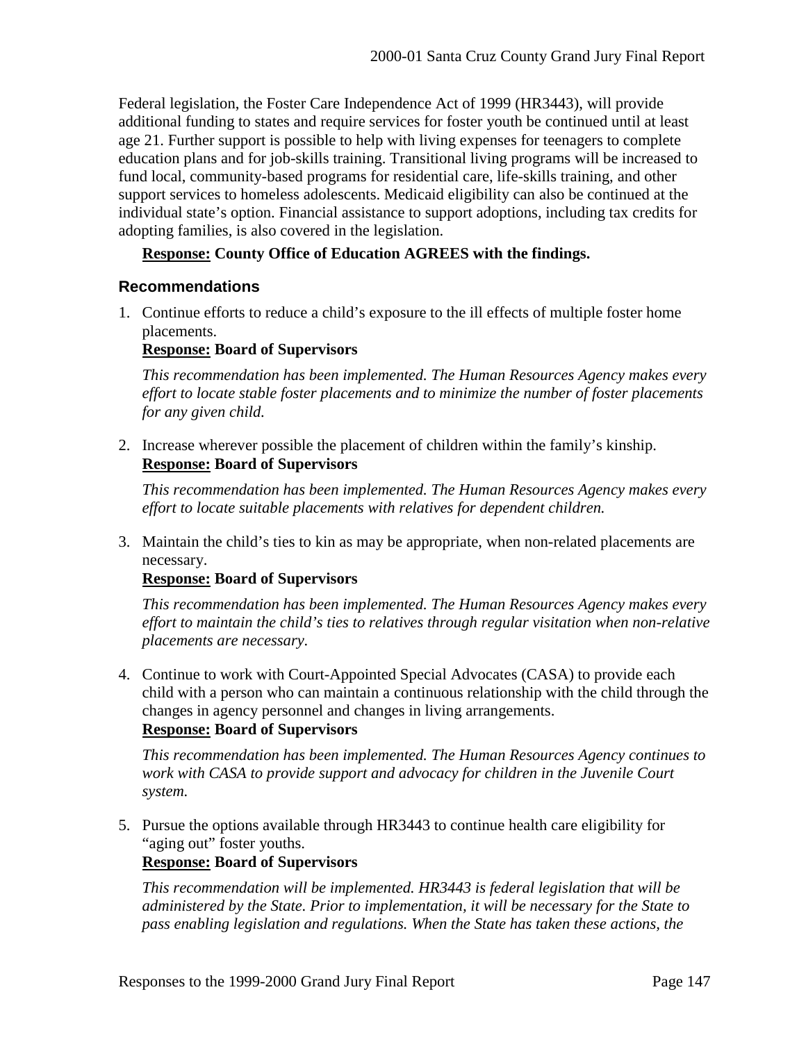Federal legislation, the Foster Care Independence Act of 1999 (HR3443), will provide additional funding to states and require services for foster youth be continued until at least age 21. Further support is possible to help with living expenses for teenagers to complete education plans and for job-skills training. Transitional living programs will be increased to fund local, community-based programs for residential care, life-skills training, and other support services to homeless adolescents. Medicaid eligibility can also be continued at the individual state's option. Financial assistance to support adoptions, including tax credits for adopting families, is also covered in the legislation.

**Response: County Office of Education AGREES with the findings.**

## Recommendations

1. Continue efforts to reduce a child's exposure to the ill effects of multiple foster home placements.
   **Response: Board of Supervisors**

   *This recommendation has been implemented. The Human Resources Agency makes every effort to locate stable foster placements and to minimize the number of foster placements for any given child.*

2. Increase wherever possible the placement of children within the family's kinship.
   **Response: Board of Supervisors**

   *This recommendation has been implemented. The Human Resources Agency makes every effort to locate suitable placements with relatives for dependent children.*

3. Maintain the child's ties to kin as may be appropriate, when non-related placements are necessary.
   **Response: Board of Supervisors**

   *This recommendation has been implemented. The Human Resources Agency makes every effort to maintain the child's ties to relatives through regular visitation when non-relative placements are necessary.*

4. Continue to work with Court-Appointed Special Advocates (CASA) to provide each child with a person who can maintain a continuous relationship with the child through the changes in agency personnel and changes in living arrangements.
   **Response: Board of Supervisors**

   *This recommendation has been implemented. The Human Resources Agency continues to work with CASA to provide support and advocacy for children in the Juvenile Court system.*

5. Pursue the options available through HR3443 to continue health care eligibility for "aging out" foster youths.
   **Response: Board of Supervisors**

   *This recommendation will be implemented. HR3443 is federal legislation that will be administered by the State. Prior to implementation, it will be necessary for the State to pass enabling legislation and regulations. When the State has taken these actions, the*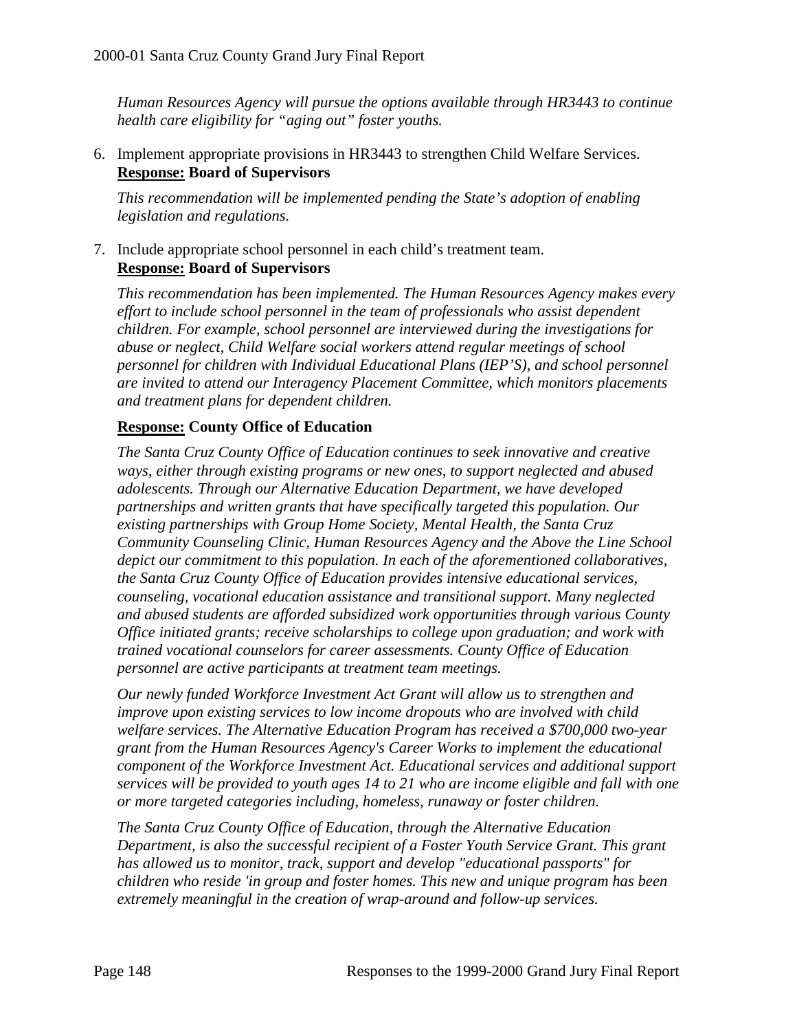*Human Resources Agency will pursue the options available through HR3443 to continue health care eligibility for "aging out" foster youths.*

6. Implement appropriate provisions in HR3443 to strengthen Child Welfare Services.
   **Response: Board of Supervisors**

   *This recommendation will be implemented pending the State's adoption of enabling legislation and regulations.*

7. Include appropriate school personnel in each child's treatment team.
   **Response: Board of Supervisors**

   *This recommendation has been implemented. The Human Resources Agency makes every effort to include school personnel in the team of professionals who assist dependent children. For example, school personnel are interviewed during the investigations for abuse or neglect, Child Welfare social workers attend regular meetings of school personnel for children with Individual Educational Plans (IEP'S), and school personnel are invited to attend our Interagency Placement Committee, which monitors placements and treatment plans for dependent children.*

   **Response: County Office of Education**

   *The Santa Cruz County Office of Education continues to seek innovative and creative ways, either through existing programs or new ones, to support neglected and abused adolescents. Through our Alternative Education Department, we have developed partnerships and written grants that have specifically targeted this population. Our existing partnerships with Group Home Society, Mental Health, the Santa Cruz Community Counseling Clinic, Human Resources Agency and the Above the Line School depict our commitment to this population. In each of the aforementioned collaboratives, the Santa Cruz County Office of Education provides intensive educational services, counseling, vocational education assistance and transitional support. Many neglected and abused students are afforded subsidized work opportunities through various County Office initiated grants; receive scholarships to college upon graduation; and work with trained vocational counselors for career assessments. County Office of Education personnel are active participants at treatment team meetings.*

   *Our newly funded Workforce Investment Act Grant will allow us to strengthen and improve upon existing services to low income dropouts who are involved with child welfare services. The Alternative Education Program has received a $700,000 two-year grant from the Human Resources Agency's Career Works to implement the educational component of the Workforce Investment Act. Educational services and additional support services will be provided to youth ages 14 to 21 who are income eligible and fall with one or more targeted categories including, homeless, runaway or foster children.*

   *The Santa Cruz County Office of Education, through the Alternative Education Department, is also the successful recipient of a Foster Youth Service Grant. This grant has allowed us to monitor, track, support and develop "educational passports" for children who reside 'in group and foster homes. This new and unique program has been extremely meaningful in the creation of wrap-around and follow-up services.*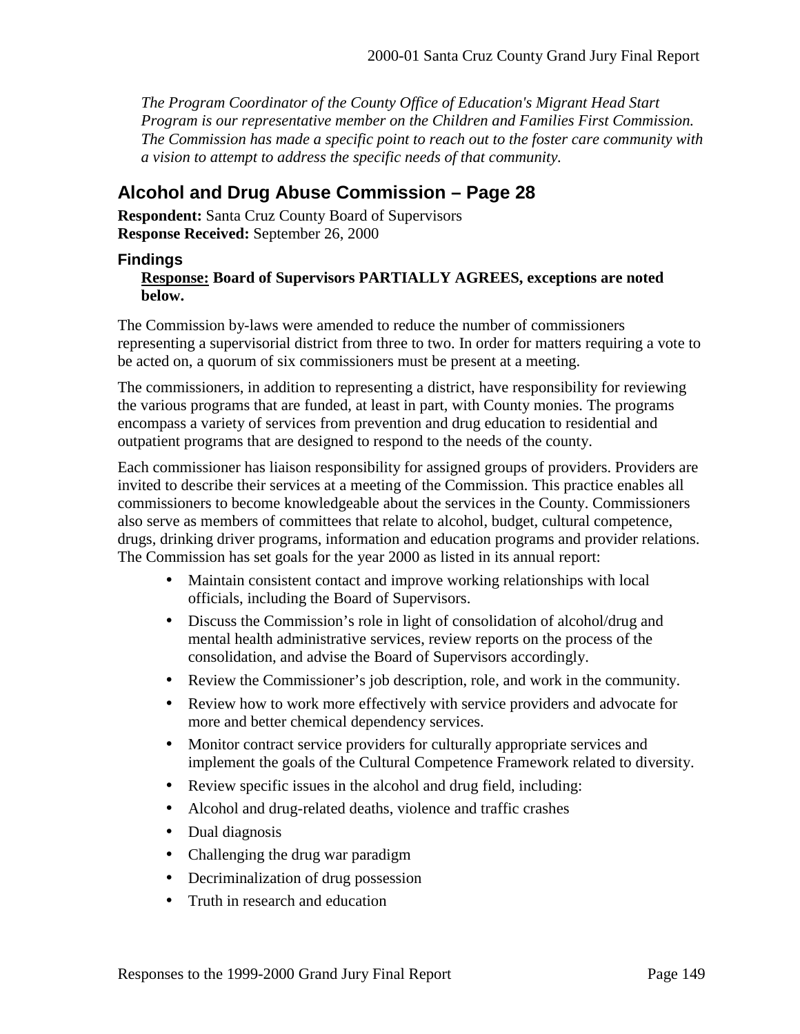*The Program Coordinator of the County Office of Education's Migrant Head Start Program is our representative member on the Children and Families First Commission. The Commission has made a specific point to reach out to the foster care community with a vision to attempt to address the specific needs of that community.*

## Alcohol and Drug Abuse Commission – Page 28

**Respondent:** Santa Cruz County Board of Supervisors
**Response Received:** September 26, 2000

### Findings

**Response: Board of Supervisors PARTIALLY AGREES, exceptions are noted below.**

The Commission by-laws were amended to reduce the number of commissioners representing a supervisorial district from three to two. In order for matters requiring a vote to be acted on, a quorum of six commissioners must be present at a meeting.

The commissioners, in addition to representing a district, have responsibility for reviewing the various programs that are funded, at least in part, with County monies. The programs encompass a variety of services from prevention and drug education to residential and outpatient programs that are designed to respond to the needs of the county.

Each commissioner has liaison responsibility for assigned groups of providers. Providers are invited to describe their services at a meeting of the Commission. This practice enables all commissioners to become knowledgeable about the services in the County. Commissioners also serve as members of committees that relate to alcohol, budget, cultural competence, drugs, drinking driver programs, information and education programs and provider relations. The Commission has set goals for the year 2000 as listed in its annual report:

- Maintain consistent contact and improve working relationships with local officials, including the Board of Supervisors.
- Discuss the Commission's role in light of consolidation of alcohol/drug and mental health administrative services, review reports on the process of the consolidation, and advise the Board of Supervisors accordingly.
- Review the Commissioner's job description, role, and work in the community.
- Review how to work more effectively with service providers and advocate for more and better chemical dependency services.
- Monitor contract service providers for culturally appropriate services and implement the goals of the Cultural Competence Framework related to diversity.
- Review specific issues in the alcohol and drug field, including:
- Alcohol and drug-related deaths, violence and traffic crashes
- Dual diagnosis
- Challenging the drug war paradigm
- Decriminalization of drug possession
- Truth in research and education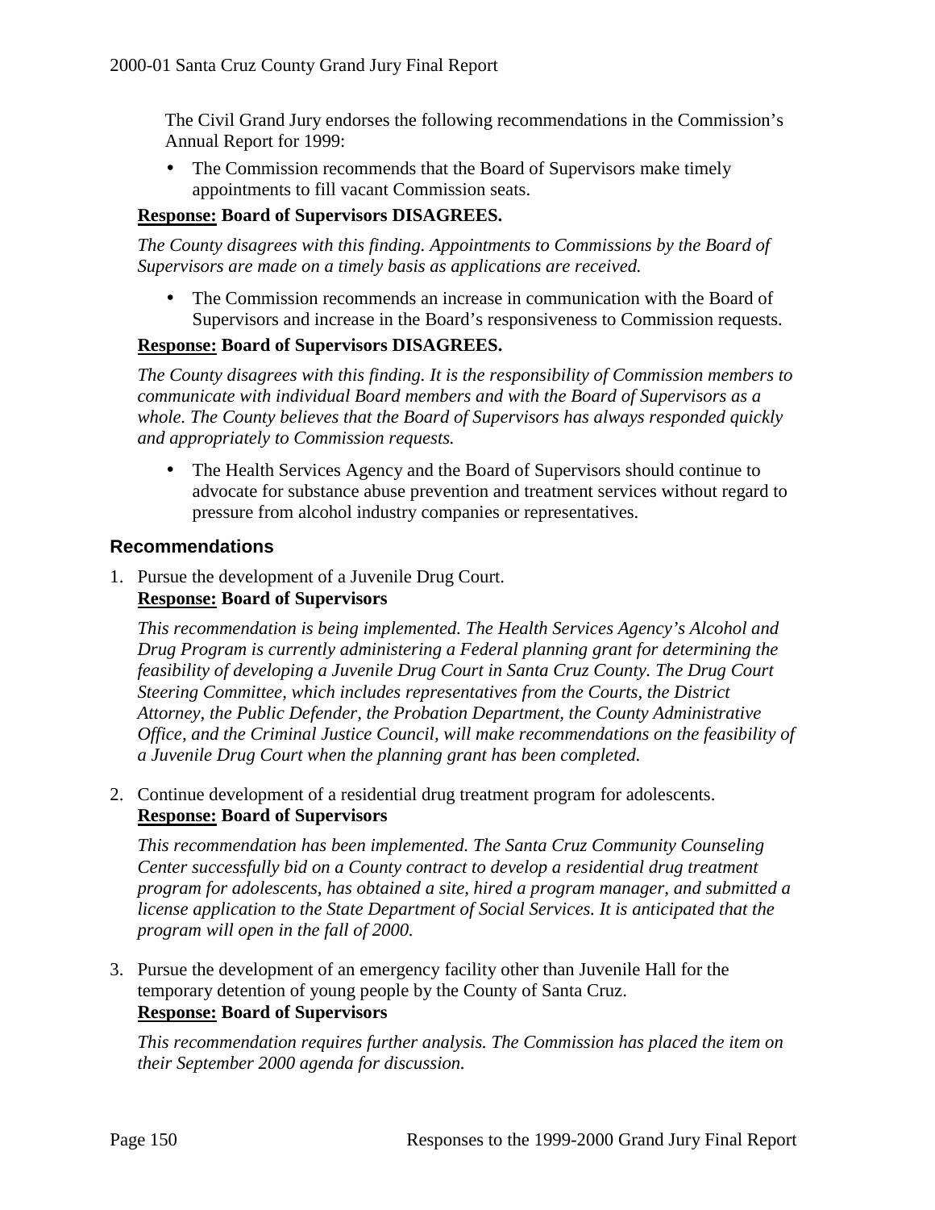The Civil Grand Jury endorses the following recommendations in the Commission's Annual Report for 1999:

- The Commission recommends that the Board of Supervisors make timely appointments to fill vacant Commission seats.

**Response: Board of Supervisors DISAGREES.**

*The County disagrees with this finding. Appointments to Commissions by the Board of Supervisors are made on a timely basis as applications are received.*

- The Commission recommends an increase in communication with the Board of Supervisors and increase in the Board's responsiveness to Commission requests.

**Response: Board of Supervisors DISAGREES.**

*The County disagrees with this finding. It is the responsibility of Commission members to communicate with individual Board members and with the Board of Supervisors as a whole. The County believes that the Board of Supervisors has always responded quickly and appropriately to Commission requests.*

- The Health Services Agency and the Board of Supervisors should continue to advocate for substance abuse prevention and treatment services without regard to pressure from alcohol industry companies or representatives.

### Recommendations

1. Pursue the development of a Juvenile Drug Court.
   **Response: Board of Supervisors**

   *This recommendation is being implemented. The Health Services Agency's Alcohol and Drug Program is currently administering a Federal planning grant for determining the feasibility of developing a Juvenile Drug Court in Santa Cruz County. The Drug Court Steering Committee, which includes representatives from the Courts, the District Attorney, the Public Defender, the Probation Department, the County Administrative Office, and the Criminal Justice Council, will make recommendations on the feasibility of a Juvenile Drug Court when the planning grant has been completed.*

2. Continue development of a residential drug treatment program for adolescents.
   **Response: Board of Supervisors**

   *This recommendation has been implemented. The Santa Cruz Community Counseling Center successfully bid on a County contract to develop a residential drug treatment program for adolescents, has obtained a site, hired a program manager, and submitted a license application to the State Department of Social Services. It is anticipated that the program will open in the fall of 2000.*

3. Pursue the development of an emergency facility other than Juvenile Hall for the temporary detention of young people by the County of Santa Cruz.
   **Response: Board of Supervisors**

   *This recommendation requires further analysis. The Commission has placed the item on their September 2000 agenda for discussion.*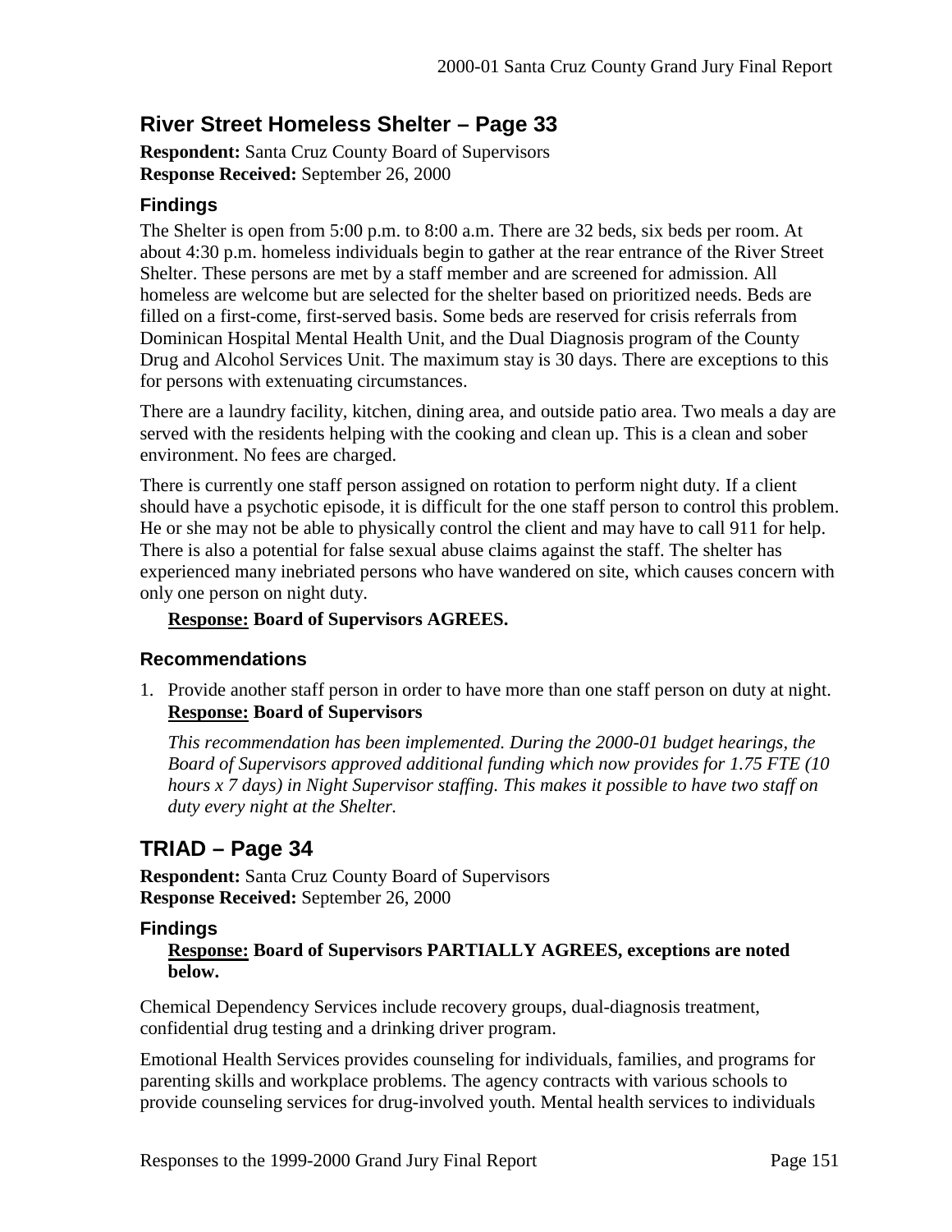## River Street Homeless Shelter – Page 33

**Respondent:** Santa Cruz County Board of Supervisors
**Response Received:** September 26, 2000

### Findings

The Shelter is open from 5:00 p.m. to 8:00 a.m. There are 32 beds, six beds per room. At about 4:30 p.m. homeless individuals begin to gather at the rear entrance of the River Street Shelter. These persons are met by a staff member and are screened for admission. All homeless are welcome but are selected for the shelter based on prioritized needs. Beds are filled on a first-come, first-served basis. Some beds are reserved for crisis referrals from Dominican Hospital Mental Health Unit, and the Dual Diagnosis program of the County Drug and Alcohol Services Unit. The maximum stay is 30 days. There are exceptions to this for persons with extenuating circumstances.

There are a laundry facility, kitchen, dining area, and outside patio area. Two meals a day are served with the residents helping with the cooking and clean up. This is a clean and sober environment. No fees are charged.

There is currently one staff person assigned on rotation to perform night duty. If a client should have a psychotic episode, it is difficult for the one staff person to control this problem. He or she may not be able to physically control the client and may have to call 911 for help. There is also a potential for false sexual abuse claims against the staff. The shelter has experienced many inebriated persons who have wandered on site, which causes concern with only one person on night duty.

**Response: Board of Supervisors AGREES.**

### Recommendations

1. Provide another staff person in order to have more than one staff person on duty at night.
   **Response: Board of Supervisors**

   *This recommendation has been implemented. During the 2000-01 budget hearings, the Board of Supervisors approved additional funding which now provides for 1.75 FTE (10 hours x 7 days) in Night Supervisor staffing. This makes it possible to have two staff on duty every night at the Shelter.*

## TRIAD – Page 34

**Respondent:** Santa Cruz County Board of Supervisors
**Response Received:** September 26, 2000

### Findings

**Response: Board of Supervisors PARTIALLY AGREES, exceptions are noted below.**

Chemical Dependency Services include recovery groups, dual-diagnosis treatment, confidential drug testing and a drinking driver program.

Emotional Health Services provides counseling for individuals, families, and programs for parenting skills and workplace problems. The agency contracts with various schools to provide counseling services for drug-involved youth. Mental health services to individuals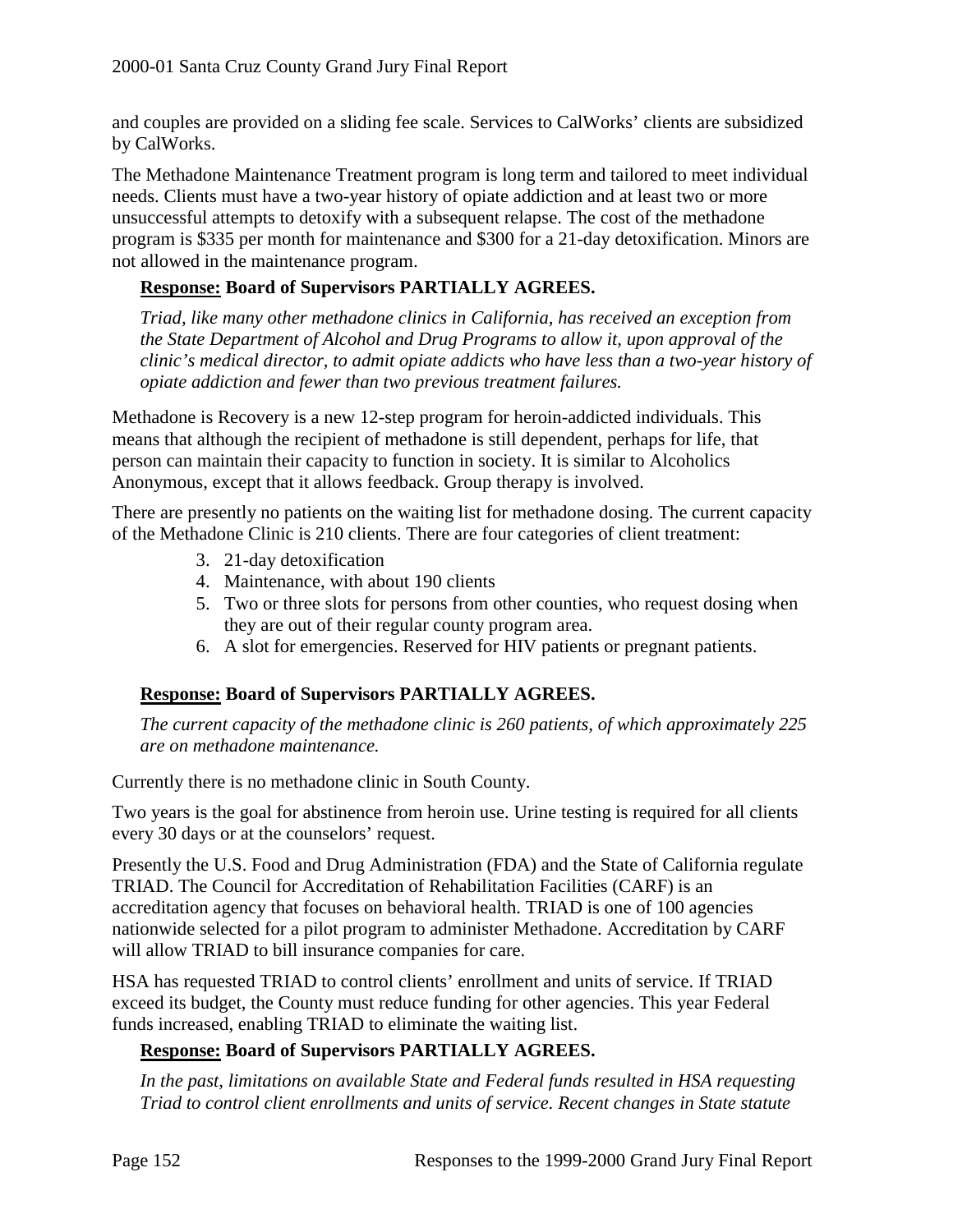and couples are provided on a sliding fee scale. Services to CalWorks' clients are subsidized by CalWorks.

The Methadone Maintenance Treatment program is long term and tailored to meet individual needs. Clients must have a two-year history of opiate addiction and at least two or more unsuccessful attempts to detoxify with a subsequent relapse. The cost of the methadone program is $335 per month for maintenance and $300 for a 21-day detoxification. Minors are not allowed in the maintenance program.

**<u>Response:</u> Board of Supervisors PARTIALLY AGREES.**

*Triad, like many other methadone clinics in California, has received an exception from the State Department of Alcohol and Drug Programs to allow it, upon approval of the clinic's medical director, to admit opiate addicts who have less than a two-year history of opiate addiction and fewer than two previous treatment failures.*

Methadone is Recovery is a new 12-step program for heroin-addicted individuals. This means that although the recipient of methadone is still dependent, perhaps for life, that person can maintain their capacity to function in society. It is similar to Alcoholics Anonymous, except that it allows feedback. Group therapy is involved.

There are presently no patients on the waiting list for methadone dosing. The current capacity of the Methadone Clinic is 210 clients. There are four categories of client treatment:

3. 21-day detoxification
4. Maintenance, with about 190 clients
5. Two or three slots for persons from other counties, who request dosing when they are out of their regular county program area.
6. A slot for emergencies. Reserved for HIV patients or pregnant patients.

**<u>Response:</u> Board of Supervisors PARTIALLY AGREES.**

*The current capacity of the methadone clinic is 260 patients, of which approximately 225 are on methadone maintenance.*

Currently there is no methadone clinic in South County.

Two years is the goal for abstinence from heroin use. Urine testing is required for all clients every 30 days or at the counselors' request.

Presently the U.S. Food and Drug Administration (FDA) and the State of California regulate TRIAD. The Council for Accreditation of Rehabilitation Facilities (CARF) is an accreditation agency that focuses on behavioral health. TRIAD is one of 100 agencies nationwide selected for a pilot program to administer Methadone. Accreditation by CARF will allow TRIAD to bill insurance companies for care.

HSA has requested TRIAD to control clients' enrollment and units of service. If TRIAD exceed its budget, the County must reduce funding for other agencies. This year Federal funds increased, enabling TRIAD to eliminate the waiting list.

**<u>Response:</u> Board of Supervisors PARTIALLY AGREES.**

*In the past, limitations on available State and Federal funds resulted in HSA requesting Triad to control client enrollments and units of service. Recent changes in State statute*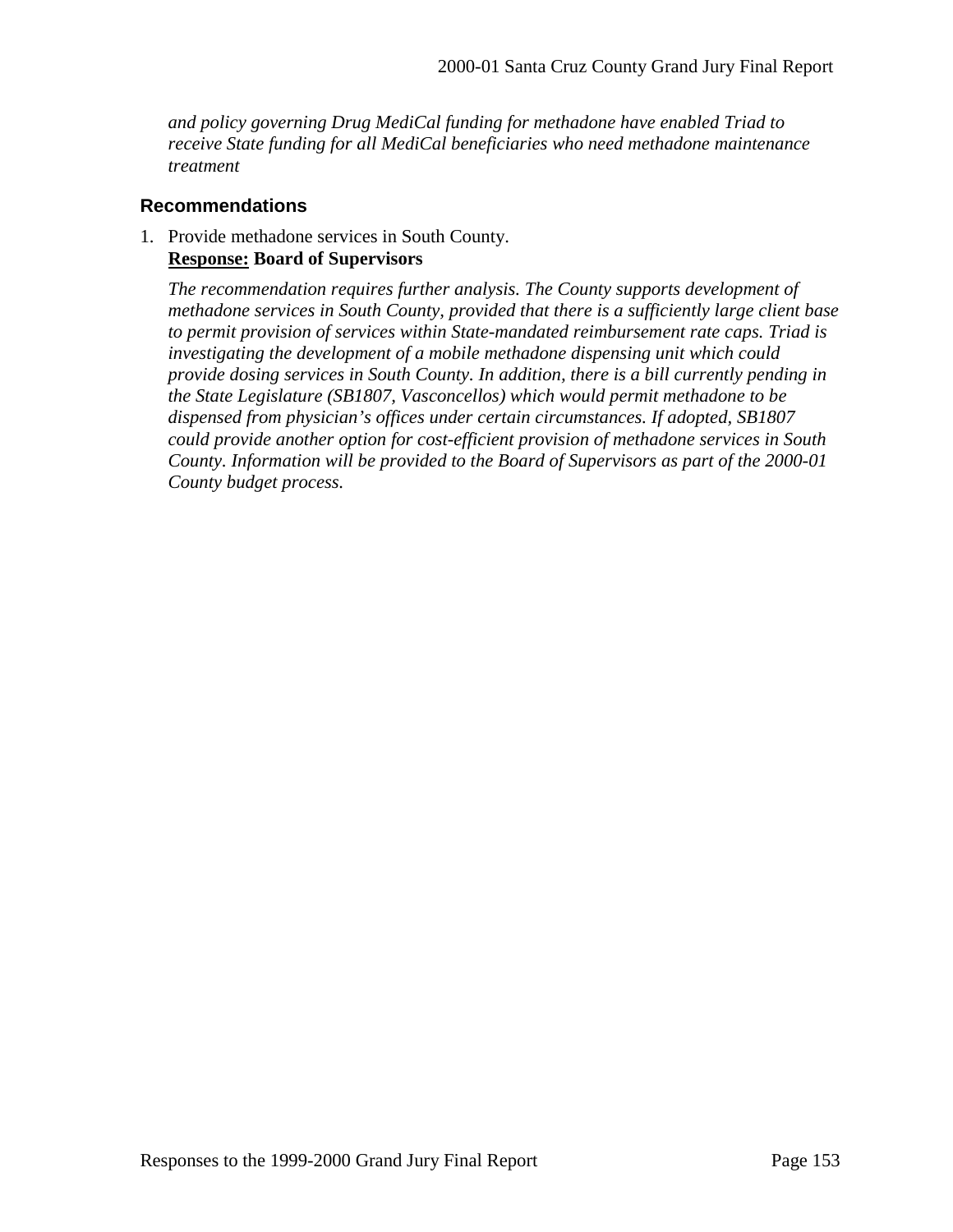*and policy governing Drug MediCal funding for methadone have enabled Triad to receive State funding for all MediCal beneficiaries who need methadone maintenance treatment*

### Recommendations

1. Provide methadone services in South County.
   **Response: Board of Supervisors**

   *The recommendation requires further analysis. The County supports development of methadone services in South County, provided that there is a sufficiently large client base to permit provision of services within State-mandated reimbursement rate caps. Triad is investigating the development of a mobile methadone dispensing unit which could provide dosing services in South County. In addition, there is a bill currently pending in the State Legislature (SB1807, Vasconcellos) which would permit methadone to be dispensed from physician's offices under certain circumstances. If adopted, SB1807 could provide another option for cost-efficient provision of methadone services in South County. Information will be provided to the Board of Supervisors as part of the 2000-01 County budget process.*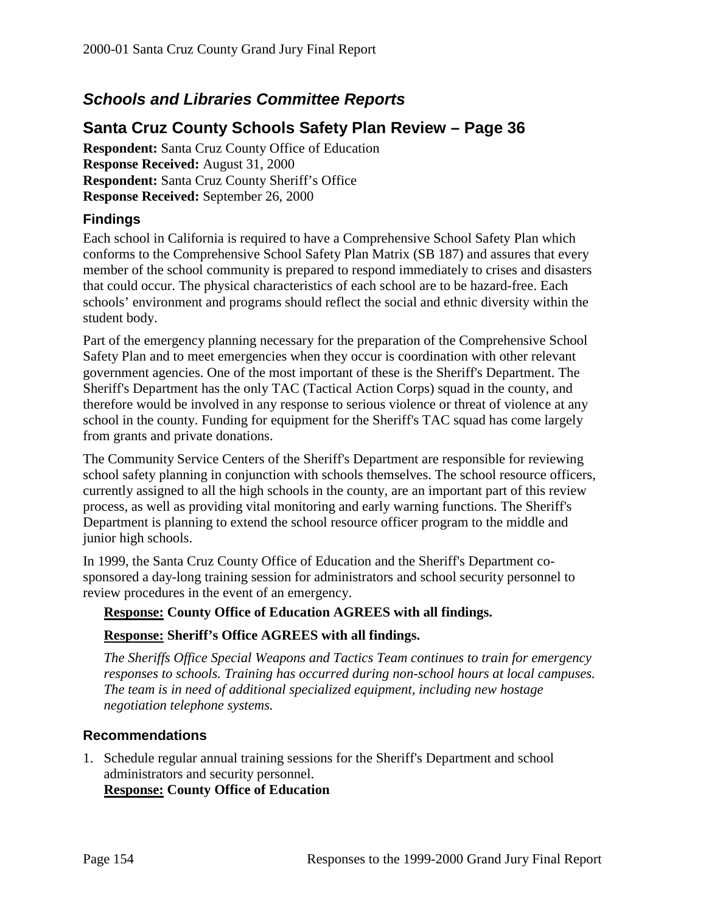## *Schools and Libraries Committee Reports*

## Santa Cruz County Schools Safety Plan Review – Page 36

**Respondent:** Santa Cruz County Office of Education
**Response Received:** August 31, 2000
**Respondent:** Santa Cruz County Sheriff's Office
**Response Received:** September 26, 2000

### Findings

Each school in California is required to have a Comprehensive School Safety Plan which conforms to the Comprehensive School Safety Plan Matrix (SB 187) and assures that every member of the school community is prepared to respond immediately to crises and disasters that could occur. The physical characteristics of each school are to be hazard-free. Each schools' environment and programs should reflect the social and ethnic diversity within the student body.

Part of the emergency planning necessary for the preparation of the Comprehensive School Safety Plan and to meet emergencies when they occur is coordination with other relevant government agencies. One of the most important of these is the Sheriff's Department. The Sheriff's Department has the only TAC (Tactical Action Corps) squad in the county, and therefore would be involved in any response to serious violence or threat of violence at any school in the county. Funding for equipment for the Sheriff's TAC squad has come largely from grants and private donations.

The Community Service Centers of the Sheriff's Department are responsible for reviewing school safety planning in conjunction with schools themselves. The school resource officers, currently assigned to all the high schools in the county, are an important part of this review process, as well as providing vital monitoring and early warning functions. The Sheriff's Department is planning to extend the school resource officer program to the middle and junior high schools.

In 1999, the Santa Cruz County Office of Education and the Sheriff's Department co-sponsored a day-long training session for administrators and school security personnel to review procedures in the event of an emergency.

> **Response: County Office of Education AGREES with all findings.**
>
> **Response: Sheriff's Office AGREES with all findings.**
>
> *The Sheriffs Office Special Weapons and Tactics Team continues to train for emergency responses to schools. Training has occurred during non-school hours at local campuses. The team is in need of additional specialized equipment, including new hostage negotiation telephone systems.*

### Recommendations

1. Schedule regular annual training sessions for the Sheriff's Department and school administrators and security personnel.
   **Response: County Office of Education**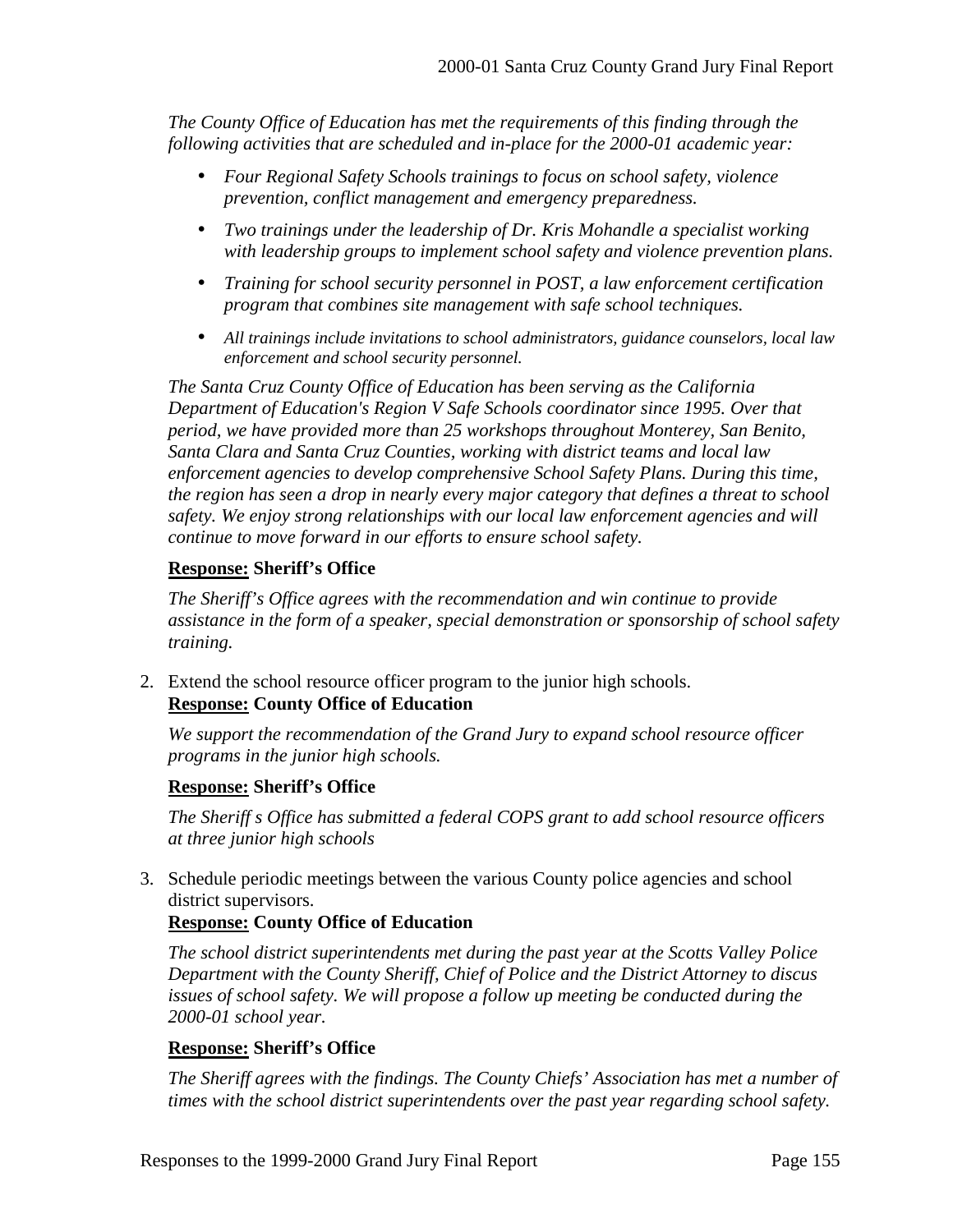*The County Office of Education has met the requirements of this finding through the following activities that are scheduled and in-place for the 2000-01 academic year:*

- *Four Regional Safety Schools trainings to focus on school safety, violence prevention, conflict management and emergency preparedness.*
- *Two trainings under the leadership of Dr. Kris Mohandle a specialist working with leadership groups to implement school safety and violence prevention plans.*
- *Training for school security personnel in POST, a law enforcement certification program that combines site management with safe school techniques.*
- *All trainings include invitations to school administrators, guidance counselors, local law enforcement and school security personnel.*

*The Santa Cruz County Office of Education has been serving as the California Department of Education's Region V Safe Schools coordinator since 1995. Over that period, we have provided more than 25 workshops throughout Monterey, San Benito, Santa Clara and Santa Cruz Counties, working with district teams and local law enforcement agencies to develop comprehensive School Safety Plans. During this time, the region has seen a drop in nearly every major category that defines a threat to school safety. We enjoy strong relationships with our local law enforcement agencies and will continue to move forward in our efforts to ensure school safety.*

**Response: Sheriff's Office**

*The Sheriff's Office agrees with the recommendation and win continue to provide assistance in the form of a speaker, special demonstration or sponsorship of school safety training.*

2. Extend the school resource officer program to the junior high schools.
   **Response: County Office of Education**

   *We support the recommendation of the Grand Jury to expand school resource officer programs in the junior high schools.*

   **Response: Sheriff's Office**

   *The Sheriff s Office has submitted a federal COPS grant to add school resource officers at three junior high schools*

3. Schedule periodic meetings between the various County police agencies and school district supervisors.
   **Response: County Office of Education**

   *The school district superintendents met during the past year at the Scotts Valley Police Department with the County Sheriff, Chief of Police and the District Attorney to discus issues of school safety. We will propose a follow up meeting be conducted during the 2000-01 school year.*

   **Response: Sheriff's Office**

   *The Sheriff agrees with the findings. The County Chiefs' Association has met a number of times with the school district superintendents over the past year regarding school safety.*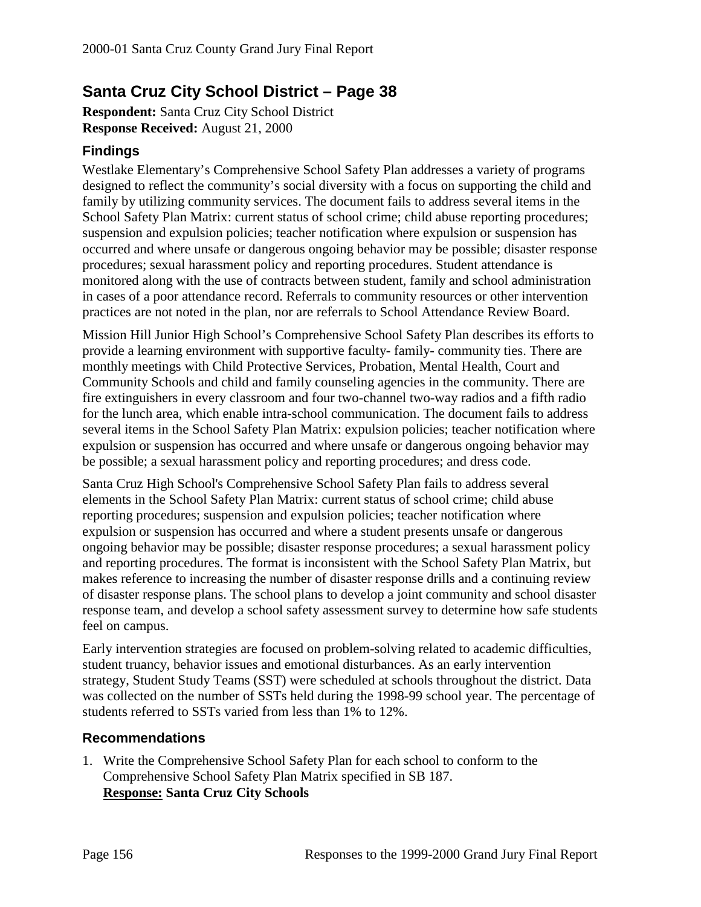## Santa Cruz City School District – Page 38

**Respondent:** Santa Cruz City School District
**Response Received:** August 21, 2000

### Findings

Westlake Elementary's Comprehensive School Safety Plan addresses a variety of programs designed to reflect the community's social diversity with a focus on supporting the child and family by utilizing community services. The document fails to address several items in the School Safety Plan Matrix: current status of school crime; child abuse reporting procedures; suspension and expulsion policies; teacher notification where expulsion or suspension has occurred and where unsafe or dangerous ongoing behavior may be possible; disaster response procedures; sexual harassment policy and reporting procedures. Student attendance is monitored along with the use of contracts between student, family and school administration in cases of a poor attendance record. Referrals to community resources or other intervention practices are not noted in the plan, nor are referrals to School Attendance Review Board.

Mission Hill Junior High School's Comprehensive School Safety Plan describes its efforts to provide a learning environment with supportive faculty- family- community ties. There are monthly meetings with Child Protective Services, Probation, Mental Health, Court and Community Schools and child and family counseling agencies in the community. There are fire extinguishers in every classroom and four two-channel two-way radios and a fifth radio for the lunch area, which enable intra-school communication. The document fails to address several items in the School Safety Plan Matrix: expulsion policies; teacher notification where expulsion or suspension has occurred and where unsafe or dangerous ongoing behavior may be possible; a sexual harassment policy and reporting procedures; and dress code.

Santa Cruz High School's Comprehensive School Safety Plan fails to address several elements in the School Safety Plan Matrix: current status of school crime; child abuse reporting procedures; suspension and expulsion policies; teacher notification where expulsion or suspension has occurred and where a student presents unsafe or dangerous ongoing behavior may be possible; disaster response procedures; a sexual harassment policy and reporting procedures. The format is inconsistent with the School Safety Plan Matrix, but makes reference to increasing the number of disaster response drills and a continuing review of disaster response plans. The school plans to develop a joint community and school disaster response team, and develop a school safety assessment survey to determine how safe students feel on campus.

Early intervention strategies are focused on problem-solving related to academic difficulties, student truancy, behavior issues and emotional disturbances. As an early intervention strategy, Student Study Teams (SST) were scheduled at schools throughout the district. Data was collected on the number of SSTs held during the 1998-99 school year. The percentage of students referred to SSTs varied from less than 1% to 12%.

### Recommendations

1. Write the Comprehensive School Safety Plan for each school to conform to the Comprehensive School Safety Plan Matrix specified in SB 187.
   **<u>Response:</u> Santa Cruz City Schools**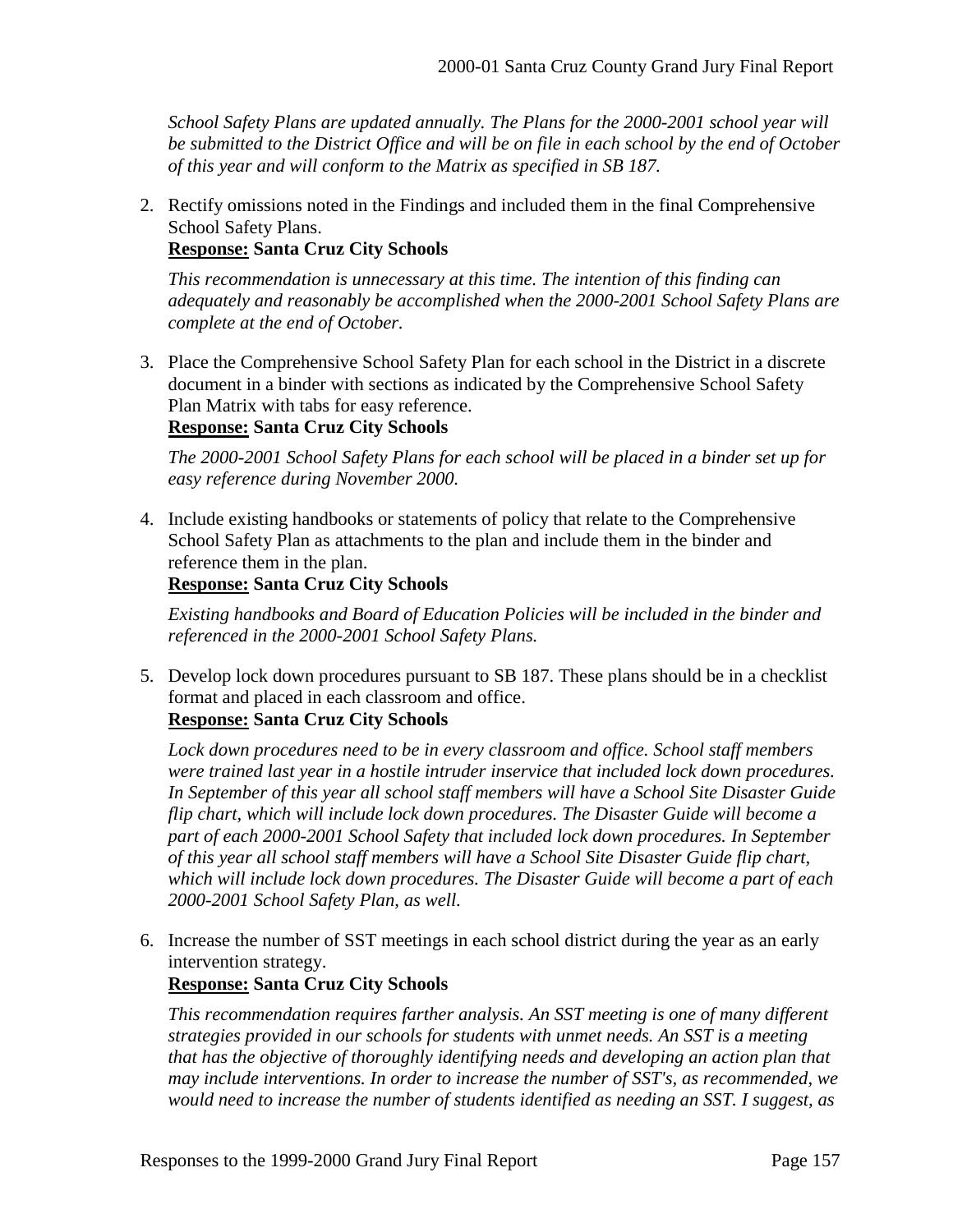*School Safety Plans are updated annually. The Plans for the 2000-2001 school year will be submitted to the District Office and will be on file in each school by the end of October of this year and will conform to the Matrix as specified in SB 187.*

2. Rectify omissions noted in the Findings and included them in the final Comprehensive School Safety Plans.
   **<u>Response:</u> Santa Cruz City Schools**

   *This recommendation is unnecessary at this time. The intention of this finding can adequately and reasonably be accomplished when the 2000-2001 School Safety Plans are complete at the end of October.*

3. Place the Comprehensive School Safety Plan for each school in the District in a discrete document in a binder with sections as indicated by the Comprehensive School Safety Plan Matrix with tabs for easy reference.
   **<u>Response:</u> Santa Cruz City Schools**

   *The 2000-2001 School Safety Plans for each school will be placed in a binder set up for easy reference during November 2000.*

4. Include existing handbooks or statements of policy that relate to the Comprehensive School Safety Plan as attachments to the plan and include them in the binder and reference them in the plan.
   **<u>Response:</u> Santa Cruz City Schools**

   *Existing handbooks and Board of Education Policies will be included in the binder and referenced in the 2000-2001 School Safety Plans.*

5. Develop lock down procedures pursuant to SB 187. These plans should be in a checklist format and placed in each classroom and office.
   **<u>Response:</u> Santa Cruz City Schools**

   *Lock down procedures need to be in every classroom and office. School staff members were trained last year in a hostile intruder inservice that included lock down procedures. In September of this year all school staff members will have a School Site Disaster Guide flip chart, which will include lock down procedures. The Disaster Guide will become a part of each 2000-2001 School Safety that included lock down procedures. In September of this year all school staff members will have a School Site Disaster Guide flip chart, which will include lock down procedures. The Disaster Guide will become a part of each 2000-2001 School Safety Plan, as well.*

6. Increase the number of SST meetings in each school district during the year as an early intervention strategy.
   **<u>Response:</u> Santa Cruz City Schools**

   *This recommendation requires farther analysis. An SST meeting is one of many different strategies provided in our schools for students with unmet needs. An SST is a meeting that has the objective of thoroughly identifying needs and developing an action plan that may include interventions. In order to increase the number of SST's, as recommended, we would need to increase the number of students identified as needing an SST. I suggest, as*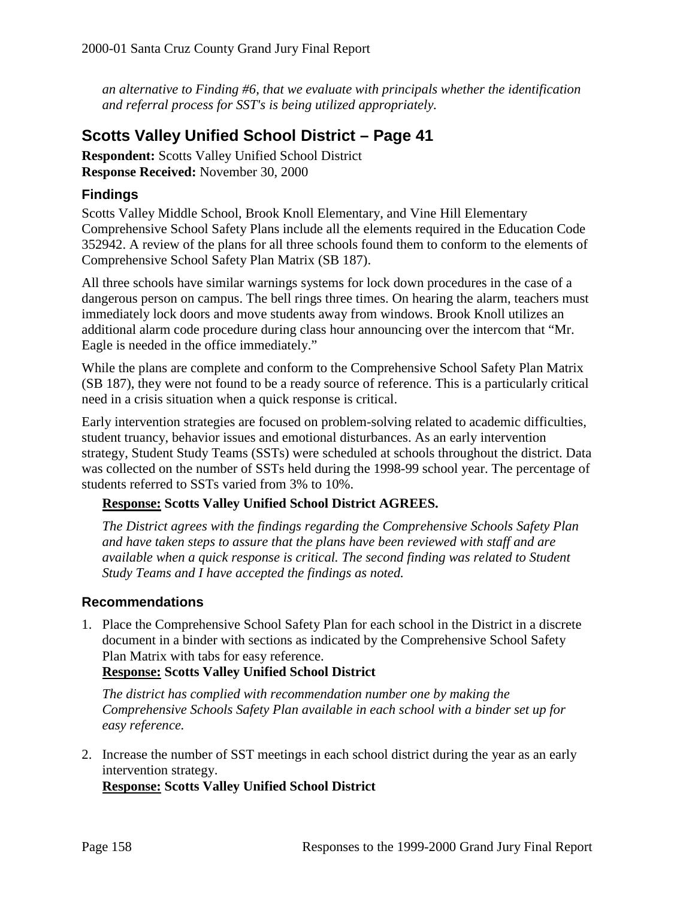*an alternative to Finding #6, that we evaluate with principals whether the identification and referral process for SST's is being utilized appropriately.*

## Scotts Valley Unified School District – Page 41

**Respondent:** Scotts Valley Unified School District
**Response Received:** November 30, 2000

### Findings

Scotts Valley Middle School, Brook Knoll Elementary, and Vine Hill Elementary Comprehensive School Safety Plans include all the elements required in the Education Code 352942. A review of the plans for all three schools found them to conform to the elements of Comprehensive School Safety Plan Matrix (SB 187).

All three schools have similar warnings systems for lock down procedures in the case of a dangerous person on campus. The bell rings three times. On hearing the alarm, teachers must immediately lock doors and move students away from windows. Brook Knoll utilizes an additional alarm code procedure during class hour announcing over the intercom that "Mr. Eagle is needed in the office immediately."

While the plans are complete and conform to the Comprehensive School Safety Plan Matrix (SB 187), they were not found to be a ready source of reference. This is a particularly critical need in a crisis situation when a quick response is critical.

Early intervention strategies are focused on problem-solving related to academic difficulties, student truancy, behavior issues and emotional disturbances. As an early intervention strategy, Student Study Teams (SSTs) were scheduled at schools throughout the district. Data was collected on the number of SSTs held during the 1998-99 school year. The percentage of students referred to SSTs varied from 3% to 10%.

**Response: Scotts Valley Unified School District AGREES.**

*The District agrees with the findings regarding the Comprehensive Schools Safety Plan and have taken steps to assure that the plans have been reviewed with staff and are available when a quick response is critical. The second finding was related to Student Study Teams and I have accepted the findings as noted.*

### Recommendations

1. Place the Comprehensive School Safety Plan for each school in the District in a discrete document in a binder with sections as indicated by the Comprehensive School Safety Plan Matrix with tabs for easy reference.
   **Response: Scotts Valley Unified School District**

   *The district has complied with recommendation number one by making the Comprehensive Schools Safety Plan available in each school with a binder set up for easy reference.*

2. Increase the number of SST meetings in each school district during the year as an early intervention strategy.
   **Response: Scotts Valley Unified School District**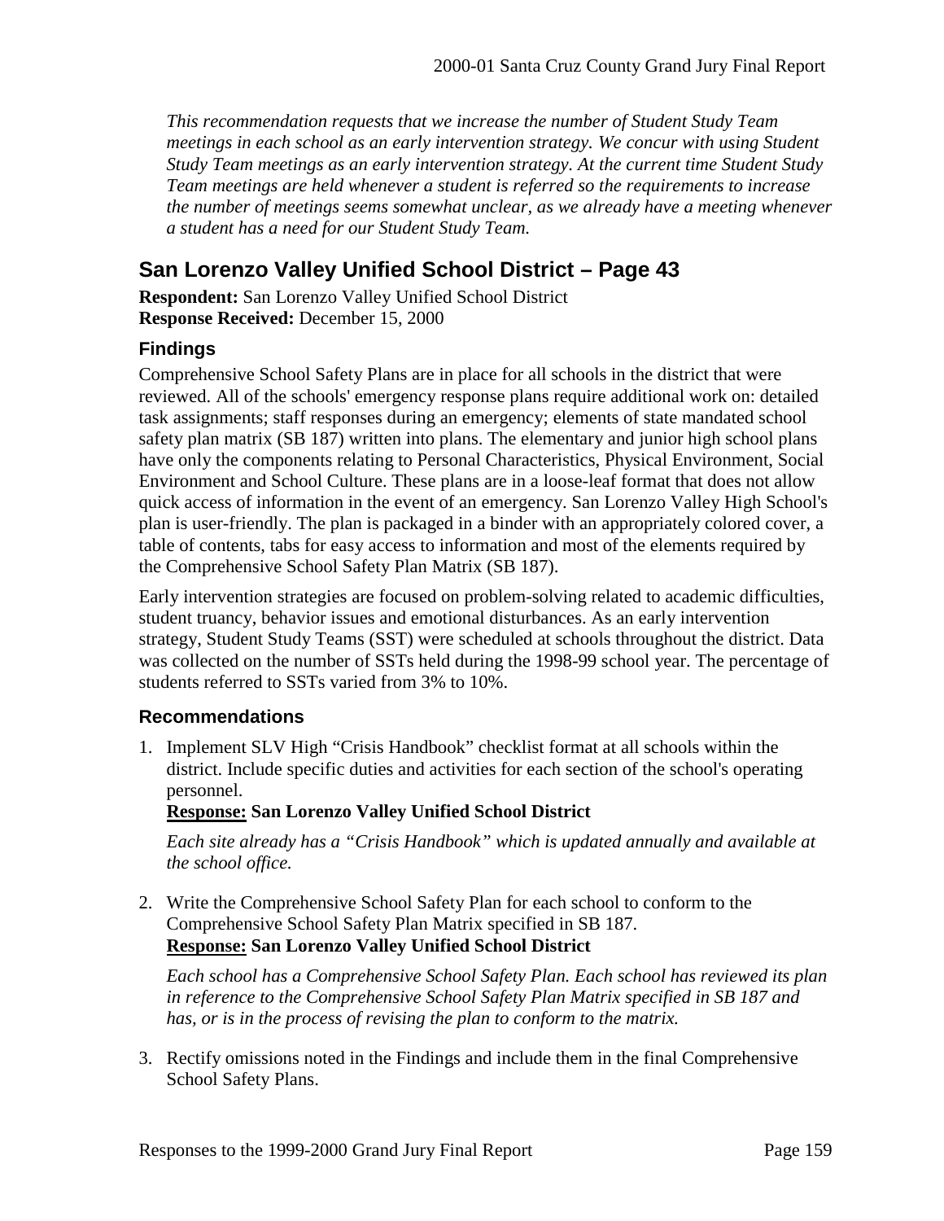*This recommendation requests that we increase the number of Student Study Team meetings in each school as an early intervention strategy. We concur with using Student Study Team meetings as an early intervention strategy. At the current time Student Study Team meetings are held whenever a student is referred so the requirements to increase the number of meetings seems somewhat unclear, as we already have a meeting whenever a student has a need for our Student Study Team.*

## San Lorenzo Valley Unified School District – Page 43

**Respondent:** San Lorenzo Valley Unified School District
**Response Received:** December 15, 2000

### Findings

Comprehensive School Safety Plans are in place for all schools in the district that were reviewed. All of the schools' emergency response plans require additional work on: detailed task assignments; staff responses during an emergency; elements of state mandated school safety plan matrix (SB 187) written into plans. The elementary and junior high school plans have only the components relating to Personal Characteristics, Physical Environment, Social Environment and School Culture. These plans are in a loose-leaf format that does not allow quick access of information in the event of an emergency. San Lorenzo Valley High School's plan is user-friendly. The plan is packaged in a binder with an appropriately colored cover, a table of contents, tabs for easy access to information and most of the elements required by the Comprehensive School Safety Plan Matrix (SB 187).

Early intervention strategies are focused on problem-solving related to academic difficulties, student truancy, behavior issues and emotional disturbances. As an early intervention strategy, Student Study Teams (SST) were scheduled at schools throughout the district. Data was collected on the number of SSTs held during the 1998-99 school year. The percentage of students referred to SSTs varied from 3% to 10%.

### Recommendations

1. Implement SLV High "Crisis Handbook" checklist format at all schools within the district. Include specific duties and activities for each section of the school's operating personnel.

   **<u>Response:</u> San Lorenzo Valley Unified School District**

   *Each site already has a "Crisis Handbook" which is updated annually and available at the school office.*

2. Write the Comprehensive School Safety Plan for each school to conform to the Comprehensive School Safety Plan Matrix specified in SB 187.

   **<u>Response:</u> San Lorenzo Valley Unified School District**

   *Each school has a Comprehensive School Safety Plan. Each school has reviewed its plan in reference to the Comprehensive School Safety Plan Matrix specified in SB 187 and has, or is in the process of revising the plan to conform to the matrix.*

3. Rectify omissions noted in the Findings and include them in the final Comprehensive School Safety Plans.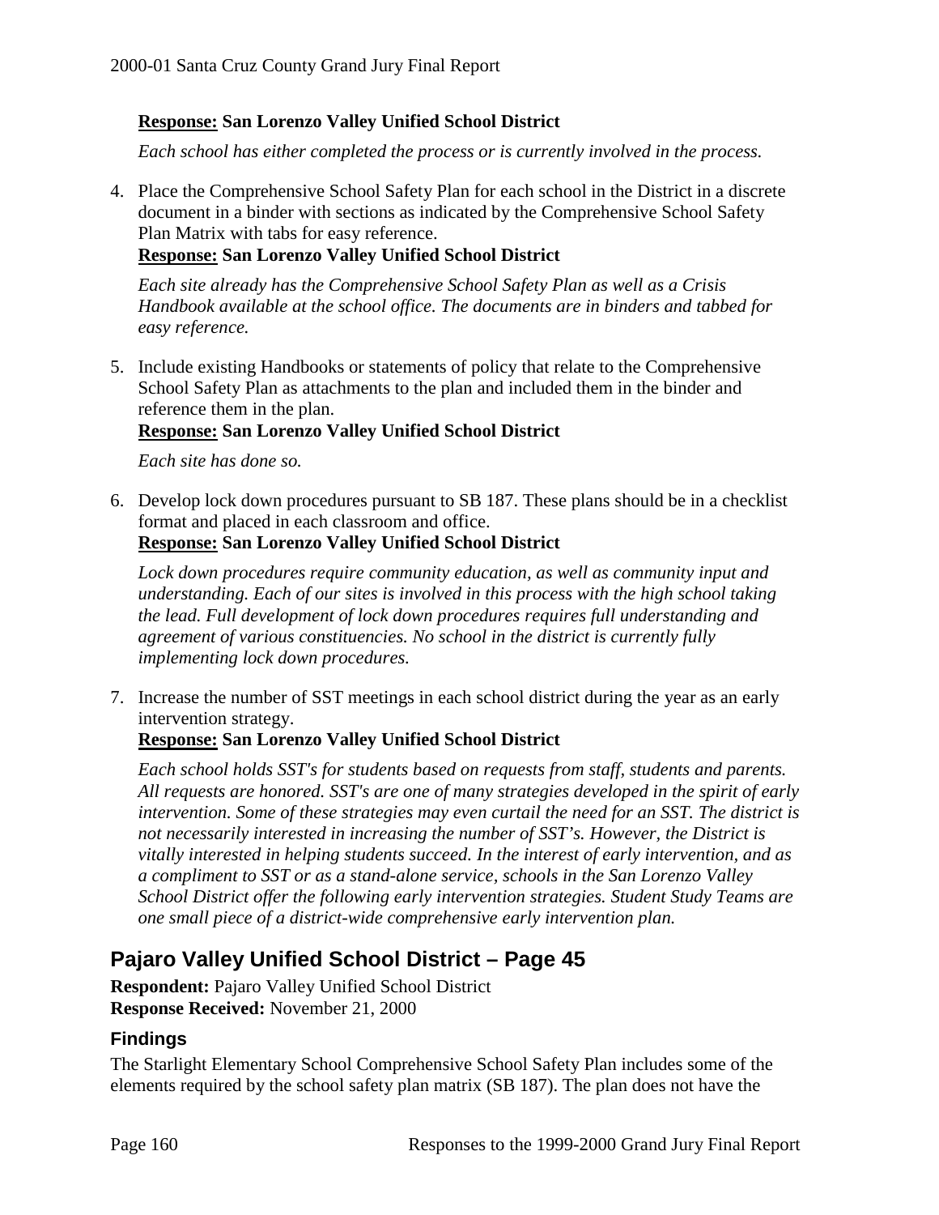**Response: San Lorenzo Valley Unified School District**

*Each school has either completed the process or is currently involved in the process.*

4. Place the Comprehensive School Safety Plan for each school in the District in a discrete document in a binder with sections as indicated by the Comprehensive School Safety Plan Matrix with tabs for easy reference.

   **Response: San Lorenzo Valley Unified School District**

   *Each site already has the Comprehensive School Safety Plan as well as a Crisis Handbook available at the school office. The documents are in binders and tabbed for easy reference.*

5. Include existing Handbooks or statements of policy that relate to the Comprehensive School Safety Plan as attachments to the plan and included them in the binder and reference them in the plan.

   **Response: San Lorenzo Valley Unified School District**

   *Each site has done so.*

6. Develop lock down procedures pursuant to SB 187. These plans should be in a checklist format and placed in each classroom and office.

   **Response: San Lorenzo Valley Unified School District**

   *Lock down procedures require community education, as well as community input and understanding. Each of our sites is involved in this process with the high school taking the lead. Full development of lock down procedures requires full understanding and agreement of various constituencies. No school in the district is currently fully implementing lock down procedures.*

7. Increase the number of SST meetings in each school district during the year as an early intervention strategy.

   **Response: San Lorenzo Valley Unified School District**

   *Each school holds SST's for students based on requests from staff, students and parents. All requests are honored. SST's are one of many strategies developed in the spirit of early intervention. Some of these strategies may even curtail the need for an SST. The district is not necessarily interested in increasing the number of SST's. However, the District is vitally interested in helping students succeed. In the interest of early intervention, and as a compliment to SST or as a stand-alone service, schools in the San Lorenzo Valley School District offer the following early intervention strategies. Student Study Teams are one small piece of a district-wide comprehensive early intervention plan.*

## Pajaro Valley Unified School District – Page 45

**Respondent:** Pajaro Valley Unified School District
**Response Received:** November 21, 2000

### Findings

The Starlight Elementary School Comprehensive School Safety Plan includes some of the elements required by the school safety plan matrix (SB 187). The plan does not have the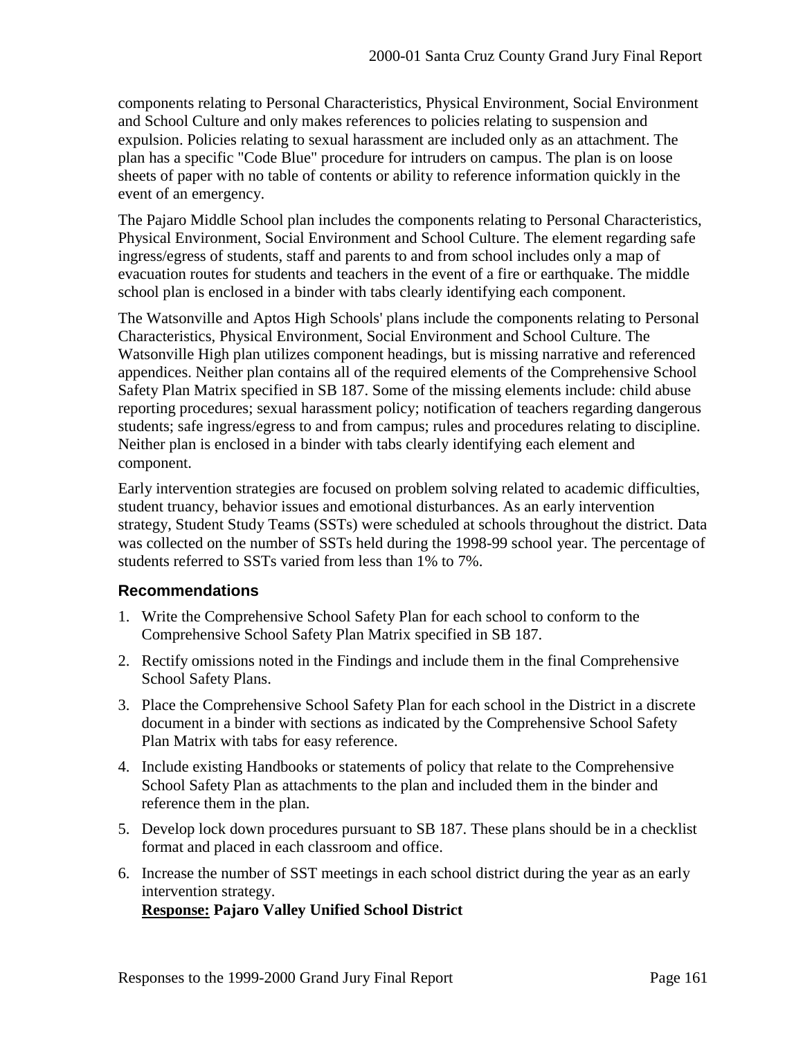components relating to Personal Characteristics, Physical Environment, Social Environment and School Culture and only makes references to policies relating to suspension and expulsion. Policies relating to sexual harassment are included only as an attachment. The plan has a specific "Code Blue" procedure for intruders on campus. The plan is on loose sheets of paper with no table of contents or ability to reference information quickly in the event of an emergency.

The Pajaro Middle School plan includes the components relating to Personal Characteristics, Physical Environment, Social Environment and School Culture. The element regarding safe ingress/egress of students, staff and parents to and from school includes only a map of evacuation routes for students and teachers in the event of a fire or earthquake. The middle school plan is enclosed in a binder with tabs clearly identifying each component.

The Watsonville and Aptos High Schools' plans include the components relating to Personal Characteristics, Physical Environment, Social Environment and School Culture. The Watsonville High plan utilizes component headings, but is missing narrative and referenced appendices. Neither plan contains all of the required elements of the Comprehensive School Safety Plan Matrix specified in SB 187. Some of the missing elements include: child abuse reporting procedures; sexual harassment policy; notification of teachers regarding dangerous students; safe ingress/egress to and from campus; rules and procedures relating to discipline. Neither plan is enclosed in a binder with tabs clearly identifying each element and component.

Early intervention strategies are focused on problem solving related to academic difficulties, student truancy, behavior issues and emotional disturbances. As an early intervention strategy, Student Study Teams (SSTs) were scheduled at schools throughout the district. Data was collected on the number of SSTs held during the 1998-99 school year. The percentage of students referred to SSTs varied from less than 1% to 7%.

### Recommendations

1. Write the Comprehensive School Safety Plan for each school to conform to the Comprehensive School Safety Plan Matrix specified in SB 187.
2. Rectify omissions noted in the Findings and include them in the final Comprehensive School Safety Plans.
3. Place the Comprehensive School Safety Plan for each school in the District in a discrete document in a binder with sections as indicated by the Comprehensive School Safety Plan Matrix with tabs for easy reference.
4. Include existing Handbooks or statements of policy that relate to the Comprehensive School Safety Plan as attachments to the plan and included them in the binder and reference them in the plan.
5. Develop lock down procedures pursuant to SB 187. These plans should be in a checklist format and placed in each classroom and office.
6. Increase the number of SST meetings in each school district during the year as an early intervention strategy.
   **Response: Pajaro Valley Unified School District**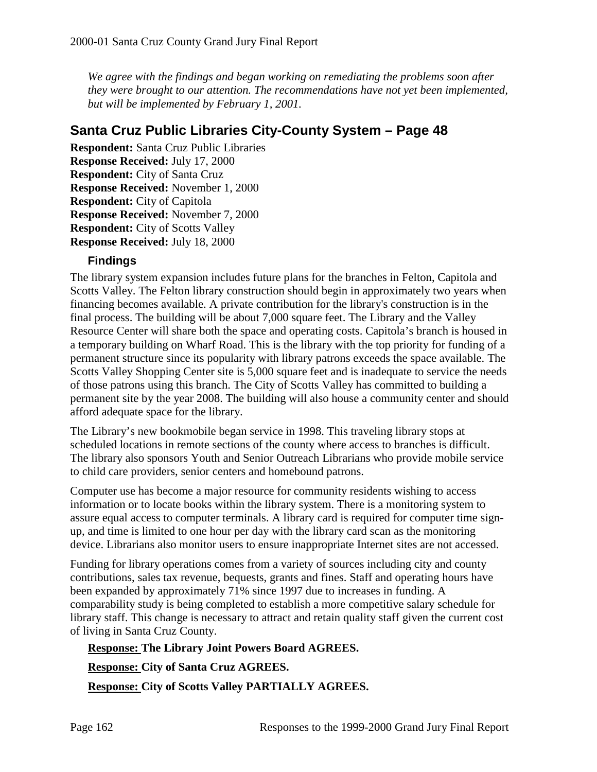*We agree with the findings and began working on remediating the problems soon after they were brought to our attention. The recommendations have not yet been implemented, but will be implemented by February 1, 2001.*

## Santa Cruz Public Libraries City-County System – Page 48

**Respondent:** Santa Cruz Public Libraries
**Response Received:** July 17, 2000
**Respondent:** City of Santa Cruz
**Response Received:** November 1, 2000
**Respondent:** City of Capitola
**Response Received:** November 7, 2000
**Respondent:** City of Scotts Valley
**Response Received:** July 18, 2000

### Findings

The library system expansion includes future plans for the branches in Felton, Capitola and Scotts Valley. The Felton library construction should begin in approximately two years when financing becomes available. A private contribution for the library's construction is in the final process. The building will be about 7,000 square feet. The Library and the Valley Resource Center will share both the space and operating costs. Capitola's branch is housed in a temporary building on Wharf Road. This is the library with the top priority for funding of a permanent structure since its popularity with library patrons exceeds the space available. The Scotts Valley Shopping Center site is 5,000 square feet and is inadequate to service the needs of those patrons using this branch. The City of Scotts Valley has committed to building a permanent site by the year 2008. The building will also house a community center and should afford adequate space for the library.

The Library's new bookmobile began service in 1998. This traveling library stops at scheduled locations in remote sections of the county where access to branches is difficult. The library also sponsors Youth and Senior Outreach Librarians who provide mobile service to child care providers, senior centers and homebound patrons.

Computer use has become a major resource for community residents wishing to access information or to locate books within the library system. There is a monitoring system to assure equal access to computer terminals. A library card is required for computer time sign-up, and time is limited to one hour per day with the library card scan as the monitoring device. Librarians also monitor users to ensure inappropriate Internet sites are not accessed.

Funding for library operations comes from a variety of sources including city and county contributions, sales tax revenue, bequests, grants and fines. Staff and operating hours have been expanded by approximately 71% since 1997 due to increases in funding. A comparability study is being completed to establish a more competitive salary schedule for library staff. This change is necessary to attract and retain quality staff given the current cost of living in Santa Cruz County.

**Response: The Library Joint Powers Board AGREES.**

**Response: City of Santa Cruz AGREES.**

**Response: City of Scotts Valley PARTIALLY AGREES.**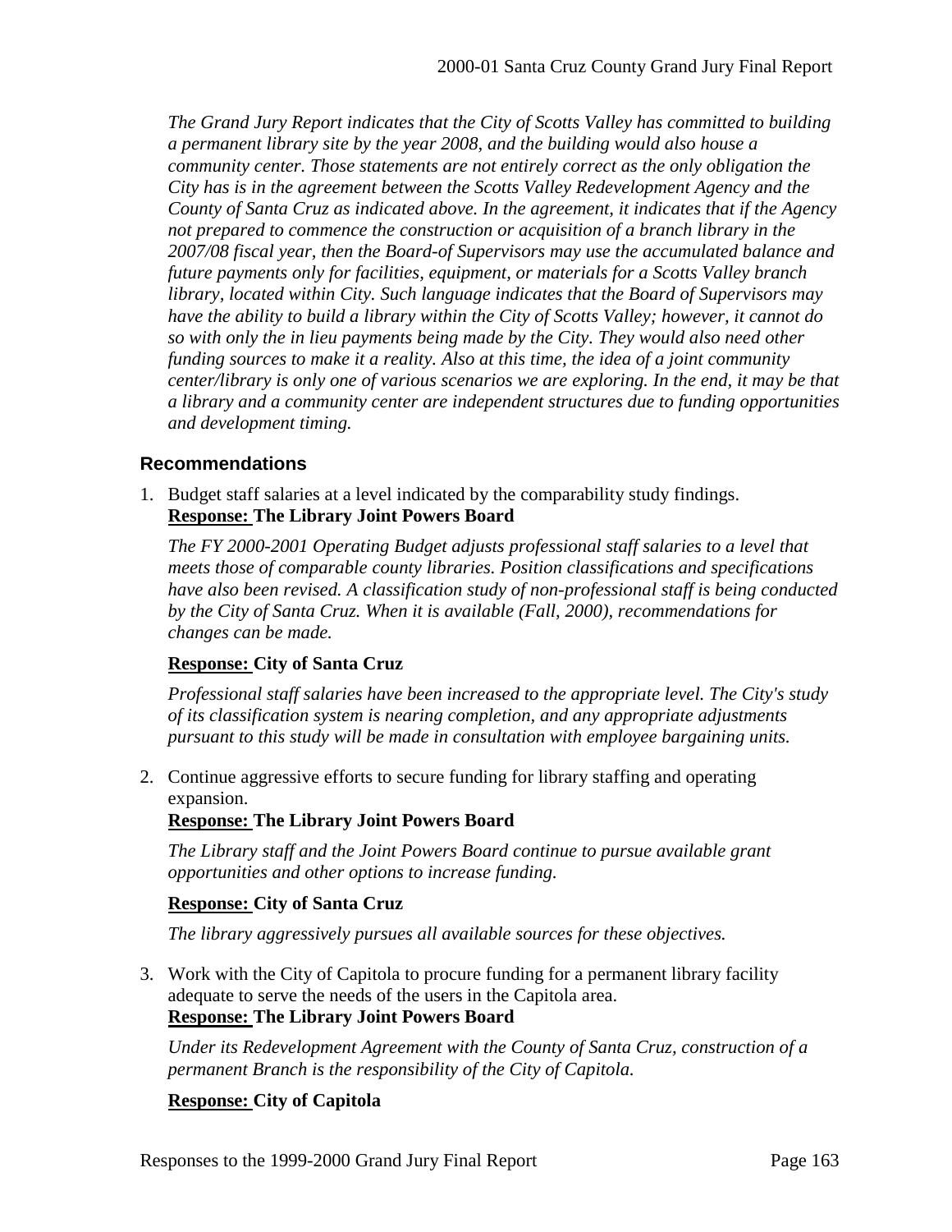*The Grand Jury Report indicates that the City of Scotts Valley has committed to building a permanent library site by the year 2008, and the building would also house a community center. Those statements are not entirely correct as the only obligation the City has is in the agreement between the Scotts Valley Redevelopment Agency and the County of Santa Cruz as indicated above. In the agreement, it indicates that if the Agency not prepared to commence the construction or acquisition of a branch library in the 2007/08 fiscal year, then the Board-of Supervisors may use the accumulated balance and future payments only for facilities, equipment, or materials for a Scotts Valley branch library, located within City. Such language indicates that the Board of Supervisors may have the ability to build a library within the City of Scotts Valley; however, it cannot do so with only the in lieu payments being made by the City. They would also need other funding sources to make it a reality. Also at this time, the idea of a joint community center/library is only one of various scenarios we are exploring. In the end, it may be that a library and a community center are independent structures due to funding opportunities and development timing.*

### Recommendations

1. Budget staff salaries at a level indicated by the comparability study findings.
   **Response: The Library Joint Powers Board**

   *The FY 2000-2001 Operating Budget adjusts professional staff salaries to a level that meets those of comparable county libraries. Position classifications and specifications have also been revised. A classification study of non-professional staff is being conducted by the City of Santa Cruz. When it is available (Fall, 2000), recommendations for changes can be made.*

   **Response: City of Santa Cruz**

   *Professional staff salaries have been increased to the appropriate level. The City's study of its classification system is nearing completion, and any appropriate adjustments pursuant to this study will be made in consultation with employee bargaining units.*

2. Continue aggressive efforts to secure funding for library staffing and operating expansion.
   **Response: The Library Joint Powers Board**

   *The Library staff and the Joint Powers Board continue to pursue available grant opportunities and other options to increase funding.*

   **Response: City of Santa Cruz**

   *The library aggressively pursues all available sources for these objectives.*

3. Work with the City of Capitola to procure funding for a permanent library facility adequate to serve the needs of the users in the Capitola area.
   **Response: The Library Joint Powers Board**

   *Under its Redevelopment Agreement with the County of Santa Cruz, construction of a permanent Branch is the responsibility of the City of Capitola.*

   **Response: City of Capitola**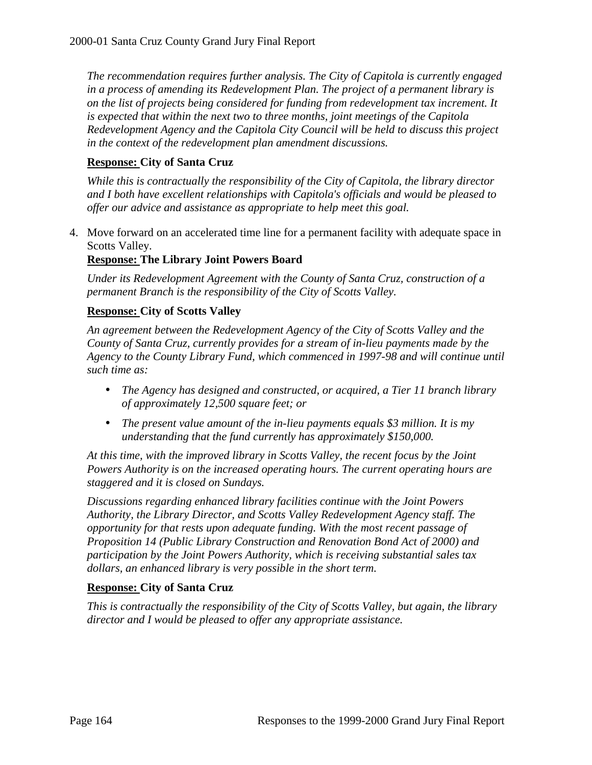*The recommendation requires further analysis. The City of Capitola is currently engaged in a process of amending its Redevelopment Plan. The project of a permanent library is on the list of projects being considered for funding from redevelopment tax increment. It is expected that within the next two to three months, joint meetings of the Capitola Redevelopment Agency and the Capitola City Council will be held to discuss this project in the context of the redevelopment plan amendment discussions.*

**<u>Response:</u> City of Santa Cruz**

*While this is contractually the responsibility of the City of Capitola, the library director and I both have excellent relationships with Capitola's officials and would be pleased to offer our advice and assistance as appropriate to help meet this goal.*

4. Move forward on an accelerated time line for a permanent facility with adequate space in Scotts Valley.

**<u>Response:</u> The Library Joint Powers Board**

*Under its Redevelopment Agreement with the County of Santa Cruz, construction of a permanent Branch is the responsibility of the City of Scotts Valley.*

**<u>Response:</u> City of Scotts Valley**

*An agreement between the Redevelopment Agency of the City of Scotts Valley and the County of Santa Cruz, currently provides for a stream of in-lieu payments made by the Agency to the County Library Fund, which commenced in 1997-98 and will continue until such time as:*

- *The Agency has designed and constructed, or acquired, a Tier 11 branch library of approximately 12,500 square feet; or*
- *The present value amount of the in-lieu payments equals $3 million. It is my understanding that the fund currently has approximately $150,000.*

*At this time, with the improved library in Scotts Valley, the recent focus by the Joint Powers Authority is on the increased operating hours. The current operating hours are staggered and it is closed on Sundays.*

*Discussions regarding enhanced library facilities continue with the Joint Powers Authority, the Library Director, and Scotts Valley Redevelopment Agency staff. The opportunity for that rests upon adequate funding. With the most recent passage of Proposition 14 (Public Library Construction and Renovation Bond Act of 2000) and participation by the Joint Powers Authority, which is receiving substantial sales tax dollars, an enhanced library is very possible in the short term.*

**<u>Response:</u> City of Santa Cruz**

*This is contractually the responsibility of the City of Scotts Valley, but again, the library director and I would be pleased to offer any appropriate assistance.*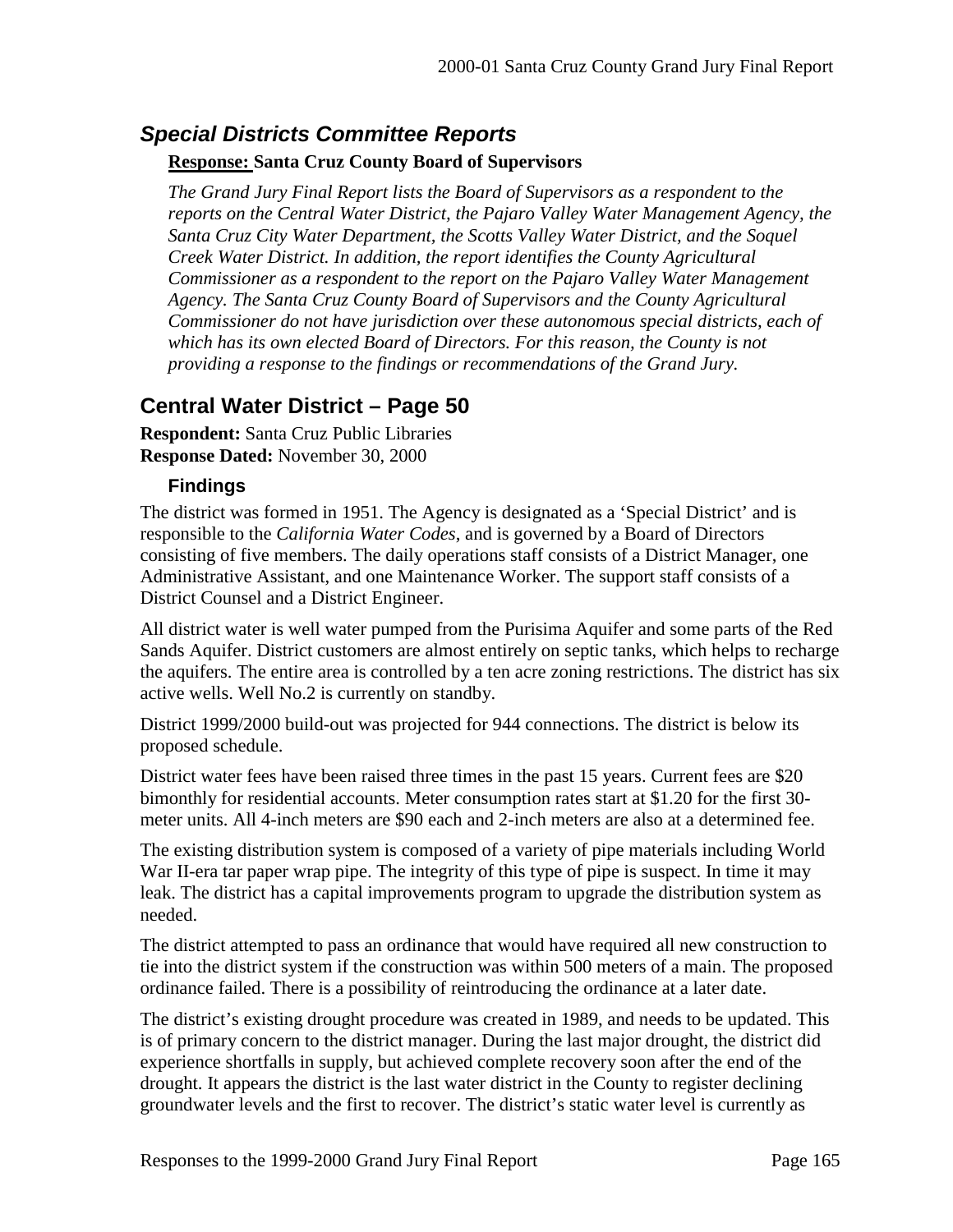## *Special Districts Committee Reports*

**<u>Response:</u> Santa Cruz County Board of Supervisors**

*The Grand Jury Final Report lists the Board of Supervisors as a respondent to the reports on the Central Water District, the Pajaro Valley Water Management Agency, the Santa Cruz City Water Department, the Scotts Valley Water District, and the Soquel Creek Water District. In addition, the report identifies the County Agricultural Commissioner as a respondent to the report on the Pajaro Valley Water Management Agency. The Santa Cruz County Board of Supervisors and the County Agricultural Commissioner do not have jurisdiction over these autonomous special districts, each of which has its own elected Board of Directors. For this reason, the County is not providing a response to the findings or recommendations of the Grand Jury.*

## Central Water District – Page 50

**Respondent:** Santa Cruz Public Libraries
**Response Dated:** November 30, 2000

### Findings

The district was formed in 1951. The Agency is designated as a 'Special District' and is responsible to the *California Water Codes*, and is governed by a Board of Directors consisting of five members. The daily operations staff consists of a District Manager, one Administrative Assistant, and one Maintenance Worker. The support staff consists of a District Counsel and a District Engineer.

All district water is well water pumped from the Purisima Aquifer and some parts of the Red Sands Aquifer. District customers are almost entirely on septic tanks, which helps to recharge the aquifers. The entire area is controlled by a ten acre zoning restrictions. The district has six active wells. Well No.2 is currently on standby.

District 1999/2000 build-out was projected for 944 connections. The district is below its proposed schedule.

District water fees have been raised three times in the past 15 years. Current fees are $20 bimonthly for residential accounts. Meter consumption rates start at $1.20 for the first 30-meter units. All 4-inch meters are $90 each and 2-inch meters are also at a determined fee.

The existing distribution system is composed of a variety of pipe materials including World War II-era tar paper wrap pipe. The integrity of this type of pipe is suspect. In time it may leak. The district has a capital improvements program to upgrade the distribution system as needed.

The district attempted to pass an ordinance that would have required all new construction to tie into the district system if the construction was within 500 meters of a main. The proposed ordinance failed. There is a possibility of reintroducing the ordinance at a later date.

The district's existing drought procedure was created in 1989, and needs to be updated. This is of primary concern to the district manager. During the last major drought, the district did experience shortfalls in supply, but achieved complete recovery soon after the end of the drought. It appears the district is the last water district in the County to register declining groundwater levels and the first to recover. The district's static water level is currently as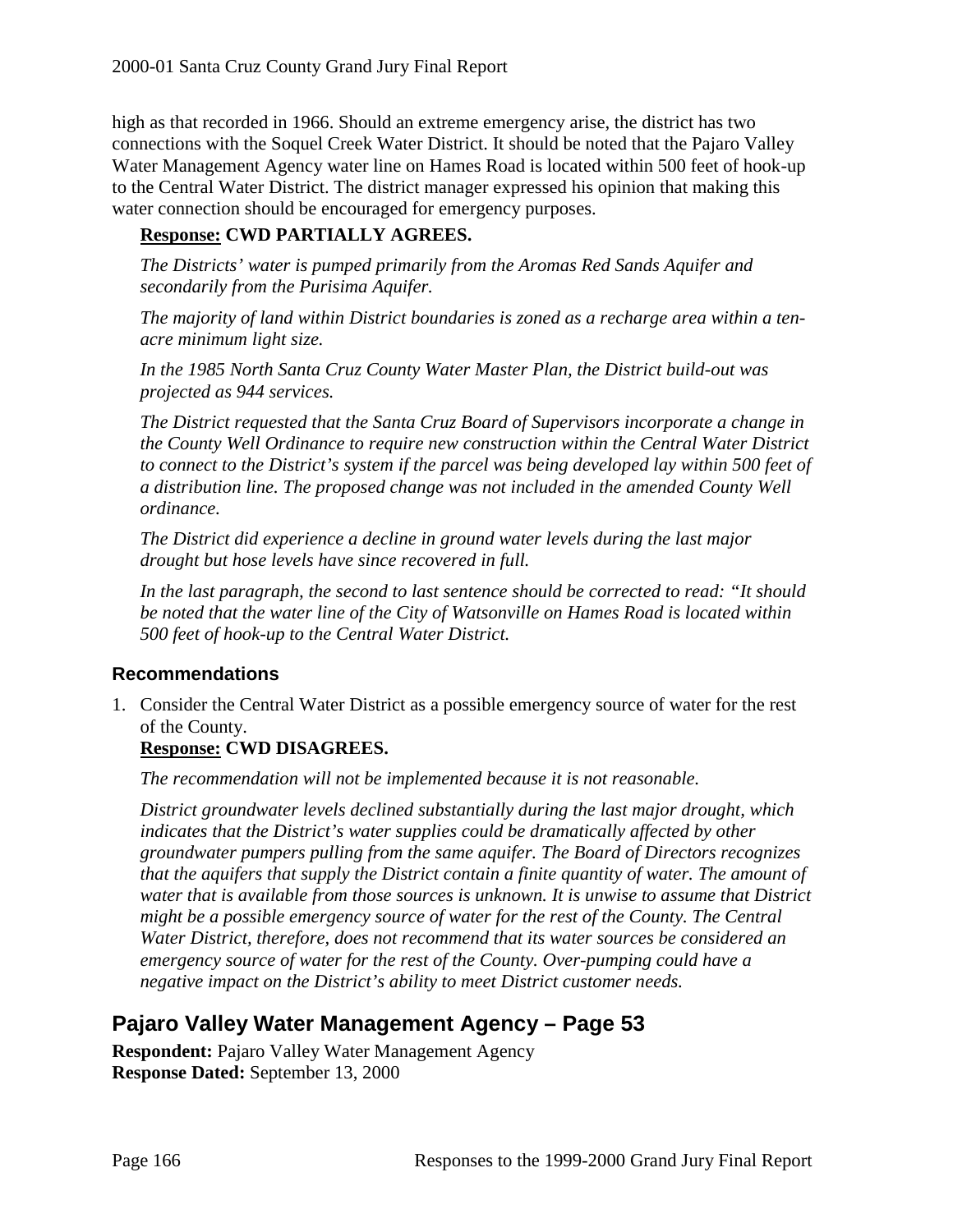high as that recorded in 1966. Should an extreme emergency arise, the district has two connections with the Soquel Creek Water District. It should be noted that the Pajaro Valley Water Management Agency water line on Hames Road is located within 500 feet of hook-up to the Central Water District. The district manager expressed his opinion that making this water connection should be encouraged for emergency purposes.

**Response: CWD PARTIALLY AGREES.**

*The Districts' water is pumped primarily from the Aromas Red Sands Aquifer and secondarily from the Purisima Aquifer.*

*The majority of land within District boundaries is zoned as a recharge area within a ten-acre minimum light size.*

*In the 1985 North Santa Cruz County Water Master Plan, the District build-out was projected as 944 services.*

*The District requested that the Santa Cruz Board of Supervisors incorporate a change in the County Well Ordinance to require new construction within the Central Water District to connect to the District's system if the parcel was being developed lay within 500 feet of a distribution line. The proposed change was not included in the amended County Well ordinance.*

*The District did experience a decline in ground water levels during the last major drought but hose levels have since recovered in full.*

*In the last paragraph, the second to last sentence should be corrected to read: "It should be noted that the water line of the City of Watsonville on Hames Road is located within 500 feet of hook-up to the Central Water District.*

### Recommendations

1. Consider the Central Water District as a possible emergency source of water for the rest of the County.

   **Response: CWD DISAGREES.**

   *The recommendation will not be implemented because it is not reasonable.*

   *District groundwater levels declined substantially during the last major drought, which indicates that the District's water supplies could be dramatically affected by other groundwater pumpers pulling from the same aquifer. The Board of Directors recognizes that the aquifers that supply the District contain a finite quantity of water. The amount of water that is available from those sources is unknown. It is unwise to assume that District might be a possible emergency source of water for the rest of the County. The Central Water District, therefore, does not recommend that its water sources be considered an emergency source of water for the rest of the County. Over-pumping could have a negative impact on the District's ability to meet District customer needs.*

## Pajaro Valley Water Management Agency – Page 53

**Respondent:** Pajaro Valley Water Management Agency
**Response Dated:** September 13, 2000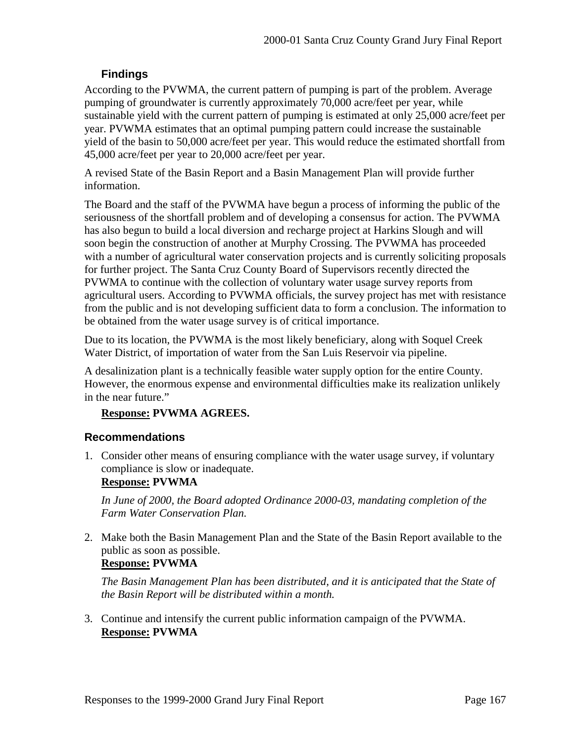### Findings

According to the PVWMA, the current pattern of pumping is part of the problem. Average pumping of groundwater is currently approximately 70,000 acre/feet per year, while sustainable yield with the current pattern of pumping is estimated at only 25,000 acre/feet per year. PVWMA estimates that an optimal pumping pattern could increase the sustainable yield of the basin to 50,000 acre/feet per year. This would reduce the estimated shortfall from 45,000 acre/feet per year to 20,000 acre/feet per year.

A revised State of the Basin Report and a Basin Management Plan will provide further information.

The Board and the staff of the PVWMA have begun a process of informing the public of the seriousness of the shortfall problem and of developing a consensus for action. The PVWMA has also begun to build a local diversion and recharge project at Harkins Slough and will soon begin the construction of another at Murphy Crossing. The PVWMA has proceeded with a number of agricultural water conservation projects and is currently soliciting proposals for further project. The Santa Cruz County Board of Supervisors recently directed the PVWMA to continue with the collection of voluntary water usage survey reports from agricultural users. According to PVWMA officials, the survey project has met with resistance from the public and is not developing sufficient data to form a conclusion. The information to be obtained from the water usage survey is of critical importance.

Due to its location, the PVWMA is the most likely beneficiary, along with Soquel Creek Water District, of importation of water from the San Luis Reservoir via pipeline.

A desalinization plant is a technically feasible water supply option for the entire County. However, the enormous expense and environmental difficulties make its realization unlikely in the near future."

**Response: PVWMA AGREES.**

### Recommendations

1. Consider other means of ensuring compliance with the water usage survey, if voluntary compliance is slow or inadequate.
   **Response: PVWMA**

   *In June of 2000, the Board adopted Ordinance 2000-03, mandating completion of the Farm Water Conservation Plan.*

2. Make both the Basin Management Plan and the State of the Basin Report available to the public as soon as possible.
   **Response: PVWMA**

   *The Basin Management Plan has been distributed, and it is anticipated that the State of the Basin Report will be distributed within a month.*

3. Continue and intensify the current public information campaign of the PVWMA.
   **Response: PVWMA**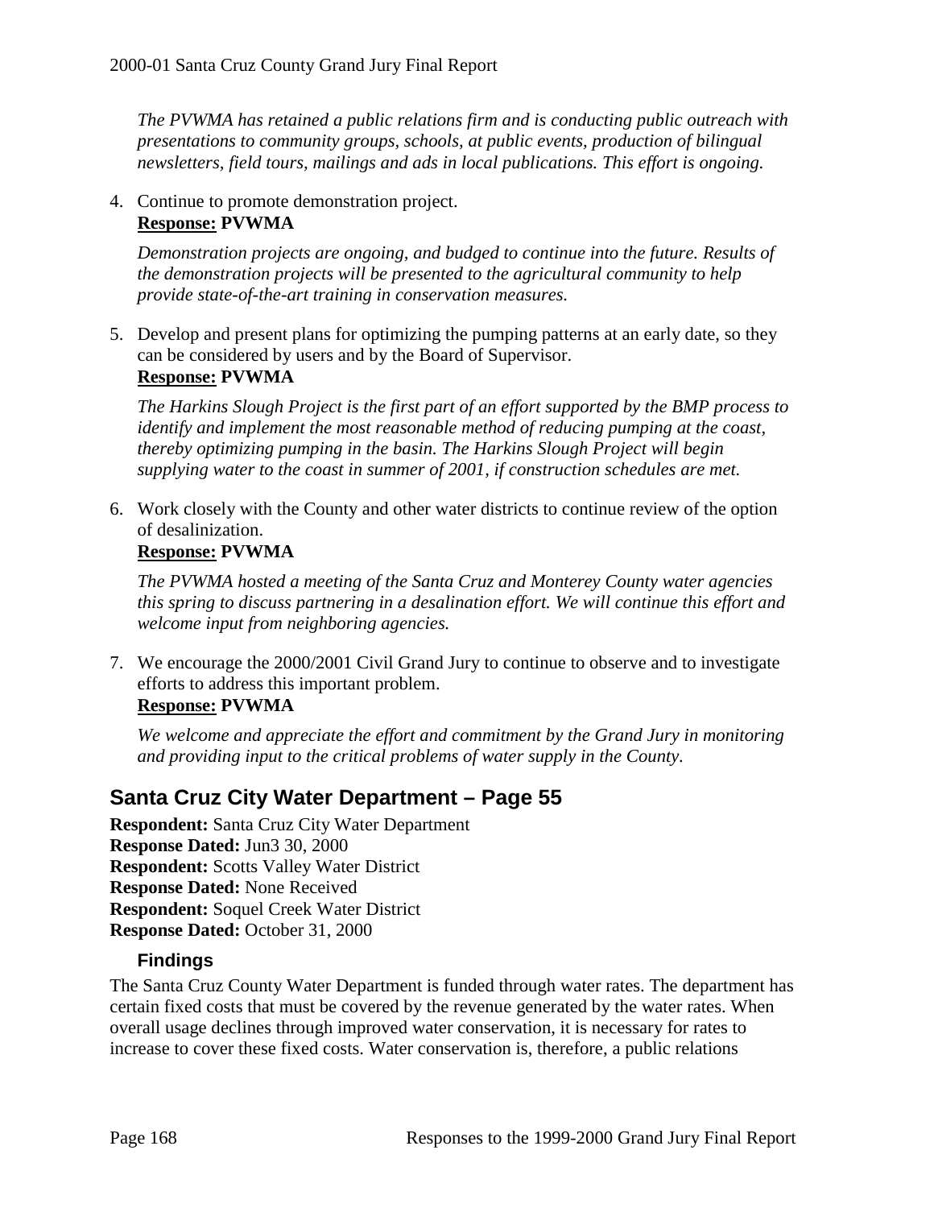*The PVWMA has retained a public relations firm and is conducting public outreach with presentations to community groups, schools, at public events, production of bilingual newsletters, field tours, mailings and ads in local publications. This effort is ongoing.*

4. Continue to promote demonstration project.
   **<u>Response:</u> PVWMA**

   *Demonstration projects are ongoing, and budged to continue into the future. Results of the demonstration projects will be presented to the agricultural community to help provide state-of-the-art training in conservation measures.*

5. Develop and present plans for optimizing the pumping patterns at an early date, so they can be considered by users and by the Board of Supervisor.
   **<u>Response:</u> PVWMA**

   *The Harkins Slough Project is the first part of an effort supported by the BMP process to identify and implement the most reasonable method of reducing pumping at the coast, thereby optimizing pumping in the basin. The Harkins Slough Project will begin supplying water to the coast in summer of 2001, if construction schedules are met.*

6. Work closely with the County and other water districts to continue review of the option of desalinization.
   **<u>Response:</u> PVWMA**

   *The PVWMA hosted a meeting of the Santa Cruz and Monterey County water agencies this spring to discuss partnering in a desalination effort. We will continue this effort and welcome input from neighboring agencies.*

7. We encourage the 2000/2001 Civil Grand Jury to continue to observe and to investigate efforts to address this important problem.
   **<u>Response:</u> PVWMA**

   *We welcome and appreciate the effort and commitment by the Grand Jury in monitoring and providing input to the critical problems of water supply in the County.*

## Santa Cruz City Water Department – Page 55

**Respondent:** Santa Cruz City Water Department
**Response Dated:** Jun3 30, 2000
**Respondent:** Scotts Valley Water District
**Response Dated:** None Received
**Respondent:** Soquel Creek Water District
**Response Dated:** October 31, 2000

### Findings

The Santa Cruz County Water Department is funded through water rates. The department has certain fixed costs that must be covered by the revenue generated by the water rates. When overall usage declines through improved water conservation, it is necessary for rates to increase to cover these fixed costs. Water conservation is, therefore, a public relations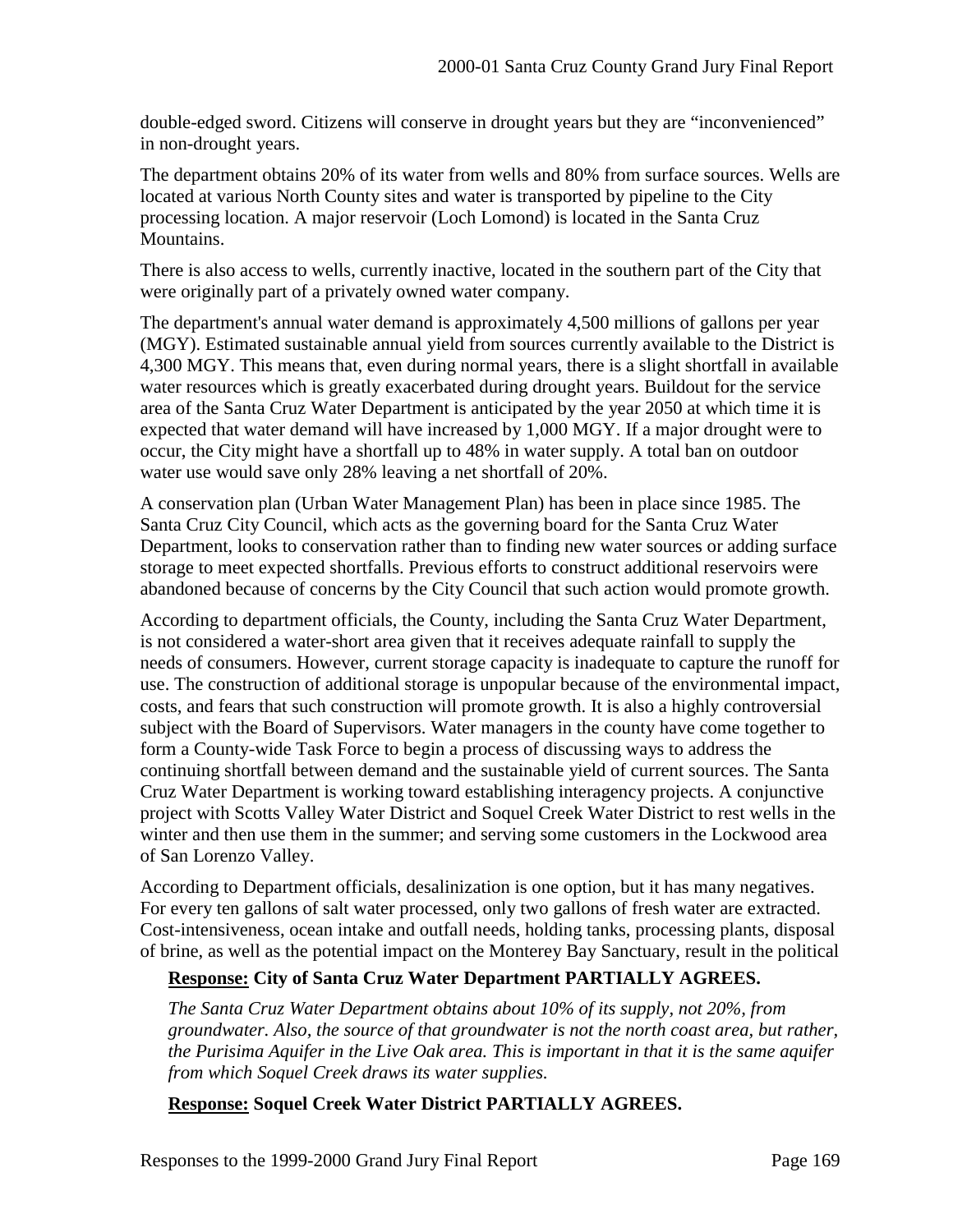double-edged sword. Citizens will conserve in drought years but they are "inconvenienced" in non-drought years.

The department obtains 20% of its water from wells and 80% from surface sources. Wells are located at various North County sites and water is transported by pipeline to the City processing location. A major reservoir (Loch Lomond) is located in the Santa Cruz Mountains.

There is also access to wells, currently inactive, located in the southern part of the City that were originally part of a privately owned water company.

The department's annual water demand is approximately 4,500 millions of gallons per year (MGY). Estimated sustainable annual yield from sources currently available to the District is 4,300 MGY. This means that, even during normal years, there is a slight shortfall in available water resources which is greatly exacerbated during drought years. Buildout for the service area of the Santa Cruz Water Department is anticipated by the year 2050 at which time it is expected that water demand will have increased by 1,000 MGY. If a major drought were to occur, the City might have a shortfall up to 48% in water supply. A total ban on outdoor water use would save only 28% leaving a net shortfall of 20%.

A conservation plan (Urban Water Management Plan) has been in place since 1985. The Santa Cruz City Council, which acts as the governing board for the Santa Cruz Water Department, looks to conservation rather than to finding new water sources or adding surface storage to meet expected shortfalls. Previous efforts to construct additional reservoirs were abandoned because of concerns by the City Council that such action would promote growth.

According to department officials, the County, including the Santa Cruz Water Department, is not considered a water-short area given that it receives adequate rainfall to supply the needs of consumers. However, current storage capacity is inadequate to capture the runoff for use. The construction of additional storage is unpopular because of the environmental impact, costs, and fears that such construction will promote growth. It is also a highly controversial subject with the Board of Supervisors. Water managers in the county have come together to form a County-wide Task Force to begin a process of discussing ways to address the continuing shortfall between demand and the sustainable yield of current sources. The Santa Cruz Water Department is working toward establishing interagency projects. A conjunctive project with Scotts Valley Water District and Soquel Creek Water District to rest wells in the winter and then use them in the summer; and serving some customers in the Lockwood area of San Lorenzo Valley.

According to Department officials, desalinization is one option, but it has many negatives. For every ten gallons of salt water processed, only two gallons of fresh water are extracted. Cost-intensiveness, ocean intake and outfall needs, holding tanks, processing plants, disposal of brine, as well as the potential impact on the Monterey Bay Sanctuary, result in the political

**Response: City of Santa Cruz Water Department PARTIALLY AGREES.**

*The Santa Cruz Water Department obtains about 10% of its supply, not 20%, from groundwater. Also, the source of that groundwater is not the north coast area, but rather, the Purisima Aquifer in the Live Oak area. This is important in that it is the same aquifer from which Soquel Creek draws its water supplies.*

**Response: Soquel Creek Water District PARTIALLY AGREES.**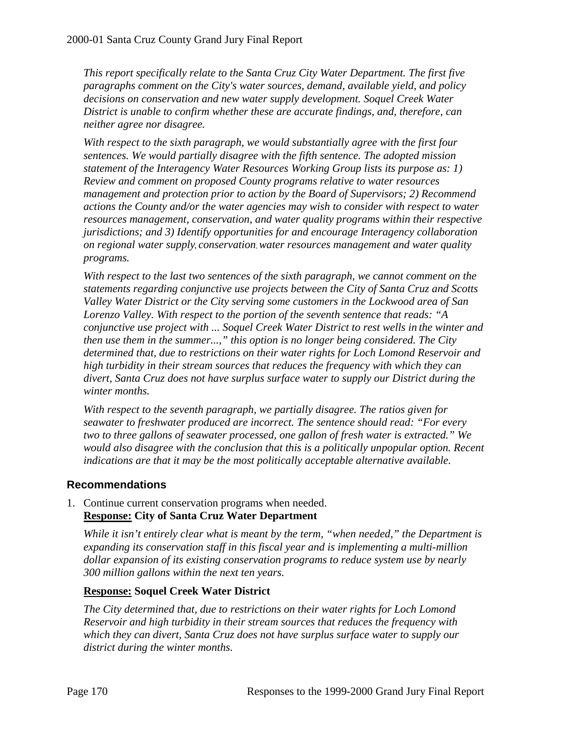*This report specifically relate to the Santa Cruz City Water Department. The first five paragraphs comment on the City's water sources, demand, available yield, and policy decisions on conservation and new water supply development. Soquel Creek Water District is unable to confirm whether these are accurate findings, and, therefore, can neither agree nor disagree.*

*With respect to the sixth paragraph, we would substantially agree with the first four sentences. We would partially disagree with the fifth sentence. The adopted mission statement of the Interagency Water Resources Working Group lists its purpose as: 1) Review and comment on proposed County programs relative to water resources management and protection prior to action by the Board of Supervisors; 2) Recommend actions the County and/or the water agencies may wish to consider with respect to water resources management, conservation, and water quality programs within their respective jurisdictions; and 3) Identify opportunities for and encourage Interagency collaboration on regional water supply, conservation, water resources management and water quality programs.*

*With respect to the last two sentences of the sixth paragraph, we cannot comment on the statements regarding conjunctive use projects between the City of Santa Cruz and Scotts Valley Water District or the City serving some customers in the Lockwood area of San Lorenzo Valley. With respect to the portion of the seventh sentence that reads: "A conjunctive use project with ... Soquel Creek Water District to rest wells in the winter and then use them in the summer...," this option is no longer being considered. The City determined that, due to restrictions on their water rights for Loch Lomond Reservoir and high turbidity in their stream sources that reduces the frequency with which they can divert, Santa Cruz does not have surplus surface water to supply our District during the winter months.*

*With respect to the seventh paragraph, we partially disagree. The ratios given for seawater to freshwater produced are incorrect. The sentence should read: "For every two to three gallons of seawater processed, one gallon of fresh water is extracted." We would also disagree with the conclusion that this is a politically unpopular option. Recent indications are that it may be the most politically acceptable alternative available.*

## Recommendations

1. Continue current conservation programs when needed.
   **<u>Response:</u> City of Santa Cruz Water Department**

   *While it isn't entirely clear what is meant by the term, "when needed," the Department is expanding its conservation staff in this fiscal year and is implementing a multi-million dollar expansion of its existing conservation programs to reduce system use by nearly 300 million gallons within the next ten years.*

   **<u>Response:</u> Soquel Creek Water District**

   *The City determined that, due to restrictions on their water rights for Loch Lomond Reservoir and high turbidity in their stream sources that reduces the frequency with which they can divert, Santa Cruz does not have surplus surface water to supply our district during the winter months.*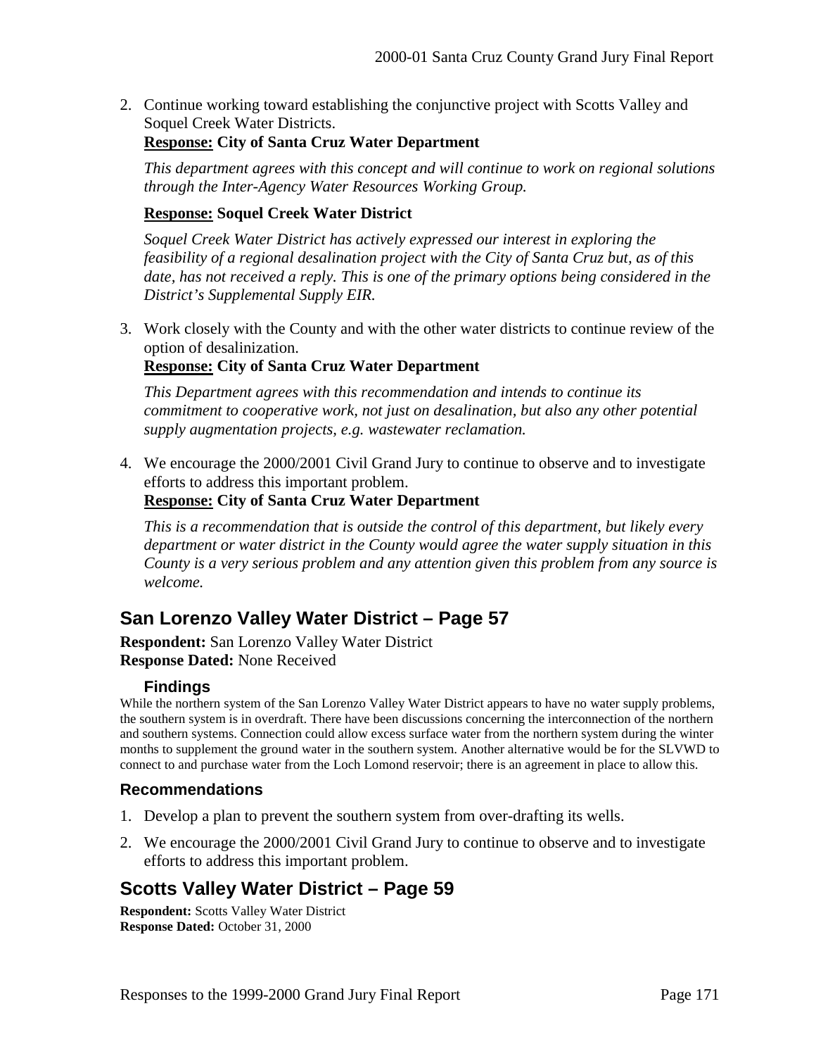2. Continue working toward establishing the conjunctive project with Scotts Valley and Soquel Creek Water Districts.

   **Response: City of Santa Cruz Water Department**

   *This department agrees with this concept and will continue to work on regional solutions through the Inter-Agency Water Resources Working Group.*

   **Response: Soquel Creek Water District**

   *Soquel Creek Water District has actively expressed our interest in exploring the feasibility of a regional desalination project with the City of Santa Cruz but, as of this date, has not received a reply. This is one of the primary options being considered in the District's Supplemental Supply EIR.*

3. Work closely with the County and with the other water districts to continue review of the option of desalinization.

   **Response: City of Santa Cruz Water Department**

   *This Department agrees with this recommendation and intends to continue its commitment to cooperative work, not just on desalination, but also any other potential supply augmentation projects, e.g. wastewater reclamation.*

4. We encourage the 2000/2001 Civil Grand Jury to continue to observe and to investigate efforts to address this important problem.

   **Response: City of Santa Cruz Water Department**

   *This is a recommendation that is outside the control of this department, but likely every department or water district in the County would agree the water supply situation in this County is a very serious problem and any attention given this problem from any source is welcome.*

## San Lorenzo Valley Water District – Page 57

**Respondent:** San Lorenzo Valley Water District
**Response Dated:** None Received

### Findings

While the northern system of the San Lorenzo Valley Water District appears to have no water supply problems, the southern system is in overdraft. There have been discussions concerning the interconnection of the northern and southern systems. Connection could allow excess surface water from the northern system during the winter months to supplement the ground water in the southern system. Another alternative would be for the SLVWD to connect to and purchase water from the Loch Lomond reservoir; there is an agreement in place to allow this.

### Recommendations

1. Develop a plan to prevent the southern system from over-drafting its wells.
2. We encourage the 2000/2001 Civil Grand Jury to continue to observe and to investigate efforts to address this important problem.

## Scotts Valley Water District – Page 59

**Respondent:** Scotts Valley Water District
**Response Dated:** October 31, 2000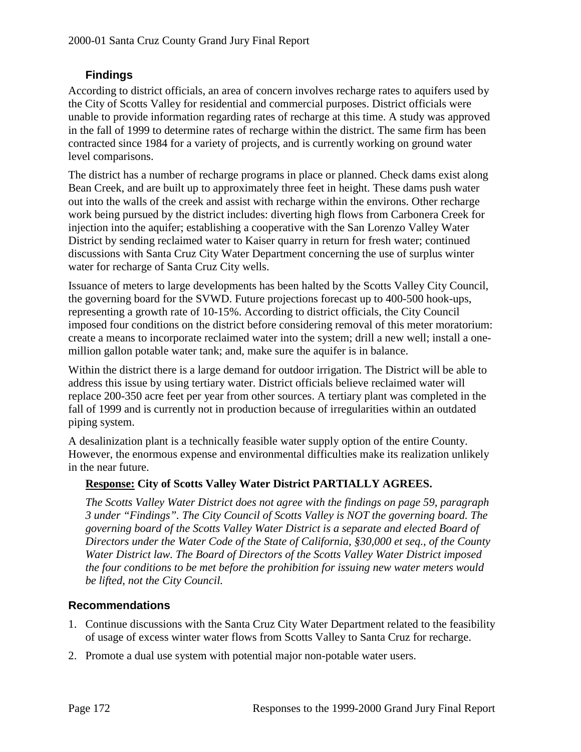### Findings

According to district officials, an area of concern involves recharge rates to aquifers used by the City of Scotts Valley for residential and commercial purposes. District officials were unable to provide information regarding rates of recharge at this time. A study was approved in the fall of 1999 to determine rates of recharge within the district. The same firm has been contracted since 1984 for a variety of projects, and is currently working on ground water level comparisons.

The district has a number of recharge programs in place or planned. Check dams exist along Bean Creek, and are built up to approximately three feet in height. These dams push water out into the walls of the creek and assist with recharge within the environs. Other recharge work being pursued by the district includes: diverting high flows from Carbonera Creek for injection into the aquifer; establishing a cooperative with the San Lorenzo Valley Water District by sending reclaimed water to Kaiser quarry in return for fresh water; continued discussions with Santa Cruz City Water Department concerning the use of surplus winter water for recharge of Santa Cruz City wells.

Issuance of meters to large developments has been halted by the Scotts Valley City Council, the governing board for the SVWD. Future projections forecast up to 400-500 hook-ups, representing a growth rate of 10-15%. According to district officials, the City Council imposed four conditions on the district before considering removal of this meter moratorium: create a means to incorporate reclaimed water into the system; drill a new well; install a one-million gallon potable water tank; and, make sure the aquifer is in balance.

Within the district there is a large demand for outdoor irrigation. The District will be able to address this issue by using tertiary water. District officials believe reclaimed water will replace 200-350 acre feet per year from other sources. A tertiary plant was completed in the fall of 1999 and is currently not in production because of irregularities within an outdated piping system.

A desalinization plant is a technically feasible water supply option of the entire County. However, the enormous expense and environmental difficulties make its realization unlikely in the near future.

**Response: City of Scotts Valley Water District PARTIALLY AGREES.**

*The Scotts Valley Water District does not agree with the findings on page 59, paragraph 3 under "Findings". The City Council of Scotts Valley is NOT the governing board. The governing board of the Scotts Valley Water District is a separate and elected Board of Directors under the Water Code of the State of California, §30,000 et seq., of the County Water District law. The Board of Directors of the Scotts Valley Water District imposed the four conditions to be met before the prohibition for issuing new water meters would be lifted, not the City Council.*

### Recommendations

1. Continue discussions with the Santa Cruz City Water Department related to the feasibility of usage of excess winter water flows from Scotts Valley to Santa Cruz for recharge.
2. Promote a dual use system with potential major non-potable water users.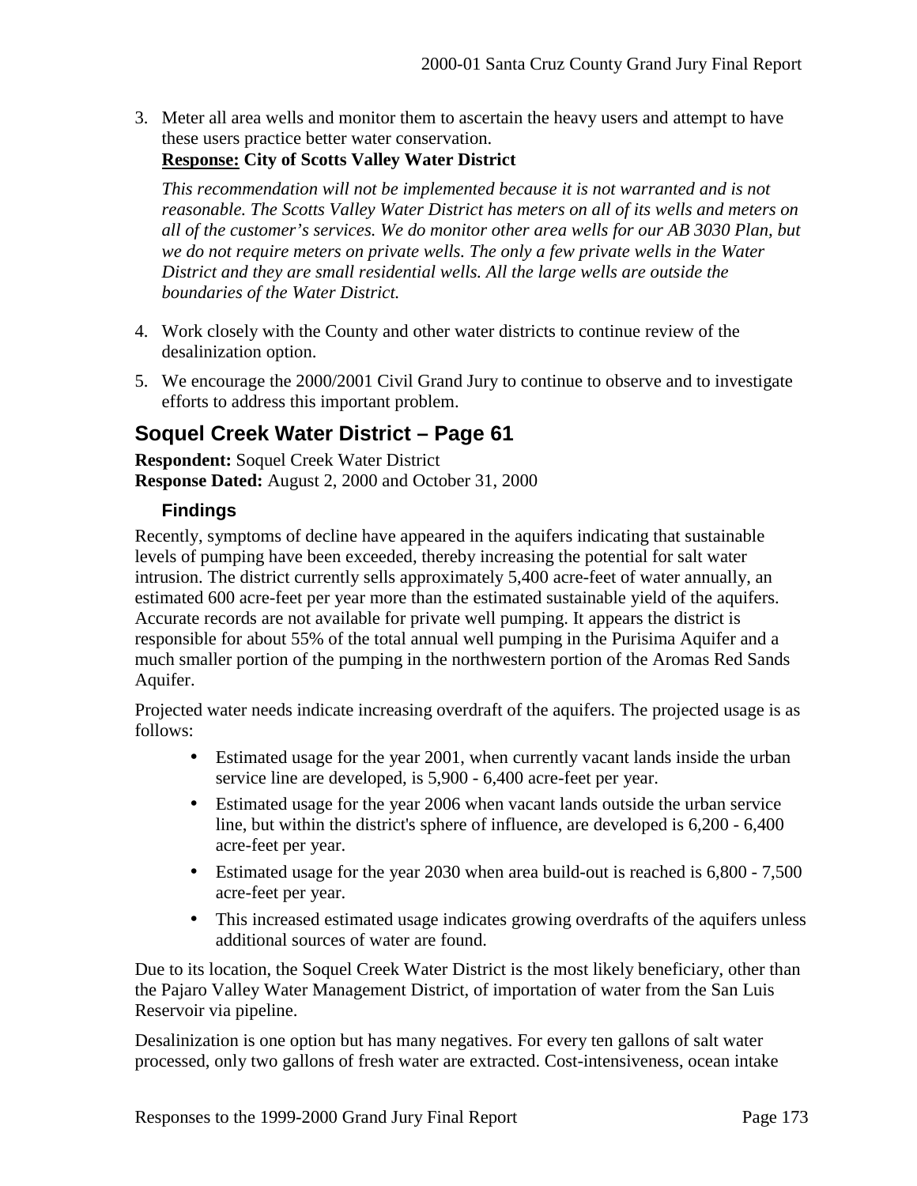3. Meter all area wells and monitor them to ascertain the heavy users and attempt to have these users practice better water conservation.
   **<u>Response:</u> City of Scotts Valley Water District**

   *This recommendation will not be implemented because it is not warranted and is not reasonable. The Scotts Valley Water District has meters on all of its wells and meters on all of the customer's services. We do monitor other area wells for our AB 3030 Plan, but we do not require meters on private wells. The only a few private wells in the Water District and they are small residential wells. All the large wells are outside the boundaries of the Water District.*

4. Work closely with the County and other water districts to continue review of the desalinization option.

5. We encourage the 2000/2001 Civil Grand Jury to continue to observe and to investigate efforts to address this important problem.

## Soquel Creek Water District – Page 61

**Respondent:** Soquel Creek Water District
**Response Dated:** August 2, 2000 and October 31, 2000

### Findings

Recently, symptoms of decline have appeared in the aquifers indicating that sustainable levels of pumping have been exceeded, thereby increasing the potential for salt water intrusion. The district currently sells approximately 5,400 acre-feet of water annually, an estimated 600 acre-feet per year more than the estimated sustainable yield of the aquifers. Accurate records are not available for private well pumping. It appears the district is responsible for about 55% of the total annual well pumping in the Purisima Aquifer and a much smaller portion of the pumping in the northwestern portion of the Aromas Red Sands Aquifer.

Projected water needs indicate increasing overdraft of the aquifers. The projected usage is as follows:

- Estimated usage for the year 2001, when currently vacant lands inside the urban service line are developed, is 5,900 - 6,400 acre-feet per year.
- Estimated usage for the year 2006 when vacant lands outside the urban service line, but within the district's sphere of influence, are developed is 6,200 - 6,400 acre-feet per year.
- Estimated usage for the year 2030 when area build-out is reached is 6,800 - 7,500 acre-feet per year.
- This increased estimated usage indicates growing overdrafts of the aquifers unless additional sources of water are found.

Due to its location, the Soquel Creek Water District is the most likely beneficiary, other than the Pajaro Valley Water Management District, of importation of water from the San Luis Reservoir via pipeline.

Desalinization is one option but has many negatives. For every ten gallons of salt water processed, only two gallons of fresh water are extracted. Cost-intensiveness, ocean intake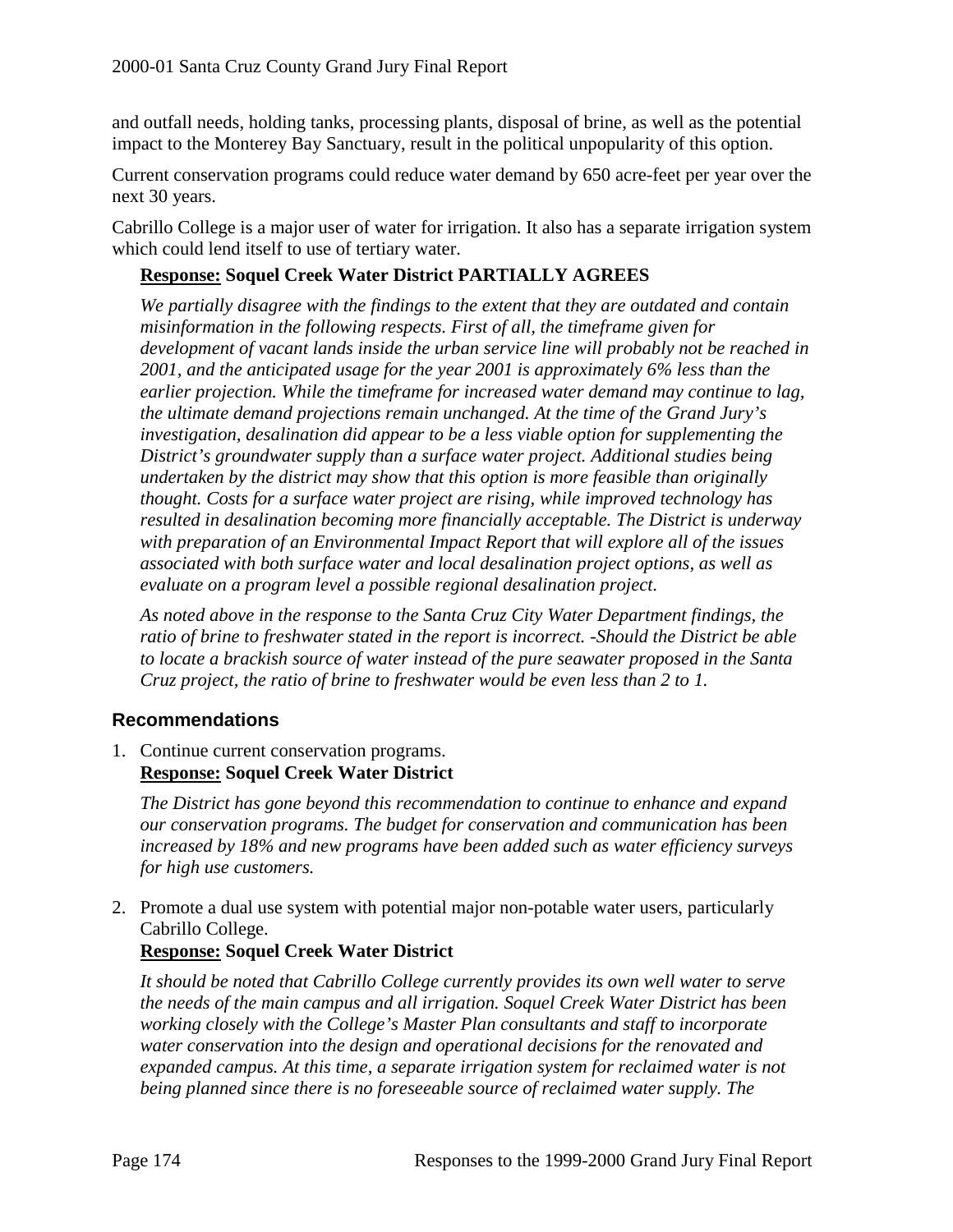and outfall needs, holding tanks, processing plants, disposal of brine, as well as the potential impact to the Monterey Bay Sanctuary, result in the political unpopularity of this option.

Current conservation programs could reduce water demand by 650 acre-feet per year over the next 30 years.

Cabrillo College is a major user of water for irrigation. It also has a separate irrigation system which could lend itself to use of tertiary water.

**Response: Soquel Creek Water District PARTIALLY AGREES**

*We partially disagree with the findings to the extent that they are outdated and contain misinformation in the following respects. First of all, the timeframe given for development of vacant lands inside the urban service line will probably not be reached in 2001, and the anticipated usage for the year 2001 is approximately 6% less than the earlier projection. While the timeframe for increased water demand may continue to lag, the ultimate demand projections remain unchanged. At the time of the Grand Jury's investigation, desalination did appear to be a less viable option for supplementing the District's groundwater supply than a surface water project. Additional studies being undertaken by the district may show that this option is more feasible than originally thought. Costs for a surface water project are rising, while improved technology has resulted in desalination becoming more financially acceptable. The District is underway with preparation of an Environmental Impact Report that will explore all of the issues associated with both surface water and local desalination project options, as well as evaluate on a program level a possible regional desalination project.*

*As noted above in the response to the Santa Cruz City Water Department findings, the ratio of brine to freshwater stated in the report is incorrect. -Should the District be able to locate a brackish source of water instead of the pure seawater proposed in the Santa Cruz project, the ratio of brine to freshwater would be even less than 2 to 1.*

### Recommendations

1. Continue current conservation programs.
   **Response: Soquel Creek Water District**

   *The District has gone beyond this recommendation to continue to enhance and expand our conservation programs. The budget for conservation and communication has been increased by 18% and new programs have been added such as water efficiency surveys for high use customers.*

2. Promote a dual use system with potential major non-potable water users, particularly Cabrillo College.
   **Response: Soquel Creek Water District**

   *It should be noted that Cabrillo College currently provides its own well water to serve the needs of the main campus and all irrigation. Soquel Creek Water District has been working closely with the College's Master Plan consultants and staff to incorporate water conservation into the design and operational decisions for the renovated and expanded campus. At this time, a separate irrigation system for reclaimed water is not being planned since there is no foreseeable source of reclaimed water supply. The*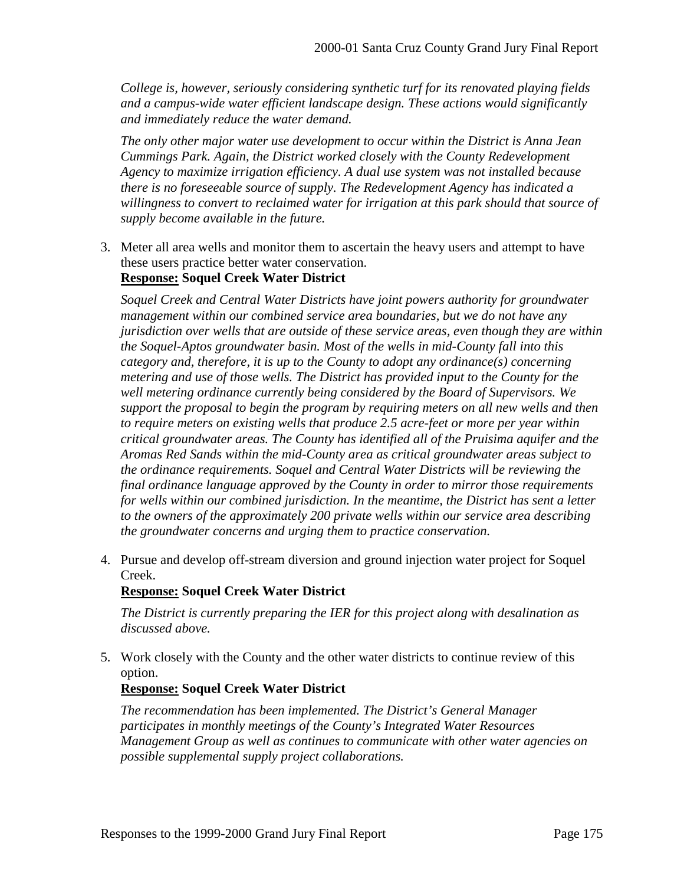*College is, however, seriously considering synthetic turf for its renovated playing fields and a campus-wide water efficient landscape design. These actions would significantly and immediately reduce the water demand.*

*The only other major water use development to occur within the District is Anna Jean Cummings Park. Again, the District worked closely with the County Redevelopment Agency to maximize irrigation efficiency. A dual use system was not installed because there is no foreseeable source of supply. The Redevelopment Agency has indicated a willingness to convert to reclaimed water for irrigation at this park should that source of supply become available in the future.*

3. Meter all area wells and monitor them to ascertain the heavy users and attempt to have these users practice better water conservation.

   **<u>Response:</u> Soquel Creek Water District**

   *Soquel Creek and Central Water Districts have joint powers authority for groundwater management within our combined service area boundaries, but we do not have any jurisdiction over wells that are outside of these service areas, even though they are within the Soquel-Aptos groundwater basin. Most of the wells in mid-County fall into this category and, therefore, it is up to the County to adopt any ordinance(s) concerning metering and use of those wells. The District has provided input to the County for the well metering ordinance currently being considered by the Board of Supervisors. We support the proposal to begin the program by requiring meters on all new wells and then to require meters on existing wells that produce 2.5 acre-feet or more per year within critical groundwater areas. The County has identified all of the Pruisima aquifer and the Aromas Red Sands within the mid-County area as critical groundwater areas subject to the ordinance requirements. Soquel and Central Water Districts will be reviewing the final ordinance language approved by the County in order to mirror those requirements for wells within our combined jurisdiction. In the meantime, the District has sent a letter to the owners of the approximately 200 private wells within our service area describing the groundwater concerns and urging them to practice conservation.*

4. Pursue and develop off-stream diversion and ground injection water project for Soquel Creek.

   **<u>Response:</u> Soquel Creek Water District**

   *The District is currently preparing the IER for this project along with desalination as discussed above.*

5. Work closely with the County and the other water districts to continue review of this option.

   **<u>Response:</u> Soquel Creek Water District**

   *The recommendation has been implemented. The District's General Manager participates in monthly meetings of the County's Integrated Water Resources Management Group as well as continues to communicate with other water agencies on possible supplemental supply project collaborations.*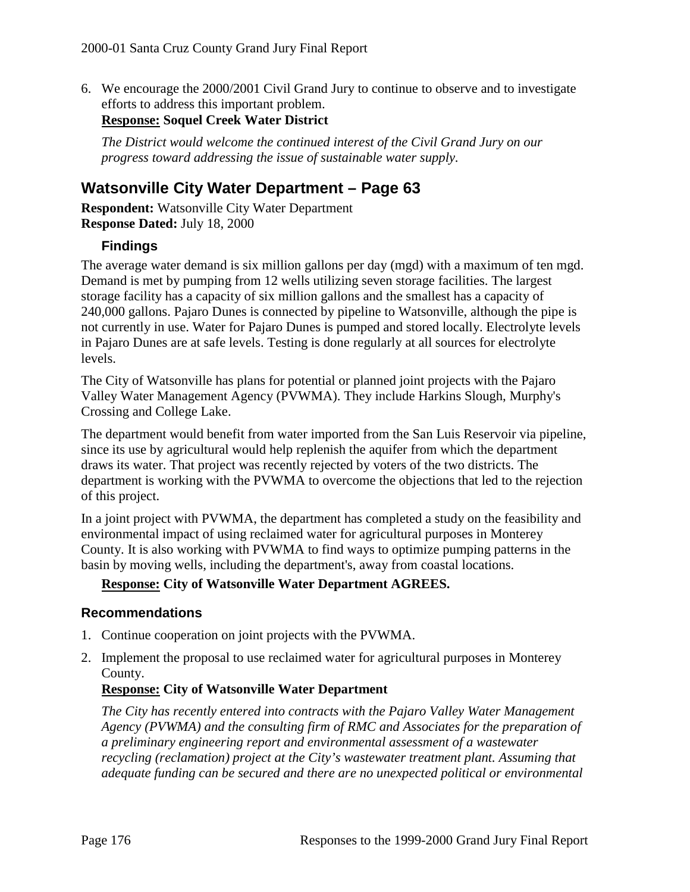6. We encourage the 2000/2001 Civil Grand Jury to continue to observe and to investigate efforts to address this important problem.
   **Response: Soquel Creek Water District**

   *The District would welcome the continued interest of the Civil Grand Jury on our progress toward addressing the issue of sustainable water supply.*

## Watsonville City Water Department – Page 63

**Respondent:** Watsonville City Water Department
**Response Dated:** July 18, 2000

### Findings

The average water demand is six million gallons per day (mgd) with a maximum of ten mgd. Demand is met by pumping from 12 wells utilizing seven storage facilities. The largest storage facility has a capacity of six million gallons and the smallest has a capacity of 240,000 gallons. Pajaro Dunes is connected by pipeline to Watsonville, although the pipe is not currently in use. Water for Pajaro Dunes is pumped and stored locally. Electrolyte levels in Pajaro Dunes are at safe levels. Testing is done regularly at all sources for electrolyte levels.

The City of Watsonville has plans for potential or planned joint projects with the Pajaro Valley Water Management Agency (PVWMA). They include Harkins Slough, Murphy's Crossing and College Lake.

The department would benefit from water imported from the San Luis Reservoir via pipeline, since its use by agricultural would help replenish the aquifer from which the department draws its water. That project was recently rejected by voters of the two districts. The department is working with the PVWMA to overcome the objections that led to the rejection of this project.

In a joint project with PVWMA, the department has completed a study on the feasibility and environmental impact of using reclaimed water for agricultural purposes in Monterey County. It is also working with PVWMA to find ways to optimize pumping patterns in the basin by moving wells, including the department's, away from coastal locations.

**Response: City of Watsonville Water Department AGREES.**

### Recommendations

1. Continue cooperation on joint projects with the PVWMA.
2. Implement the proposal to use reclaimed water for agricultural purposes in Monterey County.
   **Response: City of Watsonville Water Department**

   *The City has recently entered into contracts with the Pajaro Valley Water Management Agency (PVWMA) and the consulting firm of RMC and Associates for the preparation of a preliminary engineering report and environmental assessment of a wastewater recycling (reclamation) project at the City's wastewater treatment plant. Assuming that adequate funding can be secured and there are no unexpected political or environmental*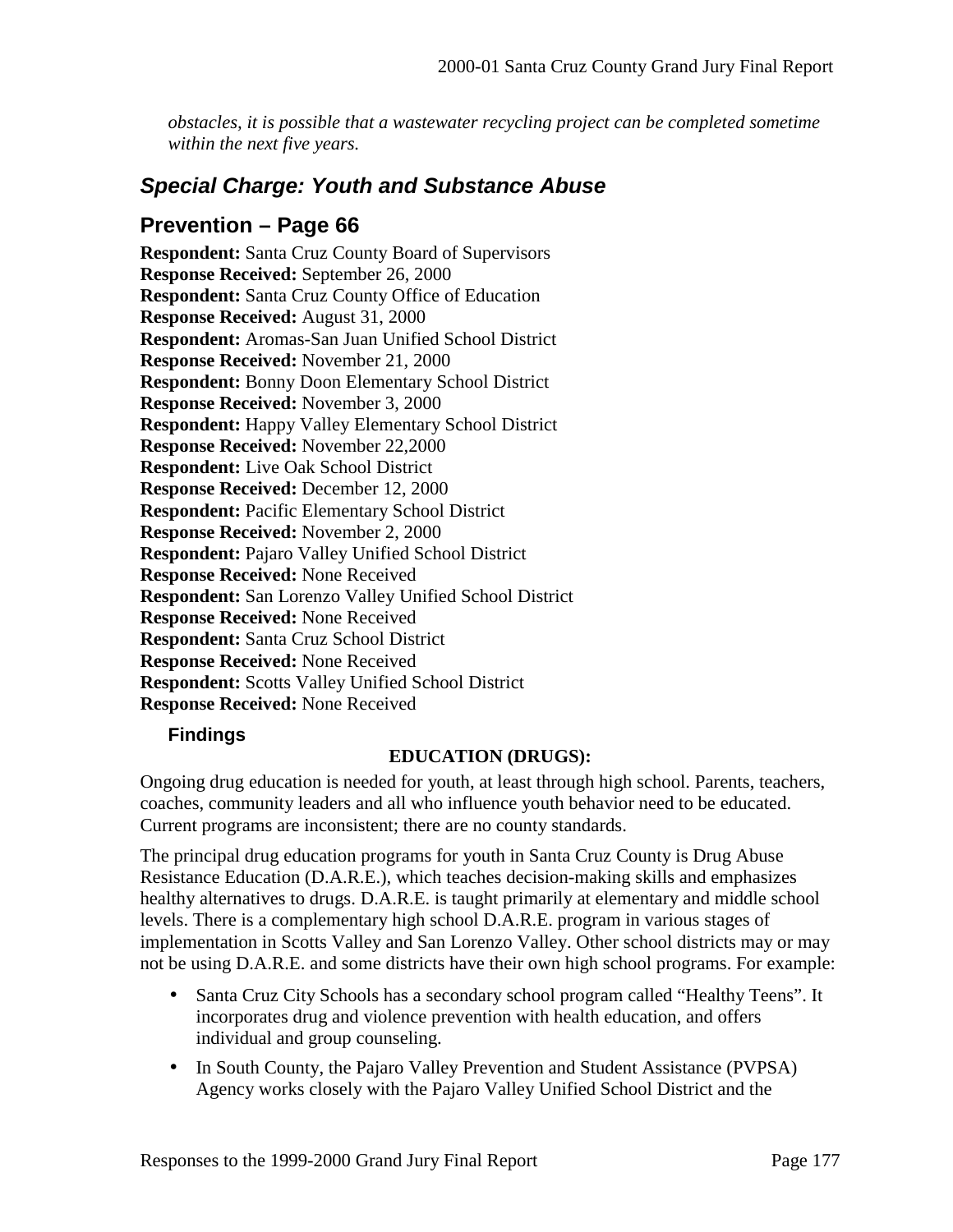*obstacles, it is possible that a wastewater recycling project can be completed sometime within the next five years.*

## *Special Charge: Youth and Substance Abuse*

## Prevention – Page 66

**Respondent:** Santa Cruz County Board of Supervisors
**Response Received:** September 26, 2000
**Respondent:** Santa Cruz County Office of Education
**Response Received:** August 31, 2000
**Respondent:** Aromas-San Juan Unified School District
**Response Received:** November 21, 2000
**Respondent:** Bonny Doon Elementary School District
**Response Received:** November 3, 2000
**Respondent:** Happy Valley Elementary School District
**Response Received:** November 22,2000
**Respondent:** Live Oak School District
**Response Received:** December 12, 2000
**Respondent:** Pacific Elementary School District
**Response Received:** November 2, 2000
**Respondent:** Pajaro Valley Unified School District
**Response Received:** None Received
**Respondent:** San Lorenzo Valley Unified School District
**Response Received:** None Received
**Respondent:** Santa Cruz School District
**Response Received:** None Received
**Respondent:** Scotts Valley Unified School District
**Response Received:** None Received

### Findings

**EDUCATION (DRUGS):**

Ongoing drug education is needed for youth, at least through high school. Parents, teachers, coaches, community leaders and all who influence youth behavior need to be educated. Current programs are inconsistent; there are no county standards.

The principal drug education programs for youth in Santa Cruz County is Drug Abuse Resistance Education (D.A.R.E.), which teaches decision-making skills and emphasizes healthy alternatives to drugs. D.A.R.E. is taught primarily at elementary and middle school levels. There is a complementary high school D.A.R.E. program in various stages of implementation in Scotts Valley and San Lorenzo Valley. Other school districts may or may not be using D.A.R.E. and some districts have their own high school programs. For example:

- Santa Cruz City Schools has a secondary school program called "Healthy Teens". It incorporates drug and violence prevention with health education, and offers individual and group counseling.
- In South County, the Pajaro Valley Prevention and Student Assistance (PVPSA) Agency works closely with the Pajaro Valley Unified School District and the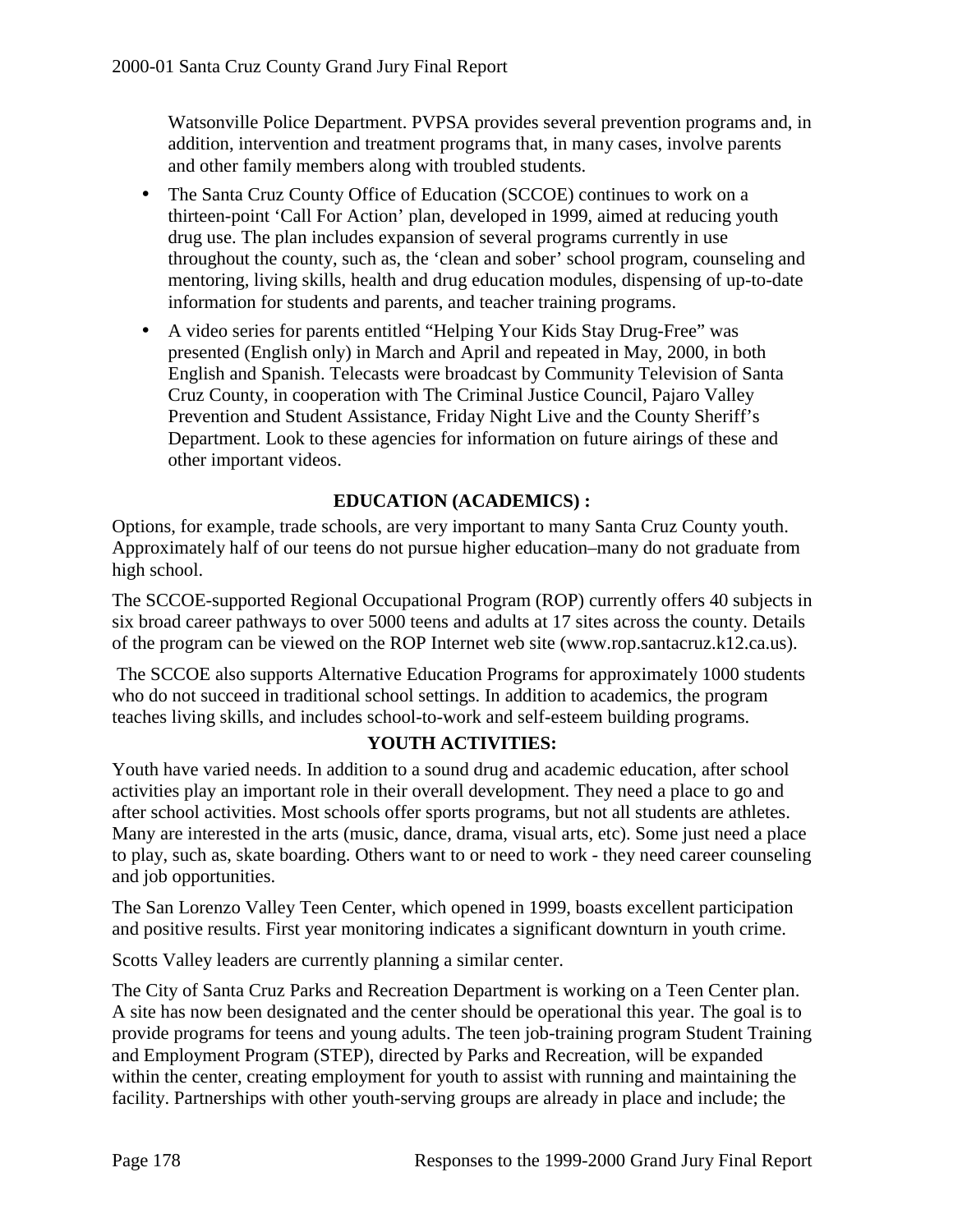Watsonville Police Department. PVPSA provides several prevention programs and, in addition, intervention and treatment programs that, in many cases, involve parents and other family members along with troubled students.

- The Santa Cruz County Office of Education (SCCOE) continues to work on a thirteen-point 'Call For Action' plan, developed in 1999, aimed at reducing youth drug use. The plan includes expansion of several programs currently in use throughout the county, such as, the 'clean and sober' school program, counseling and mentoring, living skills, health and drug education modules, dispensing of up-to-date information for students and parents, and teacher training programs.
- A video series for parents entitled "Helping Your Kids Stay Drug-Free" was presented (English only) in March and April and repeated in May, 2000, in both English and Spanish. Telecasts were broadcast by Community Television of Santa Cruz County, in cooperation with The Criminal Justice Council, Pajaro Valley Prevention and Student Assistance, Friday Night Live and the County Sheriff's Department. Look to these agencies for information on future airings of these and other important videos.

**EDUCATION (ACADEMICS) :**

Options, for example, trade schools, are very important to many Santa Cruz County youth. Approximately half of our teens do not pursue higher education–many do not graduate from high school.

The SCCOE-supported Regional Occupational Program (ROP) currently offers 40 subjects in six broad career pathways to over 5000 teens and adults at 17 sites across the county. Details of the program can be viewed on the ROP Internet web site (www.rop.santacruz.k12.ca.us).

The SCCOE also supports Alternative Education Programs for approximately 1000 students who do not succeed in traditional school settings. In addition to academics, the program teaches living skills, and includes school-to-work and self-esteem building programs.

**YOUTH ACTIVITIES:**

Youth have varied needs. In addition to a sound drug and academic education, after school activities play an important role in their overall development. They need a place to go and after school activities. Most schools offer sports programs, but not all students are athletes. Many are interested in the arts (music, dance, drama, visual arts, etc). Some just need a place to play, such as, skate boarding. Others want to or need to work - they need career counseling and job opportunities.

The San Lorenzo Valley Teen Center, which opened in 1999, boasts excellent participation and positive results. First year monitoring indicates a significant downturn in youth crime.

Scotts Valley leaders are currently planning a similar center.

The City of Santa Cruz Parks and Recreation Department is working on a Teen Center plan. A site has now been designated and the center should be operational this year. The goal is to provide programs for teens and young adults. The teen job-training program Student Training and Employment Program (STEP), directed by Parks and Recreation, will be expanded within the center, creating employment for youth to assist with running and maintaining the facility. Partnerships with other youth-serving groups are already in place and include; the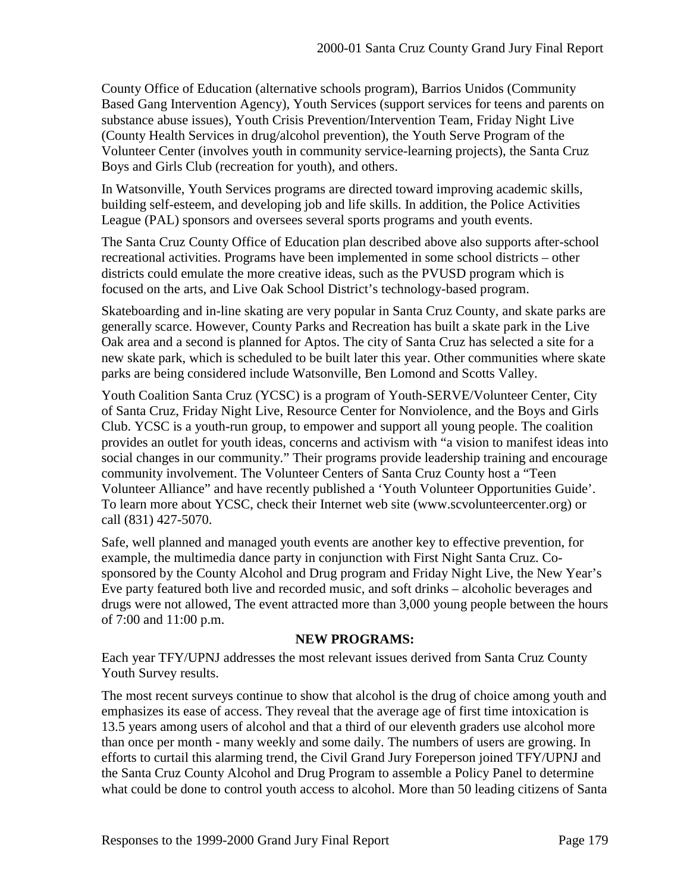County Office of Education (alternative schools program), Barrios Unidos (Community Based Gang Intervention Agency), Youth Services (support services for teens and parents on substance abuse issues), Youth Crisis Prevention/Intervention Team, Friday Night Live (County Health Services in drug/alcohol prevention), the Youth Serve Program of the Volunteer Center (involves youth in community service-learning projects), the Santa Cruz Boys and Girls Club (recreation for youth), and others.

In Watsonville, Youth Services programs are directed toward improving academic skills, building self-esteem, and developing job and life skills. In addition, the Police Activities League (PAL) sponsors and oversees several sports programs and youth events.

The Santa Cruz County Office of Education plan described above also supports after-school recreational activities. Programs have been implemented in some school districts – other districts could emulate the more creative ideas, such as the PVUSD program which is focused on the arts, and Live Oak School District's technology-based program.

Skateboarding and in-line skating are very popular in Santa Cruz County, and skate parks are generally scarce. However, County Parks and Recreation has built a skate park in the Live Oak area and a second is planned for Aptos. The city of Santa Cruz has selected a site for a new skate park, which is scheduled to be built later this year. Other communities where skate parks are being considered include Watsonville, Ben Lomond and Scotts Valley.

Youth Coalition Santa Cruz (YCSC) is a program of Youth-SERVE/Volunteer Center, City of Santa Cruz, Friday Night Live, Resource Center for Nonviolence, and the Boys and Girls Club. YCSC is a youth-run group, to empower and support all young people. The coalition provides an outlet for youth ideas, concerns and activism with "a vision to manifest ideas into social changes in our community." Their programs provide leadership training and encourage community involvement. The Volunteer Centers of Santa Cruz County host a "Teen Volunteer Alliance" and have recently published a 'Youth Volunteer Opportunities Guide'. To learn more about YCSC, check their Internet web site (www.scvolunteercenter.org) or call (831) 427-5070.

Safe, well planned and managed youth events are another key to effective prevention, for example, the multimedia dance party in conjunction with First Night Santa Cruz. Co-sponsored by the County Alcohol and Drug program and Friday Night Live, the New Year's Eve party featured both live and recorded music, and soft drinks – alcoholic beverages and drugs were not allowed, The event attracted more than 3,000 young people between the hours of 7:00 and 11:00 p.m.

**NEW PROGRAMS:**

Each year TFY/UPNJ addresses the most relevant issues derived from Santa Cruz County Youth Survey results.

The most recent surveys continue to show that alcohol is the drug of choice among youth and emphasizes its ease of access. They reveal that the average age of first time intoxication is 13.5 years among users of alcohol and that a third of our eleventh graders use alcohol more than once per month - many weekly and some daily. The numbers of users are growing. In efforts to curtail this alarming trend, the Civil Grand Jury Foreperson joined TFY/UPNJ and the Santa Cruz County Alcohol and Drug Program to assemble a Policy Panel to determine what could be done to control youth access to alcohol. More than 50 leading citizens of Santa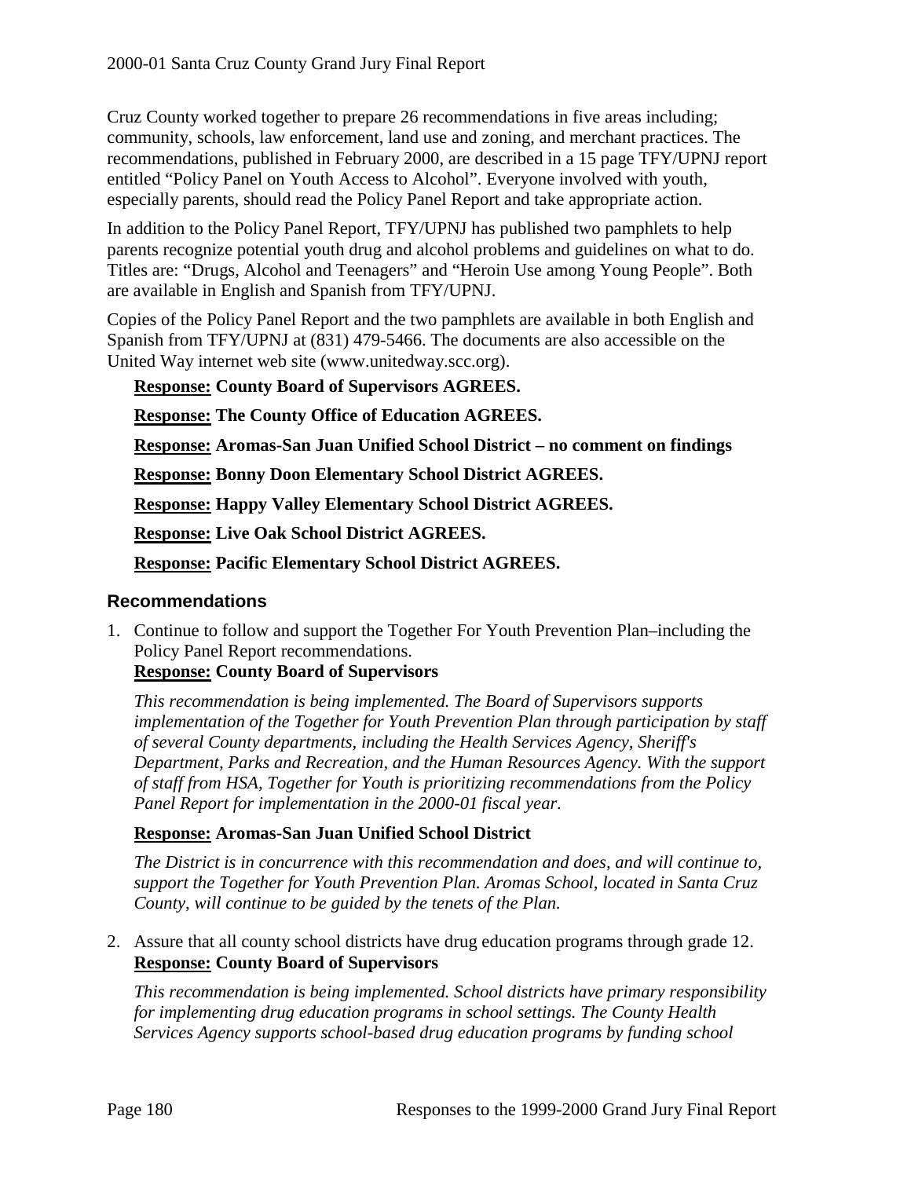Cruz County worked together to prepare 26 recommendations in five areas including; community, schools, law enforcement, land use and zoning, and merchant practices. The recommendations, published in February 2000, are described in a 15 page TFY/UPNJ report entitled "Policy Panel on Youth Access to Alcohol". Everyone involved with youth, especially parents, should read the Policy Panel Report and take appropriate action.

In addition to the Policy Panel Report, TFY/UPNJ has published two pamphlets to help parents recognize potential youth drug and alcohol problems and guidelines on what to do. Titles are: "Drugs, Alcohol and Teenagers" and "Heroin Use among Young People". Both are available in English and Spanish from TFY/UPNJ.

Copies of the Policy Panel Report and the two pamphlets are available in both English and Spanish from TFY/UPNJ at (831) 479-5466. The documents are also accessible on the United Way internet web site (www.unitedway.scc.org).

**Response: County Board of Supervisors AGREES.**

**Response: The County Office of Education AGREES.**

**Response: Aromas-San Juan Unified School District – no comment on findings**

**Response: Bonny Doon Elementary School District AGREES.**

**Response: Happy Valley Elementary School District AGREES.**

**Response: Live Oak School District AGREES.**

**Response: Pacific Elementary School District AGREES.**

### Recommendations

1. Continue to follow and support the Together For Youth Prevention Plan–including the Policy Panel Report recommendations.
   **Response: County Board of Supervisors**

   *This recommendation is being implemented. The Board of Supervisors supports implementation of the Together for Youth Prevention Plan through participation by staff of several County departments, including the Health Services Agency, Sheriff's Department, Parks and Recreation, and the Human Resources Agency. With the support of staff from HSA, Together for Youth is prioritizing recommendations from the Policy Panel Report for implementation in the 2000-01 fiscal year.*

   **Response: Aromas-San Juan Unified School District**

   *The District is in concurrence with this recommendation and does, and will continue to, support the Together for Youth Prevention Plan. Aromas School, located in Santa Cruz County, will continue to be guided by the tenets of the Plan.*

2. Assure that all county school districts have drug education programs through grade 12.
   **Response: County Board of Supervisors**

   *This recommendation is being implemented. School districts have primary responsibility for implementing drug education programs in school settings. The County Health Services Agency supports school-based drug education programs by funding school*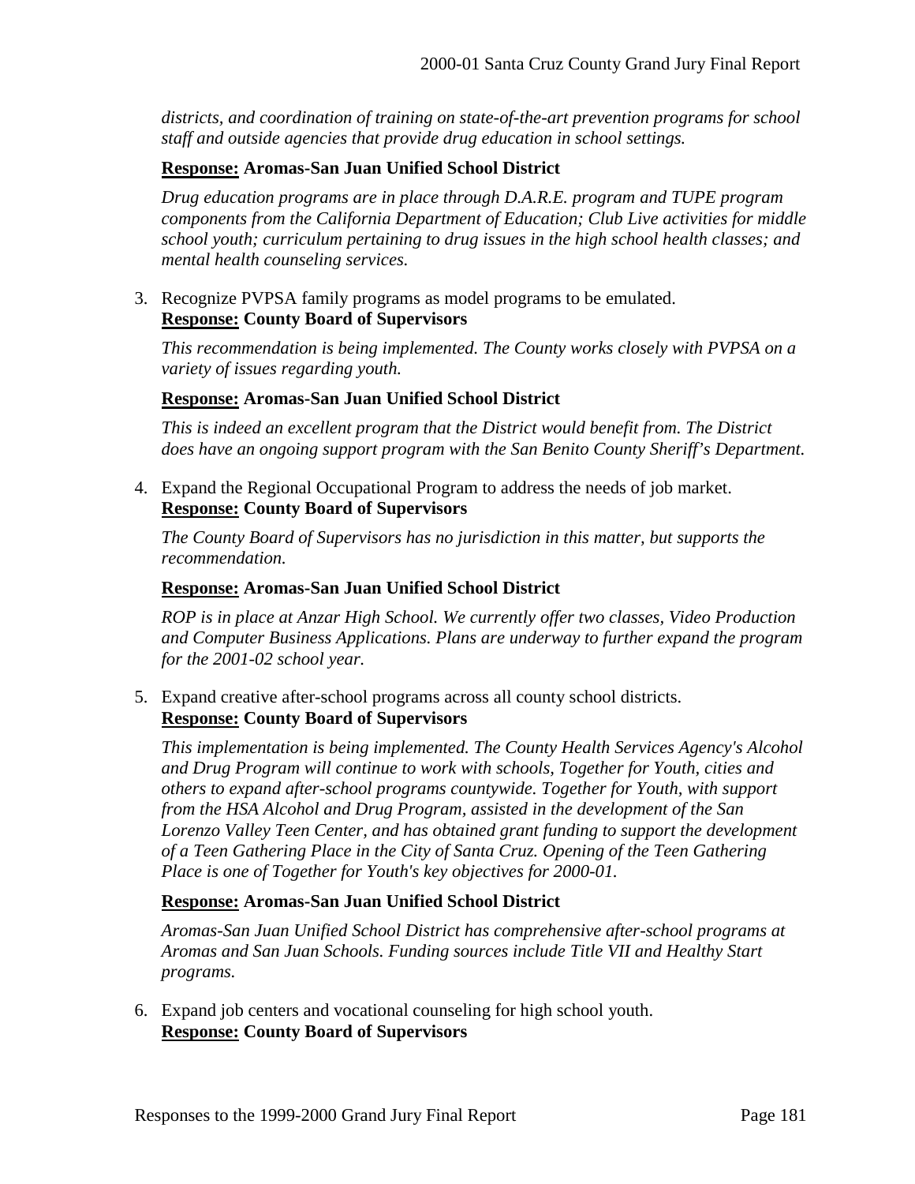*districts, and coordination of training on state-of-the-art prevention programs for school staff and outside agencies that provide drug education in school settings.*

**Response: Aromas-San Juan Unified School District**

*Drug education programs are in place through D.A.R.E. program and TUPE program components from the California Department of Education; Club Live activities for middle school youth; curriculum pertaining to drug issues in the high school health classes; and mental health counseling services.*

3. Recognize PVPSA family programs as model programs to be emulated.
   **Response: County Board of Supervisors**

   *This recommendation is being implemented. The County works closely with PVPSA on a variety of issues regarding youth.*

   **Response: Aromas-San Juan Unified School District**

   *This is indeed an excellent program that the District would benefit from. The District does have an ongoing support program with the San Benito County Sheriff's Department.*

4. Expand the Regional Occupational Program to address the needs of job market.
   **Response: County Board of Supervisors**

   *The County Board of Supervisors has no jurisdiction in this matter, but supports the recommendation.*

   **Response: Aromas-San Juan Unified School District**

   *ROP is in place at Anzar High School. We currently offer two classes, Video Production and Computer Business Applications. Plans are underway to further expand the program for the 2001-02 school year.*

5. Expand creative after-school programs across all county school districts.
   **Response: County Board of Supervisors**

   *This implementation is being implemented. The County Health Services Agency's Alcohol and Drug Program will continue to work with schools, Together for Youth, cities and others to expand after-school programs countywide. Together for Youth, with support from the HSA Alcohol and Drug Program, assisted in the development of the San Lorenzo Valley Teen Center, and has obtained grant funding to support the development of a Teen Gathering Place in the City of Santa Cruz. Opening of the Teen Gathering Place is one of Together for Youth's key objectives for 2000-01.*

   **Response: Aromas-San Juan Unified School District**

   *Aromas-San Juan Unified School District has comprehensive after-school programs at Aromas and San Juan Schools. Funding sources include Title VII and Healthy Start programs.*

6. Expand job centers and vocational counseling for high school youth.
   **Response: County Board of Supervisors**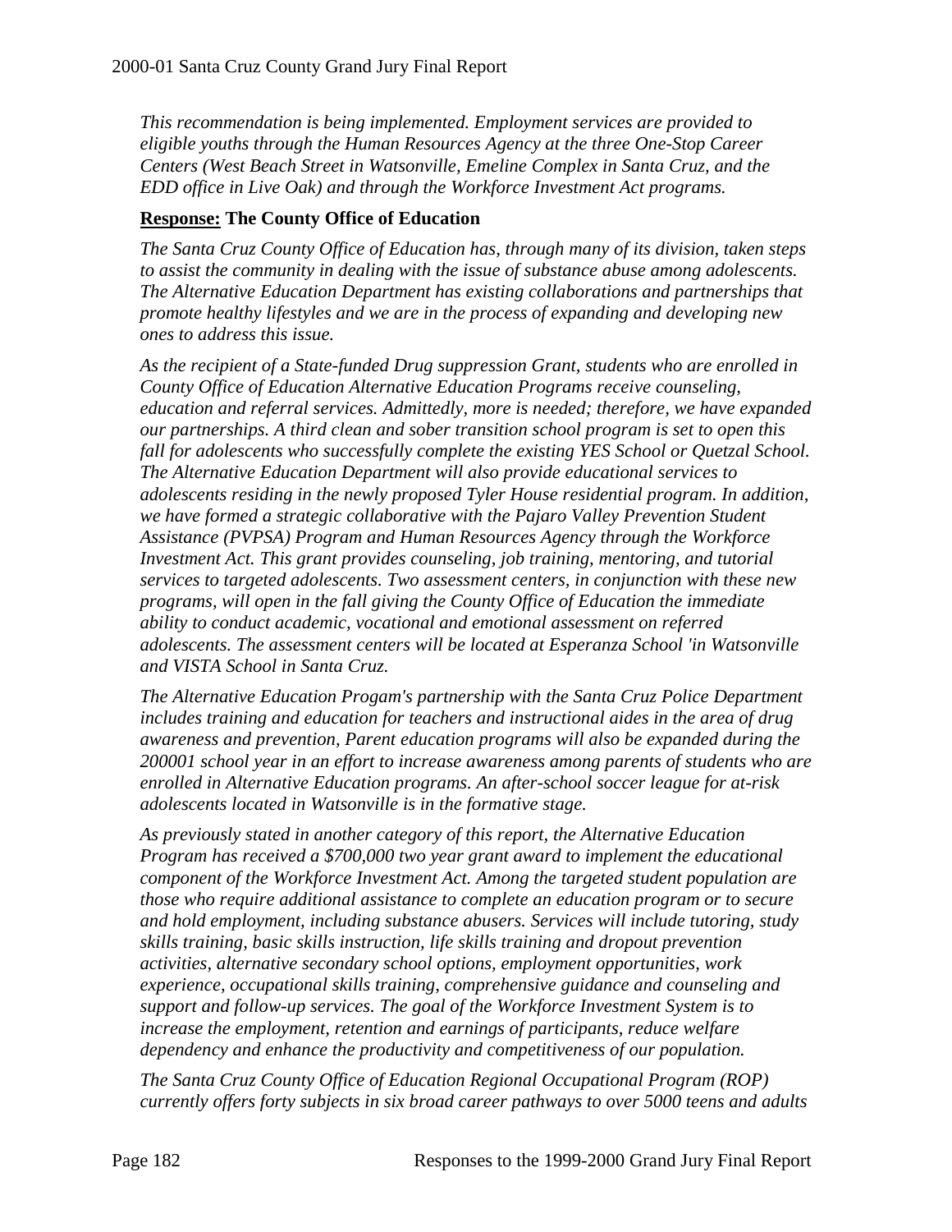*This recommendation is being implemented. Employment services are provided to eligible youths through the Human Resources Agency at the three One-Stop Career Centers (West Beach Street in Watsonville, Emeline Complex in Santa Cruz, and the EDD office in Live Oak) and through the Workforce Investment Act programs.*

**Response: The County Office of Education**

*The Santa Cruz County Office of Education has, through many of its division, taken steps to assist the community in dealing with the issue of substance abuse among adolescents. The Alternative Education Department has existing collaborations and partnerships that promote healthy lifestyles and we are in the process of expanding and developing new ones to address this issue.*

*As the recipient of a State-funded Drug suppression Grant, students who are enrolled in County Office of Education Alternative Education Programs receive counseling, education and referral services. Admittedly, more is needed; therefore, we have expanded our partnerships. A third clean and sober transition school program is set to open this fall for adolescents who successfully complete the existing YES School or Quetzal School. The Alternative Education Department will also provide educational services to adolescents residing in the newly proposed Tyler House residential program. In addition, we have formed a strategic collaborative with the Pajaro Valley Prevention Student Assistance (PVPSA) Program and Human Resources Agency through the Workforce Investment Act. This grant provides counseling, job training, mentoring, and tutorial services to targeted adolescents. Two assessment centers, in conjunction with these new programs, will open in the fall giving the County Office of Education the immediate ability to conduct academic, vocational and emotional assessment on referred adolescents. The assessment centers will be located at Esperanza School 'in Watsonville and VISTA School in Santa Cruz.*

*The Alternative Education Progam's partnership with the Santa Cruz Police Department includes training and education for teachers and instructional aides in the area of drug awareness and prevention, Parent education programs will also be expanded during the 200001 school year in an effort to increase awareness among parents of students who are enrolled in Alternative Education programs. An after-school soccer league for at-risk adolescents located in Watsonville is in the formative stage.*

*As previously stated in another category of this report, the Alternative Education Program has received a $700,000 two year grant award to implement the educational component of the Workforce Investment Act. Among the targeted student population are those who require additional assistance to complete an education program or to secure and hold employment, including substance abusers. Services will include tutoring, study skills training, basic skills instruction, life skills training and dropout prevention activities, alternative secondary school options, employment opportunities, work experience, occupational skills training, comprehensive guidance and counseling and support and follow-up services. The goal of the Workforce Investment System is to increase the employment, retention and earnings of participants, reduce welfare dependency and enhance the productivity and competitiveness of our population.*

*The Santa Cruz County Office of Education Regional Occupational Program (ROP) currently offers forty subjects in six broad career pathways to over 5000 teens and adults*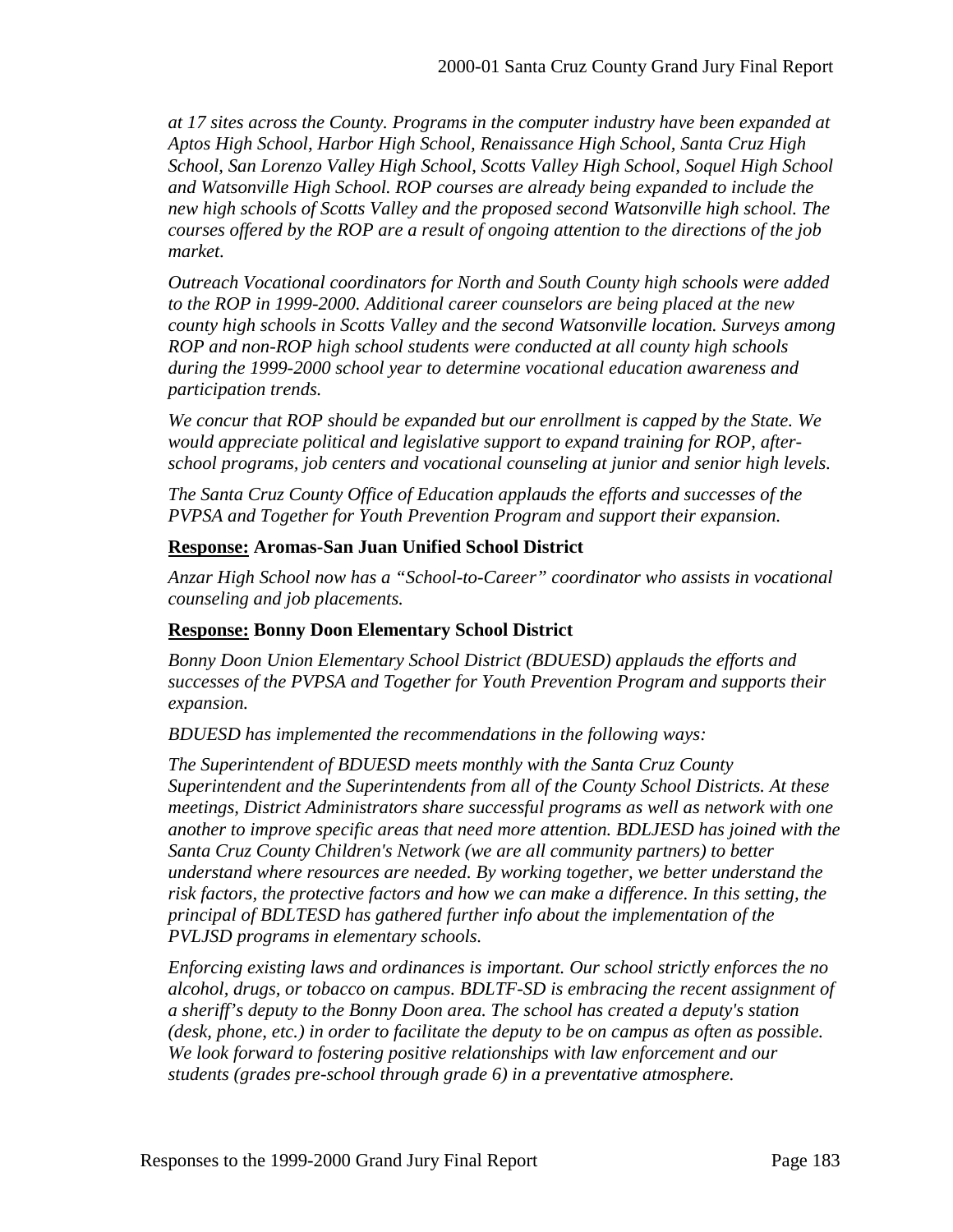*at 17 sites across the County. Programs in the computer industry have been expanded at Aptos High School, Harbor High School, Renaissance High School, Santa Cruz High School, San Lorenzo Valley High School, Scotts Valley High School, Soquel High School and Watsonville High School. ROP courses are already being expanded to include the new high schools of Scotts Valley and the proposed second Watsonville high school. The courses offered by the ROP are a result of ongoing attention to the directions of the job market.*

*Outreach Vocational coordinators for North and South County high schools were added to the ROP in 1999-2000. Additional career counselors are being placed at the new county high schools in Scotts Valley and the second Watsonville location. Surveys among ROP and non-ROP high school students were conducted at all county high schools during the 1999-2000 school year to determine vocational education awareness and participation trends.*

*We concur that ROP should be expanded but our enrollment is capped by the State. We would appreciate political and legislative support to expand training for ROP, after-school programs, job centers and vocational counseling at junior and senior high levels.*

*The Santa Cruz County Office of Education applauds the efforts and successes of the PVPSA and Together for Youth Prevention Program and support their expansion.*

**Response: Aromas-San Juan Unified School District**

*Anzar High School now has a "School-to-Career" coordinator who assists in vocational counseling and job placements.*

**Response: Bonny Doon Elementary School District**

*Bonny Doon Union Elementary School District (BDUESD) applauds the efforts and successes of the PVPSA and Together for Youth Prevention Program and supports their expansion.*

*BDUESD has implemented the recommendations in the following ways:*

*The Superintendent of BDUESD meets monthly with the Santa Cruz County Superintendent and the Superintendents from all of the County School Districts. At these meetings, District Administrators share successful programs as well as network with one another to improve specific areas that need more attention. BDLJESD has joined with the Santa Cruz County Children's Network (we are all community partners) to better understand where resources are needed. By working together, we better understand the risk factors, the protective factors and how we can make a difference. In this setting, the principal of BDLTESD has gathered further info about the implementation of the PVLJSD programs in elementary schools.*

*Enforcing existing laws and ordinances is important. Our school strictly enforces the no alcohol, drugs, or tobacco on campus. BDLTF-SD is embracing the recent assignment of a sheriff's deputy to the Bonny Doon area. The school has created a deputy's station (desk, phone, etc.) in order to facilitate the deputy to be on campus as often as possible. We look forward to fostering positive relationships with law enforcement and our students (grades pre-school through grade 6) in a preventative atmosphere.*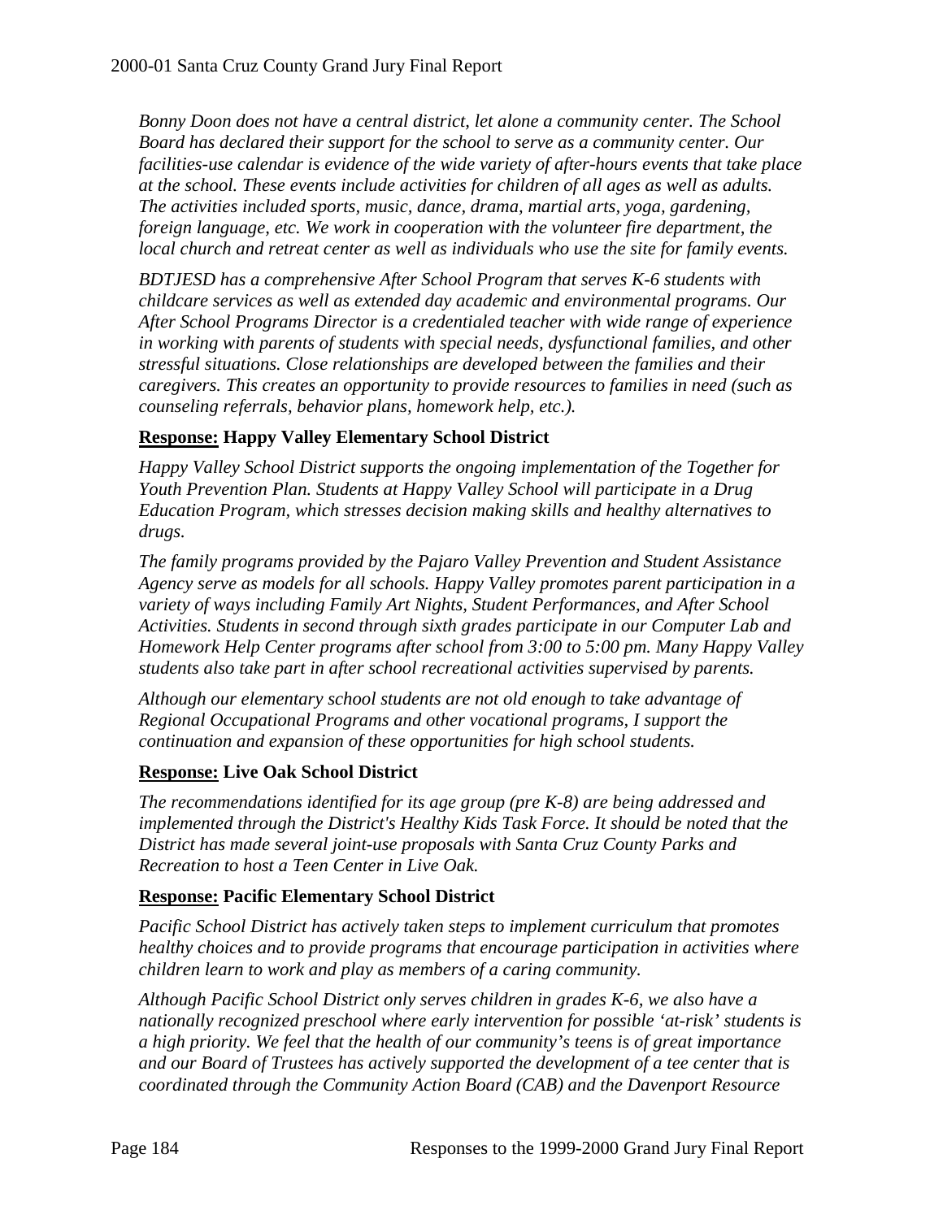*Bonny Doon does not have a central district, let alone a community center. The School Board has declared their support for the school to serve as a community center. Our facilities-use calendar is evidence of the wide variety of after-hours events that take place at the school. These events include activities for children of all ages as well as adults. The activities included sports, music, dance, drama, martial arts, yoga, gardening, foreign language, etc. We work in cooperation with the volunteer fire department, the local church and retreat center as well as individuals who use the site for family events.*

*BDTJESD has a comprehensive After School Program that serves K-6 students with childcare services as well as extended day academic and environmental programs. Our After School Programs Director is a credentialed teacher with wide range of experience in working with parents of students with special needs, dysfunctional families, and other stressful situations. Close relationships are developed between the families and their caregivers. This creates an opportunity to provide resources to families in need (such as counseling referrals, behavior plans, homework help, etc.).*

**<u>Response:</u> Happy Valley Elementary School District**

*Happy Valley School District supports the ongoing implementation of the Together for Youth Prevention Plan. Students at Happy Valley School will participate in a Drug Education Program, which stresses decision making skills and healthy alternatives to drugs.*

*The family programs provided by the Pajaro Valley Prevention and Student Assistance Agency serve as models for all schools. Happy Valley promotes parent participation in a variety of ways including Family Art Nights, Student Performances, and After School Activities. Students in second through sixth grades participate in our Computer Lab and Homework Help Center programs after school from 3:00 to 5:00 pm. Many Happy Valley students also take part in after school recreational activities supervised by parents.*

*Although our elementary school students are not old enough to take advantage of Regional Occupational Programs and other vocational programs, I support the continuation and expansion of these opportunities for high school students.*

**<u>Response:</u> Live Oak School District**

*The recommendations identified for its age group (pre K-8) are being addressed and implemented through the District's Healthy Kids Task Force. It should be noted that the District has made several joint-use proposals with Santa Cruz County Parks and Recreation to host a Teen Center in Live Oak.*

**<u>Response:</u> Pacific Elementary School District**

*Pacific School District has actively taken steps to implement curriculum that promotes healthy choices and to provide programs that encourage participation in activities where children learn to work and play as members of a caring community.*

*Although Pacific School District only serves children in grades K-6, we also have a nationally recognized preschool where early intervention for possible 'at-risk' students is a high priority. We feel that the health of our community's teens is of great importance and our Board of Trustees has actively supported the development of a tee center that is coordinated through the Community Action Board (CAB) and the Davenport Resource*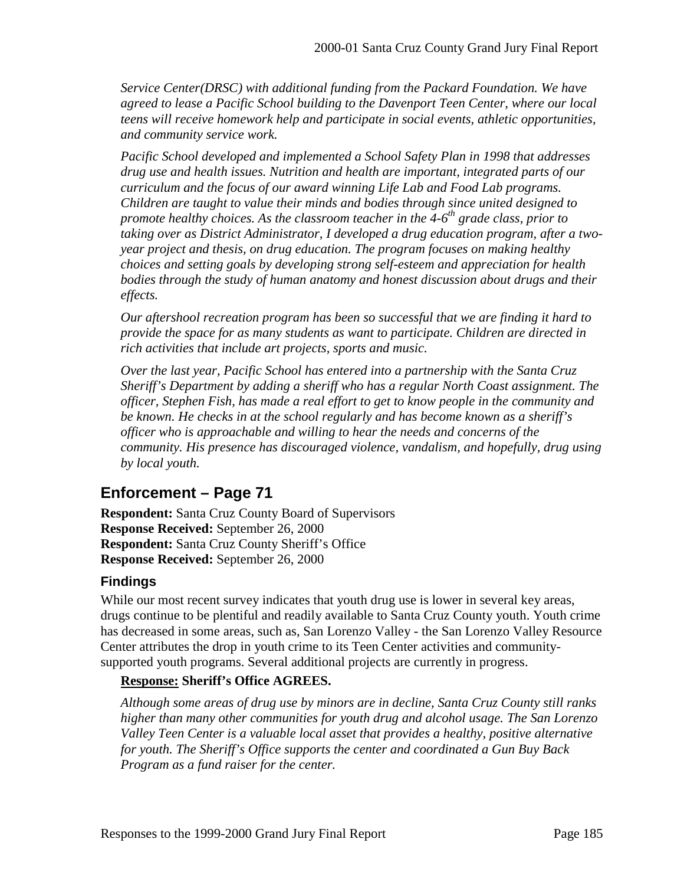*Service Center(DRSC) with additional funding from the Packard Foundation. We have agreed to lease a Pacific School building to the Davenport Teen Center, where our local teens will receive homework help and participate in social events, athletic opportunities, and community service work.*

*Pacific School developed and implemented a School Safety Plan in 1998 that addresses drug use and health issues. Nutrition and health are important, integrated parts of our curriculum and the focus of our award winning Life Lab and Food Lab programs. Children are taught to value their minds and bodies through since united designed to promote healthy choices. As the classroom teacher in the 4-6th grade class, prior to taking over as District Administrator, I developed a drug education program, after a two-year project and thesis, on drug education. The program focuses on making healthy choices and setting goals by developing strong self-esteem and appreciation for health bodies through the study of human anatomy and honest discussion about drugs and their effects.*

*Our aftershool recreation program has been so successful that we are finding it hard to provide the space for as many students as want to participate. Children are directed in rich activities that include art projects, sports and music.*

*Over the last year, Pacific School has entered into a partnership with the Santa Cruz Sheriff's Department by adding a sheriff who has a regular North Coast assignment. The officer, Stephen Fish, has made a real effort to get to know people in the community and be known. He checks in at the school regularly and has become known as a sheriff's officer who is approachable and willing to hear the needs and concerns of the community. His presence has discouraged violence, vandalism, and hopefully, drug using by local youth.*

## Enforcement – Page 71

**Respondent:** Santa Cruz County Board of Supervisors
**Response Received:** September 26, 2000
**Respondent:** Santa Cruz County Sheriff's Office
**Response Received:** September 26, 2000

### Findings

While our most recent survey indicates that youth drug use is lower in several key areas, drugs continue to be plentiful and readily available to Santa Cruz County youth. Youth crime has decreased in some areas, such as, San Lorenzo Valley - the San Lorenzo Valley Resource Center attributes the drop in youth crime to its Teen Center activities and community-supported youth programs. Several additional projects are currently in progress.

**Response: Sheriff's Office AGREES.**

*Although some areas of drug use by minors are in decline, Santa Cruz County still ranks higher than many other communities for youth drug and alcohol usage. The San Lorenzo Valley Teen Center is a valuable local asset that provides a healthy, positive alternative for youth. The Sheriff's Office supports the center and coordinated a Gun Buy Back Program as a fund raiser for the center.*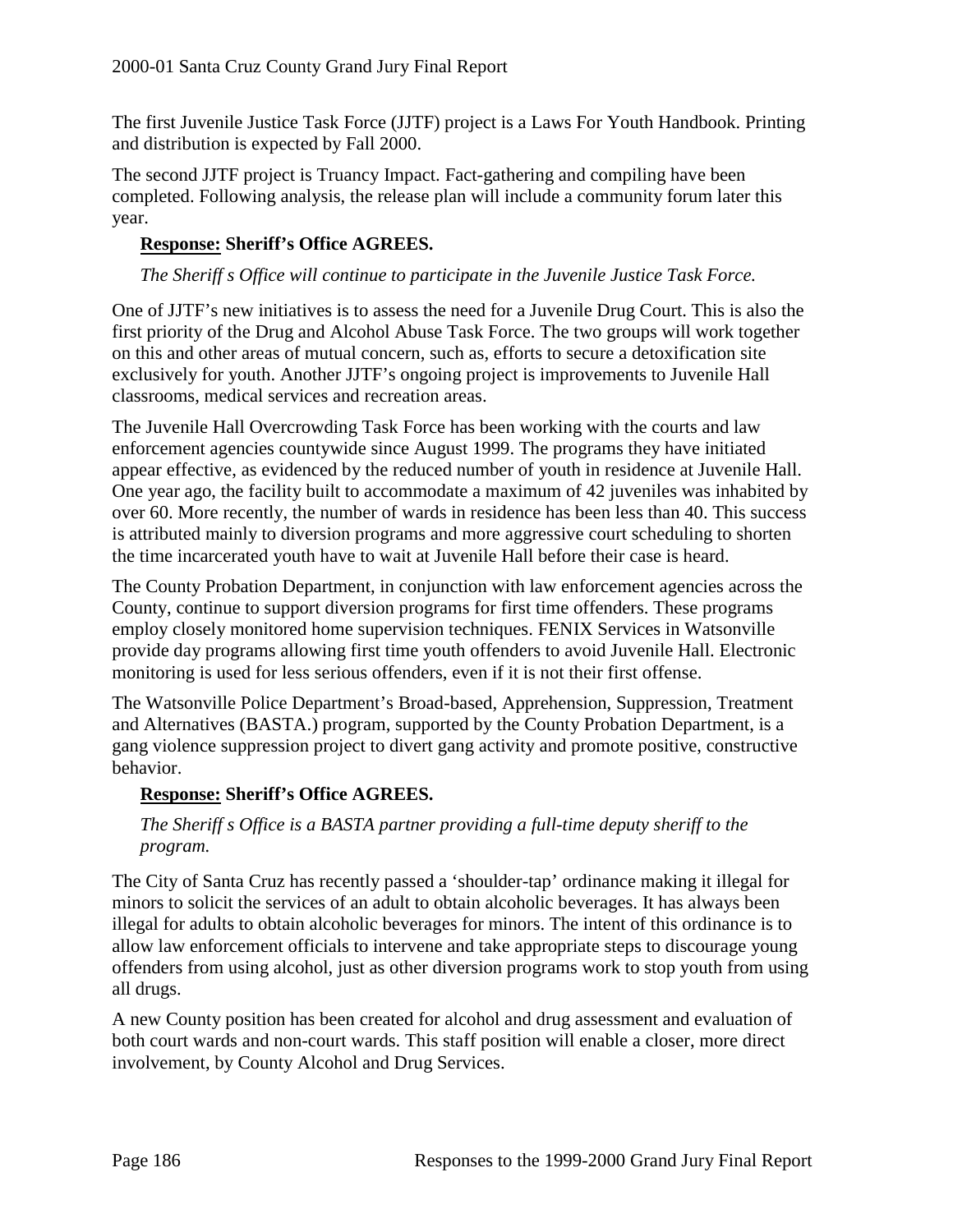The first Juvenile Justice Task Force (JJTF) project is a Laws For Youth Handbook. Printing and distribution is expected by Fall 2000.

The second JJTF project is Truancy Impact. Fact-gathering and compiling have been completed. Following analysis, the release plan will include a community forum later this year.

**Response: Sheriff's Office AGREES.**

*The Sheriff s Office will continue to participate in the Juvenile Justice Task Force.*

One of JJTF's new initiatives is to assess the need for a Juvenile Drug Court. This is also the first priority of the Drug and Alcohol Abuse Task Force. The two groups will work together on this and other areas of mutual concern, such as, efforts to secure a detoxification site exclusively for youth. Another JJTF's ongoing project is improvements to Juvenile Hall classrooms, medical services and recreation areas.

The Juvenile Hall Overcrowding Task Force has been working with the courts and law enforcement agencies countywide since August 1999. The programs they have initiated appear effective, as evidenced by the reduced number of youth in residence at Juvenile Hall. One year ago, the facility built to accommodate a maximum of 42 juveniles was inhabited by over 60. More recently, the number of wards in residence has been less than 40. This success is attributed mainly to diversion programs and more aggressive court scheduling to shorten the time incarcerated youth have to wait at Juvenile Hall before their case is heard.

The County Probation Department, in conjunction with law enforcement agencies across the County, continue to support diversion programs for first time offenders. These programs employ closely monitored home supervision techniques. FENIX Services in Watsonville provide day programs allowing first time youth offenders to avoid Juvenile Hall. Electronic monitoring is used for less serious offenders, even if it is not their first offense.

The Watsonville Police Department's Broad-based, Apprehension, Suppression, Treatment and Alternatives (BASTA.) program, supported by the County Probation Department, is a gang violence suppression project to divert gang activity and promote positive, constructive behavior.

**Response: Sheriff's Office AGREES.**

*The Sheriff s Office is a BASTA partner providing a full-time deputy sheriff to the program.*

The City of Santa Cruz has recently passed a 'shoulder-tap' ordinance making it illegal for minors to solicit the services of an adult to obtain alcoholic beverages. It has always been illegal for adults to obtain alcoholic beverages for minors. The intent of this ordinance is to allow law enforcement officials to intervene and take appropriate steps to discourage young offenders from using alcohol, just as other diversion programs work to stop youth from using all drugs.

A new County position has been created for alcohol and drug assessment and evaluation of both court wards and non-court wards. This staff position will enable a closer, more direct involvement, by County Alcohol and Drug Services.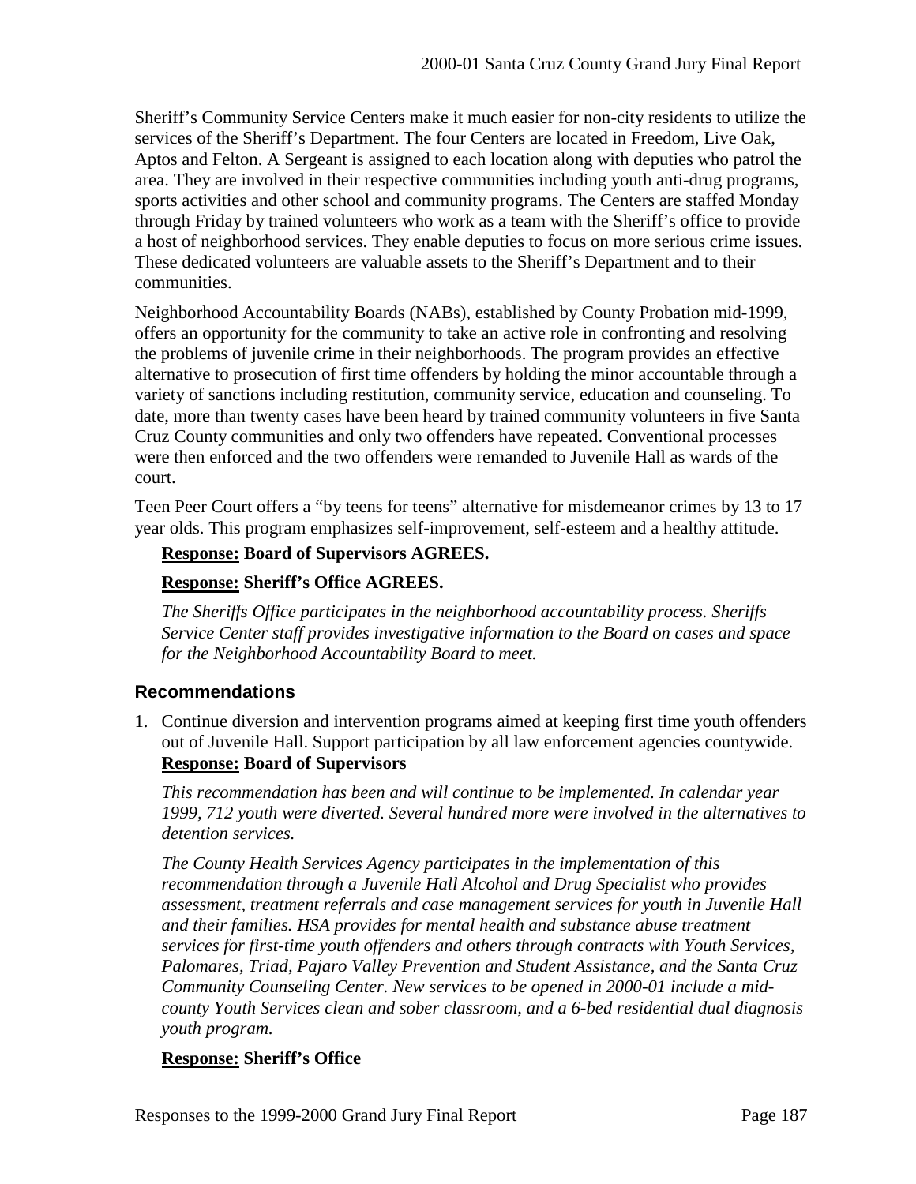Sheriff's Community Service Centers make it much easier for non-city residents to utilize the services of the Sheriff's Department. The four Centers are located in Freedom, Live Oak, Aptos and Felton. A Sergeant is assigned to each location along with deputies who patrol the area. They are involved in their respective communities including youth anti-drug programs, sports activities and other school and community programs. The Centers are staffed Monday through Friday by trained volunteers who work as a team with the Sheriff's office to provide a host of neighborhood services. They enable deputies to focus on more serious crime issues. These dedicated volunteers are valuable assets to the Sheriff's Department and to their communities.

Neighborhood Accountability Boards (NABs), established by County Probation mid-1999, offers an opportunity for the community to take an active role in confronting and resolving the problems of juvenile crime in their neighborhoods. The program provides an effective alternative to prosecution of first time offenders by holding the minor accountable through a variety of sanctions including restitution, community service, education and counseling. To date, more than twenty cases have been heard by trained community volunteers in five Santa Cruz County communities and only two offenders have repeated. Conventional processes were then enforced and the two offenders were remanded to Juvenile Hall as wards of the court.

Teen Peer Court offers a "by teens for teens" alternative for misdemeanor crimes by 13 to 17 year olds. This program emphasizes self-improvement, self-esteem and a healthy attitude.

**Response: Board of Supervisors AGREES.**

**Response: Sheriff's Office AGREES.**

*The Sheriffs Office participates in the neighborhood accountability process. Sheriffs Service Center staff provides investigative information to the Board on cases and space for the Neighborhood Accountability Board to meet.*

## Recommendations

1. Continue diversion and intervention programs aimed at keeping first time youth offenders out of Juvenile Hall. Support participation by all law enforcement agencies countywide.
   **Response: Board of Supervisors**

   *This recommendation has been and will continue to be implemented. In calendar year 1999, 712 youth were diverted. Several hundred more were involved in the alternatives to detention services.*

   *The County Health Services Agency participates in the implementation of this recommendation through a Juvenile Hall Alcohol and Drug Specialist who provides assessment, treatment referrals and case management services for youth in Juvenile Hall and their families. HSA provides for mental health and substance abuse treatment services for first-time youth offenders and others through contracts with Youth Services, Palomares, Triad, Pajaro Valley Prevention and Student Assistance, and the Santa Cruz Community Counseling Center. New services to be opened in 2000-01 include a mid-county Youth Services clean and sober classroom, and a 6-bed residential dual diagnosis youth program.*

   **Response: Sheriff's Office**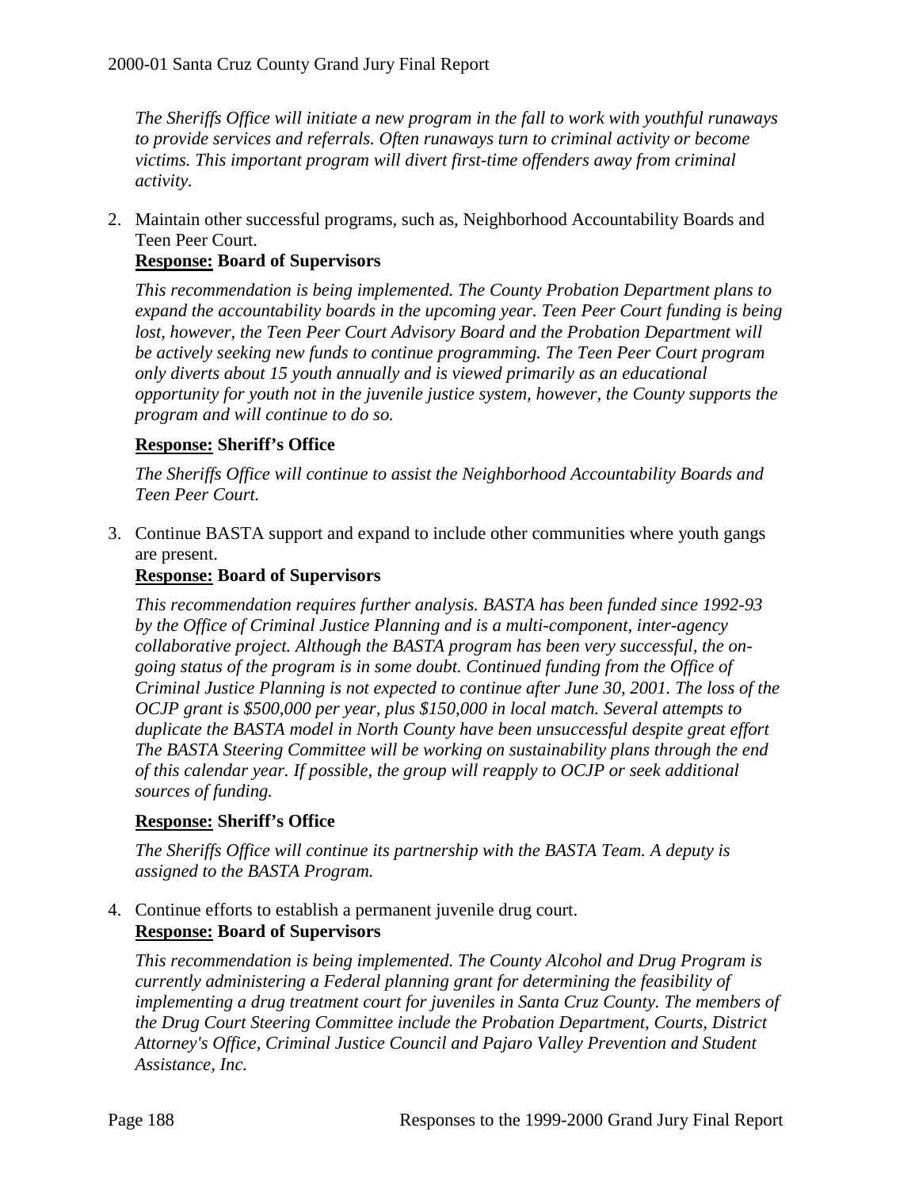*The Sheriffs Office will initiate a new program in the fall to work with youthful runaways to provide services and referrals. Often runaways turn to criminal activity or become victims. This important program will divert first-time offenders away from criminal activity.*

2. Maintain other successful programs, such as, Neighborhood Accountability Boards and Teen Peer Court.

**Response: Board of Supervisors**

*This recommendation is being implemented. The County Probation Department plans to expand the accountability boards in the upcoming year. Teen Peer Court funding is being lost, however, the Teen Peer Court Advisory Board and the Probation Department will be actively seeking new funds to continue programming. The Teen Peer Court program only diverts about 15 youth annually and is viewed primarily as an educational opportunity for youth not in the juvenile justice system, however, the County supports the program and will continue to do so.*

**Response: Sheriff's Office**

*The Sheriffs Office will continue to assist the Neighborhood Accountability Boards and Teen Peer Court.*

3. Continue BASTA support and expand to include other communities where youth gangs are present.

**Response: Board of Supervisors**

*This recommendation requires further analysis. BASTA has been funded since 1992-93 by the Office of Criminal Justice Planning and is a multi-component, inter-agency collaborative project. Although the BASTA program has been very successful, the on-going status of the program is in some doubt. Continued funding from the Office of Criminal Justice Planning is not expected to continue after June 30, 2001. The loss of the OCJP grant is $500,000 per year, plus $150,000 in local match. Several attempts to duplicate the BASTA model in North County have been unsuccessful despite great effort The BASTA Steering Committee will be working on sustainability plans through the end of this calendar year. If possible, the group will reapply to OCJP or seek additional sources of funding.*

**Response: Sheriff's Office**

*The Sheriffs Office will continue its partnership with the BASTA Team. A deputy is assigned to the BASTA Program.*

4. Continue efforts to establish a permanent juvenile drug court.

**Response: Board of Supervisors**

*This recommendation is being implemented. The County Alcohol and Drug Program is currently administering a Federal planning grant for determining the feasibility of implementing a drug treatment court for juveniles in Santa Cruz County. The members of the Drug Court Steering Committee include the Probation Department, Courts, District Attorney's Office, Criminal Justice Council and Pajaro Valley Prevention and Student Assistance, Inc.*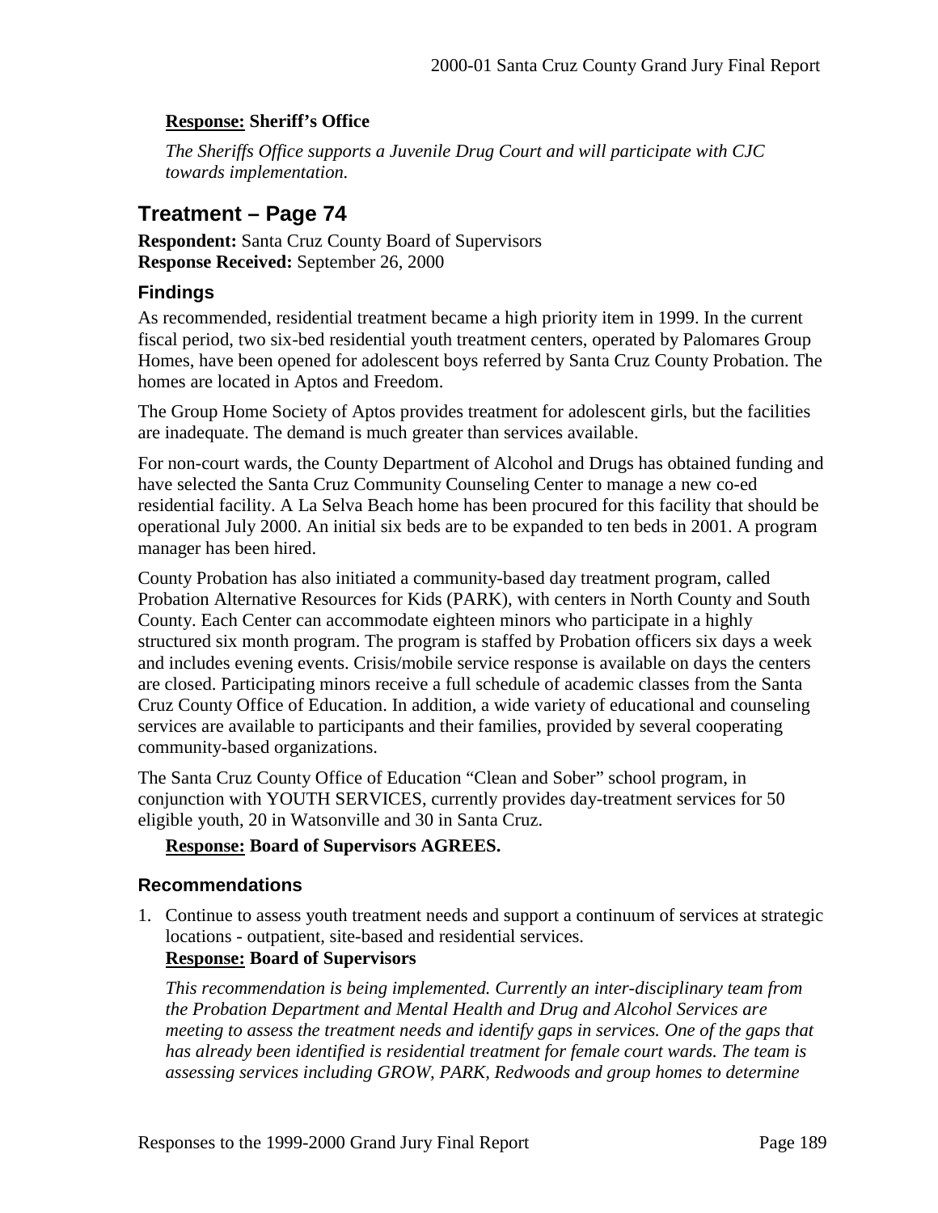**<u>Response:</u> Sheriff's Office**

*The Sheriffs Office supports a Juvenile Drug Court and will participate with CJC towards implementation.*

## Treatment – Page 74

**Respondent:** Santa Cruz County Board of Supervisors
**Response Received:** September 26, 2000

### Findings

As recommended, residential treatment became a high priority item in 1999. In the current fiscal period, two six-bed residential youth treatment centers, operated by Palomares Group Homes, have been opened for adolescent boys referred by Santa Cruz County Probation. The homes are located in Aptos and Freedom.

The Group Home Society of Aptos provides treatment for adolescent girls, but the facilities are inadequate. The demand is much greater than services available.

For non-court wards, the County Department of Alcohol and Drugs has obtained funding and have selected the Santa Cruz Community Counseling Center to manage a new co-ed residential facility. A La Selva Beach home has been procured for this facility that should be operational July 2000. An initial six beds are to be expanded to ten beds in 2001. A program manager has been hired.

County Probation has also initiated a community-based day treatment program, called Probation Alternative Resources for Kids (PARK), with centers in North County and South County. Each Center can accommodate eighteen minors who participate in a highly structured six month program. The program is staffed by Probation officers six days a week and includes evening events. Crisis/mobile service response is available on days the centers are closed. Participating minors receive a full schedule of academic classes from the Santa Cruz County Office of Education. In addition, a wide variety of educational and counseling services are available to participants and their families, provided by several cooperating community-based organizations.

The Santa Cruz County Office of Education "Clean and Sober" school program, in conjunction with YOUTH SERVICES, currently provides day-treatment services for 50 eligible youth, 20 in Watsonville and 30 in Santa Cruz.

**<u>Response:</u> Board of Supervisors AGREES.**

### Recommendations

1. Continue to assess youth treatment needs and support a continuum of services at strategic locations - outpatient, site-based and residential services.
   **<u>Response:</u> Board of Supervisors**

   *This recommendation is being implemented. Currently an inter-disciplinary team from the Probation Department and Mental Health and Drug and Alcohol Services are meeting to assess the treatment needs and identify gaps in services. One of the gaps that has already been identified is residential treatment for female court wards. The team is assessing services including GROW, PARK, Redwoods and group homes to determine*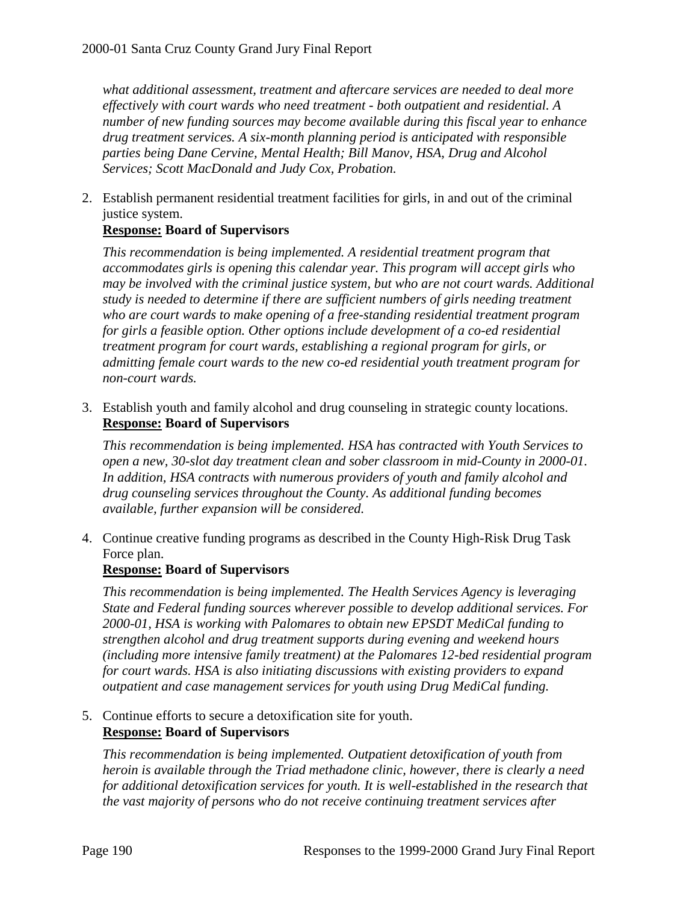*what additional assessment, treatment and aftercare services are needed to deal more effectively with court wards who need treatment - both outpatient and residential. A number of new funding sources may become available during this fiscal year to enhance drug treatment services. A six-month planning period is anticipated with responsible parties being Dane Cervine, Mental Health; Bill Manov, HSA, Drug and Alcohol Services; Scott MacDonald and Judy Cox, Probation.*

2. Establish permanent residential treatment facilities for girls, in and out of the criminal justice system.
   **Response: Board of Supervisors**

   *This recommendation is being implemented. A residential treatment program that accommodates girls is opening this calendar year. This program will accept girls who may be involved with the criminal justice system, but who are not court wards. Additional study is needed to determine if there are sufficient numbers of girls needing treatment who are court wards to make opening of a free-standing residential treatment program for girls a feasible option. Other options include development of a co-ed residential treatment program for court wards, establishing a regional program for girls, or admitting female court wards to the new co-ed residential youth treatment program for non-court wards.*

3. Establish youth and family alcohol and drug counseling in strategic county locations.
   **Response: Board of Supervisors**

   *This recommendation is being implemented. HSA has contracted with Youth Services to open a new, 30-slot day treatment clean and sober classroom in mid-County in 2000-01. In addition, HSA contracts with numerous providers of youth and family alcohol and drug counseling services throughout the County. As additional funding becomes available, further expansion will be considered.*

4. Continue creative funding programs as described in the County High-Risk Drug Task Force plan.
   **Response: Board of Supervisors**

   *This recommendation is being implemented. The Health Services Agency is leveraging State and Federal funding sources wherever possible to develop additional services. For 2000-01, HSA is working with Palomares to obtain new EPSDT MediCal funding to strengthen alcohol and drug treatment supports during evening and weekend hours (including more intensive family treatment) at the Palomares 12-bed residential program for court wards. HSA is also initiating discussions with existing providers to expand outpatient and case management services for youth using Drug MediCal funding.*

5. Continue efforts to secure a detoxification site for youth.
   **Response: Board of Supervisors**

   *This recommendation is being implemented. Outpatient detoxification of youth from heroin is available through the Triad methadone clinic, however, there is clearly a need for additional detoxification services for youth. It is well-established in the research that the vast majority of persons who do not receive continuing treatment services after*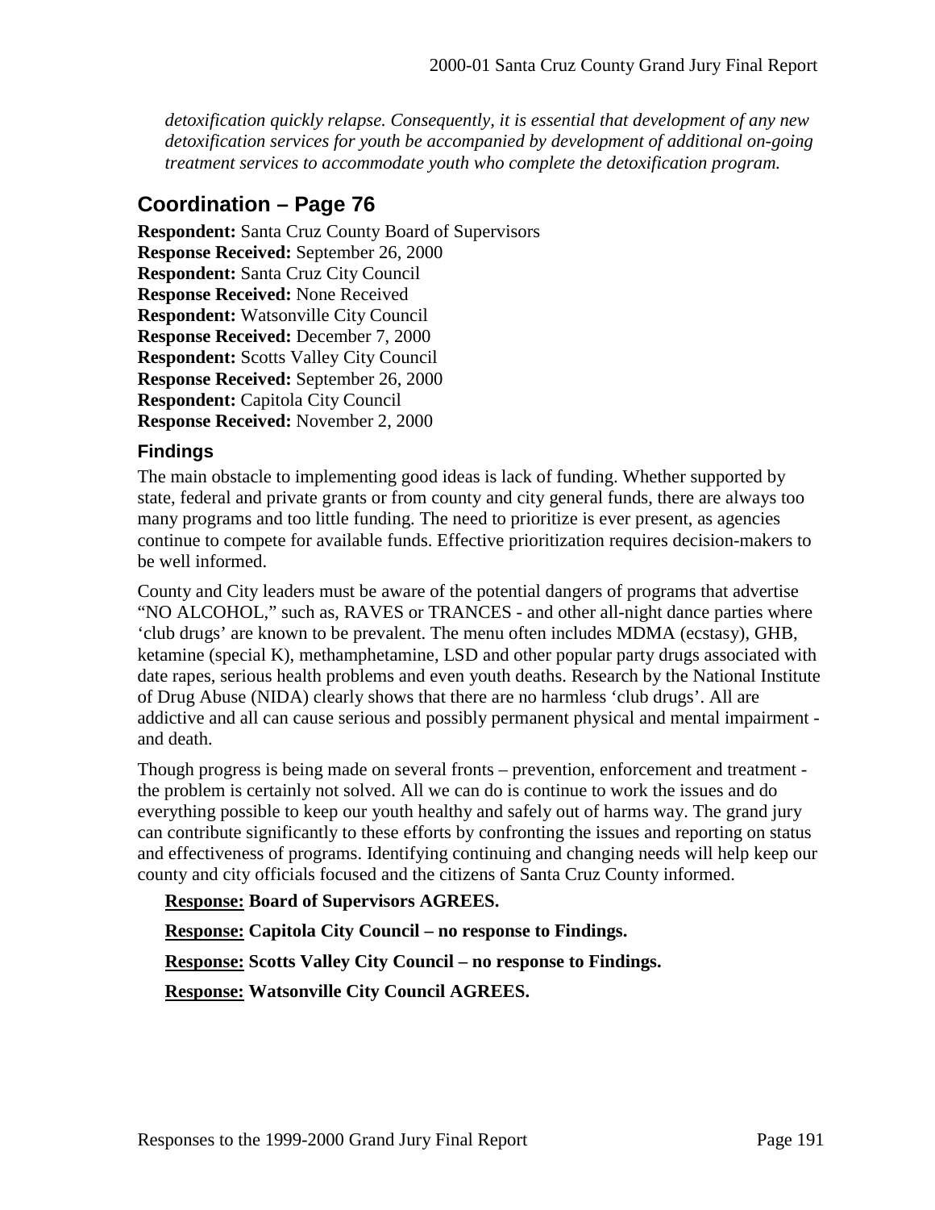*detoxification quickly relapse. Consequently, it is essential that development of any new detoxification services for youth be accompanied by development of additional on-going treatment services to accommodate youth who complete the detoxification program.*

## Coordination – Page 76

**Respondent:** Santa Cruz County Board of Supervisors
**Response Received:** September 26, 2000
**Respondent:** Santa Cruz City Council
**Response Received:** None Received
**Respondent:** Watsonville City Council
**Response Received:** December 7, 2000
**Respondent:** Scotts Valley City Council
**Response Received:** September 26, 2000
**Respondent:** Capitola City Council
**Response Received:** November 2, 2000

### Findings

The main obstacle to implementing good ideas is lack of funding. Whether supported by state, federal and private grants or from county and city general funds, there are always too many programs and too little funding. The need to prioritize is ever present, as agencies continue to compete for available funds. Effective prioritization requires decision-makers to be well informed.

County and City leaders must be aware of the potential dangers of programs that advertise "NO ALCOHOL," such as, RAVES or TRANCES - and other all-night dance parties where 'club drugs' are known to be prevalent. The menu often includes MDMA (ecstasy), GHB, ketamine (special K), methamphetamine, LSD and other popular party drugs associated with date rapes, serious health problems and even youth deaths. Research by the National Institute of Drug Abuse (NIDA) clearly shows that there are no harmless 'club drugs'. All are addictive and all can cause serious and possibly permanent physical and mental impairment - and death.

Though progress is being made on several fronts – prevention, enforcement and treatment - the problem is certainly not solved. All we can do is continue to work the issues and do everything possible to keep our youth healthy and safely out of harms way. The grand jury can contribute significantly to these efforts by confronting the issues and reporting on status and effectiveness of programs. Identifying continuing and changing needs will help keep our county and city officials focused and the citizens of Santa Cruz County informed.

**Response: Board of Supervisors AGREES.**

**Response: Capitola City Council – no response to Findings.**

**Response: Scotts Valley City Council – no response to Findings.**

**Response: Watsonville City Council AGREES.**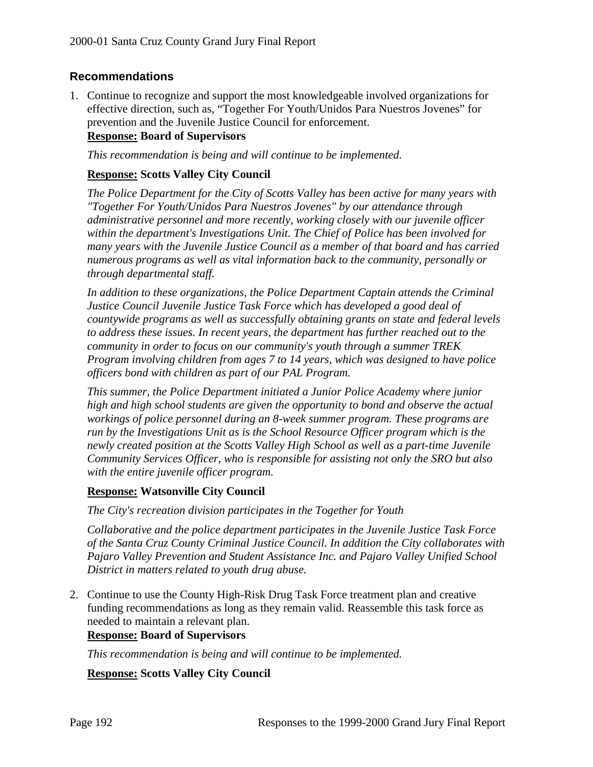## Recommendations

1. Continue to recognize and support the most knowledgeable involved organizations for effective direction, such as, "Together For Youth/Unidos Para Nuestros Jovenes" for prevention and the Juvenile Justice Council for enforcement.

   **Response: Board of Supervisors**

   *This recommendation is being and will continue to be implemented.*

   **Response: Scotts Valley City Council**

   *The Police Department for the City of Scotts Valley has been active for many years with "Together For Youth/Unidos Para Nuestros Jovenes" by our attendance through administrative personnel and more recently, working closely with our juvenile officer within the department's Investigations Unit. The Chief of Police has been involved for many years with the Juvenile Justice Council as a member of that board and has carried numerous programs as well as vital information back to the community, personally or through departmental staff.*

   *In addition to these organizations, the Police Department Captain attends the Criminal Justice Council Juvenile Justice Task Force which has developed a good deal of countywide programs as well as successfully obtaining grants on state and federal levels to address these issues. In recent years, the department has further reached out to the community in order to focus on our community's youth through a summer TREK Program involving children from ages 7 to 14 years, which was designed to have police officers bond with children as part of our PAL Program.*

   *This summer, the Police Department initiated a Junior Police Academy where junior high and high school students are given the opportunity to bond and observe the actual workings of police personnel during an 8-week summer program. These programs are run by the Investigations Unit as is the School Resource Officer program which is the newly created position at the Scotts Valley High School as well as a part-time Juvenile Community Services Officer, who is responsible for assisting not only the SRO but also with the entire juvenile officer program.*

   **Response: Watsonville City Council**

   *The City's recreation division participates in the Together for Youth*

   *Collaborative and the police department participates in the Juvenile Justice Task Force of the Santa Cruz County Criminal Justice Council. In addition the City collaborates with Pajaro Valley Prevention and Student Assistance Inc. and Pajaro Valley Unified School District in matters related to youth drug abuse.*

2. Continue to use the County High-Risk Drug Task Force treatment plan and creative funding recommendations as long as they remain valid. Reassemble this task force as needed to maintain a relevant plan.

   **Response: Board of Supervisors**

   *This recommendation is being and will continue to be implemented.*

   **Response: Scotts Valley City Council**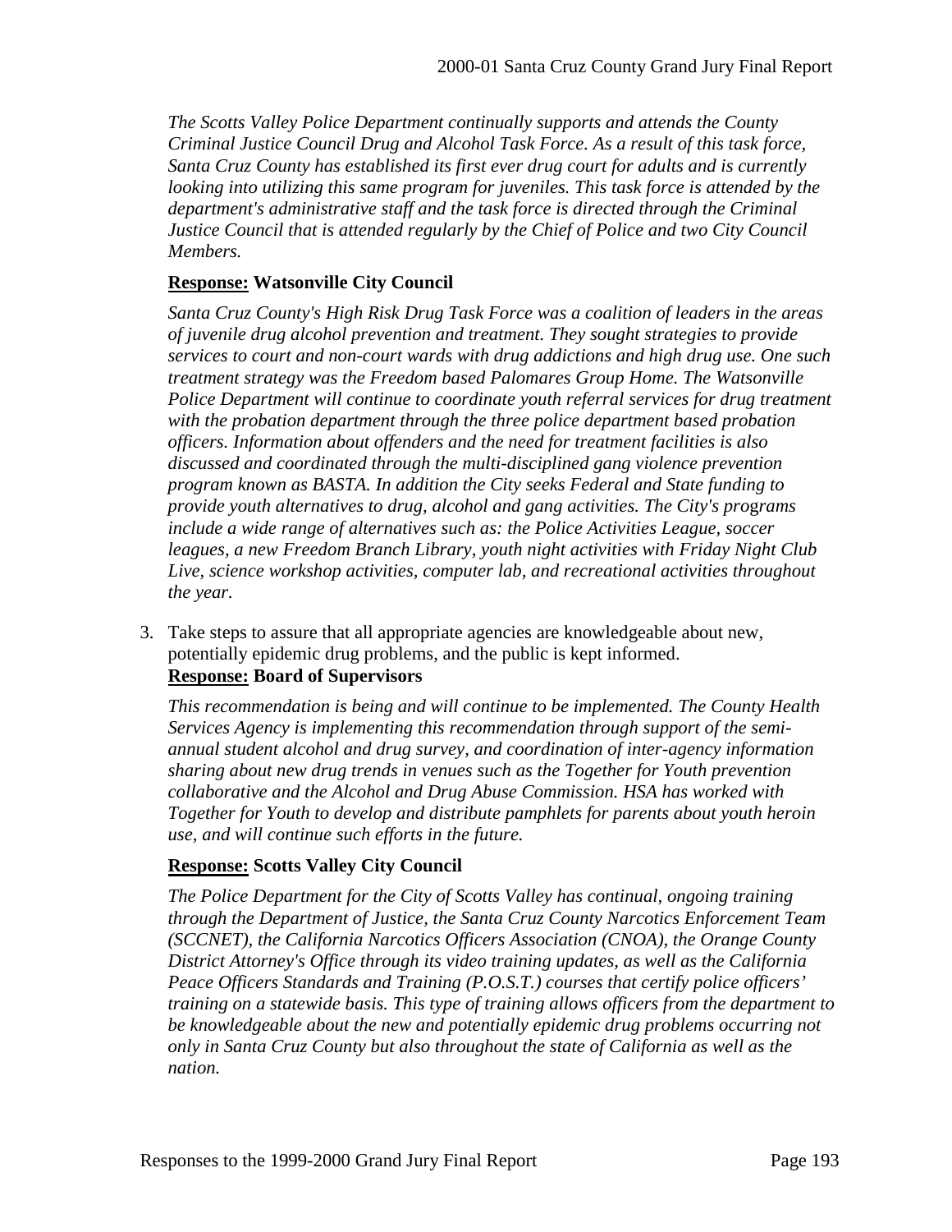*The Scotts Valley Police Department continually supports and attends the County Criminal Justice Council Drug and Alcohol Task Force. As a result of this task force, Santa Cruz County has established its first ever drug court for adults and is currently looking into utilizing this same program for juveniles. This task force is attended by the department's administrative staff and the task force is directed through the Criminal Justice Council that is attended regularly by the Chief of Police and two City Council Members.*

**<u>Response:</u> Watsonville City Council**

*Santa Cruz County's High Risk Drug Task Force was a coalition of leaders in the areas of juvenile drug alcohol prevention and treatment. They sought strategies to provide services to court and non-court wards with drug addictions and high drug use. One such treatment strategy was the Freedom based Palomares Group Home. The Watsonville Police Department will continue to coordinate youth referral services for drug treatment with the probation department through the three police department based probation officers. Information about offenders and the need for treatment facilities is also discussed and coordinated through the multi-disciplined gang violence prevention program known as BASTA. In addition the City seeks Federal and State funding to provide youth alternatives to drug, alcohol and gang activities. The City's programs include a wide range of alternatives such as: the Police Activities League, soccer leagues, a new Freedom Branch Library, youth night activities with Friday Night Club Live, science workshop activities, computer lab, and recreational activities throughout the year.*

3. Take steps to assure that all appropriate agencies are knowledgeable about new, potentially epidemic drug problems, and the public is kept informed.
   **<u>Response:</u> Board of Supervisors**

   *This recommendation is being and will continue to be implemented. The County Health Services Agency is implementing this recommendation through support of the semi-annual student alcohol and drug survey, and coordination of inter-agency information sharing about new drug trends in venues such as the Together for Youth prevention collaborative and the Alcohol and Drug Abuse Commission. HSA has worked with Together for Youth to develop and distribute pamphlets for parents about youth heroin use, and will continue such efforts in the future.*

   **<u>Response:</u> Scotts Valley City Council**

   *The Police Department for the City of Scotts Valley has continual, ongoing training through the Department of Justice, the Santa Cruz County Narcotics Enforcement Team (SCCNET), the California Narcotics Officers Association (CNOA), the Orange County District Attorney's Office through its video training updates, as well as the California Peace Officers Standards and Training (P.O.S.T.) courses that certify police officers' training on a statewide basis. This type of training allows officers from the department to be knowledgeable about the new and potentially epidemic drug problems occurring not only in Santa Cruz County but also throughout the state of California as well as the nation.*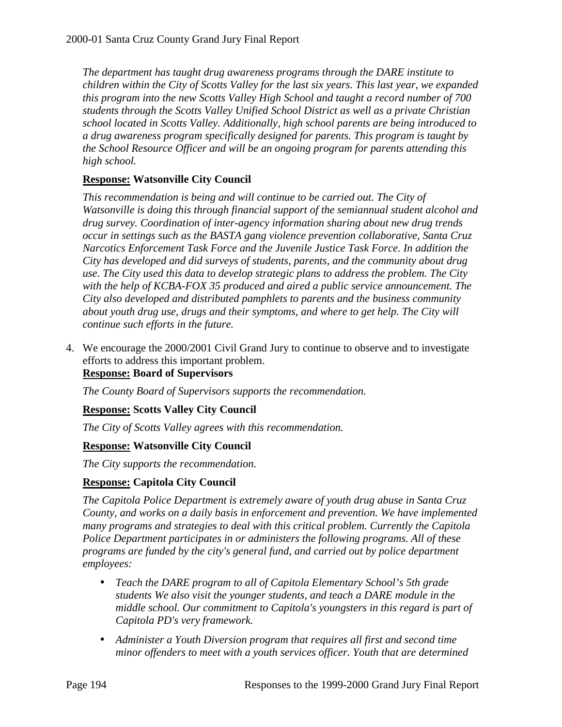*The department has taught drug awareness programs through the DARE institute to children within the City of Scotts Valley for the last six years. This last year, we expanded this program into the new Scotts Valley High School and taught a record number of 700 students through the Scotts Valley Unified School District as well as a private Christian school located in Scotts Valley. Additionally, high school parents are being introduced to a drug awareness program specifically designed for parents. This program is taught by the School Resource Officer and will be an ongoing program for parents attending this high school.*

**Response: Watsonville City Council**

*This recommendation is being and will continue to be carried out. The City of Watsonville is doing this through financial support of the semiannual student alcohol and drug survey. Coordination of inter-agency information sharing about new drug trends occur in settings such as the BASTA gang violence prevention collaborative, Santa Cruz Narcotics Enforcement Task Force and the Juvenile Justice Task Force. In addition the City has developed and did surveys of students, parents, and the community about drug use. The City used this data to develop strategic plans to address the problem. The City with the help of KCBA-FOX 35 produced and aired a public service announcement. The City also developed and distributed pamphlets to parents and the business community about youth drug use, drugs and their symptoms, and where to get help. The City will continue such efforts in the future.*

4. We encourage the 2000/2001 Civil Grand Jury to continue to observe and to investigate efforts to address this important problem.

**Response: Board of Supervisors**

*The County Board of Supervisors supports the recommendation.*

**Response: Scotts Valley City Council**

*The City of Scotts Valley agrees with this recommendation.*

**Response: Watsonville City Council**

*The City supports the recommendation.*

**Response: Capitola City Council**

*The Capitola Police Department is extremely aware of youth drug abuse in Santa Cruz County, and works on a daily basis in enforcement and prevention. We have implemented many programs and strategies to deal with this critical problem. Currently the Capitola Police Department participates in or administers the following programs. All of these programs are funded by the city's general fund, and carried out by police department employees:*

- *Teach the DARE program to all of Capitola Elementary School's 5th grade students We also visit the younger students, and teach a DARE module in the middle school. Our commitment to Capitola's youngsters in this regard is part of Capitola PD's very framework.*
- *Administer a Youth Diversion program that requires all first and second time minor offenders to meet with a youth services officer. Youth that are determined*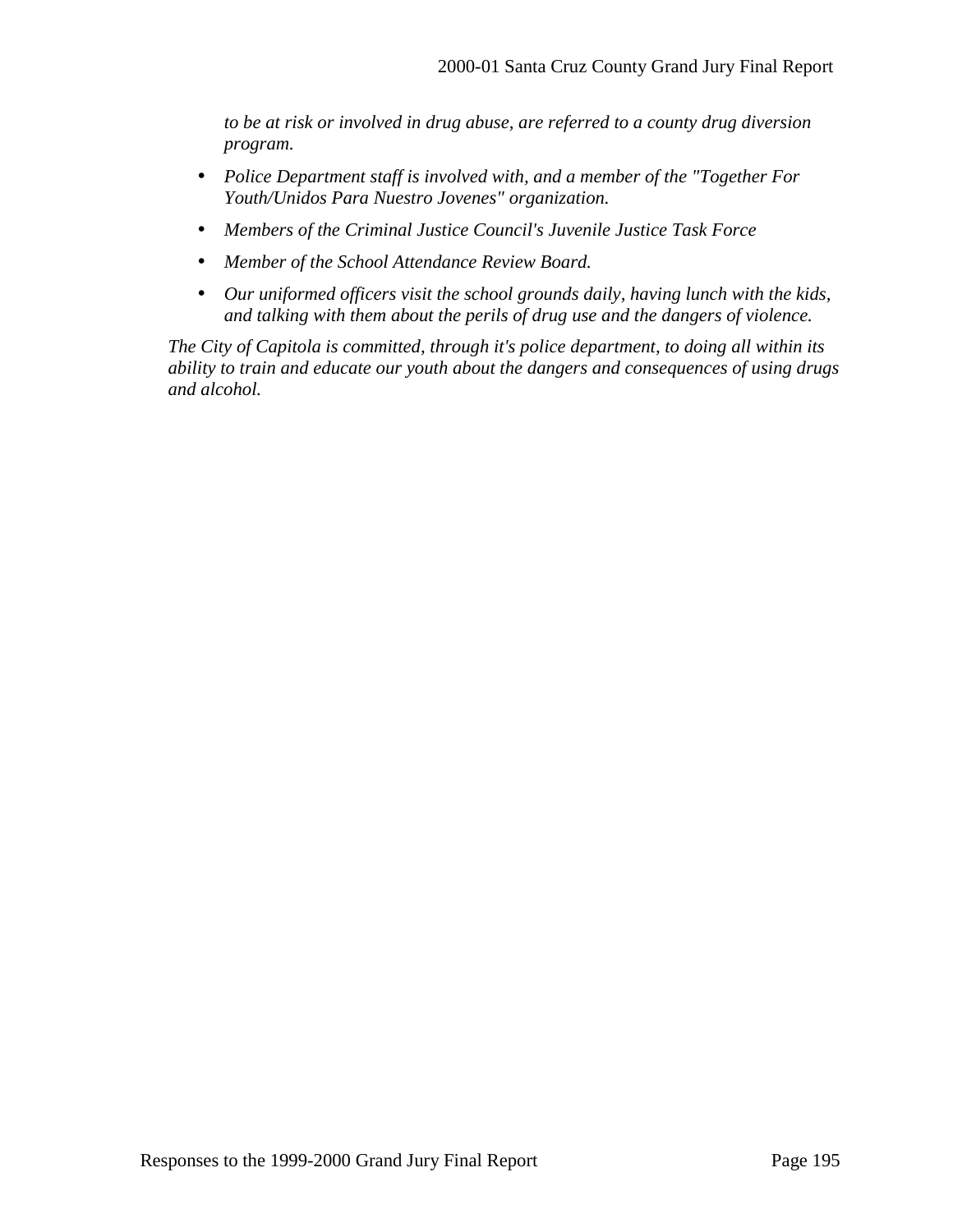*to be at risk or involved in drug abuse, are referred to a county drug diversion program.*

- *Police Department staff is involved with, and a member of the "Together For Youth/Unidos Para Nuestro Jovenes" organization.*
- *Members of the Criminal Justice Council's Juvenile Justice Task Force*
- *Member of the School Attendance Review Board.*
- *Our uniformed officers visit the school grounds daily, having lunch with the kids, and talking with them about the perils of drug use and the dangers of violence.*

*The City of Capitola is committed, through it's police department, to doing all within its ability to train and educate our youth about the dangers and consequences of using drugs and alcohol.*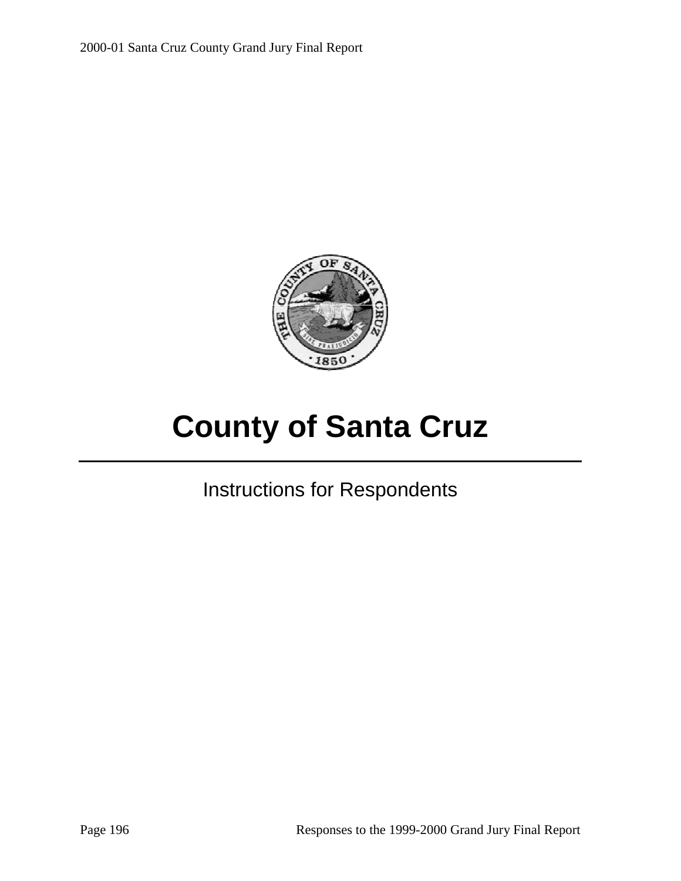# County of Santa Cruz

---

Instructions for Respondents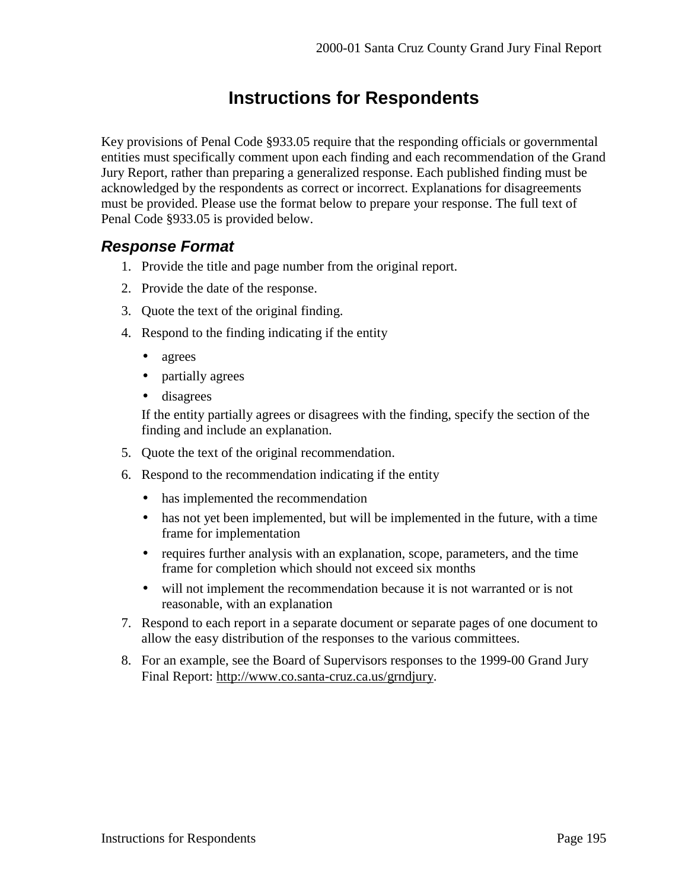# Instructions for Respondents

Key provisions of Penal Code §933.05 require that the responding officials or governmental entities must specifically comment upon each finding and each recommendation of the Grand Jury Report, rather than preparing a generalized response. Each published finding must be acknowledged by the respondents as correct or incorrect. Explanations for disagreements must be provided. Please use the format below to prepare your response. The full text of Penal Code §933.05 is provided below.

## *Response Format*

1. Provide the title and page number from the original report.
2. Provide the date of the response.
3. Quote the text of the original finding.
4. Respond to the finding indicating if the entity
   - agrees
   - partially agrees
   - disagrees

   If the entity partially agrees or disagrees with the finding, specify the section of the finding and include an explanation.
5. Quote the text of the original recommendation.
6. Respond to the recommendation indicating if the entity
   - has implemented the recommendation
   - has not yet been implemented, but will be implemented in the future, with a time frame for implementation
   - requires further analysis with an explanation, scope, parameters, and the time frame for completion which should not exceed six months
   - will not implement the recommendation because it is not warranted or is not reasonable, with an explanation
7. Respond to each report in a separate document or separate pages of one document to allow the easy distribution of the responses to the various committees.
8. For an example, see the Board of Supervisors responses to the 1999-00 Grand Jury Final Report: http://www.co.santa-cruz.ca.us/grndjury.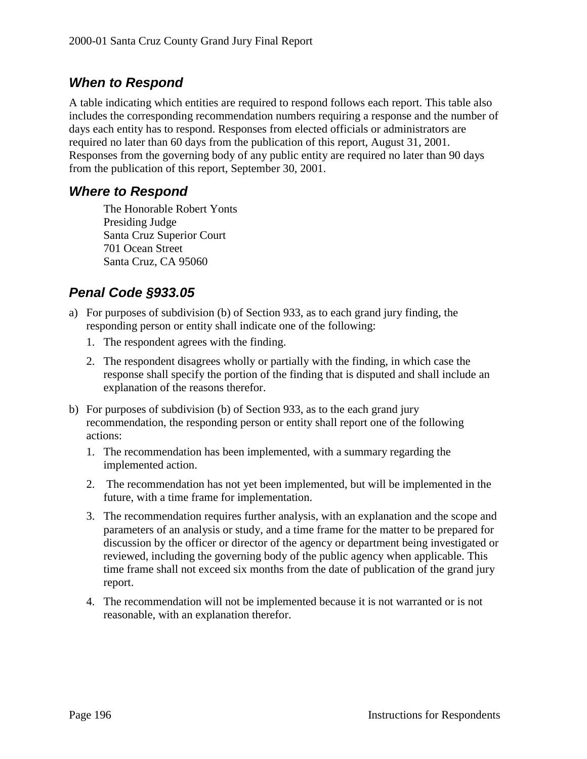## *When to Respond*

A table indicating which entities are required to respond follows each report. This table also includes the corresponding recommendation numbers requiring a response and the number of days each entity has to respond. Responses from elected officials or administrators are required no later than 60 days from the publication of this report, August 31, 2001. Responses from the governing body of any public entity are required no later than 90 days from the publication of this report, September 30, 2001.

## *Where to Respond*

The Honorable Robert Yonts
Presiding Judge
Santa Cruz Superior Court
701 Ocean Street
Santa Cruz, CA 95060

## *Penal Code §933.05*

a) For purposes of subdivision (b) of Section 933, as to each grand jury finding, the responding person or entity shall indicate one of the following:
   1. The respondent agrees with the finding.
   2. The respondent disagrees wholly or partially with the finding, in which case the response shall specify the portion of the finding that is disputed and shall include an explanation of the reasons therefor.

b) For purposes of subdivision (b) of Section 933, as to the each grand jury recommendation, the responding person or entity shall report one of the following actions:
   1. The recommendation has been implemented, with a summary regarding the implemented action.
   2. The recommendation has not yet been implemented, but will be implemented in the future, with a time frame for implementation.
   3. The recommendation requires further analysis, with an explanation and the scope and parameters of an analysis or study, and a time frame for the matter to be prepared for discussion by the officer or director of the agency or department being investigated or reviewed, including the governing body of the public agency when applicable. This time frame shall not exceed six months from the date of publication of the grand jury report.
   4. The recommendation will not be implemented because it is not warranted or is not reasonable, with an explanation therefor.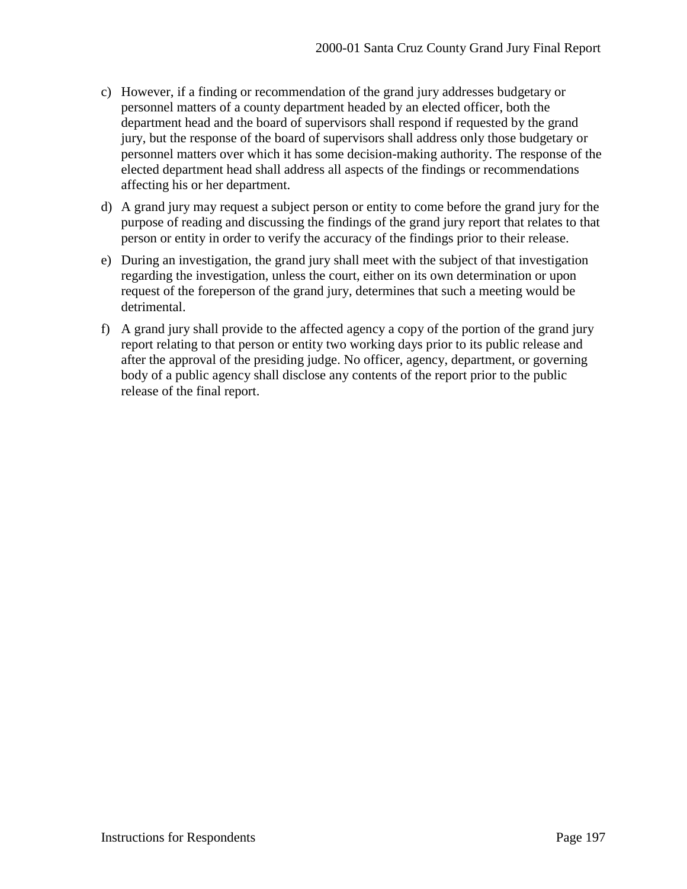c) However, if a finding or recommendation of the grand jury addresses budgetary or personnel matters of a county department headed by an elected officer, both the department head and the board of supervisors shall respond if requested by the grand jury, but the response of the board of supervisors shall address only those budgetary or personnel matters over which it has some decision-making authority. The response of the elected department head shall address all aspects of the findings or recommendations affecting his or her department.

d) A grand jury may request a subject person or entity to come before the grand jury for the purpose of reading and discussing the findings of the grand jury report that relates to that person or entity in order to verify the accuracy of the findings prior to their release.

e) During an investigation, the grand jury shall meet with the subject of that investigation regarding the investigation, unless the court, either on its own determination or upon request of the foreperson of the grand jury, determines that such a meeting would be detrimental.

f) A grand jury shall provide to the affected agency a copy of the portion of the grand jury report relating to that person or entity two working days prior to its public release and after the approval of the presiding judge. No officer, agency, department, or governing body of a public agency shall disclose any contents of the report prior to the public release of the final report.